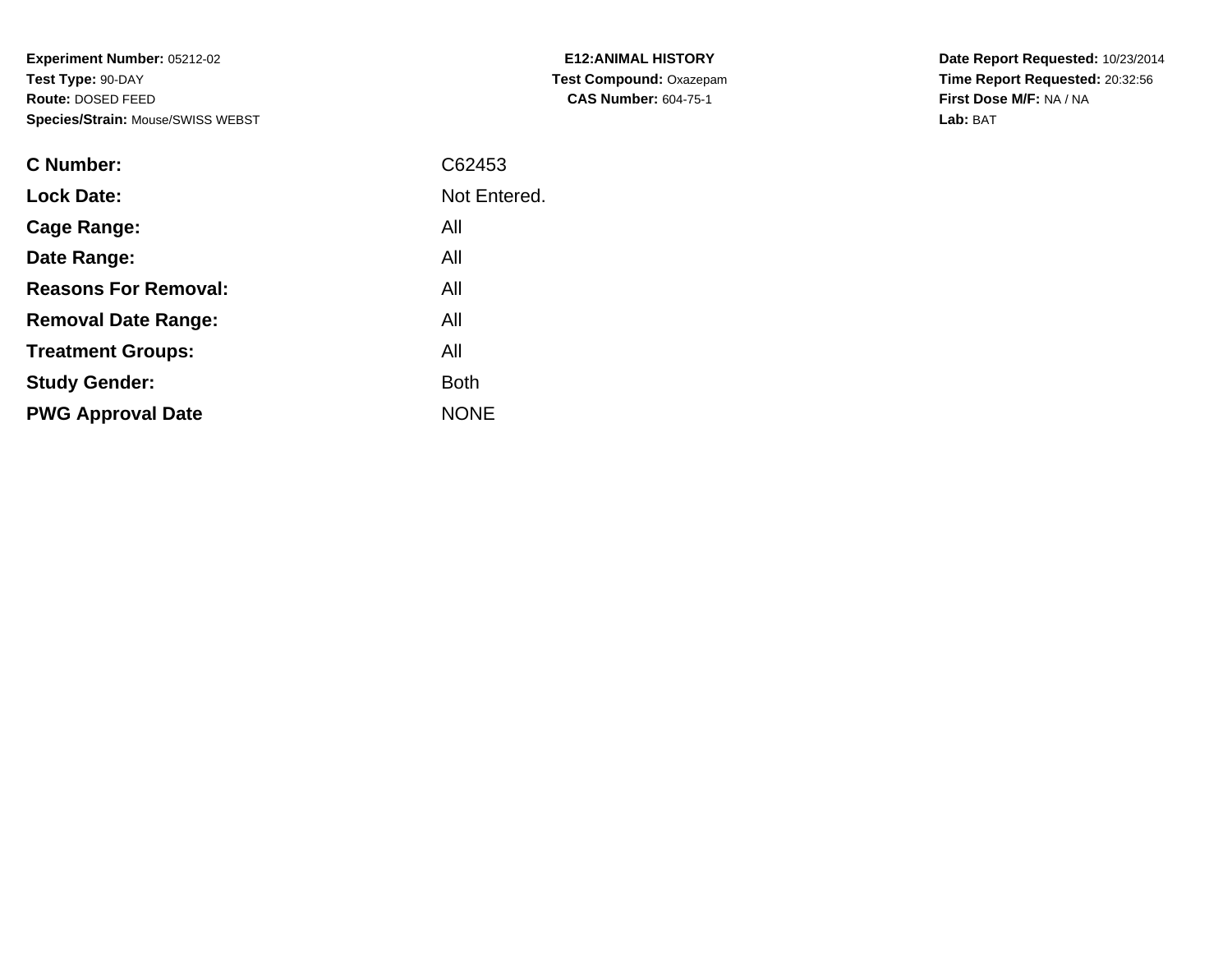**Experiment Number:** 05212-02
**Test Type:** 90-DAY
**Route:** DOSED FEED
**Species/Strain:** Mouse/SWISS WEBST

**E12:ANIMAL HISTORY**
**Test Compound:** Oxazepam
**CAS Number:** 604-75-1

**Date Report Requested:** 10/23/2014
**Time Report Requested:** 20:32:56
**First Dose M/F:** NA / NA
**Lab:** BAT

| | |
|---|---|
| **C Number:** | C62453 |
| **Lock Date:** | Not Entered. |
| **Cage Range:** | All |
| **Date Range:** | All |
| **Reasons For Removal:** | All |
| **Removal Date Range:** | All |
| **Treatment Groups:** | All |
| **Study Gender:** | Both |
| **PWG Approval Date** | NONE |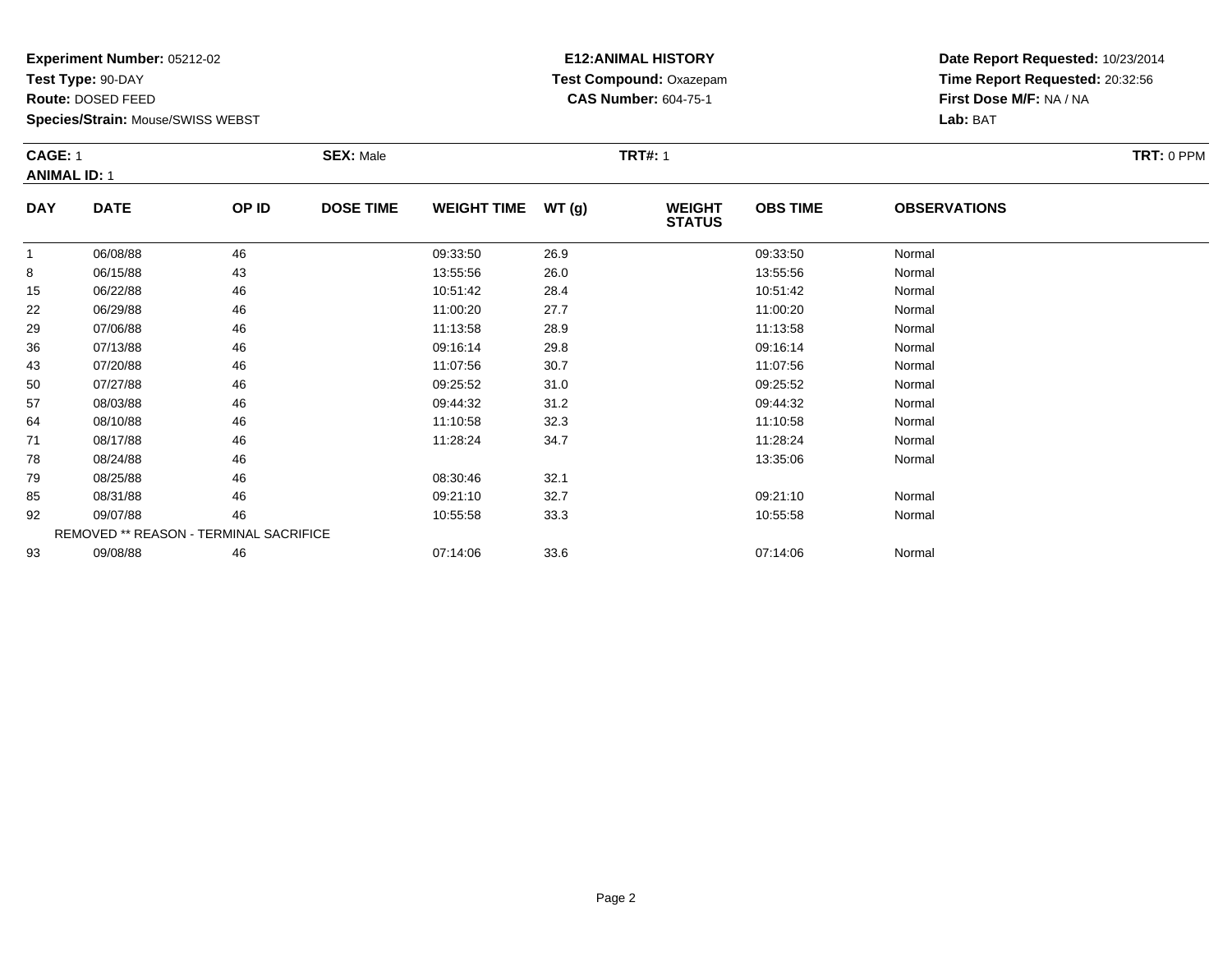**Experiment Number:** 05212-02
**Test Type:** 90-DAY
**Route:** DOSED FEED
**Species/Strain:** Mouse/SWISS WEBST

**E12:ANIMAL HISTORY**
**Test Compound:** Oxazepam
**CAS Number:** 604-75-1

**Date Report Requested:** 10/23/2014
**Time Report Requested:** 20:32:56
**First Dose M/F:** NA / NA
**Lab:** BAT

**CAGE:** 1 **SEX:** Male **TRT#:** 1 **TRT:** 0 PPM
**ANIMAL ID:** 1

| DAY | DATE | OP ID | DOSE TIME | WEIGHT TIME | WT (g) | WEIGHT STATUS | OBS TIME | OBSERVATIONS |
|---|---|---|---|---|---|---|---|---|
| 1 | 06/08/88 | 46 | | 09:33:50 | 26.9 | | 09:33:50 | Normal |
| 8 | 06/15/88 | 43 | | 13:55:56 | 26.0 | | 13:55:56 | Normal |
| 15 | 06/22/88 | 46 | | 10:51:42 | 28.4 | | 10:51:42 | Normal |
| 22 | 06/29/88 | 46 | | 11:00:20 | 27.7 | | 11:00:20 | Normal |
| 29 | 07/06/88 | 46 | | 11:13:58 | 28.9 | | 11:13:58 | Normal |
| 36 | 07/13/88 | 46 | | 09:16:14 | 29.8 | | 09:16:14 | Normal |
| 43 | 07/20/88 | 46 | | 11:07:56 | 30.7 | | 11:07:56 | Normal |
| 50 | 07/27/88 | 46 | | 09:25:52 | 31.0 | | 09:25:52 | Normal |
| 57 | 08/03/88 | 46 | | 09:44:32 | 31.2 | | 09:44:32 | Normal |
| 64 | 08/10/88 | 46 | | 11:10:58 | 32.3 | | 11:10:58 | Normal |
| 71 | 08/17/88 | 46 | | 11:28:24 | 34.7 | | 11:28:24 | Normal |
| 78 | 08/24/88 | 46 | | | | | 13:35:06 | Normal |
| 79 | 08/25/88 | 46 | | 08:30:46 | 32.1 | | | |
| 85 | 08/31/88 | 46 | | 09:21:10 | 32.7 | | 09:21:10 | Normal |
| 92 | 09/07/88 | 46 | | 10:55:58 | 33.3 | | 10:55:58 | Normal |
| | REMOVED ** REASON - TERMINAL SACRIFICE | | | | | | | |
| 93 | 09/08/88 | 46 | | 07:14:06 | 33.6 | | 07:14:06 | Normal |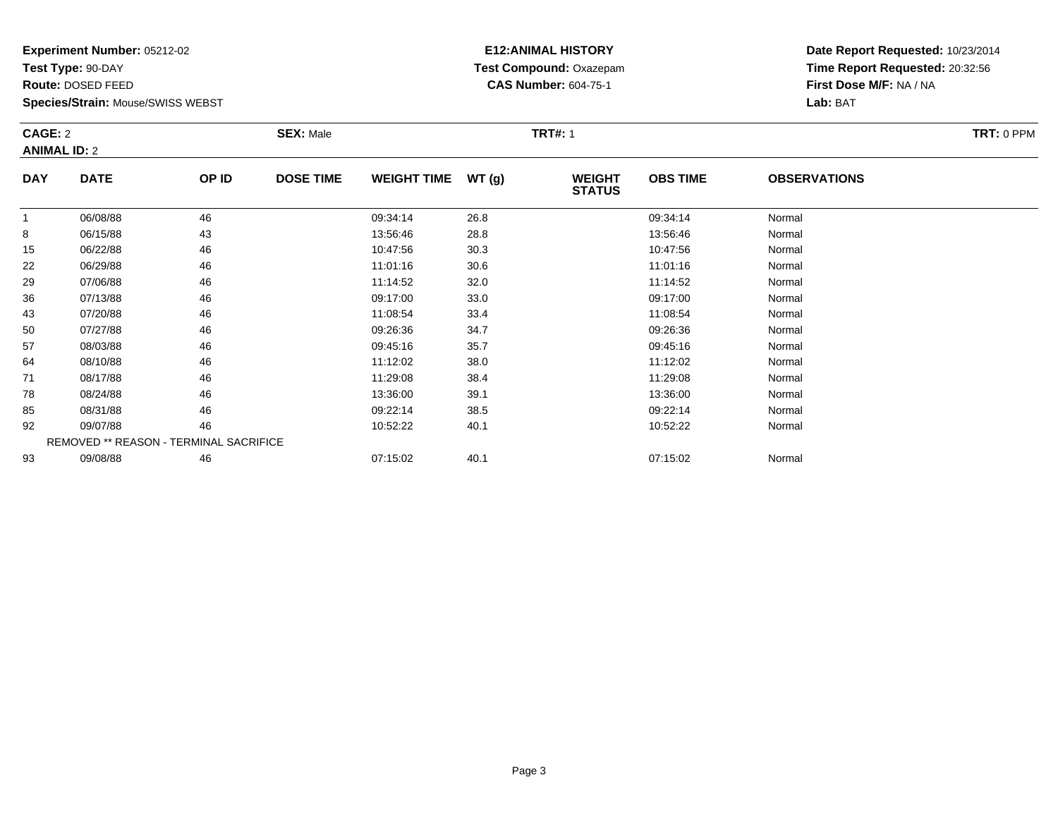**Experiment Number:** 05212-02
**Test Type:** 90-DAY
**Route:** DOSED FEED
**Species/Strain:** Mouse/SWISS WEBST

**E12:ANIMAL HISTORY**
**Test Compound:** Oxazepam
**CAS Number:** 604-75-1

**Date Report Requested:** 10/23/2014
**Time Report Requested:** 20:32:56
**First Dose M/F:** NA / NA
**Lab:** BAT

**CAGE:** 2 **SEX:** Male **TRT#:** 1 **TRT:** 0 PPM
**ANIMAL ID:** 2

| DAY | DATE | OP ID | DOSE TIME | WEIGHT TIME | WT (g) | WEIGHT STATUS | OBS TIME | OBSERVATIONS |
|---|---|---|---|---|---|---|---|---|
| 1 | 06/08/88 | 46 | | 09:34:14 | 26.8 | | 09:34:14 | Normal |
| 8 | 06/15/88 | 43 | | 13:56:46 | 28.8 | | 13:56:46 | Normal |
| 15 | 06/22/88 | 46 | | 10:47:56 | 30.3 | | 10:47:56 | Normal |
| 22 | 06/29/88 | 46 | | 11:01:16 | 30.6 | | 11:01:16 | Normal |
| 29 | 07/06/88 | 46 | | 11:14:52 | 32.0 | | 11:14:52 | Normal |
| 36 | 07/13/88 | 46 | | 09:17:00 | 33.0 | | 09:17:00 | Normal |
| 43 | 07/20/88 | 46 | | 11:08:54 | 33.4 | | 11:08:54 | Normal |
| 50 | 07/27/88 | 46 | | 09:26:36 | 34.7 | | 09:26:36 | Normal |
| 57 | 08/03/88 | 46 | | 09:45:16 | 35.7 | | 09:45:16 | Normal |
| 64 | 08/10/88 | 46 | | 11:12:02 | 38.0 | | 11:12:02 | Normal |
| 71 | 08/17/88 | 46 | | 11:29:08 | 38.4 | | 11:29:08 | Normal |
| 78 | 08/24/88 | 46 | | 13:36:00 | 39.1 | | 13:36:00 | Normal |
| 85 | 08/31/88 | 46 | | 09:22:14 | 38.5 | | 09:22:14 | Normal |
| 92 | 09/07/88 | 46 | | 10:52:22 | 40.1 | | 10:52:22 | Normal |
| REMOVED ** REASON - TERMINAL SACRIFICE | | | | | | | | |
| 93 | 09/08/88 | 46 | | 07:15:02 | 40.1 | | 07:15:02 | Normal |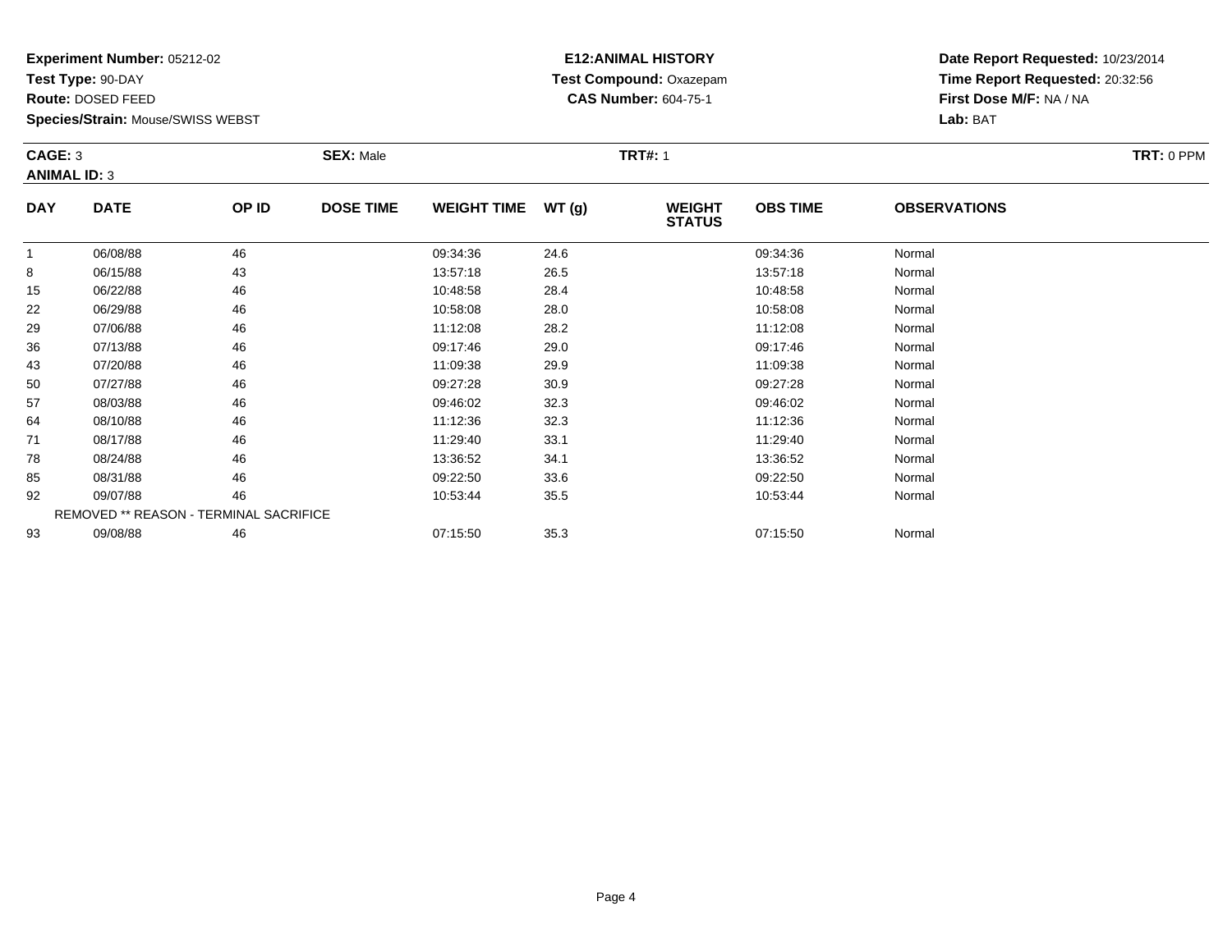**Experiment Number:** 05212-02
**Test Type:** 90-DAY
**Route:** DOSED FEED
**Species/Strain:** Mouse/SWISS WEBST

**E12:ANIMAL HISTORY**
**Test Compound:** Oxazepam
**CAS Number:** 604-75-1

**Date Report Requested:** 10/23/2014
**Time Report Requested:** 20:32:56
**First Dose M/F:** NA / NA
**Lab:** BAT

**CAGE:** 3 **SEX:** Male **TRT#:** 1 **TRT:** 0 PPM
**ANIMAL ID:** 3

| DAY | DATE | OP ID | DOSE TIME | WEIGHT TIME | WT (g) | WEIGHT STATUS | OBS TIME | OBSERVATIONS |
|---|---|---|---|---|---|---|---|---|
| 1 | 06/08/88 | 46 | | 09:34:36 | 24.6 | | 09:34:36 | Normal |
| 8 | 06/15/88 | 43 | | 13:57:18 | 26.5 | | 13:57:18 | Normal |
| 15 | 06/22/88 | 46 | | 10:48:58 | 28.4 | | 10:48:58 | Normal |
| 22 | 06/29/88 | 46 | | 10:58:08 | 28.0 | | 10:58:08 | Normal |
| 29 | 07/06/88 | 46 | | 11:12:08 | 28.2 | | 11:12:08 | Normal |
| 36 | 07/13/88 | 46 | | 09:17:46 | 29.0 | | 09:17:46 | Normal |
| 43 | 07/20/88 | 46 | | 11:09:38 | 29.9 | | 11:09:38 | Normal |
| 50 | 07/27/88 | 46 | | 09:27:28 | 30.9 | | 09:27:28 | Normal |
| 57 | 08/03/88 | 46 | | 09:46:02 | 32.3 | | 09:46:02 | Normal |
| 64 | 08/10/88 | 46 | | 11:12:36 | 32.3 | | 11:12:36 | Normal |
| 71 | 08/17/88 | 46 | | 11:29:40 | 33.1 | | 11:29:40 | Normal |
| 78 | 08/24/88 | 46 | | 13:36:52 | 34.1 | | 13:36:52 | Normal |
| 85 | 08/31/88 | 46 | | 09:22:50 | 33.6 | | 09:22:50 | Normal |
| 92 | 09/07/88 | 46 | | 10:53:44 | 35.5 | | 10:53:44 | Normal |
| REMOVED ** REASON - TERMINAL SACRIFICE | | | | | | | | |
| 93 | 09/08/88 | 46 | | 07:15:50 | 35.3 | | 07:15:50 | Normal |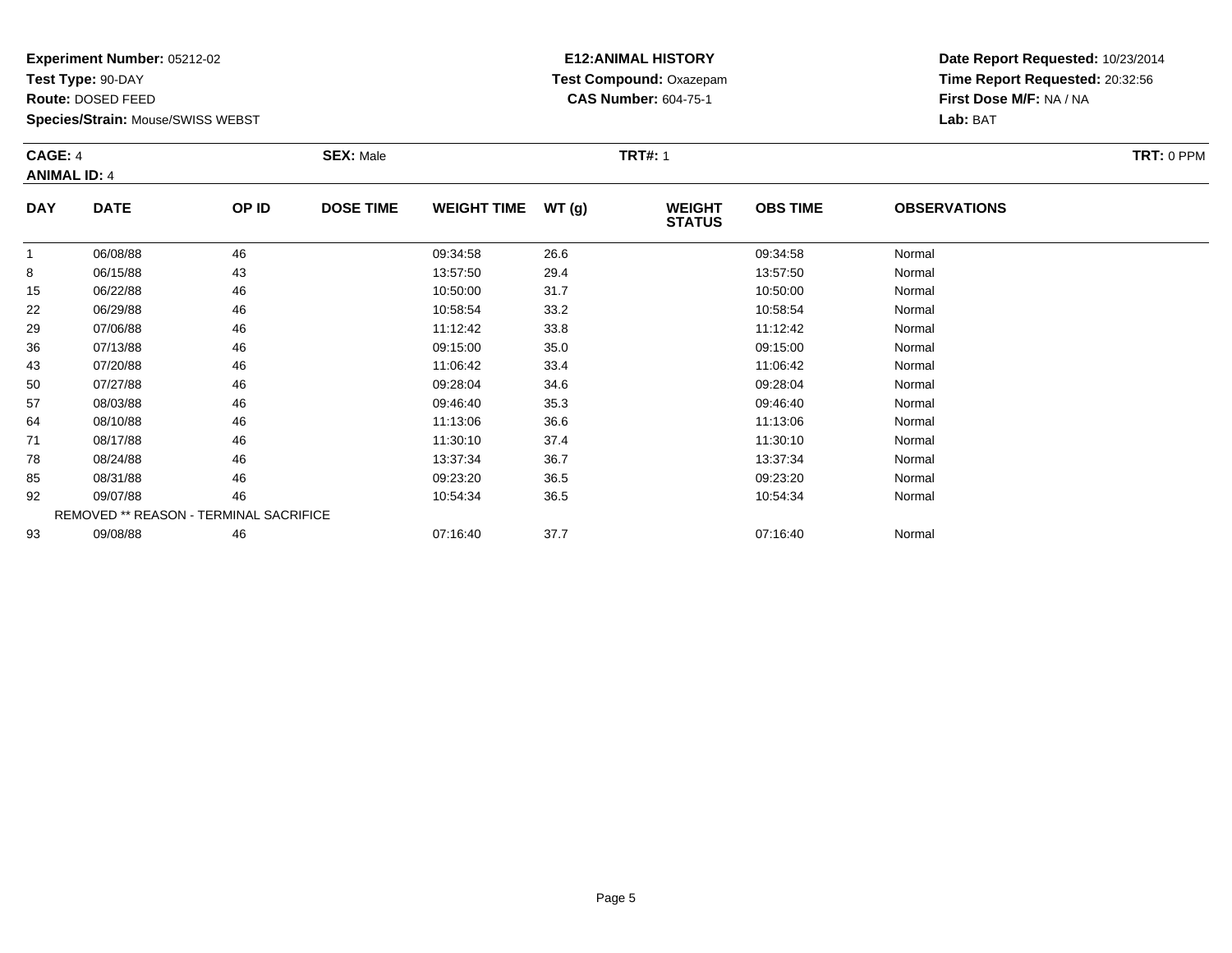**Experiment Number:** 05212-02
**Test Type:** 90-DAY
**Route:** DOSED FEED
**Species/Strain:** Mouse/SWISS WEBST

**E12:ANIMAL HISTORY**
**Test Compound:** Oxazepam
**CAS Number:** 604-75-1

**Date Report Requested:** 10/23/2014
**Time Report Requested:** 20:32:56
**First Dose M/F:** NA / NA
**Lab:** BAT

**CAGE:** 4 **SEX:** Male **TRT#:** 1 **TRT:** 0 PPM
**ANIMAL ID:** 4

| DAY | DATE | OP ID | DOSE TIME | WEIGHT TIME | WT (g) | WEIGHT STATUS | OBS TIME | OBSERVATIONS |
|---|---|---|---|---|---|---|---|---|
| 1 | 06/08/88 | 46 | | 09:34:58 | 26.6 | | 09:34:58 | Normal |
| 8 | 06/15/88 | 43 | | 13:57:50 | 29.4 | | 13:57:50 | Normal |
| 15 | 06/22/88 | 46 | | 10:50:00 | 31.7 | | 10:50:00 | Normal |
| 22 | 06/29/88 | 46 | | 10:58:54 | 33.2 | | 10:58:54 | Normal |
| 29 | 07/06/88 | 46 | | 11:12:42 | 33.8 | | 11:12:42 | Normal |
| 36 | 07/13/88 | 46 | | 09:15:00 | 35.0 | | 09:15:00 | Normal |
| 43 | 07/20/88 | 46 | | 11:06:42 | 33.4 | | 11:06:42 | Normal |
| 50 | 07/27/88 | 46 | | 09:28:04 | 34.6 | | 09:28:04 | Normal |
| 57 | 08/03/88 | 46 | | 09:46:40 | 35.3 | | 09:46:40 | Normal |
| 64 | 08/10/88 | 46 | | 11:13:06 | 36.6 | | 11:13:06 | Normal |
| 71 | 08/17/88 | 46 | | 11:30:10 | 37.4 | | 11:30:10 | Normal |
| 78 | 08/24/88 | 46 | | 13:37:34 | 36.7 | | 13:37:34 | Normal |
| 85 | 08/31/88 | 46 | | 09:23:20 | 36.5 | | 09:23:20 | Normal |
| 92 | 09/07/88 | 46 | | 10:54:34 | 36.5 | | 10:54:34 | Normal |
| | REMOVED ** REASON - TERMINAL SACRIFICE | | | | | | | |
| 93 | 09/08/88 | 46 | | 07:16:40 | 37.7 | | 07:16:40 | Normal |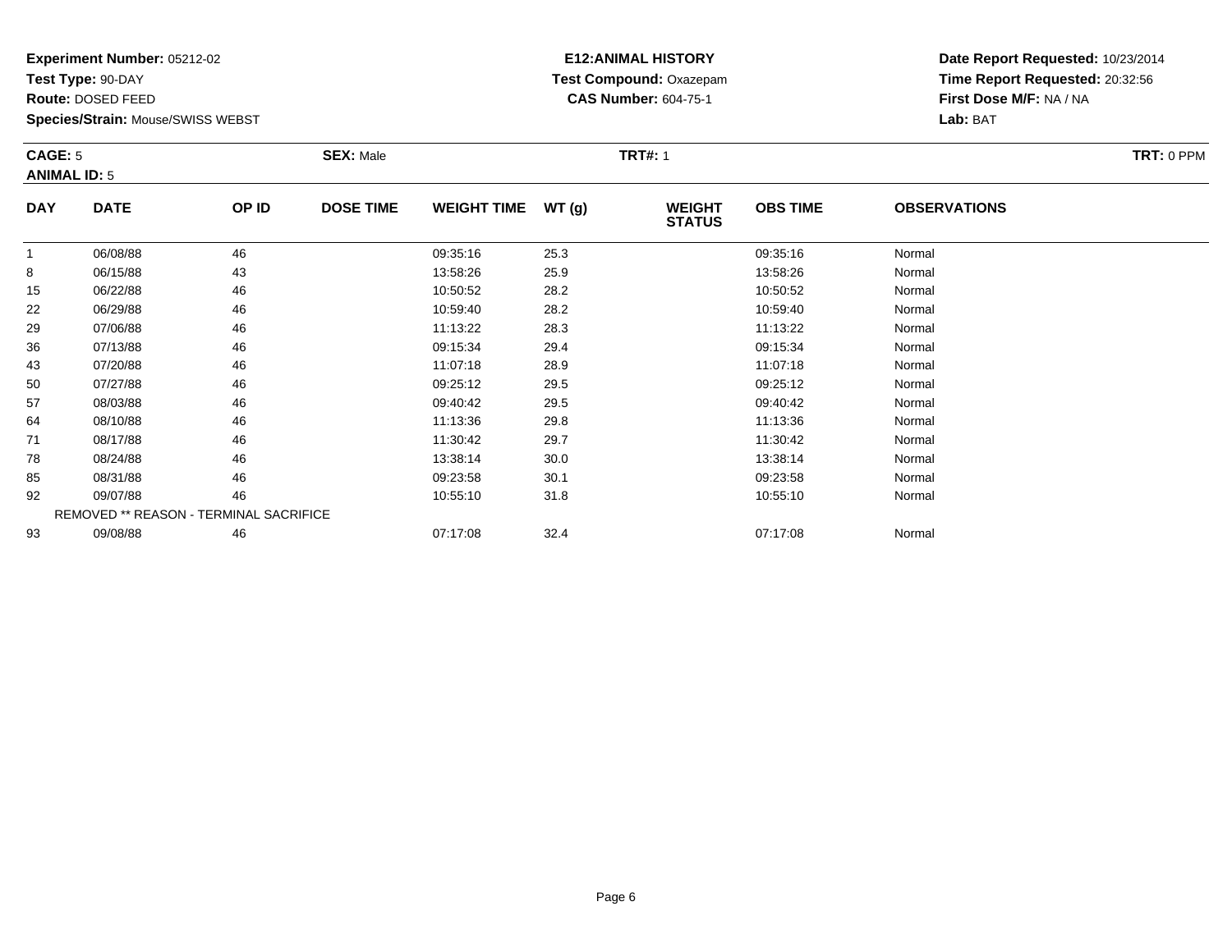**Experiment Number:** 05212-02
**Test Type:** 90-DAY
**Route:** DOSED FEED
**Species/Strain:** Mouse/SWISS WEBST

**E12:ANIMAL HISTORY**
**Test Compound:** Oxazepam
**CAS Number:** 604-75-1

**Date Report Requested:** 10/23/2014
**Time Report Requested:** 20:32:56
**First Dose M/F:** NA / NA
**Lab:** BAT

**CAGE:** 5 **SEX:** Male **TRT#:** 1 **TRT:** 0 PPM
**ANIMAL ID:** 5

| DAY | DATE | OP ID | DOSE TIME | WEIGHT TIME | WT (g) | WEIGHT STATUS | OBS TIME | OBSERVATIONS |
|---|---|---|---|---|---|---|---|---|
| 1 | 06/08/88 | 46 | | 09:35:16 | 25.3 | | 09:35:16 | Normal |
| 8 | 06/15/88 | 43 | | 13:58:26 | 25.9 | | 13:58:26 | Normal |
| 15 | 06/22/88 | 46 | | 10:50:52 | 28.2 | | 10:50:52 | Normal |
| 22 | 06/29/88 | 46 | | 10:59:40 | 28.2 | | 10:59:40 | Normal |
| 29 | 07/06/88 | 46 | | 11:13:22 | 28.3 | | 11:13:22 | Normal |
| 36 | 07/13/88 | 46 | | 09:15:34 | 29.4 | | 09:15:34 | Normal |
| 43 | 07/20/88 | 46 | | 11:07:18 | 28.9 | | 11:07:18 | Normal |
| 50 | 07/27/88 | 46 | | 09:25:12 | 29.5 | | 09:25:12 | Normal |
| 57 | 08/03/88 | 46 | | 09:40:42 | 29.5 | | 09:40:42 | Normal |
| 64 | 08/10/88 | 46 | | 11:13:36 | 29.8 | | 11:13:36 | Normal |
| 71 | 08/17/88 | 46 | | 11:30:42 | 29.7 | | 11:30:42 | Normal |
| 78 | 08/24/88 | 46 | | 13:38:14 | 30.0 | | 13:38:14 | Normal |
| 85 | 08/31/88 | 46 | | 09:23:58 | 30.1 | | 09:23:58 | Normal |
| 92 | 09/07/88 | 46 | | 10:55:10 | 31.8 | | 10:55:10 | Normal |
| | REMOVED ** REASON - TERMINAL SACRIFICE | | | | | | | |
| 93 | 09/08/88 | 46 | | 07:17:08 | 32.4 | | 07:17:08 | Normal |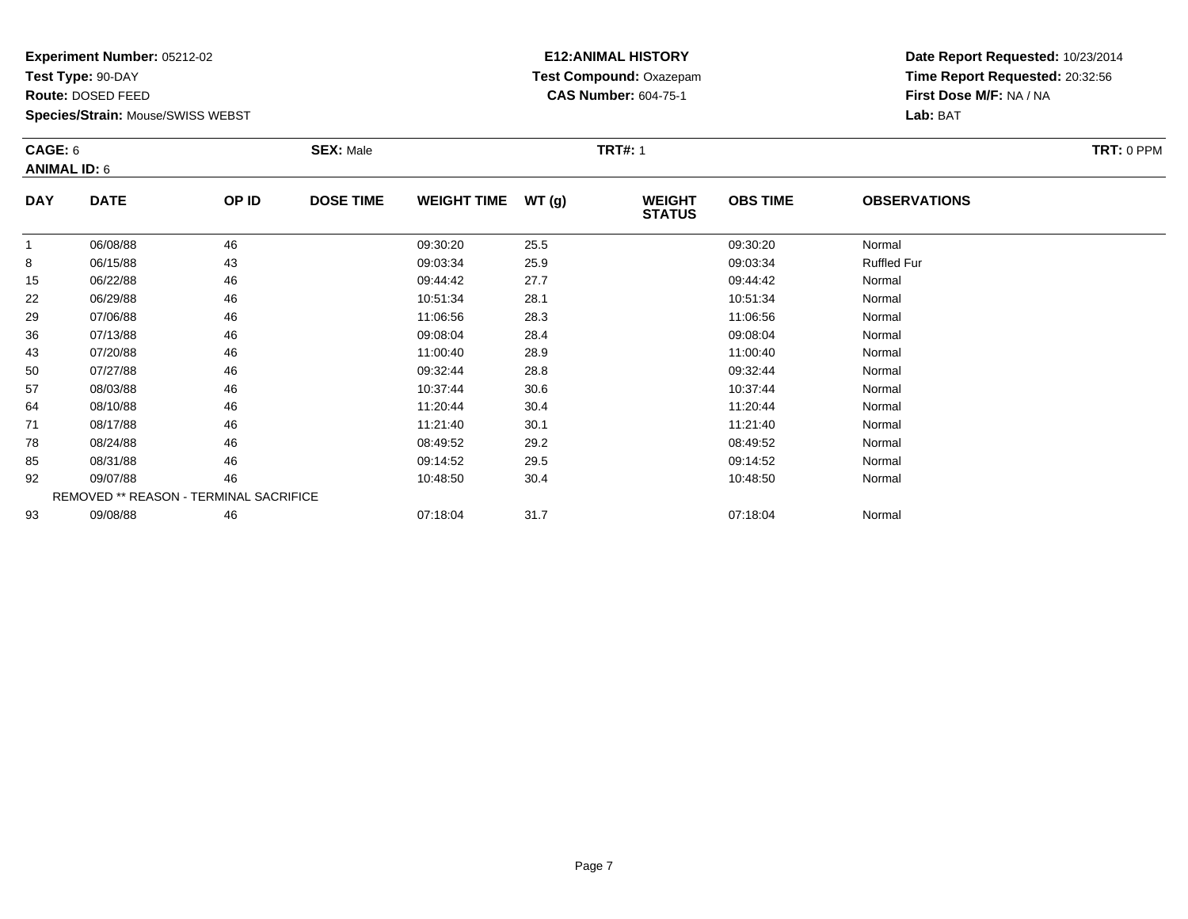**Experiment Number:** 05212-02
**Test Type:** 90-DAY
**Route:** DOSED FEED
**Species/Strain:** Mouse/SWISS WEBST

**E12:ANIMAL HISTORY**
**Test Compound:** Oxazepam
**CAS Number:** 604-75-1

**Date Report Requested:** 10/23/2014
**Time Report Requested:** 20:32:56
**First Dose M/F:** NA / NA
**Lab:** BAT

**CAGE:** 6 **SEX:** Male **TRT#:** 1 **TRT:** 0 PPM
**ANIMAL ID:** 6

| DAY | DATE | OP ID | DOSE TIME | WEIGHT TIME | WT (g) | WEIGHT STATUS | OBS TIME | OBSERVATIONS |
|---|---|---|---|---|---|---|---|---|
| 1 | 06/08/88 | 46 | | 09:30:20 | 25.5 | | 09:30:20 | Normal |
| 8 | 06/15/88 | 43 | | 09:03:34 | 25.9 | | 09:03:34 | Ruffled Fur |
| 15 | 06/22/88 | 46 | | 09:44:42 | 27.7 | | 09:44:42 | Normal |
| 22 | 06/29/88 | 46 | | 10:51:34 | 28.1 | | 10:51:34 | Normal |
| 29 | 07/06/88 | 46 | | 11:06:56 | 28.3 | | 11:06:56 | Normal |
| 36 | 07/13/88 | 46 | | 09:08:04 | 28.4 | | 09:08:04 | Normal |
| 43 | 07/20/88 | 46 | | 11:00:40 | 28.9 | | 11:00:40 | Normal |
| 50 | 07/27/88 | 46 | | 09:32:44 | 28.8 | | 09:32:44 | Normal |
| 57 | 08/03/88 | 46 | | 10:37:44 | 30.6 | | 10:37:44 | Normal |
| 64 | 08/10/88 | 46 | | 11:20:44 | 30.4 | | 11:20:44 | Normal |
| 71 | 08/17/88 | 46 | | 11:21:40 | 30.1 | | 11:21:40 | Normal |
| 78 | 08/24/88 | 46 | | 08:49:52 | 29.2 | | 08:49:52 | Normal |
| 85 | 08/31/88 | 46 | | 09:14:52 | 29.5 | | 09:14:52 | Normal |
| 92 | 09/07/88 | 46 | | 10:48:50 | 30.4 | | 10:48:50 | Normal |
| REMOVED ** REASON - TERMINAL SACRIFICE | | | | | | | | |
| 93 | 09/08/88 | 46 | | 07:18:04 | 31.7 | | 07:18:04 | Normal |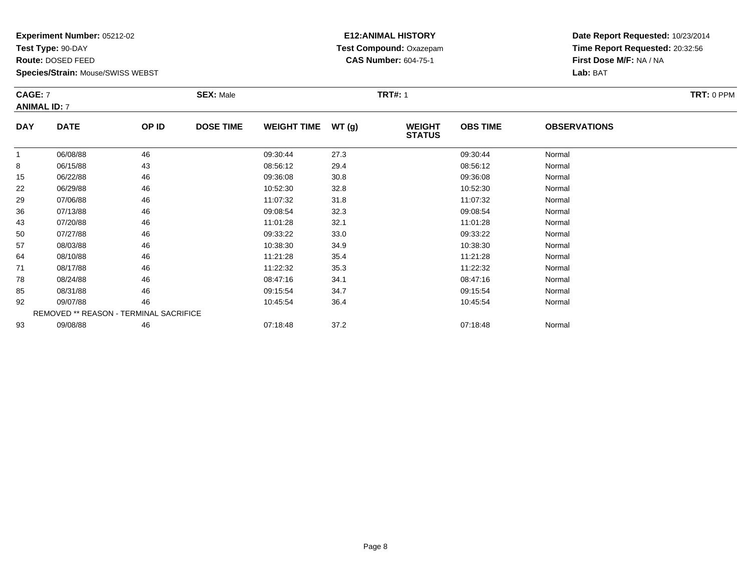**Experiment Number:** 05212-02
**Test Type:** 90-DAY
**Route:** DOSED FEED
**Species/Strain:** Mouse/SWISS WEBST

**E12:ANIMAL HISTORY**
**Test Compound:** Oxazepam
**CAS Number:** 604-75-1

**Date Report Requested:** 10/23/2014
**Time Report Requested:** 20:32:56
**First Dose M/F:** NA / NA
**Lab:** BAT

**CAGE:** 7 **SEX:** Male **TRT#:** 1 **TRT:** 0 PPM
**ANIMAL ID:** 7

| DAY | DATE | OP ID | DOSE TIME | WEIGHT TIME | WT (g) | WEIGHT STATUS | OBS TIME | OBSERVATIONS |
|---|---|---|---|---|---|---|---|---|
| 1 | 06/08/88 | 46 | | 09:30:44 | 27.3 | | 09:30:44 | Normal |
| 8 | 06/15/88 | 43 | | 08:56:12 | 29.4 | | 08:56:12 | Normal |
| 15 | 06/22/88 | 46 | | 09:36:08 | 30.8 | | 09:36:08 | Normal |
| 22 | 06/29/88 | 46 | | 10:52:30 | 32.8 | | 10:52:30 | Normal |
| 29 | 07/06/88 | 46 | | 11:07:32 | 31.8 | | 11:07:32 | Normal |
| 36 | 07/13/88 | 46 | | 09:08:54 | 32.3 | | 09:08:54 | Normal |
| 43 | 07/20/88 | 46 | | 11:01:28 | 32.1 | | 11:01:28 | Normal |
| 50 | 07/27/88 | 46 | | 09:33:22 | 33.0 | | 09:33:22 | Normal |
| 57 | 08/03/88 | 46 | | 10:38:30 | 34.9 | | 10:38:30 | Normal |
| 64 | 08/10/88 | 46 | | 11:21:28 | 35.4 | | 11:21:28 | Normal |
| 71 | 08/17/88 | 46 | | 11:22:32 | 35.3 | | 11:22:32 | Normal |
| 78 | 08/24/88 | 46 | | 08:47:16 | 34.1 | | 08:47:16 | Normal |
| 85 | 08/31/88 | 46 | | 09:15:54 | 34.7 | | 09:15:54 | Normal |
| 92 | 09/07/88 | 46 | | 10:45:54 | 36.4 | | 10:45:54 | Normal |
| | REMOVED ** REASON - TERMINAL SACRIFICE | | | | | | | |
| 93 | 09/08/88 | 46 | | 07:18:48 | 37.2 | | 07:18:48 | Normal |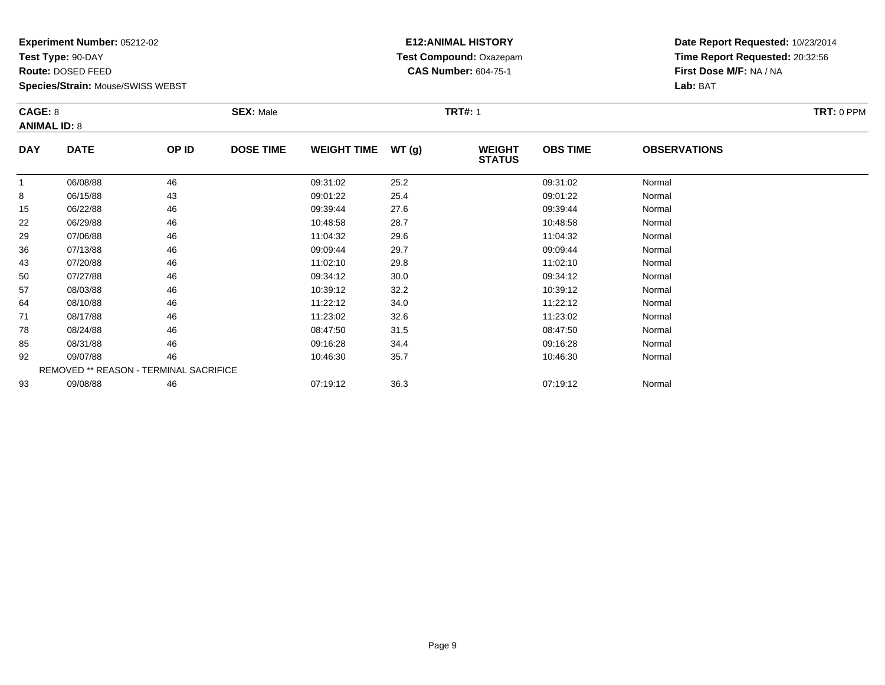**Experiment Number:** 05212-02
**Test Type:** 90-DAY
**Route:** DOSED FEED
**Species/Strain:** Mouse/SWISS WEBST

**E12:ANIMAL HISTORY**
**Test Compound:** Oxazepam
**CAS Number:** 604-75-1

**Date Report Requested:** 10/23/2014
**Time Report Requested:** 20:32:56
**First Dose M/F:** NA / NA
**Lab:** BAT

**CAGE:** 8
**ANIMAL ID:** 8
**SEX:** Male
**TRT#:** 1
**TRT:** 0 PPM

| DAY | DATE | OP ID | DOSE TIME | WEIGHT TIME | WT (g) | WEIGHT STATUS | OBS TIME | OBSERVATIONS |
|---|---|---|---|---|---|---|---|---|
| 1 | 06/08/88 | 46 | | 09:31:02 | 25.2 | | 09:31:02 | Normal |
| 8 | 06/15/88 | 43 | | 09:01:22 | 25.4 | | 09:01:22 | Normal |
| 15 | 06/22/88 | 46 | | 09:39:44 | 27.6 | | 09:39:44 | Normal |
| 22 | 06/29/88 | 46 | | 10:48:58 | 28.7 | | 10:48:58 | Normal |
| 29 | 07/06/88 | 46 | | 11:04:32 | 29.6 | | 11:04:32 | Normal |
| 36 | 07/13/88 | 46 | | 09:09:44 | 29.7 | | 09:09:44 | Normal |
| 43 | 07/20/88 | 46 | | 11:02:10 | 29.8 | | 11:02:10 | Normal |
| 50 | 07/27/88 | 46 | | 09:34:12 | 30.0 | | 09:34:12 | Normal |
| 57 | 08/03/88 | 46 | | 10:39:12 | 32.2 | | 10:39:12 | Normal |
| 64 | 08/10/88 | 46 | | 11:22:12 | 34.0 | | 11:22:12 | Normal |
| 71 | 08/17/88 | 46 | | 11:23:02 | 32.6 | | 11:23:02 | Normal |
| 78 | 08/24/88 | 46 | | 08:47:50 | 31.5 | | 08:47:50 | Normal |
| 85 | 08/31/88 | 46 | | 09:16:28 | 34.4 | | 09:16:28 | Normal |
| 92 | 09/07/88 | 46 | | 10:46:30 | 35.7 | | 10:46:30 | Normal |
| REMOVED ** REASON - TERMINAL SACRIFICE | | | | | | | | |
| 93 | 09/08/88 | 46 | | 07:19:12 | 36.3 | | 07:19:12 | Normal |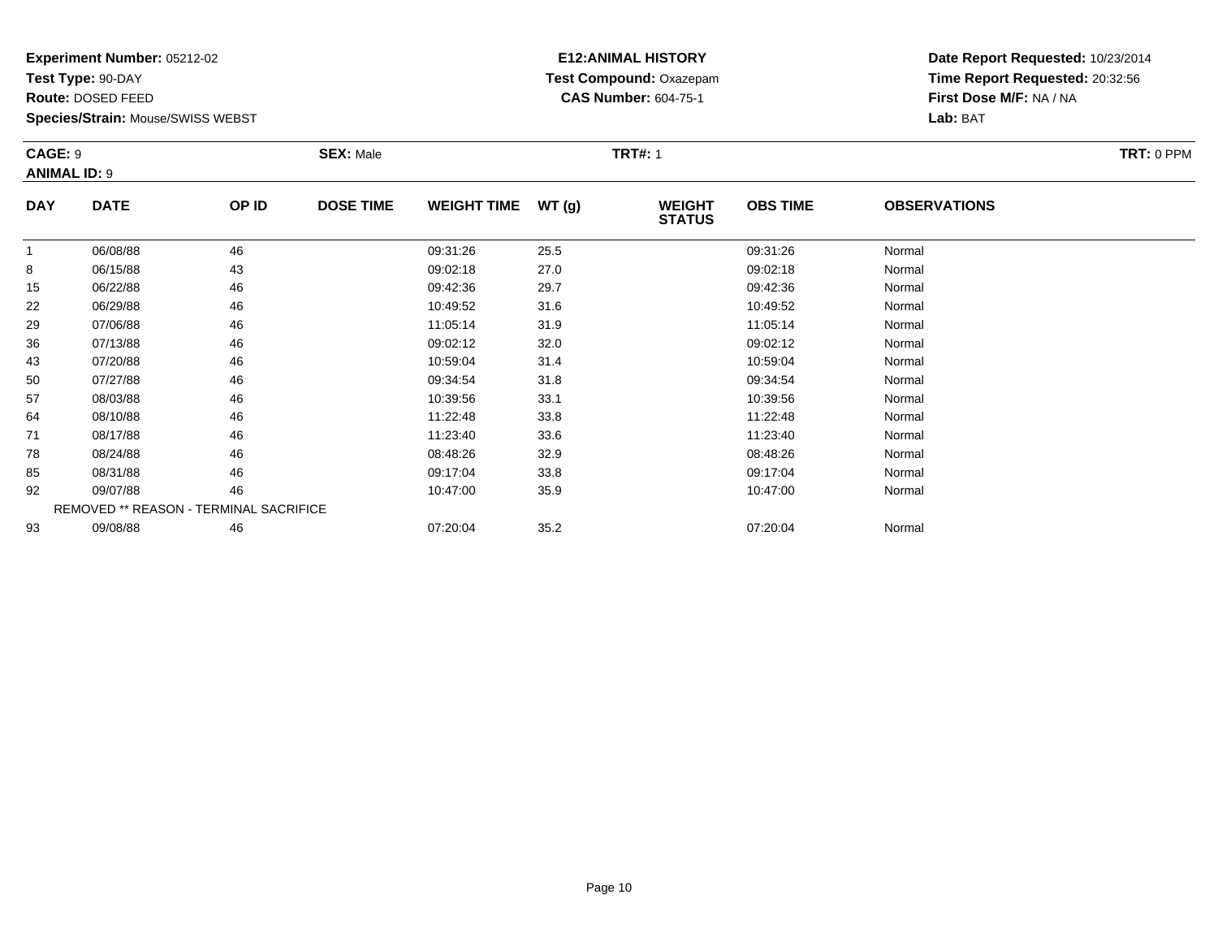**Experiment Number:** 05212-02
**Test Type:** 90-DAY
**Route:** DOSED FEED
**Species/Strain:** Mouse/SWISS WEBST

**E12:ANIMAL HISTORY**
**Test Compound:** Oxazepam
**CAS Number:** 604-75-1

**Date Report Requested:** 10/23/2014
**Time Report Requested:** 20:32:56
**First Dose M/F:** NA / NA
**Lab:** BAT

**CAGE:** 9 **SEX:** Male **TRT#:** 1 **TRT:** 0 PPM
**ANIMAL ID:** 9

| DAY | DATE | OP ID | DOSE TIME | WEIGHT TIME | WT (g) | WEIGHT STATUS | OBS TIME | OBSERVATIONS |
|---|---|---|---|---|---|---|---|---|
| 1 | 06/08/88 | 46 | | 09:31:26 | 25.5 | | 09:31:26 | Normal |
| 8 | 06/15/88 | 43 | | 09:02:18 | 27.0 | | 09:02:18 | Normal |
| 15 | 06/22/88 | 46 | | 09:42:36 | 29.7 | | 09:42:36 | Normal |
| 22 | 06/29/88 | 46 | | 10:49:52 | 31.6 | | 10:49:52 | Normal |
| 29 | 07/06/88 | 46 | | 11:05:14 | 31.9 | | 11:05:14 | Normal |
| 36 | 07/13/88 | 46 | | 09:02:12 | 32.0 | | 09:02:12 | Normal |
| 43 | 07/20/88 | 46 | | 10:59:04 | 31.4 | | 10:59:04 | Normal |
| 50 | 07/27/88 | 46 | | 09:34:54 | 31.8 | | 09:34:54 | Normal |
| 57 | 08/03/88 | 46 | | 10:39:56 | 33.1 | | 10:39:56 | Normal |
| 64 | 08/10/88 | 46 | | 11:22:48 | 33.8 | | 11:22:48 | Normal |
| 71 | 08/17/88 | 46 | | 11:23:40 | 33.6 | | 11:23:40 | Normal |
| 78 | 08/24/88 | 46 | | 08:48:26 | 32.9 | | 08:48:26 | Normal |
| 85 | 08/31/88 | 46 | | 09:17:04 | 33.8 | | 09:17:04 | Normal |
| 92 | 09/07/88 | 46 | | 10:47:00 | 35.9 | | 10:47:00 | Normal |
| REMOVED ** REASON - TERMINAL SACRIFICE | | | | | | | | |
| 93 | 09/08/88 | 46 | | 07:20:04 | 35.2 | | 07:20:04 | Normal |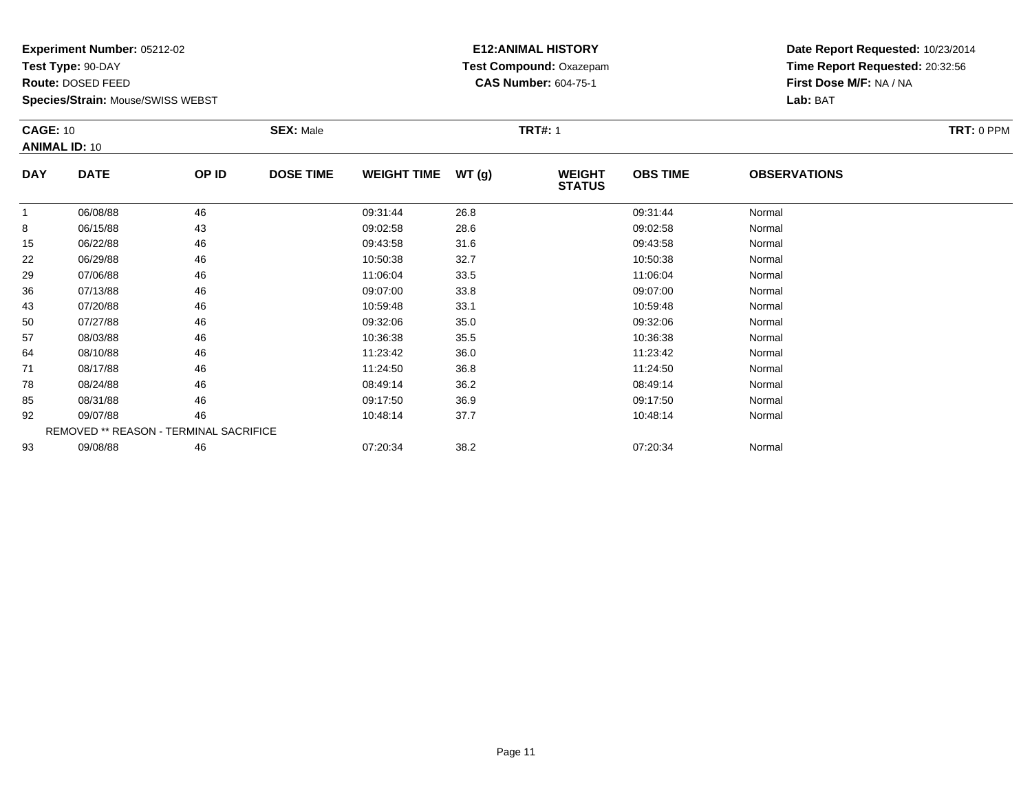**Experiment Number:** 05212-02
**Test Type:** 90-DAY
**Route:** DOSED FEED
**Species/Strain:** Mouse/SWISS WEBST

**E12:ANIMAL HISTORY**
**Test Compound:** Oxazepam
**CAS Number:** 604-75-1

**Date Report Requested:** 10/23/2014
**Time Report Requested:** 20:32:56
**First Dose M/F:** NA / NA
**Lab:** BAT

**CAGE:** 10
**ANIMAL ID:** 10
**SEX:** Male
**TRT#:** 1
**TRT:** 0 PPM

| DAY | DATE | OP ID | DOSE TIME | WEIGHT TIME | WT (g) | WEIGHT STATUS | OBS TIME | OBSERVATIONS |
|---|---|---|---|---|---|---|---|---|
| 1 | 06/08/88 | 46 | | 09:31:44 | 26.8 | | 09:31:44 | Normal |
| 8 | 06/15/88 | 43 | | 09:02:58 | 28.6 | | 09:02:58 | Normal |
| 15 | 06/22/88 | 46 | | 09:43:58 | 31.6 | | 09:43:58 | Normal |
| 22 | 06/29/88 | 46 | | 10:50:38 | 32.7 | | 10:50:38 | Normal |
| 29 | 07/06/88 | 46 | | 11:06:04 | 33.5 | | 11:06:04 | Normal |
| 36 | 07/13/88 | 46 | | 09:07:00 | 33.8 | | 09:07:00 | Normal |
| 43 | 07/20/88 | 46 | | 10:59:48 | 33.1 | | 10:59:48 | Normal |
| 50 | 07/27/88 | 46 | | 09:32:06 | 35.0 | | 09:32:06 | Normal |
| 57 | 08/03/88 | 46 | | 10:36:38 | 35.5 | | 10:36:38 | Normal |
| 64 | 08/10/88 | 46 | | 11:23:42 | 36.0 | | 11:23:42 | Normal |
| 71 | 08/17/88 | 46 | | 11:24:50 | 36.8 | | 11:24:50 | Normal |
| 78 | 08/24/88 | 46 | | 08:49:14 | 36.2 | | 08:49:14 | Normal |
| 85 | 08/31/88 | 46 | | 09:17:50 | 36.9 | | 09:17:50 | Normal |
| 92 | 09/07/88 | 46 | | 10:48:14 | 37.7 | | 10:48:14 | Normal |
| | REMOVED ** REASON - TERMINAL SACRIFICE | | | | | | | |
| 93 | 09/08/88 | 46 | | 07:20:34 | 38.2 | | 07:20:34 | Normal |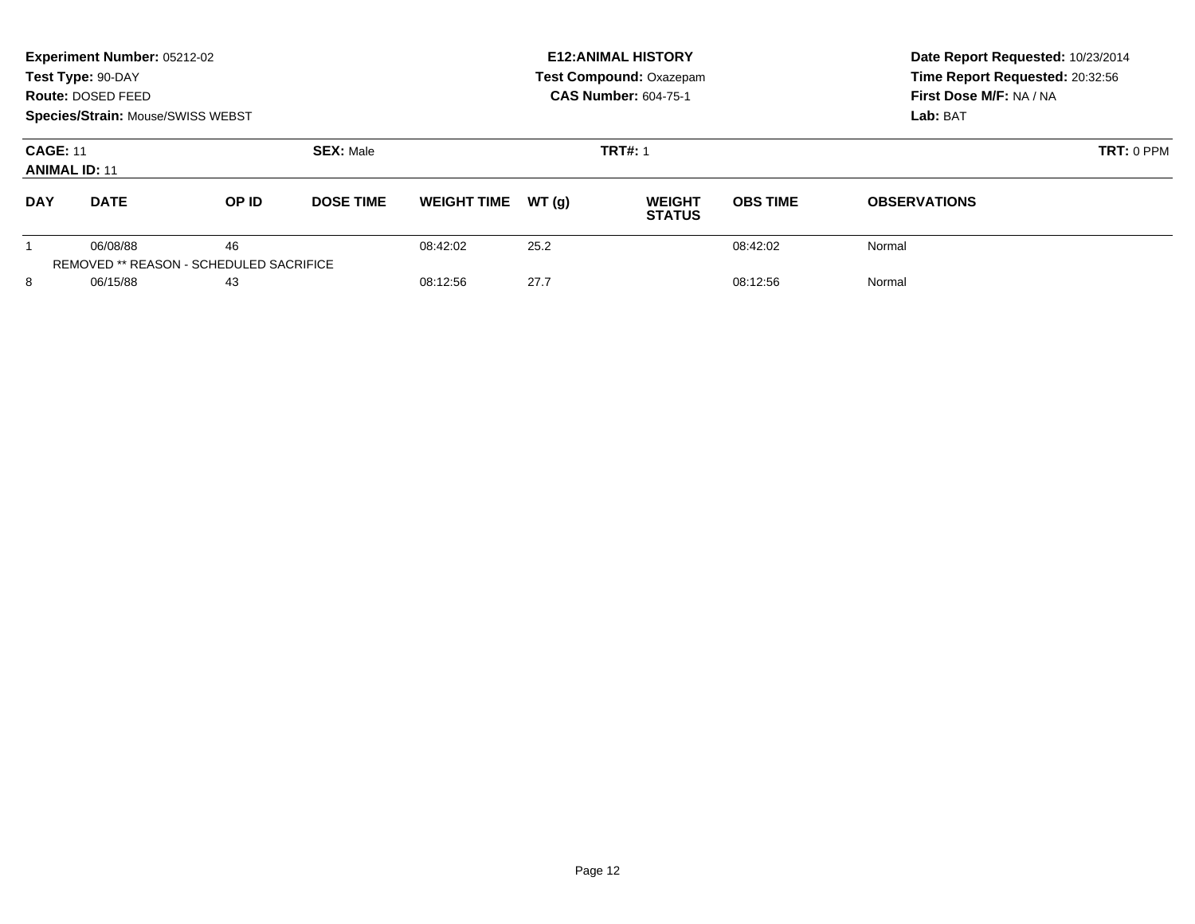**Experiment Number:** 05212-02
**Test Type:** 90-DAY
**Route:** DOSED FEED
**Species/Strain:** Mouse/SWISS WEBST

**E12:ANIMAL HISTORY**
**Test Compound:** Oxazepam
**CAS Number:** 604-75-1

**Date Report Requested:** 10/23/2014
**Time Report Requested:** 20:32:56
**First Dose M/F:** NA / NA
**Lab:** BAT

**CAGE:** 11 **SEX:** Male **TRT#:** 1 **TRT:** 0 PPM
**ANIMAL ID:** 11

| DAY | DATE | OP ID | DOSE TIME | WEIGHT TIME | WT (g) | WEIGHT STATUS | OBS TIME | OBSERVATIONS |
|---|---|---|---|---|---|---|---|---|
| 1 | 06/08/88 | 46 | | 08:42:02 | 25.2 | | 08:42:02 | Normal |
| | REMOVED ** REASON - SCHEDULED SACRIFICE | | | | | | | |
| 8 | 06/15/88 | 43 | | 08:12:56 | 27.7 | | 08:12:56 | Normal |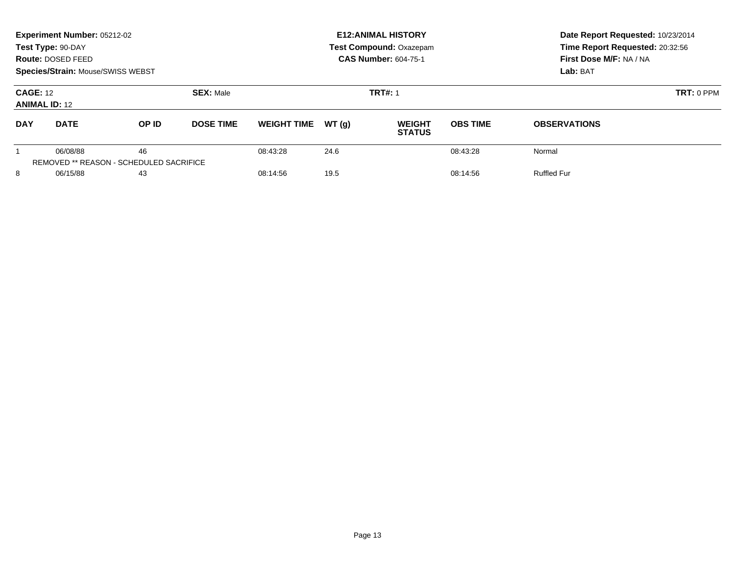**Experiment Number:** 05212-02
**Test Type:** 90-DAY
**Route:** DOSED FEED
**Species/Strain:** Mouse/SWISS WEBST

**E12:ANIMAL HISTORY**
**Test Compound:** Oxazepam
**CAS Number:** 604-75-1

**Date Report Requested:** 10/23/2014
**Time Report Requested:** 20:32:56
**First Dose M/F:** NA / NA
**Lab:** BAT

**CAGE:** 12
**ANIMAL ID:** 12
**SEX:** Male
**TRT#:** 1
**TRT:** 0 PPM

| DAY | DATE | OP ID | DOSE TIME | WEIGHT TIME | WT (g) | WEIGHT STATUS | OBS TIME | OBSERVATIONS |
|---|---|---|---|---|---|---|---|---|
| 1 | 06/08/88 | 46 | | 08:43:28 | 24.6 | | 08:43:28 | Normal |
| REMOVED ** REASON - SCHEDULED SACRIFICE | | | | | | | | |
| 8 | 06/15/88 | 43 | | 08:14:56 | 19.5 | | 08:14:56 | Ruffled Fur |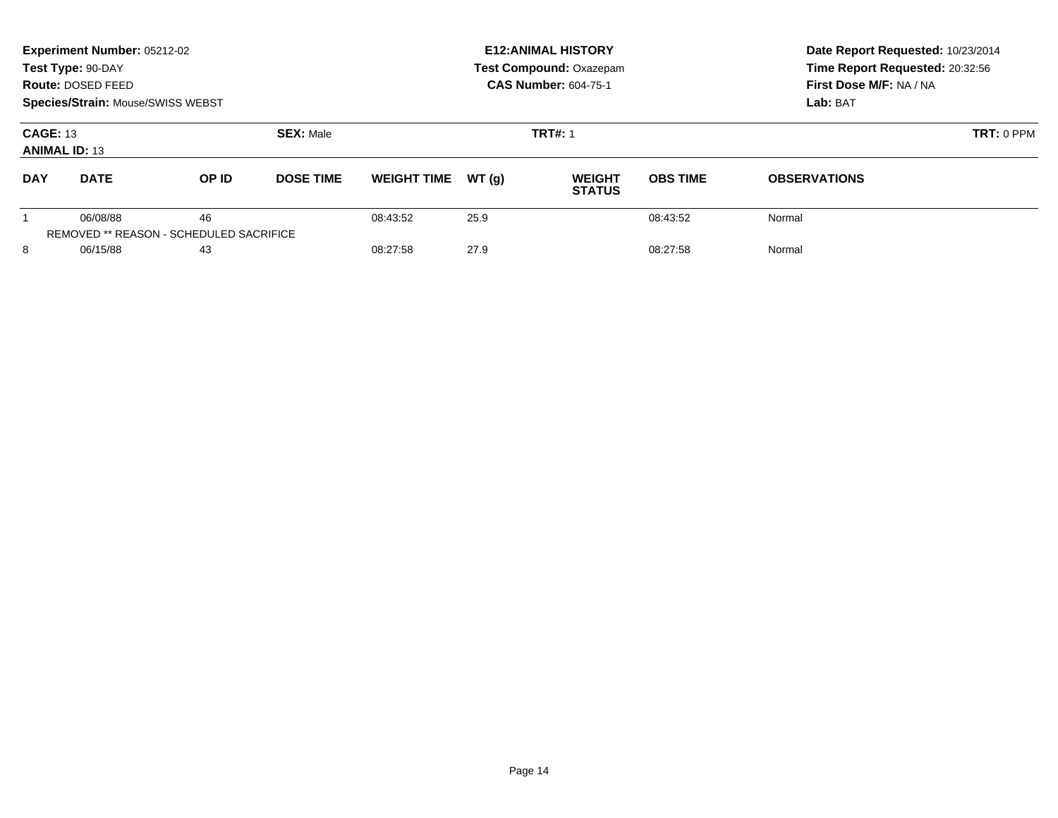**Experiment Number:** 05212-02
**Test Type:** 90-DAY
**Route:** DOSED FEED
**Species/Strain:** Mouse/SWISS WEBST

**E12:ANIMAL HISTORY**
**Test Compound:** Oxazepam
**CAS Number:** 604-75-1

**Date Report Requested:** 10/23/2014
**Time Report Requested:** 20:32:56
**First Dose M/F:** NA / NA
**Lab:** BAT

**CAGE:** 13
**ANIMAL ID:** 13

**SEX:** Male

**TRT#:** 1

**TRT:** 0 PPM

| DAY | DATE | OP ID | DOSE TIME | WEIGHT TIME | WT (g) | WEIGHT STATUS | OBS TIME | OBSERVATIONS |
|---|---|---|---|---|---|---|---|---|
| 1 | 06/08/88 | 46 | | 08:43:52 | 25.9 | | 08:43:52 | Normal |
| | REMOVED ** REASON - SCHEDULED SACRIFICE | | | | | | | |
| 8 | 06/15/88 | 43 | | 08:27:58 | 27.9 | | 08:27:58 | Normal |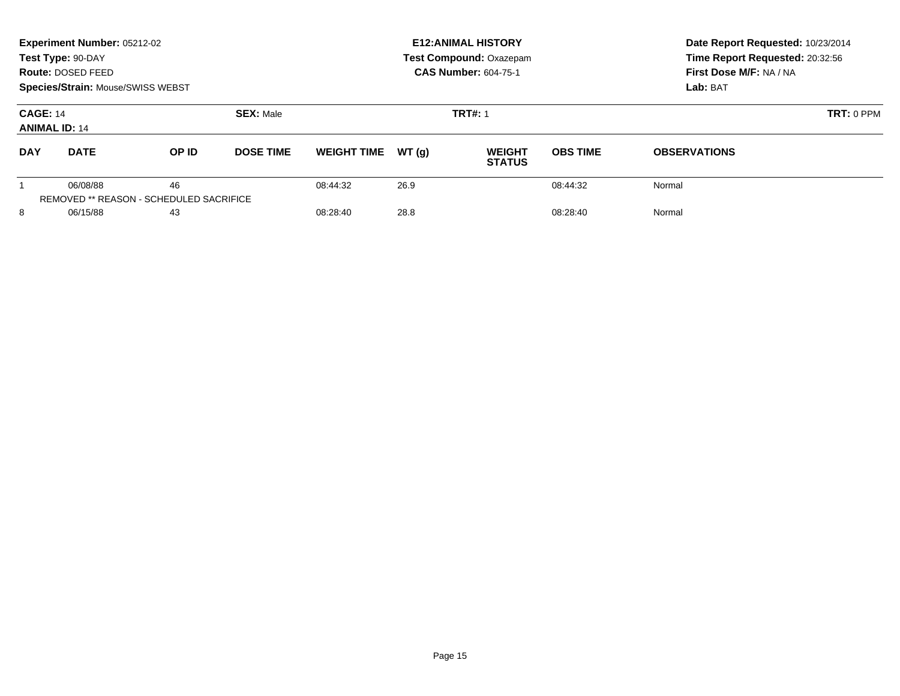**Experiment Number:** 05212-02
**Test Type:** 90-DAY
**Route:** DOSED FEED
**Species/Strain:** Mouse/SWISS WEBST

**E12:ANIMAL HISTORY**
**Test Compound:** Oxazepam
**CAS Number:** 604-75-1

**Date Report Requested:** 10/23/2014
**Time Report Requested:** 20:32:56
**First Dose M/F:** NA / NA
**Lab:** BAT

**CAGE:** 14 **SEX:** Male **TRT#:** 1 **TRT:** 0 PPM
**ANIMAL ID:** 14

| DAY | DATE | OP ID | DOSE TIME | WEIGHT TIME | WT (g) | WEIGHT STATUS | OBS TIME | OBSERVATIONS |
|---|---|---|---|---|---|---|---|---|
| 1 | 06/08/88 | 46 | | 08:44:32 | 26.9 | | 08:44:32 | Normal |
| | REMOVED ** REASON - SCHEDULED SACRIFICE | | | | | | | |
| 8 | 06/15/88 | 43 | | 08:28:40 | 28.8 | | 08:28:40 | Normal |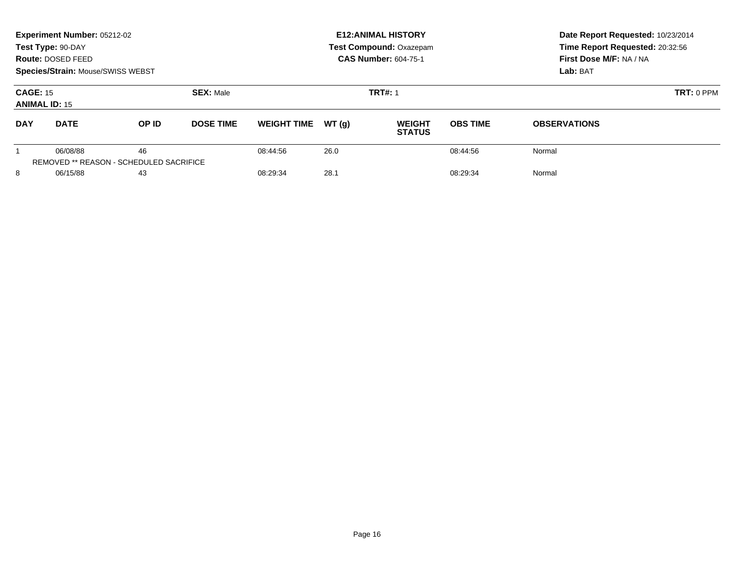**Experiment Number:** 05212-02
**Test Type:** 90-DAY
**Route:** DOSED FEED
**Species/Strain:** Mouse/SWISS WEBST

**E12:ANIMAL HISTORY**
**Test Compound:** Oxazepam
**CAS Number:** 604-75-1

**Date Report Requested:** 10/23/2014
**Time Report Requested:** 20:32:56
**First Dose M/F:** NA / NA
**Lab:** BAT

**CAGE:** 15
**ANIMAL ID:** 15
**SEX:** Male
**TRT#:** 1
**TRT:** 0 PPM

| DAY | DATE | OP ID | DOSE TIME | WEIGHT TIME | WT (g) | WEIGHT STATUS | OBS TIME | OBSERVATIONS |
|---|---|---|---|---|---|---|---|---|
| 1 | 06/08/88 | 46 | | 08:44:56 | 26.0 | | 08:44:56 | Normal |
| REMOVED ** REASON - SCHEDULED SACRIFICE | | | | | | | | |
| 8 | 06/15/88 | 43 | | 08:29:34 | 28.1 | | 08:29:34 | Normal |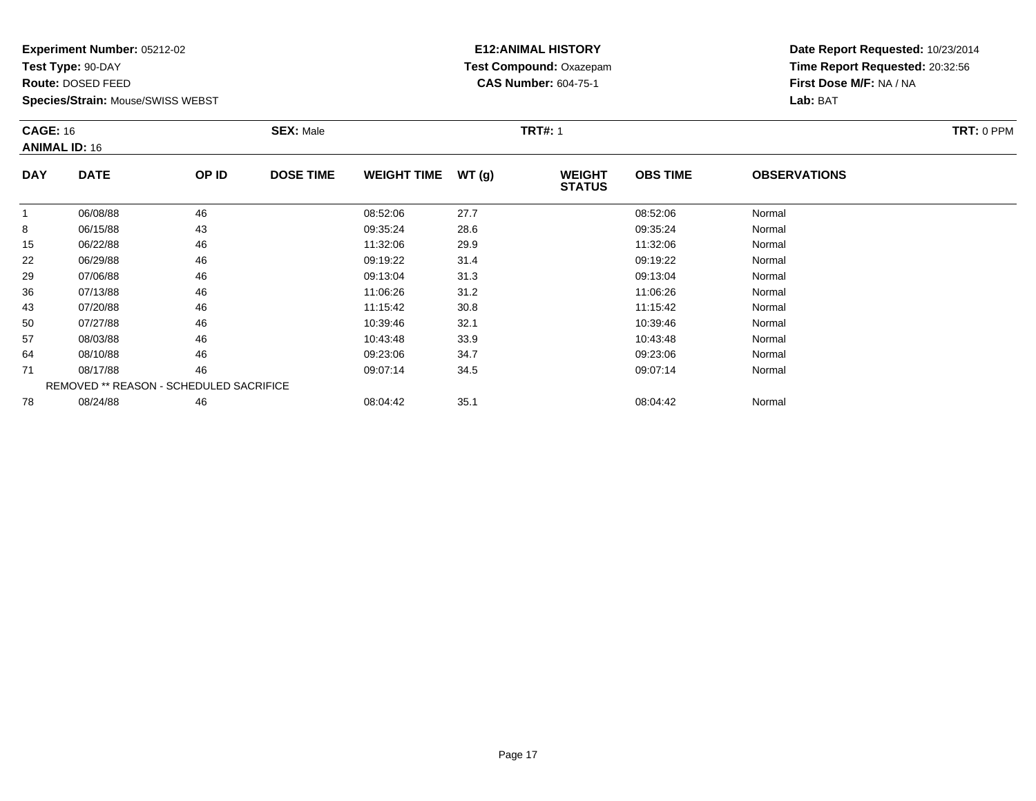**Experiment Number:** 05212-02
**Test Type:** 90-DAY
**Route:** DOSED FEED
**Species/Strain:** Mouse/SWISS WEBST

**E12:ANIMAL HISTORY**
**Test Compound:** Oxazepam
**CAS Number:** 604-75-1

**Date Report Requested:** 10/23/2014
**Time Report Requested:** 20:32:56
**First Dose M/F:** NA / NA
**Lab:** BAT

**CAGE:** 16 **SEX:** Male **TRT#:** 1 **TRT:** 0 PPM
**ANIMAL ID:** 16

| DAY | DATE | OP ID | DOSE TIME | WEIGHT TIME | WT (g) | WEIGHT STATUS | OBS TIME | OBSERVATIONS |
|---|---|---|---|---|---|---|---|---|
| 1 | 06/08/88 | 46 | | 08:52:06 | 27.7 | | 08:52:06 | Normal |
| 8 | 06/15/88 | 43 | | 09:35:24 | 28.6 | | 09:35:24 | Normal |
| 15 | 06/22/88 | 46 | | 11:32:06 | 29.9 | | 11:32:06 | Normal |
| 22 | 06/29/88 | 46 | | 09:19:22 | 31.4 | | 09:19:22 | Normal |
| 29 | 07/06/88 | 46 | | 09:13:04 | 31.3 | | 09:13:04 | Normal |
| 36 | 07/13/88 | 46 | | 11:06:26 | 31.2 | | 11:06:26 | Normal |
| 43 | 07/20/88 | 46 | | 11:15:42 | 30.8 | | 11:15:42 | Normal |
| 50 | 07/27/88 | 46 | | 10:39:46 | 32.1 | | 10:39:46 | Normal |
| 57 | 08/03/88 | 46 | | 10:43:48 | 33.9 | | 10:43:48 | Normal |
| 64 | 08/10/88 | 46 | | 09:23:06 | 34.7 | | 09:23:06 | Normal |
| 71 | 08/17/88 | 46 | | 09:07:14 | 34.5 | | 09:07:14 | Normal |
| REMOVED ** REASON - SCHEDULED SACRIFICE | | | | | | | | |
| 78 | 08/24/88 | 46 | | 08:04:42 | 35.1 | | 08:04:42 | Normal |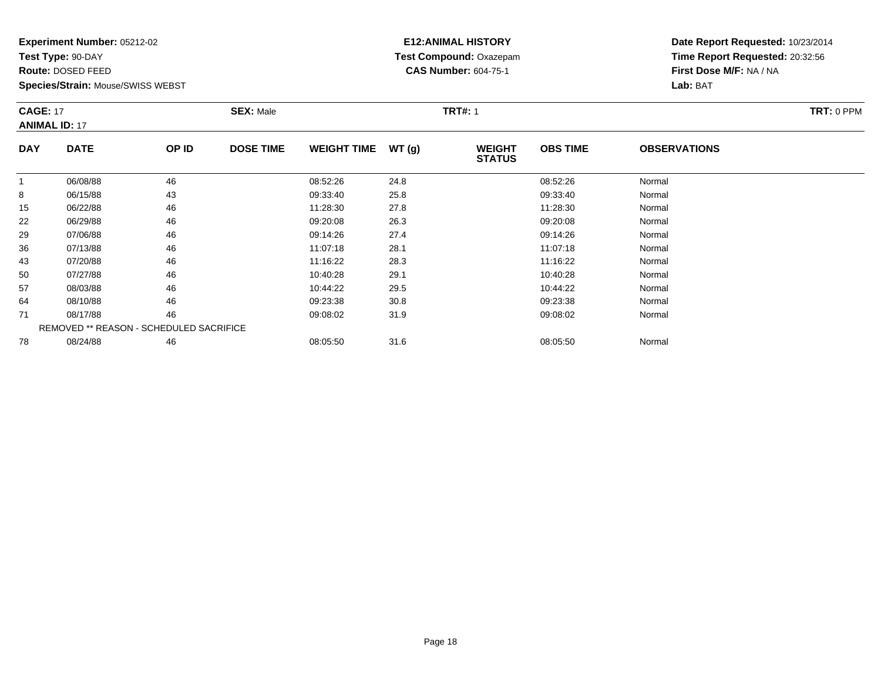**Experiment Number:** 05212-02
**Test Type:** 90-DAY
**Route:** DOSED FEED
**Species/Strain:** Mouse/SWISS WEBST

**E12:ANIMAL HISTORY**
**Test Compound:** Oxazepam
**CAS Number:** 604-75-1

**Date Report Requested:** 10/23/2014
**Time Report Requested:** 20:32:56
**First Dose M/F:** NA / NA
**Lab:** BAT

**CAGE:** 17
**ANIMAL ID:** 17
**SEX:** Male
**TRT#:** 1
**TRT:** 0 PPM

| DAY | DATE | OP ID | DOSE TIME | WEIGHT TIME | WT (g) | WEIGHT STATUS | OBS TIME | OBSERVATIONS |
|---|---|---|---|---|---|---|---|---|
| 1 | 06/08/88 | 46 | | 08:52:26 | 24.8 | | 08:52:26 | Normal |
| 8 | 06/15/88 | 43 | | 09:33:40 | 25.8 | | 09:33:40 | Normal |
| 15 | 06/22/88 | 46 | | 11:28:30 | 27.8 | | 11:28:30 | Normal |
| 22 | 06/29/88 | 46 | | 09:20:08 | 26.3 | | 09:20:08 | Normal |
| 29 | 07/06/88 | 46 | | 09:14:26 | 27.4 | | 09:14:26 | Normal |
| 36 | 07/13/88 | 46 | | 11:07:18 | 28.1 | | 11:07:18 | Normal |
| 43 | 07/20/88 | 46 | | 11:16:22 | 28.3 | | 11:16:22 | Normal |
| 50 | 07/27/88 | 46 | | 10:40:28 | 29.1 | | 10:40:28 | Normal |
| 57 | 08/03/88 | 46 | | 10:44:22 | 29.5 | | 10:44:22 | Normal |
| 64 | 08/10/88 | 46 | | 09:23:38 | 30.8 | | 09:23:38 | Normal |
| 71 | 08/17/88 | 46 | | 09:08:02 | 31.9 | | 09:08:02 | Normal |
| REMOVED ** REASON - SCHEDULED SACRIFICE | | | | | | | | |
| 78 | 08/24/88 | 46 | | 08:05:50 | 31.6 | | 08:05:50 | Normal |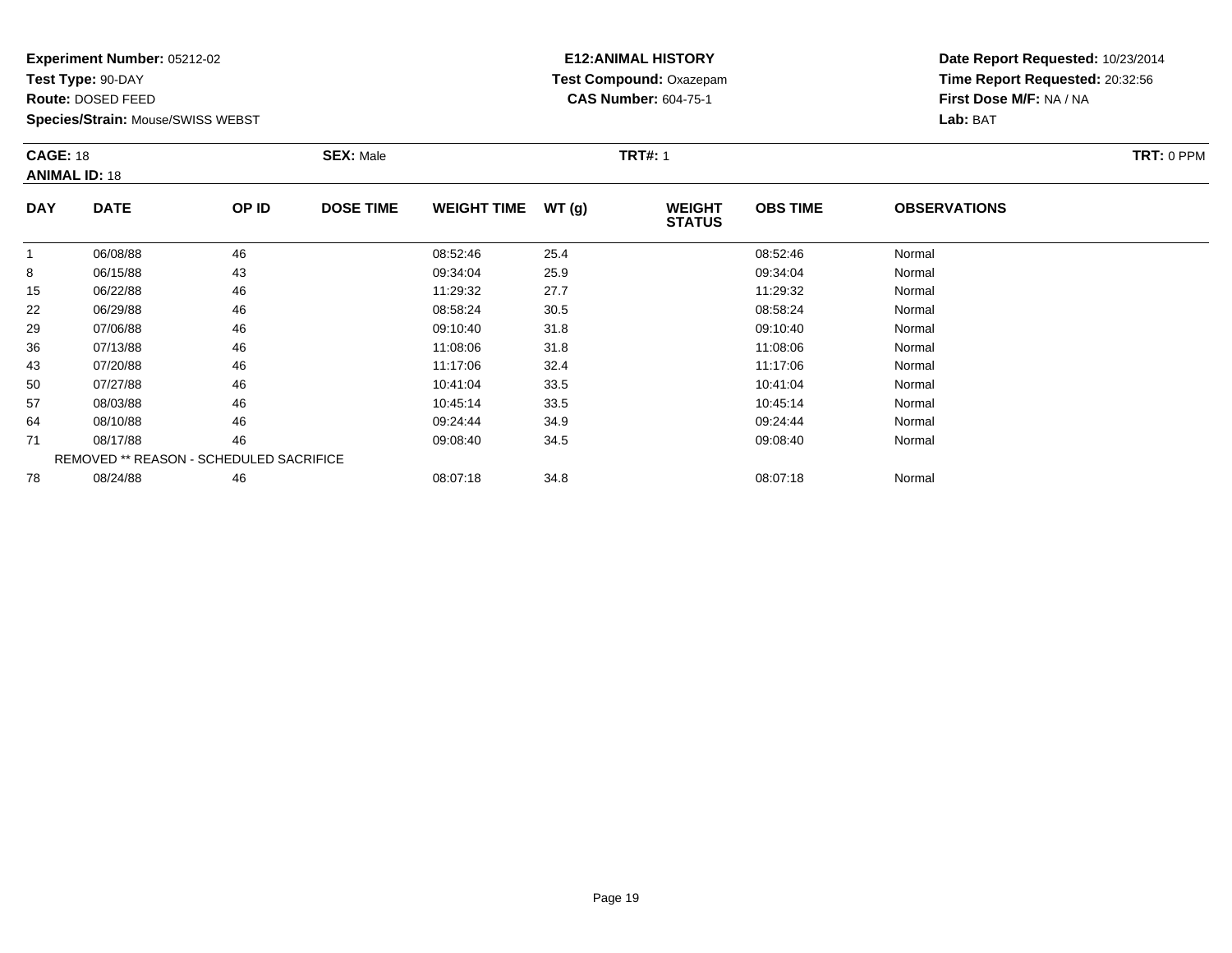**Experiment Number:** 05212-02
**Test Type:** 90-DAY
**Route:** DOSED FEED
**Species/Strain:** Mouse/SWISS WEBST

**E12:ANIMAL HISTORY**
**Test Compound:** Oxazepam
**CAS Number:** 604-75-1

**Date Report Requested:** 10/23/2014
**Time Report Requested:** 20:32:56
**First Dose M/F:** NA / NA
**Lab:** BAT

**CAGE:** 18
**ANIMAL ID:** 18
**SEX:** Male
**TRT#:** 1
**TRT:** 0 PPM

| DAY | DATE | OP ID | DOSE TIME | WEIGHT TIME | WT (g) | WEIGHT STATUS | OBS TIME | OBSERVATIONS |
|---|---|---|---|---|---|---|---|---|
| 1 | 06/08/88 | 46 | | 08:52:46 | 25.4 | | 08:52:46 | Normal |
| 8 | 06/15/88 | 43 | | 09:34:04 | 25.9 | | 09:34:04 | Normal |
| 15 | 06/22/88 | 46 | | 11:29:32 | 27.7 | | 11:29:32 | Normal |
| 22 | 06/29/88 | 46 | | 08:58:24 | 30.5 | | 08:58:24 | Normal |
| 29 | 07/06/88 | 46 | | 09:10:40 | 31.8 | | 09:10:40 | Normal |
| 36 | 07/13/88 | 46 | | 11:08:06 | 31.8 | | 11:08:06 | Normal |
| 43 | 07/20/88 | 46 | | 11:17:06 | 32.4 | | 11:17:06 | Normal |
| 50 | 07/27/88 | 46 | | 10:41:04 | 33.5 | | 10:41:04 | Normal |
| 57 | 08/03/88 | 46 | | 10:45:14 | 33.5 | | 10:45:14 | Normal |
| 64 | 08/10/88 | 46 | | 09:24:44 | 34.9 | | 09:24:44 | Normal |
| 71 | 08/17/88 | 46 | | 09:08:40 | 34.5 | | 09:08:40 | Normal |
| | REMOVED ** REASON - SCHEDULED SACRIFICE | | | | | | | |
| 78 | 08/24/88 | 46 | | 08:07:18 | 34.8 | | 08:07:18 | Normal |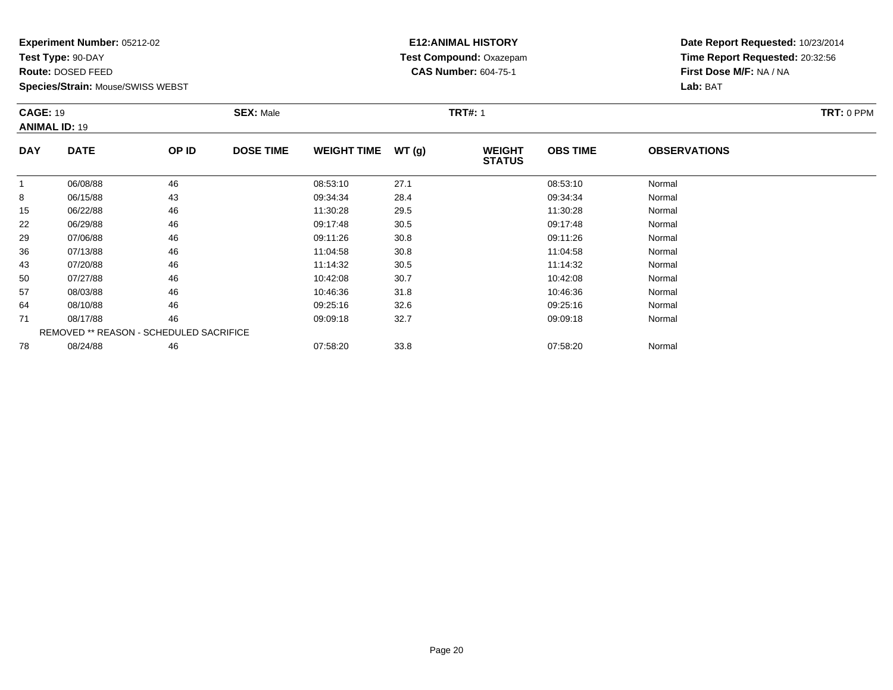**Experiment Number:** 05212-02
**Test Type:** 90-DAY
**Route:** DOSED FEED
**Species/Strain:** Mouse/SWISS WEBST

**E12:ANIMAL HISTORY**
**Test Compound:** Oxazepam
**CAS Number:** 604-75-1

**Date Report Requested:** 10/23/2014
**Time Report Requested:** 20:32:56
**First Dose M/F:** NA / NA
**Lab:** BAT

**CAGE:** 19 | **SEX:** Male | **TRT#:** 1 | **TRT:** 0 PPM

**ANIMAL ID:** 19

| DAY | DATE | OP ID | DOSE TIME | WEIGHT TIME | WT (g) | WEIGHT STATUS | OBS TIME | OBSERVATIONS |
|---|---|---|---|---|---|---|---|---|
| 1 | 06/08/88 | 46 | | 08:53:10 | 27.1 | | 08:53:10 | Normal |
| 8 | 06/15/88 | 43 | | 09:34:34 | 28.4 | | 09:34:34 | Normal |
| 15 | 06/22/88 | 46 | | 11:30:28 | 29.5 | | 11:30:28 | Normal |
| 22 | 06/29/88 | 46 | | 09:17:48 | 30.5 | | 09:17:48 | Normal |
| 29 | 07/06/88 | 46 | | 09:11:26 | 30.8 | | 09:11:26 | Normal |
| 36 | 07/13/88 | 46 | | 11:04:58 | 30.8 | | 11:04:58 | Normal |
| 43 | 07/20/88 | 46 | | 11:14:32 | 30.5 | | 11:14:32 | Normal |
| 50 | 07/27/88 | 46 | | 10:42:08 | 30.7 | | 10:42:08 | Normal |
| 57 | 08/03/88 | 46 | | 10:46:36 | 31.8 | | 10:46:36 | Normal |
| 64 | 08/10/88 | 46 | | 09:25:16 | 32.6 | | 09:25:16 | Normal |
| 71 | 08/17/88 | 46 | | 09:09:18 | 32.7 | | 09:09:18 | Normal |
| | REMOVED ** REASON - SCHEDULED SACRIFICE | | | | | | | |
| 78 | 08/24/88 | 46 | | 07:58:20 | 33.8 | | 07:58:20 | Normal |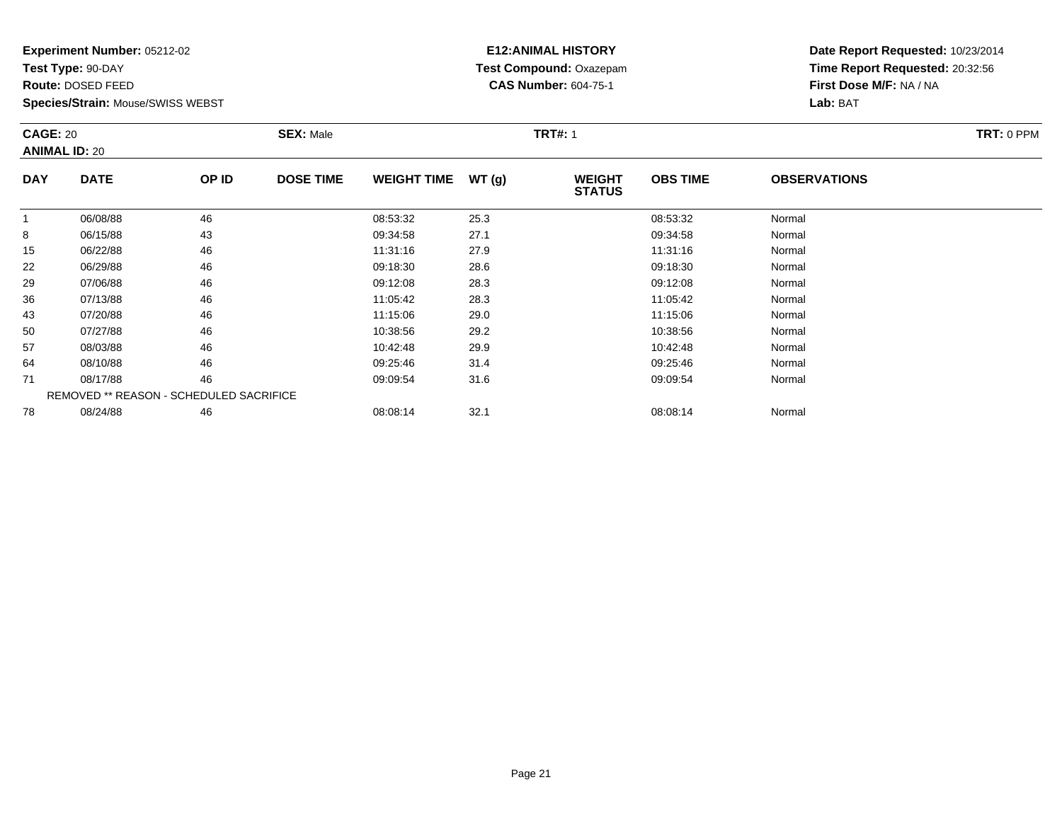**Experiment Number:** 05212-02
**Test Type:** 90-DAY
**Route:** DOSED FEED
**Species/Strain:** Mouse/SWISS WEBST

**E12:ANIMAL HISTORY**
**Test Compound:** Oxazepam
**CAS Number:** 604-75-1

**Date Report Requested:** 10/23/2014
**Time Report Requested:** 20:32:56
**First Dose M/F:** NA / NA
**Lab:** BAT

**CAGE:** 20 **SEX:** Male **TRT#:** 1 **TRT:** 0 PPM
**ANIMAL ID:** 20

| DAY | DATE | OP ID | DOSE TIME | WEIGHT TIME | WT (g) | WEIGHT STATUS | OBS TIME | OBSERVATIONS |
|---|---|---|---|---|---|---|---|---|
| 1 | 06/08/88 | 46 | | 08:53:32 | 25.3 | | 08:53:32 | Normal |
| 8 | 06/15/88 | 43 | | 09:34:58 | 27.1 | | 09:34:58 | Normal |
| 15 | 06/22/88 | 46 | | 11:31:16 | 27.9 | | 11:31:16 | Normal |
| 22 | 06/29/88 | 46 | | 09:18:30 | 28.6 | | 09:18:30 | Normal |
| 29 | 07/06/88 | 46 | | 09:12:08 | 28.3 | | 09:12:08 | Normal |
| 36 | 07/13/88 | 46 | | 11:05:42 | 28.3 | | 11:05:42 | Normal |
| 43 | 07/20/88 | 46 | | 11:15:06 | 29.0 | | 11:15:06 | Normal |
| 50 | 07/27/88 | 46 | | 10:38:56 | 29.2 | | 10:38:56 | Normal |
| 57 | 08/03/88 | 46 | | 10:42:48 | 29.9 | | 10:42:48 | Normal |
| 64 | 08/10/88 | 46 | | 09:25:46 | 31.4 | | 09:25:46 | Normal |
| 71 | 08/17/88 | 46 | | 09:09:54 | 31.6 | | 09:09:54 | Normal |
| | REMOVED ** REASON - SCHEDULED SACRIFICE | | | | | | | |
| 78 | 08/24/88 | 46 | | 08:08:14 | 32.1 | | 08:08:14 | Normal |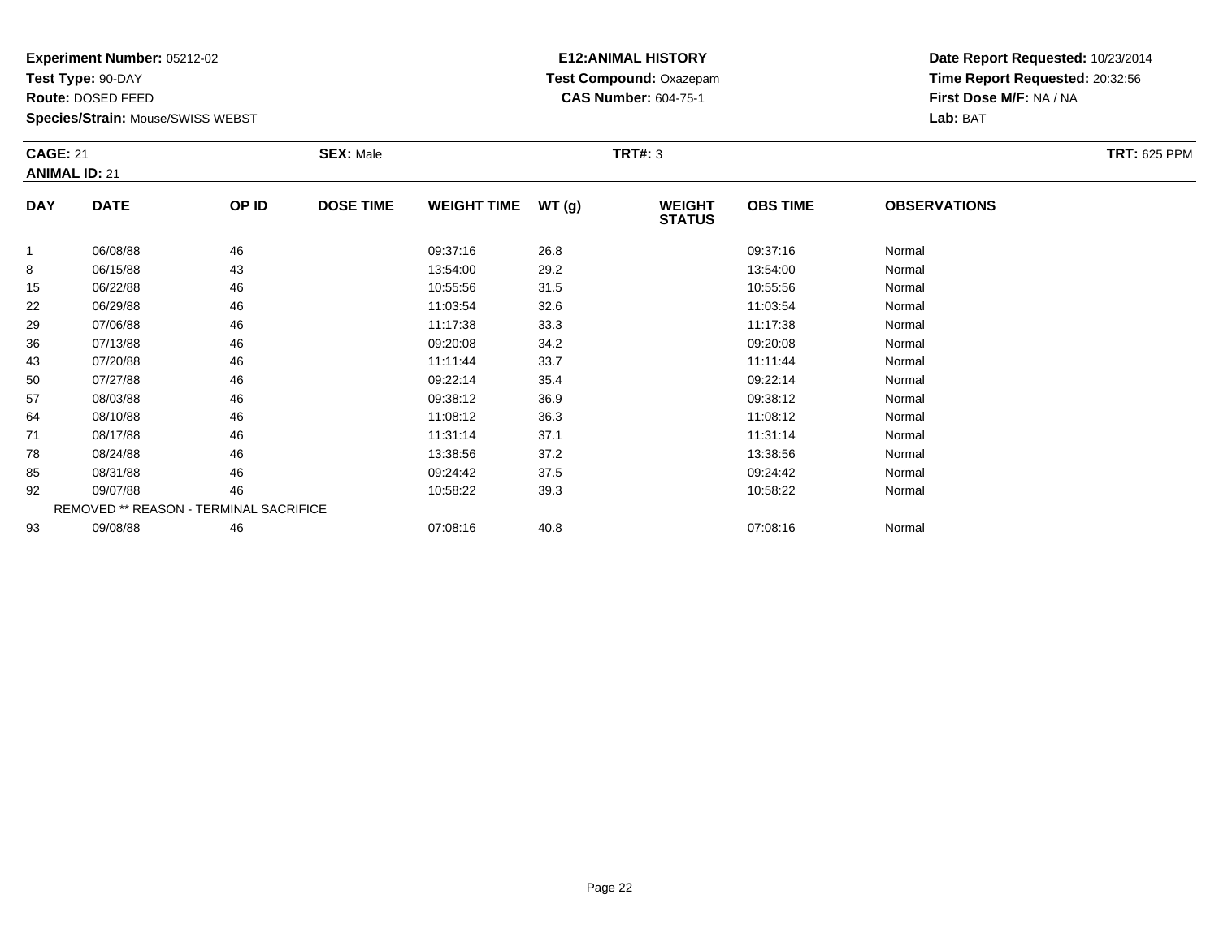**Experiment Number:** 05212-02
**Test Type:** 90-DAY
**Route:** DOSED FEED
**Species/Strain:** Mouse/SWISS WEBST

**E12:ANIMAL HISTORY**
**Test Compound:** Oxazepam
**CAS Number:** 604-75-1

**Date Report Requested:** 10/23/2014
**Time Report Requested:** 20:32:56
**First Dose M/F:** NA / NA
**Lab:** BAT

**CAGE:** 21 **SEX:** Male **TRT#:** 3 **TRT:** 625 PPM
**ANIMAL ID:** 21

| DAY | DATE | OP ID | DOSE TIME | WEIGHT TIME | WT (g) | WEIGHT STATUS | OBS TIME | OBSERVATIONS |
|---|---|---|---|---|---|---|---|---|
| 1 | 06/08/88 | 46 | | 09:37:16 | 26.8 | | 09:37:16 | Normal |
| 8 | 06/15/88 | 43 | | 13:54:00 | 29.2 | | 13:54:00 | Normal |
| 15 | 06/22/88 | 46 | | 10:55:56 | 31.5 | | 10:55:56 | Normal |
| 22 | 06/29/88 | 46 | | 11:03:54 | 32.6 | | 11:03:54 | Normal |
| 29 | 07/06/88 | 46 | | 11:17:38 | 33.3 | | 11:17:38 | Normal |
| 36 | 07/13/88 | 46 | | 09:20:08 | 34.2 | | 09:20:08 | Normal |
| 43 | 07/20/88 | 46 | | 11:11:44 | 33.7 | | 11:11:44 | Normal |
| 50 | 07/27/88 | 46 | | 09:22:14 | 35.4 | | 09:22:14 | Normal |
| 57 | 08/03/88 | 46 | | 09:38:12 | 36.9 | | 09:38:12 | Normal |
| 64 | 08/10/88 | 46 | | 11:08:12 | 36.3 | | 11:08:12 | Normal |
| 71 | 08/17/88 | 46 | | 11:31:14 | 37.1 | | 11:31:14 | Normal |
| 78 | 08/24/88 | 46 | | 13:38:56 | 37.2 | | 13:38:56 | Normal |
| 85 | 08/31/88 | 46 | | 09:24:42 | 37.5 | | 09:24:42 | Normal |
| 92 | 09/07/88 | 46 | | 10:58:22 | 39.3 | | 10:58:22 | Normal |
| REMOVED ** REASON - TERMINAL SACRIFICE | | | | | | | | |
| 93 | 09/08/88 | 46 | | 07:08:16 | 40.8 | | 07:08:16 | Normal |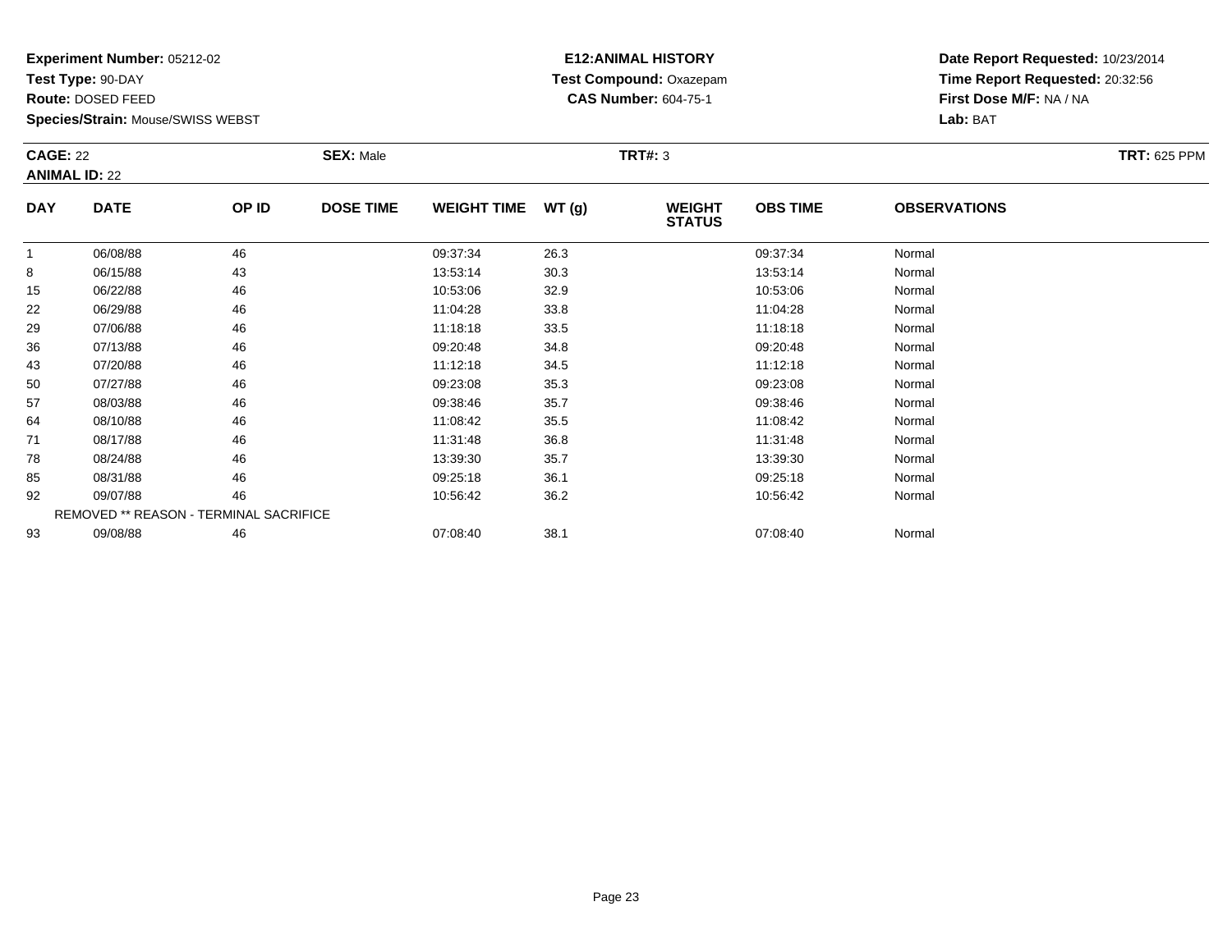**Experiment Number:** 05212-02
**Test Type:** 90-DAY
**Route:** DOSED FEED
**Species/Strain:** Mouse/SWISS WEBST

**E12:ANIMAL HISTORY**
**Test Compound:** Oxazepam
**CAS Number:** 604-75-1

**Date Report Requested:** 10/23/2014
**Time Report Requested:** 20:32:56
**First Dose M/F:** NA / NA
**Lab:** BAT

**CAGE:** 22 **SEX:** Male **TRT#:** 3 **TRT:** 625 PPM
**ANIMAL ID:** 22

| DAY | DATE | OP ID | DOSE TIME | WEIGHT TIME | WT (g) | WEIGHT STATUS | OBS TIME | OBSERVATIONS |
|---|---|---|---|---|---|---|---|---|
| 1 | 06/08/88 | 46 | | 09:37:34 | 26.3 | | 09:37:34 | Normal |
| 8 | 06/15/88 | 43 | | 13:53:14 | 30.3 | | 13:53:14 | Normal |
| 15 | 06/22/88 | 46 | | 10:53:06 | 32.9 | | 10:53:06 | Normal |
| 22 | 06/29/88 | 46 | | 11:04:28 | 33.8 | | 11:04:28 | Normal |
| 29 | 07/06/88 | 46 | | 11:18:18 | 33.5 | | 11:18:18 | Normal |
| 36 | 07/13/88 | 46 | | 09:20:48 | 34.8 | | 09:20:48 | Normal |
| 43 | 07/20/88 | 46 | | 11:12:18 | 34.5 | | 11:12:18 | Normal |
| 50 | 07/27/88 | 46 | | 09:23:08 | 35.3 | | 09:23:08 | Normal |
| 57 | 08/03/88 | 46 | | 09:38:46 | 35.7 | | 09:38:46 | Normal |
| 64 | 08/10/88 | 46 | | 11:08:42 | 35.5 | | 11:08:42 | Normal |
| 71 | 08/17/88 | 46 | | 11:31:48 | 36.8 | | 11:31:48 | Normal |
| 78 | 08/24/88 | 46 | | 13:39:30 | 35.7 | | 13:39:30 | Normal |
| 85 | 08/31/88 | 46 | | 09:25:18 | 36.1 | | 09:25:18 | Normal |
| 92 | 09/07/88 | 46 | | 10:56:42 | 36.2 | | 10:56:42 | Normal |
| REMOVED ** REASON - TERMINAL SACRIFICE | | | | | | | | |
| 93 | 09/08/88 | 46 | | 07:08:40 | 38.1 | | 07:08:40 | Normal |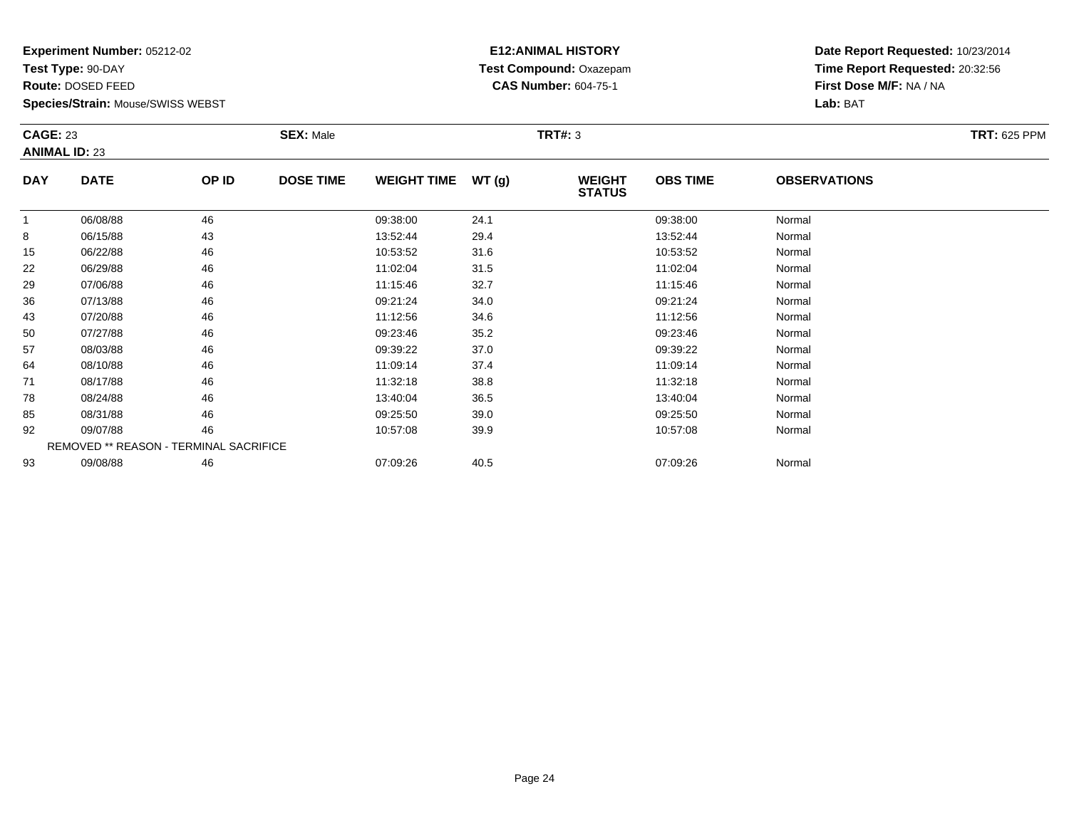**Experiment Number:** 05212-02
**Test Type:** 90-DAY
**Route:** DOSED FEED
**Species/Strain:** Mouse/SWISS WEBST

**E12:ANIMAL HISTORY**
**Test Compound:** Oxazepam
**CAS Number:** 604-75-1

**Date Report Requested:** 10/23/2014
**Time Report Requested:** 20:32:56
**First Dose M/F:** NA / NA
**Lab:** BAT

**CAGE:** 23
**ANIMAL ID:** 23
**SEX:** Male
**TRT#:** 3
**TRT:** 625 PPM

| DAY | DATE | OP ID | DOSE TIME | WEIGHT TIME | WT (g) | WEIGHT STATUS | OBS TIME | OBSERVATIONS |
|---|---|---|---|---|---|---|---|---|
| 1 | 06/08/88 | 46 | | 09:38:00 | 24.1 | | 09:38:00 | Normal |
| 8 | 06/15/88 | 43 | | 13:52:44 | 29.4 | | 13:52:44 | Normal |
| 15 | 06/22/88 | 46 | | 10:53:52 | 31.6 | | 10:53:52 | Normal |
| 22 | 06/29/88 | 46 | | 11:02:04 | 31.5 | | 11:02:04 | Normal |
| 29 | 07/06/88 | 46 | | 11:15:46 | 32.7 | | 11:15:46 | Normal |
| 36 | 07/13/88 | 46 | | 09:21:24 | 34.0 | | 09:21:24 | Normal |
| 43 | 07/20/88 | 46 | | 11:12:56 | 34.6 | | 11:12:56 | Normal |
| 50 | 07/27/88 | 46 | | 09:23:46 | 35.2 | | 09:23:46 | Normal |
| 57 | 08/03/88 | 46 | | 09:39:22 | 37.0 | | 09:39:22 | Normal |
| 64 | 08/10/88 | 46 | | 11:09:14 | 37.4 | | 11:09:14 | Normal |
| 71 | 08/17/88 | 46 | | 11:32:18 | 38.8 | | 11:32:18 | Normal |
| 78 | 08/24/88 | 46 | | 13:40:04 | 36.5 | | 13:40:04 | Normal |
| 85 | 08/31/88 | 46 | | 09:25:50 | 39.0 | | 09:25:50 | Normal |
| 92 | 09/07/88 | 46 | | 10:57:08 | 39.9 | | 10:57:08 | Normal |
| REMOVED ** REASON - TERMINAL SACRIFICE | | | | | | | | |
| 93 | 09/08/88 | 46 | | 07:09:26 | 40.5 | | 07:09:26 | Normal |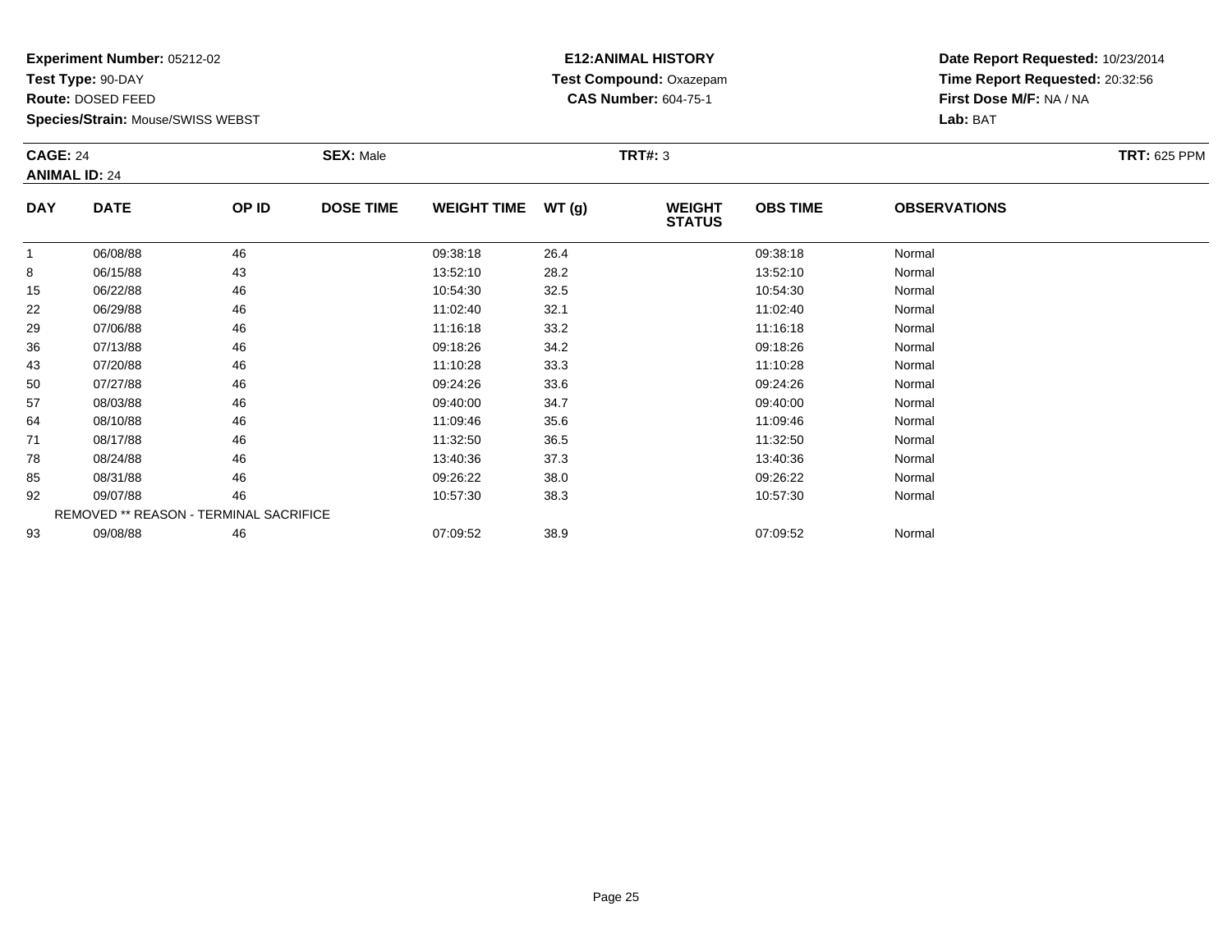**Experiment Number:** 05212-02
**Test Type:** 90-DAY
**Route:** DOSED FEED
**Species/Strain:** Mouse/SWISS WEBST

**E12:ANIMAL HISTORY**
**Test Compound:** Oxazepam
**CAS Number:** 604-75-1

**Date Report Requested:** 10/23/2014
**Time Report Requested:** 20:32:56
**First Dose M/F:** NA / NA
**Lab:** BAT

**CAGE:** 24 **SEX:** Male **TRT#:** 3 **TRT:** 625 PPM
**ANIMAL ID:** 24

| DAY | DATE | OP ID | DOSE TIME | WEIGHT TIME | WT (g) | WEIGHT STATUS | OBS TIME | OBSERVATIONS |
|---|---|---|---|---|---|---|---|---|
| 1 | 06/08/88 | 46 | | 09:38:18 | 26.4 | | 09:38:18 | Normal |
| 8 | 06/15/88 | 43 | | 13:52:10 | 28.2 | | 13:52:10 | Normal |
| 15 | 06/22/88 | 46 | | 10:54:30 | 32.5 | | 10:54:30 | Normal |
| 22 | 06/29/88 | 46 | | 11:02:40 | 32.1 | | 11:02:40 | Normal |
| 29 | 07/06/88 | 46 | | 11:16:18 | 33.2 | | 11:16:18 | Normal |
| 36 | 07/13/88 | 46 | | 09:18:26 | 34.2 | | 09:18:26 | Normal |
| 43 | 07/20/88 | 46 | | 11:10:28 | 33.3 | | 11:10:28 | Normal |
| 50 | 07/27/88 | 46 | | 09:24:26 | 33.6 | | 09:24:26 | Normal |
| 57 | 08/03/88 | 46 | | 09:40:00 | 34.7 | | 09:40:00 | Normal |
| 64 | 08/10/88 | 46 | | 11:09:46 | 35.6 | | 11:09:46 | Normal |
| 71 | 08/17/88 | 46 | | 11:32:50 | 36.5 | | 11:32:50 | Normal |
| 78 | 08/24/88 | 46 | | 13:40:36 | 37.3 | | 13:40:36 | Normal |
| 85 | 08/31/88 | 46 | | 09:26:22 | 38.0 | | 09:26:22 | Normal |
| 92 | 09/07/88 | 46 | | 10:57:30 | 38.3 | | 10:57:30 | Normal |
| REMOVED ** REASON - TERMINAL SACRIFICE | | | | | | | | |
| 93 | 09/08/88 | 46 | | 07:09:52 | 38.9 | | 07:09:52 | Normal |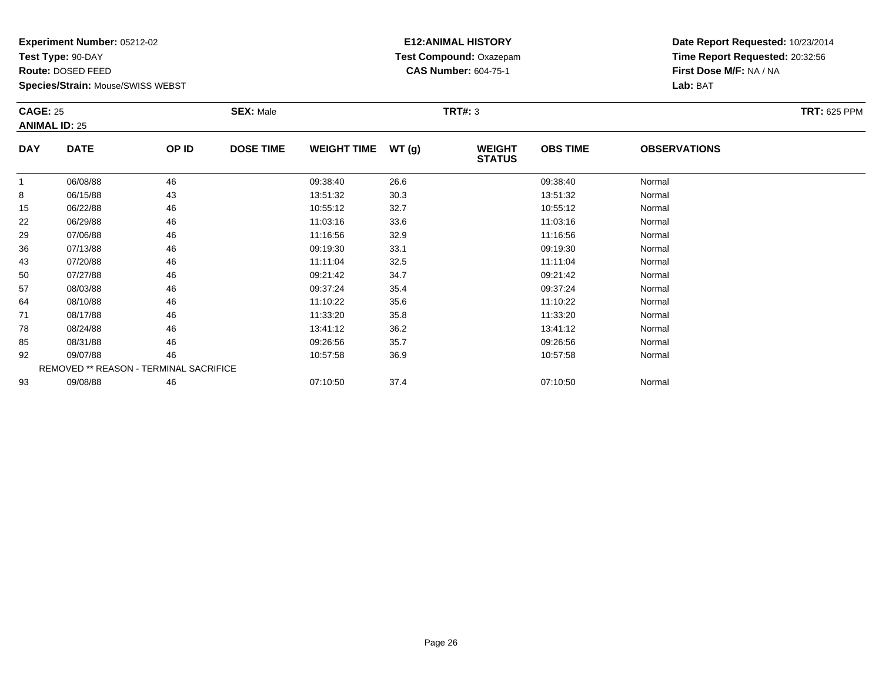**Experiment Number:** 05212-02
**Test Type:** 90-DAY
**Route:** DOSED FEED
**Species/Strain:** Mouse/SWISS WEBST

**E12:ANIMAL HISTORY**
**Test Compound:** Oxazepam
**CAS Number:** 604-75-1

**Date Report Requested:** 10/23/2014
**Time Report Requested:** 20:32:56
**First Dose M/F:** NA / NA
**Lab:** BAT

**CAGE:** 25 **SEX:** Male **TRT#:** 3 **TRT:** 625 PPM
**ANIMAL ID:** 25

| DAY | DATE | OP ID | DOSE TIME | WEIGHT TIME | WT (g) | WEIGHT STATUS | OBS TIME | OBSERVATIONS |
|---|---|---|---|---|---|---|---|---|
| 1 | 06/08/88 | 46 | | 09:38:40 | 26.6 | | 09:38:40 | Normal |
| 8 | 06/15/88 | 43 | | 13:51:32 | 30.3 | | 13:51:32 | Normal |
| 15 | 06/22/88 | 46 | | 10:55:12 | 32.7 | | 10:55:12 | Normal |
| 22 | 06/29/88 | 46 | | 11:03:16 | 33.6 | | 11:03:16 | Normal |
| 29 | 07/06/88 | 46 | | 11:16:56 | 32.9 | | 11:16:56 | Normal |
| 36 | 07/13/88 | 46 | | 09:19:30 | 33.1 | | 09:19:30 | Normal |
| 43 | 07/20/88 | 46 | | 11:11:04 | 32.5 | | 11:11:04 | Normal |
| 50 | 07/27/88 | 46 | | 09:21:42 | 34.7 | | 09:21:42 | Normal |
| 57 | 08/03/88 | 46 | | 09:37:24 | 35.4 | | 09:37:24 | Normal |
| 64 | 08/10/88 | 46 | | 11:10:22 | 35.6 | | 11:10:22 | Normal |
| 71 | 08/17/88 | 46 | | 11:33:20 | 35.8 | | 11:33:20 | Normal |
| 78 | 08/24/88 | 46 | | 13:41:12 | 36.2 | | 13:41:12 | Normal |
| 85 | 08/31/88 | 46 | | 09:26:56 | 35.7 | | 09:26:56 | Normal |
| 92 | 09/07/88 | 46 | | 10:57:58 | 36.9 | | 10:57:58 | Normal |
| REMOVED ** REASON - TERMINAL SACRIFICE | | | | | | | | |
| 93 | 09/08/88 | 46 | | 07:10:50 | 37.4 | | 07:10:50 | Normal |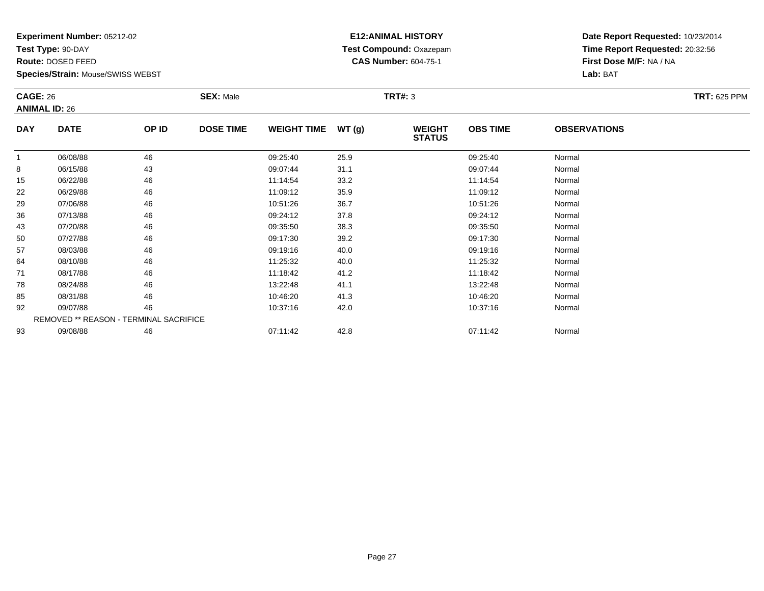**Experiment Number:** 05212-02
**Test Type:** 90-DAY
**Route:** DOSED FEED
**Species/Strain:** Mouse/SWISS WEBST

**E12:ANIMAL HISTORY**
**Test Compound:** Oxazepam
**CAS Number:** 604-75-1

**Date Report Requested:** 10/23/2014
**Time Report Requested:** 20:32:56
**First Dose M/F:** NA / NA
**Lab:** BAT

**CAGE:** 26
**ANIMAL ID:** 26
**SEX:** Male
**TRT#:** 3
**TRT:** 625 PPM

| DAY | DATE | OP ID | DOSE TIME | WEIGHT TIME | WT (g) | WEIGHT STATUS | OBS TIME | OBSERVATIONS |
|---|---|---|---|---|---|---|---|---|
| 1 | 06/08/88 | 46 | | 09:25:40 | 25.9 | | 09:25:40 | Normal |
| 8 | 06/15/88 | 43 | | 09:07:44 | 31.1 | | 09:07:44 | Normal |
| 15 | 06/22/88 | 46 | | 11:14:54 | 33.2 | | 11:14:54 | Normal |
| 22 | 06/29/88 | 46 | | 11:09:12 | 35.9 | | 11:09:12 | Normal |
| 29 | 07/06/88 | 46 | | 10:51:26 | 36.7 | | 10:51:26 | Normal |
| 36 | 07/13/88 | 46 | | 09:24:12 | 37.8 | | 09:24:12 | Normal |
| 43 | 07/20/88 | 46 | | 09:35:50 | 38.3 | | 09:35:50 | Normal |
| 50 | 07/27/88 | 46 | | 09:17:30 | 39.2 | | 09:17:30 | Normal |
| 57 | 08/03/88 | 46 | | 09:19:16 | 40.0 | | 09:19:16 | Normal |
| 64 | 08/10/88 | 46 | | 11:25:32 | 40.0 | | 11:25:32 | Normal |
| 71 | 08/17/88 | 46 | | 11:18:42 | 41.2 | | 11:18:42 | Normal |
| 78 | 08/24/88 | 46 | | 13:22:48 | 41.1 | | 13:22:48 | Normal |
| 85 | 08/31/88 | 46 | | 10:46:20 | 41.3 | | 10:46:20 | Normal |
| 92 | 09/07/88 | 46 | | 10:37:16 | 42.0 | | 10:37:16 | Normal |
| REMOVED ** REASON - TERMINAL SACRIFICE | | | | | | | | |
| 93 | 09/08/88 | 46 | | 07:11:42 | 42.8 | | 07:11:42 | Normal |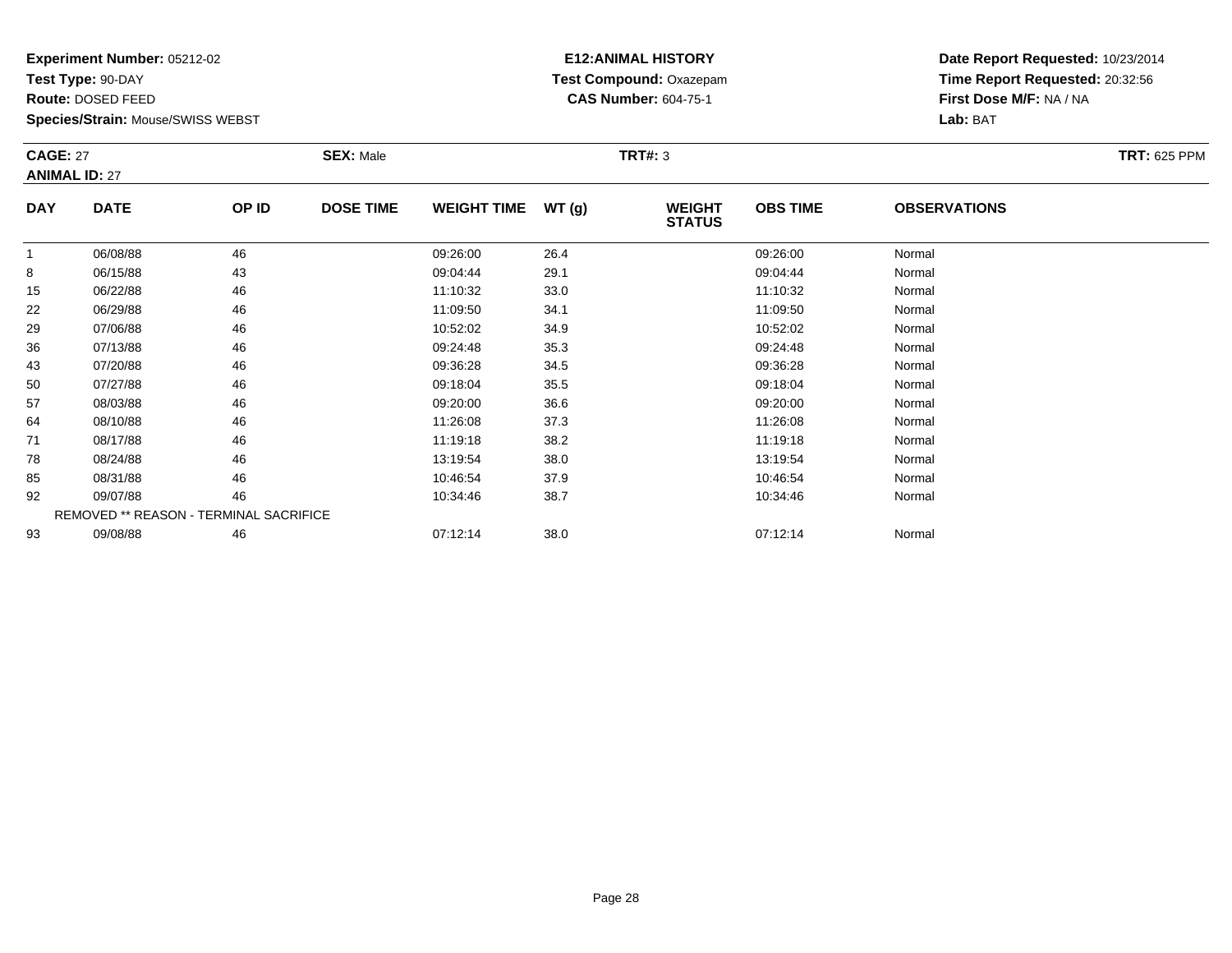**Experiment Number:** 05212-02
**Test Type:** 90-DAY
**Route:** DOSED FEED
**Species/Strain:** Mouse/SWISS WEBST

**E12:ANIMAL HISTORY**
**Test Compound:** Oxazepam
**CAS Number:** 604-75-1

**Date Report Requested:** 10/23/2014
**Time Report Requested:** 20:32:56
**First Dose M/F:** NA / NA
**Lab:** BAT

**CAGE:** 27 **SEX:** Male **TRT#:** 3 **TRT:** 625 PPM
**ANIMAL ID:** 27

| DAY | DATE | OP ID | DOSE TIME | WEIGHT TIME | WT (g) | WEIGHT STATUS | OBS TIME | OBSERVATIONS |
|---|---|---|---|---|---|---|---|---|
| 1 | 06/08/88 | 46 | | 09:26:00 | 26.4 | | 09:26:00 | Normal |
| 8 | 06/15/88 | 43 | | 09:04:44 | 29.1 | | 09:04:44 | Normal |
| 15 | 06/22/88 | 46 | | 11:10:32 | 33.0 | | 11:10:32 | Normal |
| 22 | 06/29/88 | 46 | | 11:09:50 | 34.1 | | 11:09:50 | Normal |
| 29 | 07/06/88 | 46 | | 10:52:02 | 34.9 | | 10:52:02 | Normal |
| 36 | 07/13/88 | 46 | | 09:24:48 | 35.3 | | 09:24:48 | Normal |
| 43 | 07/20/88 | 46 | | 09:36:28 | 34.5 | | 09:36:28 | Normal |
| 50 | 07/27/88 | 46 | | 09:18:04 | 35.5 | | 09:18:04 | Normal |
| 57 | 08/03/88 | 46 | | 09:20:00 | 36.6 | | 09:20:00 | Normal |
| 64 | 08/10/88 | 46 | | 11:26:08 | 37.3 | | 11:26:08 | Normal |
| 71 | 08/17/88 | 46 | | 11:19:18 | 38.2 | | 11:19:18 | Normal |
| 78 | 08/24/88 | 46 | | 13:19:54 | 38.0 | | 13:19:54 | Normal |
| 85 | 08/31/88 | 46 | | 10:46:54 | 37.9 | | 10:46:54 | Normal |
| 92 | 09/07/88 | 46 | | 10:34:46 | 38.7 | | 10:34:46 | Normal |
| REMOVED ** REASON - TERMINAL SACRIFICE | | | | | | | | |
| 93 | 09/08/88 | 46 | | 07:12:14 | 38.0 | | 07:12:14 | Normal |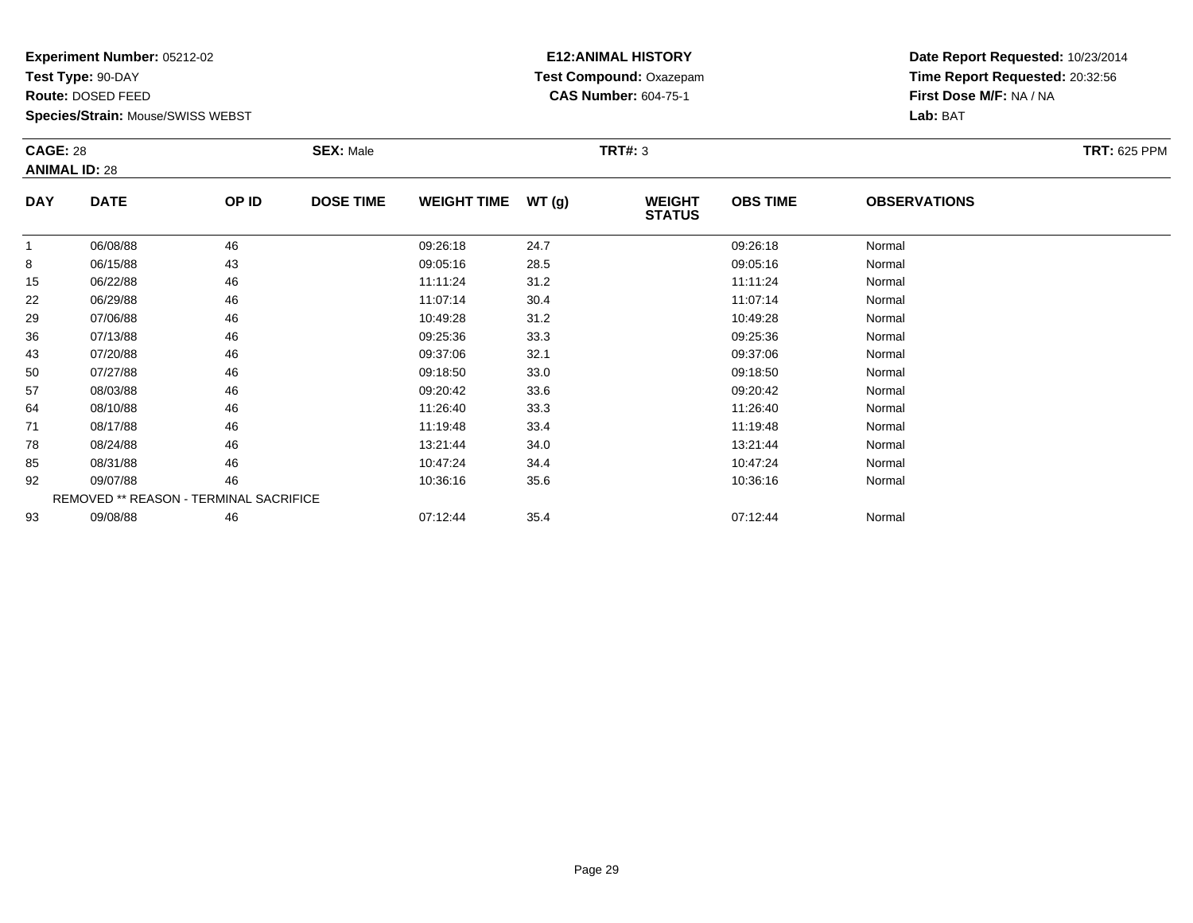**Experiment Number:** 05212-02
**Test Type:** 90-DAY
**Route:** DOSED FEED
**Species/Strain:** Mouse/SWISS WEBST

**E12:ANIMAL HISTORY**
**Test Compound:** Oxazepam
**CAS Number:** 604-75-1

**Date Report Requested:** 10/23/2014
**Time Report Requested:** 20:32:56
**First Dose M/F:** NA / NA
**Lab:** BAT

**CAGE:** 28
**ANIMAL ID:** 28
**SEX:** Male
**TRT#:** 3
**TRT:** 625 PPM

| DAY | DATE | OP ID | DOSE TIME | WEIGHT TIME | WT (g) | WEIGHT STATUS | OBS TIME | OBSERVATIONS |
|---|---|---|---|---|---|---|---|---|
| 1 | 06/08/88 | 46 | | 09:26:18 | 24.7 | | 09:26:18 | Normal |
| 8 | 06/15/88 | 43 | | 09:05:16 | 28.5 | | 09:05:16 | Normal |
| 15 | 06/22/88 | 46 | | 11:11:24 | 31.2 | | 11:11:24 | Normal |
| 22 | 06/29/88 | 46 | | 11:07:14 | 30.4 | | 11:07:14 | Normal |
| 29 | 07/06/88 | 46 | | 10:49:28 | 31.2 | | 10:49:28 | Normal |
| 36 | 07/13/88 | 46 | | 09:25:36 | 33.3 | | 09:25:36 | Normal |
| 43 | 07/20/88 | 46 | | 09:37:06 | 32.1 | | 09:37:06 | Normal |
| 50 | 07/27/88 | 46 | | 09:18:50 | 33.0 | | 09:18:50 | Normal |
| 57 | 08/03/88 | 46 | | 09:20:42 | 33.6 | | 09:20:42 | Normal |
| 64 | 08/10/88 | 46 | | 11:26:40 | 33.3 | | 11:26:40 | Normal |
| 71 | 08/17/88 | 46 | | 11:19:48 | 33.4 | | 11:19:48 | Normal |
| 78 | 08/24/88 | 46 | | 13:21:44 | 34.0 | | 13:21:44 | Normal |
| 85 | 08/31/88 | 46 | | 10:47:24 | 34.4 | | 10:47:24 | Normal |
| 92 | 09/07/88 | 46 | | 10:36:16 | 35.6 | | 10:36:16 | Normal |
| REMOVED ** REASON - TERMINAL SACRIFICE | | | | | | | | |
| 93 | 09/08/88 | 46 | | 07:12:44 | 35.4 | | 07:12:44 | Normal |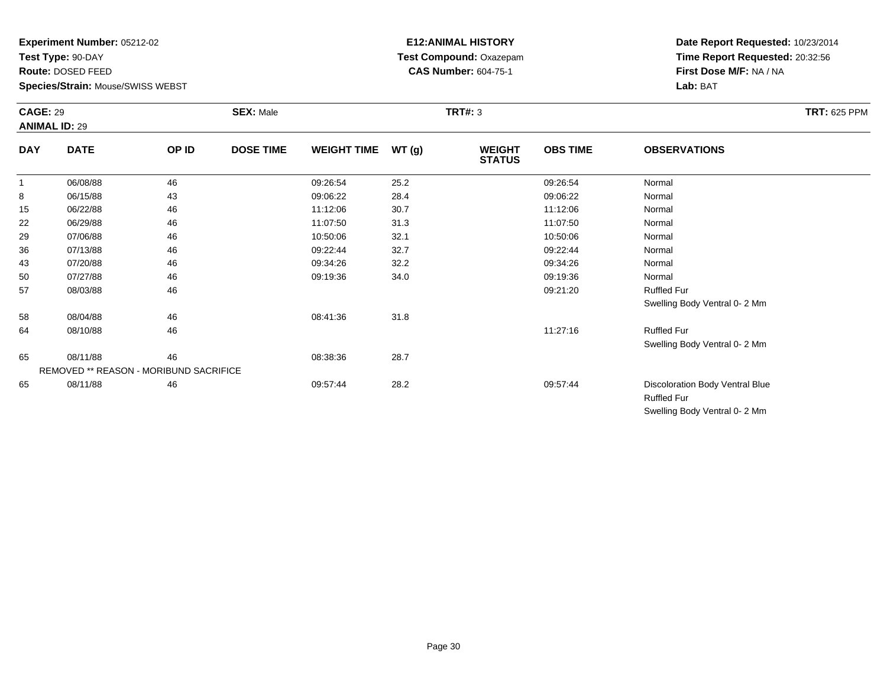**Experiment Number:** 05212-02
**Test Type:** 90-DAY
**Route:** DOSED FEED
**Species/Strain:** Mouse/SWISS WEBST

**E12:ANIMAL HISTORY**
**Test Compound:** Oxazepam
**CAS Number:** 604-75-1

**Date Report Requested:** 10/23/2014
**Time Report Requested:** 20:32:56
**First Dose M/F:** NA / NA
**Lab:** BAT

**CAGE:** 29 **SEX:** Male **TRT#:** 3 **TRT:** 625 PPM
**ANIMAL ID:** 29

| DAY | DATE | OP ID | DOSE TIME | WEIGHT TIME | WT (g) | WEIGHT STATUS | OBS TIME | OBSERVATIONS |
|---|---|---|---|---|---|---|---|---|
| 1 | 06/08/88 | 46 | | 09:26:54 | 25.2 | | 09:26:54 | Normal |
| 8 | 06/15/88 | 43 | | 09:06:22 | 28.4 | | 09:06:22 | Normal |
| 15 | 06/22/88 | 46 | | 11:12:06 | 30.7 | | 11:12:06 | Normal |
| 22 | 06/29/88 | 46 | | 11:07:50 | 31.3 | | 11:07:50 | Normal |
| 29 | 07/06/88 | 46 | | 10:50:06 | 32.1 | | 10:50:06 | Normal |
| 36 | 07/13/88 | 46 | | 09:22:44 | 32.7 | | 09:22:44 | Normal |
| 43 | 07/20/88 | 46 | | 09:34:26 | 32.2 | | 09:34:26 | Normal |
| 50 | 07/27/88 | 46 | | 09:19:36 | 34.0 | | 09:19:36 | Normal |
| 57 | 08/03/88 | 46 | | | | | 09:21:20 | Ruffled Fur |
| | | | | | | | | Swelling Body Ventral 0- 2 Mm |
| 58 | 08/04/88 | 46 | | 08:41:36 | 31.8 | | | |
| 64 | 08/10/88 | 46 | | | | | 11:27:16 | Ruffled Fur |
| | | | | | | | | Swelling Body Ventral 0- 2 Mm |
| 65 | 08/11/88 | 46 | | 08:38:36 | 28.7 | | | |
| | REMOVED ** REASON - MORIBUND SACRIFICE | | | | | | | |
| 65 | 08/11/88 | 46 | | 09:57:44 | 28.2 | | 09:57:44 | Discoloration Body Ventral Blue |
| | | | | | | | | Ruffled Fur |
| | | | | | | | | Swelling Body Ventral 0- 2 Mm |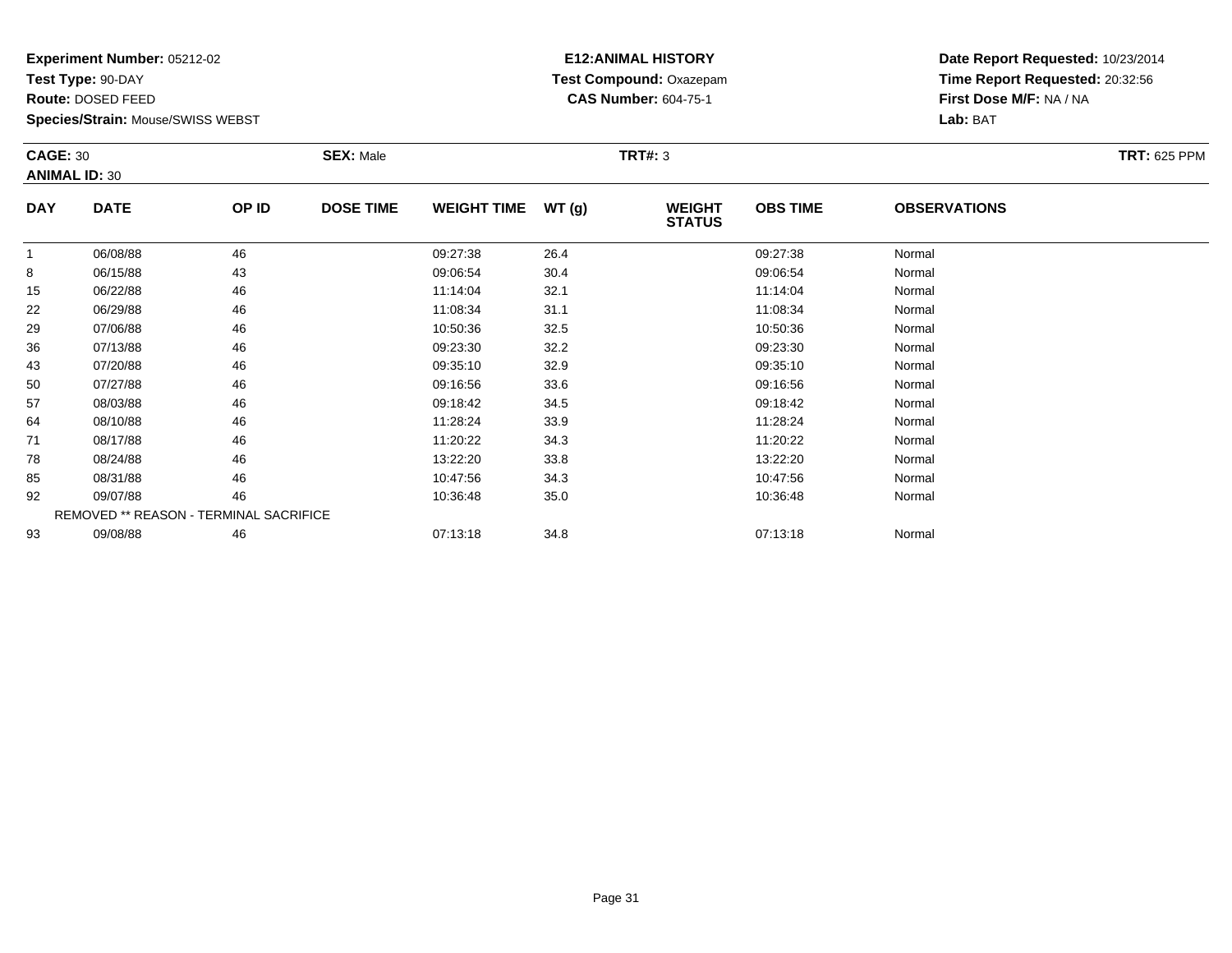**Experiment Number:** 05212-02
**Test Type:** 90-DAY
**Route:** DOSED FEED
**Species/Strain:** Mouse/SWISS WEBST

**E12:ANIMAL HISTORY**
**Test Compound:** Oxazepam
**CAS Number:** 604-75-1

**Date Report Requested:** 10/23/2014
**Time Report Requested:** 20:32:56
**First Dose M/F:** NA / NA
**Lab:** BAT

**CAGE:** 30 **SEX:** Male **TRT#:** 3 **TRT:** 625 PPM
**ANIMAL ID:** 30

| DAY | DATE | OP ID | DOSE TIME | WEIGHT TIME | WT (g) | WEIGHT STATUS | OBS TIME | OBSERVATIONS |
|---|---|---|---|---|---|---|---|---|
| 1 | 06/08/88 | 46 | | 09:27:38 | 26.4 | | 09:27:38 | Normal |
| 8 | 06/15/88 | 43 | | 09:06:54 | 30.4 | | 09:06:54 | Normal |
| 15 | 06/22/88 | 46 | | 11:14:04 | 32.1 | | 11:14:04 | Normal |
| 22 | 06/29/88 | 46 | | 11:08:34 | 31.1 | | 11:08:34 | Normal |
| 29 | 07/06/88 | 46 | | 10:50:36 | 32.5 | | 10:50:36 | Normal |
| 36 | 07/13/88 | 46 | | 09:23:30 | 32.2 | | 09:23:30 | Normal |
| 43 | 07/20/88 | 46 | | 09:35:10 | 32.9 | | 09:35:10 | Normal |
| 50 | 07/27/88 | 46 | | 09:16:56 | 33.6 | | 09:16:56 | Normal |
| 57 | 08/03/88 | 46 | | 09:18:42 | 34.5 | | 09:18:42 | Normal |
| 64 | 08/10/88 | 46 | | 11:28:24 | 33.9 | | 11:28:24 | Normal |
| 71 | 08/17/88 | 46 | | 11:20:22 | 34.3 | | 11:20:22 | Normal |
| 78 | 08/24/88 | 46 | | 13:22:20 | 33.8 | | 13:22:20 | Normal |
| 85 | 08/31/88 | 46 | | 10:47:56 | 34.3 | | 10:47:56 | Normal |
| 92 | 09/07/88 | 46 | | 10:36:48 | 35.0 | | 10:36:48 | Normal |
| | REMOVED ** REASON - TERMINAL SACRIFICE | | | | | | | |
| 93 | 09/08/88 | 46 | | 07:13:18 | 34.8 | | 07:13:18 | Normal |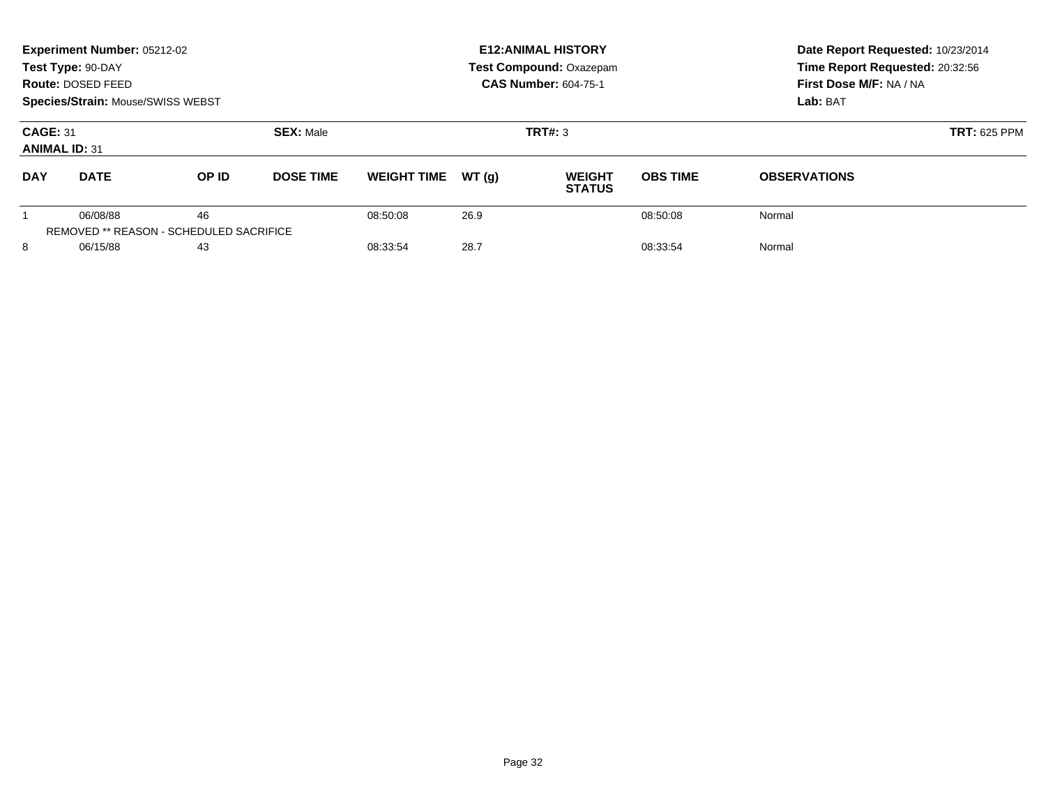**Experiment Number:** 05212-02
**Test Type:** 90-DAY
**Route:** DOSED FEED
**Species/Strain:** Mouse/SWISS WEBST

**E12:ANIMAL HISTORY**
**Test Compound:** Oxazepam
**CAS Number:** 604-75-1

**Date Report Requested:** 10/23/2014
**Time Report Requested:** 20:32:56
**First Dose M/F:** NA / NA
**Lab:** BAT

**CAGE:** 31 **SEX:** Male **TRT#:** 3 **TRT:** 625 PPM
**ANIMAL ID:** 31

| DAY | DATE | OP ID | DOSE TIME | WEIGHT TIME | WT (g) | WEIGHT STATUS | OBS TIME | OBSERVATIONS |
|---|---|---|---|---|---|---|---|---|
| 1 | 06/08/88 | 46 | | 08:50:08 | 26.9 | | 08:50:08 | Normal |
| REMOVED ** REASON - SCHEDULED SACRIFICE | | | | | | | | |
| 8 | 06/15/88 | 43 | | 08:33:54 | 28.7 | | 08:33:54 | Normal |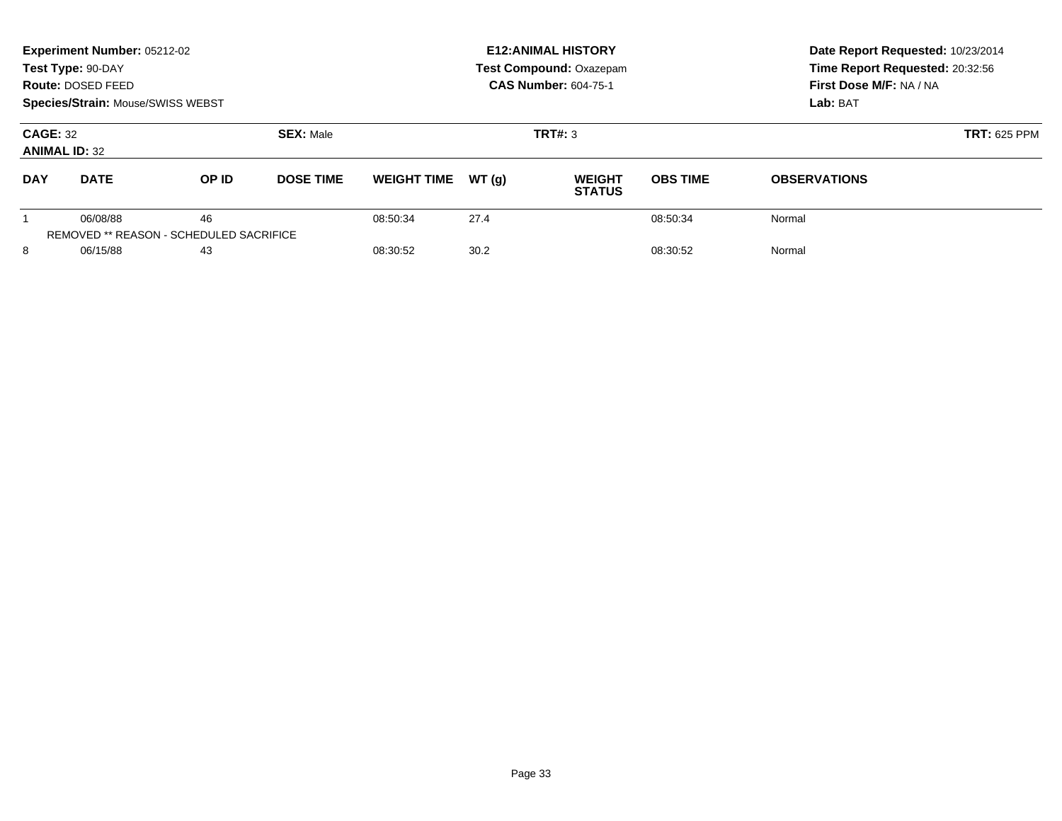**Experiment Number:** 05212-02
**Test Type:** 90-DAY
**Route:** DOSED FEED
**Species/Strain:** Mouse/SWISS WEBST

**E12:ANIMAL HISTORY**
**Test Compound:** Oxazepam
**CAS Number:** 604-75-1

**Date Report Requested:** 10/23/2014
**Time Report Requested:** 20:32:56
**First Dose M/F:** NA / NA
**Lab:** BAT

**CAGE:** 32 **SEX:** Male **TRT#:** 3 **TRT:** 625 PPM
**ANIMAL ID:** 32

| DAY | DATE | OP ID | DOSE TIME | WEIGHT TIME | WT (g) | WEIGHT STATUS | OBS TIME | OBSERVATIONS |
|---|---|---|---|---|---|---|---|---|
| 1 | 06/08/88 | 46 | | 08:50:34 | 27.4 | | 08:50:34 | Normal |
| | REMOVED ** REASON - SCHEDULED SACRIFICE | | | | | | | |
| 8 | 06/15/88 | 43 | | 08:30:52 | 30.2 | | 08:30:52 | Normal |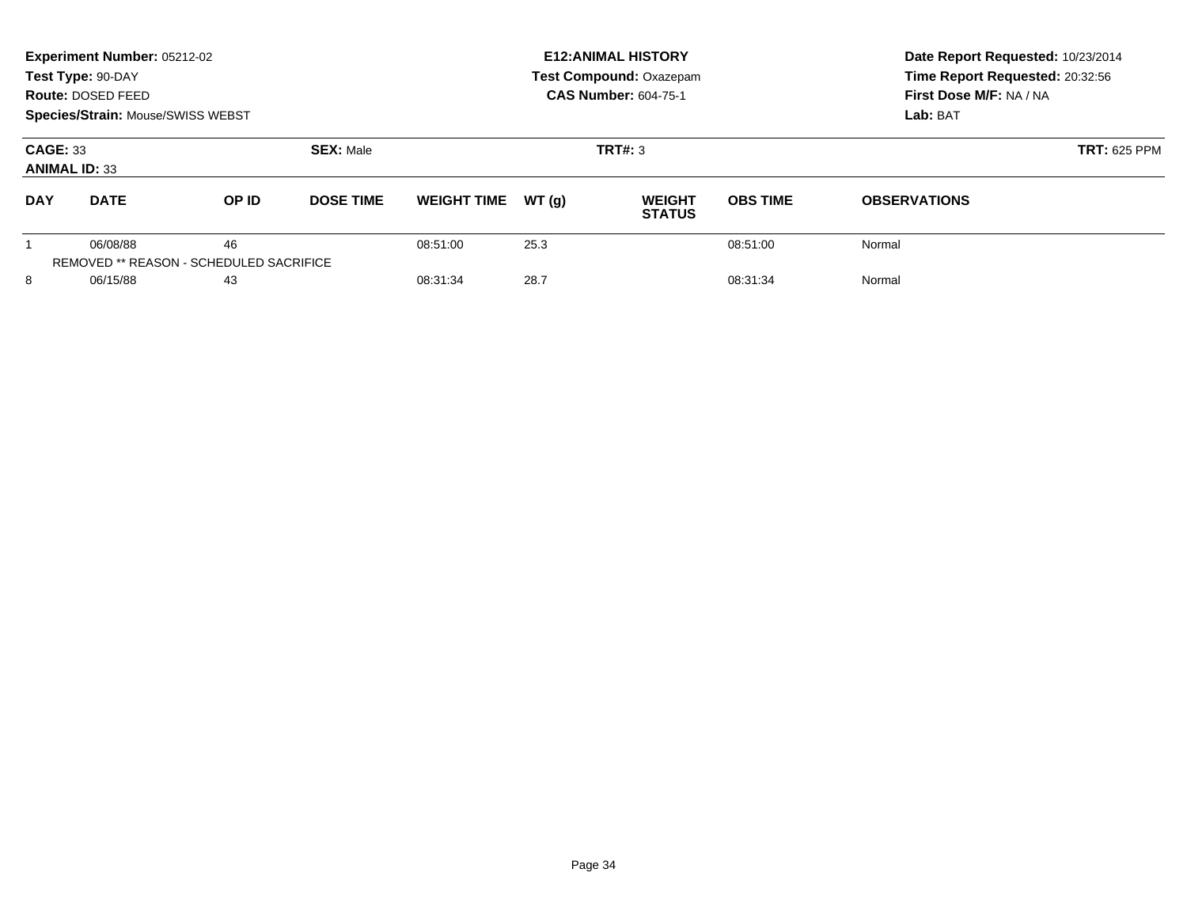**Experiment Number:** 05212-02
**Test Type:** 90-DAY
**Route:** DOSED FEED
**Species/Strain:** Mouse/SWISS WEBST

**E12:ANIMAL HISTORY**
**Test Compound:** Oxazepam
**CAS Number:** 604-75-1

**Date Report Requested:** 10/23/2014
**Time Report Requested:** 20:32:56
**First Dose M/F:** NA / NA
**Lab:** BAT

**CAGE:** 33
**ANIMAL ID:** 33
**SEX:** Male
**TRT#:** 3
**TRT:** 625 PPM

| DAY | DATE | OP ID | DOSE TIME | WEIGHT TIME | WT (g) | WEIGHT STATUS | OBS TIME | OBSERVATIONS |
|---|---|---|---|---|---|---|---|---|
| 1 | 06/08/88 | 46 | | 08:51:00 | 25.3 | | 08:51:00 | Normal |
| REMOVED ** REASON - SCHEDULED SACRIFICE | | | | | | | | |
| 8 | 06/15/88 | 43 | | 08:31:34 | 28.7 | | 08:31:34 | Normal |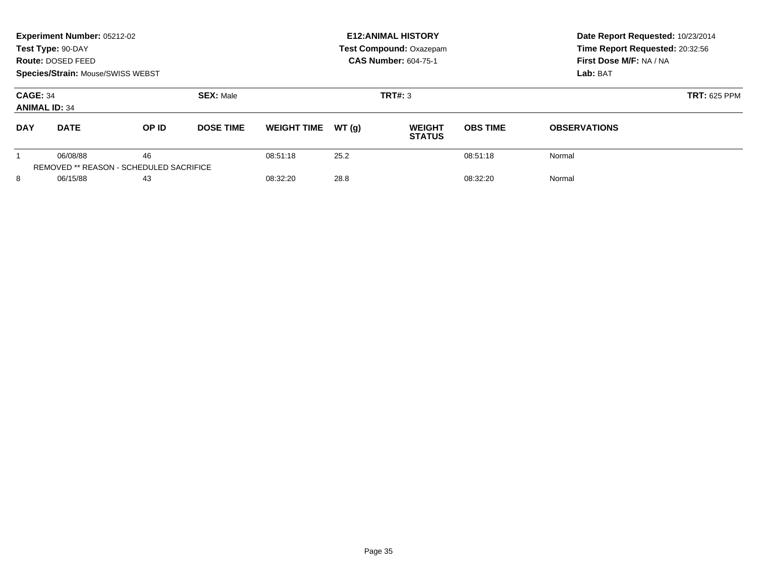**Experiment Number:** 05212-02
**Test Type:** 90-DAY
**Route:** DOSED FEED
**Species/Strain:** Mouse/SWISS WEBST

**E12:ANIMAL HISTORY**
**Test Compound:** Oxazepam
**CAS Number:** 604-75-1

**Date Report Requested:** 10/23/2014
**Time Report Requested:** 20:32:56
**First Dose M/F:** NA / NA
**Lab:** BAT

**CAGE:** 34
**ANIMAL ID:** 34

**SEX:** Male

**TRT#:** 3

**TRT:** 625 PPM

| DAY | DATE | OP ID | DOSE TIME | WEIGHT TIME | WT (g) | WEIGHT STATUS | OBS TIME | OBSERVATIONS |
|---|---|---|---|---|---|---|---|---|
| 1 | 06/08/88 | 46 | | 08:51:18 | 25.2 | | 08:51:18 | Normal |
| REMOVED ** REASON - SCHEDULED SACRIFICE | | | | | | | | |
| 8 | 06/15/88 | 43 | | 08:32:20 | 28.8 | | 08:32:20 | Normal |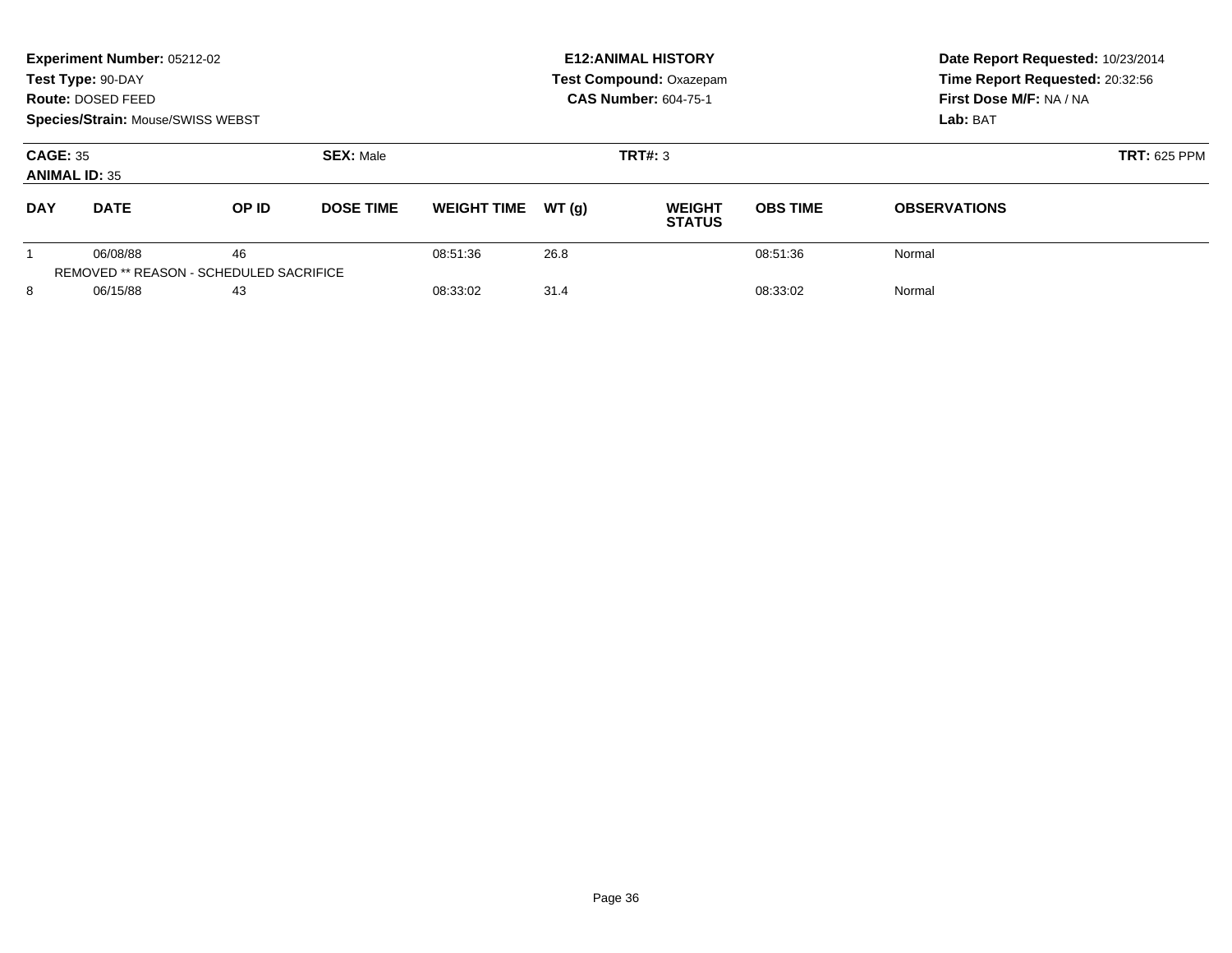**Experiment Number:** 05212-02
**Test Type:** 90-DAY
**Route:** DOSED FEED
**Species/Strain:** Mouse/SWISS WEBST

**E12:ANIMAL HISTORY**
**Test Compound:** Oxazepam
**CAS Number:** 604-75-1

**Date Report Requested:** 10/23/2014
**Time Report Requested:** 20:32:56
**First Dose M/F:** NA / NA
**Lab:** BAT

**CAGE:** 35
**ANIMAL ID:** 35
**SEX:** Male
**TRT#:** 3
**TRT:** 625 PPM

| DAY | DATE | OP ID | DOSE TIME | WEIGHT TIME | WT (g) | WEIGHT STATUS | OBS TIME | OBSERVATIONS |
|---|---|---|---|---|---|---|---|---|
| 1 | 06/08/88 | 46 | | 08:51:36 | 26.8 | | 08:51:36 | Normal |
| REMOVED ** REASON - SCHEDULED SACRIFICE | | | | | | | | |
| 8 | 06/15/88 | 43 | | 08:33:02 | 31.4 | | 08:33:02 | Normal |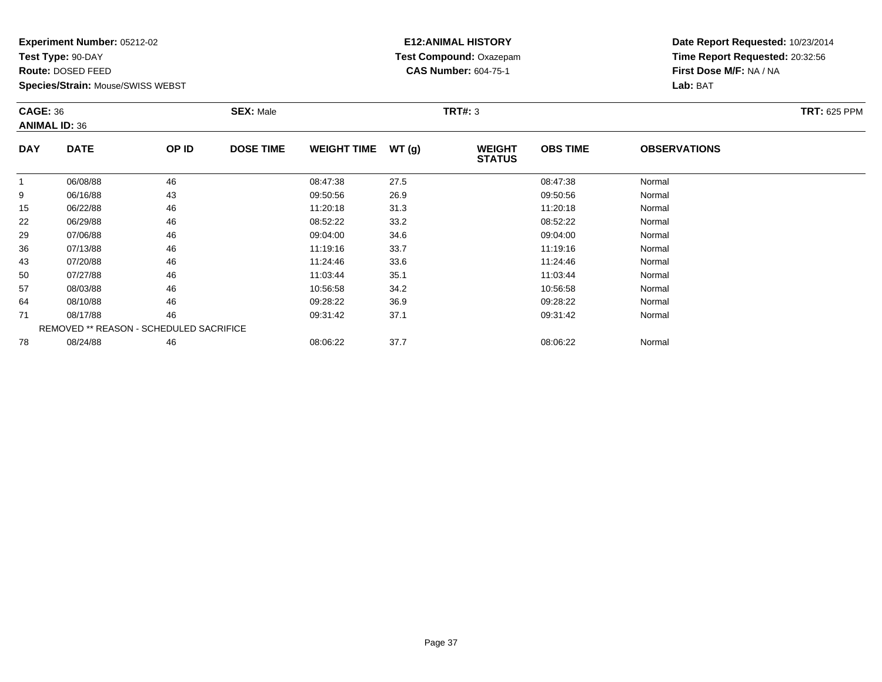**Experiment Number:** 05212-02
**Test Type:** 90-DAY
**Route:** DOSED FEED
**Species/Strain:** Mouse/SWISS WEBST

**E12:ANIMAL HISTORY**
**Test Compound:** Oxazepam
**CAS Number:** 604-75-1

**Date Report Requested:** 10/23/2014
**Time Report Requested:** 20:32:56
**First Dose M/F:** NA / NA
**Lab:** BAT

**CAGE:** 36
**ANIMAL ID:** 36

**SEX:** Male

**TRT#:** 3

**TRT:** 625 PPM

| DAY | DATE | OP ID | DOSE TIME | WEIGHT TIME | WT (g) | WEIGHT STATUS | OBS TIME | OBSERVATIONS |
|---|---|---|---|---|---|---|---|---|
| 1 | 06/08/88 | 46 | | 08:47:38 | 27.5 | | 08:47:38 | Normal |
| 9 | 06/16/88 | 43 | | 09:50:56 | 26.9 | | 09:50:56 | Normal |
| 15 | 06/22/88 | 46 | | 11:20:18 | 31.3 | | 11:20:18 | Normal |
| 22 | 06/29/88 | 46 | | 08:52:22 | 33.2 | | 08:52:22 | Normal |
| 29 | 07/06/88 | 46 | | 09:04:00 | 34.6 | | 09:04:00 | Normal |
| 36 | 07/13/88 | 46 | | 11:19:16 | 33.7 | | 11:19:16 | Normal |
| 43 | 07/20/88 | 46 | | 11:24:46 | 33.6 | | 11:24:46 | Normal |
| 50 | 07/27/88 | 46 | | 11:03:44 | 35.1 | | 11:03:44 | Normal |
| 57 | 08/03/88 | 46 | | 10:56:58 | 34.2 | | 10:56:58 | Normal |
| 64 | 08/10/88 | 46 | | 09:28:22 | 36.9 | | 09:28:22 | Normal |
| 71 | 08/17/88 | 46 | | 09:31:42 | 37.1 | | 09:31:42 | Normal |
| REMOVED ** REASON - SCHEDULED SACRIFICE | | | | | | | | |
| 78 | 08/24/88 | 46 | | 08:06:22 | 37.7 | | 08:06:22 | Normal |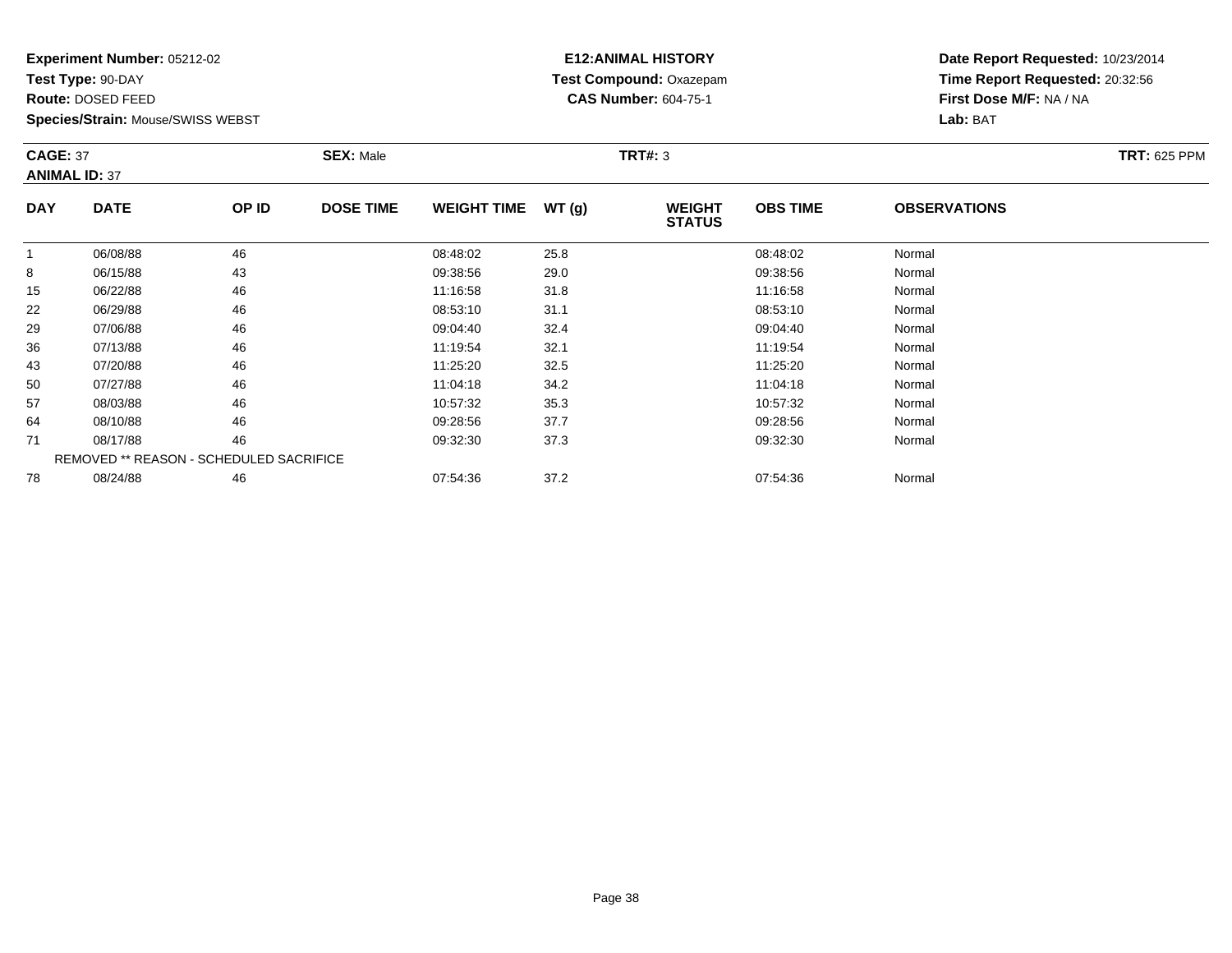**Experiment Number:** 05212-02
**Test Type:** 90-DAY
**Route:** DOSED FEED
**Species/Strain:** Mouse/SWISS WEBST

**E12:ANIMAL HISTORY**
**Test Compound:** Oxazepam
**CAS Number:** 604-75-1

**Date Report Requested:** 10/23/2014
**Time Report Requested:** 20:32:56
**First Dose M/F:** NA / NA
**Lab:** BAT

**CAGE:** 37
**ANIMAL ID:** 37
**SEX:** Male
**TRT#:** 3
**TRT:** 625 PPM

| DAY | DATE | OP ID | DOSE TIME | WEIGHT TIME | WT (g) | WEIGHT STATUS | OBS TIME | OBSERVATIONS |
|---|---|---|---|---|---|---|---|---|
| 1 | 06/08/88 | 46 | | 08:48:02 | 25.8 | | 08:48:02 | Normal |
| 8 | 06/15/88 | 43 | | 09:38:56 | 29.0 | | 09:38:56 | Normal |
| 15 | 06/22/88 | 46 | | 11:16:58 | 31.8 | | 11:16:58 | Normal |
| 22 | 06/29/88 | 46 | | 08:53:10 | 31.1 | | 08:53:10 | Normal |
| 29 | 07/06/88 | 46 | | 09:04:40 | 32.4 | | 09:04:40 | Normal |
| 36 | 07/13/88 | 46 | | 11:19:54 | 32.1 | | 11:19:54 | Normal |
| 43 | 07/20/88 | 46 | | 11:25:20 | 32.5 | | 11:25:20 | Normal |
| 50 | 07/27/88 | 46 | | 11:04:18 | 34.2 | | 11:04:18 | Normal |
| 57 | 08/03/88 | 46 | | 10:57:32 | 35.3 | | 10:57:32 | Normal |
| 64 | 08/10/88 | 46 | | 09:28:56 | 37.7 | | 09:28:56 | Normal |
| 71 | 08/17/88 | 46 | | 09:32:30 | 37.3 | | 09:32:30 | Normal |
| | REMOVED ** REASON - SCHEDULED SACRIFICE | | | | | | | |
| 78 | 08/24/88 | 46 | | 07:54:36 | 37.2 | | 07:54:36 | Normal |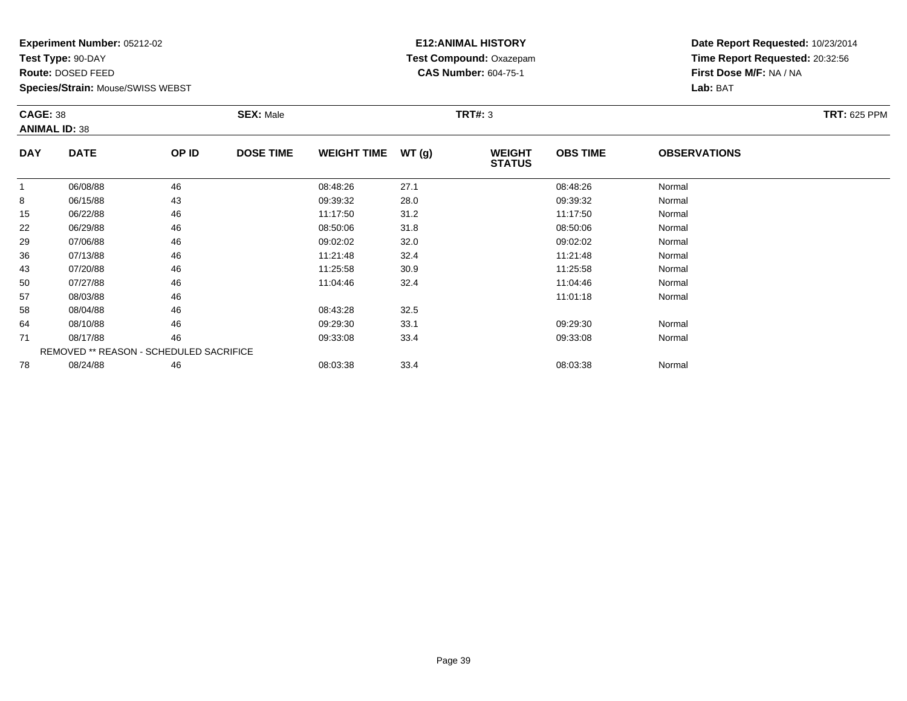**Experiment Number:** 05212-02
**Test Type:** 90-DAY
**Route:** DOSED FEED
**Species/Strain:** Mouse/SWISS WEBST

**E12:ANIMAL HISTORY**
**Test Compound:** Oxazepam
**CAS Number:** 604-75-1

**Date Report Requested:** 10/23/2014
**Time Report Requested:** 20:32:56
**First Dose M/F:** NA / NA
**Lab:** BAT

**CAGE:** 38
**ANIMAL ID:** 38
**SEX:** Male
**TRT#:** 3
**TRT:** 625 PPM

| DAY | DATE | OP ID | DOSE TIME | WEIGHT TIME | WT (g) | WEIGHT STATUS | OBS TIME | OBSERVATIONS |
|---|---|---|---|---|---|---|---|---|
| 1 | 06/08/88 | 46 | | 08:48:26 | 27.1 | | 08:48:26 | Normal |
| 8 | 06/15/88 | 43 | | 09:39:32 | 28.0 | | 09:39:32 | Normal |
| 15 | 06/22/88 | 46 | | 11:17:50 | 31.2 | | 11:17:50 | Normal |
| 22 | 06/29/88 | 46 | | 08:50:06 | 31.8 | | 08:50:06 | Normal |
| 29 | 07/06/88 | 46 | | 09:02:02 | 32.0 | | 09:02:02 | Normal |
| 36 | 07/13/88 | 46 | | 11:21:48 | 32.4 | | 11:21:48 | Normal |
| 43 | 07/20/88 | 46 | | 11:25:58 | 30.9 | | 11:25:58 | Normal |
| 50 | 07/27/88 | 46 | | 11:04:46 | 32.4 | | 11:04:46 | Normal |
| 57 | 08/03/88 | 46 | | | | | 11:01:18 | Normal |
| 58 | 08/04/88 | 46 | | 08:43:28 | 32.5 | | | |
| 64 | 08/10/88 | 46 | | 09:29:30 | 33.1 | | 09:29:30 | Normal |
| 71 | 08/17/88 | 46 | | 09:33:08 | 33.4 | | 09:33:08 | Normal |
| | REMOVED ** REASON - SCHEDULED SACRIFICE | | | | | | | |
| 78 | 08/24/88 | 46 | | 08:03:38 | 33.4 | | 08:03:38 | Normal |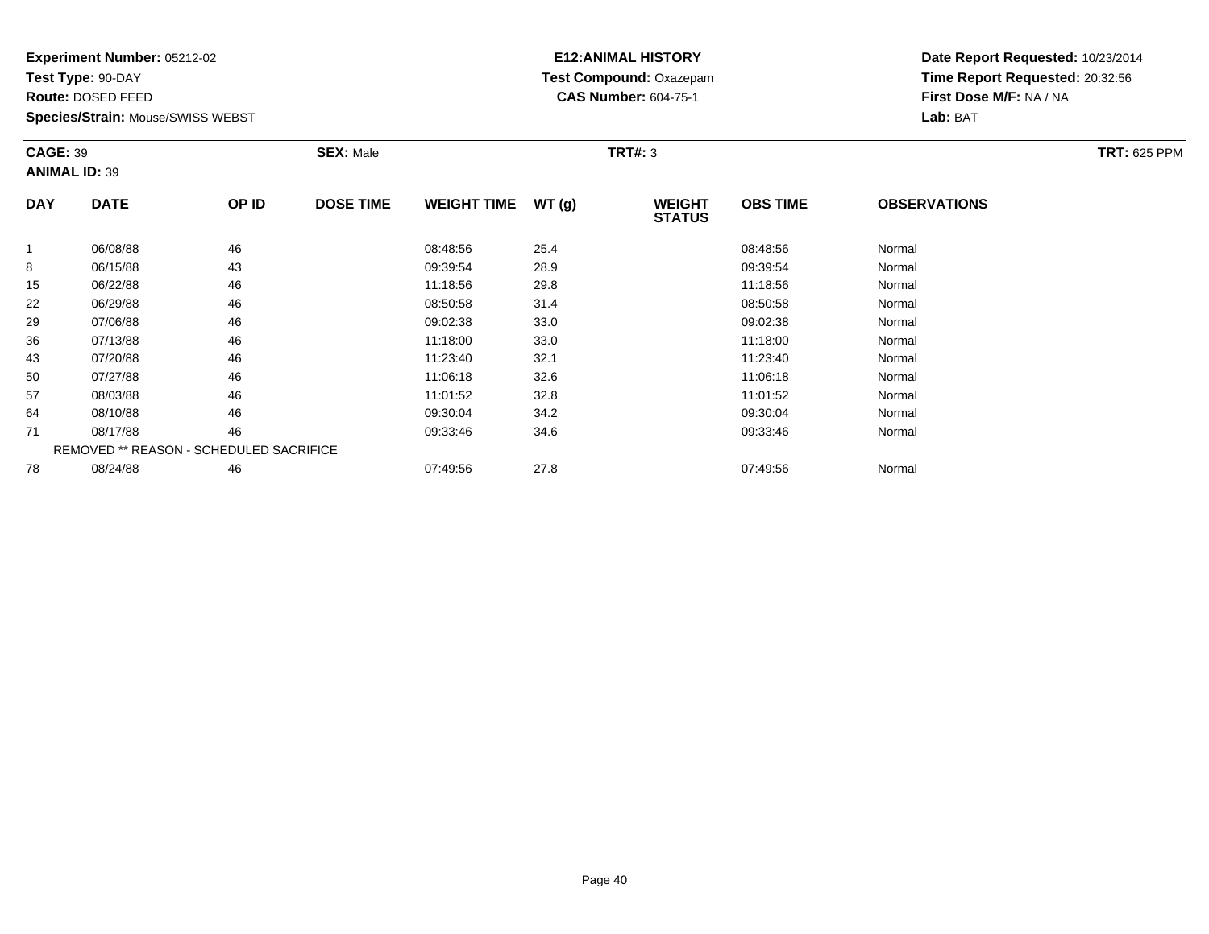**Experiment Number:** 05212-02
**Test Type:** 90-DAY
**Route:** DOSED FEED
**Species/Strain:** Mouse/SWISS WEBST

**E12:ANIMAL HISTORY**
**Test Compound:** Oxazepam
**CAS Number:** 604-75-1

**Date Report Requested:** 10/23/2014
**Time Report Requested:** 20:32:56
**First Dose M/F:** NA / NA
**Lab:** BAT

**CAGE:** 39
**ANIMAL ID:** 39
**SEX:** Male
**TRT#:** 3
**TRT:** 625 PPM

| DAY | DATE | OP ID | DOSE TIME | WEIGHT TIME | WT (g) | WEIGHT STATUS | OBS TIME | OBSERVATIONS |
|---|---|---|---|---|---|---|---|---|
| 1 | 06/08/88 | 46 | | 08:48:56 | 25.4 | | 08:48:56 | Normal |
| 8 | 06/15/88 | 43 | | 09:39:54 | 28.9 | | 09:39:54 | Normal |
| 15 | 06/22/88 | 46 | | 11:18:56 | 29.8 | | 11:18:56 | Normal |
| 22 | 06/29/88 | 46 | | 08:50:58 | 31.4 | | 08:50:58 | Normal |
| 29 | 07/06/88 | 46 | | 09:02:38 | 33.0 | | 09:02:38 | Normal |
| 36 | 07/13/88 | 46 | | 11:18:00 | 33.0 | | 11:18:00 | Normal |
| 43 | 07/20/88 | 46 | | 11:23:40 | 32.1 | | 11:23:40 | Normal |
| 50 | 07/27/88 | 46 | | 11:06:18 | 32.6 | | 11:06:18 | Normal |
| 57 | 08/03/88 | 46 | | 11:01:52 | 32.8 | | 11:01:52 | Normal |
| 64 | 08/10/88 | 46 | | 09:30:04 | 34.2 | | 09:30:04 | Normal |
| 71 | 08/17/88 | 46 | | 09:33:46 | 34.6 | | 09:33:46 | Normal |
| REMOVED ** REASON - SCHEDULED SACRIFICE | | | | | | | | |
| 78 | 08/24/88 | 46 | | 07:49:56 | 27.8 | | 07:49:56 | Normal |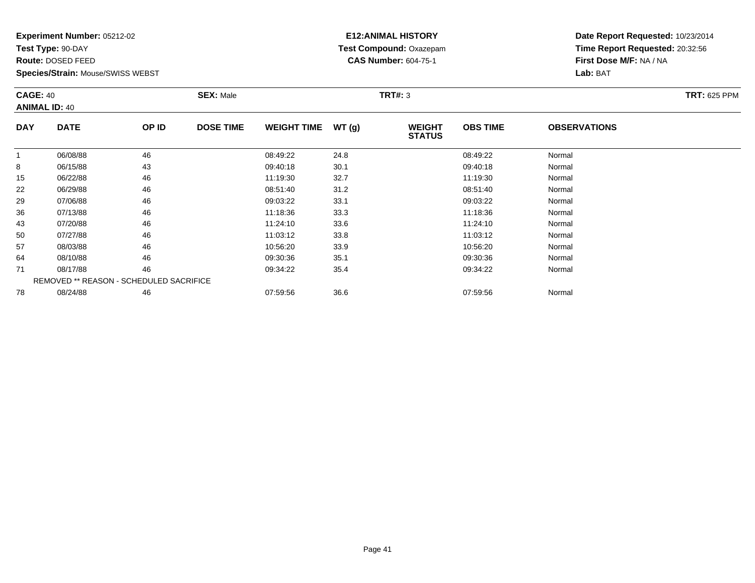**Experiment Number:** 05212-02
**Test Type:** 90-DAY
**Route:** DOSED FEED
**Species/Strain:** Mouse/SWISS WEBST

**E12:ANIMAL HISTORY**
**Test Compound:** Oxazepam
**CAS Number:** 604-75-1

**Date Report Requested:** 10/23/2014
**Time Report Requested:** 20:32:56
**First Dose M/F:** NA / NA
**Lab:** BAT

**CAGE:** 40
**ANIMAL ID:** 40
**SEX:** Male
**TRT#:** 3
**TRT:** 625 PPM

| DAY | DATE | OP ID | DOSE TIME | WEIGHT TIME | WT (g) | WEIGHT STATUS | OBS TIME | OBSERVATIONS |
|---|---|---|---|---|---|---|---|---|
| 1 | 06/08/88 | 46 | | 08:49:22 | 24.8 | | 08:49:22 | Normal |
| 8 | 06/15/88 | 43 | | 09:40:18 | 30.1 | | 09:40:18 | Normal |
| 15 | 06/22/88 | 46 | | 11:19:30 | 32.7 | | 11:19:30 | Normal |
| 22 | 06/29/88 | 46 | | 08:51:40 | 31.2 | | 08:51:40 | Normal |
| 29 | 07/06/88 | 46 | | 09:03:22 | 33.1 | | 09:03:22 | Normal |
| 36 | 07/13/88 | 46 | | 11:18:36 | 33.3 | | 11:18:36 | Normal |
| 43 | 07/20/88 | 46 | | 11:24:10 | 33.6 | | 11:24:10 | Normal |
| 50 | 07/27/88 | 46 | | 11:03:12 | 33.8 | | 11:03:12 | Normal |
| 57 | 08/03/88 | 46 | | 10:56:20 | 33.9 | | 10:56:20 | Normal |
| 64 | 08/10/88 | 46 | | 09:30:36 | 35.1 | | 09:30:36 | Normal |
| 71 | 08/17/88 | 46 | | 09:34:22 | 35.4 | | 09:34:22 | Normal |
| | REMOVED ** REASON - SCHEDULED SACRIFICE | | | | | | | |
| 78 | 08/24/88 | 46 | | 07:59:56 | 36.6 | | 07:59:56 | Normal |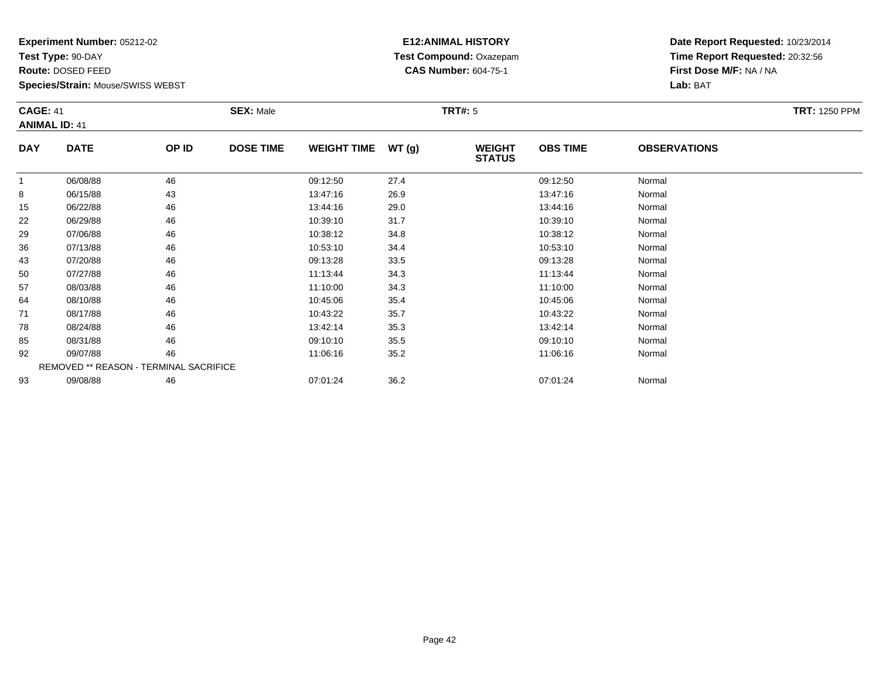**Experiment Number:** 05212-02
**Test Type:** 90-DAY
**Route:** DOSED FEED
**Species/Strain:** Mouse/SWISS WEBST

**E12:ANIMAL HISTORY**
**Test Compound:** Oxazepam
**CAS Number:** 604-75-1

**Date Report Requested:** 10/23/2014
**Time Report Requested:** 20:32:56
**First Dose M/F:** NA / NA
**Lab:** BAT

**CAGE:** 41
**ANIMAL ID:** 41
**SEX:** Male
**TRT#:** 5
**TRT:** 1250 PPM

| DAY | DATE | OP ID | DOSE TIME | WEIGHT TIME | WT (g) | WEIGHT STATUS | OBS TIME | OBSERVATIONS |
|---|---|---|---|---|---|---|---|---|
| 1 | 06/08/88 | 46 | | 09:12:50 | 27.4 | | 09:12:50 | Normal |
| 8 | 06/15/88 | 43 | | 13:47:16 | 26.9 | | 13:47:16 | Normal |
| 15 | 06/22/88 | 46 | | 13:44:16 | 29.0 | | 13:44:16 | Normal |
| 22 | 06/29/88 | 46 | | 10:39:10 | 31.7 | | 10:39:10 | Normal |
| 29 | 07/06/88 | 46 | | 10:38:12 | 34.8 | | 10:38:12 | Normal |
| 36 | 07/13/88 | 46 | | 10:53:10 | 34.4 | | 10:53:10 | Normal |
| 43 | 07/20/88 | 46 | | 09:13:28 | 33.5 | | 09:13:28 | Normal |
| 50 | 07/27/88 | 46 | | 11:13:44 | 34.3 | | 11:13:44 | Normal |
| 57 | 08/03/88 | 46 | | 11:10:00 | 34.3 | | 11:10:00 | Normal |
| 64 | 08/10/88 | 46 | | 10:45:06 | 35.4 | | 10:45:06 | Normal |
| 71 | 08/17/88 | 46 | | 10:43:22 | 35.7 | | 10:43:22 | Normal |
| 78 | 08/24/88 | 46 | | 13:42:14 | 35.3 | | 13:42:14 | Normal |
| 85 | 08/31/88 | 46 | | 09:10:10 | 35.5 | | 09:10:10 | Normal |
| 92 | 09/07/88 | 46 | | 11:06:16 | 35.2 | | 11:06:16 | Normal |
| REMOVED ** REASON - TERMINAL SACRIFICE | | | | | | | | |
| 93 | 09/08/88 | 46 | | 07:01:24 | 36.2 | | 07:01:24 | Normal |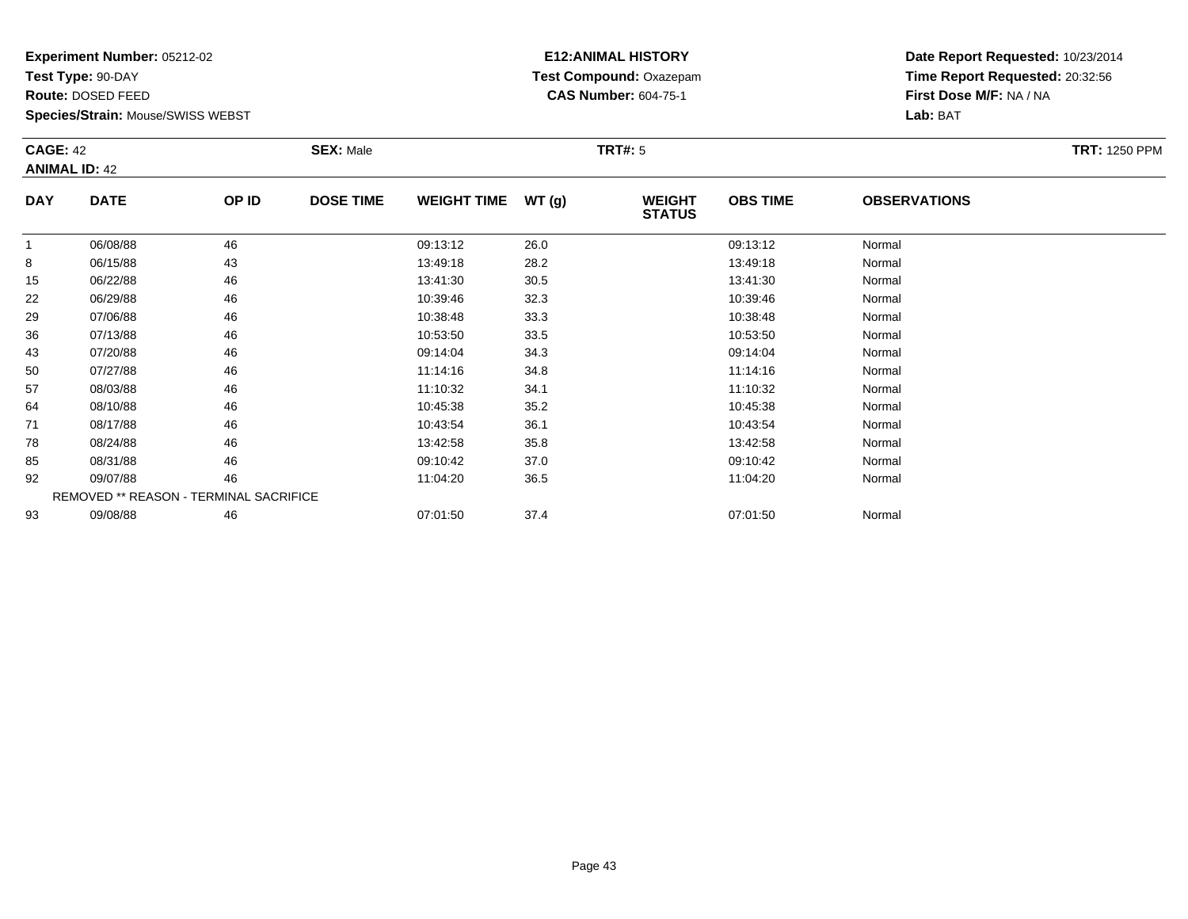**Experiment Number:** 05212-02
**Test Type:** 90-DAY
**Route:** DOSED FEED
**Species/Strain:** Mouse/SWISS WEBST

**E12:ANIMAL HISTORY**
**Test Compound:** Oxazepam
**CAS Number:** 604-75-1

**Date Report Requested:** 10/23/2014
**Time Report Requested:** 20:32:56
**First Dose M/F:** NA / NA
**Lab:** BAT

**CAGE:** 42 **SEX:** Male **TRT#:** 5 **TRT:** 1250 PPM
**ANIMAL ID:** 42

| DAY | DATE | OP ID | DOSE TIME | WEIGHT TIME | WT (g) | WEIGHT STATUS | OBS TIME | OBSERVATIONS |
|---|---|---|---|---|---|---|---|---|
| 1 | 06/08/88 | 46 | | 09:13:12 | 26.0 | | 09:13:12 | Normal |
| 8 | 06/15/88 | 43 | | 13:49:18 | 28.2 | | 13:49:18 | Normal |
| 15 | 06/22/88 | 46 | | 13:41:30 | 30.5 | | 13:41:30 | Normal |
| 22 | 06/29/88 | 46 | | 10:39:46 | 32.3 | | 10:39:46 | Normal |
| 29 | 07/06/88 | 46 | | 10:38:48 | 33.3 | | 10:38:48 | Normal |
| 36 | 07/13/88 | 46 | | 10:53:50 | 33.5 | | 10:53:50 | Normal |
| 43 | 07/20/88 | 46 | | 09:14:04 | 34.3 | | 09:14:04 | Normal |
| 50 | 07/27/88 | 46 | | 11:14:16 | 34.8 | | 11:14:16 | Normal |
| 57 | 08/03/88 | 46 | | 11:10:32 | 34.1 | | 11:10:32 | Normal |
| 64 | 08/10/88 | 46 | | 10:45:38 | 35.2 | | 10:45:38 | Normal |
| 71 | 08/17/88 | 46 | | 10:43:54 | 36.1 | | 10:43:54 | Normal |
| 78 | 08/24/88 | 46 | | 13:42:58 | 35.8 | | 13:42:58 | Normal |
| 85 | 08/31/88 | 46 | | 09:10:42 | 37.0 | | 09:10:42 | Normal |
| 92 | 09/07/88 | 46 | | 11:04:20 | 36.5 | | 11:04:20 | Normal |
| REMOVED ** REASON - TERMINAL SACRIFICE | | | | | | | | |
| 93 | 09/08/88 | 46 | | 07:01:50 | 37.4 | | 07:01:50 | Normal |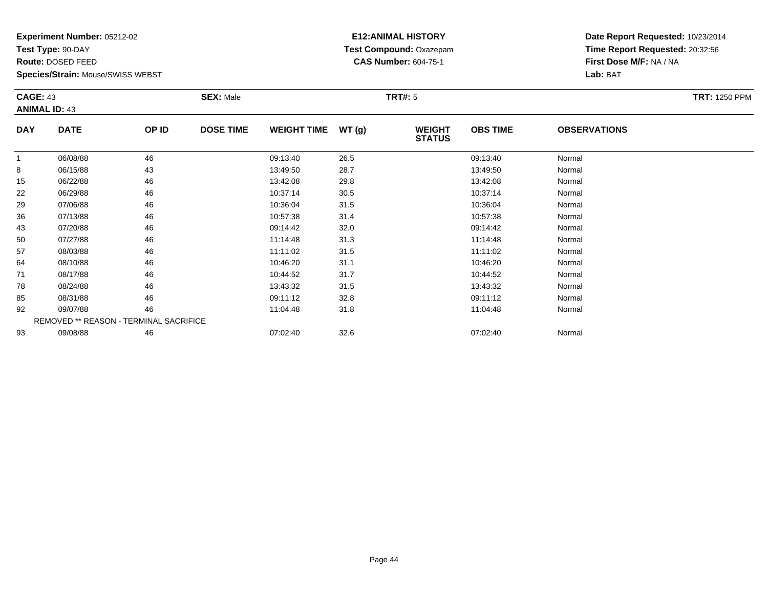**Experiment Number:** 05212-02
**Test Type:** 90-DAY
**Route:** DOSED FEED
**Species/Strain:** Mouse/SWISS WEBST

**E12:ANIMAL HISTORY**
**Test Compound:** Oxazepam
**CAS Number:** 604-75-1

**Date Report Requested:** 10/23/2014
**Time Report Requested:** 20:32:56
**First Dose M/F:** NA / NA
**Lab:** BAT

**CAGE:** 43
**ANIMAL ID:** 43

**SEX:** Male

**TRT#:** 5

**TRT:** 1250 PPM

| DAY | DATE | OP ID | DOSE TIME | WEIGHT TIME | WT (g) | WEIGHT STATUS | OBS TIME | OBSERVATIONS |
|---|---|---|---|---|---|---|---|---|
| 1 | 06/08/88 | 46 | | 09:13:40 | 26.5 | | 09:13:40 | Normal |
| 8 | 06/15/88 | 43 | | 13:49:50 | 28.7 | | 13:49:50 | Normal |
| 15 | 06/22/88 | 46 | | 13:42:08 | 29.8 | | 13:42:08 | Normal |
| 22 | 06/29/88 | 46 | | 10:37:14 | 30.5 | | 10:37:14 | Normal |
| 29 | 07/06/88 | 46 | | 10:36:04 | 31.5 | | 10:36:04 | Normal |
| 36 | 07/13/88 | 46 | | 10:57:38 | 31.4 | | 10:57:38 | Normal |
| 43 | 07/20/88 | 46 | | 09:14:42 | 32.0 | | 09:14:42 | Normal |
| 50 | 07/27/88 | 46 | | 11:14:48 | 31.3 | | 11:14:48 | Normal |
| 57 | 08/03/88 | 46 | | 11:11:02 | 31.5 | | 11:11:02 | Normal |
| 64 | 08/10/88 | 46 | | 10:46:20 | 31.1 | | 10:46:20 | Normal |
| 71 | 08/17/88 | 46 | | 10:44:52 | 31.7 | | 10:44:52 | Normal |
| 78 | 08/24/88 | 46 | | 13:43:32 | 31.5 | | 13:43:32 | Normal |
| 85 | 08/31/88 | 46 | | 09:11:12 | 32.8 | | 09:11:12 | Normal |
| 92 | 09/07/88 | 46 | | 11:04:48 | 31.8 | | 11:04:48 | Normal |
| REMOVED ** REASON - TERMINAL SACRIFICE | | | | | | | | |
| 93 | 09/08/88 | 46 | | 07:02:40 | 32.6 | | 07:02:40 | Normal |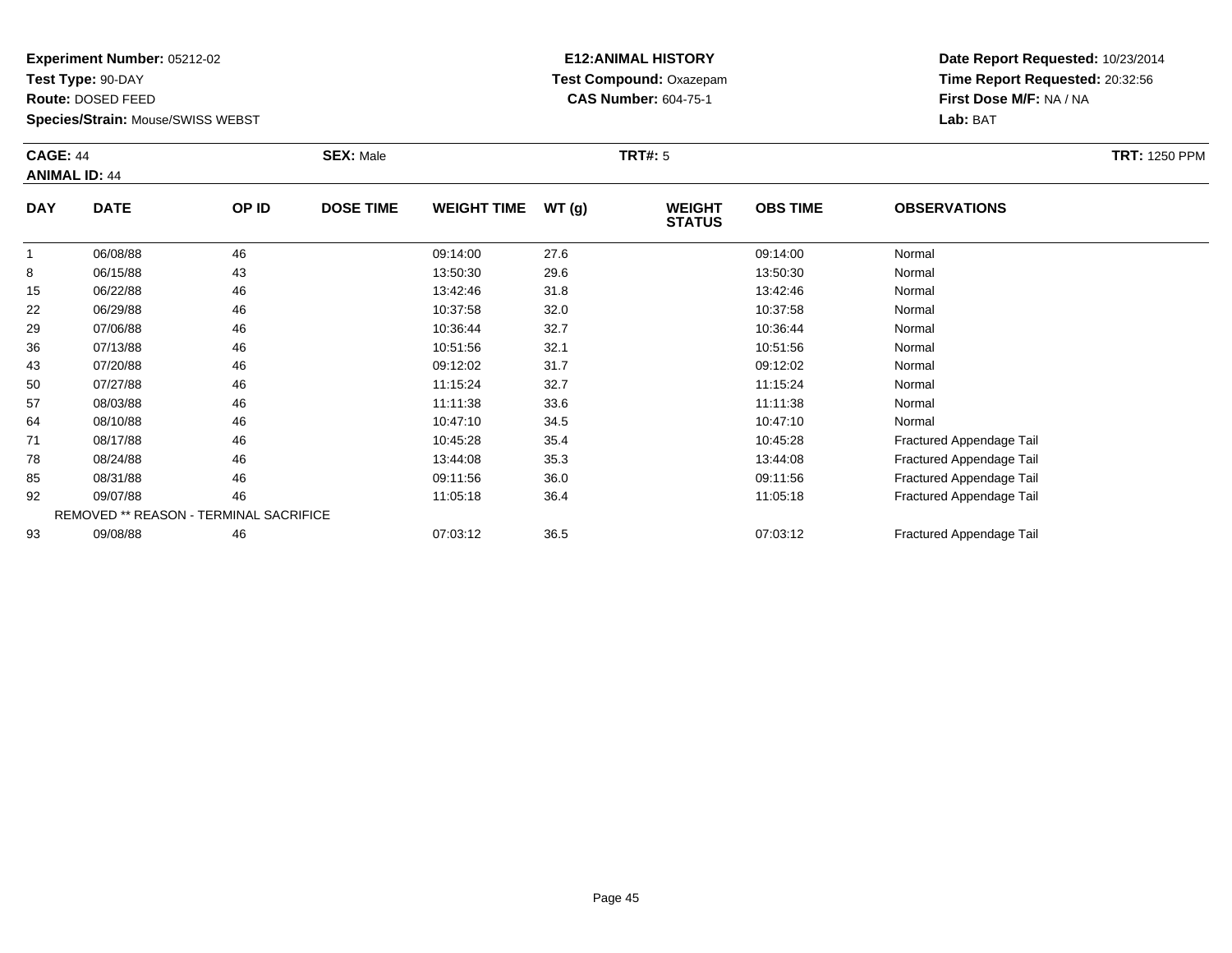**Experiment Number:** 05212-02
**Test Type:** 90-DAY
**Route:** DOSED FEED
**Species/Strain:** Mouse/SWISS WEBST

**E12:ANIMAL HISTORY**
**Test Compound:** Oxazepam
**CAS Number:** 604-75-1

**Date Report Requested:** 10/23/2014
**Time Report Requested:** 20:32:56
**First Dose M/F:** NA / NA
**Lab:** BAT

**CAGE:** 44
**ANIMAL ID:** 44
**SEX:** Male
**TRT#:** 5
**TRT:** 1250 PPM

| DAY | DATE | OP ID | DOSE TIME | WEIGHT TIME | WT (g) | WEIGHT STATUS | OBS TIME | OBSERVATIONS |
|---|---|---|---|---|---|---|---|---|
| 1 | 06/08/88 | 46 | | 09:14:00 | 27.6 | | 09:14:00 | Normal |
| 8 | 06/15/88 | 43 | | 13:50:30 | 29.6 | | 13:50:30 | Normal |
| 15 | 06/22/88 | 46 | | 13:42:46 | 31.8 | | 13:42:46 | Normal |
| 22 | 06/29/88 | 46 | | 10:37:58 | 32.0 | | 10:37:58 | Normal |
| 29 | 07/06/88 | 46 | | 10:36:44 | 32.7 | | 10:36:44 | Normal |
| 36 | 07/13/88 | 46 | | 10:51:56 | 32.1 | | 10:51:56 | Normal |
| 43 | 07/20/88 | 46 | | 09:12:02 | 31.7 | | 09:12:02 | Normal |
| 50 | 07/27/88 | 46 | | 11:15:24 | 32.7 | | 11:15:24 | Normal |
| 57 | 08/03/88 | 46 | | 11:11:38 | 33.6 | | 11:11:38 | Normal |
| 64 | 08/10/88 | 46 | | 10:47:10 | 34.5 | | 10:47:10 | Normal |
| 71 | 08/17/88 | 46 | | 10:45:28 | 35.4 | | 10:45:28 | Fractured Appendage Tail |
| 78 | 08/24/88 | 46 | | 13:44:08 | 35.3 | | 13:44:08 | Fractured Appendage Tail |
| 85 | 08/31/88 | 46 | | 09:11:56 | 36.0 | | 09:11:56 | Fractured Appendage Tail |
| 92 | 09/07/88 | 46 | | 11:05:18 | 36.4 | | 11:05:18 | Fractured Appendage Tail |
| REMOVED ** REASON - TERMINAL SACRIFICE | | | | | | | | |
| 93 | 09/08/88 | 46 | | 07:03:12 | 36.5 | | 07:03:12 | Fractured Appendage Tail |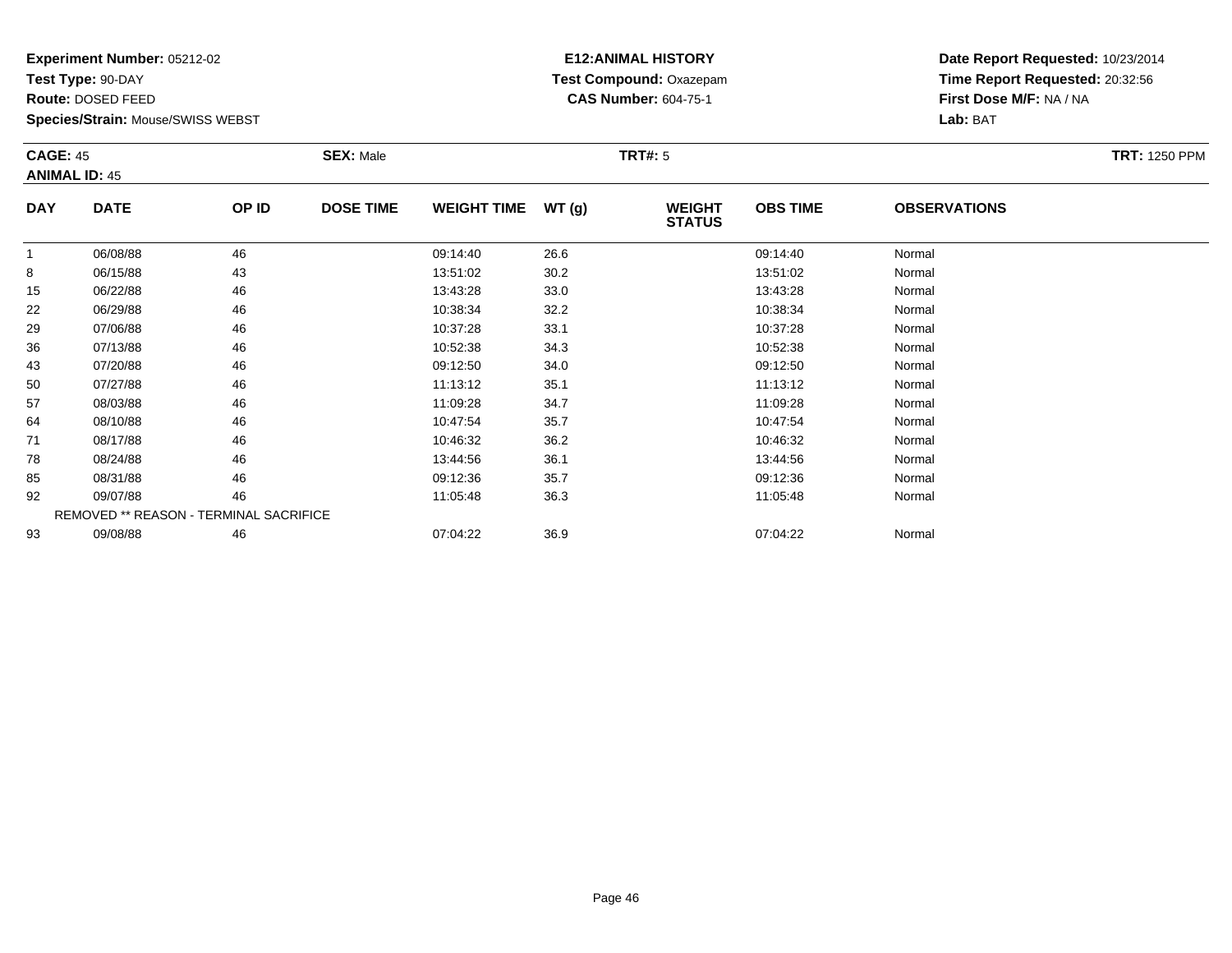**Experiment Number:** 05212-02
**Test Type:** 90-DAY
**Route:** DOSED FEED
**Species/Strain:** Mouse/SWISS WEBST

**E12:ANIMAL HISTORY**
**Test Compound:** Oxazepam
**CAS Number:** 604-75-1

**Date Report Requested:** 10/23/2014
**Time Report Requested:** 20:32:56
**First Dose M/F:** NA / NA
**Lab:** BAT

**CAGE:** 45
**ANIMAL ID:** 45
**SEX:** Male
**TRT#:** 5
**TRT:** 1250 PPM

| DAY | DATE | OP ID | DOSE TIME | WEIGHT TIME | WT (g) | WEIGHT STATUS | OBS TIME | OBSERVATIONS |
|---|---|---|---|---|---|---|---|---|
| 1 | 06/08/88 | 46 | | 09:14:40 | 26.6 | | 09:14:40 | Normal |
| 8 | 06/15/88 | 43 | | 13:51:02 | 30.2 | | 13:51:02 | Normal |
| 15 | 06/22/88 | 46 | | 13:43:28 | 33.0 | | 13:43:28 | Normal |
| 22 | 06/29/88 | 46 | | 10:38:34 | 32.2 | | 10:38:34 | Normal |
| 29 | 07/06/88 | 46 | | 10:37:28 | 33.1 | | 10:37:28 | Normal |
| 36 | 07/13/88 | 46 | | 10:52:38 | 34.3 | | 10:52:38 | Normal |
| 43 | 07/20/88 | 46 | | 09:12:50 | 34.0 | | 09:12:50 | Normal |
| 50 | 07/27/88 | 46 | | 11:13:12 | 35.1 | | 11:13:12 | Normal |
| 57 | 08/03/88 | 46 | | 11:09:28 | 34.7 | | 11:09:28 | Normal |
| 64 | 08/10/88 | 46 | | 10:47:54 | 35.7 | | 10:47:54 | Normal |
| 71 | 08/17/88 | 46 | | 10:46:32 | 36.2 | | 10:46:32 | Normal |
| 78 | 08/24/88 | 46 | | 13:44:56 | 36.1 | | 13:44:56 | Normal |
| 85 | 08/31/88 | 46 | | 09:12:36 | 35.7 | | 09:12:36 | Normal |
| 92 | 09/07/88 | 46 | | 11:05:48 | 36.3 | | 11:05:48 | Normal |
| | REMOVED ** REASON - TERMINAL SACRIFICE | | | | | | | |
| 93 | 09/08/88 | 46 | | 07:04:22 | 36.9 | | 07:04:22 | Normal |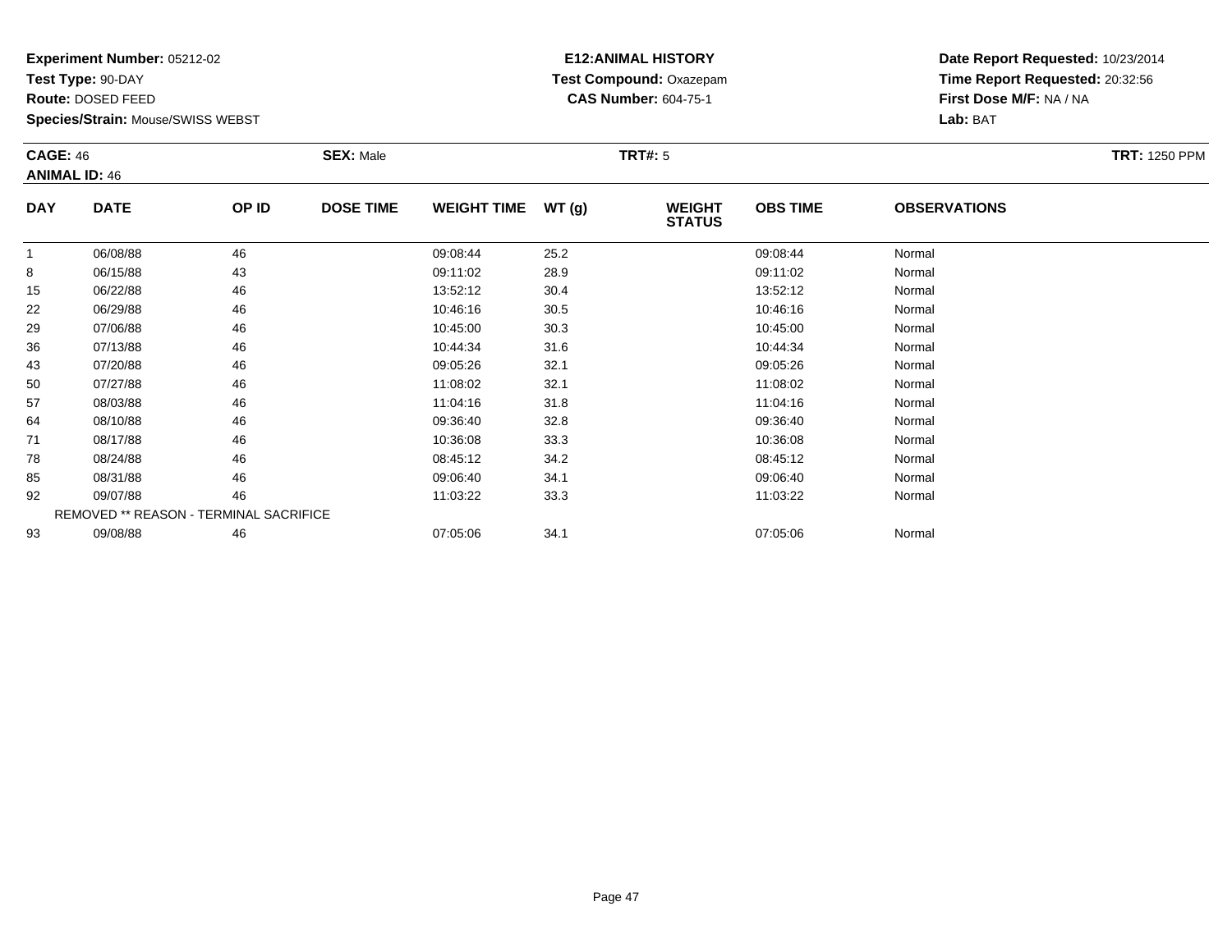**Experiment Number:** 05212-02
**Test Type:** 90-DAY
**Route:** DOSED FEED
**Species/Strain:** Mouse/SWISS WEBST

**E12:ANIMAL HISTORY**
**Test Compound:** Oxazepam
**CAS Number:** 604-75-1

**Date Report Requested:** 10/23/2014
**Time Report Requested:** 20:32:56
**First Dose M/F:** NA / NA
**Lab:** BAT

**CAGE:** 46
**ANIMAL ID:** 46
**SEX:** Male
**TRT#:** 5
**TRT:** 1250 PPM

| DAY | DATE | OP ID | DOSE TIME | WEIGHT TIME | WT (g) | WEIGHT STATUS | OBS TIME | OBSERVATIONS |
|---|---|---|---|---|---|---|---|---|
| 1 | 06/08/88 | 46 | | 09:08:44 | 25.2 | | 09:08:44 | Normal |
| 8 | 06/15/88 | 43 | | 09:11:02 | 28.9 | | 09:11:02 | Normal |
| 15 | 06/22/88 | 46 | | 13:52:12 | 30.4 | | 13:52:12 | Normal |
| 22 | 06/29/88 | 46 | | 10:46:16 | 30.5 | | 10:46:16 | Normal |
| 29 | 07/06/88 | 46 | | 10:45:00 | 30.3 | | 10:45:00 | Normal |
| 36 | 07/13/88 | 46 | | 10:44:34 | 31.6 | | 10:44:34 | Normal |
| 43 | 07/20/88 | 46 | | 09:05:26 | 32.1 | | 09:05:26 | Normal |
| 50 | 07/27/88 | 46 | | 11:08:02 | 32.1 | | 11:08:02 | Normal |
| 57 | 08/03/88 | 46 | | 11:04:16 | 31.8 | | 11:04:16 | Normal |
| 64 | 08/10/88 | 46 | | 09:36:40 | 32.8 | | 09:36:40 | Normal |
| 71 | 08/17/88 | 46 | | 10:36:08 | 33.3 | | 10:36:08 | Normal |
| 78 | 08/24/88 | 46 | | 08:45:12 | 34.2 | | 08:45:12 | Normal |
| 85 | 08/31/88 | 46 | | 09:06:40 | 34.1 | | 09:06:40 | Normal |
| 92 | 09/07/88 | 46 | | 11:03:22 | 33.3 | | 11:03:22 | Normal |
| REMOVED ** REASON - TERMINAL SACRIFICE | | | | | | | | |
| 93 | 09/08/88 | 46 | | 07:05:06 | 34.1 | | 07:05:06 | Normal |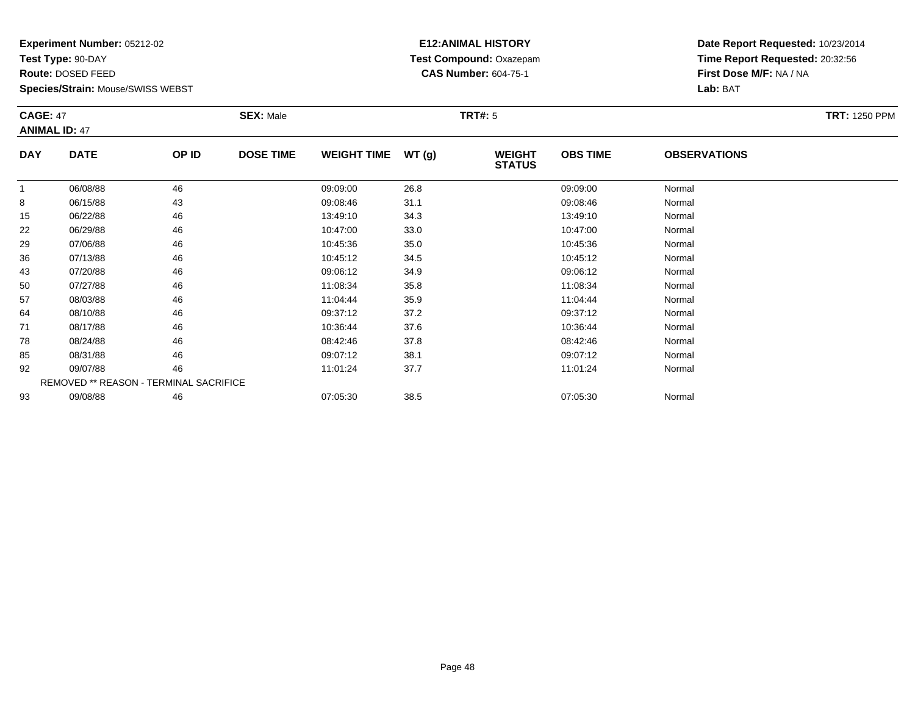**Experiment Number:** 05212-02
**Test Type:** 90-DAY
**Route:** DOSED FEED
**Species/Strain:** Mouse/SWISS WEBST

**E12:ANIMAL HISTORY**
**Test Compound:** Oxazepam
**CAS Number:** 604-75-1

**Date Report Requested:** 10/23/2014
**Time Report Requested:** 20:32:56
**First Dose M/F:** NA / NA
**Lab:** BAT

**CAGE:** 47
**ANIMAL ID:** 47
**SEX:** Male
**TRT#:** 5
**TRT:** 1250 PPM

| DAY | DATE | OP ID | DOSE TIME | WEIGHT TIME | WT (g) | WEIGHT STATUS | OBS TIME | OBSERVATIONS |
|---|---|---|---|---|---|---|---|---|
| 1 | 06/08/88 | 46 | | 09:09:00 | 26.8 | | 09:09:00 | Normal |
| 8 | 06/15/88 | 43 | | 09:08:46 | 31.1 | | 09:08:46 | Normal |
| 15 | 06/22/88 | 46 | | 13:49:10 | 34.3 | | 13:49:10 | Normal |
| 22 | 06/29/88 | 46 | | 10:47:00 | 33.0 | | 10:47:00 | Normal |
| 29 | 07/06/88 | 46 | | 10:45:36 | 35.0 | | 10:45:36 | Normal |
| 36 | 07/13/88 | 46 | | 10:45:12 | 34.5 | | 10:45:12 | Normal |
| 43 | 07/20/88 | 46 | | 09:06:12 | 34.9 | | 09:06:12 | Normal |
| 50 | 07/27/88 | 46 | | 11:08:34 | 35.8 | | 11:08:34 | Normal |
| 57 | 08/03/88 | 46 | | 11:04:44 | 35.9 | | 11:04:44 | Normal |
| 64 | 08/10/88 | 46 | | 09:37:12 | 37.2 | | 09:37:12 | Normal |
| 71 | 08/17/88 | 46 | | 10:36:44 | 37.6 | | 10:36:44 | Normal |
| 78 | 08/24/88 | 46 | | 08:42:46 | 37.8 | | 08:42:46 | Normal |
| 85 | 08/31/88 | 46 | | 09:07:12 | 38.1 | | 09:07:12 | Normal |
| 92 | 09/07/88 | 46 | | 11:01:24 | 37.7 | | 11:01:24 | Normal |
| REMOVED ** REASON - TERMINAL SACRIFICE | | | | | | | | |
| 93 | 09/08/88 | 46 | | 07:05:30 | 38.5 | | 07:05:30 | Normal |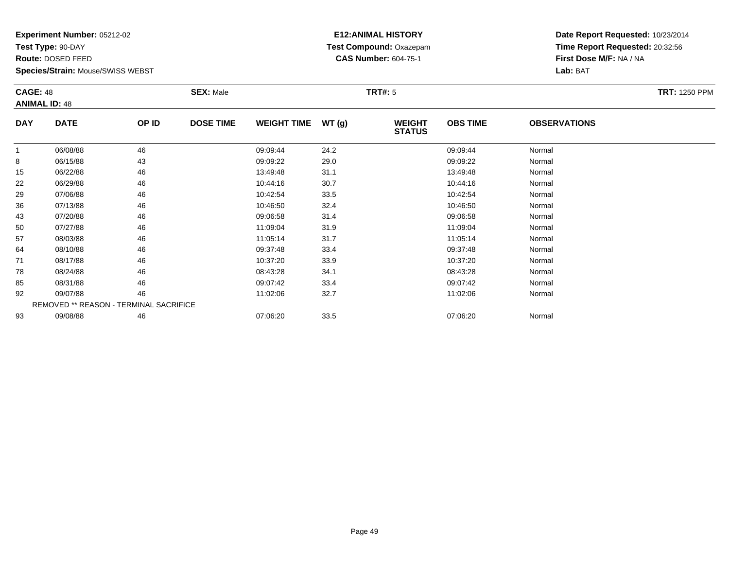**Experiment Number:** 05212-02
**Test Type:** 90-DAY
**Route:** DOSED FEED
**Species/Strain:** Mouse/SWISS WEBST

**E12:ANIMAL HISTORY**
**Test Compound:** Oxazepam
**CAS Number:** 604-75-1

**Date Report Requested:** 10/23/2014
**Time Report Requested:** 20:32:56
**First Dose M/F:** NA / NA
**Lab:** BAT

**CAGE:** 48 **SEX:** Male **TRT#:** 5 **TRT:** 1250 PPM
**ANIMAL ID:** 48

| DAY | DATE | OP ID | DOSE TIME | WEIGHT TIME | WT (g) | WEIGHT STATUS | OBS TIME | OBSERVATIONS |
|---|---|---|---|---|---|---|---|---|
| 1 | 06/08/88 | 46 | | 09:09:44 | 24.2 | | 09:09:44 | Normal |
| 8 | 06/15/88 | 43 | | 09:09:22 | 29.0 | | 09:09:22 | Normal |
| 15 | 06/22/88 | 46 | | 13:49:48 | 31.1 | | 13:49:48 | Normal |
| 22 | 06/29/88 | 46 | | 10:44:16 | 30.7 | | 10:44:16 | Normal |
| 29 | 07/06/88 | 46 | | 10:42:54 | 33.5 | | 10:42:54 | Normal |
| 36 | 07/13/88 | 46 | | 10:46:50 | 32.4 | | 10:46:50 | Normal |
| 43 | 07/20/88 | 46 | | 09:06:58 | 31.4 | | 09:06:58 | Normal |
| 50 | 07/27/88 | 46 | | 11:09:04 | 31.9 | | 11:09:04 | Normal |
| 57 | 08/03/88 | 46 | | 11:05:14 | 31.7 | | 11:05:14 | Normal |
| 64 | 08/10/88 | 46 | | 09:37:48 | 33.4 | | 09:37:48 | Normal |
| 71 | 08/17/88 | 46 | | 10:37:20 | 33.9 | | 10:37:20 | Normal |
| 78 | 08/24/88 | 46 | | 08:43:28 | 34.1 | | 08:43:28 | Normal |
| 85 | 08/31/88 | 46 | | 09:07:42 | 33.4 | | 09:07:42 | Normal |
| 92 | 09/07/88 | 46 | | 11:02:06 | 32.7 | | 11:02:06 | Normal |
| REMOVED ** REASON - TERMINAL SACRIFICE | | | | | | | | |
| 93 | 09/08/88 | 46 | | 07:06:20 | 33.5 | | 07:06:20 | Normal |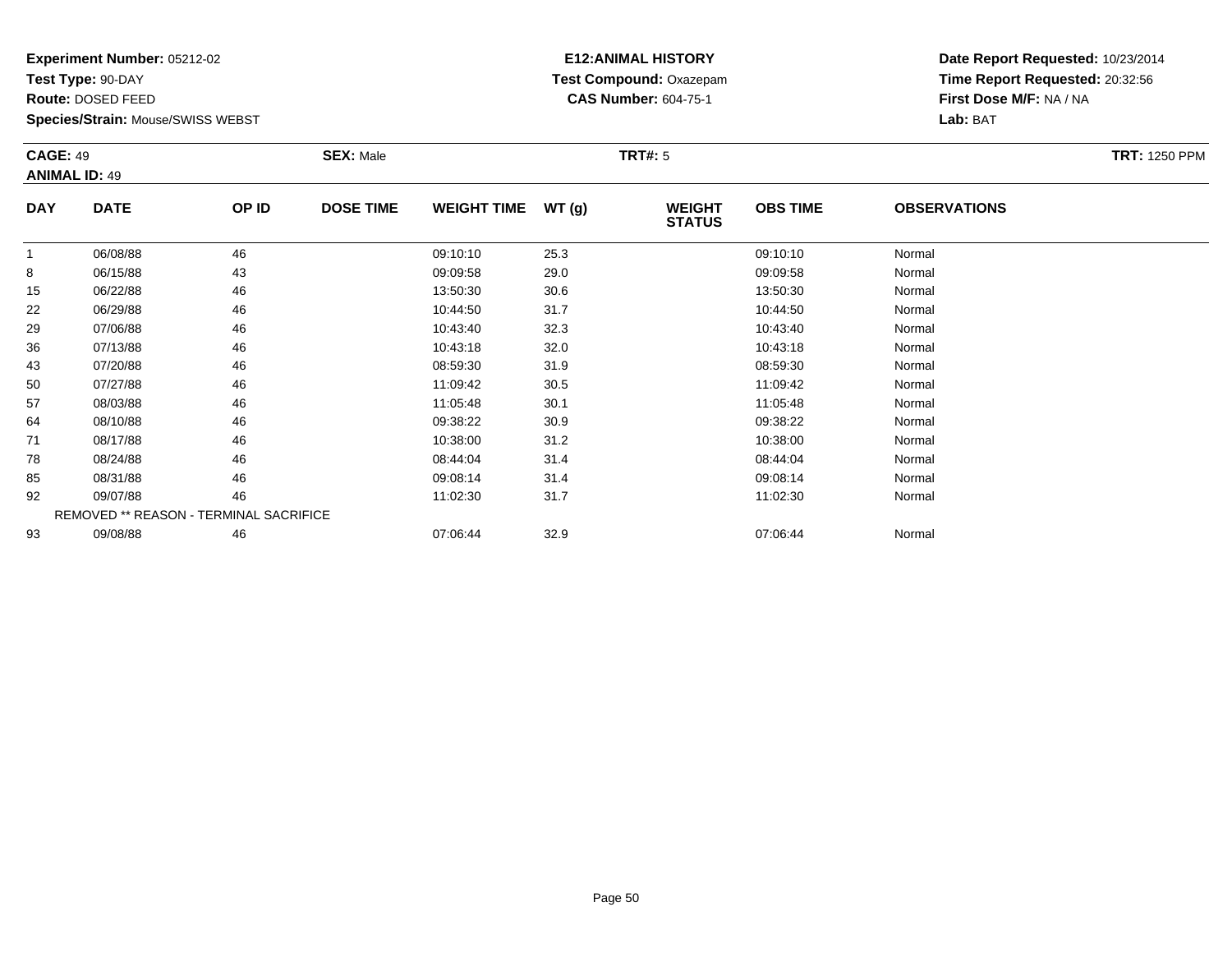**Experiment Number:** 05212-02
**Test Type:** 90-DAY
**Route:** DOSED FEED
**Species/Strain:** Mouse/SWISS WEBST

**E12:ANIMAL HISTORY**
**Test Compound:** Oxazepam
**CAS Number:** 604-75-1

**Date Report Requested:** 10/23/2014
**Time Report Requested:** 20:32:56
**First Dose M/F:** NA / NA
**Lab:** BAT

**CAGE:** 49
**ANIMAL ID:** 49
**SEX:** Male
**TRT#:** 5
**TRT:** 1250 PPM

| DAY | DATE | OP ID | DOSE TIME | WEIGHT TIME | WT (g) | WEIGHT STATUS | OBS TIME | OBSERVATIONS |
|---|---|---|---|---|---|---|---|---|
| 1 | 06/08/88 | 46 | | 09:10:10 | 25.3 | | 09:10:10 | Normal |
| 8 | 06/15/88 | 43 | | 09:09:58 | 29.0 | | 09:09:58 | Normal |
| 15 | 06/22/88 | 46 | | 13:50:30 | 30.6 | | 13:50:30 | Normal |
| 22 | 06/29/88 | 46 | | 10:44:50 | 31.7 | | 10:44:50 | Normal |
| 29 | 07/06/88 | 46 | | 10:43:40 | 32.3 | | 10:43:40 | Normal |
| 36 | 07/13/88 | 46 | | 10:43:18 | 32.0 | | 10:43:18 | Normal |
| 43 | 07/20/88 | 46 | | 08:59:30 | 31.9 | | 08:59:30 | Normal |
| 50 | 07/27/88 | 46 | | 11:09:42 | 30.5 | | 11:09:42 | Normal |
| 57 | 08/03/88 | 46 | | 11:05:48 | 30.1 | | 11:05:48 | Normal |
| 64 | 08/10/88 | 46 | | 09:38:22 | 30.9 | | 09:38:22 | Normal |
| 71 | 08/17/88 | 46 | | 10:38:00 | 31.2 | | 10:38:00 | Normal |
| 78 | 08/24/88 | 46 | | 08:44:04 | 31.4 | | 08:44:04 | Normal |
| 85 | 08/31/88 | 46 | | 09:08:14 | 31.4 | | 09:08:14 | Normal |
| 92 | 09/07/88 | 46 | | 11:02:30 | 31.7 | | 11:02:30 | Normal |
| REMOVED ** REASON - TERMINAL SACRIFICE | | | | | | | | |
| 93 | 09/08/88 | 46 | | 07:06:44 | 32.9 | | 07:06:44 | Normal |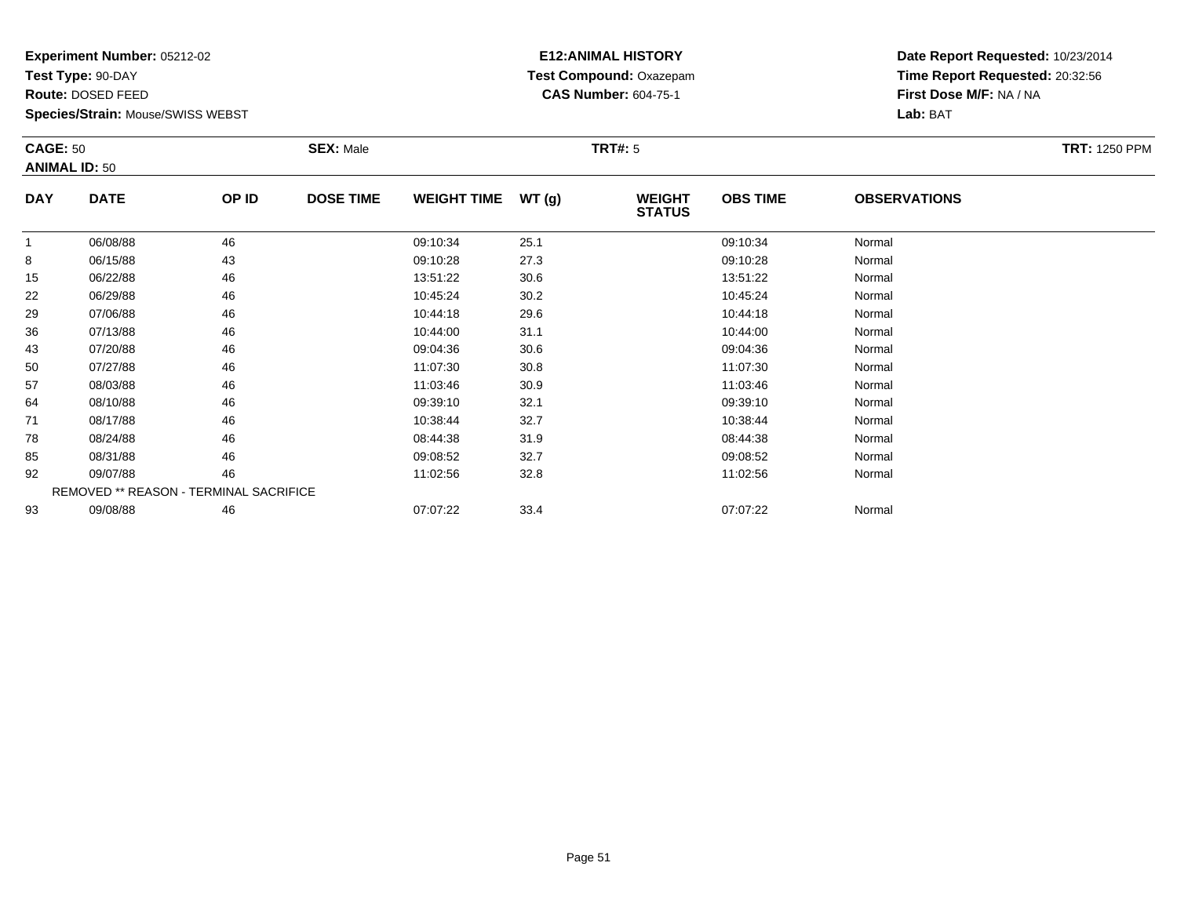**Experiment Number:** 05212-02
**Test Type:** 90-DAY
**Route:** DOSED FEED
**Species/Strain:** Mouse/SWISS WEBST

**E12:ANIMAL HISTORY**
**Test Compound:** Oxazepam
**CAS Number:** 604-75-1

**Date Report Requested:** 10/23/2014
**Time Report Requested:** 20:32:56
**First Dose M/F:** NA / NA
**Lab:** BAT

**CAGE:** 50
**ANIMAL ID:** 50
**SEX:** Male
**TRT#:** 5
**TRT:** 1250 PPM

| DAY | DATE | OP ID | DOSE TIME | WEIGHT TIME | WT (g) | WEIGHT STATUS | OBS TIME | OBSERVATIONS |
|---|---|---|---|---|---|---|---|---|
| 1 | 06/08/88 | 46 | | 09:10:34 | 25.1 | | 09:10:34 | Normal |
| 8 | 06/15/88 | 43 | | 09:10:28 | 27.3 | | 09:10:28 | Normal |
| 15 | 06/22/88 | 46 | | 13:51:22 | 30.6 | | 13:51:22 | Normal |
| 22 | 06/29/88 | 46 | | 10:45:24 | 30.2 | | 10:45:24 | Normal |
| 29 | 07/06/88 | 46 | | 10:44:18 | 29.6 | | 10:44:18 | Normal |
| 36 | 07/13/88 | 46 | | 10:44:00 | 31.1 | | 10:44:00 | Normal |
| 43 | 07/20/88 | 46 | | 09:04:36 | 30.6 | | 09:04:36 | Normal |
| 50 | 07/27/88 | 46 | | 11:07:30 | 30.8 | | 11:07:30 | Normal |
| 57 | 08/03/88 | 46 | | 11:03:46 | 30.9 | | 11:03:46 | Normal |
| 64 | 08/10/88 | 46 | | 09:39:10 | 32.1 | | 09:39:10 | Normal |
| 71 | 08/17/88 | 46 | | 10:38:44 | 32.7 | | 10:38:44 | Normal |
| 78 | 08/24/88 | 46 | | 08:44:38 | 31.9 | | 08:44:38 | Normal |
| 85 | 08/31/88 | 46 | | 09:08:52 | 32.7 | | 09:08:52 | Normal |
| 92 | 09/07/88 | 46 | | 11:02:56 | 32.8 | | 11:02:56 | Normal |
| REMOVED ** REASON - TERMINAL SACRIFICE | | | | | | | | |
| 93 | 09/08/88 | 46 | | 07:07:22 | 33.4 | | 07:07:22 | Normal |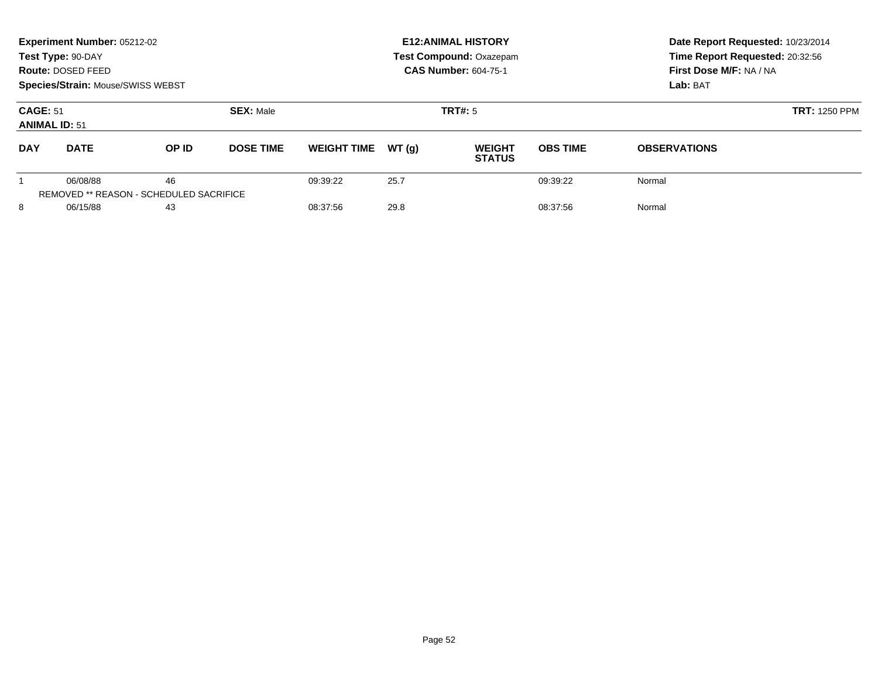**Experiment Number:** 05212-02
**Test Type:** 90-DAY
**Route:** DOSED FEED
**Species/Strain:** Mouse/SWISS WEBST

**E12:ANIMAL HISTORY**
**Test Compound:** Oxazepam
**CAS Number:** 604-75-1

**Date Report Requested:** 10/23/2014
**Time Report Requested:** 20:32:56
**First Dose M/F:** NA / NA
**Lab:** BAT

**CAGE:** 51
**ANIMAL ID:** 51
**SEX:** Male
**TRT#:** 5
**TRT:** 1250 PPM

| DAY | DATE | OP ID | DOSE TIME | WEIGHT TIME | WT (g) | WEIGHT STATUS | OBS TIME | OBSERVATIONS |
|---|---|---|---|---|---|---|---|---|
| 1 | 06/08/88 | 46 | | 09:39:22 | 25.7 | | 09:39:22 | Normal |
| REMOVED ** REASON - SCHEDULED SACRIFICE | | | | | | | | |
| 8 | 06/15/88 | 43 | | 08:37:56 | 29.8 | | 08:37:56 | Normal |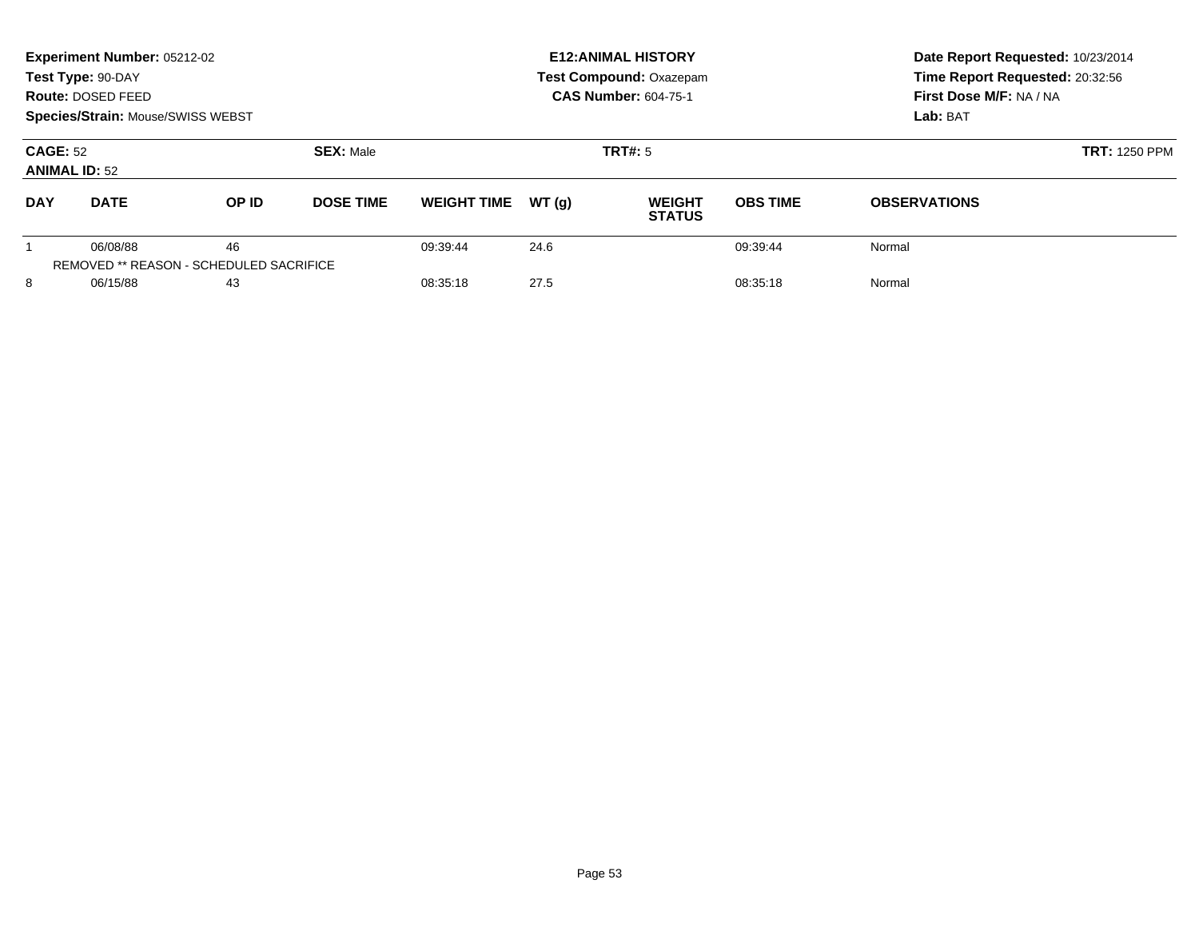**Experiment Number:** 05212-02
**Test Type:** 90-DAY
**Route:** DOSED FEED
**Species/Strain:** Mouse/SWISS WEBST

**E12:ANIMAL HISTORY**
**Test Compound:** Oxazepam
**CAS Number:** 604-75-1

**Date Report Requested:** 10/23/2014
**Time Report Requested:** 20:32:56
**First Dose M/F:** NA / NA
**Lab:** BAT

**CAGE:** 52 **SEX:** Male **TRT#:** 5 **TRT:** 1250 PPM
**ANIMAL ID:** 52

| DAY | DATE | OP ID | DOSE TIME | WEIGHT TIME | WT (g) | WEIGHT STATUS | OBS TIME | OBSERVATIONS |
|---|---|---|---|---|---|---|---|---|
| 1 | 06/08/88 | 46 | | 09:39:44 | 24.6 | | 09:39:44 | Normal |
| REMOVED ** REASON - SCHEDULED SACRIFICE | | | | | | | | |
| 8 | 06/15/88 | 43 | | 08:35:18 | 27.5 | | 08:35:18 | Normal |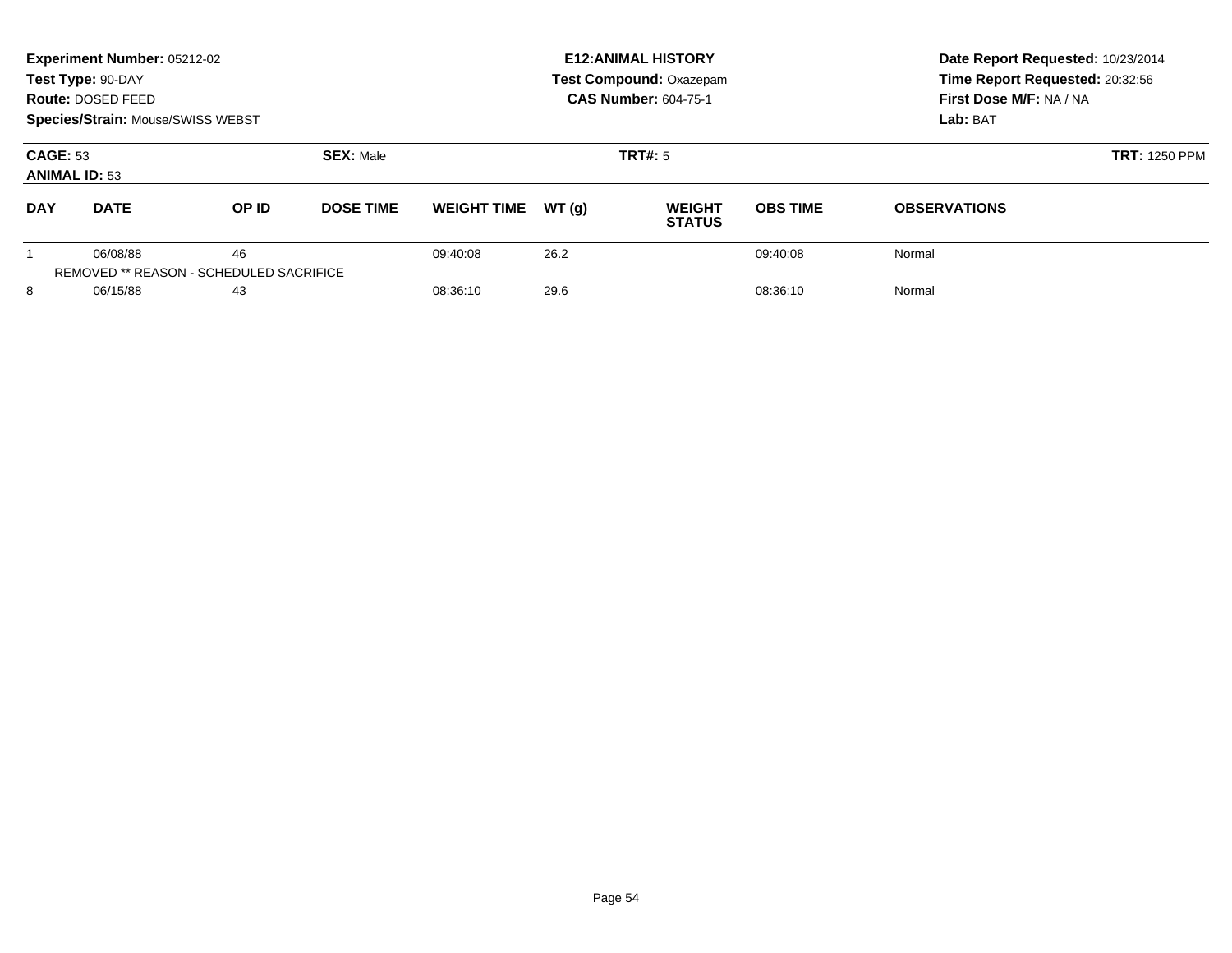**Experiment Number:** 05212-02
**Test Type:** 90-DAY
**Route:** DOSED FEED
**Species/Strain:** Mouse/SWISS WEBST

**E12:ANIMAL HISTORY**
**Test Compound:** Oxazepam
**CAS Number:** 604-75-1

**Date Report Requested:** 10/23/2014
**Time Report Requested:** 20:32:56
**First Dose M/F:** NA / NA
**Lab:** BAT

**CAGE:** 53
**ANIMAL ID:** 53
**SEX:** Male
**TRT#:** 5
**TRT:** 1250 PPM

| DAY | DATE | OP ID | DOSE TIME | WEIGHT TIME | WT (g) | WEIGHT STATUS | OBS TIME | OBSERVATIONS |
|---|---|---|---|---|---|---|---|---|
| 1 | 06/08/88 | 46 | | 09:40:08 | 26.2 | | 09:40:08 | Normal |
| REMOVED ** REASON - SCHEDULED SACRIFICE | | | | | | | | |
| 8 | 06/15/88 | 43 | | 08:36:10 | 29.6 | | 08:36:10 | Normal |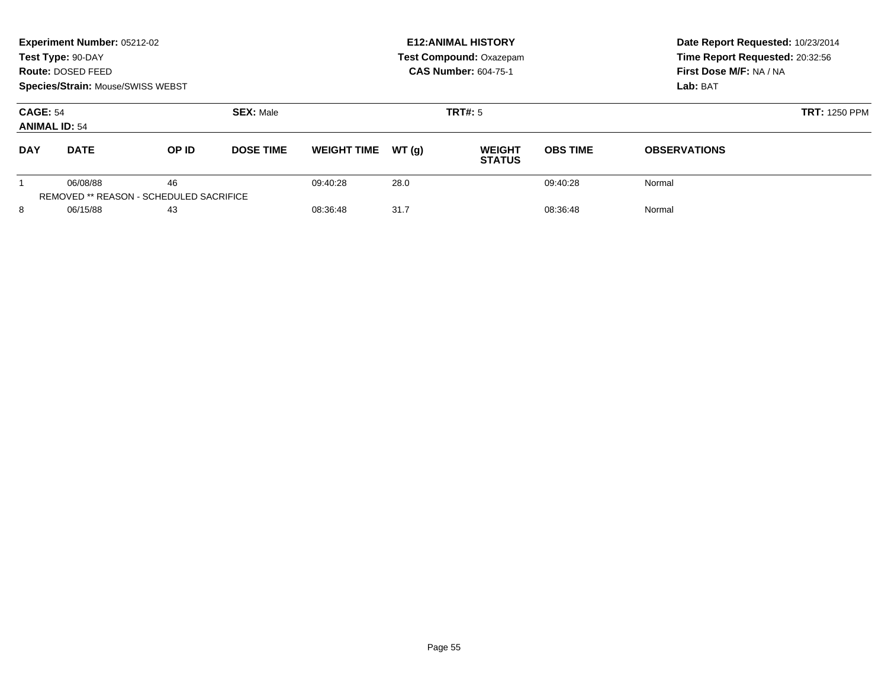**Experiment Number:** 05212-02
**Test Type:** 90-DAY
**Route:** DOSED FEED
**Species/Strain:** Mouse/SWISS WEBST

**E12:ANIMAL HISTORY**
**Test Compound:** Oxazepam
**CAS Number:** 604-75-1

**Date Report Requested:** 10/23/2014
**Time Report Requested:** 20:32:56
**First Dose M/F:** NA / NA
**Lab:** BAT

**CAGE:** 54
**ANIMAL ID:** 54

**SEX:** Male

**TRT#:** 5

**TRT:** 1250 PPM

| DAY | DATE | OP ID | DOSE TIME | WEIGHT TIME | WT (g) | WEIGHT STATUS | OBS TIME | OBSERVATIONS |
|---|---|---|---|---|---|---|---|---|
| 1 | 06/08/88 | 46 | | 09:40:28 | 28.0 | | 09:40:28 | Normal |
| | REMOVED ** REASON - SCHEDULED SACRIFICE | | | | | | | |
| 8 | 06/15/88 | 43 | | 08:36:48 | 31.7 | | 08:36:48 | Normal |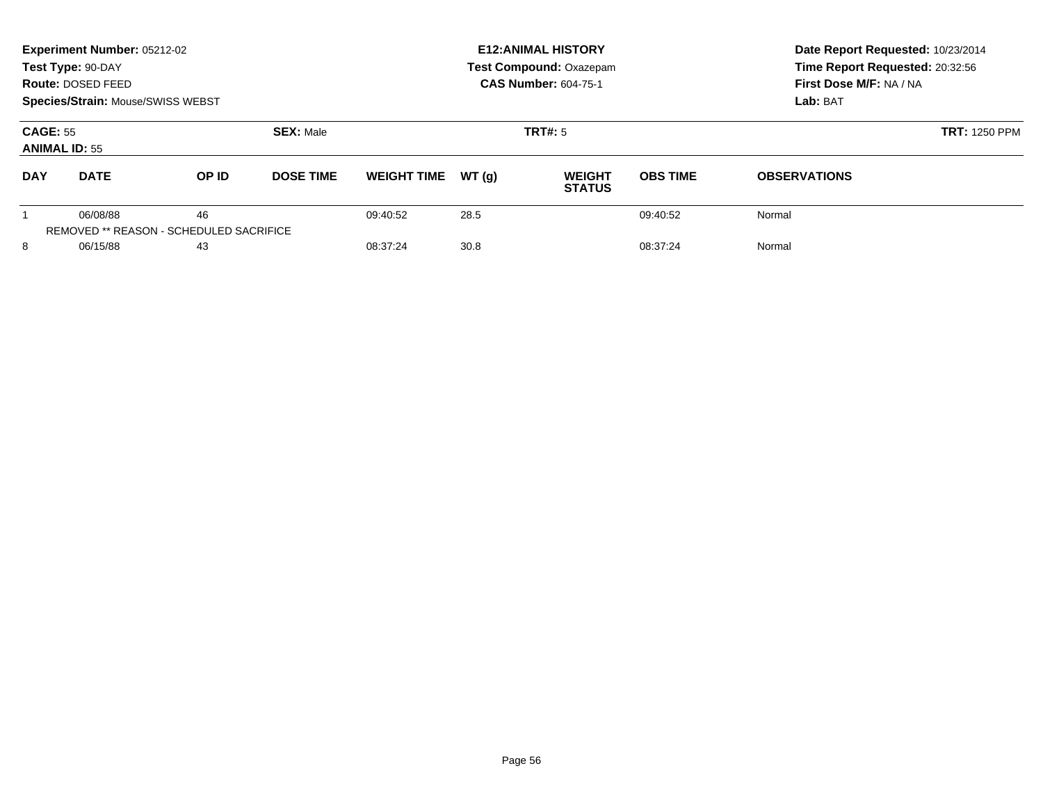**Experiment Number:** 05212-02
**Test Type:** 90-DAY
**Route:** DOSED FEED
**Species/Strain:** Mouse/SWISS WEBST

**E12:ANIMAL HISTORY**
**Test Compound:** Oxazepam
**CAS Number:** 604-75-1

**Date Report Requested:** 10/23/2014
**Time Report Requested:** 20:32:56
**First Dose M/F:** NA / NA
**Lab:** BAT

**CAGE:** 55
**ANIMAL ID:** 55
**SEX:** Male
**TRT#:** 5
**TRT:** 1250 PPM

| DAY | DATE | OP ID | DOSE TIME | WEIGHT TIME | WT (g) | WEIGHT STATUS | OBS TIME | OBSERVATIONS |
|---|---|---|---|---|---|---|---|---|
| 1 | 06/08/88 | 46 | | 09:40:52 | 28.5 | | 09:40:52 | Normal |
| | REMOVED ** REASON - SCHEDULED SACRIFICE | | | | | | | |
| 8 | 06/15/88 | 43 | | 08:37:24 | 30.8 | | 08:37:24 | Normal |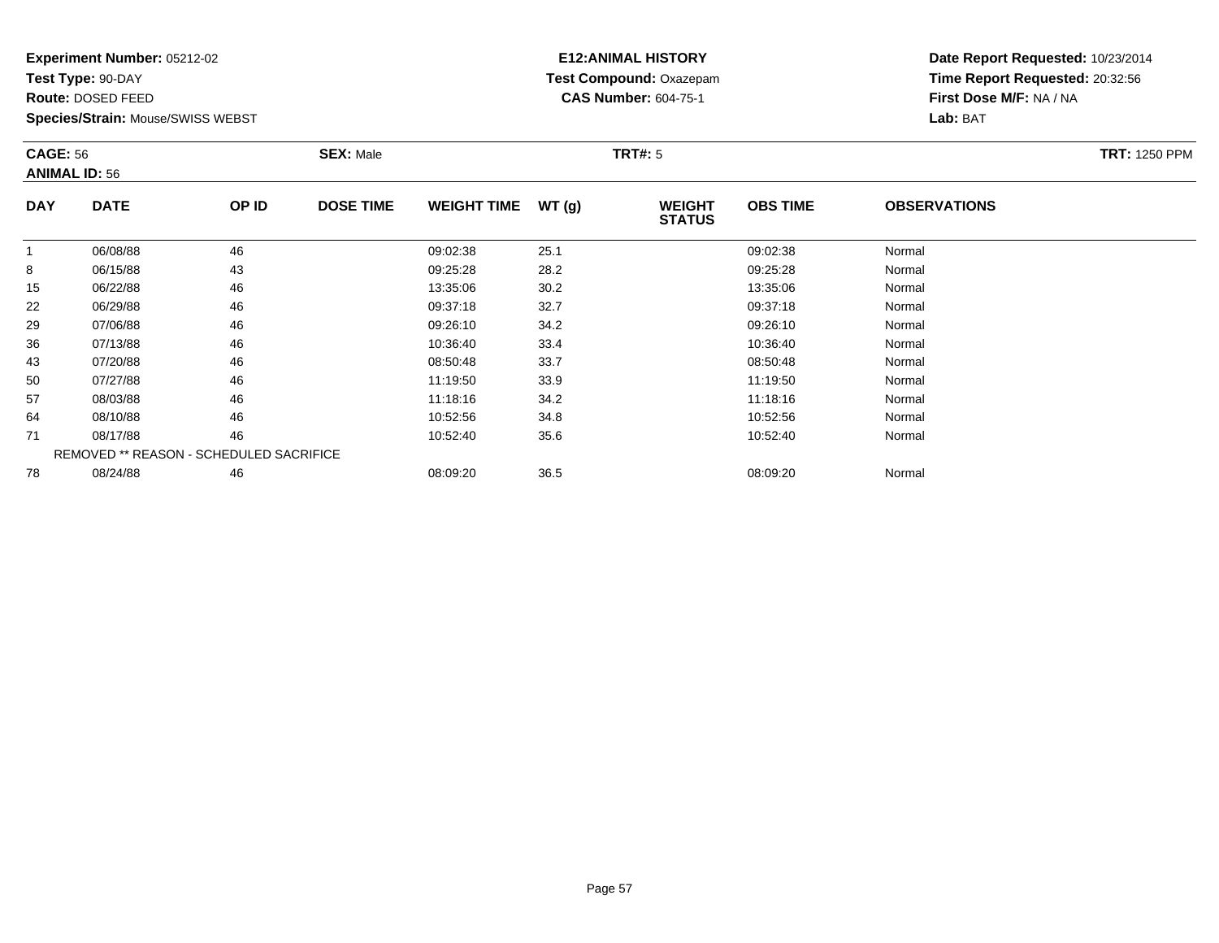**Experiment Number:** 05212-02
**Test Type:** 90-DAY
**Route:** DOSED FEED
**Species/Strain:** Mouse/SWISS WEBST

**E12:ANIMAL HISTORY**
**Test Compound:** Oxazepam
**CAS Number:** 604-75-1

**Date Report Requested:** 10/23/2014
**Time Report Requested:** 20:32:56
**First Dose M/F:** NA / NA
**Lab:** BAT

**CAGE:** 56
**ANIMAL ID:** 56
**SEX:** Male
**TRT#:** 5
**TRT:** 1250 PPM

| DAY | DATE | OP ID | DOSE TIME | WEIGHT TIME | WT (g) | WEIGHT STATUS | OBS TIME | OBSERVATIONS |
|---|---|---|---|---|---|---|---|---|
| 1 | 06/08/88 | 46 | | 09:02:38 | 25.1 | | 09:02:38 | Normal |
| 8 | 06/15/88 | 43 | | 09:25:28 | 28.2 | | 09:25:28 | Normal |
| 15 | 06/22/88 | 46 | | 13:35:06 | 30.2 | | 13:35:06 | Normal |
| 22 | 06/29/88 | 46 | | 09:37:18 | 32.7 | | 09:37:18 | Normal |
| 29 | 07/06/88 | 46 | | 09:26:10 | 34.2 | | 09:26:10 | Normal |
| 36 | 07/13/88 | 46 | | 10:36:40 | 33.4 | | 10:36:40 | Normal |
| 43 | 07/20/88 | 46 | | 08:50:48 | 33.7 | | 08:50:48 | Normal |
| 50 | 07/27/88 | 46 | | 11:19:50 | 33.9 | | 11:19:50 | Normal |
| 57 | 08/03/88 | 46 | | 11:18:16 | 34.2 | | 11:18:16 | Normal |
| 64 | 08/10/88 | 46 | | 10:52:56 | 34.8 | | 10:52:56 | Normal |
| 71 | 08/17/88 | 46 | | 10:52:40 | 35.6 | | 10:52:40 | Normal |
| REMOVED ** REASON - SCHEDULED SACRIFICE | | | | | | | | |
| 78 | 08/24/88 | 46 | | 08:09:20 | 36.5 | | 08:09:20 | Normal |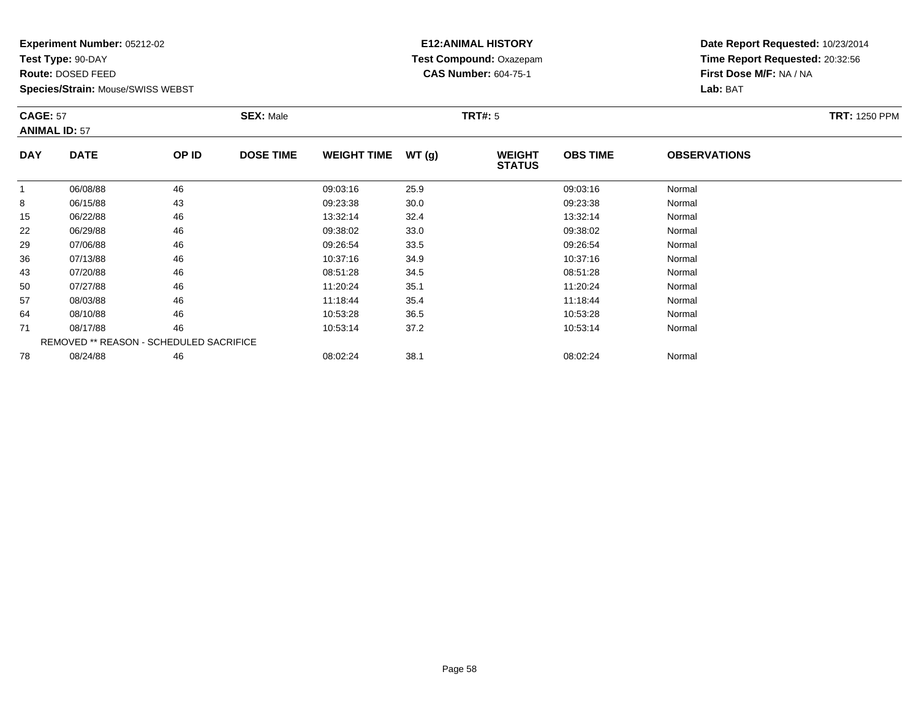**Experiment Number:** 05212-02
**Test Type:** 90-DAY
**Route:** DOSED FEED
**Species/Strain:** Mouse/SWISS WEBST

**E12:ANIMAL HISTORY**
**Test Compound:** Oxazepam
**CAS Number:** 604-75-1

**Date Report Requested:** 10/23/2014
**Time Report Requested:** 20:32:56
**First Dose M/F:** NA / NA
**Lab:** BAT

**CAGE:** 57
**ANIMAL ID:** 57
**SEX:** Male
**TRT#:** 5
**TRT:** 1250 PPM

| DAY | DATE | OP ID | DOSE TIME | WEIGHT TIME | WT (g) | WEIGHT STATUS | OBS TIME | OBSERVATIONS |
|---|---|---|---|---|---|---|---|---|
| 1 | 06/08/88 | 46 | | 09:03:16 | 25.9 | | 09:03:16 | Normal |
| 8 | 06/15/88 | 43 | | 09:23:38 | 30.0 | | 09:23:38 | Normal |
| 15 | 06/22/88 | 46 | | 13:32:14 | 32.4 | | 13:32:14 | Normal |
| 22 | 06/29/88 | 46 | | 09:38:02 | 33.0 | | 09:38:02 | Normal |
| 29 | 07/06/88 | 46 | | 09:26:54 | 33.5 | | 09:26:54 | Normal |
| 36 | 07/13/88 | 46 | | 10:37:16 | 34.9 | | 10:37:16 | Normal |
| 43 | 07/20/88 | 46 | | 08:51:28 | 34.5 | | 08:51:28 | Normal |
| 50 | 07/27/88 | 46 | | 11:20:24 | 35.1 | | 11:20:24 | Normal |
| 57 | 08/03/88 | 46 | | 11:18:44 | 35.4 | | 11:18:44 | Normal |
| 64 | 08/10/88 | 46 | | 10:53:28 | 36.5 | | 10:53:28 | Normal |
| 71 | 08/17/88 | 46 | | 10:53:14 | 37.2 | | 10:53:14 | Normal |
| REMOVED ** REASON - SCHEDULED SACRIFICE | | | | | | | | |
| 78 | 08/24/88 | 46 | | 08:02:24 | 38.1 | | 08:02:24 | Normal |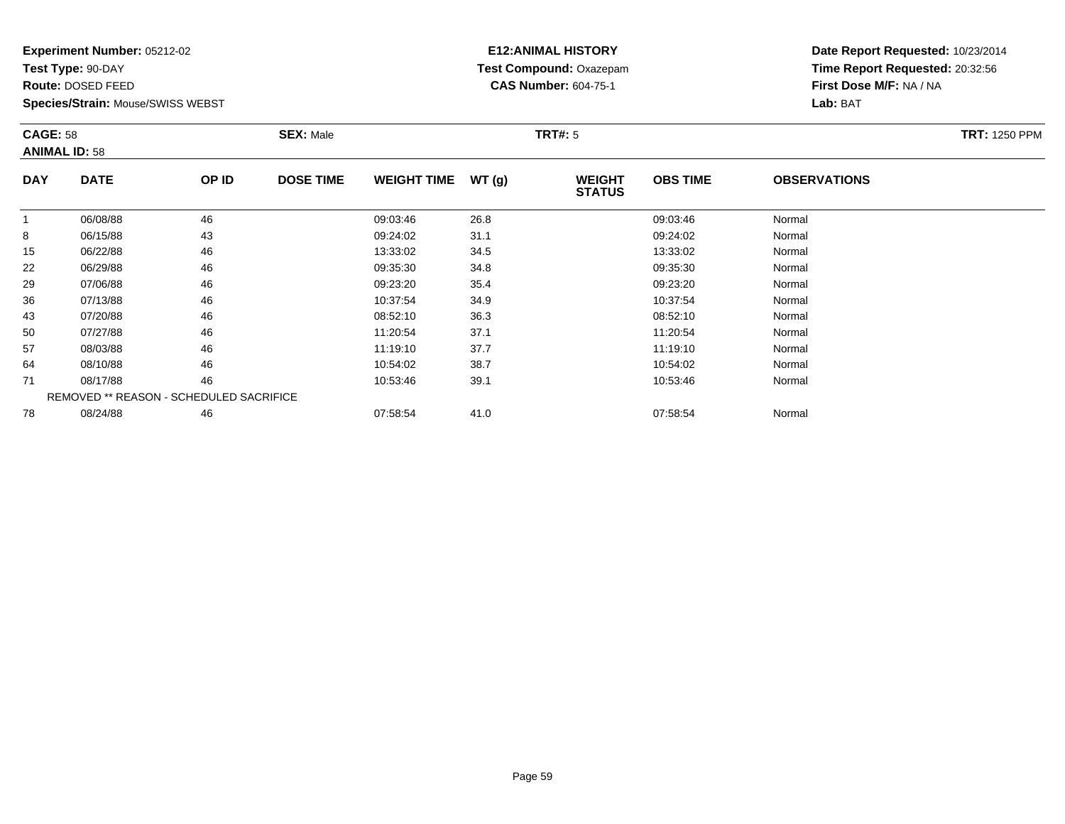**Experiment Number:** 05212-02
**Test Type:** 90-DAY
**Route:** DOSED FEED
**Species/Strain:** Mouse/SWISS WEBST

**E12:ANIMAL HISTORY**
**Test Compound:** Oxazepam
**CAS Number:** 604-75-1

**Date Report Requested:** 10/23/2014
**Time Report Requested:** 20:32:56
**First Dose M/F:** NA / NA
**Lab:** BAT

**CAGE:** 58
**ANIMAL ID:** 58
**SEX:** Male
**TRT#:** 5
**TRT:** 1250 PPM

| DAY | DATE | OP ID | DOSE TIME | WEIGHT TIME | WT (g) | WEIGHT STATUS | OBS TIME | OBSERVATIONS |
|---|---|---|---|---|---|---|---|---|
| 1 | 06/08/88 | 46 | | 09:03:46 | 26.8 | | 09:03:46 | Normal |
| 8 | 06/15/88 | 43 | | 09:24:02 | 31.1 | | 09:24:02 | Normal |
| 15 | 06/22/88 | 46 | | 13:33:02 | 34.5 | | 13:33:02 | Normal |
| 22 | 06/29/88 | 46 | | 09:35:30 | 34.8 | | 09:35:30 | Normal |
| 29 | 07/06/88 | 46 | | 09:23:20 | 35.4 | | 09:23:20 | Normal |
| 36 | 07/13/88 | 46 | | 10:37:54 | 34.9 | | 10:37:54 | Normal |
| 43 | 07/20/88 | 46 | | 08:52:10 | 36.3 | | 08:52:10 | Normal |
| 50 | 07/27/88 | 46 | | 11:20:54 | 37.1 | | 11:20:54 | Normal |
| 57 | 08/03/88 | 46 | | 11:19:10 | 37.7 | | 11:19:10 | Normal |
| 64 | 08/10/88 | 46 | | 10:54:02 | 38.7 | | 10:54:02 | Normal |
| 71 | 08/17/88 | 46 | | 10:53:46 | 39.1 | | 10:53:46 | Normal |
| REMOVED ** REASON - SCHEDULED SACRIFICE | | | | | | | | |
| 78 | 08/24/88 | 46 | | 07:58:54 | 41.0 | | 07:58:54 | Normal |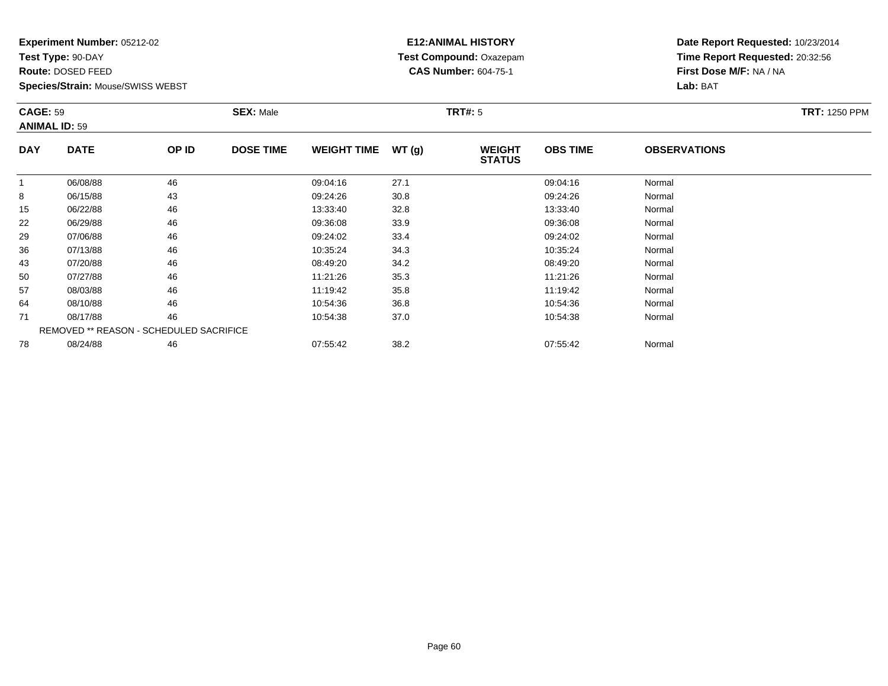**Experiment Number:** 05212-02
**Test Type:** 90-DAY
**Route:** DOSED FEED
**Species/Strain:** Mouse/SWISS WEBST

**E12:ANIMAL HISTORY**
**Test Compound:** Oxazepam
**CAS Number:** 604-75-1

**Date Report Requested:** 10/23/2014
**Time Report Requested:** 20:32:56
**First Dose M/F:** NA / NA
**Lab:** BAT

**CAGE:** 59
**ANIMAL ID:** 59
**SEX:** Male
**TRT#:** 5
**TRT:** 1250 PPM

| DAY | DATE | OP ID | DOSE TIME | WEIGHT TIME | WT (g) | WEIGHT STATUS | OBS TIME | OBSERVATIONS |
|---|---|---|---|---|---|---|---|---|
| 1 | 06/08/88 | 46 | | 09:04:16 | 27.1 | | 09:04:16 | Normal |
| 8 | 06/15/88 | 43 | | 09:24:26 | 30.8 | | 09:24:26 | Normal |
| 15 | 06/22/88 | 46 | | 13:33:40 | 32.8 | | 13:33:40 | Normal |
| 22 | 06/29/88 | 46 | | 09:36:08 | 33.9 | | 09:36:08 | Normal |
| 29 | 07/06/88 | 46 | | 09:24:02 | 33.4 | | 09:24:02 | Normal |
| 36 | 07/13/88 | 46 | | 10:35:24 | 34.3 | | 10:35:24 | Normal |
| 43 | 07/20/88 | 46 | | 08:49:20 | 34.2 | | 08:49:20 | Normal |
| 50 | 07/27/88 | 46 | | 11:21:26 | 35.3 | | 11:21:26 | Normal |
| 57 | 08/03/88 | 46 | | 11:19:42 | 35.8 | | 11:19:42 | Normal |
| 64 | 08/10/88 | 46 | | 10:54:36 | 36.8 | | 10:54:36 | Normal |
| 71 | 08/17/88 | 46 | | 10:54:38 | 37.0 | | 10:54:38 | Normal |
| REMOVED ** REASON - SCHEDULED SACRIFICE | | | | | | | | |
| 78 | 08/24/88 | 46 | | 07:55:42 | 38.2 | | 07:55:42 | Normal |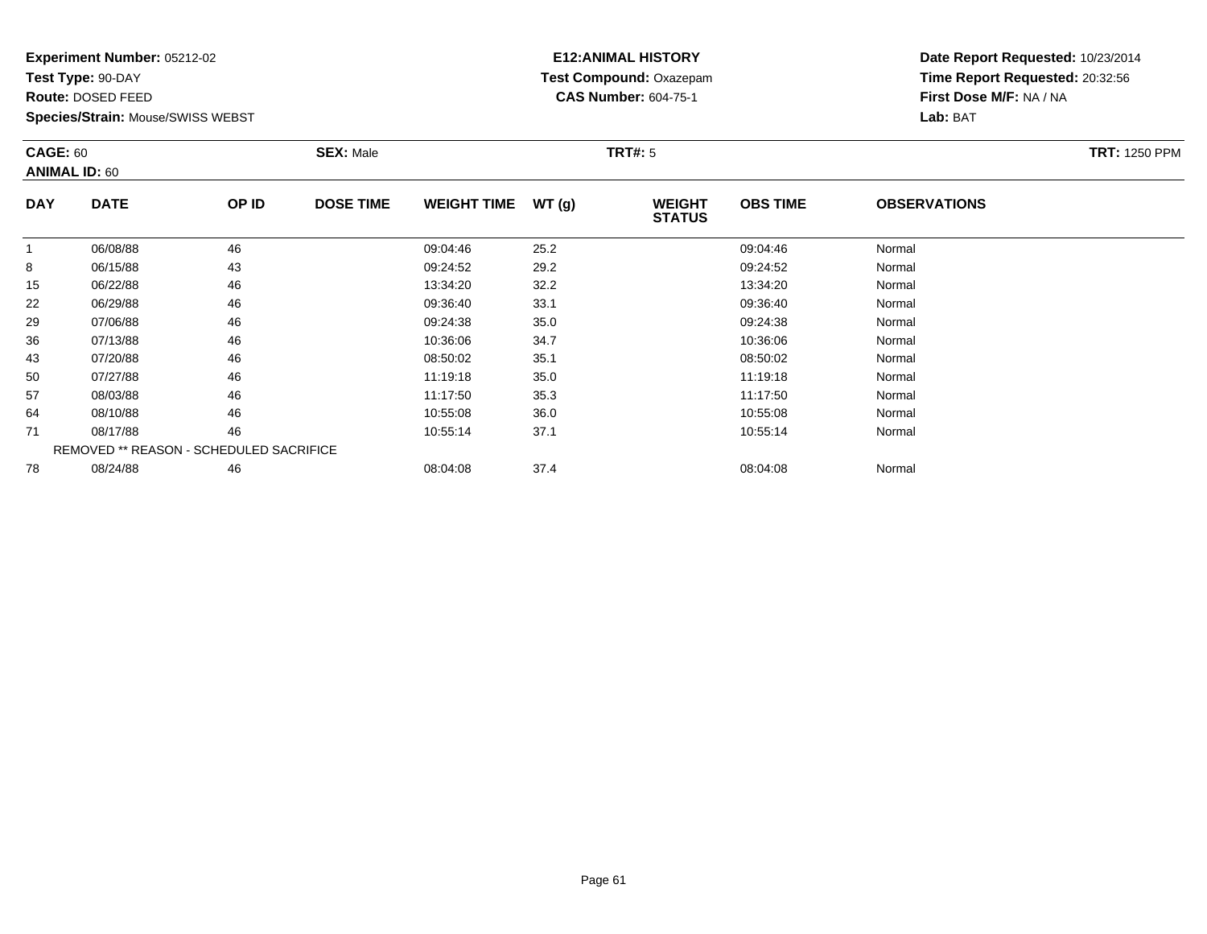**Experiment Number:** 05212-02
**Test Type:** 90-DAY
**Route:** DOSED FEED
**Species/Strain:** Mouse/SWISS WEBST

**E12:ANIMAL HISTORY**
**Test Compound:** Oxazepam
**CAS Number:** 604-75-1

**Date Report Requested:** 10/23/2014
**Time Report Requested:** 20:32:56
**First Dose M/F:** NA / NA
**Lab:** BAT

**CAGE:** 60
**ANIMAL ID:** 60
**SEX:** Male
**TRT#:** 5
**TRT:** 1250 PPM

| DAY | DATE | OP ID | DOSE TIME | WEIGHT TIME | WT (g) | WEIGHT STATUS | OBS TIME | OBSERVATIONS |
|---|---|---|---|---|---|---|---|---|
| 1 | 06/08/88 | 46 | | 09:04:46 | 25.2 | | 09:04:46 | Normal |
| 8 | 06/15/88 | 43 | | 09:24:52 | 29.2 | | 09:24:52 | Normal |
| 15 | 06/22/88 | 46 | | 13:34:20 | 32.2 | | 13:34:20 | Normal |
| 22 | 06/29/88 | 46 | | 09:36:40 | 33.1 | | 09:36:40 | Normal |
| 29 | 07/06/88 | 46 | | 09:24:38 | 35.0 | | 09:24:38 | Normal |
| 36 | 07/13/88 | 46 | | 10:36:06 | 34.7 | | 10:36:06 | Normal |
| 43 | 07/20/88 | 46 | | 08:50:02 | 35.1 | | 08:50:02 | Normal |
| 50 | 07/27/88 | 46 | | 11:19:18 | 35.0 | | 11:19:18 | Normal |
| 57 | 08/03/88 | 46 | | 11:17:50 | 35.3 | | 11:17:50 | Normal |
| 64 | 08/10/88 | 46 | | 10:55:08 | 36.0 | | 10:55:08 | Normal |
| 71 | 08/17/88 | 46 | | 10:55:14 | 37.1 | | 10:55:14 | Normal |
| REMOVED ** REASON - SCHEDULED SACRIFICE | | | | | | | | |
| 78 | 08/24/88 | 46 | | 08:04:08 | 37.4 | | 08:04:08 | Normal |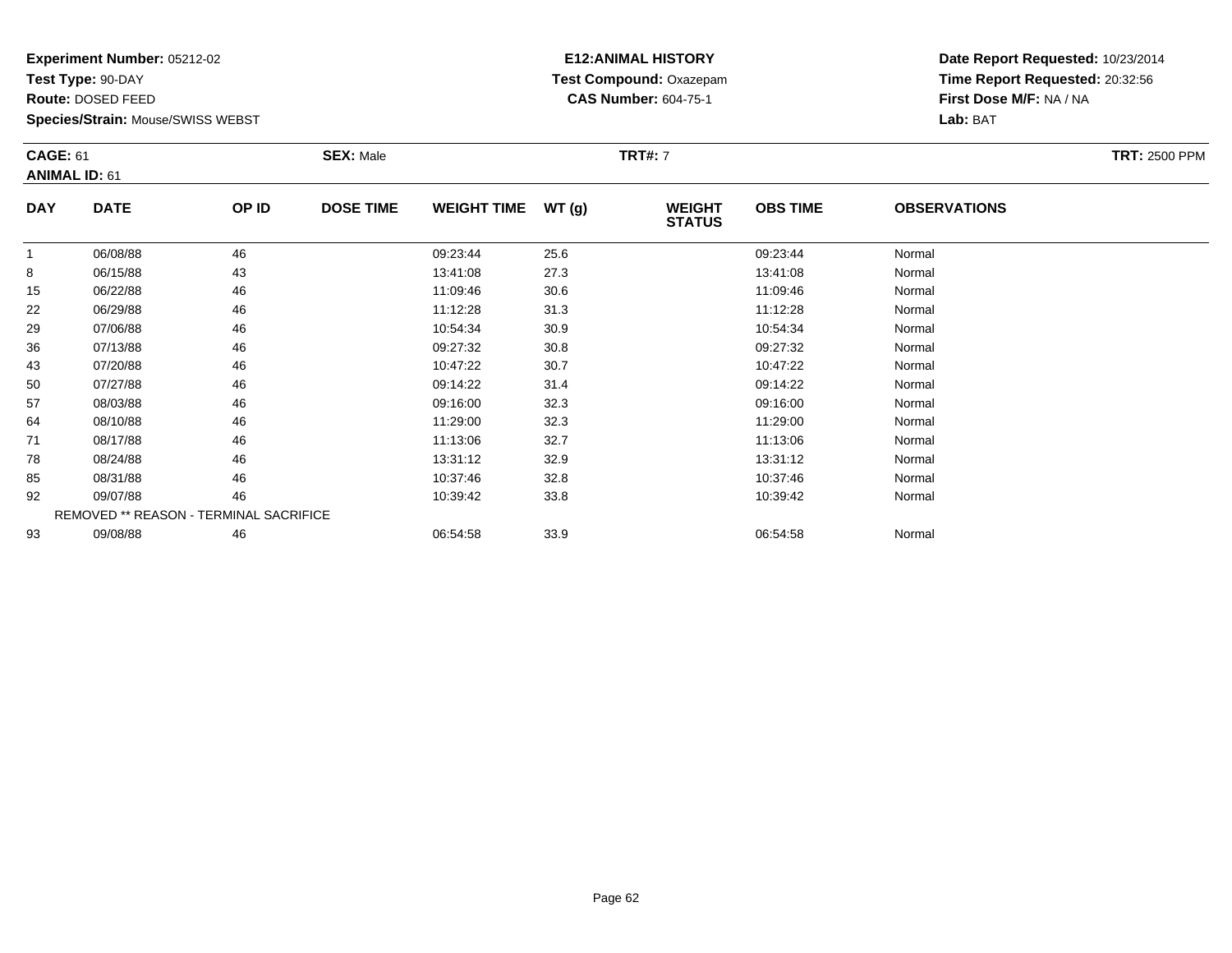**Experiment Number:** 05212-02
**Test Type:** 90-DAY
**Route:** DOSED FEED
**Species/Strain:** Mouse/SWISS WEBST

**E12:ANIMAL HISTORY**
**Test Compound:** Oxazepam
**CAS Number:** 604-75-1

**Date Report Requested:** 10/23/2014
**Time Report Requested:** 20:32:56
**First Dose M/F:** NA / NA
**Lab:** BAT

**CAGE:** 61
**ANIMAL ID:** 61
**SEX:** Male
**TRT#:** 7
**TRT:** 2500 PPM

| DAY | DATE | OP ID | DOSE TIME | WEIGHT TIME | WT (g) | WEIGHT STATUS | OBS TIME | OBSERVATIONS |
|---|---|---|---|---|---|---|---|---|
| 1 | 06/08/88 | 46 | | 09:23:44 | 25.6 | | 09:23:44 | Normal |
| 8 | 06/15/88 | 43 | | 13:41:08 | 27.3 | | 13:41:08 | Normal |
| 15 | 06/22/88 | 46 | | 11:09:46 | 30.6 | | 11:09:46 | Normal |
| 22 | 06/29/88 | 46 | | 11:12:28 | 31.3 | | 11:12:28 | Normal |
| 29 | 07/06/88 | 46 | | 10:54:34 | 30.9 | | 10:54:34 | Normal |
| 36 | 07/13/88 | 46 | | 09:27:32 | 30.8 | | 09:27:32 | Normal |
| 43 | 07/20/88 | 46 | | 10:47:22 | 30.7 | | 10:47:22 | Normal |
| 50 | 07/27/88 | 46 | | 09:14:22 | 31.4 | | 09:14:22 | Normal |
| 57 | 08/03/88 | 46 | | 09:16:00 | 32.3 | | 09:16:00 | Normal |
| 64 | 08/10/88 | 46 | | 11:29:00 | 32.3 | | 11:29:00 | Normal |
| 71 | 08/17/88 | 46 | | 11:13:06 | 32.7 | | 11:13:06 | Normal |
| 78 | 08/24/88 | 46 | | 13:31:12 | 32.9 | | 13:31:12 | Normal |
| 85 | 08/31/88 | 46 | | 10:37:46 | 32.8 | | 10:37:46 | Normal |
| 92 | 09/07/88 | 46 | | 10:39:42 | 33.8 | | 10:39:42 | Normal |
| REMOVED ** REASON - TERMINAL SACRIFICE | | | | | | | | |
| 93 | 09/08/88 | 46 | | 06:54:58 | 33.9 | | 06:54:58 | Normal |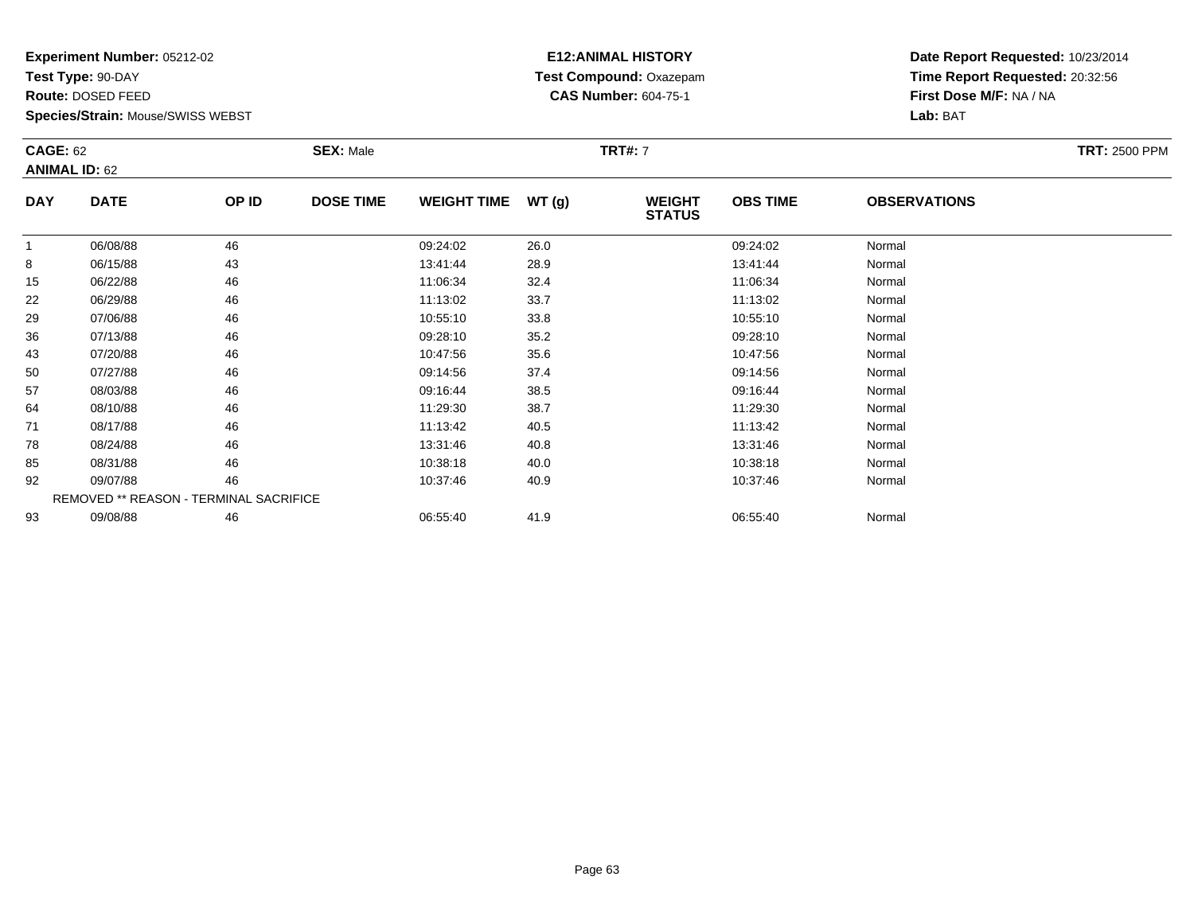**Experiment Number:** 05212-02
**Test Type:** 90-DAY
**Route:** DOSED FEED
**Species/Strain:** Mouse/SWISS WEBST

**E12:ANIMAL HISTORY**
**Test Compound:** Oxazepam
**CAS Number:** 604-75-1

**Date Report Requested:** 10/23/2014
**Time Report Requested:** 20:32:56
**First Dose M/F:** NA / NA
**Lab:** BAT

**CAGE:** 62
**ANIMAL ID:** 62
**SEX:** Male
**TRT#:** 7
**TRT:** 2500 PPM

| DAY | DATE | OP ID | DOSE TIME | WEIGHT TIME | WT (g) | WEIGHT STATUS | OBS TIME | OBSERVATIONS |
|---|---|---|---|---|---|---|---|---|
| 1 | 06/08/88 | 46 | | 09:24:02 | 26.0 | | 09:24:02 | Normal |
| 8 | 06/15/88 | 43 | | 13:41:44 | 28.9 | | 13:41:44 | Normal |
| 15 | 06/22/88 | 46 | | 11:06:34 | 32.4 | | 11:06:34 | Normal |
| 22 | 06/29/88 | 46 | | 11:13:02 | 33.7 | | 11:13:02 | Normal |
| 29 | 07/06/88 | 46 | | 10:55:10 | 33.8 | | 10:55:10 | Normal |
| 36 | 07/13/88 | 46 | | 09:28:10 | 35.2 | | 09:28:10 | Normal |
| 43 | 07/20/88 | 46 | | 10:47:56 | 35.6 | | 10:47:56 | Normal |
| 50 | 07/27/88 | 46 | | 09:14:56 | 37.4 | | 09:14:56 | Normal |
| 57 | 08/03/88 | 46 | | 09:16:44 | 38.5 | | 09:16:44 | Normal |
| 64 | 08/10/88 | 46 | | 11:29:30 | 38.7 | | 11:29:30 | Normal |
| 71 | 08/17/88 | 46 | | 11:13:42 | 40.5 | | 11:13:42 | Normal |
| 78 | 08/24/88 | 46 | | 13:31:46 | 40.8 | | 13:31:46 | Normal |
| 85 | 08/31/88 | 46 | | 10:38:18 | 40.0 | | 10:38:18 | Normal |
| 92 | 09/07/88 | 46 | | 10:37:46 | 40.9 | | 10:37:46 | Normal |
| REMOVED ** REASON - TERMINAL SACRIFICE | | | | | | | | |
| 93 | 09/08/88 | 46 | | 06:55:40 | 41.9 | | 06:55:40 | Normal |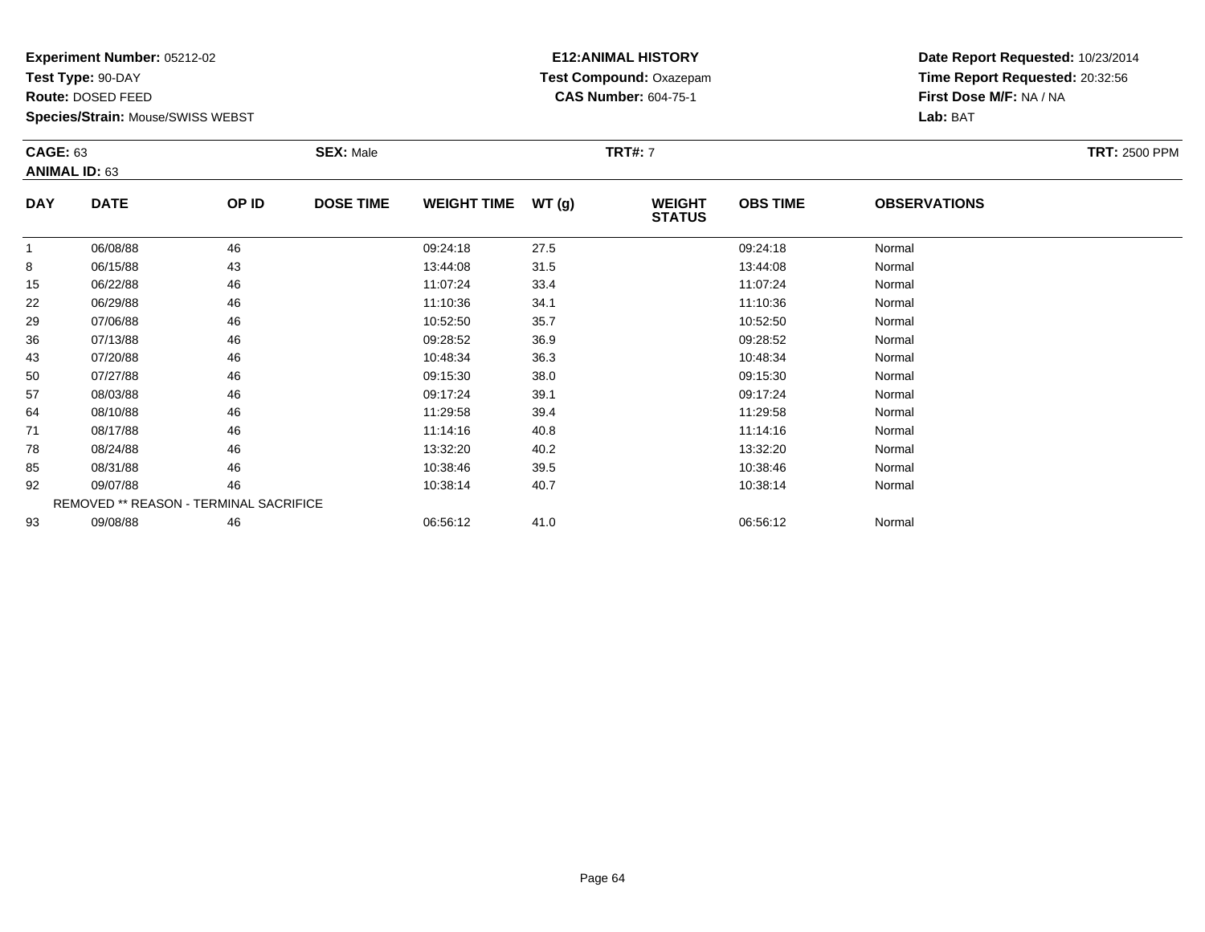**Experiment Number:** 05212-02
**Test Type:** 90-DAY
**Route:** DOSED FEED
**Species/Strain:** Mouse/SWISS WEBST

**E12:ANIMAL HISTORY**
**Test Compound:** Oxazepam
**CAS Number:** 604-75-1

**Date Report Requested:** 10/23/2014
**Time Report Requested:** 20:32:56
**First Dose M/F:** NA / NA
**Lab:** BAT

**CAGE:** 63 **SEX:** Male **TRT#:** 7 **TRT:** 2500 PPM
**ANIMAL ID:** 63

| DAY | DATE | OP ID | DOSE TIME | WEIGHT TIME | WT (g) | WEIGHT STATUS | OBS TIME | OBSERVATIONS |
|---|---|---|---|---|---|---|---|---|
| 1 | 06/08/88 | 46 | | 09:24:18 | 27.5 | | 09:24:18 | Normal |
| 8 | 06/15/88 | 43 | | 13:44:08 | 31.5 | | 13:44:08 | Normal |
| 15 | 06/22/88 | 46 | | 11:07:24 | 33.4 | | 11:07:24 | Normal |
| 22 | 06/29/88 | 46 | | 11:10:36 | 34.1 | | 11:10:36 | Normal |
| 29 | 07/06/88 | 46 | | 10:52:50 | 35.7 | | 10:52:50 | Normal |
| 36 | 07/13/88 | 46 | | 09:28:52 | 36.9 | | 09:28:52 | Normal |
| 43 | 07/20/88 | 46 | | 10:48:34 | 36.3 | | 10:48:34 | Normal |
| 50 | 07/27/88 | 46 | | 09:15:30 | 38.0 | | 09:15:30 | Normal |
| 57 | 08/03/88 | 46 | | 09:17:24 | 39.1 | | 09:17:24 | Normal |
| 64 | 08/10/88 | 46 | | 11:29:58 | 39.4 | | 11:29:58 | Normal |
| 71 | 08/17/88 | 46 | | 11:14:16 | 40.8 | | 11:14:16 | Normal |
| 78 | 08/24/88 | 46 | | 13:32:20 | 40.2 | | 13:32:20 | Normal |
| 85 | 08/31/88 | 46 | | 10:38:46 | 39.5 | | 10:38:46 | Normal |
| 92 | 09/07/88 | 46 | | 10:38:14 | 40.7 | | 10:38:14 | Normal |
| REMOVED ** REASON - TERMINAL SACRIFICE | | | | | | | | |
| 93 | 09/08/88 | 46 | | 06:56:12 | 41.0 | | 06:56:12 | Normal |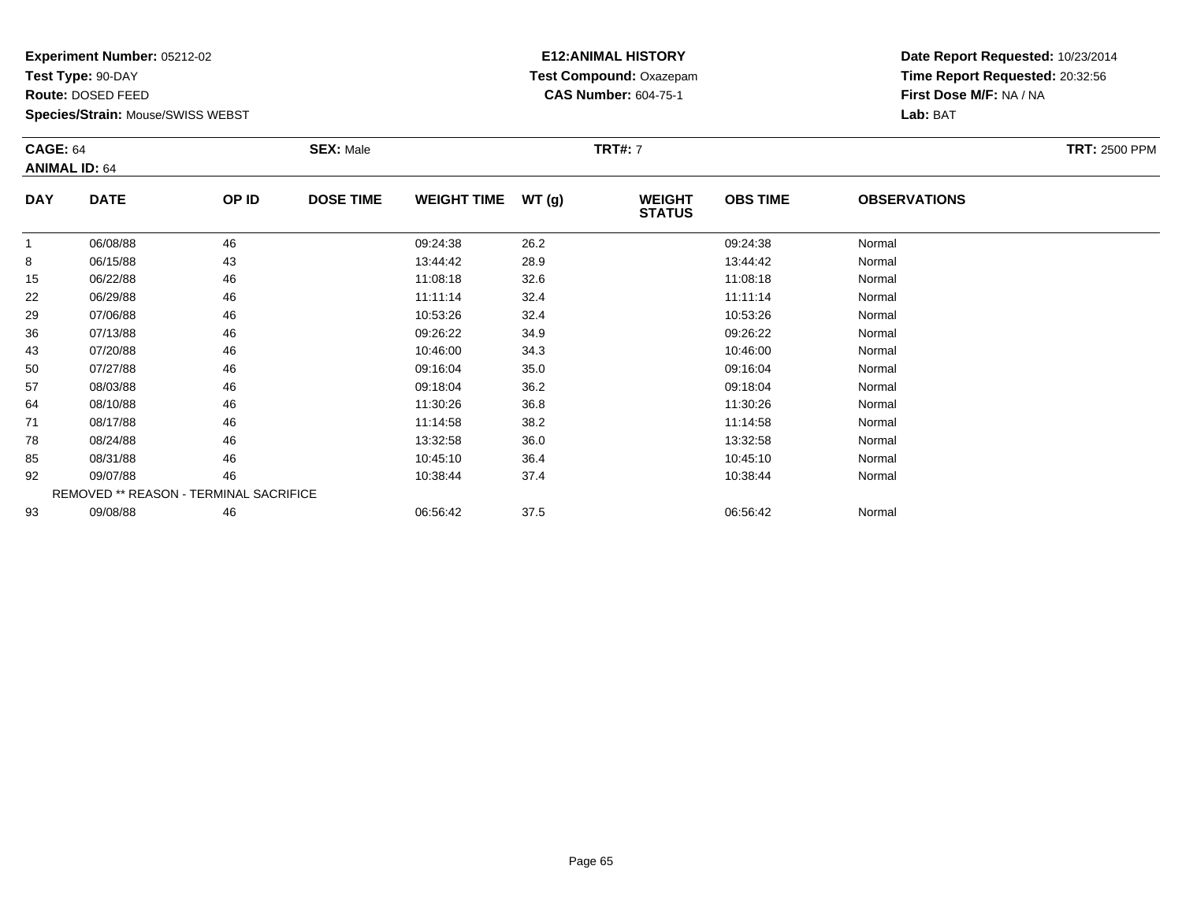**Experiment Number:** 05212-02
**Test Type:** 90-DAY
**Route:** DOSED FEED
**Species/Strain:** Mouse/SWISS WEBST

**E12:ANIMAL HISTORY**
**Test Compound:** Oxazepam
**CAS Number:** 604-75-1

**Date Report Requested:** 10/23/2014
**Time Report Requested:** 20:32:56
**First Dose M/F:** NA / NA
**Lab:** BAT

**CAGE:** 64 **SEX:** Male **TRT#:** 7 **TRT:** 2500 PPM
**ANIMAL ID:** 64

| DAY | DATE | OP ID | DOSE TIME | WEIGHT TIME | WT (g) | WEIGHT STATUS | OBS TIME | OBSERVATIONS |
|---|---|---|---|---|---|---|---|---|
| 1 | 06/08/88 | 46 | | 09:24:38 | 26.2 | | 09:24:38 | Normal |
| 8 | 06/15/88 | 43 | | 13:44:42 | 28.9 | | 13:44:42 | Normal |
| 15 | 06/22/88 | 46 | | 11:08:18 | 32.6 | | 11:08:18 | Normal |
| 22 | 06/29/88 | 46 | | 11:11:14 | 32.4 | | 11:11:14 | Normal |
| 29 | 07/06/88 | 46 | | 10:53:26 | 32.4 | | 10:53:26 | Normal |
| 36 | 07/13/88 | 46 | | 09:26:22 | 34.9 | | 09:26:22 | Normal |
| 43 | 07/20/88 | 46 | | 10:46:00 | 34.3 | | 10:46:00 | Normal |
| 50 | 07/27/88 | 46 | | 09:16:04 | 35.0 | | 09:16:04 | Normal |
| 57 | 08/03/88 | 46 | | 09:18:04 | 36.2 | | 09:18:04 | Normal |
| 64 | 08/10/88 | 46 | | 11:30:26 | 36.8 | | 11:30:26 | Normal |
| 71 | 08/17/88 | 46 | | 11:14:58 | 38.2 | | 11:14:58 | Normal |
| 78 | 08/24/88 | 46 | | 13:32:58 | 36.0 | | 13:32:58 | Normal |
| 85 | 08/31/88 | 46 | | 10:45:10 | 36.4 | | 10:45:10 | Normal |
| 92 | 09/07/88 | 46 | | 10:38:44 | 37.4 | | 10:38:44 | Normal |
| REMOVED ** REASON - TERMINAL SACRIFICE | | | | | | | | |
| 93 | 09/08/88 | 46 | | 06:56:42 | 37.5 | | 06:56:42 | Normal |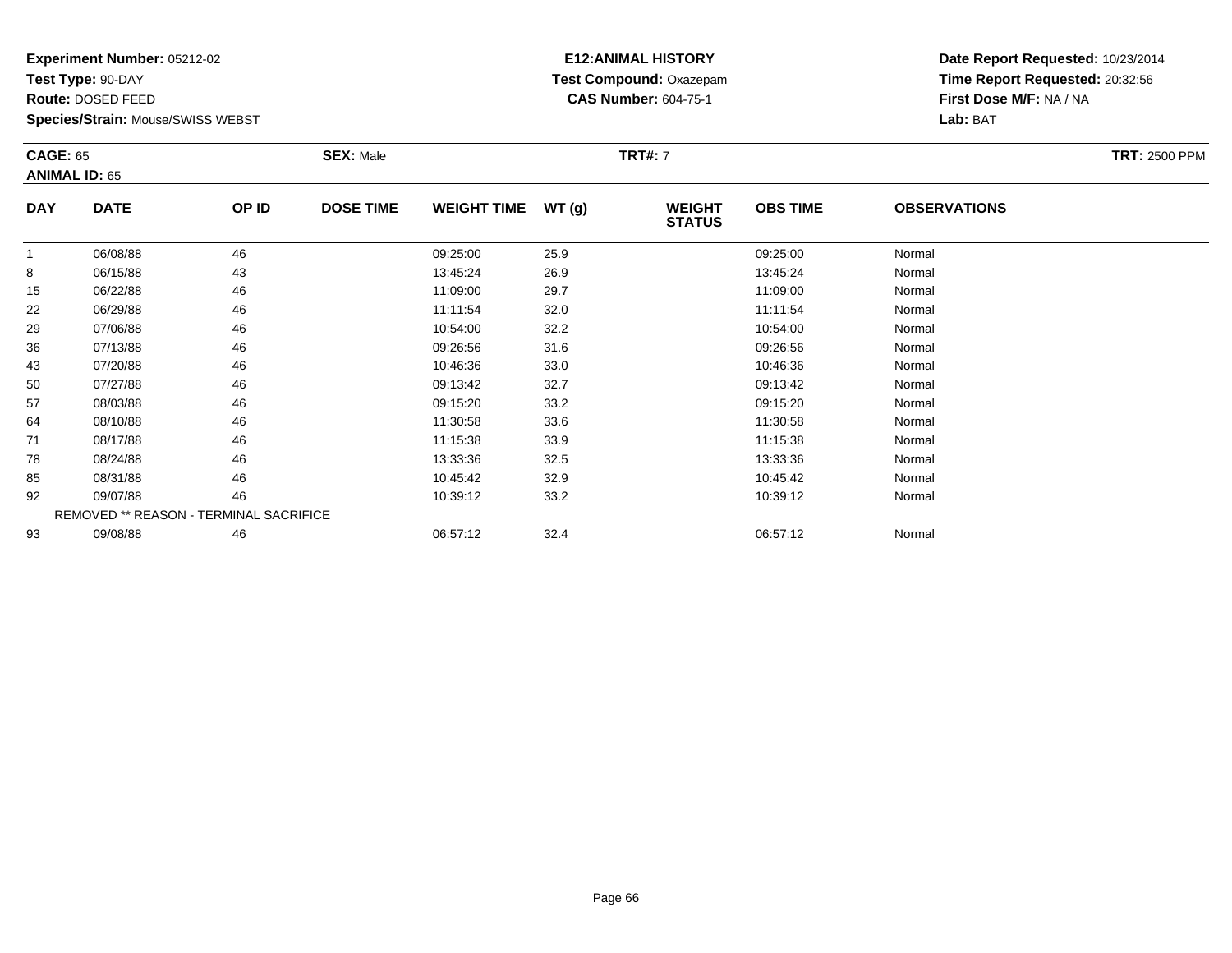**Experiment Number:** 05212-02
**Test Type:** 90-DAY
**Route:** DOSED FEED
**Species/Strain:** Mouse/SWISS WEBST

**E12:ANIMAL HISTORY**
**Test Compound:** Oxazepam
**CAS Number:** 604-75-1

**Date Report Requested:** 10/23/2014
**Time Report Requested:** 20:32:56
**First Dose M/F:** NA / NA
**Lab:** BAT

**CAGE:** 65 **SEX:** Male **TRT#:** 7 **TRT:** 2500 PPM
**ANIMAL ID:** 65

| DAY | DATE | OP ID | DOSE TIME | WEIGHT TIME | WT (g) | WEIGHT STATUS | OBS TIME | OBSERVATIONS |
|---|---|---|---|---|---|---|---|---|
| 1 | 06/08/88 | 46 | | 09:25:00 | 25.9 | | 09:25:00 | Normal |
| 8 | 06/15/88 | 43 | | 13:45:24 | 26.9 | | 13:45:24 | Normal |
| 15 | 06/22/88 | 46 | | 11:09:00 | 29.7 | | 11:09:00 | Normal |
| 22 | 06/29/88 | 46 | | 11:11:54 | 32.0 | | 11:11:54 | Normal |
| 29 | 07/06/88 | 46 | | 10:54:00 | 32.2 | | 10:54:00 | Normal |
| 36 | 07/13/88 | 46 | | 09:26:56 | 31.6 | | 09:26:56 | Normal |
| 43 | 07/20/88 | 46 | | 10:46:36 | 33.0 | | 10:46:36 | Normal |
| 50 | 07/27/88 | 46 | | 09:13:42 | 32.7 | | 09:13:42 | Normal |
| 57 | 08/03/88 | 46 | | 09:15:20 | 33.2 | | 09:15:20 | Normal |
| 64 | 08/10/88 | 46 | | 11:30:58 | 33.6 | | 11:30:58 | Normal |
| 71 | 08/17/88 | 46 | | 11:15:38 | 33.9 | | 11:15:38 | Normal |
| 78 | 08/24/88 | 46 | | 13:33:36 | 32.5 | | 13:33:36 | Normal |
| 85 | 08/31/88 | 46 | | 10:45:42 | 32.9 | | 10:45:42 | Normal |
| 92 | 09/07/88 | 46 | | 10:39:12 | 33.2 | | 10:39:12 | Normal |
| REMOVED ** REASON - TERMINAL SACRIFICE | | | | | | | | |
| 93 | 09/08/88 | 46 | | 06:57:12 | 32.4 | | 06:57:12 | Normal |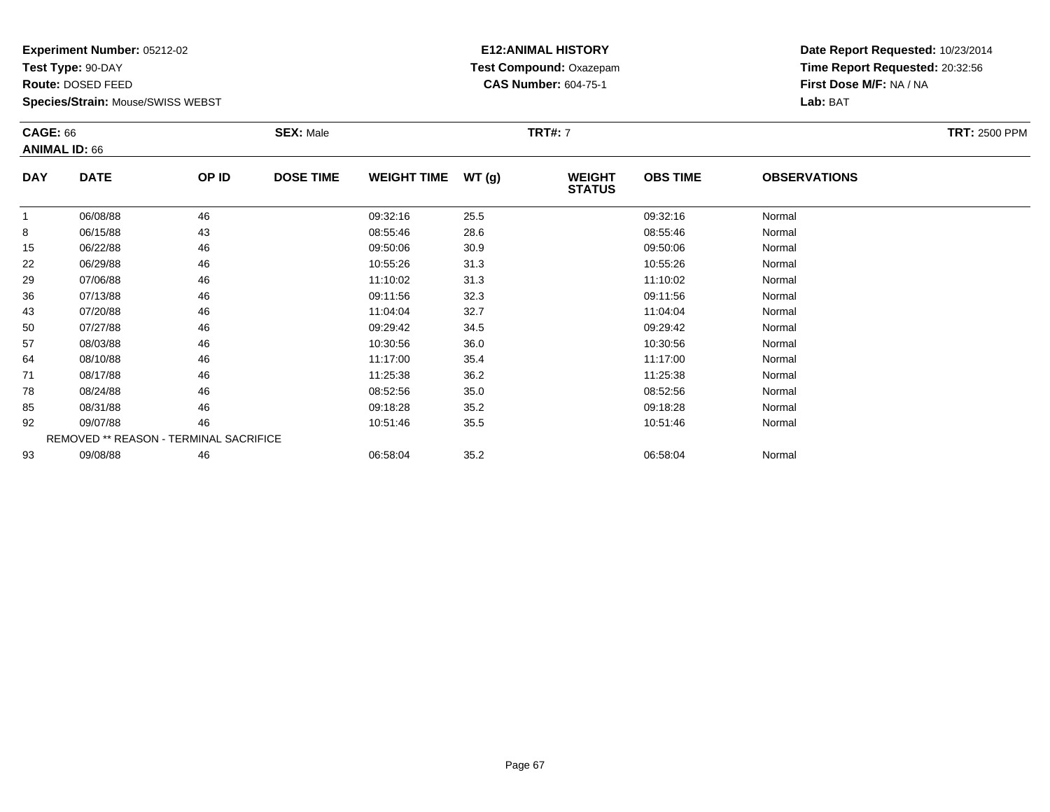**Experiment Number:** 05212-02
**Test Type:** 90-DAY
**Route:** DOSED FEED
**Species/Strain:** Mouse/SWISS WEBST

**E12:ANIMAL HISTORY**
**Test Compound:** Oxazepam
**CAS Number:** 604-75-1

**Date Report Requested:** 10/23/2014
**Time Report Requested:** 20:32:56
**First Dose M/F:** NA / NA
**Lab:** BAT

**CAGE:** 66 **SEX:** Male **TRT#:** 7 **TRT:** 2500 PPM
**ANIMAL ID:** 66

| DAY | DATE | OP ID | DOSE TIME | WEIGHT TIME | WT (g) | WEIGHT STATUS | OBS TIME | OBSERVATIONS |
|---|---|---|---|---|---|---|---|---|
| 1 | 06/08/88 | 46 | | 09:32:16 | 25.5 | | 09:32:16 | Normal |
| 8 | 06/15/88 | 43 | | 08:55:46 | 28.6 | | 08:55:46 | Normal |
| 15 | 06/22/88 | 46 | | 09:50:06 | 30.9 | | 09:50:06 | Normal |
| 22 | 06/29/88 | 46 | | 10:55:26 | 31.3 | | 10:55:26 | Normal |
| 29 | 07/06/88 | 46 | | 11:10:02 | 31.3 | | 11:10:02 | Normal |
| 36 | 07/13/88 | 46 | | 09:11:56 | 32.3 | | 09:11:56 | Normal |
| 43 | 07/20/88 | 46 | | 11:04:04 | 32.7 | | 11:04:04 | Normal |
| 50 | 07/27/88 | 46 | | 09:29:42 | 34.5 | | 09:29:42 | Normal |
| 57 | 08/03/88 | 46 | | 10:30:56 | 36.0 | | 10:30:56 | Normal |
| 64 | 08/10/88 | 46 | | 11:17:00 | 35.4 | | 11:17:00 | Normal |
| 71 | 08/17/88 | 46 | | 11:25:38 | 36.2 | | 11:25:38 | Normal |
| 78 | 08/24/88 | 46 | | 08:52:56 | 35.0 | | 08:52:56 | Normal |
| 85 | 08/31/88 | 46 | | 09:18:28 | 35.2 | | 09:18:28 | Normal |
| 92 | 09/07/88 | 46 | | 10:51:46 | 35.5 | | 10:51:46 | Normal |
| REMOVED ** REASON - TERMINAL SACRIFICE | | | | | | | | |
| 93 | 09/08/88 | 46 | | 06:58:04 | 35.2 | | 06:58:04 | Normal |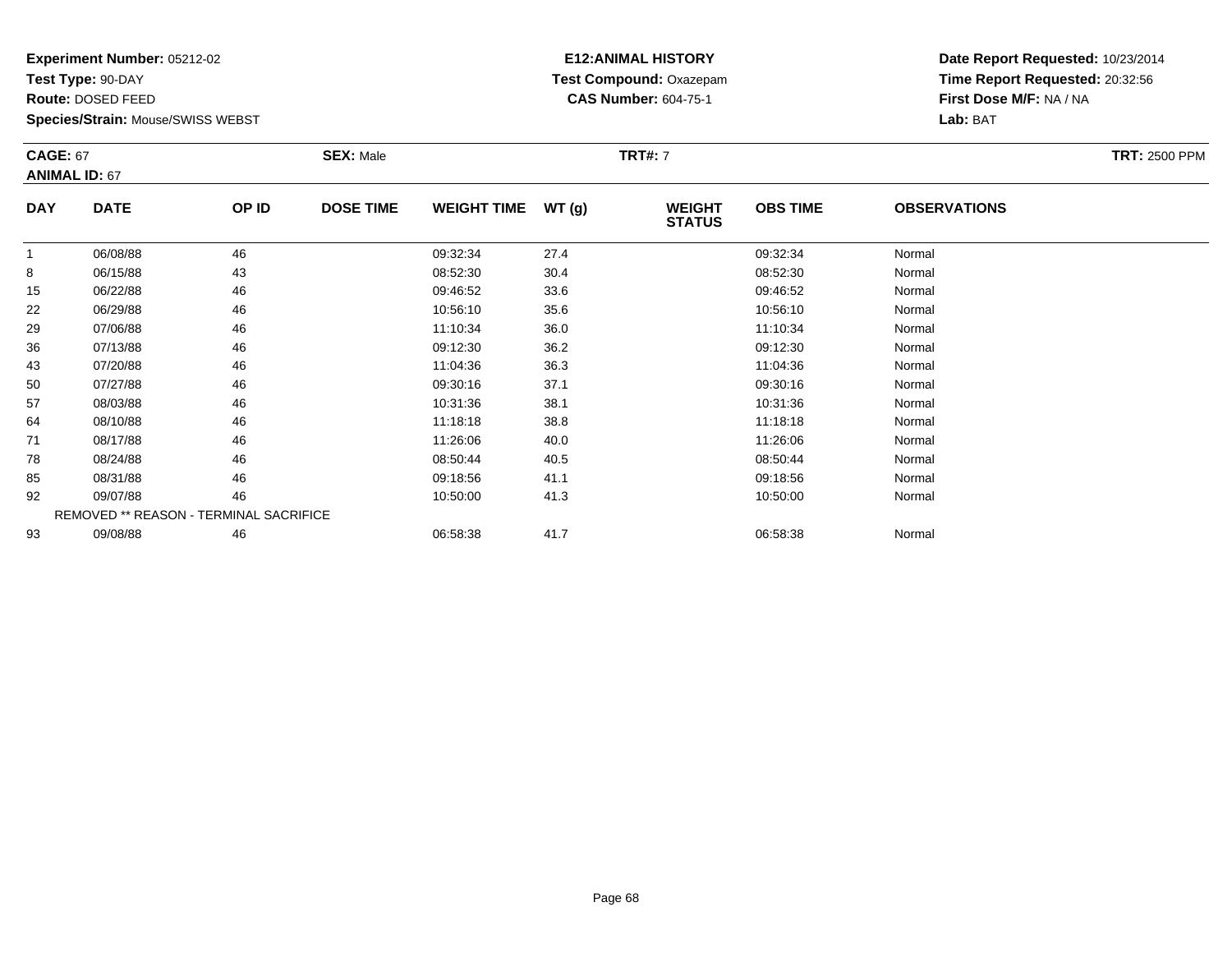**Experiment Number:** 05212-02
**Test Type:** 90-DAY
**Route:** DOSED FEED
**Species/Strain:** Mouse/SWISS WEBST

**E12:ANIMAL HISTORY**
**Test Compound:** Oxazepam
**CAS Number:** 604-75-1

**Date Report Requested:** 10/23/2014
**Time Report Requested:** 20:32:56
**First Dose M/F:** NA / NA
**Lab:** BAT

**CAGE:** 67
**ANIMAL ID:** 67
**SEX:** Male
**TRT#:** 7
**TRT:** 2500 PPM

| DAY | DATE | OP ID | DOSE TIME | WEIGHT TIME | WT (g) | WEIGHT STATUS | OBS TIME | OBSERVATIONS |
|---|---|---|---|---|---|---|---|---|
| 1 | 06/08/88 | 46 | | 09:32:34 | 27.4 | | 09:32:34 | Normal |
| 8 | 06/15/88 | 43 | | 08:52:30 | 30.4 | | 08:52:30 | Normal |
| 15 | 06/22/88 | 46 | | 09:46:52 | 33.6 | | 09:46:52 | Normal |
| 22 | 06/29/88 | 46 | | 10:56:10 | 35.6 | | 10:56:10 | Normal |
| 29 | 07/06/88 | 46 | | 11:10:34 | 36.0 | | 11:10:34 | Normal |
| 36 | 07/13/88 | 46 | | 09:12:30 | 36.2 | | 09:12:30 | Normal |
| 43 | 07/20/88 | 46 | | 11:04:36 | 36.3 | | 11:04:36 | Normal |
| 50 | 07/27/88 | 46 | | 09:30:16 | 37.1 | | 09:30:16 | Normal |
| 57 | 08/03/88 | 46 | | 10:31:36 | 38.1 | | 10:31:36 | Normal |
| 64 | 08/10/88 | 46 | | 11:18:18 | 38.8 | | 11:18:18 | Normal |
| 71 | 08/17/88 | 46 | | 11:26:06 | 40.0 | | 11:26:06 | Normal |
| 78 | 08/24/88 | 46 | | 08:50:44 | 40.5 | | 08:50:44 | Normal |
| 85 | 08/31/88 | 46 | | 09:18:56 | 41.1 | | 09:18:56 | Normal |
| 92 | 09/07/88 | 46 | | 10:50:00 | 41.3 | | 10:50:00 | Normal |
| REMOVED ** REASON - TERMINAL SACRIFICE | | | | | | | | |
| 93 | 09/08/88 | 46 | | 06:58:38 | 41.7 | | 06:58:38 | Normal |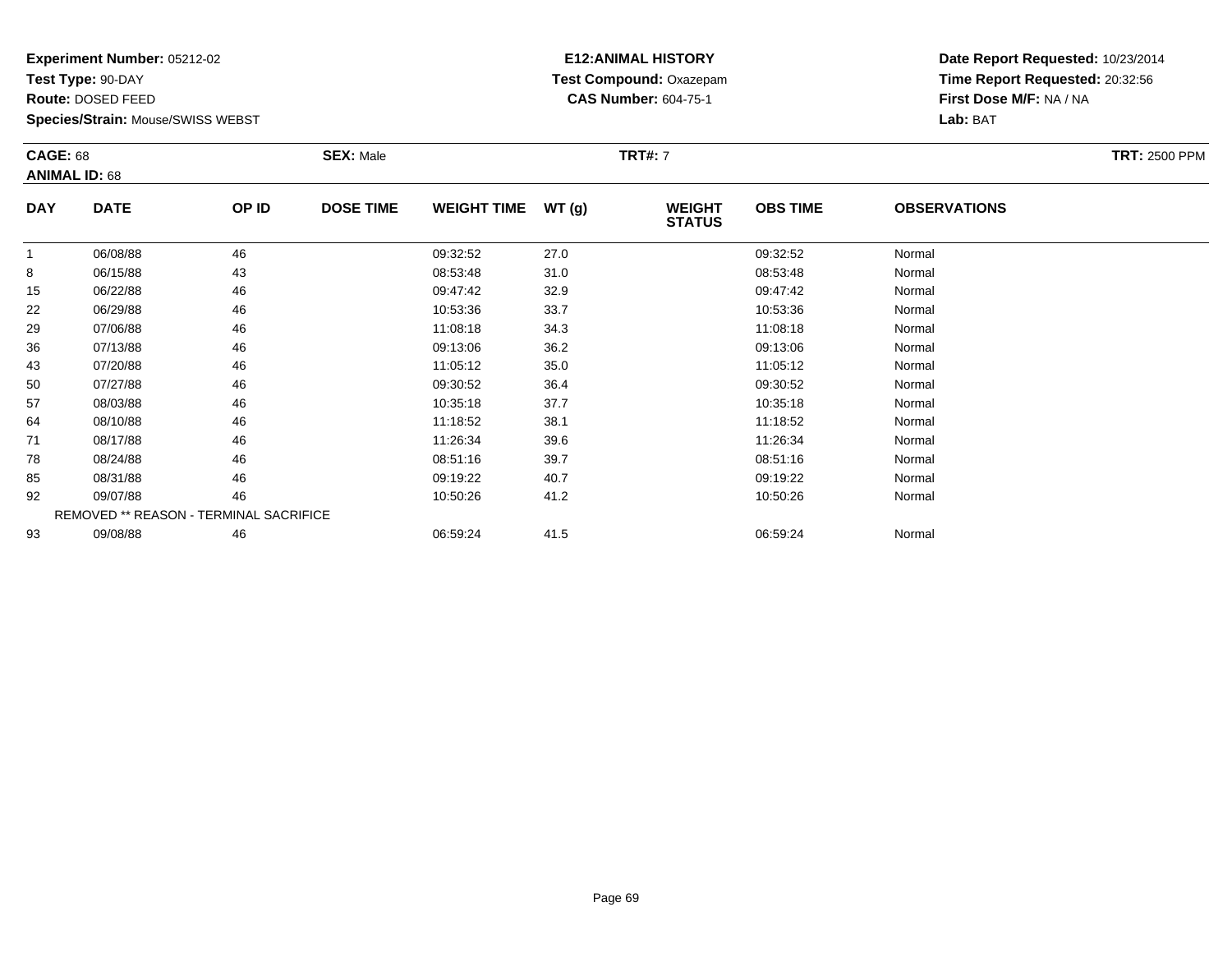**Experiment Number:** 05212-02
**Test Type:** 90-DAY
**Route:** DOSED FEED
**Species/Strain:** Mouse/SWISS WEBST

**E12:ANIMAL HISTORY**
**Test Compound:** Oxazepam
**CAS Number:** 604-75-1

**Date Report Requested:** 10/23/2014
**Time Report Requested:** 20:32:56
**First Dose M/F:** NA / NA
**Lab:** BAT

**CAGE:** 68 **SEX:** Male **TRT#:** 7 **TRT:** 2500 PPM
**ANIMAL ID:** 68

| DAY | DATE | OP ID | DOSE TIME | WEIGHT TIME | WT (g) | WEIGHT STATUS | OBS TIME | OBSERVATIONS |
|---|---|---|---|---|---|---|---|---|
| 1 | 06/08/88 | 46 | | 09:32:52 | 27.0 | | 09:32:52 | Normal |
| 8 | 06/15/88 | 43 | | 08:53:48 | 31.0 | | 08:53:48 | Normal |
| 15 | 06/22/88 | 46 | | 09:47:42 | 32.9 | | 09:47:42 | Normal |
| 22 | 06/29/88 | 46 | | 10:53:36 | 33.7 | | 10:53:36 | Normal |
| 29 | 07/06/88 | 46 | | 11:08:18 | 34.3 | | 11:08:18 | Normal |
| 36 | 07/13/88 | 46 | | 09:13:06 | 36.2 | | 09:13:06 | Normal |
| 43 | 07/20/88 | 46 | | 11:05:12 | 35.0 | | 11:05:12 | Normal |
| 50 | 07/27/88 | 46 | | 09:30:52 | 36.4 | | 09:30:52 | Normal |
| 57 | 08/03/88 | 46 | | 10:35:18 | 37.7 | | 10:35:18 | Normal |
| 64 | 08/10/88 | 46 | | 11:18:52 | 38.1 | | 11:18:52 | Normal |
| 71 | 08/17/88 | 46 | | 11:26:34 | 39.6 | | 11:26:34 | Normal |
| 78 | 08/24/88 | 46 | | 08:51:16 | 39.7 | | 08:51:16 | Normal |
| 85 | 08/31/88 | 46 | | 09:19:22 | 40.7 | | 09:19:22 | Normal |
| 92 | 09/07/88 | 46 | | 10:50:26 | 41.2 | | 10:50:26 | Normal |
| | REMOVED ** REASON - TERMINAL SACRIFICE | | | | | | | |
| 93 | 09/08/88 | 46 | | 06:59:24 | 41.5 | | 06:59:24 | Normal |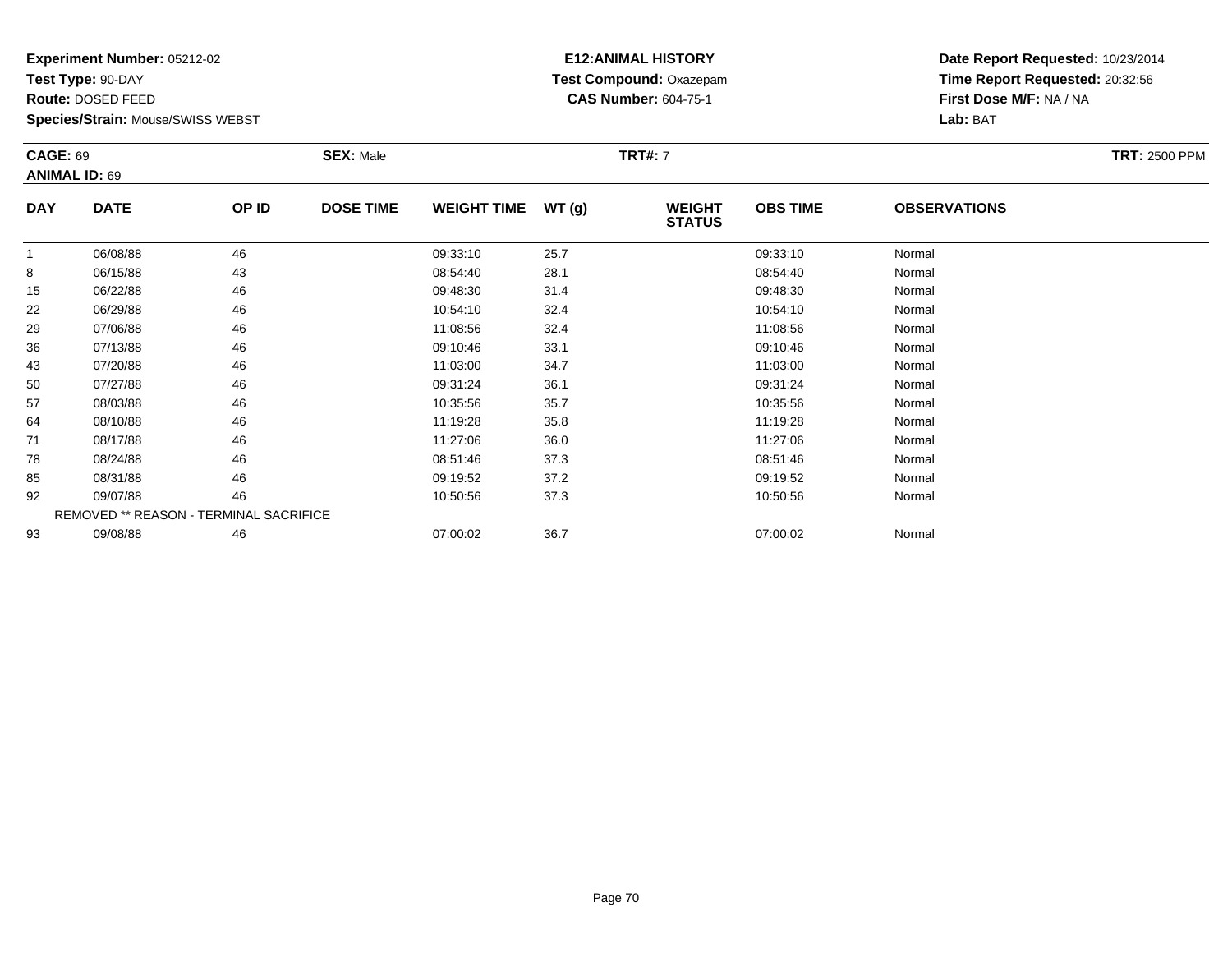**Experiment Number:** 05212-02
**Test Type:** 90-DAY
**Route:** DOSED FEED
**Species/Strain:** Mouse/SWISS WEBST

**E12:ANIMAL HISTORY**
**Test Compound:** Oxazepam
**CAS Number:** 604-75-1

**Date Report Requested:** 10/23/2014
**Time Report Requested:** 20:32:56
**First Dose M/F:** NA / NA
**Lab:** BAT

**CAGE:** 69 **SEX:** Male **TRT#:** 7 **TRT:** 2500 PPM
**ANIMAL ID:** 69

| DAY | DATE | OP ID | DOSE TIME | WEIGHT TIME | WT (g) | WEIGHT STATUS | OBS TIME | OBSERVATIONS |
|---|---|---|---|---|---|---|---|---|
| 1 | 06/08/88 | 46 | | 09:33:10 | 25.7 | | 09:33:10 | Normal |
| 8 | 06/15/88 | 43 | | 08:54:40 | 28.1 | | 08:54:40 | Normal |
| 15 | 06/22/88 | 46 | | 09:48:30 | 31.4 | | 09:48:30 | Normal |
| 22 | 06/29/88 | 46 | | 10:54:10 | 32.4 | | 10:54:10 | Normal |
| 29 | 07/06/88 | 46 | | 11:08:56 | 32.4 | | 11:08:56 | Normal |
| 36 | 07/13/88 | 46 | | 09:10:46 | 33.1 | | 09:10:46 | Normal |
| 43 | 07/20/88 | 46 | | 11:03:00 | 34.7 | | 11:03:00 | Normal |
| 50 | 07/27/88 | 46 | | 09:31:24 | 36.1 | | 09:31:24 | Normal |
| 57 | 08/03/88 | 46 | | 10:35:56 | 35.7 | | 10:35:56 | Normal |
| 64 | 08/10/88 | 46 | | 11:19:28 | 35.8 | | 11:19:28 | Normal |
| 71 | 08/17/88 | 46 | | 11:27:06 | 36.0 | | 11:27:06 | Normal |
| 78 | 08/24/88 | 46 | | 08:51:46 | 37.3 | | 08:51:46 | Normal |
| 85 | 08/31/88 | 46 | | 09:19:52 | 37.2 | | 09:19:52 | Normal |
| 92 | 09/07/88 | 46 | | 10:50:56 | 37.3 | | 10:50:56 | Normal |
| REMOVED ** REASON - TERMINAL SACRIFICE | | | | | | | | |
| 93 | 09/08/88 | 46 | | 07:00:02 | 36.7 | | 07:00:02 | Normal |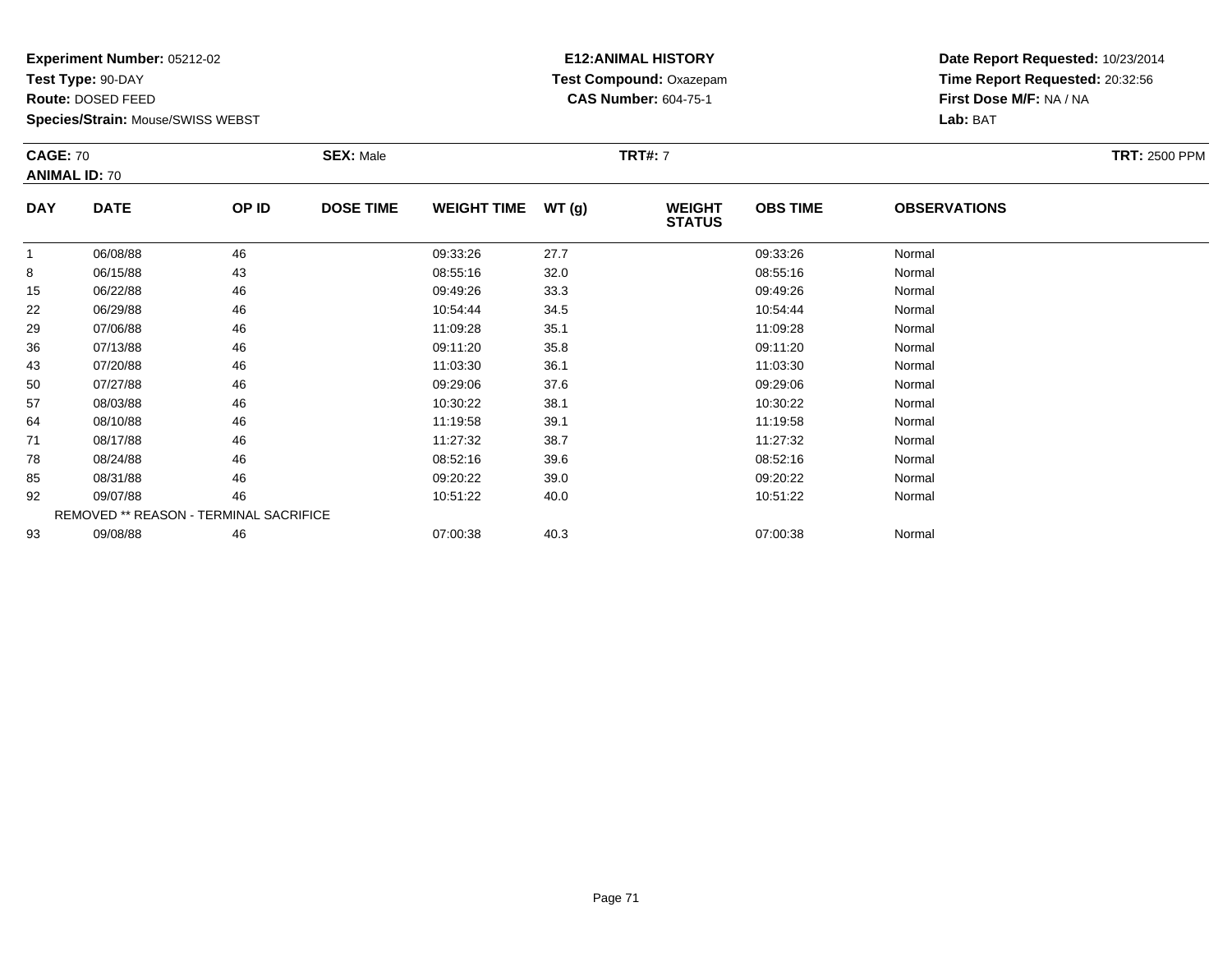**Experiment Number:** 05212-02
**Test Type:** 90-DAY
**Route:** DOSED FEED
**Species/Strain:** Mouse/SWISS WEBST

**E12:ANIMAL HISTORY**
**Test Compound:** Oxazepam
**CAS Number:** 604-75-1

**Date Report Requested:** 10/23/2014
**Time Report Requested:** 20:32:56
**First Dose M/F:** NA / NA
**Lab:** BAT

**CAGE:** 70
**ANIMAL ID:** 70
**SEX:** Male
**TRT#:** 7
**TRT:** 2500 PPM

| DAY | DATE | OP ID | DOSE TIME | WEIGHT TIME | WT (g) | WEIGHT STATUS | OBS TIME | OBSERVATIONS |
|---|---|---|---|---|---|---|---|---|
| 1 | 06/08/88 | 46 | | 09:33:26 | 27.7 | | 09:33:26 | Normal |
| 8 | 06/15/88 | 43 | | 08:55:16 | 32.0 | | 08:55:16 | Normal |
| 15 | 06/22/88 | 46 | | 09:49:26 | 33.3 | | 09:49:26 | Normal |
| 22 | 06/29/88 | 46 | | 10:54:44 | 34.5 | | 10:54:44 | Normal |
| 29 | 07/06/88 | 46 | | 11:09:28 | 35.1 | | 11:09:28 | Normal |
| 36 | 07/13/88 | 46 | | 09:11:20 | 35.8 | | 09:11:20 | Normal |
| 43 | 07/20/88 | 46 | | 11:03:30 | 36.1 | | 11:03:30 | Normal |
| 50 | 07/27/88 | 46 | | 09:29:06 | 37.6 | | 09:29:06 | Normal |
| 57 | 08/03/88 | 46 | | 10:30:22 | 38.1 | | 10:30:22 | Normal |
| 64 | 08/10/88 | 46 | | 11:19:58 | 39.1 | | 11:19:58 | Normal |
| 71 | 08/17/88 | 46 | | 11:27:32 | 38.7 | | 11:27:32 | Normal |
| 78 | 08/24/88 | 46 | | 08:52:16 | 39.6 | | 08:52:16 | Normal |
| 85 | 08/31/88 | 46 | | 09:20:22 | 39.0 | | 09:20:22 | Normal |
| 92 | 09/07/88 | 46 | | 10:51:22 | 40.0 | | 10:51:22 | Normal |
| REMOVED ** REASON - TERMINAL SACRIFICE | | | | | | | | |
| 93 | 09/08/88 | 46 | | 07:00:38 | 40.3 | | 07:00:38 | Normal |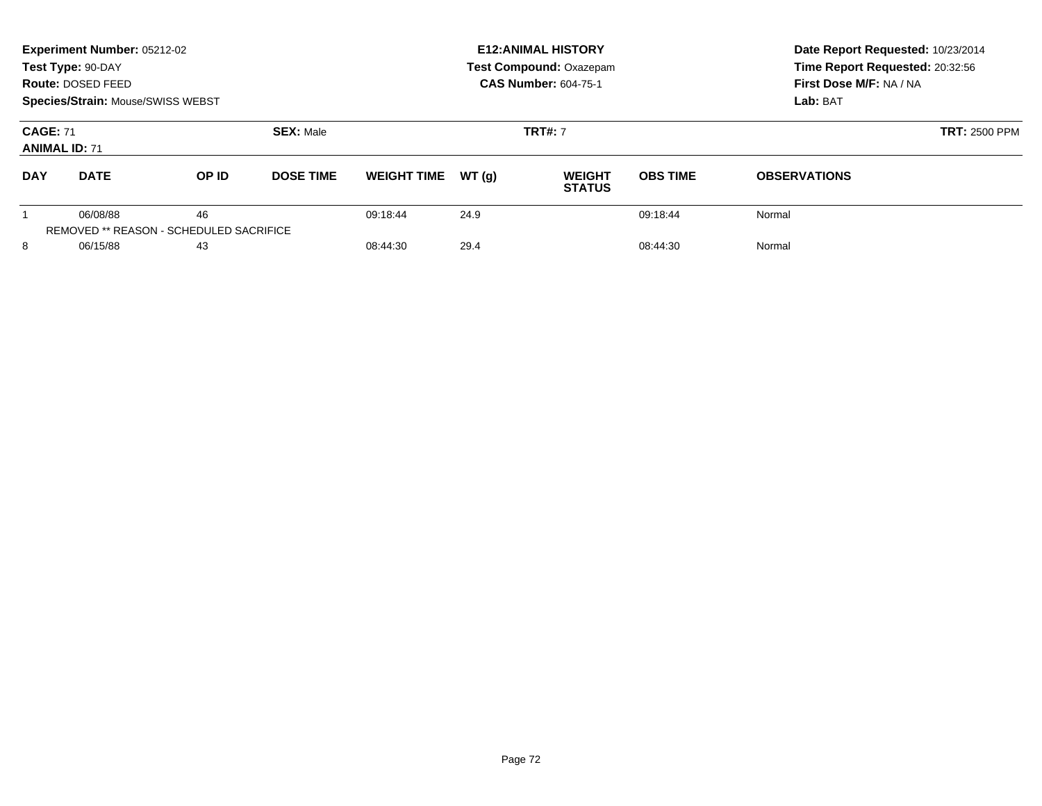**Experiment Number:** 05212-02
**Test Type:** 90-DAY
**Route:** DOSED FEED
**Species/Strain:** Mouse/SWISS WEBST

**E12:ANIMAL HISTORY**
**Test Compound:** Oxazepam
**CAS Number:** 604-75-1

**Date Report Requested:** 10/23/2014
**Time Report Requested:** 20:32:56
**First Dose M/F:** NA / NA
**Lab:** BAT

**CAGE:** 71 **SEX:** Male **TRT#:** 7 **TRT:** 2500 PPM
**ANIMAL ID:** 71

| DAY | DATE | OP ID | DOSE TIME | WEIGHT TIME | WT (g) | WEIGHT STATUS | OBS TIME | OBSERVATIONS |
|---|---|---|---|---|---|---|---|---|
| 1 | 06/08/88 | 46 | | 09:18:44 | 24.9 | | 09:18:44 | Normal |
| REMOVED ** REASON - SCHEDULED SACRIFICE | | | | | | | | |
| 8 | 06/15/88 | 43 | | 08:44:30 | 29.4 | | 08:44:30 | Normal |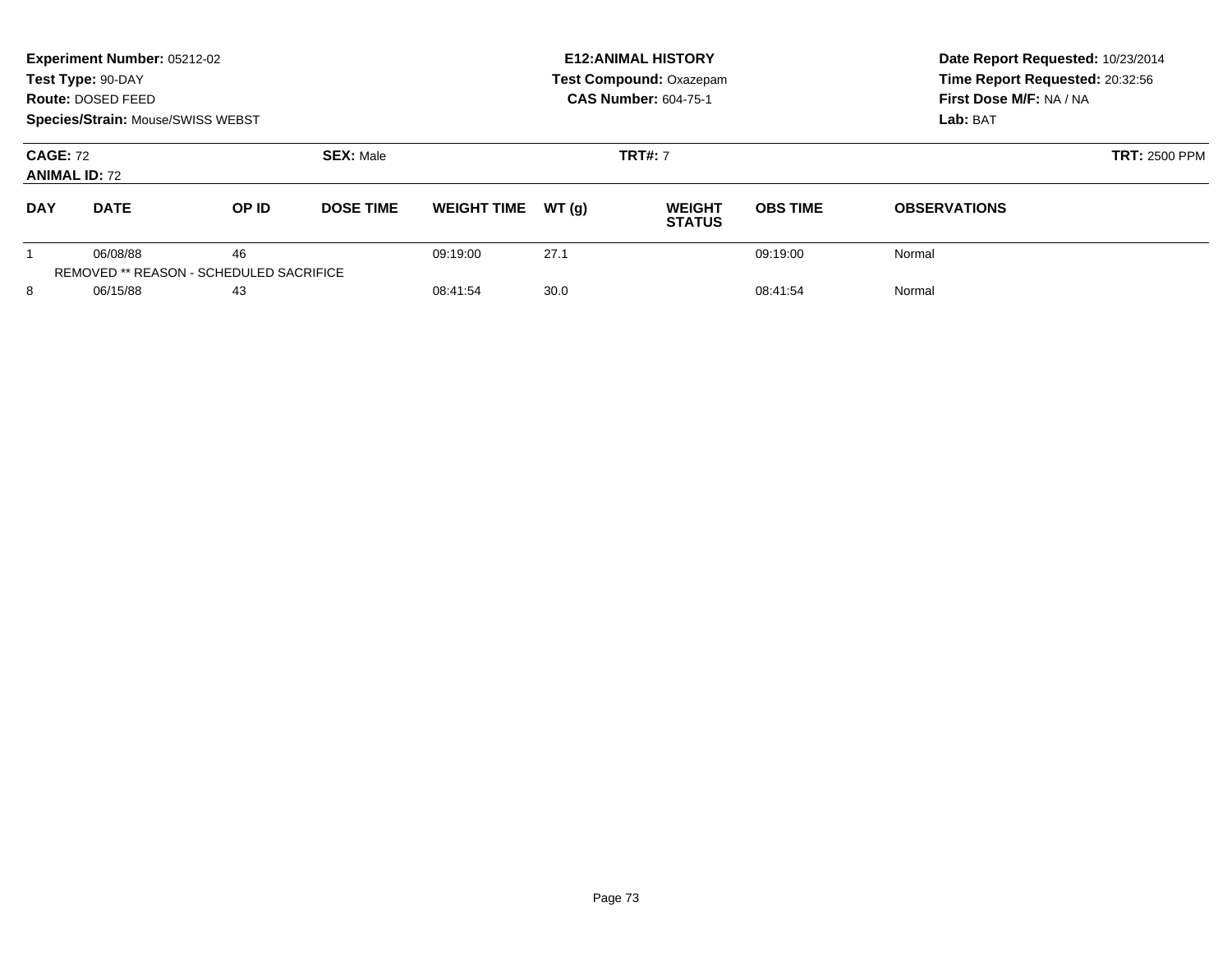**Experiment Number:** 05212-02
**Test Type:** 90-DAY
**Route:** DOSED FEED
**Species/Strain:** Mouse/SWISS WEBST

**E12:ANIMAL HISTORY**
**Test Compound:** Oxazepam
**CAS Number:** 604-75-1

**Date Report Requested:** 10/23/2014
**Time Report Requested:** 20:32:56
**First Dose M/F:** NA / NA
**Lab:** BAT

**CAGE:** 72
**ANIMAL ID:** 72
**SEX:** Male
**TRT#:** 7
**TRT:** 2500 PPM

| DAY | DATE | OP ID | DOSE TIME | WEIGHT TIME | WT (g) | WEIGHT STATUS | OBS TIME | OBSERVATIONS |
|---|---|---|---|---|---|---|---|---|
| 1 | 06/08/88 | 46 | | 09:19:00 | 27.1 | | 09:19:00 | Normal |
| REMOVED ** REASON - SCHEDULED SACRIFICE | | | | | | | | |
| 8 | 06/15/88 | 43 | | 08:41:54 | 30.0 | | 08:41:54 | Normal |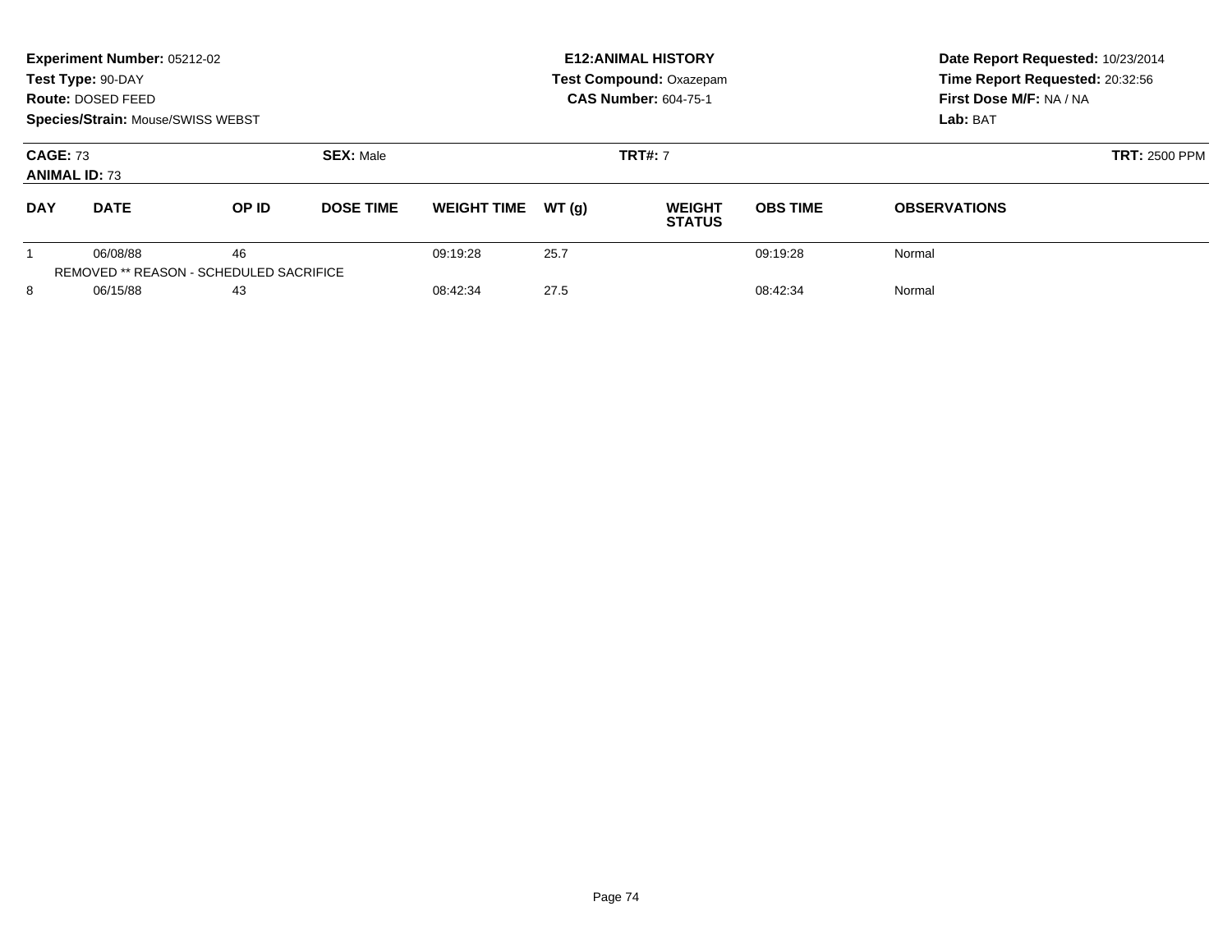**Experiment Number:** 05212-02
**Test Type:** 90-DAY
**Route:** DOSED FEED
**Species/Strain:** Mouse/SWISS WEBST

**E12:ANIMAL HISTORY**
**Test Compound:** Oxazepam
**CAS Number:** 604-75-1

**Date Report Requested:** 10/23/2014
**Time Report Requested:** 20:32:56
**First Dose M/F:** NA / NA
**Lab:** BAT

**CAGE:** 73
**ANIMAL ID:** 73
**SEX:** Male
**TRT#:** 7
**TRT:** 2500 PPM

| DAY | DATE | OP ID | DOSE TIME | WEIGHT TIME | WT (g) | WEIGHT STATUS | OBS TIME | OBSERVATIONS |
|---|---|---|---|---|---|---|---|---|
| 1 | 06/08/88 | 46 | | 09:19:28 | 25.7 | | 09:19:28 | Normal |
| REMOVED ** REASON - SCHEDULED SACRIFICE | | | | | | | | |
| 8 | 06/15/88 | 43 | | 08:42:34 | 27.5 | | 08:42:34 | Normal |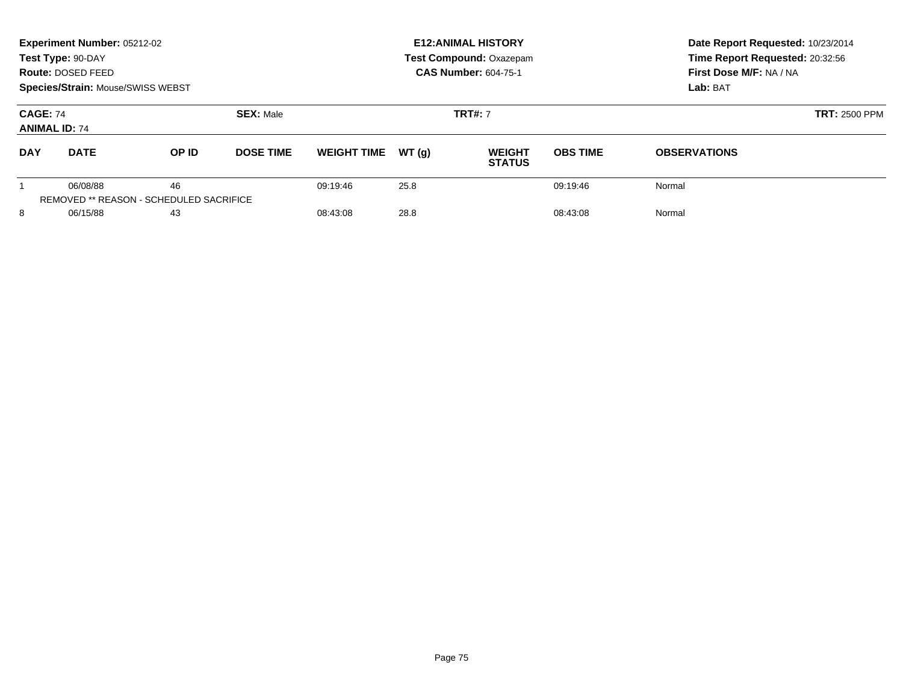**Experiment Number:** 05212-02
**Test Type:** 90-DAY
**Route:** DOSED FEED
**Species/Strain:** Mouse/SWISS WEBST

**E12:ANIMAL HISTORY**
**Test Compound:** Oxazepam
**CAS Number:** 604-75-1

**Date Report Requested:** 10/23/2014
**Time Report Requested:** 20:32:56
**First Dose M/F:** NA / NA
**Lab:** BAT

**CAGE:** 74
**ANIMAL ID:** 74
**SEX:** Male
**TRT#:** 7
**TRT:** 2500 PPM

| DAY | DATE | OP ID | DOSE TIME | WEIGHT TIME | WT (g) | WEIGHT STATUS | OBS TIME | OBSERVATIONS |
|---|---|---|---|---|---|---|---|---|
| 1 | 06/08/88 | 46 | | 09:19:46 | 25.8 | | 09:19:46 | Normal |
| REMOVED ** REASON - SCHEDULED SACRIFICE | | | | | | | | |
| 8 | 06/15/88 | 43 | | 08:43:08 | 28.8 | | 08:43:08 | Normal |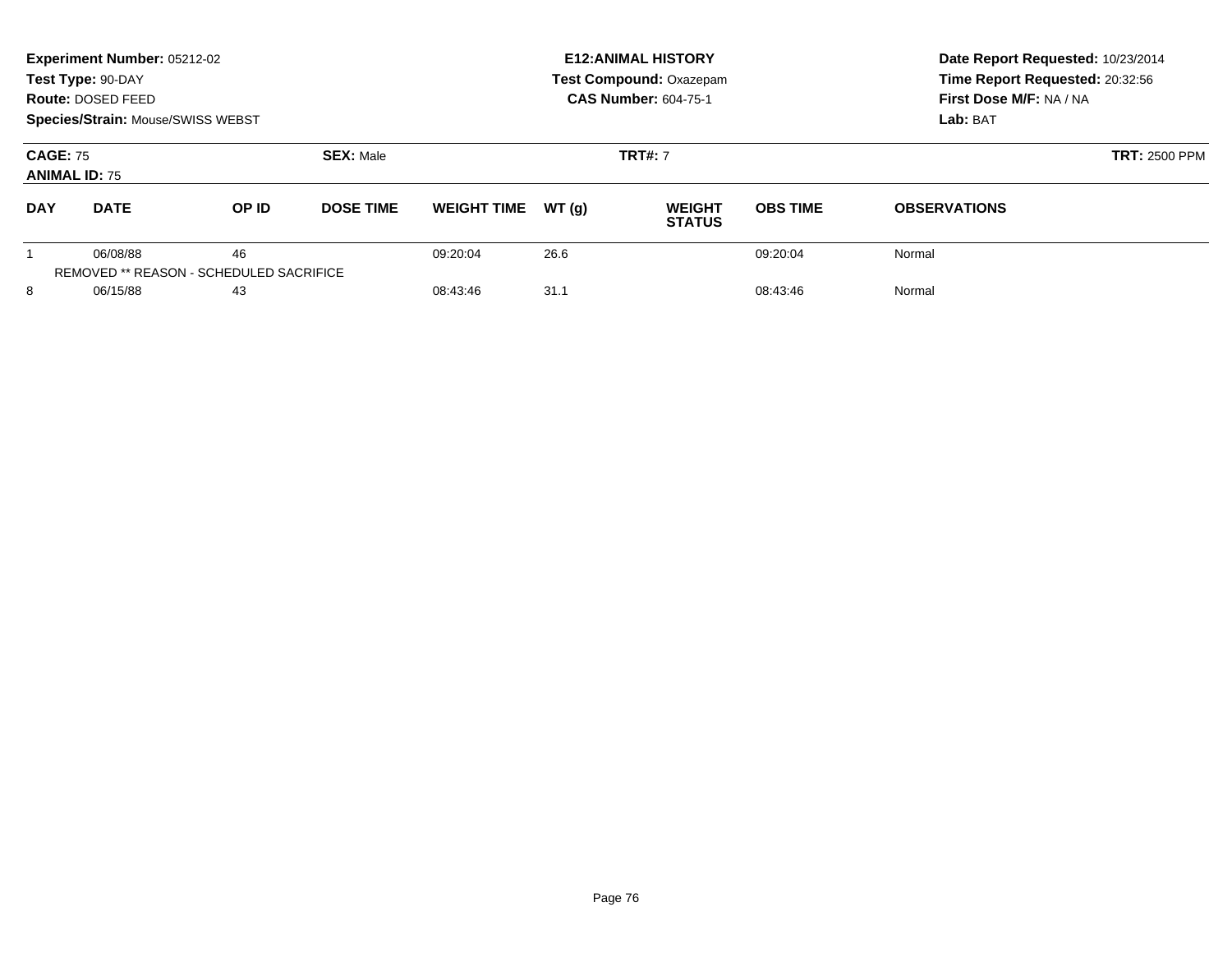**Experiment Number:** 05212-02
**Test Type:** 90-DAY
**Route:** DOSED FEED
**Species/Strain:** Mouse/SWISS WEBST

**E12:ANIMAL HISTORY**
**Test Compound:** Oxazepam
**CAS Number:** 604-75-1

**Date Report Requested:** 10/23/2014
**Time Report Requested:** 20:32:56
**First Dose M/F:** NA / NA
**Lab:** BAT

**CAGE:** 75
**ANIMAL ID:** 75
**SEX:** Male
**TRT#:** 7
**TRT:** 2500 PPM

| DAY | DATE | OP ID | DOSE TIME | WEIGHT TIME | WT (g) | WEIGHT STATUS | OBS TIME | OBSERVATIONS |
|---|---|---|---|---|---|---|---|---|
| 1 | 06/08/88 | 46 | | 09:20:04 | 26.6 | | 09:20:04 | Normal |
| REMOVED ** REASON - SCHEDULED SACRIFICE | | | | | | | | |
| 8 | 06/15/88 | 43 | | 08:43:46 | 31.1 | | 08:43:46 | Normal |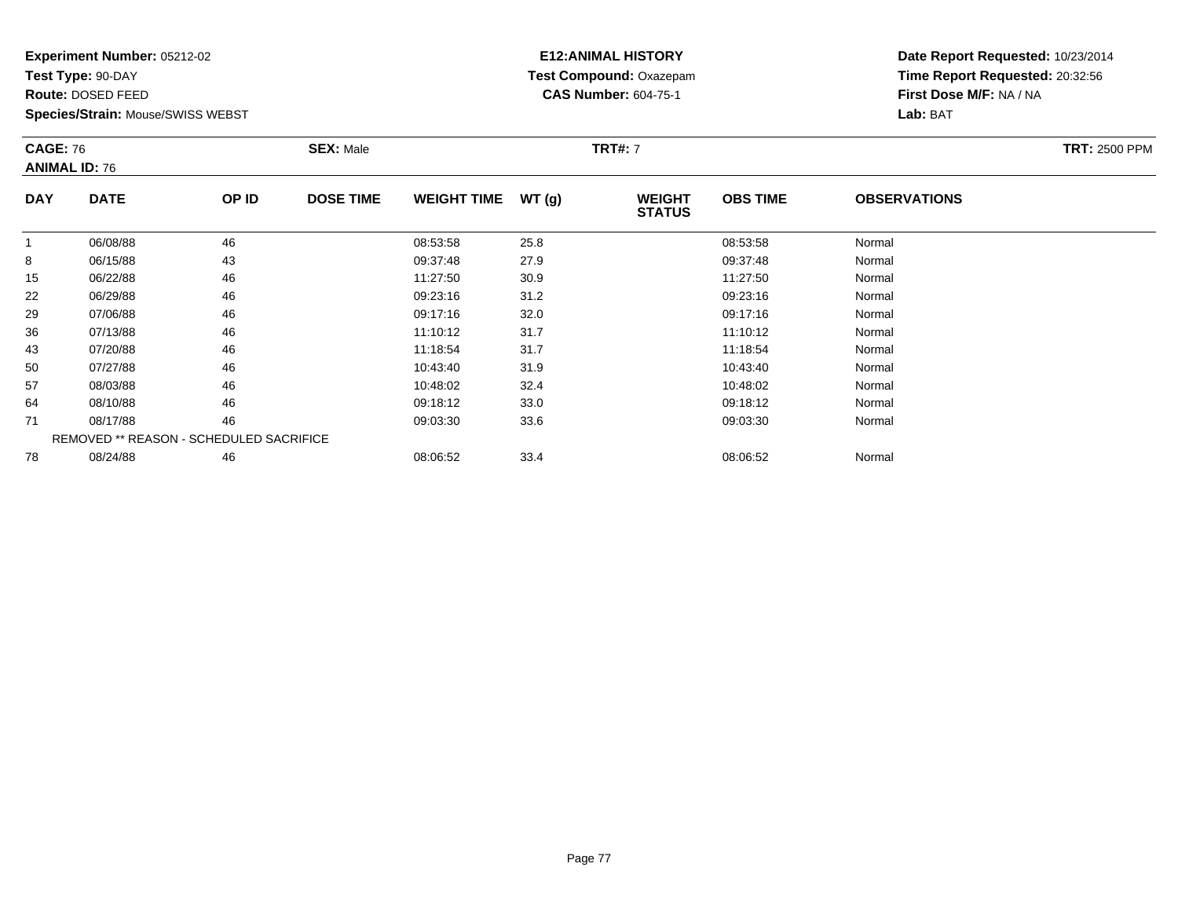**Experiment Number:** 05212-02
**Test Type:** 90-DAY
**Route:** DOSED FEED
**Species/Strain:** Mouse/SWISS WEBST

**E12:ANIMAL HISTORY**
**Test Compound:** Oxazepam
**CAS Number:** 604-75-1

**Date Report Requested:** 10/23/2014
**Time Report Requested:** 20:32:56
**First Dose M/F:** NA / NA
**Lab:** BAT

**CAGE:** 76
**ANIMAL ID:** 76
**SEX:** Male
**TRT#:** 7
**TRT:** 2500 PPM

| DAY | DATE | OP ID | DOSE TIME | WEIGHT TIME | WT (g) | WEIGHT STATUS | OBS TIME | OBSERVATIONS |
|---|---|---|---|---|---|---|---|---|
| 1 | 06/08/88 | 46 | | 08:53:58 | 25.8 | | 08:53:58 | Normal |
| 8 | 06/15/88 | 43 | | 09:37:48 | 27.9 | | 09:37:48 | Normal |
| 15 | 06/22/88 | 46 | | 11:27:50 | 30.9 | | 11:27:50 | Normal |
| 22 | 06/29/88 | 46 | | 09:23:16 | 31.2 | | 09:23:16 | Normal |
| 29 | 07/06/88 | 46 | | 09:17:16 | 32.0 | | 09:17:16 | Normal |
| 36 | 07/13/88 | 46 | | 11:10:12 | 31.7 | | 11:10:12 | Normal |
| 43 | 07/20/88 | 46 | | 11:18:54 | 31.7 | | 11:18:54 | Normal |
| 50 | 07/27/88 | 46 | | 10:43:40 | 31.9 | | 10:43:40 | Normal |
| 57 | 08/03/88 | 46 | | 10:48:02 | 32.4 | | 10:48:02 | Normal |
| 64 | 08/10/88 | 46 | | 09:18:12 | 33.0 | | 09:18:12 | Normal |
| 71 | 08/17/88 | 46 | | 09:03:30 | 33.6 | | 09:03:30 | Normal |
| REMOVED ** REASON - SCHEDULED SACRIFICE | | | | | | | | |
| 78 | 08/24/88 | 46 | | 08:06:52 | 33.4 | | 08:06:52 | Normal |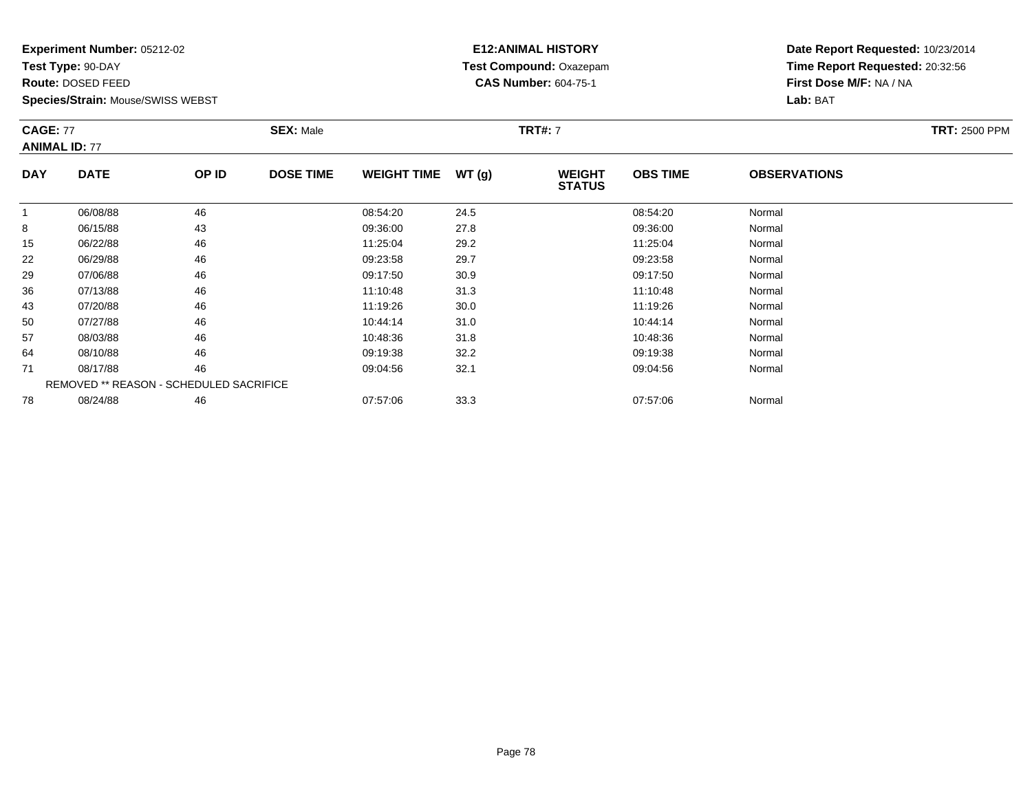**Experiment Number:** 05212-02
**Test Type:** 90-DAY
**Route:** DOSED FEED
**Species/Strain:** Mouse/SWISS WEBST

**E12:ANIMAL HISTORY**
**Test Compound:** Oxazepam
**CAS Number:** 604-75-1

**Date Report Requested:** 10/23/2014
**Time Report Requested:** 20:32:56
**First Dose M/F:** NA / NA
**Lab:** BAT

**CAGE:** 77
**ANIMAL ID:** 77
**SEX:** Male
**TRT#:** 7
**TRT:** 2500 PPM

| DAY | DATE | OP ID | DOSE TIME | WEIGHT TIME | WT (g) | WEIGHT STATUS | OBS TIME | OBSERVATIONS |
|---|---|---|---|---|---|---|---|---|
| 1 | 06/08/88 | 46 | | 08:54:20 | 24.5 | | 08:54:20 | Normal |
| 8 | 06/15/88 | 43 | | 09:36:00 | 27.8 | | 09:36:00 | Normal |
| 15 | 06/22/88 | 46 | | 11:25:04 | 29.2 | | 11:25:04 | Normal |
| 22 | 06/29/88 | 46 | | 09:23:58 | 29.7 | | 09:23:58 | Normal |
| 29 | 07/06/88 | 46 | | 09:17:50 | 30.9 | | 09:17:50 | Normal |
| 36 | 07/13/88 | 46 | | 11:10:48 | 31.3 | | 11:10:48 | Normal |
| 43 | 07/20/88 | 46 | | 11:19:26 | 30.0 | | 11:19:26 | Normal |
| 50 | 07/27/88 | 46 | | 10:44:14 | 31.0 | | 10:44:14 | Normal |
| 57 | 08/03/88 | 46 | | 10:48:36 | 31.8 | | 10:48:36 | Normal |
| 64 | 08/10/88 | 46 | | 09:19:38 | 32.2 | | 09:19:38 | Normal |
| 71 | 08/17/88 | 46 | | 09:04:56 | 32.1 | | 09:04:56 | Normal |
| | REMOVED ** REASON - SCHEDULED SACRIFICE | | | | | | | |
| 78 | 08/24/88 | 46 | | 07:57:06 | 33.3 | | 07:57:06 | Normal |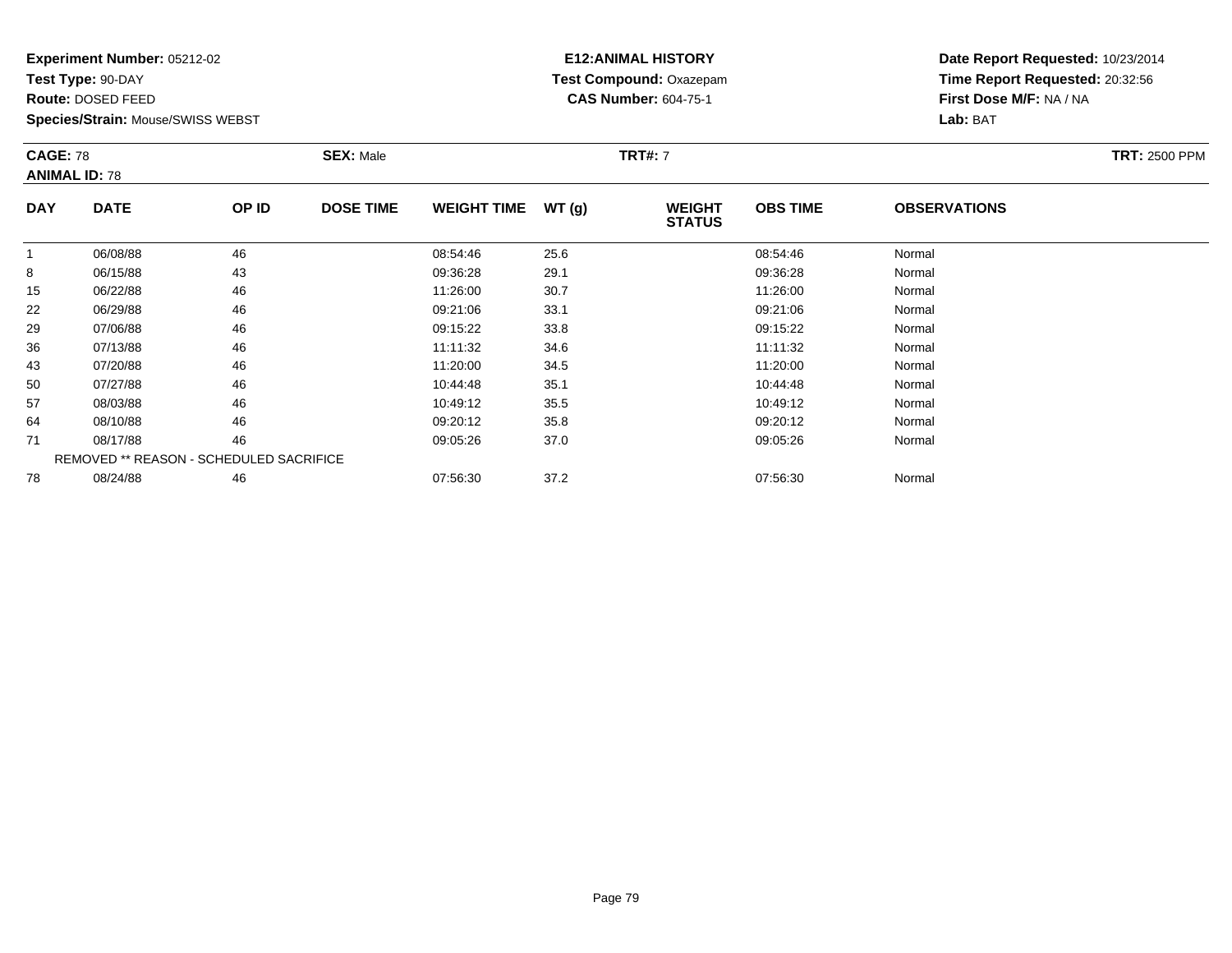**Experiment Number:** 05212-02
**Test Type:** 90-DAY
**Route:** DOSED FEED
**Species/Strain:** Mouse/SWISS WEBST

**E12:ANIMAL HISTORY**
**Test Compound:** Oxazepam
**CAS Number:** 604-75-1

**Date Report Requested:** 10/23/2014
**Time Report Requested:** 20:32:56
**First Dose M/F:** NA / NA
**Lab:** BAT

**CAGE:** 78
**ANIMAL ID:** 78
**SEX:** Male
**TRT#:** 7
**TRT:** 2500 PPM

| DAY | DATE | OP ID | DOSE TIME | WEIGHT TIME | WT (g) | WEIGHT STATUS | OBS TIME | OBSERVATIONS |
|---|---|---|---|---|---|---|---|---|
| 1 | 06/08/88 | 46 | | 08:54:46 | 25.6 | | 08:54:46 | Normal |
| 8 | 06/15/88 | 43 | | 09:36:28 | 29.1 | | 09:36:28 | Normal |
| 15 | 06/22/88 | 46 | | 11:26:00 | 30.7 | | 11:26:00 | Normal |
| 22 | 06/29/88 | 46 | | 09:21:06 | 33.1 | | 09:21:06 | Normal |
| 29 | 07/06/88 | 46 | | 09:15:22 | 33.8 | | 09:15:22 | Normal |
| 36 | 07/13/88 | 46 | | 11:11:32 | 34.6 | | 11:11:32 | Normal |
| 43 | 07/20/88 | 46 | | 11:20:00 | 34.5 | | 11:20:00 | Normal |
| 50 | 07/27/88 | 46 | | 10:44:48 | 35.1 | | 10:44:48 | Normal |
| 57 | 08/03/88 | 46 | | 10:49:12 | 35.5 | | 10:49:12 | Normal |
| 64 | 08/10/88 | 46 | | 09:20:12 | 35.8 | | 09:20:12 | Normal |
| 71 | 08/17/88 | 46 | | 09:05:26 | 37.0 | | 09:05:26 | Normal |
| REMOVED ** REASON - SCHEDULED SACRIFICE | | | | | | | | |
| 78 | 08/24/88 | 46 | | 07:56:30 | 37.2 | | 07:56:30 | Normal |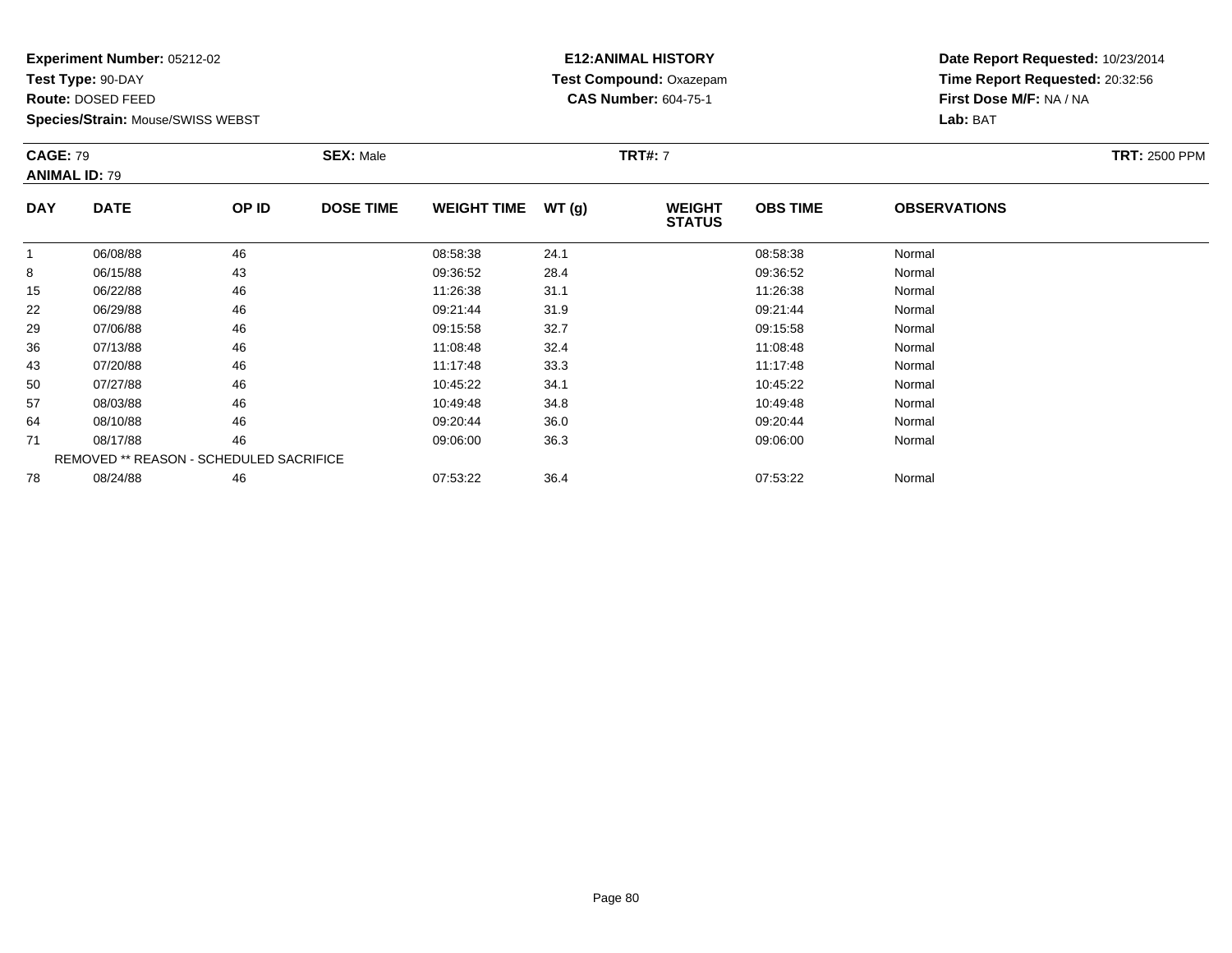**Experiment Number:** 05212-02
**Test Type:** 90-DAY
**Route:** DOSED FEED
**Species/Strain:** Mouse/SWISS WEBST

**E12:ANIMAL HISTORY**
**Test Compound:** Oxazepam
**CAS Number:** 604-75-1

**Date Report Requested:** 10/23/2014
**Time Report Requested:** 20:32:56
**First Dose M/F:** NA / NA
**Lab:** BAT

**CAGE:** 79
**ANIMAL ID:** 79
**SEX:** Male
**TRT#:** 7
**TRT:** 2500 PPM

| DAY | DATE | OP ID | DOSE TIME | WEIGHT TIME | WT (g) | WEIGHT STATUS | OBS TIME | OBSERVATIONS |
|---|---|---|---|---|---|---|---|---|
| 1 | 06/08/88 | 46 | | 08:58:38 | 24.1 | | 08:58:38 | Normal |
| 8 | 06/15/88 | 43 | | 09:36:52 | 28.4 | | 09:36:52 | Normal |
| 15 | 06/22/88 | 46 | | 11:26:38 | 31.1 | | 11:26:38 | Normal |
| 22 | 06/29/88 | 46 | | 09:21:44 | 31.9 | | 09:21:44 | Normal |
| 29 | 07/06/88 | 46 | | 09:15:58 | 32.7 | | 09:15:58 | Normal |
| 36 | 07/13/88 | 46 | | 11:08:48 | 32.4 | | 11:08:48 | Normal |
| 43 | 07/20/88 | 46 | | 11:17:48 | 33.3 | | 11:17:48 | Normal |
| 50 | 07/27/88 | 46 | | 10:45:22 | 34.1 | | 10:45:22 | Normal |
| 57 | 08/03/88 | 46 | | 10:49:48 | 34.8 | | 10:49:48 | Normal |
| 64 | 08/10/88 | 46 | | 09:20:44 | 36.0 | | 09:20:44 | Normal |
| 71 | 08/17/88 | 46 | | 09:06:00 | 36.3 | | 09:06:00 | Normal |
| REMOVED ** REASON - SCHEDULED SACRIFICE | | | | | | | | |
| 78 | 08/24/88 | 46 | | 07:53:22 | 36.4 | | 07:53:22 | Normal |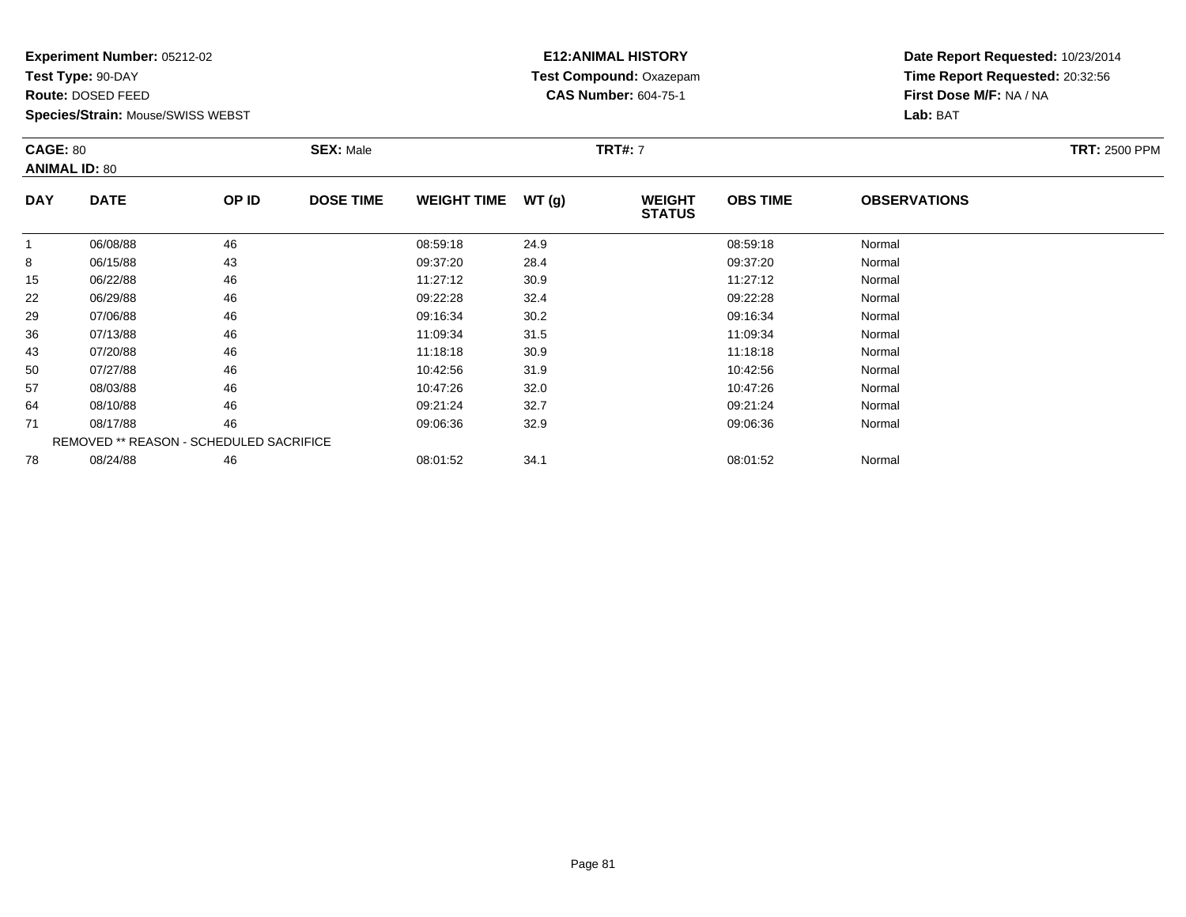**Experiment Number:** 05212-02
**Test Type:** 90-DAY
**Route:** DOSED FEED
**Species/Strain:** Mouse/SWISS WEBST

**E12:ANIMAL HISTORY**
**Test Compound:** Oxazepam
**CAS Number:** 604-75-1

**Date Report Requested:** 10/23/2014
**Time Report Requested:** 20:32:56
**First Dose M/F:** NA / NA
**Lab:** BAT

**CAGE:** 80 **SEX:** Male **TRT#:** 7 **TRT:** 2500 PPM
**ANIMAL ID:** 80

| DAY | DATE | OP ID | DOSE TIME | WEIGHT TIME | WT (g) | WEIGHT STATUS | OBS TIME | OBSERVATIONS |
|---|---|---|---|---|---|---|---|---|
| 1 | 06/08/88 | 46 | | 08:59:18 | 24.9 | | 08:59:18 | Normal |
| 8 | 06/15/88 | 43 | | 09:37:20 | 28.4 | | 09:37:20 | Normal |
| 15 | 06/22/88 | 46 | | 11:27:12 | 30.9 | | 11:27:12 | Normal |
| 22 | 06/29/88 | 46 | | 09:22:28 | 32.4 | | 09:22:28 | Normal |
| 29 | 07/06/88 | 46 | | 09:16:34 | 30.2 | | 09:16:34 | Normal |
| 36 | 07/13/88 | 46 | | 11:09:34 | 31.5 | | 11:09:34 | Normal |
| 43 | 07/20/88 | 46 | | 11:18:18 | 30.9 | | 11:18:18 | Normal |
| 50 | 07/27/88 | 46 | | 10:42:56 | 31.9 | | 10:42:56 | Normal |
| 57 | 08/03/88 | 46 | | 10:47:26 | 32.0 | | 10:47:26 | Normal |
| 64 | 08/10/88 | 46 | | 09:21:24 | 32.7 | | 09:21:24 | Normal |
| 71 | 08/17/88 | 46 | | 09:06:36 | 32.9 | | 09:06:36 | Normal |
| | REMOVED ** REASON - SCHEDULED SACRIFICE | | | | | | | |
| 78 | 08/24/88 | 46 | | 08:01:52 | 34.1 | | 08:01:52 | Normal |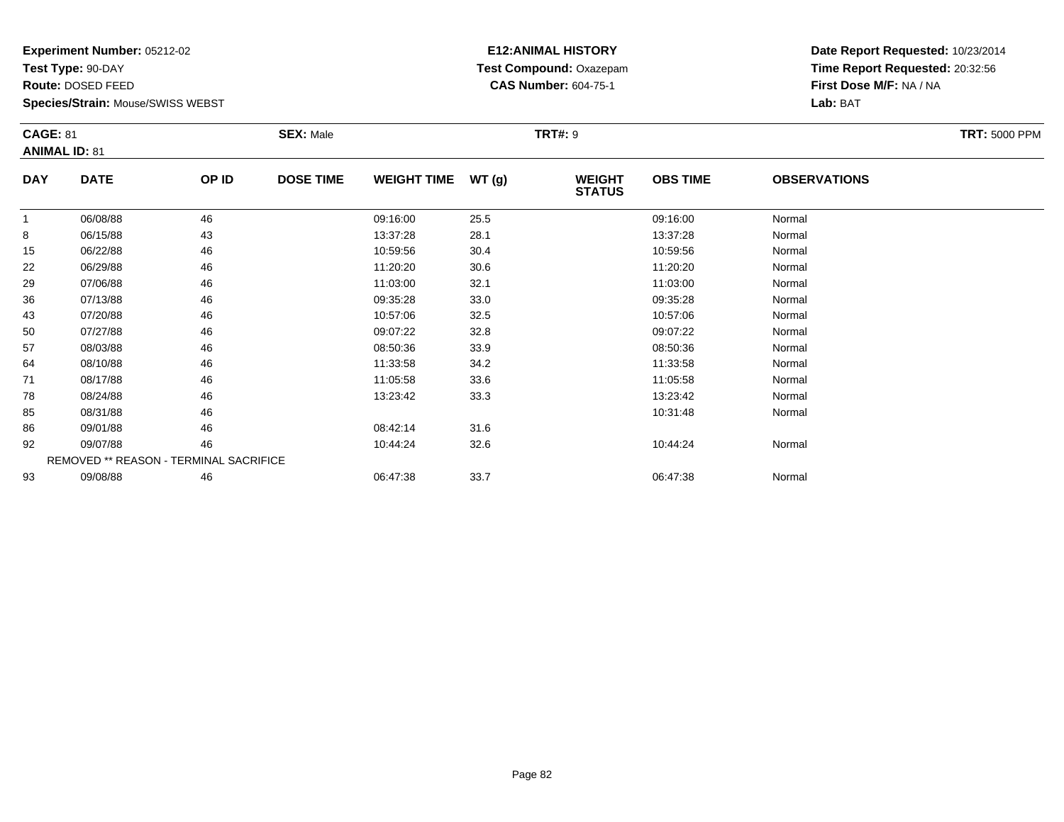**Experiment Number:** 05212-02
**Test Type:** 90-DAY
**Route:** DOSED FEED
**Species/Strain:** Mouse/SWISS WEBST

**E12:ANIMAL HISTORY**
**Test Compound:** Oxazepam
**CAS Number:** 604-75-1

**Date Report Requested:** 10/23/2014
**Time Report Requested:** 20:32:56
**First Dose M/F:** NA / NA
**Lab:** BAT

**CAGE:** 81 **SEX:** Male **TRT#:** 9 **TRT:** 5000 PPM
**ANIMAL ID:** 81

| DAY | DATE | OP ID | DOSE TIME | WEIGHT TIME | WT (g) | WEIGHT STATUS | OBS TIME | OBSERVATIONS |
|---|---|---|---|---|---|---|---|---|
| 1 | 06/08/88 | 46 | | 09:16:00 | 25.5 | | 09:16:00 | Normal |
| 8 | 06/15/88 | 43 | | 13:37:28 | 28.1 | | 13:37:28 | Normal |
| 15 | 06/22/88 | 46 | | 10:59:56 | 30.4 | | 10:59:56 | Normal |
| 22 | 06/29/88 | 46 | | 11:20:20 | 30.6 | | 11:20:20 | Normal |
| 29 | 07/06/88 | 46 | | 11:03:00 | 32.1 | | 11:03:00 | Normal |
| 36 | 07/13/88 | 46 | | 09:35:28 | 33.0 | | 09:35:28 | Normal |
| 43 | 07/20/88 | 46 | | 10:57:06 | 32.5 | | 10:57:06 | Normal |
| 50 | 07/27/88 | 46 | | 09:07:22 | 32.8 | | 09:07:22 | Normal |
| 57 | 08/03/88 | 46 | | 08:50:36 | 33.9 | | 08:50:36 | Normal |
| 64 | 08/10/88 | 46 | | 11:33:58 | 34.2 | | 11:33:58 | Normal |
| 71 | 08/17/88 | 46 | | 11:05:58 | 33.6 | | 11:05:58 | Normal |
| 78 | 08/24/88 | 46 | | 13:23:42 | 33.3 | | 13:23:42 | Normal |
| 85 | 08/31/88 | 46 | | | | | 10:31:48 | Normal |
| 86 | 09/01/88 | 46 | | 08:42:14 | 31.6 | | | |
| 92 | 09/07/88 | 46 | | 10:44:24 | 32.6 | | 10:44:24 | Normal |
| | REMOVED ** REASON - TERMINAL SACRIFICE | | | | | | | |
| 93 | 09/08/88 | 46 | | 06:47:38 | 33.7 | | 06:47:38 | Normal |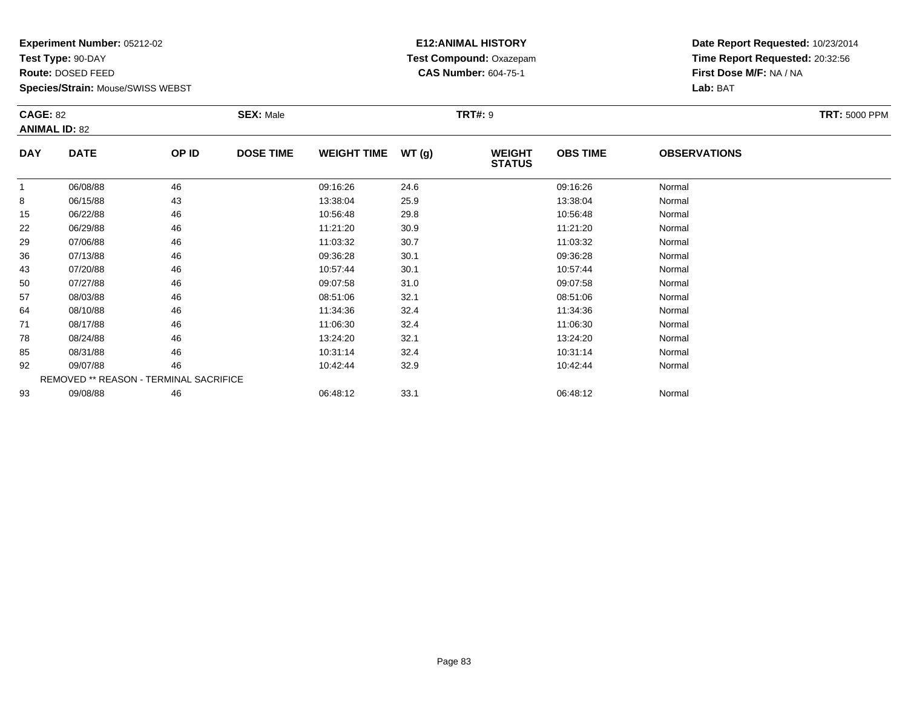**Experiment Number:** 05212-02
**Test Type:** 90-DAY
**Route:** DOSED FEED
**Species/Strain:** Mouse/SWISS WEBST

**E12:ANIMAL HISTORY**
**Test Compound:** Oxazepam
**CAS Number:** 604-75-1

**Date Report Requested:** 10/23/2014
**Time Report Requested:** 20:32:56
**First Dose M/F:** NA / NA
**Lab:** BAT

**CAGE:** 82
**ANIMAL ID:** 82
**SEX:** Male
**TRT#:** 9
**TRT:** 5000 PPM

| DAY | DATE | OP ID | DOSE TIME | WEIGHT TIME | WT (g) | WEIGHT STATUS | OBS TIME | OBSERVATIONS |
|---|---|---|---|---|---|---|---|---|
| 1 | 06/08/88 | 46 | | 09:16:26 | 24.6 | | 09:16:26 | Normal |
| 8 | 06/15/88 | 43 | | 13:38:04 | 25.9 | | 13:38:04 | Normal |
| 15 | 06/22/88 | 46 | | 10:56:48 | 29.8 | | 10:56:48 | Normal |
| 22 | 06/29/88 | 46 | | 11:21:20 | 30.9 | | 11:21:20 | Normal |
| 29 | 07/06/88 | 46 | | 11:03:32 | 30.7 | | 11:03:32 | Normal |
| 36 | 07/13/88 | 46 | | 09:36:28 | 30.1 | | 09:36:28 | Normal |
| 43 | 07/20/88 | 46 | | 10:57:44 | 30.1 | | 10:57:44 | Normal |
| 50 | 07/27/88 | 46 | | 09:07:58 | 31.0 | | 09:07:58 | Normal |
| 57 | 08/03/88 | 46 | | 08:51:06 | 32.1 | | 08:51:06 | Normal |
| 64 | 08/10/88 | 46 | | 11:34:36 | 32.4 | | 11:34:36 | Normal |
| 71 | 08/17/88 | 46 | | 11:06:30 | 32.4 | | 11:06:30 | Normal |
| 78 | 08/24/88 | 46 | | 13:24:20 | 32.1 | | 13:24:20 | Normal |
| 85 | 08/31/88 | 46 | | 10:31:14 | 32.4 | | 10:31:14 | Normal |
| 92 | 09/07/88 | 46 | | 10:42:44 | 32.9 | | 10:42:44 | Normal |
| | REMOVED ** REASON - TERMINAL SACRIFICE | | | | | | | |
| 93 | 09/08/88 | 46 | | 06:48:12 | 33.1 | | 06:48:12 | Normal |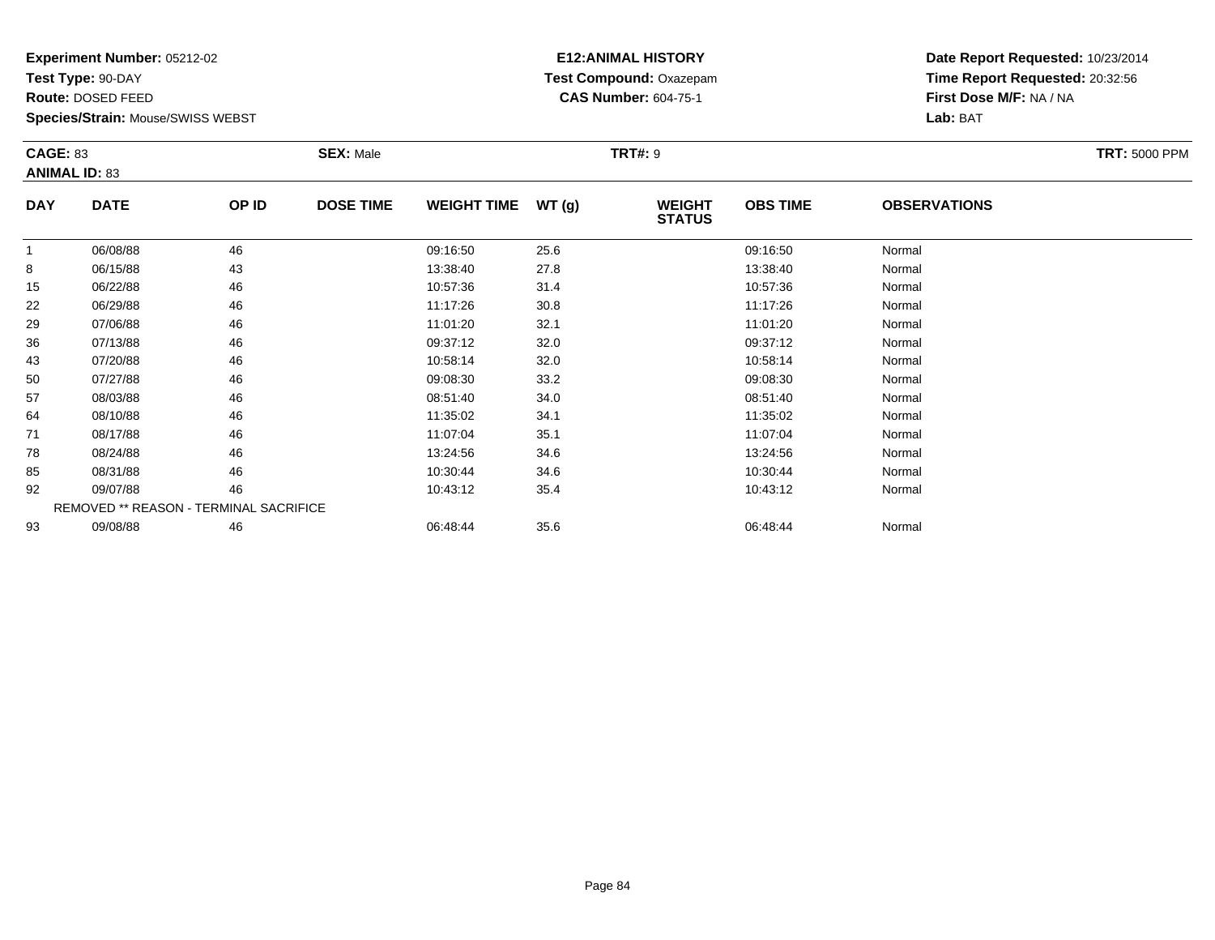**Experiment Number:** 05212-02
**Test Type:** 90-DAY
**Route:** DOSED FEED
**Species/Strain:** Mouse/SWISS WEBST

**E12:ANIMAL HISTORY**
**Test Compound:** Oxazepam
**CAS Number:** 604-75-1

**Date Report Requested:** 10/23/2014
**Time Report Requested:** 20:32:56
**First Dose M/F:** NA / NA
**Lab:** BAT

**CAGE:** 83 **SEX:** Male **TRT#:** 9 **TRT:** 5000 PPM
**ANIMAL ID:** 83

| DAY | DATE | OP ID | DOSE TIME | WEIGHT TIME | WT (g) | WEIGHT STATUS | OBS TIME | OBSERVATIONS |
|---|---|---|---|---|---|---|---|---|
| 1 | 06/08/88 | 46 | | 09:16:50 | 25.6 | | 09:16:50 | Normal |
| 8 | 06/15/88 | 43 | | 13:38:40 | 27.8 | | 13:38:40 | Normal |
| 15 | 06/22/88 | 46 | | 10:57:36 | 31.4 | | 10:57:36 | Normal |
| 22 | 06/29/88 | 46 | | 11:17:26 | 30.8 | | 11:17:26 | Normal |
| 29 | 07/06/88 | 46 | | 11:01:20 | 32.1 | | 11:01:20 | Normal |
| 36 | 07/13/88 | 46 | | 09:37:12 | 32.0 | | 09:37:12 | Normal |
| 43 | 07/20/88 | 46 | | 10:58:14 | 32.0 | | 10:58:14 | Normal |
| 50 | 07/27/88 | 46 | | 09:08:30 | 33.2 | | 09:08:30 | Normal |
| 57 | 08/03/88 | 46 | | 08:51:40 | 34.0 | | 08:51:40 | Normal |
| 64 | 08/10/88 | 46 | | 11:35:02 | 34.1 | | 11:35:02 | Normal |
| 71 | 08/17/88 | 46 | | 11:07:04 | 35.1 | | 11:07:04 | Normal |
| 78 | 08/24/88 | 46 | | 13:24:56 | 34.6 | | 13:24:56 | Normal |
| 85 | 08/31/88 | 46 | | 10:30:44 | 34.6 | | 10:30:44 | Normal |
| 92 | 09/07/88 | 46 | | 10:43:12 | 35.4 | | 10:43:12 | Normal |
| REMOVED ** REASON - TERMINAL SACRIFICE | | | | | | | | |
| 93 | 09/08/88 | 46 | | 06:48:44 | 35.6 | | 06:48:44 | Normal |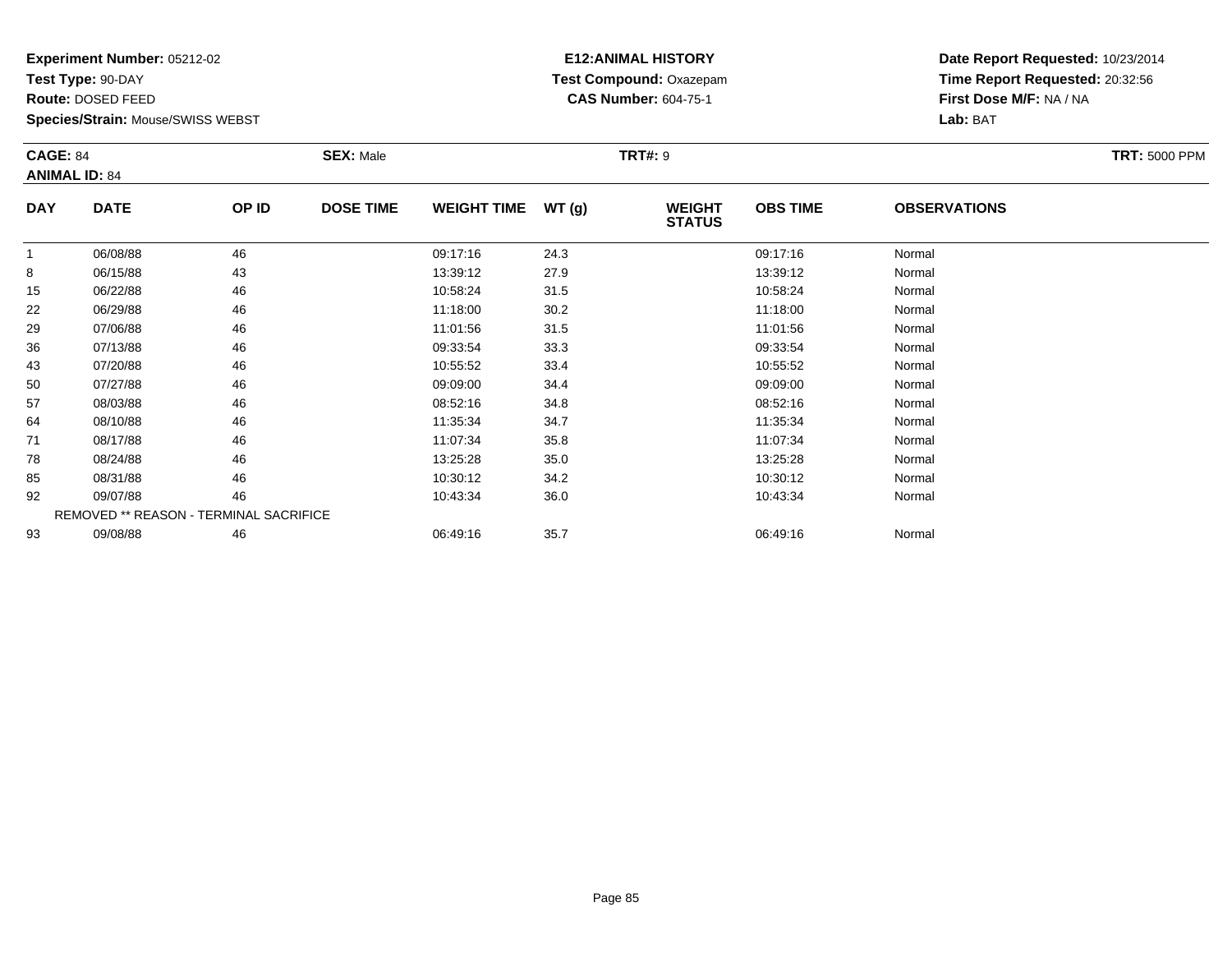**Experiment Number:** 05212-02
**Test Type:** 90-DAY
**Route:** DOSED FEED
**Species/Strain:** Mouse/SWISS WEBST

**E12:ANIMAL HISTORY**
**Test Compound:** Oxazepam
**CAS Number:** 604-75-1

**Date Report Requested:** 10/23/2014
**Time Report Requested:** 20:32:56
**First Dose M/F:** NA / NA
**Lab:** BAT

**CAGE:** 84
**ANIMAL ID:** 84
**SEX:** Male
**TRT#:** 9
**TRT:** 5000 PPM

| DAY | DATE | OP ID | DOSE TIME | WEIGHT TIME | WT (g) | WEIGHT STATUS | OBS TIME | OBSERVATIONS |
|---|---|---|---|---|---|---|---|---|
| 1 | 06/08/88 | 46 | | 09:17:16 | 24.3 | | 09:17:16 | Normal |
| 8 | 06/15/88 | 43 | | 13:39:12 | 27.9 | | 13:39:12 | Normal |
| 15 | 06/22/88 | 46 | | 10:58:24 | 31.5 | | 10:58:24 | Normal |
| 22 | 06/29/88 | 46 | | 11:18:00 | 30.2 | | 11:18:00 | Normal |
| 29 | 07/06/88 | 46 | | 11:01:56 | 31.5 | | 11:01:56 | Normal |
| 36 | 07/13/88 | 46 | | 09:33:54 | 33.3 | | 09:33:54 | Normal |
| 43 | 07/20/88 | 46 | | 10:55:52 | 33.4 | | 10:55:52 | Normal |
| 50 | 07/27/88 | 46 | | 09:09:00 | 34.4 | | 09:09:00 | Normal |
| 57 | 08/03/88 | 46 | | 08:52:16 | 34.8 | | 08:52:16 | Normal |
| 64 | 08/10/88 | 46 | | 11:35:34 | 34.7 | | 11:35:34 | Normal |
| 71 | 08/17/88 | 46 | | 11:07:34 | 35.8 | | 11:07:34 | Normal |
| 78 | 08/24/88 | 46 | | 13:25:28 | 35.0 | | 13:25:28 | Normal |
| 85 | 08/31/88 | 46 | | 10:30:12 | 34.2 | | 10:30:12 | Normal |
| 92 | 09/07/88 | 46 | | 10:43:34 | 36.0 | | 10:43:34 | Normal |
| REMOVED ** REASON - TERMINAL SACRIFICE | | | | | | | | |
| 93 | 09/08/88 | 46 | | 06:49:16 | 35.7 | | 06:49:16 | Normal |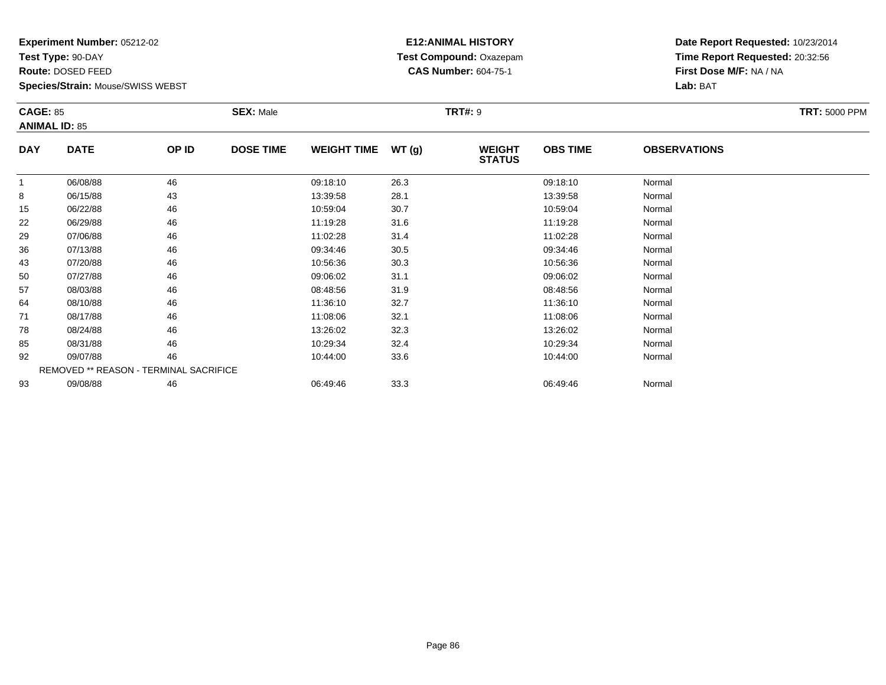**Experiment Number:** 05212-02
**Test Type:** 90-DAY
**Route:** DOSED FEED
**Species/Strain:** Mouse/SWISS WEBST

**E12:ANIMAL HISTORY**
**Test Compound:** Oxazepam
**CAS Number:** 604-75-1

**Date Report Requested:** 10/23/2014
**Time Report Requested:** 20:32:56
**First Dose M/F:** NA / NA
**Lab:** BAT

**CAGE:** 85
**ANIMAL ID:** 85
**SEX:** Male
**TRT#:** 9
**TRT:** 5000 PPM

| DAY | DATE | OP ID | DOSE TIME | WEIGHT TIME | WT (g) | WEIGHT STATUS | OBS TIME | OBSERVATIONS |
|---|---|---|---|---|---|---|---|---|
| 1 | 06/08/88 | 46 | | 09:18:10 | 26.3 | | 09:18:10 | Normal |
| 8 | 06/15/88 | 43 | | 13:39:58 | 28.1 | | 13:39:58 | Normal |
| 15 | 06/22/88 | 46 | | 10:59:04 | 30.7 | | 10:59:04 | Normal |
| 22 | 06/29/88 | 46 | | 11:19:28 | 31.6 | | 11:19:28 | Normal |
| 29 | 07/06/88 | 46 | | 11:02:28 | 31.4 | | 11:02:28 | Normal |
| 36 | 07/13/88 | 46 | | 09:34:46 | 30.5 | | 09:34:46 | Normal |
| 43 | 07/20/88 | 46 | | 10:56:36 | 30.3 | | 10:56:36 | Normal |
| 50 | 07/27/88 | 46 | | 09:06:02 | 31.1 | | 09:06:02 | Normal |
| 57 | 08/03/88 | 46 | | 08:48:56 | 31.9 | | 08:48:56 | Normal |
| 64 | 08/10/88 | 46 | | 11:36:10 | 32.7 | | 11:36:10 | Normal |
| 71 | 08/17/88 | 46 | | 11:08:06 | 32.1 | | 11:08:06 | Normal |
| 78 | 08/24/88 | 46 | | 13:26:02 | 32.3 | | 13:26:02 | Normal |
| 85 | 08/31/88 | 46 | | 10:29:34 | 32.4 | | 10:29:34 | Normal |
| 92 | 09/07/88 | 46 | | 10:44:00 | 33.6 | | 10:44:00 | Normal |
| REMOVED ** REASON - TERMINAL SACRIFICE | | | | | | | | |
| 93 | 09/08/88 | 46 | | 06:49:46 | 33.3 | | 06:49:46 | Normal |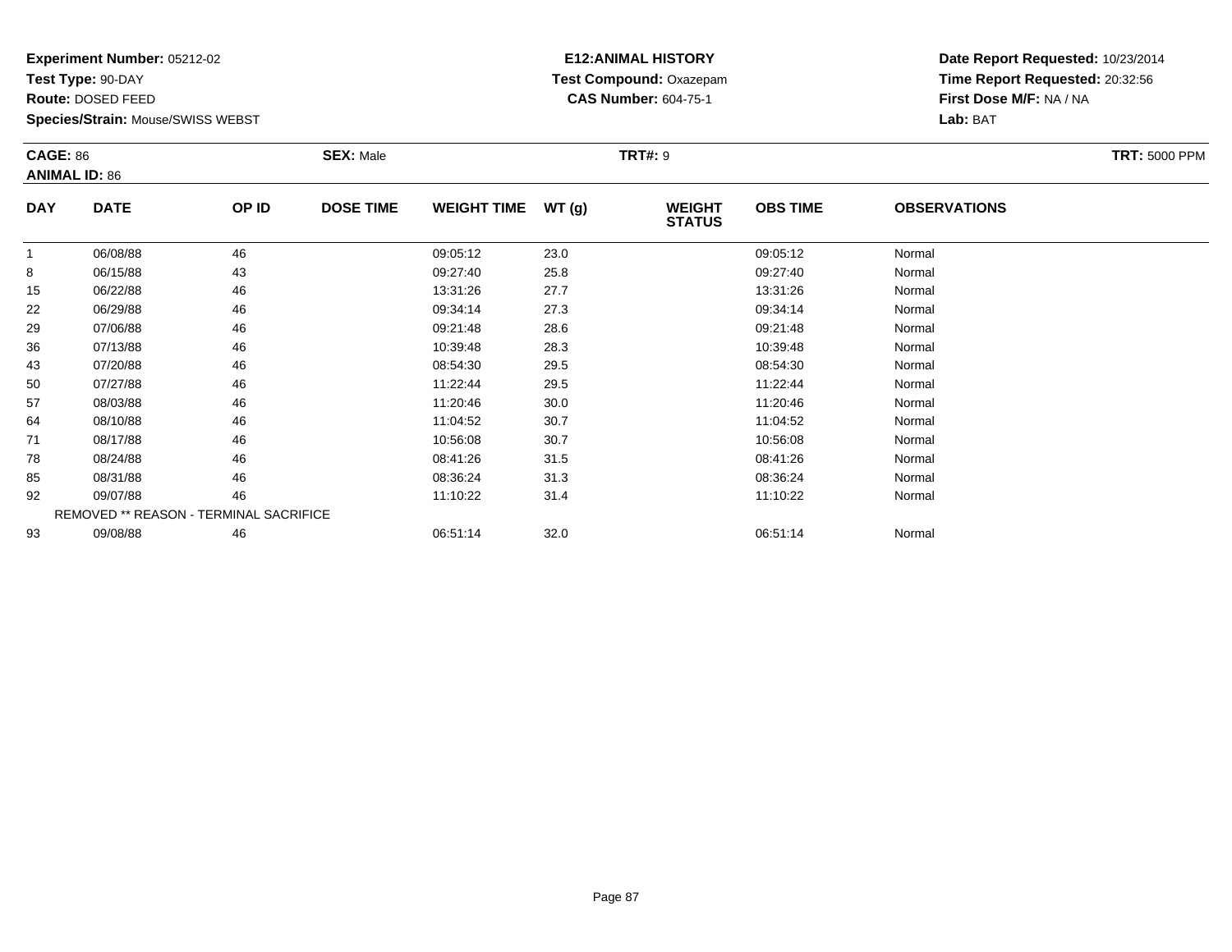**Experiment Number:** 05212-02
**Test Type:** 90-DAY
**Route:** DOSED FEED
**Species/Strain:** Mouse/SWISS WEBST

**E12:ANIMAL HISTORY**
**Test Compound:** Oxazepam
**CAS Number:** 604-75-1

**Date Report Requested:** 10/23/2014
**Time Report Requested:** 20:32:56
**First Dose M/F:** NA / NA
**Lab:** BAT

**CAGE:** 86
**ANIMAL ID:** 86
**SEX:** Male
**TRT#:** 9
**TRT:** 5000 PPM

| DAY | DATE | OP ID | DOSE TIME | WEIGHT TIME | WT (g) | WEIGHT STATUS | OBS TIME | OBSERVATIONS |
|---|---|---|---|---|---|---|---|---|
| 1 | 06/08/88 | 46 | | 09:05:12 | 23.0 | | 09:05:12 | Normal |
| 8 | 06/15/88 | 43 | | 09:27:40 | 25.8 | | 09:27:40 | Normal |
| 15 | 06/22/88 | 46 | | 13:31:26 | 27.7 | | 13:31:26 | Normal |
| 22 | 06/29/88 | 46 | | 09:34:14 | 27.3 | | 09:34:14 | Normal |
| 29 | 07/06/88 | 46 | | 09:21:48 | 28.6 | | 09:21:48 | Normal |
| 36 | 07/13/88 | 46 | | 10:39:48 | 28.3 | | 10:39:48 | Normal |
| 43 | 07/20/88 | 46 | | 08:54:30 | 29.5 | | 08:54:30 | Normal |
| 50 | 07/27/88 | 46 | | 11:22:44 | 29.5 | | 11:22:44 | Normal |
| 57 | 08/03/88 | 46 | | 11:20:46 | 30.0 | | 11:20:46 | Normal |
| 64 | 08/10/88 | 46 | | 11:04:52 | 30.7 | | 11:04:52 | Normal |
| 71 | 08/17/88 | 46 | | 10:56:08 | 30.7 | | 10:56:08 | Normal |
| 78 | 08/24/88 | 46 | | 08:41:26 | 31.5 | | 08:41:26 | Normal |
| 85 | 08/31/88 | 46 | | 08:36:24 | 31.3 | | 08:36:24 | Normal |
| 92 | 09/07/88 | 46 | | 11:10:22 | 31.4 | | 11:10:22 | Normal |
| REMOVED ** REASON - TERMINAL SACRIFICE | | | | | | | | |
| 93 | 09/08/88 | 46 | | 06:51:14 | 32.0 | | 06:51:14 | Normal |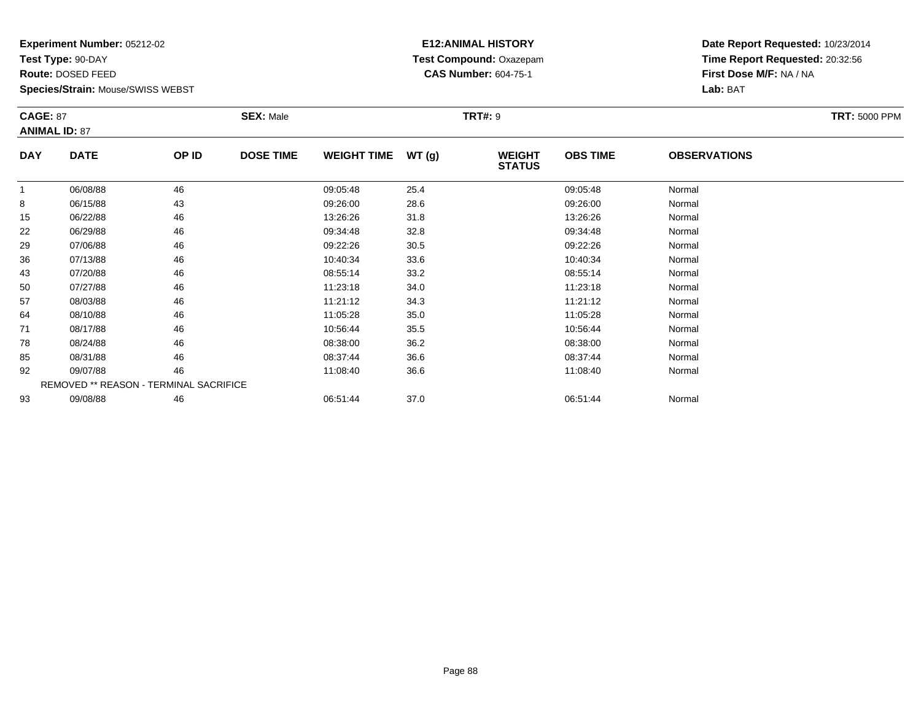**Experiment Number:** 05212-02
**Test Type:** 90-DAY
**Route:** DOSED FEED
**Species/Strain:** Mouse/SWISS WEBST

**E12:ANIMAL HISTORY**
**Test Compound:** Oxazepam
**CAS Number:** 604-75-1

**Date Report Requested:** 10/23/2014
**Time Report Requested:** 20:32:56
**First Dose M/F:** NA / NA
**Lab:** BAT

**CAGE:** 87
**ANIMAL ID:** 87
**SEX:** Male
**TRT#:** 9
**TRT:** 5000 PPM

| DAY | DATE | OP ID | DOSE TIME | WEIGHT TIME | WT (g) | WEIGHT STATUS | OBS TIME | OBSERVATIONS |
|---|---|---|---|---|---|---|---|---|
| 1 | 06/08/88 | 46 | | 09:05:48 | 25.4 | | 09:05:48 | Normal |
| 8 | 06/15/88 | 43 | | 09:26:00 | 28.6 | | 09:26:00 | Normal |
| 15 | 06/22/88 | 46 | | 13:26:26 | 31.8 | | 13:26:26 | Normal |
| 22 | 06/29/88 | 46 | | 09:34:48 | 32.8 | | 09:34:48 | Normal |
| 29 | 07/06/88 | 46 | | 09:22:26 | 30.5 | | 09:22:26 | Normal |
| 36 | 07/13/88 | 46 | | 10:40:34 | 33.6 | | 10:40:34 | Normal |
| 43 | 07/20/88 | 46 | | 08:55:14 | 33.2 | | 08:55:14 | Normal |
| 50 | 07/27/88 | 46 | | 11:23:18 | 34.0 | | 11:23:18 | Normal |
| 57 | 08/03/88 | 46 | | 11:21:12 | 34.3 | | 11:21:12 | Normal |
| 64 | 08/10/88 | 46 | | 11:05:28 | 35.0 | | 11:05:28 | Normal |
| 71 | 08/17/88 | 46 | | 10:56:44 | 35.5 | | 10:56:44 | Normal |
| 78 | 08/24/88 | 46 | | 08:38:00 | 36.2 | | 08:38:00 | Normal |
| 85 | 08/31/88 | 46 | | 08:37:44 | 36.6 | | 08:37:44 | Normal |
| 92 | 09/07/88 | 46 | | 11:08:40 | 36.6 | | 11:08:40 | Normal |
| REMOVED ** REASON - TERMINAL SACRIFICE | | | | | | | | |
| 93 | 09/08/88 | 46 | | 06:51:44 | 37.0 | | 06:51:44 | Normal |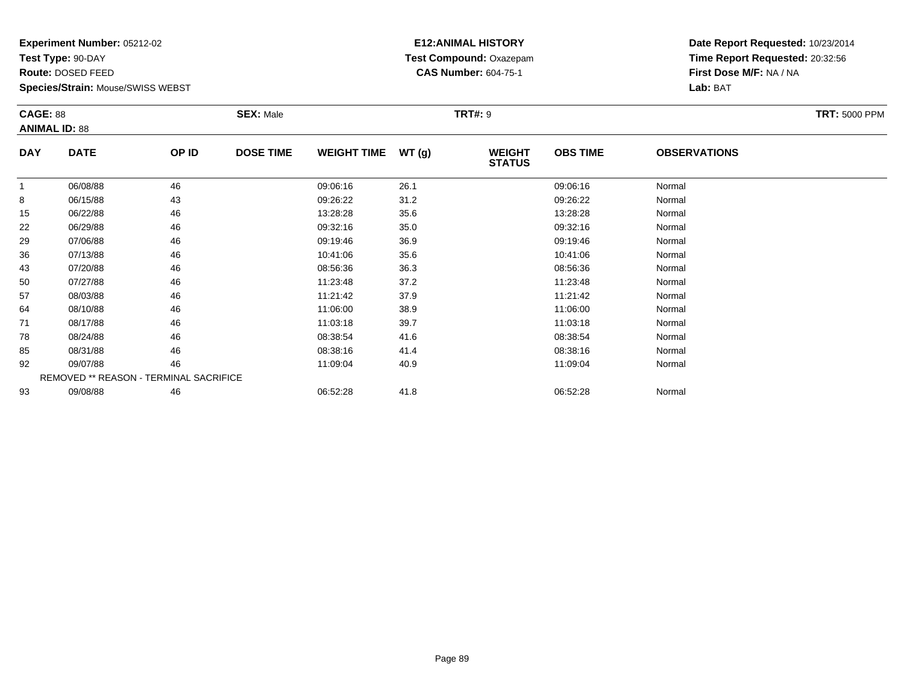**Experiment Number:** 05212-02
**Test Type:** 90-DAY
**Route:** DOSED FEED
**Species/Strain:** Mouse/SWISS WEBST

**E12:ANIMAL HISTORY**
**Test Compound:** Oxazepam
**CAS Number:** 604-75-1

**Date Report Requested:** 10/23/2014
**Time Report Requested:** 20:32:56
**First Dose M/F:** NA / NA
**Lab:** BAT

**CAGE:** 88
**ANIMAL ID:** 88
**SEX:** Male
**TRT#:** 9
**TRT:** 5000 PPM

| DAY | DATE | OP ID | DOSE TIME | WEIGHT TIME | WT (g) | WEIGHT STATUS | OBS TIME | OBSERVATIONS |
|---|---|---|---|---|---|---|---|---|
| 1 | 06/08/88 | 46 | | 09:06:16 | 26.1 | | 09:06:16 | Normal |
| 8 | 06/15/88 | 43 | | 09:26:22 | 31.2 | | 09:26:22 | Normal |
| 15 | 06/22/88 | 46 | | 13:28:28 | 35.6 | | 13:28:28 | Normal |
| 22 | 06/29/88 | 46 | | 09:32:16 | 35.0 | | 09:32:16 | Normal |
| 29 | 07/06/88 | 46 | | 09:19:46 | 36.9 | | 09:19:46 | Normal |
| 36 | 07/13/88 | 46 | | 10:41:06 | 35.6 | | 10:41:06 | Normal |
| 43 | 07/20/88 | 46 | | 08:56:36 | 36.3 | | 08:56:36 | Normal |
| 50 | 07/27/88 | 46 | | 11:23:48 | 37.2 | | 11:23:48 | Normal |
| 57 | 08/03/88 | 46 | | 11:21:42 | 37.9 | | 11:21:42 | Normal |
| 64 | 08/10/88 | 46 | | 11:06:00 | 38.9 | | 11:06:00 | Normal |
| 71 | 08/17/88 | 46 | | 11:03:18 | 39.7 | | 11:03:18 | Normal |
| 78 | 08/24/88 | 46 | | 08:38:54 | 41.6 | | 08:38:54 | Normal |
| 85 | 08/31/88 | 46 | | 08:38:16 | 41.4 | | 08:38:16 | Normal |
| 92 | 09/07/88 | 46 | | 11:09:04 | 40.9 | | 11:09:04 | Normal |
| REMOVED ** REASON - TERMINAL SACRIFICE | | | | | | | | |
| 93 | 09/08/88 | 46 | | 06:52:28 | 41.8 | | 06:52:28 | Normal |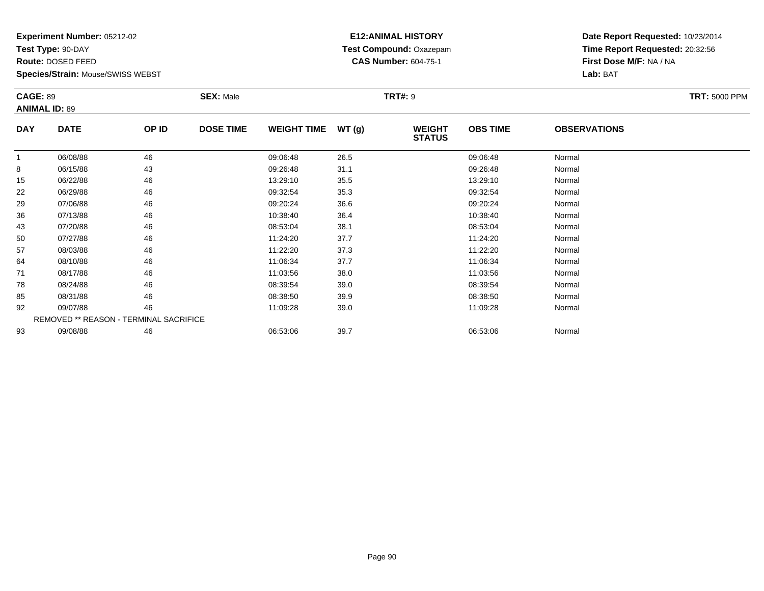**Experiment Number:** 05212-02
**Test Type:** 90-DAY
**Route:** DOSED FEED
**Species/Strain:** Mouse/SWISS WEBST

**E12:ANIMAL HISTORY**
**Test Compound:** Oxazepam
**CAS Number:** 604-75-1

**Date Report Requested:** 10/23/2014
**Time Report Requested:** 20:32:56
**First Dose M/F:** NA / NA
**Lab:** BAT

**CAGE:** 89
**ANIMAL ID:** 89
**SEX:** Male
**TRT#:** 9
**TRT:** 5000 PPM

| DAY | DATE | OP ID | DOSE TIME | WEIGHT TIME | WT (g) | WEIGHT STATUS | OBS TIME | OBSERVATIONS |
|---|---|---|---|---|---|---|---|---|
| 1 | 06/08/88 | 46 | | 09:06:48 | 26.5 | | 09:06:48 | Normal |
| 8 | 06/15/88 | 43 | | 09:26:48 | 31.1 | | 09:26:48 | Normal |
| 15 | 06/22/88 | 46 | | 13:29:10 | 35.5 | | 13:29:10 | Normal |
| 22 | 06/29/88 | 46 | | 09:32:54 | 35.3 | | 09:32:54 | Normal |
| 29 | 07/06/88 | 46 | | 09:20:24 | 36.6 | | 09:20:24 | Normal |
| 36 | 07/13/88 | 46 | | 10:38:40 | 36.4 | | 10:38:40 | Normal |
| 43 | 07/20/88 | 46 | | 08:53:04 | 38.1 | | 08:53:04 | Normal |
| 50 | 07/27/88 | 46 | | 11:24:20 | 37.7 | | 11:24:20 | Normal |
| 57 | 08/03/88 | 46 | | 11:22:20 | 37.3 | | 11:22:20 | Normal |
| 64 | 08/10/88 | 46 | | 11:06:34 | 37.7 | | 11:06:34 | Normal |
| 71 | 08/17/88 | 46 | | 11:03:56 | 38.0 | | 11:03:56 | Normal |
| 78 | 08/24/88 | 46 | | 08:39:54 | 39.0 | | 08:39:54 | Normal |
| 85 | 08/31/88 | 46 | | 08:38:50 | 39.9 | | 08:38:50 | Normal |
| 92 | 09/07/88 | 46 | | 11:09:28 | 39.0 | | 11:09:28 | Normal |
| REMOVED ** REASON - TERMINAL SACRIFICE | | | | | | | | |
| 93 | 09/08/88 | 46 | | 06:53:06 | 39.7 | | 06:53:06 | Normal |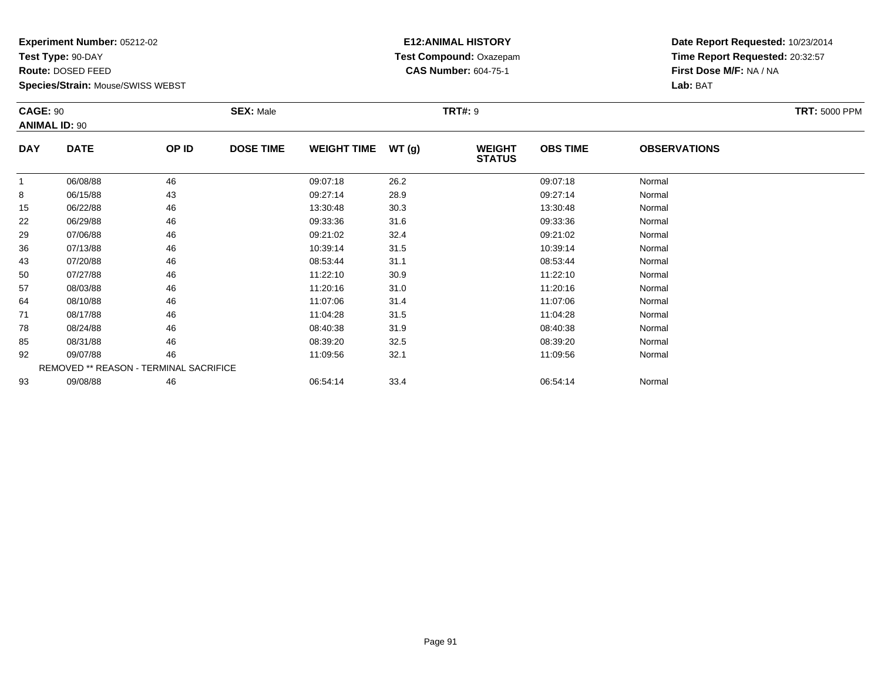**Experiment Number:** 05212-02
**Test Type:** 90-DAY
**Route:** DOSED FEED
**Species/Strain:** Mouse/SWISS WEBST

**E12:ANIMAL HISTORY**
**Test Compound:** Oxazepam
**CAS Number:** 604-75-1

**Date Report Requested:** 10/23/2014
**Time Report Requested:** 20:32:57
**First Dose M/F:** NA / NA
**Lab:** BAT

**CAGE:** 90 **SEX:** Male **TRT#:** 9 **TRT:** 5000 PPM
**ANIMAL ID:** 90

| DAY | DATE | OP ID | DOSE TIME | WEIGHT TIME | WT (g) | WEIGHT STATUS | OBS TIME | OBSERVATIONS |
|---|---|---|---|---|---|---|---|---|
| 1 | 06/08/88 | 46 | | 09:07:18 | 26.2 | | 09:07:18 | Normal |
| 8 | 06/15/88 | 43 | | 09:27:14 | 28.9 | | 09:27:14 | Normal |
| 15 | 06/22/88 | 46 | | 13:30:48 | 30.3 | | 13:30:48 | Normal |
| 22 | 06/29/88 | 46 | | 09:33:36 | 31.6 | | 09:33:36 | Normal |
| 29 | 07/06/88 | 46 | | 09:21:02 | 32.4 | | 09:21:02 | Normal |
| 36 | 07/13/88 | 46 | | 10:39:14 | 31.5 | | 10:39:14 | Normal |
| 43 | 07/20/88 | 46 | | 08:53:44 | 31.1 | | 08:53:44 | Normal |
| 50 | 07/27/88 | 46 | | 11:22:10 | 30.9 | | 11:22:10 | Normal |
| 57 | 08/03/88 | 46 | | 11:20:16 | 31.0 | | 11:20:16 | Normal |
| 64 | 08/10/88 | 46 | | 11:07:06 | 31.4 | | 11:07:06 | Normal |
| 71 | 08/17/88 | 46 | | 11:04:28 | 31.5 | | 11:04:28 | Normal |
| 78 | 08/24/88 | 46 | | 08:40:38 | 31.9 | | 08:40:38 | Normal |
| 85 | 08/31/88 | 46 | | 08:39:20 | 32.5 | | 08:39:20 | Normal |
| 92 | 09/07/88 | 46 | | 11:09:56 | 32.1 | | 11:09:56 | Normal |
| REMOVED ** REASON - TERMINAL SACRIFICE | | | | | | | | |
| 93 | 09/08/88 | 46 | | 06:54:14 | 33.4 | | 06:54:14 | Normal |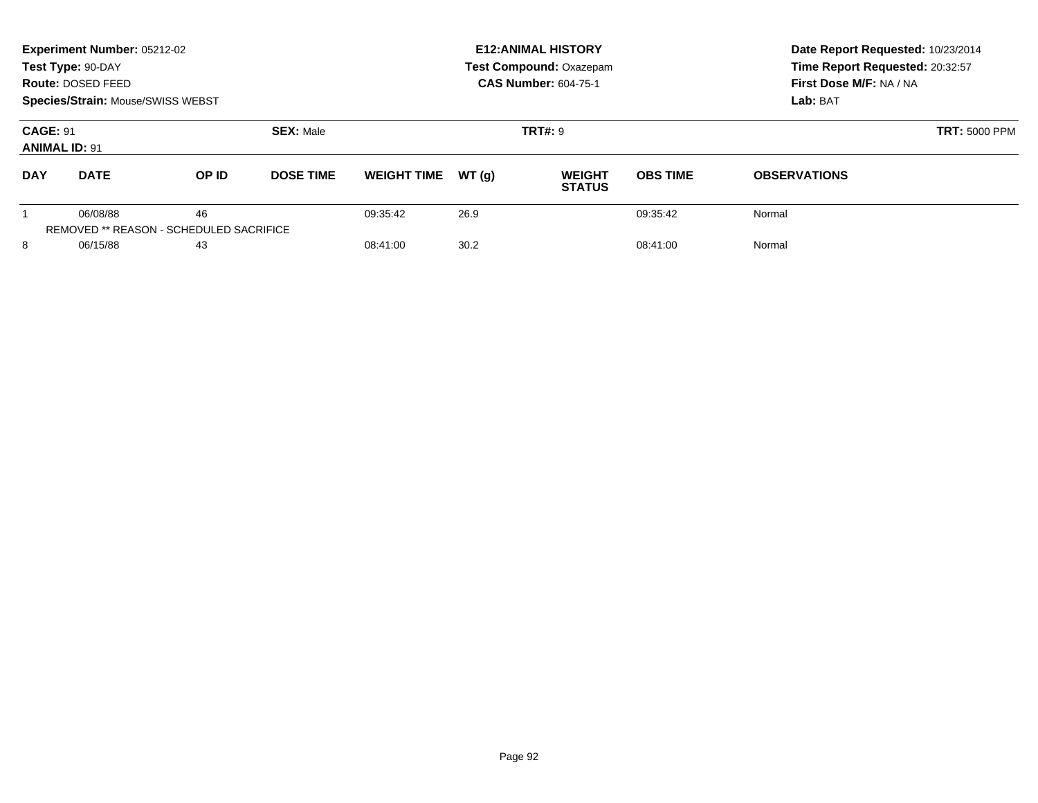**Experiment Number:** 05212-02
**Test Type:** 90-DAY
**Route:** DOSED FEED
**Species/Strain:** Mouse/SWISS WEBST

**E12:ANIMAL HISTORY**
**Test Compound:** Oxazepam
**CAS Number:** 604-75-1

**Date Report Requested:** 10/23/2014
**Time Report Requested:** 20:32:57
**First Dose M/F:** NA / NA
**Lab:** BAT

**CAGE:** 91
**ANIMAL ID:** 91
**SEX:** Male
**TRT#:** 9
**TRT:** 5000 PPM

| DAY | DATE | OP ID | DOSE TIME | WEIGHT TIME | WT (g) | WEIGHT STATUS | OBS TIME | OBSERVATIONS |
|---|---|---|---|---|---|---|---|---|
| 1 | 06/08/88 | 46 | | 09:35:42 | 26.9 | | 09:35:42 | Normal |
| REMOVED ** REASON - SCHEDULED SACRIFICE | | | | | | | | |
| 8 | 06/15/88 | 43 | | 08:41:00 | 30.2 | | 08:41:00 | Normal |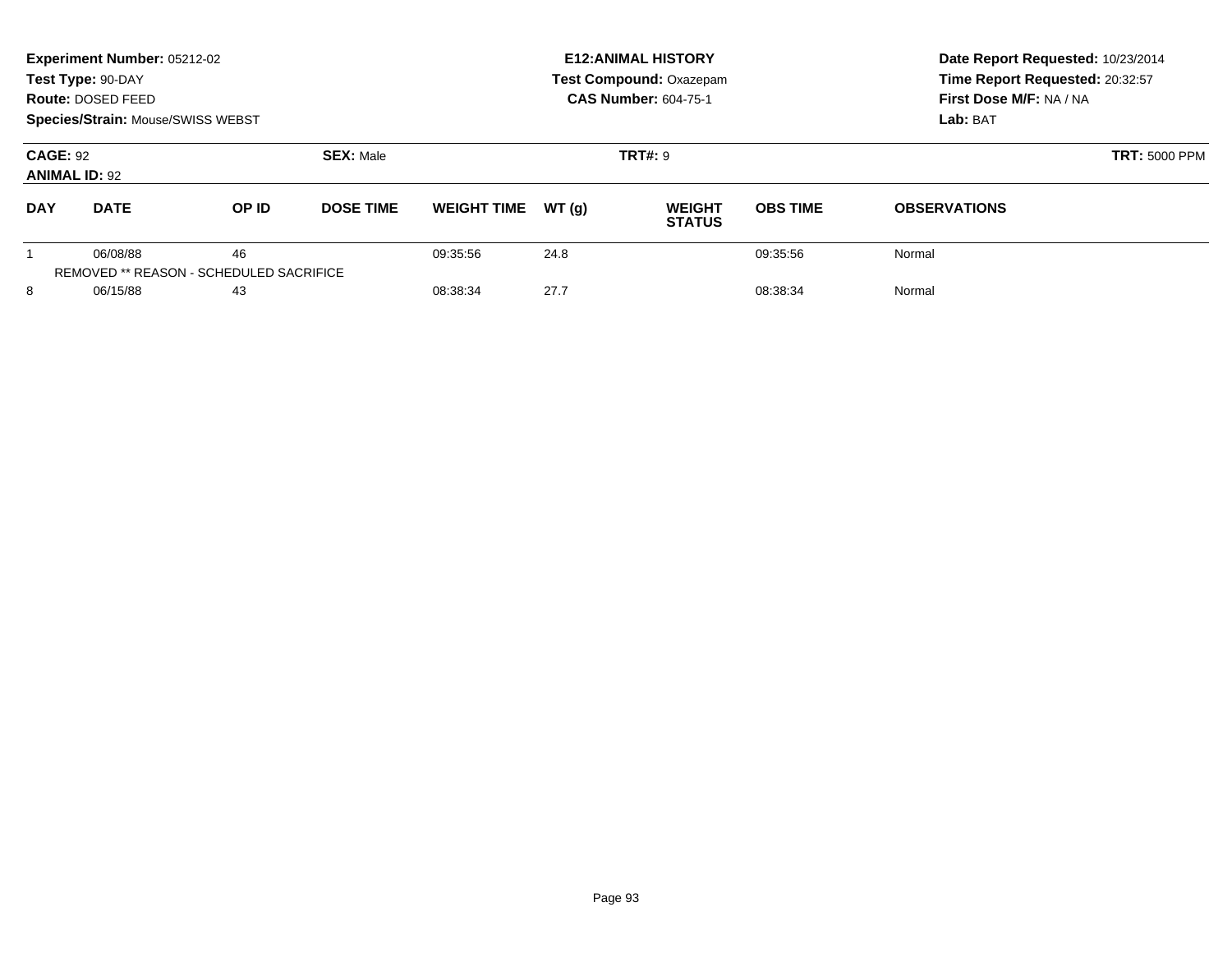**Experiment Number:** 05212-02
**Test Type:** 90-DAY
**Route:** DOSED FEED
**Species/Strain:** Mouse/SWISS WEBST

**E12:ANIMAL HISTORY**
**Test Compound:** Oxazepam
**CAS Number:** 604-75-1

**Date Report Requested:** 10/23/2014
**Time Report Requested:** 20:32:57
**First Dose M/F:** NA / NA
**Lab:** BAT

**CAGE:** 92
**ANIMAL ID:** 92
**SEX:** Male
**TRT#:** 9
**TRT:** 5000 PPM

| DAY | DATE | OP ID | DOSE TIME | WEIGHT TIME | WT (g) | WEIGHT STATUS | OBS TIME | OBSERVATIONS |
|---|---|---|---|---|---|---|---|---|
| 1 | 06/08/88 | 46 | | 09:35:56 | 24.8 | | 09:35:56 | Normal |
| | REMOVED ** REASON - SCHEDULED SACRIFICE | | | | | | | |
| 8 | 06/15/88 | 43 | | 08:38:34 | 27.7 | | 08:38:34 | Normal |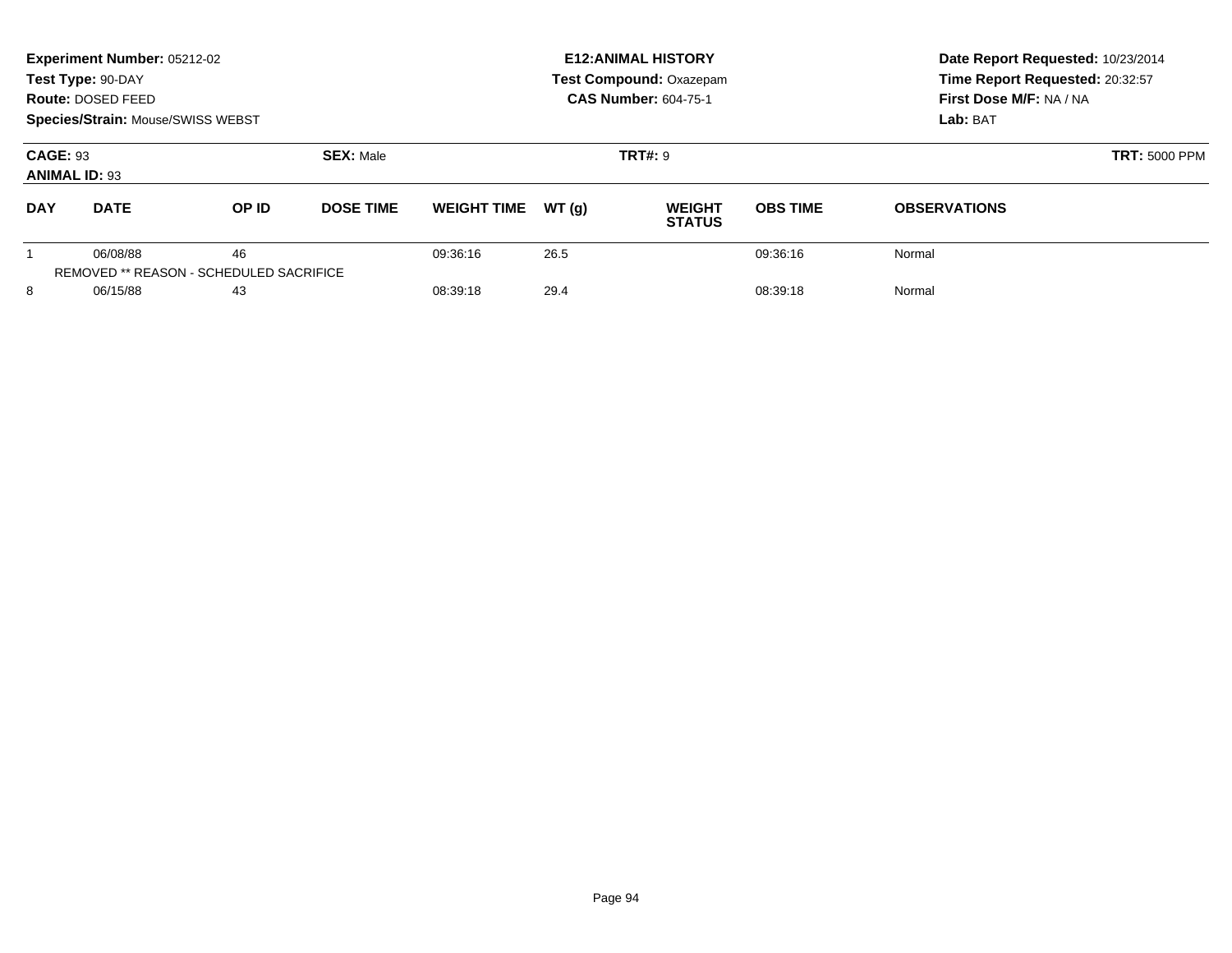**Experiment Number:** 05212-02
**Test Type:** 90-DAY
**Route:** DOSED FEED
**Species/Strain:** Mouse/SWISS WEBST

**E12:ANIMAL HISTORY**
**Test Compound:** Oxazepam
**CAS Number:** 604-75-1

**Date Report Requested:** 10/23/2014
**Time Report Requested:** 20:32:57
**First Dose M/F:** NA / NA
**Lab:** BAT

**CAGE:** 93 **SEX:** Male **TRT#:** 9 **TRT:** 5000 PPM
**ANIMAL ID:** 93

| DAY | DATE | OP ID | DOSE TIME | WEIGHT TIME | WT (g) | WEIGHT STATUS | OBS TIME | OBSERVATIONS |
|---|---|---|---|---|---|---|---|---|
| 1 | 06/08/88 | 46 | | 09:36:16 | 26.5 | | 09:36:16 | Normal |
| REMOVED ** REASON - SCHEDULED SACRIFICE | | | | | | | | |
| 8 | 06/15/88 | 43 | | 08:39:18 | 29.4 | | 08:39:18 | Normal |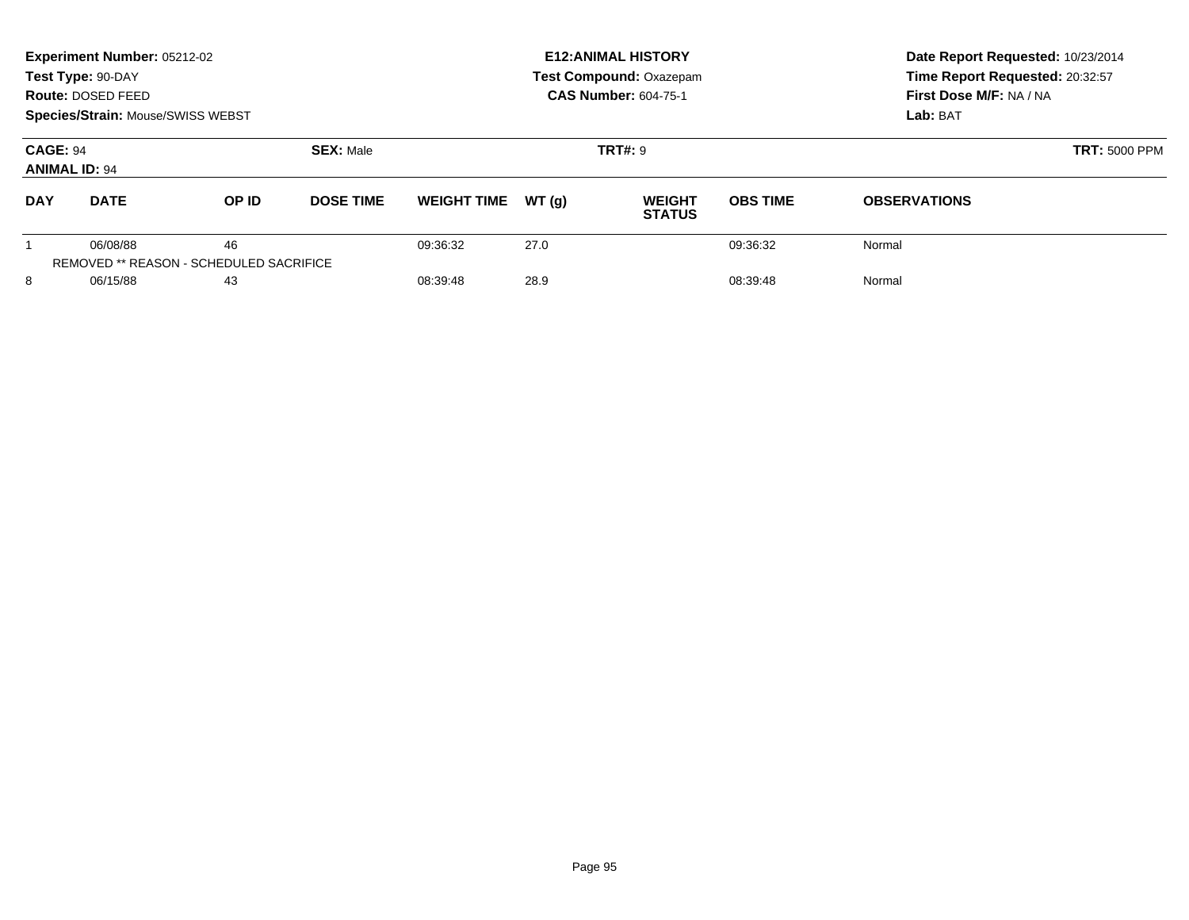**Experiment Number:** 05212-02
**Test Type:** 90-DAY
**Route:** DOSED FEED
**Species/Strain:** Mouse/SWISS WEBST

**E12:ANIMAL HISTORY**
**Test Compound:** Oxazepam
**CAS Number:** 604-75-1

**Date Report Requested:** 10/23/2014
**Time Report Requested:** 20:32:57
**First Dose M/F:** NA / NA
**Lab:** BAT

**CAGE:** 94
**ANIMAL ID:** 94
**SEX:** Male
**TRT#:** 9
**TRT:** 5000 PPM

| DAY | DATE | OP ID | DOSE TIME | WEIGHT TIME | WT (g) | WEIGHT STATUS | OBS TIME | OBSERVATIONS |
|---|---|---|---|---|---|---|---|---|
| 1 | 06/08/88 | 46 | | 09:36:32 | 27.0 | | 09:36:32 | Normal |
| REMOVED ** REASON - SCHEDULED SACRIFICE | | | | | | | | |
| 8 | 06/15/88 | 43 | | 08:39:48 | 28.9 | | 08:39:48 | Normal |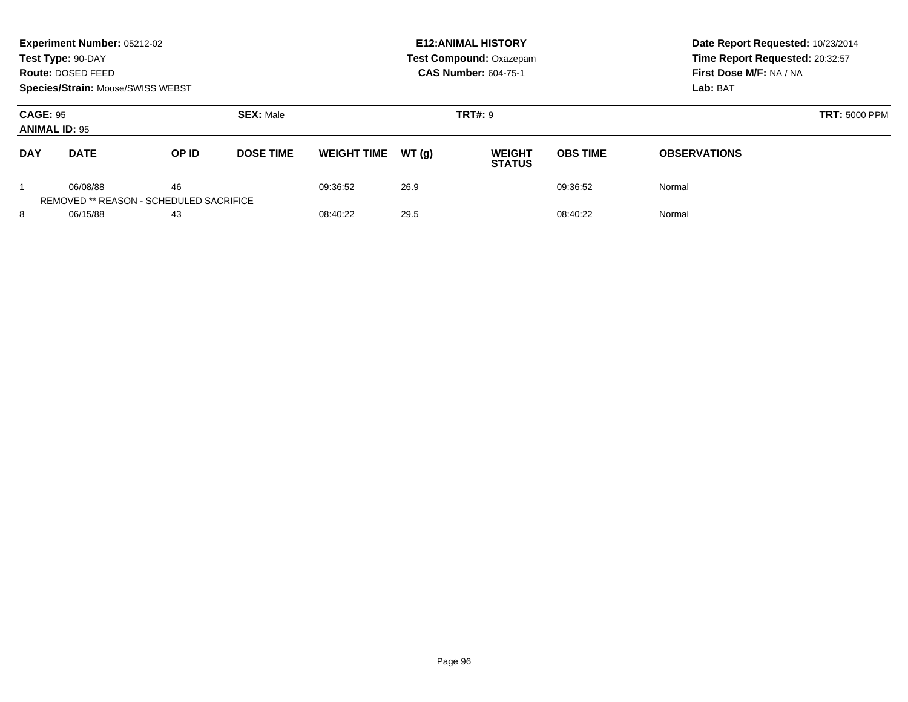**Experiment Number:** 05212-02
**Test Type:** 90-DAY
**Route:** DOSED FEED
**Species/Strain:** Mouse/SWISS WEBST

**E12:ANIMAL HISTORY**
**Test Compound:** Oxazepam
**CAS Number:** 604-75-1

**Date Report Requested:** 10/23/2014
**Time Report Requested:** 20:32:57
**First Dose M/F:** NA / NA
**Lab:** BAT

**CAGE:** 95 **SEX:** Male **TRT#:** 9 **TRT:** 5000 PPM
**ANIMAL ID:** 95

| DAY | DATE | OP ID | DOSE TIME | WEIGHT TIME | WT (g) | WEIGHT STATUS | OBS TIME | OBSERVATIONS |
|---|---|---|---|---|---|---|---|---|
| 1 | 06/08/88 | 46 | | 09:36:52 | 26.9 | | 09:36:52 | Normal |
| REMOVED ** REASON - SCHEDULED SACRIFICE | | | | | | | | |
| 8 | 06/15/88 | 43 | | 08:40:22 | 29.5 | | 08:40:22 | Normal |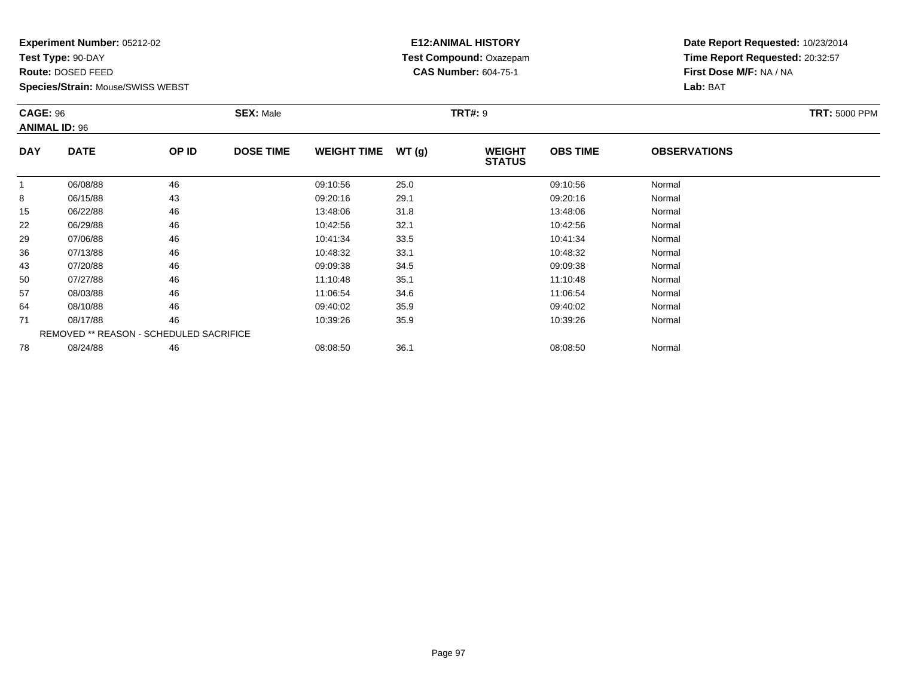**Experiment Number:** 05212-02
**Test Type:** 90-DAY
**Route:** DOSED FEED
**Species/Strain:** Mouse/SWISS WEBST

**E12:ANIMAL HISTORY**
**Test Compound:** Oxazepam
**CAS Number:** 604-75-1

**Date Report Requested:** 10/23/2014
**Time Report Requested:** 20:32:57
**First Dose M/F:** NA / NA
**Lab:** BAT

**CAGE:** 96
**ANIMAL ID:** 96
**SEX:** Male
**TRT#:** 9
**TRT:** 5000 PPM

| DAY | DATE | OP ID | DOSE TIME | WEIGHT TIME | WT (g) | WEIGHT STATUS | OBS TIME | OBSERVATIONS |
|---|---|---|---|---|---|---|---|---|
| 1 | 06/08/88 | 46 | | 09:10:56 | 25.0 | | 09:10:56 | Normal |
| 8 | 06/15/88 | 43 | | 09:20:16 | 29.1 | | 09:20:16 | Normal |
| 15 | 06/22/88 | 46 | | 13:48:06 | 31.8 | | 13:48:06 | Normal |
| 22 | 06/29/88 | 46 | | 10:42:56 | 32.1 | | 10:42:56 | Normal |
| 29 | 07/06/88 | 46 | | 10:41:34 | 33.5 | | 10:41:34 | Normal |
| 36 | 07/13/88 | 46 | | 10:48:32 | 33.1 | | 10:48:32 | Normal |
| 43 | 07/20/88 | 46 | | 09:09:38 | 34.5 | | 09:09:38 | Normal |
| 50 | 07/27/88 | 46 | | 11:10:48 | 35.1 | | 11:10:48 | Normal |
| 57 | 08/03/88 | 46 | | 11:06:54 | 34.6 | | 11:06:54 | Normal |
| 64 | 08/10/88 | 46 | | 09:40:02 | 35.9 | | 09:40:02 | Normal |
| 71 | 08/17/88 | 46 | | 10:39:26 | 35.9 | | 10:39:26 | Normal |
| REMOVED ** REASON - SCHEDULED SACRIFICE | | | | | | | | |
| 78 | 08/24/88 | 46 | | 08:08:50 | 36.1 | | 08:08:50 | Normal |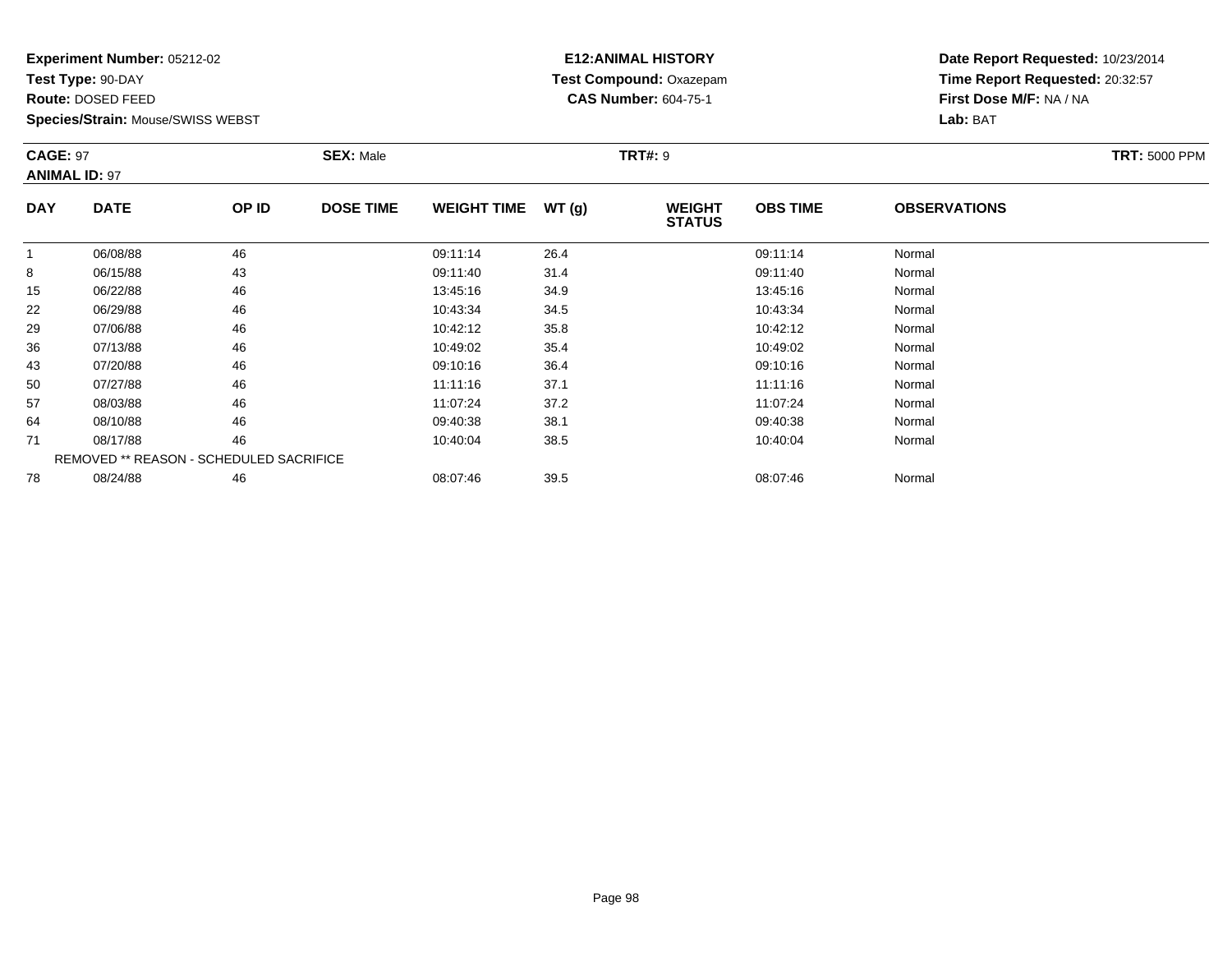**Experiment Number:** 05212-02
**Test Type:** 90-DAY
**Route:** DOSED FEED
**Species/Strain:** Mouse/SWISS WEBST

**E12:ANIMAL HISTORY**
**Test Compound:** Oxazepam
**CAS Number:** 604-75-1

**Date Report Requested:** 10/23/2014
**Time Report Requested:** 20:32:57
**First Dose M/F:** NA / NA
**Lab:** BAT

**CAGE:** 97 **SEX:** Male **TRT#:** 9 **TRT:** 5000 PPM
**ANIMAL ID:** 97

| DAY | DATE | OP ID | DOSE TIME | WEIGHT TIME | WT (g) | WEIGHT STATUS | OBS TIME | OBSERVATIONS |
|---|---|---|---|---|---|---|---|---|
| 1 | 06/08/88 | 46 | | 09:11:14 | 26.4 | | 09:11:14 | Normal |
| 8 | 06/15/88 | 43 | | 09:11:40 | 31.4 | | 09:11:40 | Normal |
| 15 | 06/22/88 | 46 | | 13:45:16 | 34.9 | | 13:45:16 | Normal |
| 22 | 06/29/88 | 46 | | 10:43:34 | 34.5 | | 10:43:34 | Normal |
| 29 | 07/06/88 | 46 | | 10:42:12 | 35.8 | | 10:42:12 | Normal |
| 36 | 07/13/88 | 46 | | 10:49:02 | 35.4 | | 10:49:02 | Normal |
| 43 | 07/20/88 | 46 | | 09:10:16 | 36.4 | | 09:10:16 | Normal |
| 50 | 07/27/88 | 46 | | 11:11:16 | 37.1 | | 11:11:16 | Normal |
| 57 | 08/03/88 | 46 | | 11:07:24 | 37.2 | | 11:07:24 | Normal |
| 64 | 08/10/88 | 46 | | 09:40:38 | 38.1 | | 09:40:38 | Normal |
| 71 | 08/17/88 | 46 | | 10:40:04 | 38.5 | | 10:40:04 | Normal |
| REMOVED ** REASON - SCHEDULED SACRIFICE | | | | | | | | |
| 78 | 08/24/88 | 46 | | 08:07:46 | 39.5 | | 08:07:46 | Normal |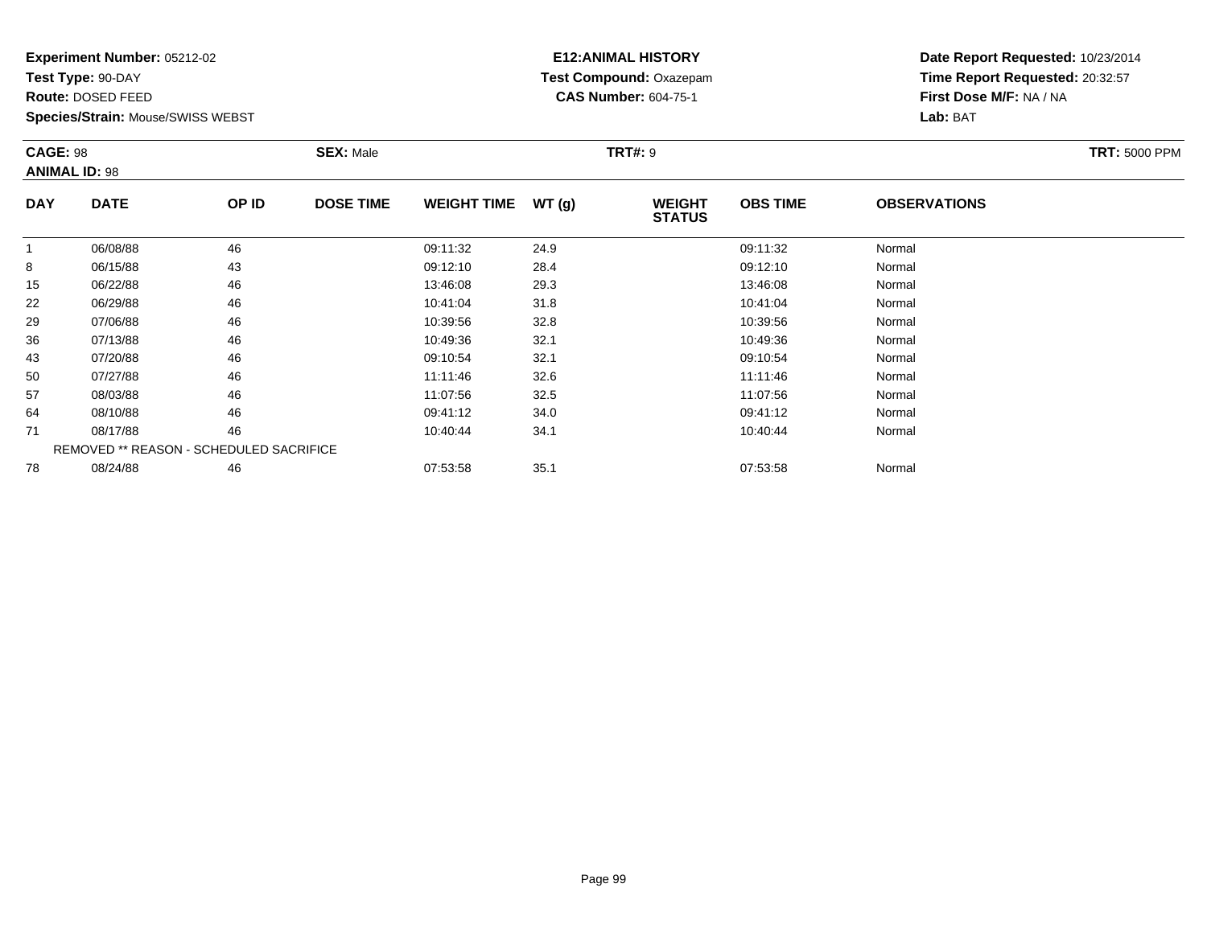**Experiment Number:** 05212-02
**Test Type:** 90-DAY
**Route:** DOSED FEED
**Species/Strain:** Mouse/SWISS WEBST

**E12:ANIMAL HISTORY**
**Test Compound:** Oxazepam
**CAS Number:** 604-75-1

**Date Report Requested:** 10/23/2014
**Time Report Requested:** 20:32:57
**First Dose M/F:** NA / NA
**Lab:** BAT

**CAGE:** 98 **SEX:** Male **TRT#:** 9 **TRT:** 5000 PPM
**ANIMAL ID:** 98

| DAY | DATE | OP ID | DOSE TIME | WEIGHT TIME | WT (g) | WEIGHT STATUS | OBS TIME | OBSERVATIONS |
|---|---|---|---|---|---|---|---|---|
| 1 | 06/08/88 | 46 | | 09:11:32 | 24.9 | | 09:11:32 | Normal |
| 8 | 06/15/88 | 43 | | 09:12:10 | 28.4 | | 09:12:10 | Normal |
| 15 | 06/22/88 | 46 | | 13:46:08 | 29.3 | | 13:46:08 | Normal |
| 22 | 06/29/88 | 46 | | 10:41:04 | 31.8 | | 10:41:04 | Normal |
| 29 | 07/06/88 | 46 | | 10:39:56 | 32.8 | | 10:39:56 | Normal |
| 36 | 07/13/88 | 46 | | 10:49:36 | 32.1 | | 10:49:36 | Normal |
| 43 | 07/20/88 | 46 | | 09:10:54 | 32.1 | | 09:10:54 | Normal |
| 50 | 07/27/88 | 46 | | 11:11:46 | 32.6 | | 11:11:46 | Normal |
| 57 | 08/03/88 | 46 | | 11:07:56 | 32.5 | | 11:07:56 | Normal |
| 64 | 08/10/88 | 46 | | 09:41:12 | 34.0 | | 09:41:12 | Normal |
| 71 | 08/17/88 | 46 | | 10:40:44 | 34.1 | | 10:40:44 | Normal |
| REMOVED ** REASON - SCHEDULED SACRIFICE | | | | | | | | |
| 78 | 08/24/88 | 46 | | 07:53:58 | 35.1 | | 07:53:58 | Normal |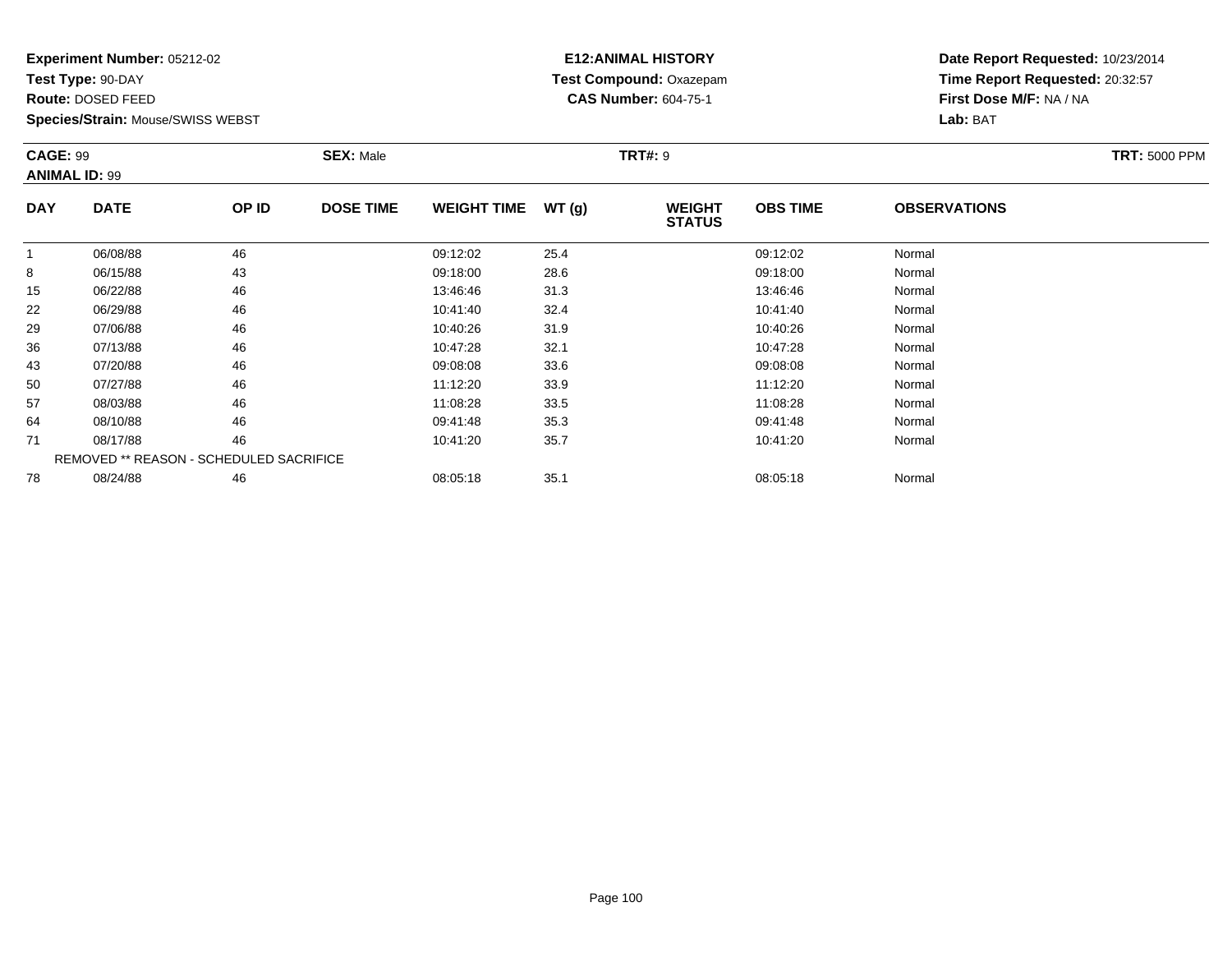**Experiment Number:** 05212-02
**Test Type:** 90-DAY
**Route:** DOSED FEED
**Species/Strain:** Mouse/SWISS WEBST

**E12:ANIMAL HISTORY**
**Test Compound:** Oxazepam
**CAS Number:** 604-75-1

**Date Report Requested:** 10/23/2014
**Time Report Requested:** 20:32:57
**First Dose M/F:** NA / NA
**Lab:** BAT

**CAGE:** 99 **SEX:** Male **TRT#:** 9 **TRT:** 5000 PPM
**ANIMAL ID:** 99

| DAY | DATE | OP ID | DOSE TIME | WEIGHT TIME | WT (g) | WEIGHT STATUS | OBS TIME | OBSERVATIONS |
|---|---|---|---|---|---|---|---|---|
| 1 | 06/08/88 | 46 | | 09:12:02 | 25.4 | | 09:12:02 | Normal |
| 8 | 06/15/88 | 43 | | 09:18:00 | 28.6 | | 09:18:00 | Normal |
| 15 | 06/22/88 | 46 | | 13:46:46 | 31.3 | | 13:46:46 | Normal |
| 22 | 06/29/88 | 46 | | 10:41:40 | 32.4 | | 10:41:40 | Normal |
| 29 | 07/06/88 | 46 | | 10:40:26 | 31.9 | | 10:40:26 | Normal |
| 36 | 07/13/88 | 46 | | 10:47:28 | 32.1 | | 10:47:28 | Normal |
| 43 | 07/20/88 | 46 | | 09:08:08 | 33.6 | | 09:08:08 | Normal |
| 50 | 07/27/88 | 46 | | 11:12:20 | 33.9 | | 11:12:20 | Normal |
| 57 | 08/03/88 | 46 | | 11:08:28 | 33.5 | | 11:08:28 | Normal |
| 64 | 08/10/88 | 46 | | 09:41:48 | 35.3 | | 09:41:48 | Normal |
| 71 | 08/17/88 | 46 | | 10:41:20 | 35.7 | | 10:41:20 | Normal |
| REMOVED ** REASON - SCHEDULED SACRIFICE | | | | | | | | |
| 78 | 08/24/88 | 46 | | 08:05:18 | 35.1 | | 08:05:18 | Normal |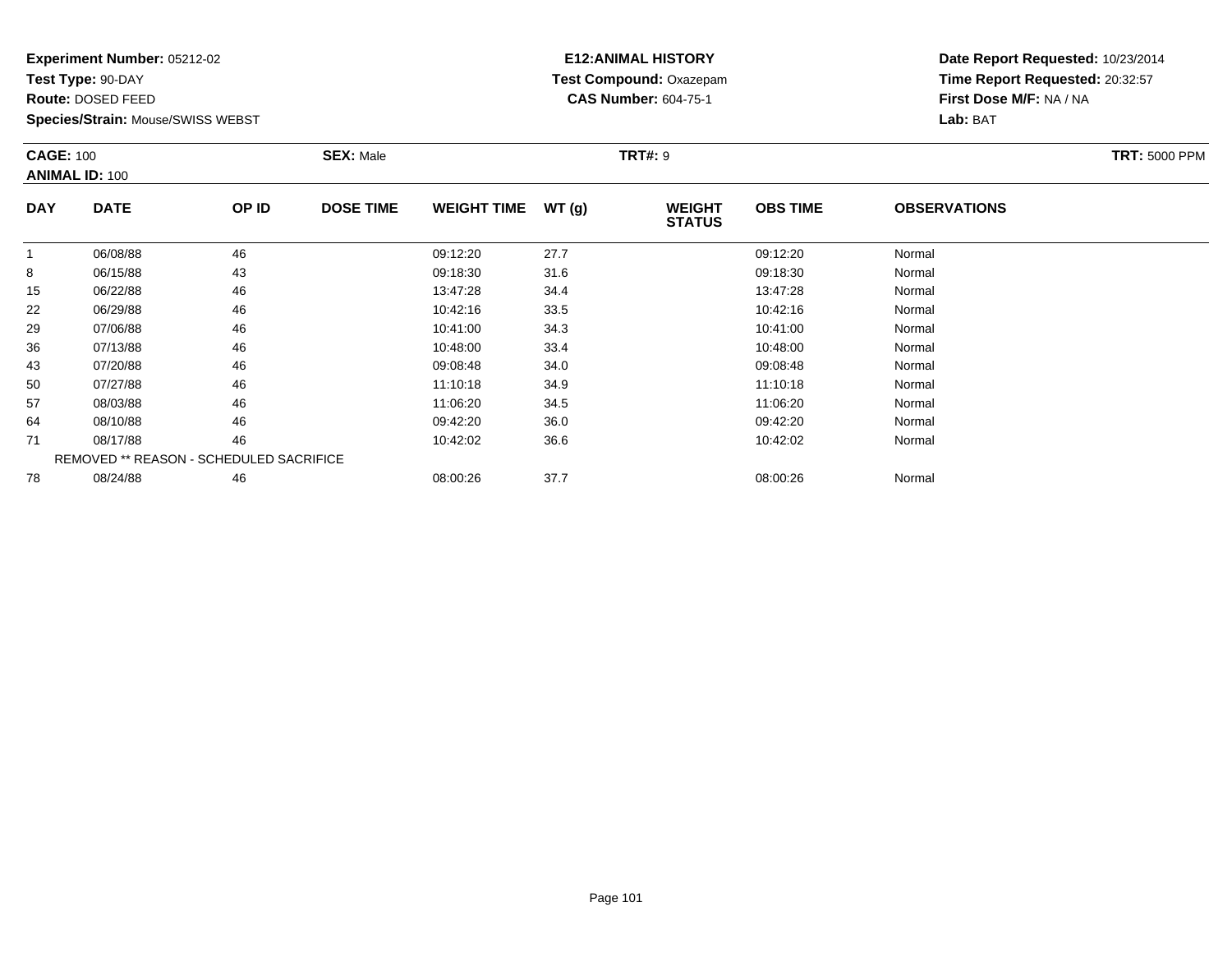**Experiment Number:** 05212-02
**Test Type:** 90-DAY
**Route:** DOSED FEED
**Species/Strain:** Mouse/SWISS WEBST

**E12:ANIMAL HISTORY**
**Test Compound:** Oxazepam
**CAS Number:** 604-75-1

**Date Report Requested:** 10/23/2014
**Time Report Requested:** 20:32:57
**First Dose M/F:** NA / NA
**Lab:** BAT

**CAGE:** 100
**ANIMAL ID:** 100
**SEX:** Male
**TRT#:** 9
**TRT:** 5000 PPM

| DAY | DATE | OP ID | DOSE TIME | WEIGHT TIME | WT (g) | WEIGHT STATUS | OBS TIME | OBSERVATIONS |
|---|---|---|---|---|---|---|---|---|
| 1 | 06/08/88 | 46 | | 09:12:20 | 27.7 | | 09:12:20 | Normal |
| 8 | 06/15/88 | 43 | | 09:18:30 | 31.6 | | 09:18:30 | Normal |
| 15 | 06/22/88 | 46 | | 13:47:28 | 34.4 | | 13:47:28 | Normal |
| 22 | 06/29/88 | 46 | | 10:42:16 | 33.5 | | 10:42:16 | Normal |
| 29 | 07/06/88 | 46 | | 10:41:00 | 34.3 | | 10:41:00 | Normal |
| 36 | 07/13/88 | 46 | | 10:48:00 | 33.4 | | 10:48:00 | Normal |
| 43 | 07/20/88 | 46 | | 09:08:48 | 34.0 | | 09:08:48 | Normal |
| 50 | 07/27/88 | 46 | | 11:10:18 | 34.9 | | 11:10:18 | Normal |
| 57 | 08/03/88 | 46 | | 11:06:20 | 34.5 | | 11:06:20 | Normal |
| 64 | 08/10/88 | 46 | | 09:42:20 | 36.0 | | 09:42:20 | Normal |
| 71 | 08/17/88 | 46 | | 10:42:02 | 36.6 | | 10:42:02 | Normal |
| | REMOVED ** REASON - SCHEDULED SACRIFICE | | | | | | | |
| 78 | 08/24/88 | 46 | | 08:00:26 | 37.7 | | 08:00:26 | Normal |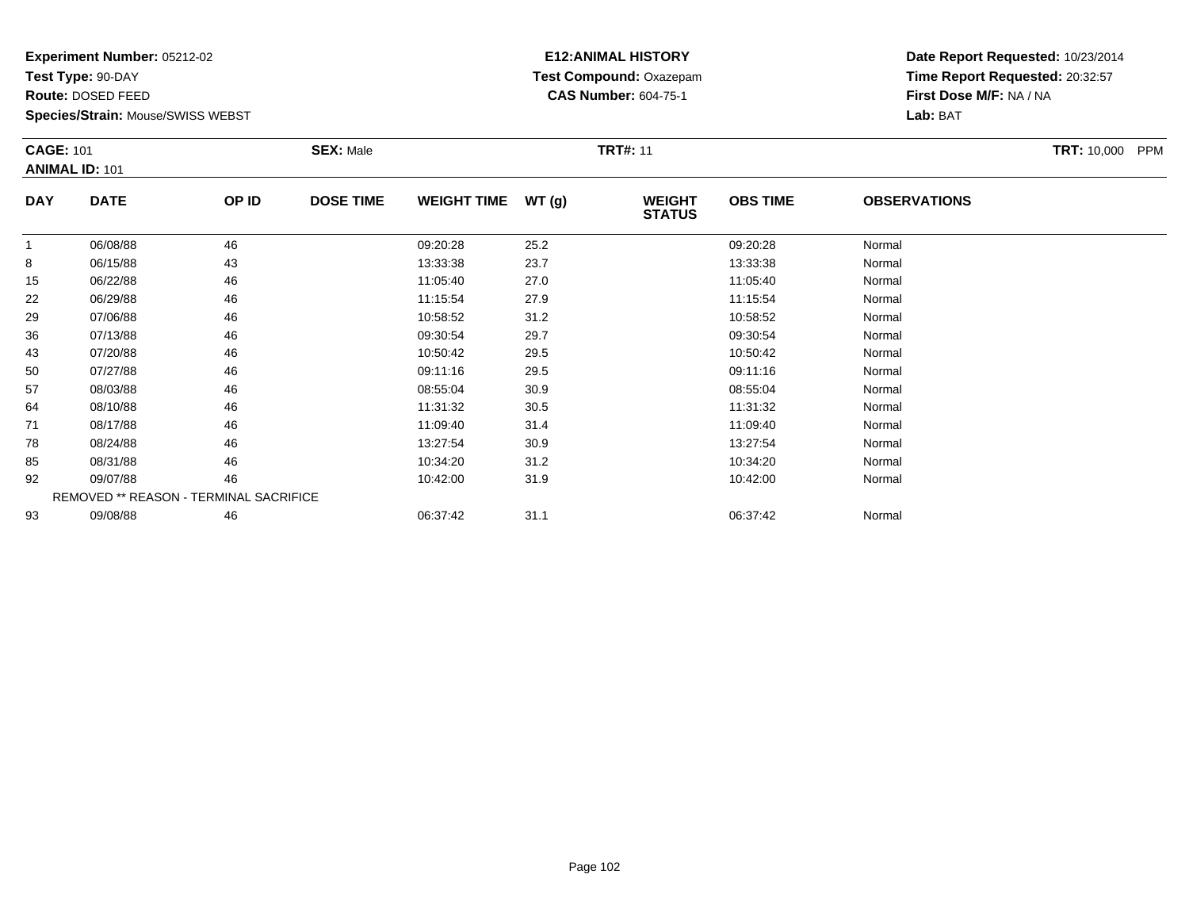**Experiment Number:** 05212-02
**Test Type:** 90-DAY
**Route:** DOSED FEED
**Species/Strain:** Mouse/SWISS WEBST

**E12:ANIMAL HISTORY**
**Test Compound:** Oxazepam
**CAS Number:** 604-75-1

**Date Report Requested:** 10/23/2014
**Time Report Requested:** 20:32:57
**First Dose M/F:** NA / NA
**Lab:** BAT

**CAGE:** 101 **SEX:** Male **TRT#:** 11 **TRT:** 10,000 PPM
**ANIMAL ID:** 101

| DAY | DATE | OP ID | DOSE TIME | WEIGHT TIME | WT (g) | WEIGHT STATUS | OBS TIME | OBSERVATIONS |
|---|---|---|---|---|---|---|---|---|
| 1 | 06/08/88 | 46 | | 09:20:28 | 25.2 | | 09:20:28 | Normal |
| 8 | 06/15/88 | 43 | | 13:33:38 | 23.7 | | 13:33:38 | Normal |
| 15 | 06/22/88 | 46 | | 11:05:40 | 27.0 | | 11:05:40 | Normal |
| 22 | 06/29/88 | 46 | | 11:15:54 | 27.9 | | 11:15:54 | Normal |
| 29 | 07/06/88 | 46 | | 10:58:52 | 31.2 | | 10:58:52 | Normal |
| 36 | 07/13/88 | 46 | | 09:30:54 | 29.7 | | 09:30:54 | Normal |
| 43 | 07/20/88 | 46 | | 10:50:42 | 29.5 | | 10:50:42 | Normal |
| 50 | 07/27/88 | 46 | | 09:11:16 | 29.5 | | 09:11:16 | Normal |
| 57 | 08/03/88 | 46 | | 08:55:04 | 30.9 | | 08:55:04 | Normal |
| 64 | 08/10/88 | 46 | | 11:31:32 | 30.5 | | 11:31:32 | Normal |
| 71 | 08/17/88 | 46 | | 11:09:40 | 31.4 | | 11:09:40 | Normal |
| 78 | 08/24/88 | 46 | | 13:27:54 | 30.9 | | 13:27:54 | Normal |
| 85 | 08/31/88 | 46 | | 10:34:20 | 31.2 | | 10:34:20 | Normal |
| 92 | 09/07/88 | 46 | | 10:42:00 | 31.9 | | 10:42:00 | Normal |
| REMOVED ** REASON - TERMINAL SACRIFICE | | | | | | | | |
| 93 | 09/08/88 | 46 | | 06:37:42 | 31.1 | | 06:37:42 | Normal |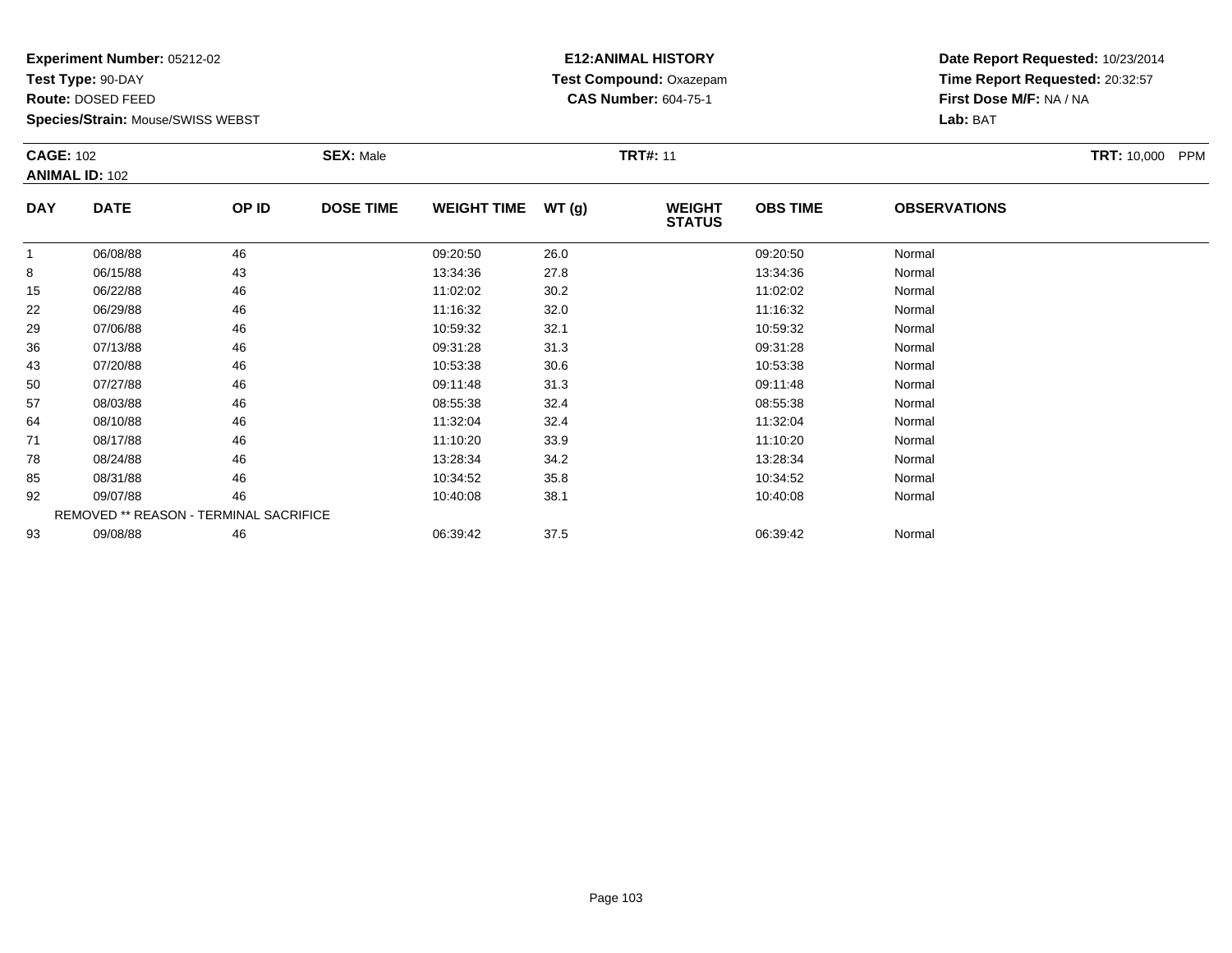**Experiment Number:** 05212-02
**Test Type:** 90-DAY
**Route:** DOSED FEED
**Species/Strain:** Mouse/SWISS WEBST

**E12:ANIMAL HISTORY**
**Test Compound:** Oxazepam
**CAS Number:** 604-75-1

**Date Report Requested:** 10/23/2014
**Time Report Requested:** 20:32:57
**First Dose M/F:** NA / NA
**Lab:** BAT

**CAGE:** 102
**ANIMAL ID:** 102
**SEX:** Male
**TRT#:** 11
**TRT:** 10,000 PPM

| DAY | DATE | OP ID | DOSE TIME | WEIGHT TIME | WT (g) | WEIGHT STATUS | OBS TIME | OBSERVATIONS |
|---|---|---|---|---|---|---|---|---|
| 1 | 06/08/88 | 46 | | 09:20:50 | 26.0 | | 09:20:50 | Normal |
| 8 | 06/15/88 | 43 | | 13:34:36 | 27.8 | | 13:34:36 | Normal |
| 15 | 06/22/88 | 46 | | 11:02:02 | 30.2 | | 11:02:02 | Normal |
| 22 | 06/29/88 | 46 | | 11:16:32 | 32.0 | | 11:16:32 | Normal |
| 29 | 07/06/88 | 46 | | 10:59:32 | 32.1 | | 10:59:32 | Normal |
| 36 | 07/13/88 | 46 | | 09:31:28 | 31.3 | | 09:31:28 | Normal |
| 43 | 07/20/88 | 46 | | 10:53:38 | 30.6 | | 10:53:38 | Normal |
| 50 | 07/27/88 | 46 | | 09:11:48 | 31.3 | | 09:11:48 | Normal |
| 57 | 08/03/88 | 46 | | 08:55:38 | 32.4 | | 08:55:38 | Normal |
| 64 | 08/10/88 | 46 | | 11:32:04 | 32.4 | | 11:32:04 | Normal |
| 71 | 08/17/88 | 46 | | 11:10:20 | 33.9 | | 11:10:20 | Normal |
| 78 | 08/24/88 | 46 | | 13:28:34 | 34.2 | | 13:28:34 | Normal |
| 85 | 08/31/88 | 46 | | 10:34:52 | 35.8 | | 10:34:52 | Normal |
| 92 | 09/07/88 | 46 | | 10:40:08 | 38.1 | | 10:40:08 | Normal |
| REMOVED ** REASON - TERMINAL SACRIFICE | | | | | | | | |
| 93 | 09/08/88 | 46 | | 06:39:42 | 37.5 | | 06:39:42 | Normal |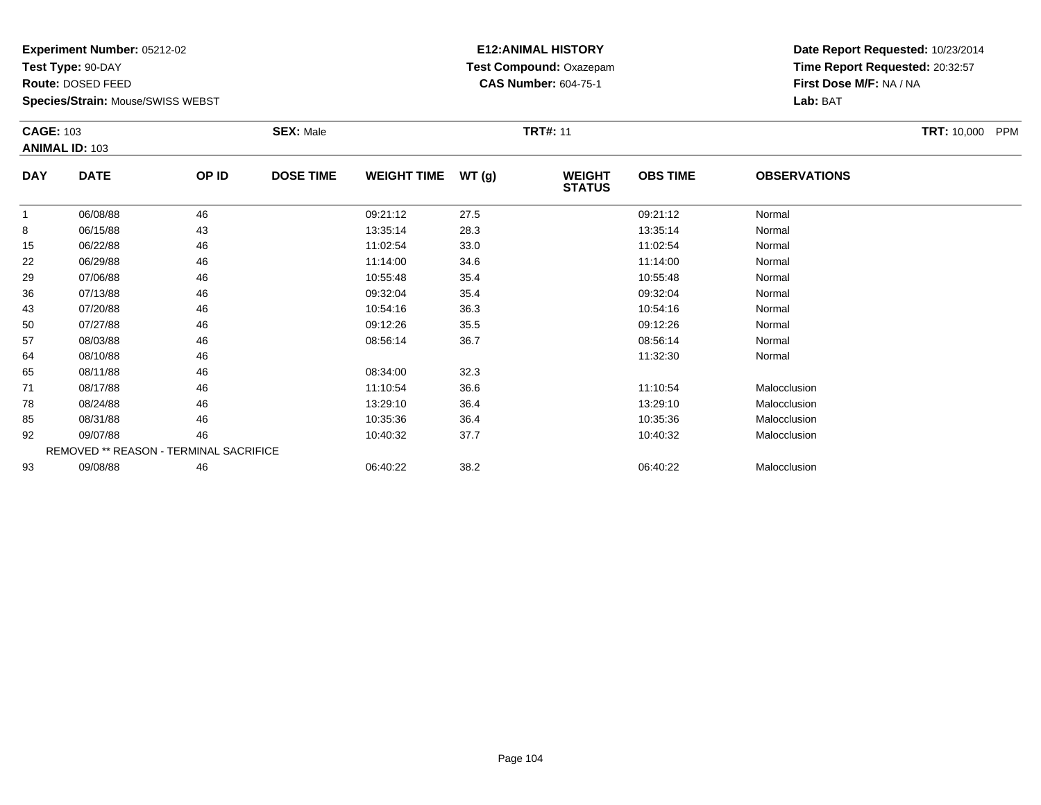**Experiment Number:** 05212-02
**Test Type:** 90-DAY
**Route:** DOSED FEED
**Species/Strain:** Mouse/SWISS WEBST

**E12:ANIMAL HISTORY**
**Test Compound:** Oxazepam
**CAS Number:** 604-75-1

**Date Report Requested:** 10/23/2014
**Time Report Requested:** 20:32:57
**First Dose M/F:** NA / NA
**Lab:** BAT

**CAGE:** 103 **SEX:** Male **TRT#:** 11 **TRT:** 10,000 PPM
**ANIMAL ID:** 103

| DAY | DATE | OP ID | DOSE TIME | WEIGHT TIME | WT (g) | WEIGHT STATUS | OBS TIME | OBSERVATIONS |
|---|---|---|---|---|---|---|---|---|
| 1 | 06/08/88 | 46 | | 09:21:12 | 27.5 | | 09:21:12 | Normal |
| 8 | 06/15/88 | 43 | | 13:35:14 | 28.3 | | 13:35:14 | Normal |
| 15 | 06/22/88 | 46 | | 11:02:54 | 33.0 | | 11:02:54 | Normal |
| 22 | 06/29/88 | 46 | | 11:14:00 | 34.6 | | 11:14:00 | Normal |
| 29 | 07/06/88 | 46 | | 10:55:48 | 35.4 | | 10:55:48 | Normal |
| 36 | 07/13/88 | 46 | | 09:32:04 | 35.4 | | 09:32:04 | Normal |
| 43 | 07/20/88 | 46 | | 10:54:16 | 36.3 | | 10:54:16 | Normal |
| 50 | 07/27/88 | 46 | | 09:12:26 | 35.5 | | 09:12:26 | Normal |
| 57 | 08/03/88 | 46 | | 08:56:14 | 36.7 | | 08:56:14 | Normal |
| 64 | 08/10/88 | 46 | | | | | 11:32:30 | Normal |
| 65 | 08/11/88 | 46 | | 08:34:00 | 32.3 | | | |
| 71 | 08/17/88 | 46 | | 11:10:54 | 36.6 | | 11:10:54 | Malocclusion |
| 78 | 08/24/88 | 46 | | 13:29:10 | 36.4 | | 13:29:10 | Malocclusion |
| 85 | 08/31/88 | 46 | | 10:35:36 | 36.4 | | 10:35:36 | Malocclusion |
| 92 | 09/07/88 | 46 | | 10:40:32 | 37.7 | | 10:40:32 | Malocclusion |
| | REMOVED ** REASON - TERMINAL SACRIFICE | | | | | | | |
| 93 | 09/08/88 | 46 | | 06:40:22 | 38.2 | | 06:40:22 | Malocclusion |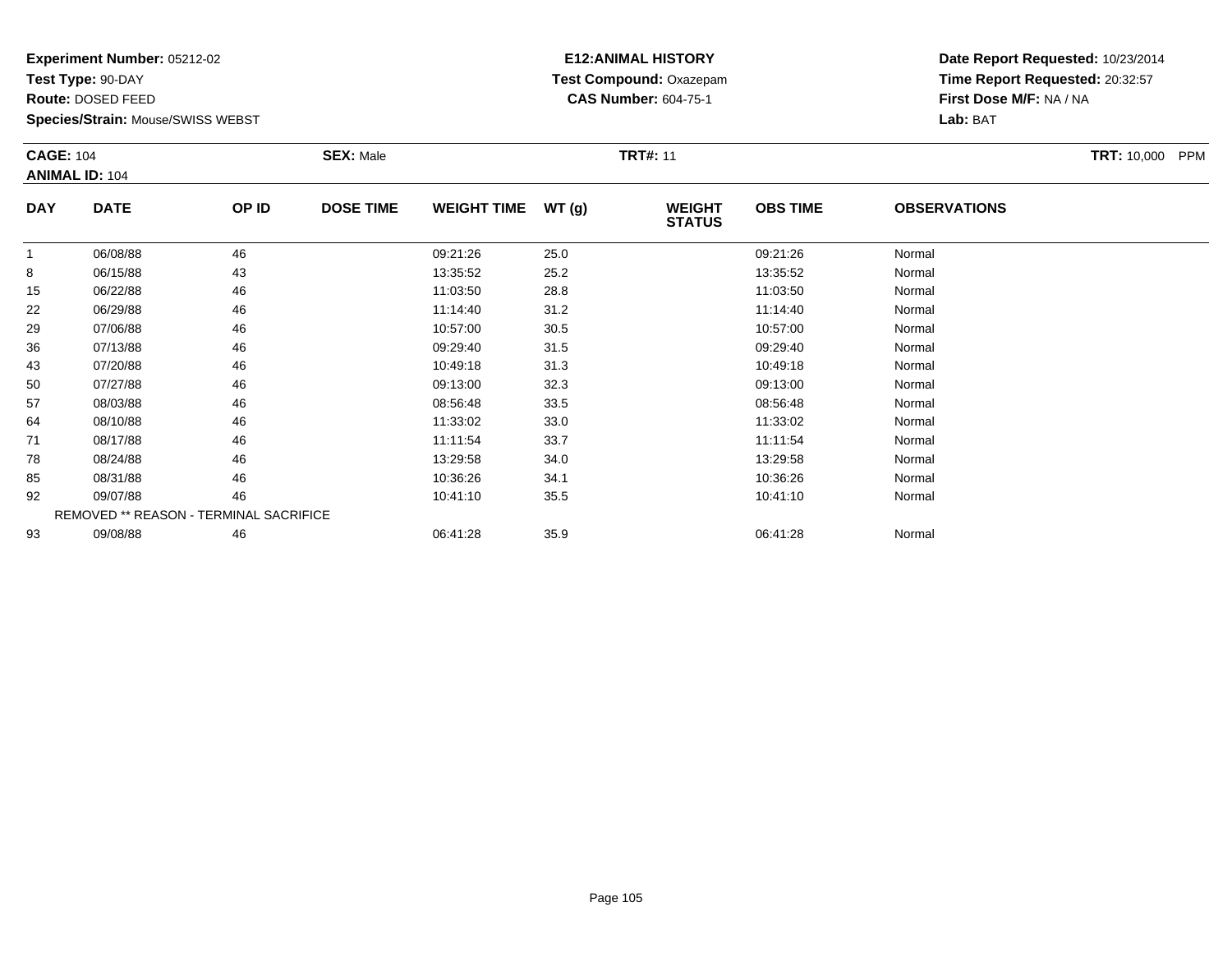**Experiment Number:** 05212-02
**Test Type:** 90-DAY
**Route:** DOSED FEED
**Species/Strain:** Mouse/SWISS WEBST

**E12:ANIMAL HISTORY**
**Test Compound:** Oxazepam
**CAS Number:** 604-75-1

**Date Report Requested:** 10/23/2014
**Time Report Requested:** 20:32:57
**First Dose M/F:** NA / NA
**Lab:** BAT

**CAGE:** 104
**ANIMAL ID:** 104
**SEX:** Male
**TRT#:** 11
**TRT:** 10,000 PPM

| DAY | DATE | OP ID | DOSE TIME | WEIGHT TIME | WT (g) | WEIGHT STATUS | OBS TIME | OBSERVATIONS |
|---|---|---|---|---|---|---|---|---|
| 1 | 06/08/88 | 46 | | 09:21:26 | 25.0 | | 09:21:26 | Normal |
| 8 | 06/15/88 | 43 | | 13:35:52 | 25.2 | | 13:35:52 | Normal |
| 15 | 06/22/88 | 46 | | 11:03:50 | 28.8 | | 11:03:50 | Normal |
| 22 | 06/29/88 | 46 | | 11:14:40 | 31.2 | | 11:14:40 | Normal |
| 29 | 07/06/88 | 46 | | 10:57:00 | 30.5 | | 10:57:00 | Normal |
| 36 | 07/13/88 | 46 | | 09:29:40 | 31.5 | | 09:29:40 | Normal |
| 43 | 07/20/88 | 46 | | 10:49:18 | 31.3 | | 10:49:18 | Normal |
| 50 | 07/27/88 | 46 | | 09:13:00 | 32.3 | | 09:13:00 | Normal |
| 57 | 08/03/88 | 46 | | 08:56:48 | 33.5 | | 08:56:48 | Normal |
| 64 | 08/10/88 | 46 | | 11:33:02 | 33.0 | | 11:33:02 | Normal |
| 71 | 08/17/88 | 46 | | 11:11:54 | 33.7 | | 11:11:54 | Normal |
| 78 | 08/24/88 | 46 | | 13:29:58 | 34.0 | | 13:29:58 | Normal |
| 85 | 08/31/88 | 46 | | 10:36:26 | 34.1 | | 10:36:26 | Normal |
| 92 | 09/07/88 | 46 | | 10:41:10 | 35.5 | | 10:41:10 | Normal |
| REMOVED ** REASON - TERMINAL SACRIFICE | | | | | | | | |
| 93 | 09/08/88 | 46 | | 06:41:28 | 35.9 | | 06:41:28 | Normal |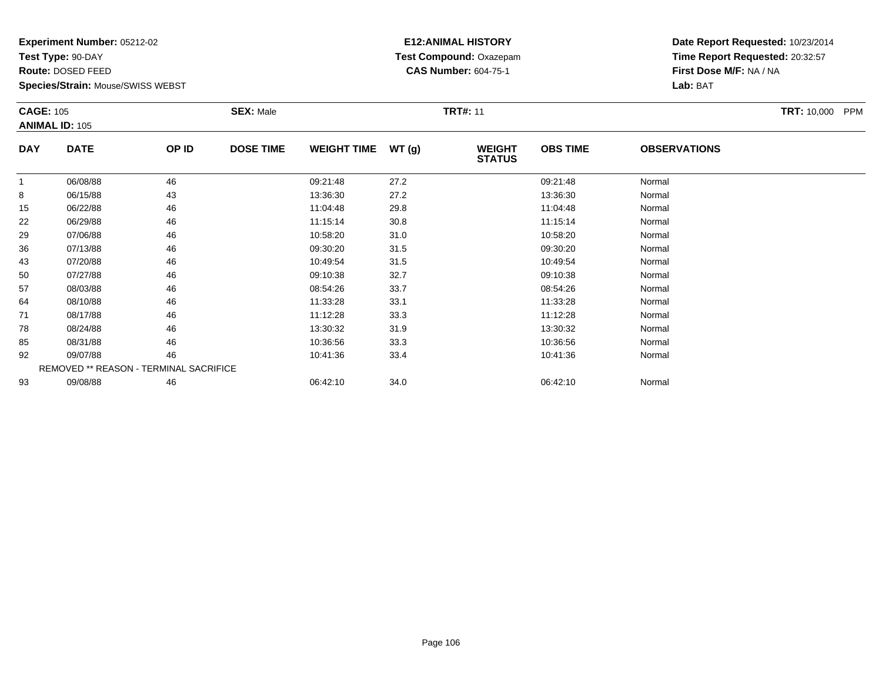**Experiment Number:** 05212-02
**Test Type:** 90-DAY
**Route:** DOSED FEED
**Species/Strain:** Mouse/SWISS WEBST

**E12:ANIMAL HISTORY**
**Test Compound:** Oxazepam
**CAS Number:** 604-75-1

**Date Report Requested:** 10/23/2014
**Time Report Requested:** 20:32:57
**First Dose M/F:** NA / NA
**Lab:** BAT

**CAGE:** 105 **SEX:** Male **TRT#:** 11 **TRT:** 10,000 PPM
**ANIMAL ID:** 105

| DAY | DATE | OP ID | DOSE TIME | WEIGHT TIME | WT (g) | WEIGHT STATUS | OBS TIME | OBSERVATIONS |
|---|---|---|---|---|---|---|---|---|
| 1 | 06/08/88 | 46 | | 09:21:48 | 27.2 | | 09:21:48 | Normal |
| 8 | 06/15/88 | 43 | | 13:36:30 | 27.2 | | 13:36:30 | Normal |
| 15 | 06/22/88 | 46 | | 11:04:48 | 29.8 | | 11:04:48 | Normal |
| 22 | 06/29/88 | 46 | | 11:15:14 | 30.8 | | 11:15:14 | Normal |
| 29 | 07/06/88 | 46 | | 10:58:20 | 31.0 | | 10:58:20 | Normal |
| 36 | 07/13/88 | 46 | | 09:30:20 | 31.5 | | 09:30:20 | Normal |
| 43 | 07/20/88 | 46 | | 10:49:54 | 31.5 | | 10:49:54 | Normal |
| 50 | 07/27/88 | 46 | | 09:10:38 | 32.7 | | 09:10:38 | Normal |
| 57 | 08/03/88 | 46 | | 08:54:26 | 33.7 | | 08:54:26 | Normal |
| 64 | 08/10/88 | 46 | | 11:33:28 | 33.1 | | 11:33:28 | Normal |
| 71 | 08/17/88 | 46 | | 11:12:28 | 33.3 | | 11:12:28 | Normal |
| 78 | 08/24/88 | 46 | | 13:30:32 | 31.9 | | 13:30:32 | Normal |
| 85 | 08/31/88 | 46 | | 10:36:56 | 33.3 | | 10:36:56 | Normal |
| 92 | 09/07/88 | 46 | | 10:41:36 | 33.4 | | 10:41:36 | Normal |
| REMOVED ** REASON - TERMINAL SACRIFICE | | | | | | | | |
| 93 | 09/08/88 | 46 | | 06:42:10 | 34.0 | | 06:42:10 | Normal |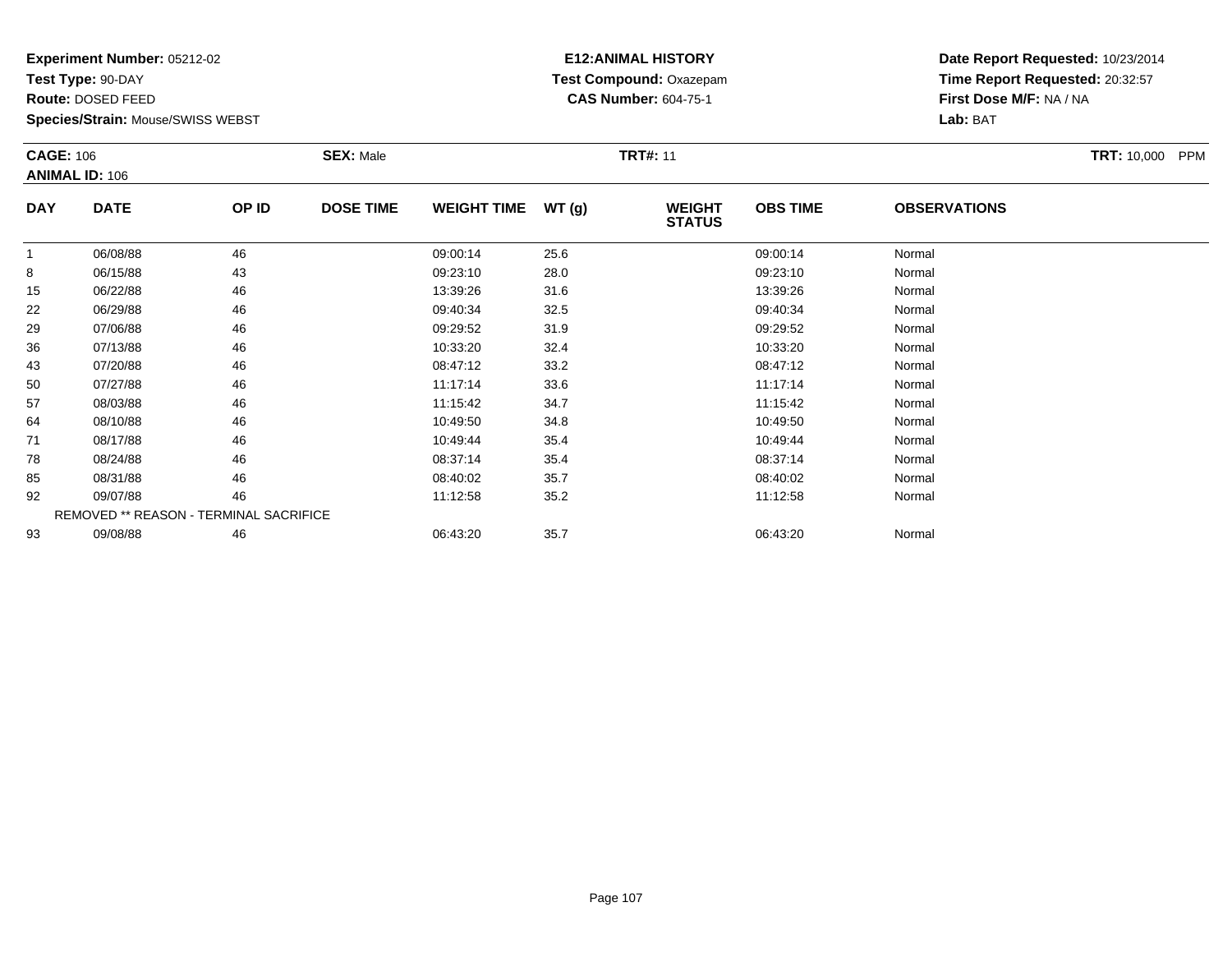**Experiment Number:** 05212-02
**Test Type:** 90-DAY
**Route:** DOSED FEED
**Species/Strain:** Mouse/SWISS WEBST

**E12:ANIMAL HISTORY**
**Test Compound:** Oxazepam
**CAS Number:** 604-75-1

**Date Report Requested:** 10/23/2014
**Time Report Requested:** 20:32:57
**First Dose M/F:** NA / NA
**Lab:** BAT

**CAGE:** 106
**ANIMAL ID:** 106
**SEX:** Male
**TRT#:** 11
**TRT:** 10,000 PPM

| DAY | DATE | OP ID | DOSE TIME | WEIGHT TIME | WT (g) | WEIGHT STATUS | OBS TIME | OBSERVATIONS |
|---|---|---|---|---|---|---|---|---|
| 1 | 06/08/88 | 46 | | 09:00:14 | 25.6 | | 09:00:14 | Normal |
| 8 | 06/15/88 | 43 | | 09:23:10 | 28.0 | | 09:23:10 | Normal |
| 15 | 06/22/88 | 46 | | 13:39:26 | 31.6 | | 13:39:26 | Normal |
| 22 | 06/29/88 | 46 | | 09:40:34 | 32.5 | | 09:40:34 | Normal |
| 29 | 07/06/88 | 46 | | 09:29:52 | 31.9 | | 09:29:52 | Normal |
| 36 | 07/13/88 | 46 | | 10:33:20 | 32.4 | | 10:33:20 | Normal |
| 43 | 07/20/88 | 46 | | 08:47:12 | 33.2 | | 08:47:12 | Normal |
| 50 | 07/27/88 | 46 | | 11:17:14 | 33.6 | | 11:17:14 | Normal |
| 57 | 08/03/88 | 46 | | 11:15:42 | 34.7 | | 11:15:42 | Normal |
| 64 | 08/10/88 | 46 | | 10:49:50 | 34.8 | | 10:49:50 | Normal |
| 71 | 08/17/88 | 46 | | 10:49:44 | 35.4 | | 10:49:44 | Normal |
| 78 | 08/24/88 | 46 | | 08:37:14 | 35.4 | | 08:37:14 | Normal |
| 85 | 08/31/88 | 46 | | 08:40:02 | 35.7 | | 08:40:02 | Normal |
| 92 | 09/07/88 | 46 | | 11:12:58 | 35.2 | | 11:12:58 | Normal |
| REMOVED ** REASON - TERMINAL SACRIFICE | | | | | | | | |
| 93 | 09/08/88 | 46 | | 06:43:20 | 35.7 | | 06:43:20 | Normal |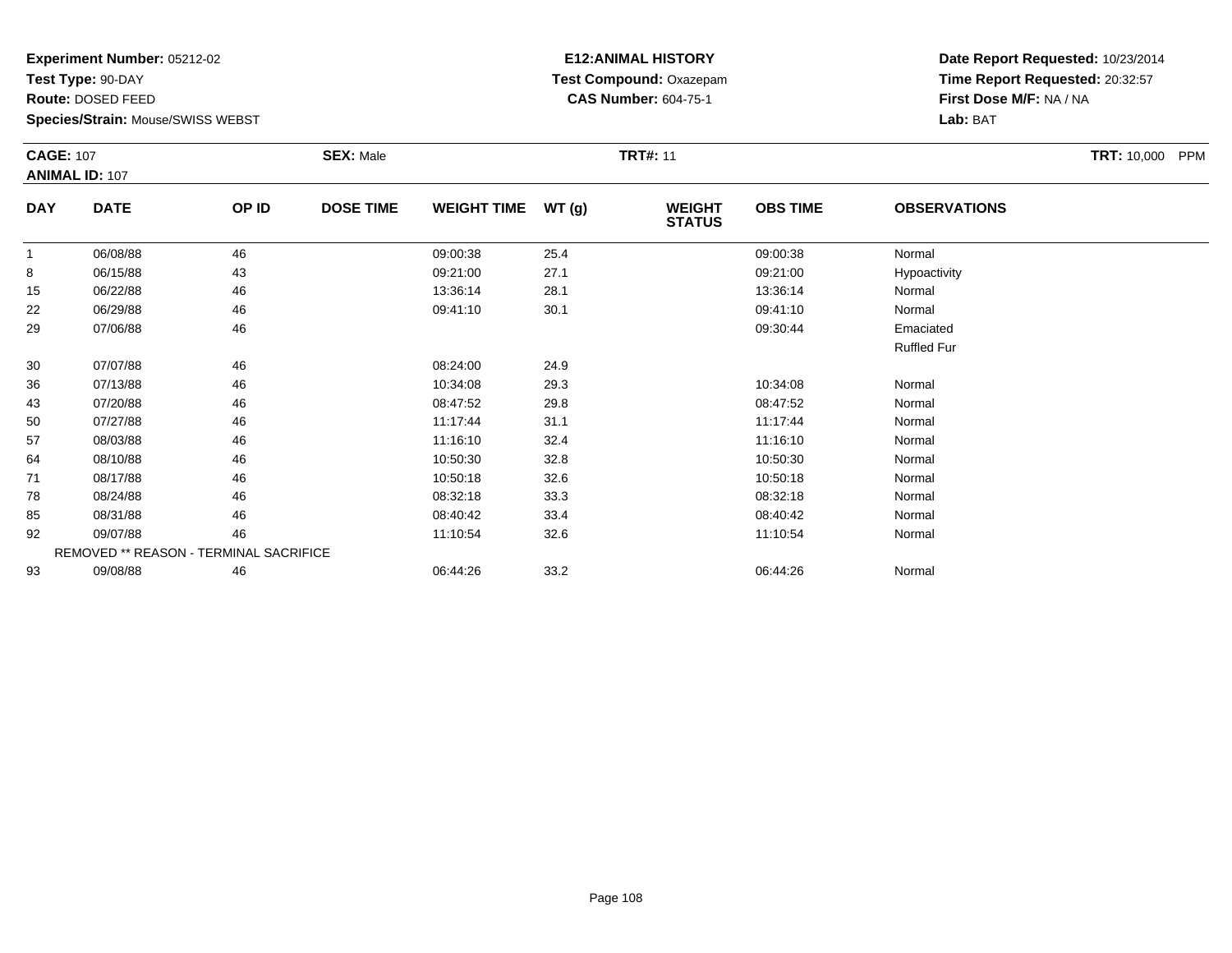**Experiment Number:** 05212-02
**Test Type:** 90-DAY
**Route:** DOSED FEED
**Species/Strain:** Mouse/SWISS WEBST

**E12:ANIMAL HISTORY**
**Test Compound:** Oxazepam
**CAS Number:** 604-75-1

**Date Report Requested:** 10/23/2014
**Time Report Requested:** 20:32:57
**First Dose M/F:** NA / NA
**Lab:** BAT

**CAGE:** 107
**ANIMAL ID:** 107
**SEX:** Male
**TRT#:** 11
**TRT:** 10,000 PPM

| DAY | DATE | OP ID | DOSE TIME | WEIGHT TIME | WT (g) | WEIGHT STATUS | OBS TIME | OBSERVATIONS |
|---|---|---|---|---|---|---|---|---|
| 1 | 06/08/88 | 46 | | 09:00:38 | 25.4 | | 09:00:38 | Normal |
| 8 | 06/15/88 | 43 | | 09:21:00 | 27.1 | | 09:21:00 | Hypoactivity |
| 15 | 06/22/88 | 46 | | 13:36:14 | 28.1 | | 13:36:14 | Normal |
| 22 | 06/29/88 | 46 | | 09:41:10 | 30.1 | | 09:41:10 | Normal |
| 29 | 07/06/88 | 46 | | | | | 09:30:44 | Emaciated |
| | | | | | | | | Ruffled Fur |
| 30 | 07/07/88 | 46 | | 08:24:00 | 24.9 | | | |
| 36 | 07/13/88 | 46 | | 10:34:08 | 29.3 | | 10:34:08 | Normal |
| 43 | 07/20/88 | 46 | | 08:47:52 | 29.8 | | 08:47:52 | Normal |
| 50 | 07/27/88 | 46 | | 11:17:44 | 31.1 | | 11:17:44 | Normal |
| 57 | 08/03/88 | 46 | | 11:16:10 | 32.4 | | 11:16:10 | Normal |
| 64 | 08/10/88 | 46 | | 10:50:30 | 32.8 | | 10:50:30 | Normal |
| 71 | 08/17/88 | 46 | | 10:50:18 | 32.6 | | 10:50:18 | Normal |
| 78 | 08/24/88 | 46 | | 08:32:18 | 33.3 | | 08:32:18 | Normal |
| 85 | 08/31/88 | 46 | | 08:40:42 | 33.4 | | 08:40:42 | Normal |
| 92 | 09/07/88 | 46 | | 11:10:54 | 32.6 | | 11:10:54 | Normal |
| | REMOVED ** REASON - TERMINAL SACRIFICE | | | | | | | |
| 93 | 09/08/88 | 46 | | 06:44:26 | 33.2 | | 06:44:26 | Normal |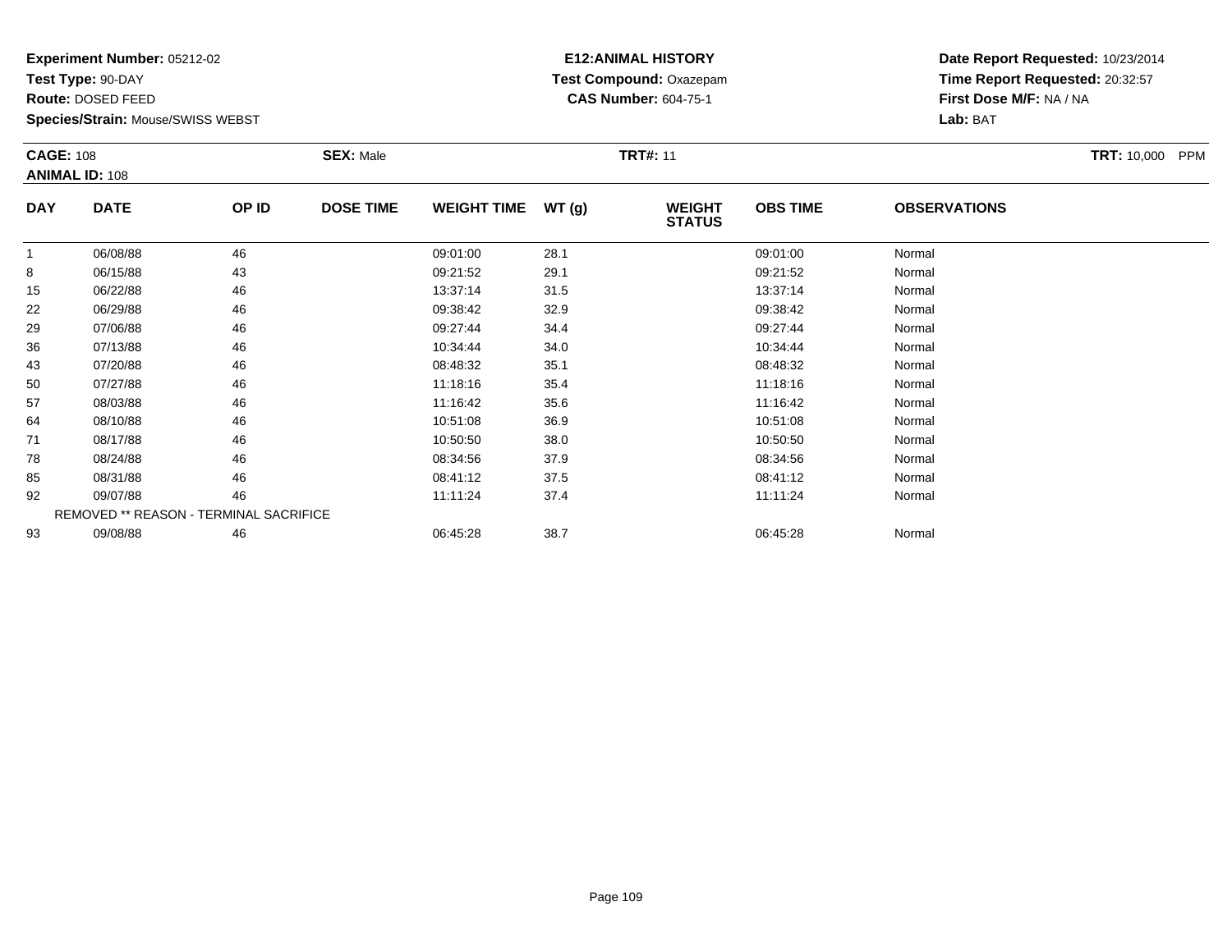**Experiment Number:** 05212-02
**Test Type:** 90-DAY
**Route:** DOSED FEED
**Species/Strain:** Mouse/SWISS WEBST

**E12:ANIMAL HISTORY**
**Test Compound:** Oxazepam
**CAS Number:** 604-75-1

**Date Report Requested:** 10/23/2014
**Time Report Requested:** 20:32:57
**First Dose M/F:** NA / NA
**Lab:** BAT

**CAGE:** 108
**ANIMAL ID:** 108
**SEX:** Male
**TRT#:** 11
**TRT:** 10,000 PPM

| DAY | DATE | OP ID | DOSE TIME | WEIGHT TIME | WT (g) | WEIGHT STATUS | OBS TIME | OBSERVATIONS |
|---|---|---|---|---|---|---|---|---|
| 1 | 06/08/88 | 46 | | 09:01:00 | 28.1 | | 09:01:00 | Normal |
| 8 | 06/15/88 | 43 | | 09:21:52 | 29.1 | | 09:21:52 | Normal |
| 15 | 06/22/88 | 46 | | 13:37:14 | 31.5 | | 13:37:14 | Normal |
| 22 | 06/29/88 | 46 | | 09:38:42 | 32.9 | | 09:38:42 | Normal |
| 29 | 07/06/88 | 46 | | 09:27:44 | 34.4 | | 09:27:44 | Normal |
| 36 | 07/13/88 | 46 | | 10:34:44 | 34.0 | | 10:34:44 | Normal |
| 43 | 07/20/88 | 46 | | 08:48:32 | 35.1 | | 08:48:32 | Normal |
| 50 | 07/27/88 | 46 | | 11:18:16 | 35.4 | | 11:18:16 | Normal |
| 57 | 08/03/88 | 46 | | 11:16:42 | 35.6 | | 11:16:42 | Normal |
| 64 | 08/10/88 | 46 | | 10:51:08 | 36.9 | | 10:51:08 | Normal |
| 71 | 08/17/88 | 46 | | 10:50:50 | 38.0 | | 10:50:50 | Normal |
| 78 | 08/24/88 | 46 | | 08:34:56 | 37.9 | | 08:34:56 | Normal |
| 85 | 08/31/88 | 46 | | 08:41:12 | 37.5 | | 08:41:12 | Normal |
| 92 | 09/07/88 | 46 | | 11:11:24 | 37.4 | | 11:11:24 | Normal |
| REMOVED ** REASON - TERMINAL SACRIFICE | | | | | | | | |
| 93 | 09/08/88 | 46 | | 06:45:28 | 38.7 | | 06:45:28 | Normal |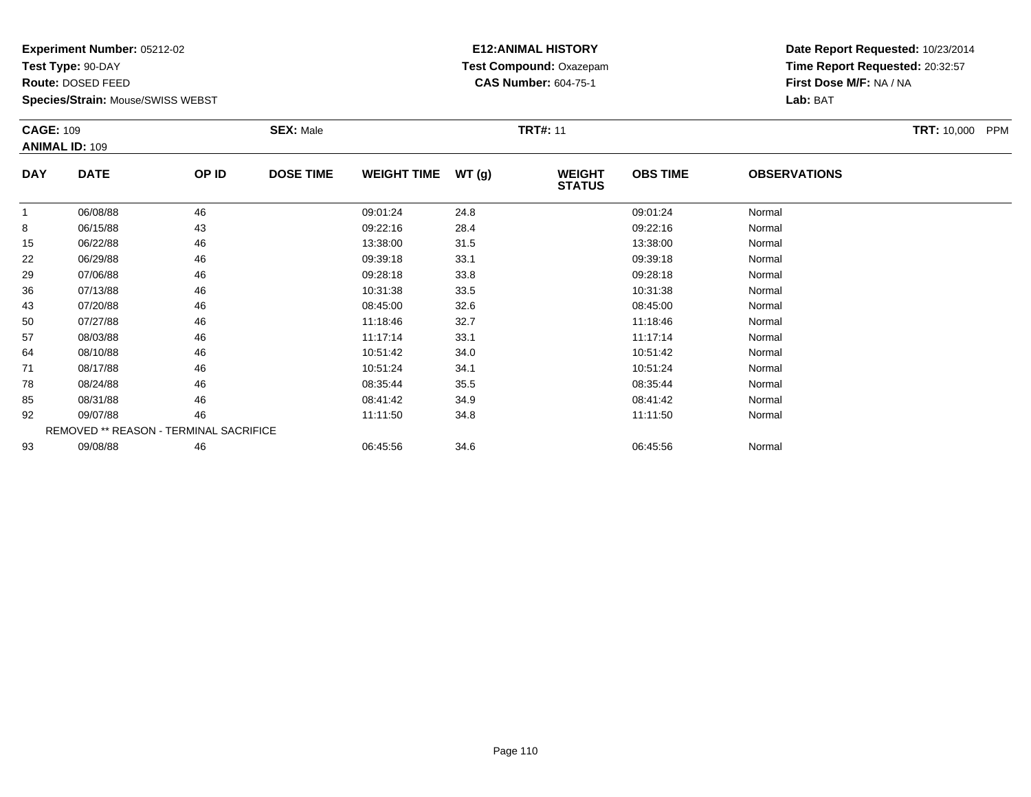**Experiment Number:** 05212-02
**Test Type:** 90-DAY
**Route:** DOSED FEED
**Species/Strain:** Mouse/SWISS WEBST

**E12:ANIMAL HISTORY**
**Test Compound:** Oxazepam
**CAS Number:** 604-75-1

**Date Report Requested:** 10/23/2014
**Time Report Requested:** 20:32:57
**First Dose M/F:** NA / NA
**Lab:** BAT

**CAGE:** 109
**ANIMAL ID:** 109
**SEX:** Male
**TRT#:** 11
**TRT:** 10,000 PPM

| DAY | DATE | OP ID | DOSE TIME | WEIGHT TIME | WT (g) | WEIGHT STATUS | OBS TIME | OBSERVATIONS |
|---|---|---|---|---|---|---|---|---|
| 1 | 06/08/88 | 46 | | 09:01:24 | 24.8 | | 09:01:24 | Normal |
| 8 | 06/15/88 | 43 | | 09:22:16 | 28.4 | | 09:22:16 | Normal |
| 15 | 06/22/88 | 46 | | 13:38:00 | 31.5 | | 13:38:00 | Normal |
| 22 | 06/29/88 | 46 | | 09:39:18 | 33.1 | | 09:39:18 | Normal |
| 29 | 07/06/88 | 46 | | 09:28:18 | 33.8 | | 09:28:18 | Normal |
| 36 | 07/13/88 | 46 | | 10:31:38 | 33.5 | | 10:31:38 | Normal |
| 43 | 07/20/88 | 46 | | 08:45:00 | 32.6 | | 08:45:00 | Normal |
| 50 | 07/27/88 | 46 | | 11:18:46 | 32.7 | | 11:18:46 | Normal |
| 57 | 08/03/88 | 46 | | 11:17:14 | 33.1 | | 11:17:14 | Normal |
| 64 | 08/10/88 | 46 | | 10:51:42 | 34.0 | | 10:51:42 | Normal |
| 71 | 08/17/88 | 46 | | 10:51:24 | 34.1 | | 10:51:24 | Normal |
| 78 | 08/24/88 | 46 | | 08:35:44 | 35.5 | | 08:35:44 | Normal |
| 85 | 08/31/88 | 46 | | 08:41:42 | 34.9 | | 08:41:42 | Normal |
| 92 | 09/07/88 | 46 | | 11:11:50 | 34.8 | | 11:11:50 | Normal |
| REMOVED ** REASON - TERMINAL SACRIFICE | | | | | | | | |
| 93 | 09/08/88 | 46 | | 06:45:56 | 34.6 | | 06:45:56 | Normal |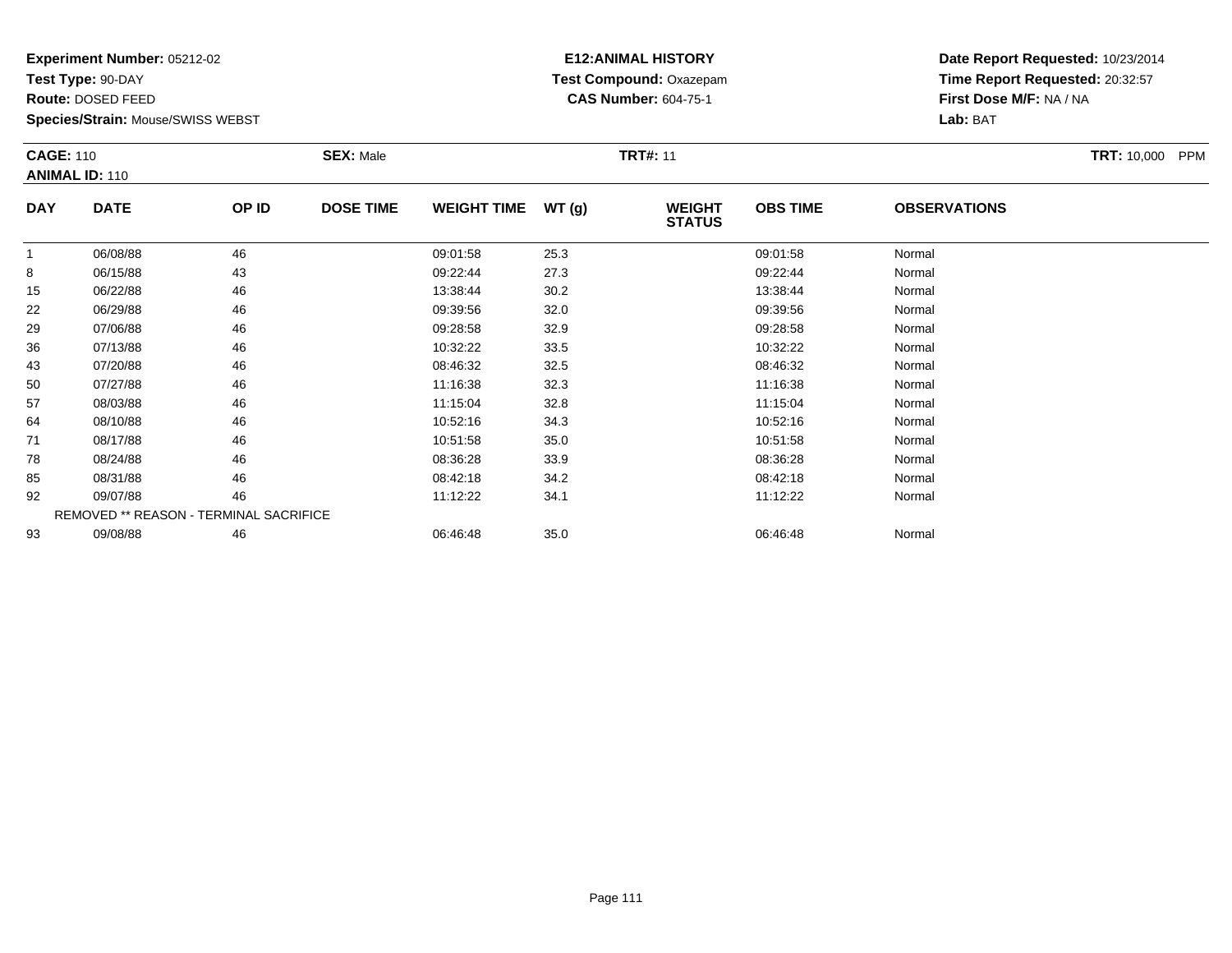**Experiment Number:** 05212-02
**Test Type:** 90-DAY
**Route:** DOSED FEED
**Species/Strain:** Mouse/SWISS WEBST

**E12:ANIMAL HISTORY**
**Test Compound:** Oxazepam
**CAS Number:** 604-75-1

**Date Report Requested:** 10/23/2014
**Time Report Requested:** 20:32:57
**First Dose M/F:** NA / NA
**Lab:** BAT

**CAGE:** 110
**ANIMAL ID:** 110
**SEX:** Male
**TRT#:** 11
**TRT:** 10,000 PPM

| DAY | DATE | OP ID | DOSE TIME | WEIGHT TIME | WT (g) | WEIGHT STATUS | OBS TIME | OBSERVATIONS |
|---|---|---|---|---|---|---|---|---|
| 1 | 06/08/88 | 46 | | 09:01:58 | 25.3 | | 09:01:58 | Normal |
| 8 | 06/15/88 | 43 | | 09:22:44 | 27.3 | | 09:22:44 | Normal |
| 15 | 06/22/88 | 46 | | 13:38:44 | 30.2 | | 13:38:44 | Normal |
| 22 | 06/29/88 | 46 | | 09:39:56 | 32.0 | | 09:39:56 | Normal |
| 29 | 07/06/88 | 46 | | 09:28:58 | 32.9 | | 09:28:58 | Normal |
| 36 | 07/13/88 | 46 | | 10:32:22 | 33.5 | | 10:32:22 | Normal |
| 43 | 07/20/88 | 46 | | 08:46:32 | 32.5 | | 08:46:32 | Normal |
| 50 | 07/27/88 | 46 | | 11:16:38 | 32.3 | | 11:16:38 | Normal |
| 57 | 08/03/88 | 46 | | 11:15:04 | 32.8 | | 11:15:04 | Normal |
| 64 | 08/10/88 | 46 | | 10:52:16 | 34.3 | | 10:52:16 | Normal |
| 71 | 08/17/88 | 46 | | 10:51:58 | 35.0 | | 10:51:58 | Normal |
| 78 | 08/24/88 | 46 | | 08:36:28 | 33.9 | | 08:36:28 | Normal |
| 85 | 08/31/88 | 46 | | 08:42:18 | 34.2 | | 08:42:18 | Normal |
| 92 | 09/07/88 | 46 | | 11:12:22 | 34.1 | | 11:12:22 | Normal |
| REMOVED ** REASON - TERMINAL SACRIFICE | | | | | | | | |
| 93 | 09/08/88 | 46 | | 06:46:48 | 35.0 | | 06:46:48 | Normal |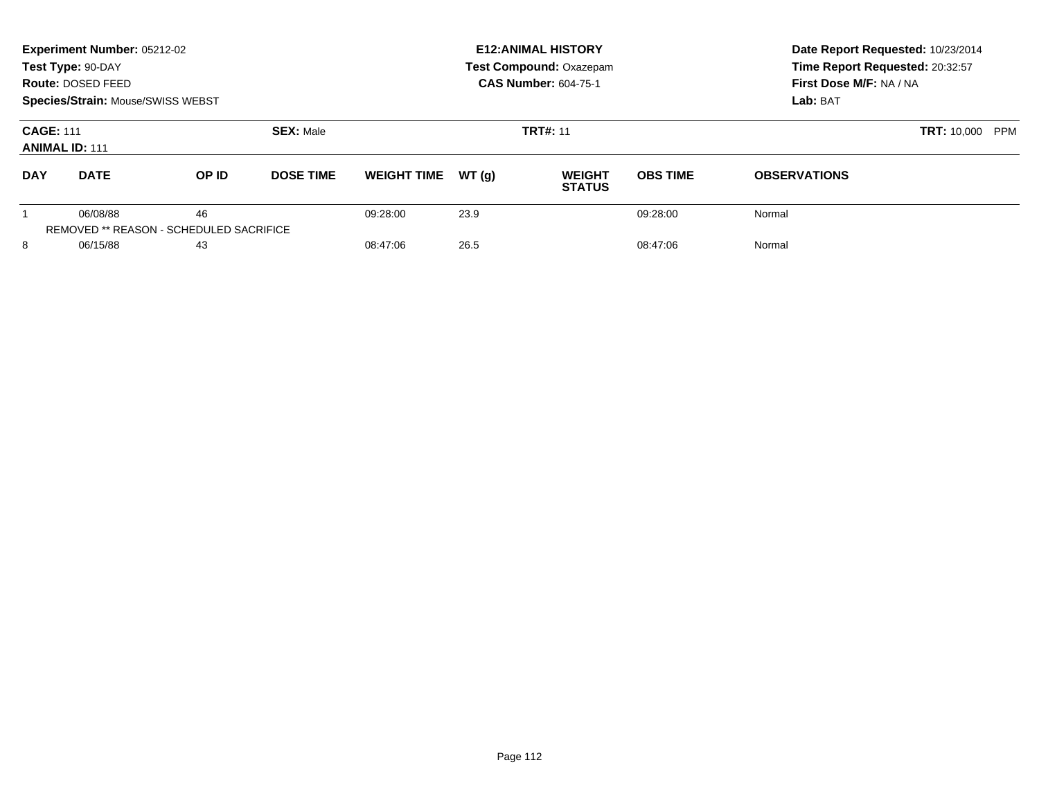**Experiment Number:** 05212-02
**Test Type:** 90-DAY
**Route:** DOSED FEED
**Species/Strain:** Mouse/SWISS WEBST

**E12:ANIMAL HISTORY**
**Test Compound:** Oxazepam
**CAS Number:** 604-75-1

**Date Report Requested:** 10/23/2014
**Time Report Requested:** 20:32:57
**First Dose M/F:** NA / NA
**Lab:** BAT

**CAGE:** 111
**ANIMAL ID:** 111
**SEX:** Male
**TRT#:** 11
**TRT:** 10,000 PPM

| DAY | DATE | OP ID | DOSE TIME | WEIGHT TIME | WT (g) | WEIGHT STATUS | OBS TIME | OBSERVATIONS |
|---|---|---|---|---|---|---|---|---|
| 1 | 06/08/88 | 46 | | 09:28:00 | 23.9 | | 09:28:00 | Normal |
| | REMOVED ** REASON - SCHEDULED SACRIFICE | | | | | | | |
| 8 | 06/15/88 | 43 | | 08:47:06 | 26.5 | | 08:47:06 | Normal |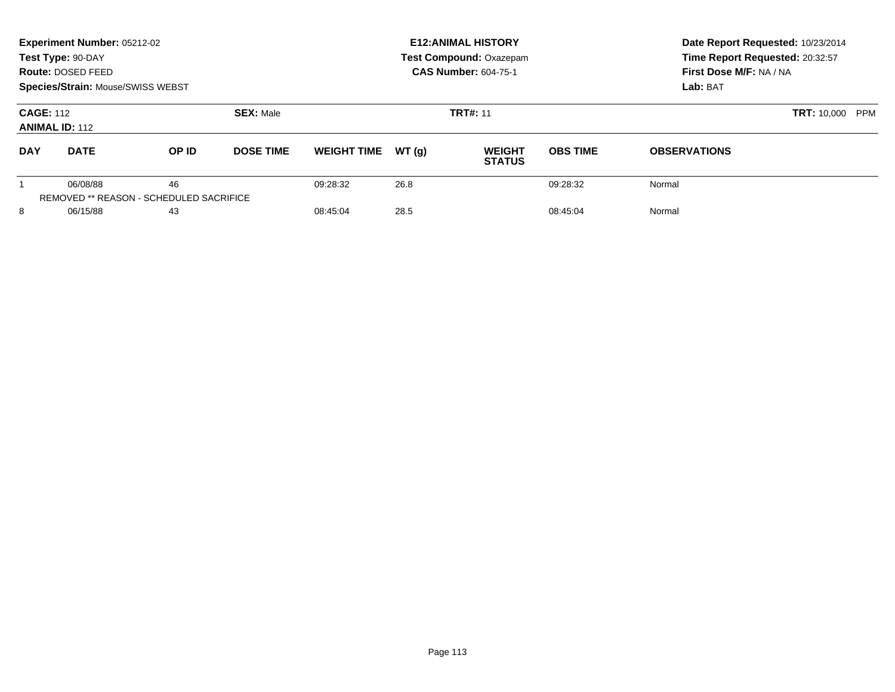**Experiment Number:** 05212-02
**Test Type:** 90-DAY
**Route:** DOSED FEED
**Species/Strain:** Mouse/SWISS WEBST

**E12:ANIMAL HISTORY**
**Test Compound:** Oxazepam
**CAS Number:** 604-75-1

**Date Report Requested:** 10/23/2014
**Time Report Requested:** 20:32:57
**First Dose M/F:** NA / NA
**Lab:** BAT

**CAGE:** 112
**ANIMAL ID:** 112
**SEX:** Male
**TRT#:** 11
**TRT:** 10,000 PPM

| DAY | DATE | OP ID | DOSE TIME | WEIGHT TIME | WT (g) | WEIGHT STATUS | OBS TIME | OBSERVATIONS |
|---|---|---|---|---|---|---|---|---|
| 1 | 06/08/88 | 46 | | 09:28:32 | 26.8 | | 09:28:32 | Normal |
| | REMOVED ** REASON - SCHEDULED SACRIFICE | | | | | | | |
| 8 | 06/15/88 | 43 | | 08:45:04 | 28.5 | | 08:45:04 | Normal |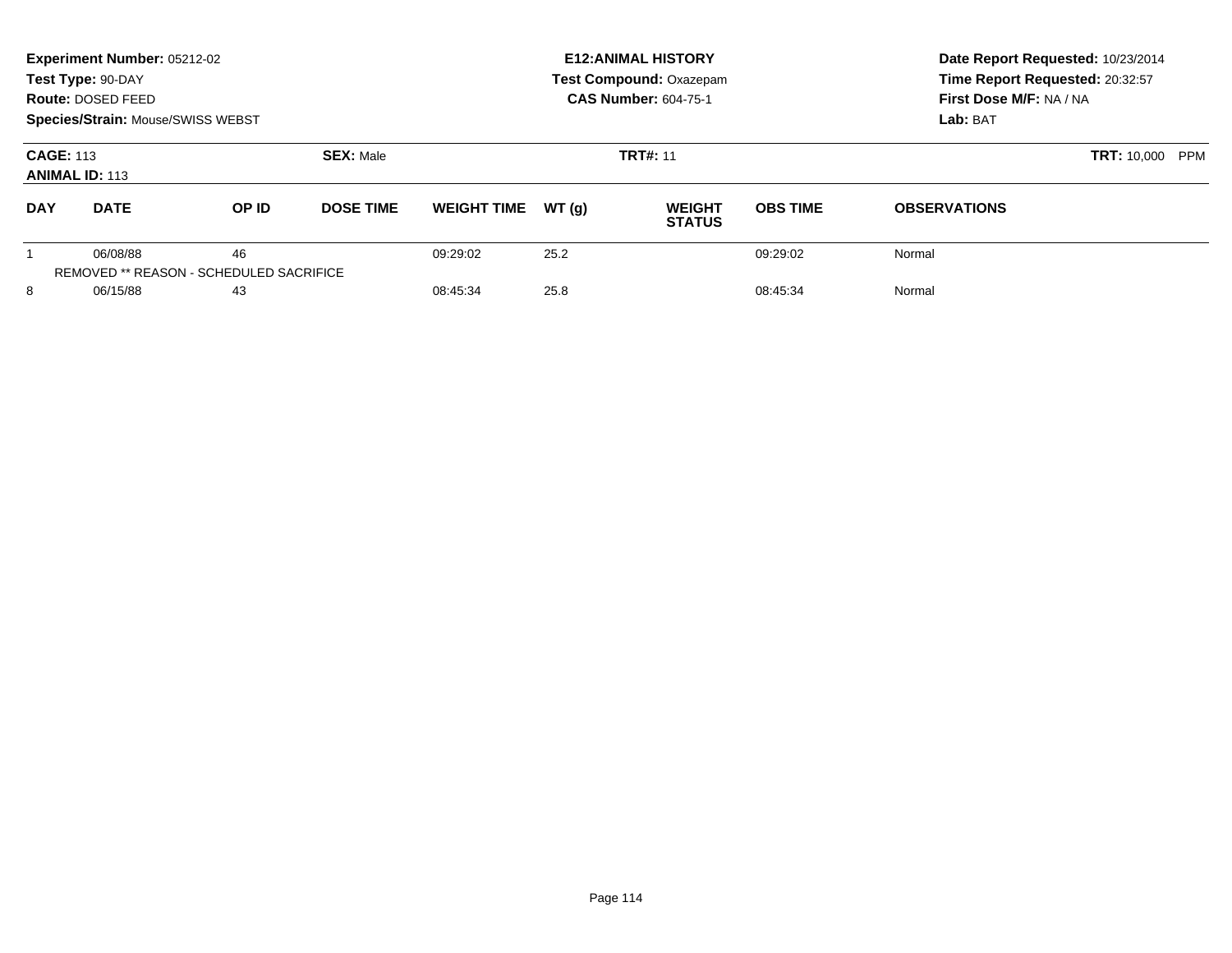**Experiment Number:** 05212-02
**Test Type:** 90-DAY
**Route:** DOSED FEED
**Species/Strain:** Mouse/SWISS WEBST

**E12:ANIMAL HISTORY**
**Test Compound:** Oxazepam
**CAS Number:** 604-75-1

**Date Report Requested:** 10/23/2014
**Time Report Requested:** 20:32:57
**First Dose M/F:** NA / NA
**Lab:** BAT

**CAGE:** 113
**ANIMAL ID:** 113

**SEX:** Male

**TRT#:** 11

**TRT:** 10,000 PPM

| DAY | DATE | OP ID | DOSE TIME | WEIGHT TIME | WT (g) | WEIGHT STATUS | OBS TIME | OBSERVATIONS |
|---|---|---|---|---|---|---|---|---|
| 1 | 06/08/88 | 46 | | 09:29:02 | 25.2 | | 09:29:02 | Normal |
| REMOVED ** REASON - SCHEDULED SACRIFICE | | | | | | | | |
| 8 | 06/15/88 | 43 | | 08:45:34 | 25.8 | | 08:45:34 | Normal |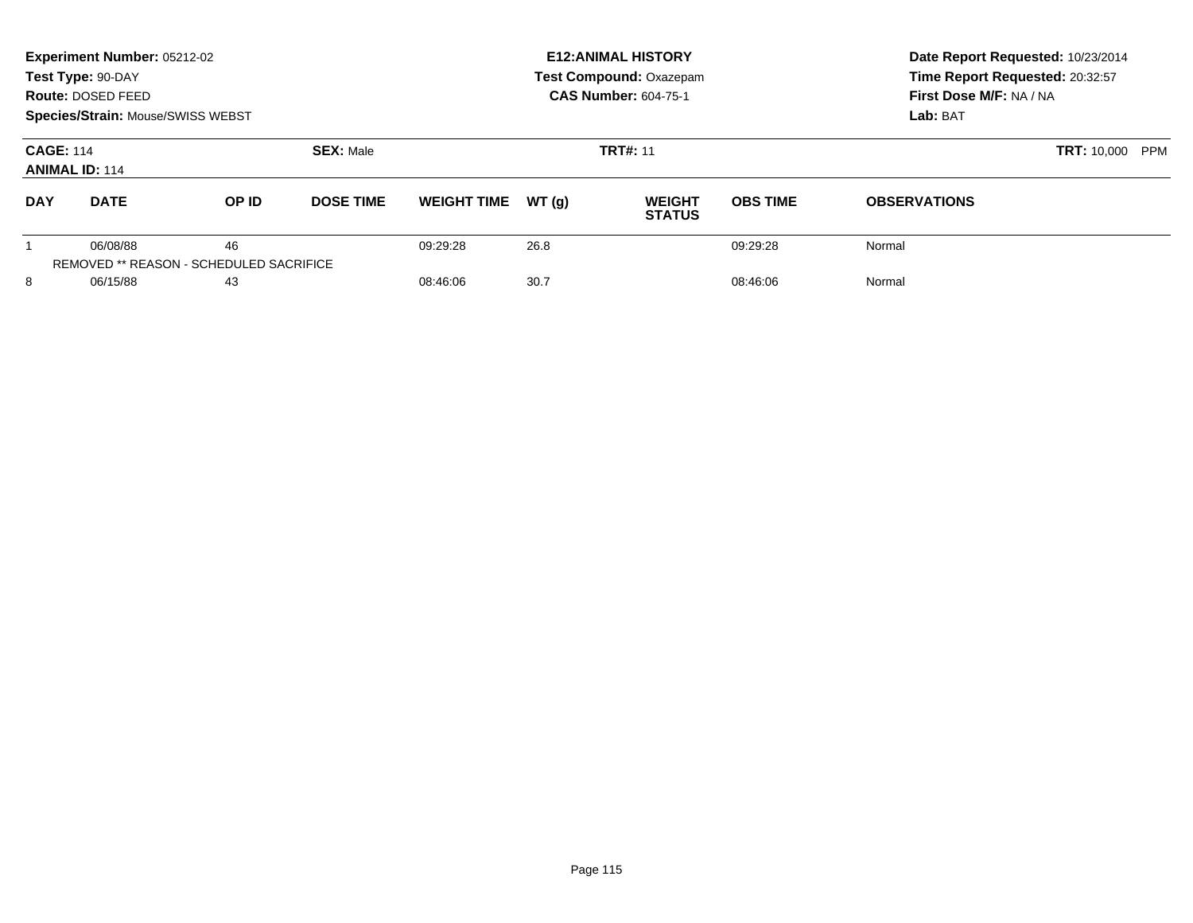**Experiment Number:** 05212-02
**Test Type:** 90-DAY
**Route:** DOSED FEED
**Species/Strain:** Mouse/SWISS WEBST

**E12:ANIMAL HISTORY**
**Test Compound:** Oxazepam
**CAS Number:** 604-75-1

**Date Report Requested:** 10/23/2014
**Time Report Requested:** 20:32:57
**First Dose M/F:** NA / NA
**Lab:** BAT

**CAGE:** 114 **SEX:** Male **TRT#:** 11 **TRT:** 10,000 PPM
**ANIMAL ID:** 114

| DAY | DATE | OP ID | DOSE TIME | WEIGHT TIME | WT (g) | WEIGHT STATUS | OBS TIME | OBSERVATIONS |
|---|---|---|---|---|---|---|---|---|
| 1 | 06/08/88 | 46 | | 09:29:28 | 26.8 | | 09:29:28 | Normal |
| REMOVED ** REASON - SCHEDULED SACRIFICE | | | | | | | | |
| 8 | 06/15/88 | 43 | | 08:46:06 | 30.7 | | 08:46:06 | Normal |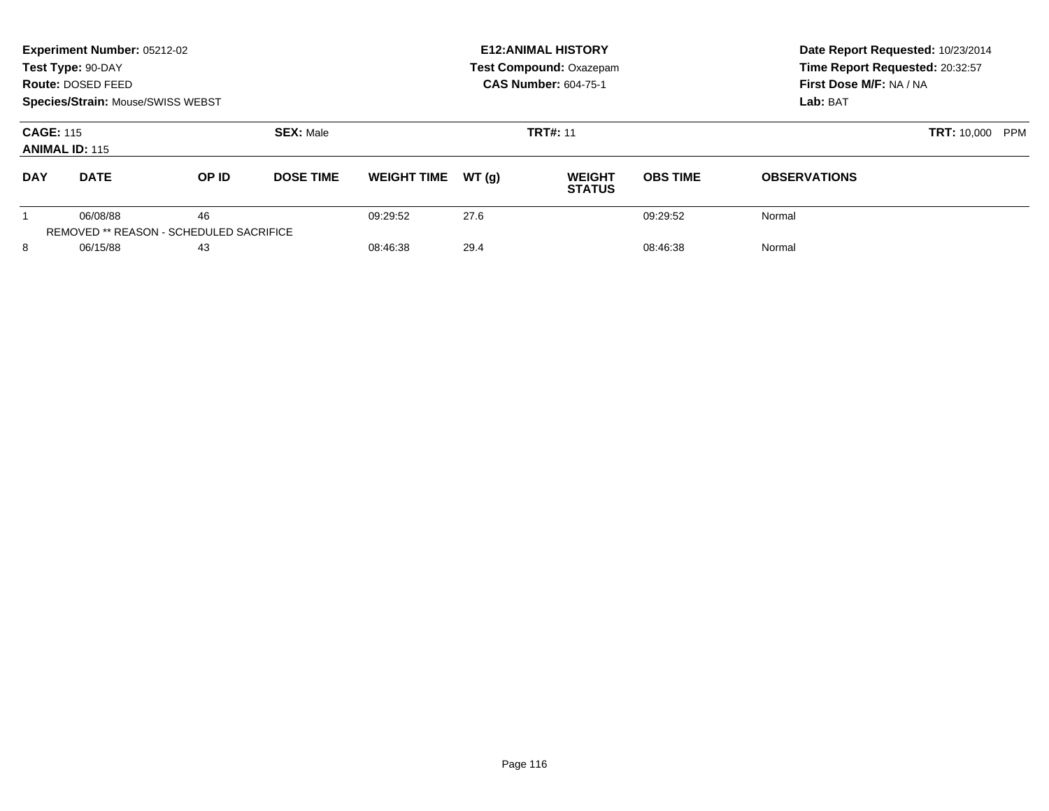**Experiment Number:** 05212-02
**Test Type:** 90-DAY
**Route:** DOSED FEED
**Species/Strain:** Mouse/SWISS WEBST

**E12:ANIMAL HISTORY**
**Test Compound:** Oxazepam
**CAS Number:** 604-75-1

**Date Report Requested:** 10/23/2014
**Time Report Requested:** 20:32:57
**First Dose M/F:** NA / NA
**Lab:** BAT

**CAGE:** 115
**ANIMAL ID:** 115

**SEX:** Male

**TRT#:** 11

**TRT:** 10,000 PPM

| DAY | DATE | OP ID | DOSE TIME | WEIGHT TIME | WT (g) | WEIGHT STATUS | OBS TIME | OBSERVATIONS |
|---|---|---|---|---|---|---|---|---|
| 1 | 06/08/88 | 46 | | 09:29:52 | 27.6 | | 09:29:52 | Normal |
| REMOVED ** REASON - SCHEDULED SACRIFICE | | | | | | | | |
| 8 | 06/15/88 | 43 | | 08:46:38 | 29.4 | | 08:46:38 | Normal |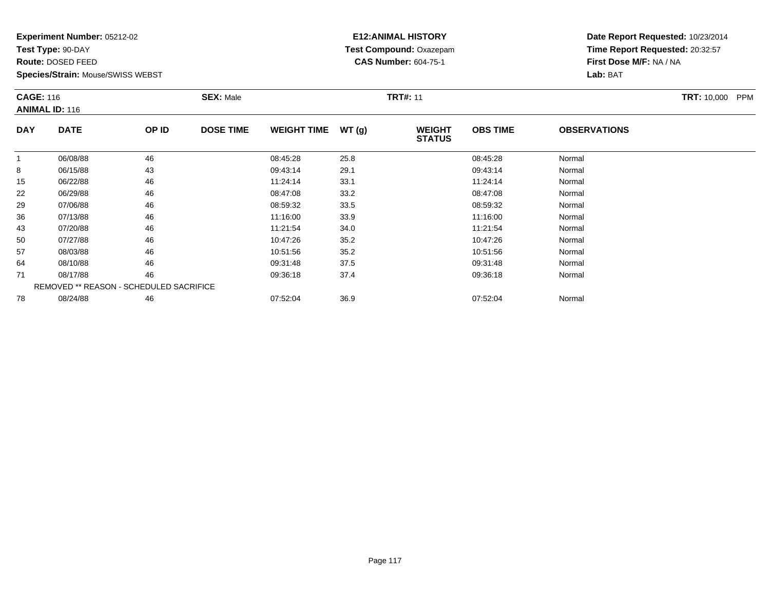**Experiment Number:** 05212-02
**Test Type:** 90-DAY
**Route:** DOSED FEED
**Species/Strain:** Mouse/SWISS WEBST

**E12:ANIMAL HISTORY**
**Test Compound:** Oxazepam
**CAS Number:** 604-75-1

**Date Report Requested:** 10/23/2014
**Time Report Requested:** 20:32:57
**First Dose M/F:** NA / NA
**Lab:** BAT

**CAGE:** 116 **SEX:** Male **TRT#:** 11 **TRT:** 10,000 PPM
**ANIMAL ID:** 116

| DAY | DATE | OP ID | DOSE TIME | WEIGHT TIME | WT (g) | WEIGHT STATUS | OBS TIME | OBSERVATIONS |
|---|---|---|---|---|---|---|---|---|
| 1 | 06/08/88 | 46 | | 08:45:28 | 25.8 | | 08:45:28 | Normal |
| 8 | 06/15/88 | 43 | | 09:43:14 | 29.1 | | 09:43:14 | Normal |
| 15 | 06/22/88 | 46 | | 11:24:14 | 33.1 | | 11:24:14 | Normal |
| 22 | 06/29/88 | 46 | | 08:47:08 | 33.2 | | 08:47:08 | Normal |
| 29 | 07/06/88 | 46 | | 08:59:32 | 33.5 | | 08:59:32 | Normal |
| 36 | 07/13/88 | 46 | | 11:16:00 | 33.9 | | 11:16:00 | Normal |
| 43 | 07/20/88 | 46 | | 11:21:54 | 34.0 | | 11:21:54 | Normal |
| 50 | 07/27/88 | 46 | | 10:47:26 | 35.2 | | 10:47:26 | Normal |
| 57 | 08/03/88 | 46 | | 10:51:56 | 35.2 | | 10:51:56 | Normal |
| 64 | 08/10/88 | 46 | | 09:31:48 | 37.5 | | 09:31:48 | Normal |
| 71 | 08/17/88 | 46 | | 09:36:18 | 37.4 | | 09:36:18 | Normal |
| REMOVED ** REASON - SCHEDULED SACRIFICE | | | | | | | | |
| 78 | 08/24/88 | 46 | | 07:52:04 | 36.9 | | 07:52:04 | Normal |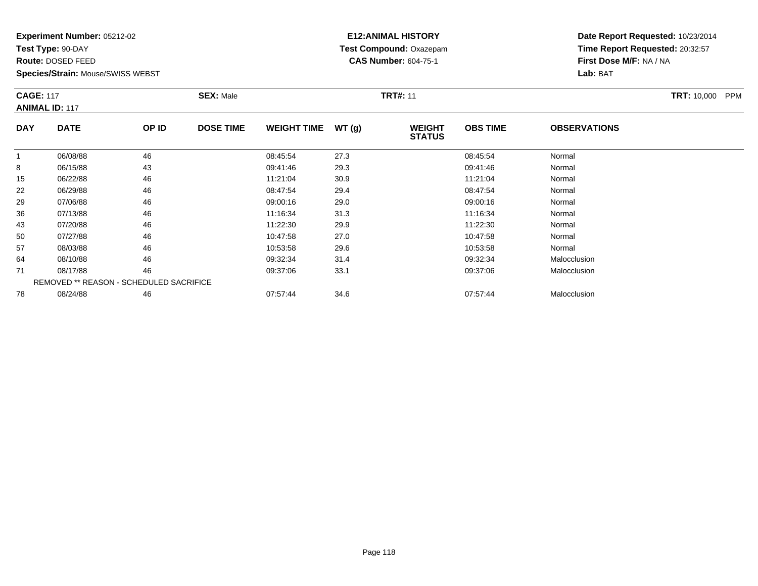**Experiment Number:** 05212-02
**Test Type:** 90-DAY
**Route:** DOSED FEED
**Species/Strain:** Mouse/SWISS WEBST

**E12:ANIMAL HISTORY**
**Test Compound:** Oxazepam
**CAS Number:** 604-75-1

**Date Report Requested:** 10/23/2014
**Time Report Requested:** 20:32:57
**First Dose M/F:** NA / NA
**Lab:** BAT

**CAGE:** 117 **SEX:** Male **TRT#:** 11 **TRT:** 10,000 PPM
**ANIMAL ID:** 117

| DAY | DATE | OP ID | DOSE TIME | WEIGHT TIME | WT (g) | WEIGHT STATUS | OBS TIME | OBSERVATIONS |
|---|---|---|---|---|---|---|---|---|
| 1 | 06/08/88 | 46 | | 08:45:54 | 27.3 | | 08:45:54 | Normal |
| 8 | 06/15/88 | 43 | | 09:41:46 | 29.3 | | 09:41:46 | Normal |
| 15 | 06/22/88 | 46 | | 11:21:04 | 30.9 | | 11:21:04 | Normal |
| 22 | 06/29/88 | 46 | | 08:47:54 | 29.4 | | 08:47:54 | Normal |
| 29 | 07/06/88 | 46 | | 09:00:16 | 29.0 | | 09:00:16 | Normal |
| 36 | 07/13/88 | 46 | | 11:16:34 | 31.3 | | 11:16:34 | Normal |
| 43 | 07/20/88 | 46 | | 11:22:30 | 29.9 | | 11:22:30 | Normal |
| 50 | 07/27/88 | 46 | | 10:47:58 | 27.0 | | 10:47:58 | Normal |
| 57 | 08/03/88 | 46 | | 10:53:58 | 29.6 | | 10:53:58 | Normal |
| 64 | 08/10/88 | 46 | | 09:32:34 | 31.4 | | 09:32:34 | Malocclusion |
| 71 | 08/17/88 | 46 | | 09:37:06 | 33.1 | | 09:37:06 | Malocclusion |
| REMOVED ** REASON - SCHEDULED SACRIFICE | | | | | | | | |
| 78 | 08/24/88 | 46 | | 07:57:44 | 34.6 | | 07:57:44 | Malocclusion |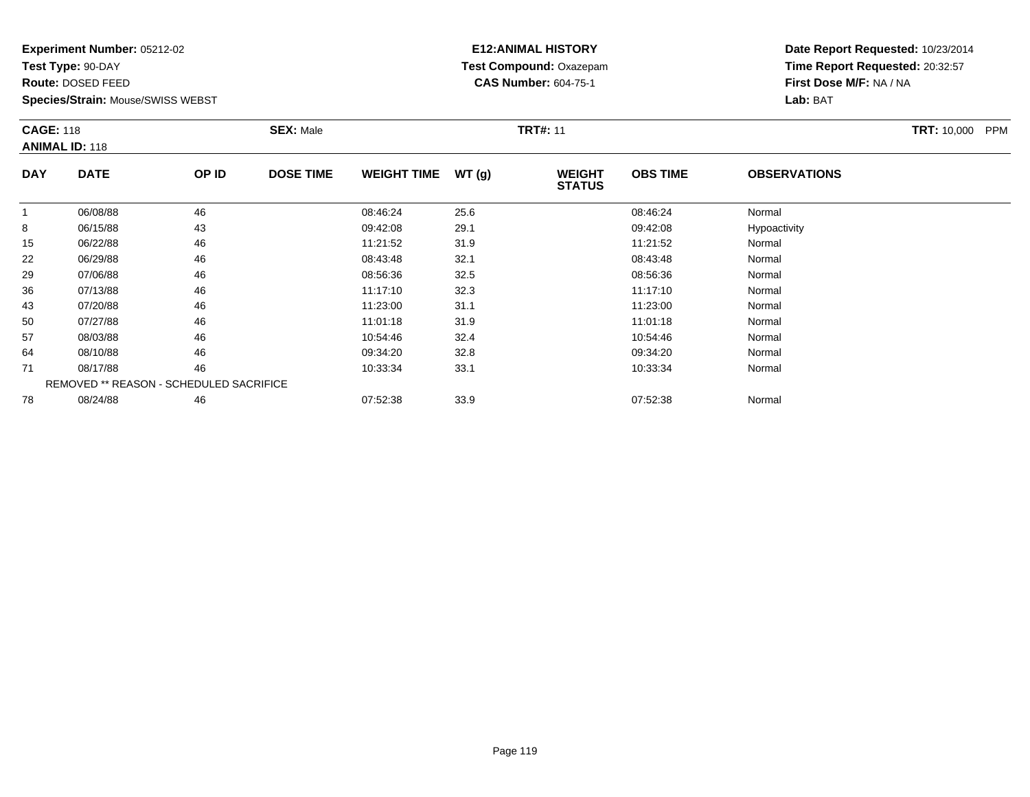**Experiment Number:** 05212-02
**Test Type:** 90-DAY
**Route:** DOSED FEED
**Species/Strain:** Mouse/SWISS WEBST

**E12:ANIMAL HISTORY**
**Test Compound:** Oxazepam
**CAS Number:** 604-75-1

**Date Report Requested:** 10/23/2014
**Time Report Requested:** 20:32:57
**First Dose M/F:** NA / NA
**Lab:** BAT

**CAGE:** 118
**ANIMAL ID:** 118
**SEX:** Male
**TRT#:** 11
**TRT:** 10,000 PPM

| DAY | DATE | OP ID | DOSE TIME | WEIGHT TIME | WT (g) | WEIGHT STATUS | OBS TIME | OBSERVATIONS |
|---|---|---|---|---|---|---|---|---|
| 1 | 06/08/88 | 46 | | 08:46:24 | 25.6 | | 08:46:24 | Normal |
| 8 | 06/15/88 | 43 | | 09:42:08 | 29.1 | | 09:42:08 | Hypoactivity |
| 15 | 06/22/88 | 46 | | 11:21:52 | 31.9 | | 11:21:52 | Normal |
| 22 | 06/29/88 | 46 | | 08:43:48 | 32.1 | | 08:43:48 | Normal |
| 29 | 07/06/88 | 46 | | 08:56:36 | 32.5 | | 08:56:36 | Normal |
| 36 | 07/13/88 | 46 | | 11:17:10 | 32.3 | | 11:17:10 | Normal |
| 43 | 07/20/88 | 46 | | 11:23:00 | 31.1 | | 11:23:00 | Normal |
| 50 | 07/27/88 | 46 | | 11:01:18 | 31.9 | | 11:01:18 | Normal |
| 57 | 08/03/88 | 46 | | 10:54:46 | 32.4 | | 10:54:46 | Normal |
| 64 | 08/10/88 | 46 | | 09:34:20 | 32.8 | | 09:34:20 | Normal |
| 71 | 08/17/88 | 46 | | 10:33:34 | 33.1 | | 10:33:34 | Normal |
| | REMOVED ** REASON - SCHEDULED SACRIFICE | | | | | | | |
| 78 | 08/24/88 | 46 | | 07:52:38 | 33.9 | | 07:52:38 | Normal |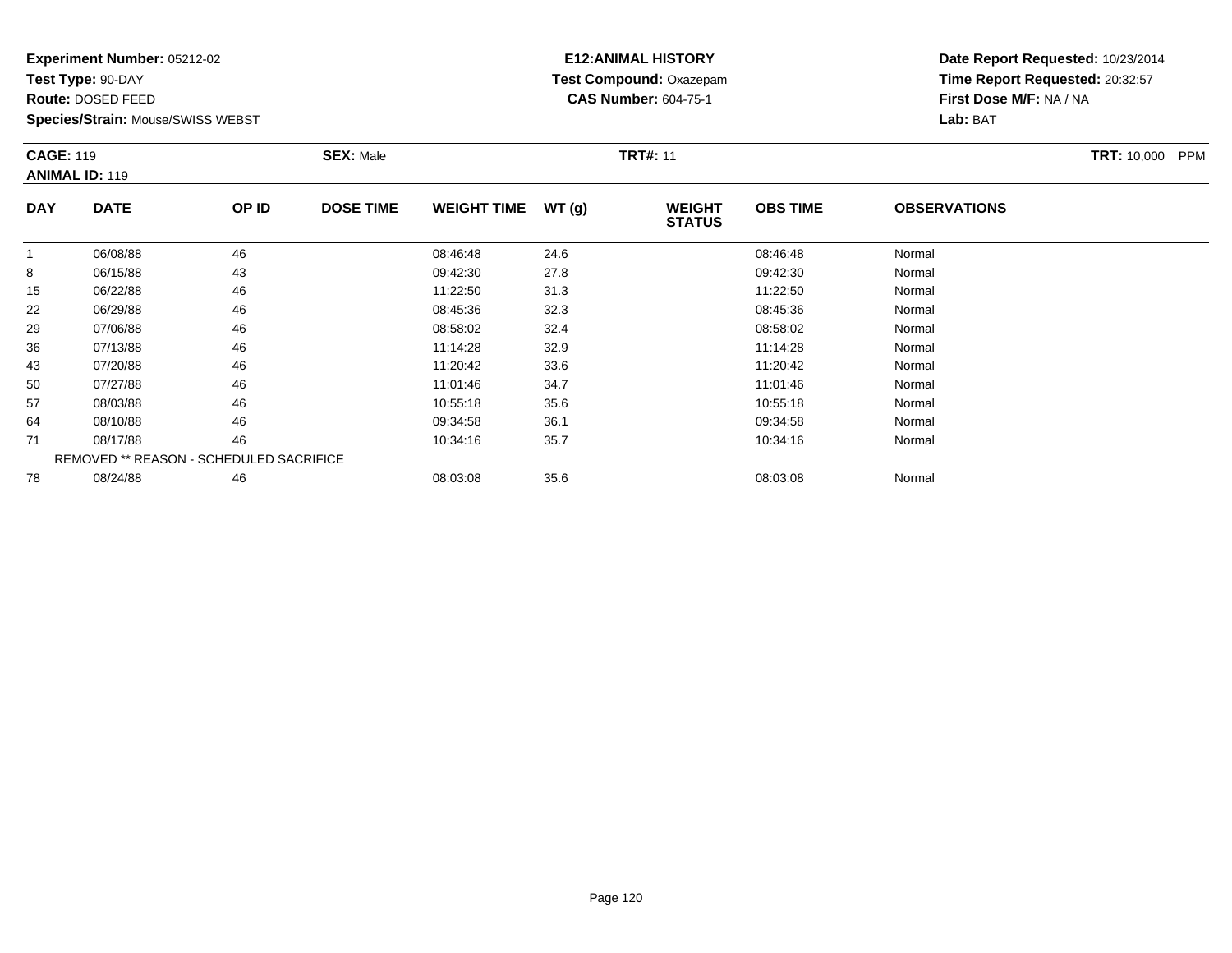**Experiment Number:** 05212-02
**Test Type:** 90-DAY
**Route:** DOSED FEED
**Species/Strain:** Mouse/SWISS WEBST

**E12:ANIMAL HISTORY**
**Test Compound:** Oxazepam
**CAS Number:** 604-75-1

**Date Report Requested:** 10/23/2014
**Time Report Requested:** 20:32:57
**First Dose M/F:** NA / NA
**Lab:** BAT

**CAGE:** 119 **SEX:** Male **TRT#:** 11 **TRT:** 10,000 PPM
**ANIMAL ID:** 119

| DAY | DATE | OP ID | DOSE TIME | WEIGHT TIME | WT (g) | WEIGHT STATUS | OBS TIME | OBSERVATIONS |
|---|---|---|---|---|---|---|---|---|
| 1 | 06/08/88 | 46 | | 08:46:48 | 24.6 | | 08:46:48 | Normal |
| 8 | 06/15/88 | 43 | | 09:42:30 | 27.8 | | 09:42:30 | Normal |
| 15 | 06/22/88 | 46 | | 11:22:50 | 31.3 | | 11:22:50 | Normal |
| 22 | 06/29/88 | 46 | | 08:45:36 | 32.3 | | 08:45:36 | Normal |
| 29 | 07/06/88 | 46 | | 08:58:02 | 32.4 | | 08:58:02 | Normal |
| 36 | 07/13/88 | 46 | | 11:14:28 | 32.9 | | 11:14:28 | Normal |
| 43 | 07/20/88 | 46 | | 11:20:42 | 33.6 | | 11:20:42 | Normal |
| 50 | 07/27/88 | 46 | | 11:01:46 | 34.7 | | 11:01:46 | Normal |
| 57 | 08/03/88 | 46 | | 10:55:18 | 35.6 | | 10:55:18 | Normal |
| 64 | 08/10/88 | 46 | | 09:34:58 | 36.1 | | 09:34:58 | Normal |
| 71 | 08/17/88 | 46 | | 10:34:16 | 35.7 | | 10:34:16 | Normal |
| | REMOVED ** REASON - SCHEDULED SACRIFICE | | | | | | | |
| 78 | 08/24/88 | 46 | | 08:03:08 | 35.6 | | 08:03:08 | Normal |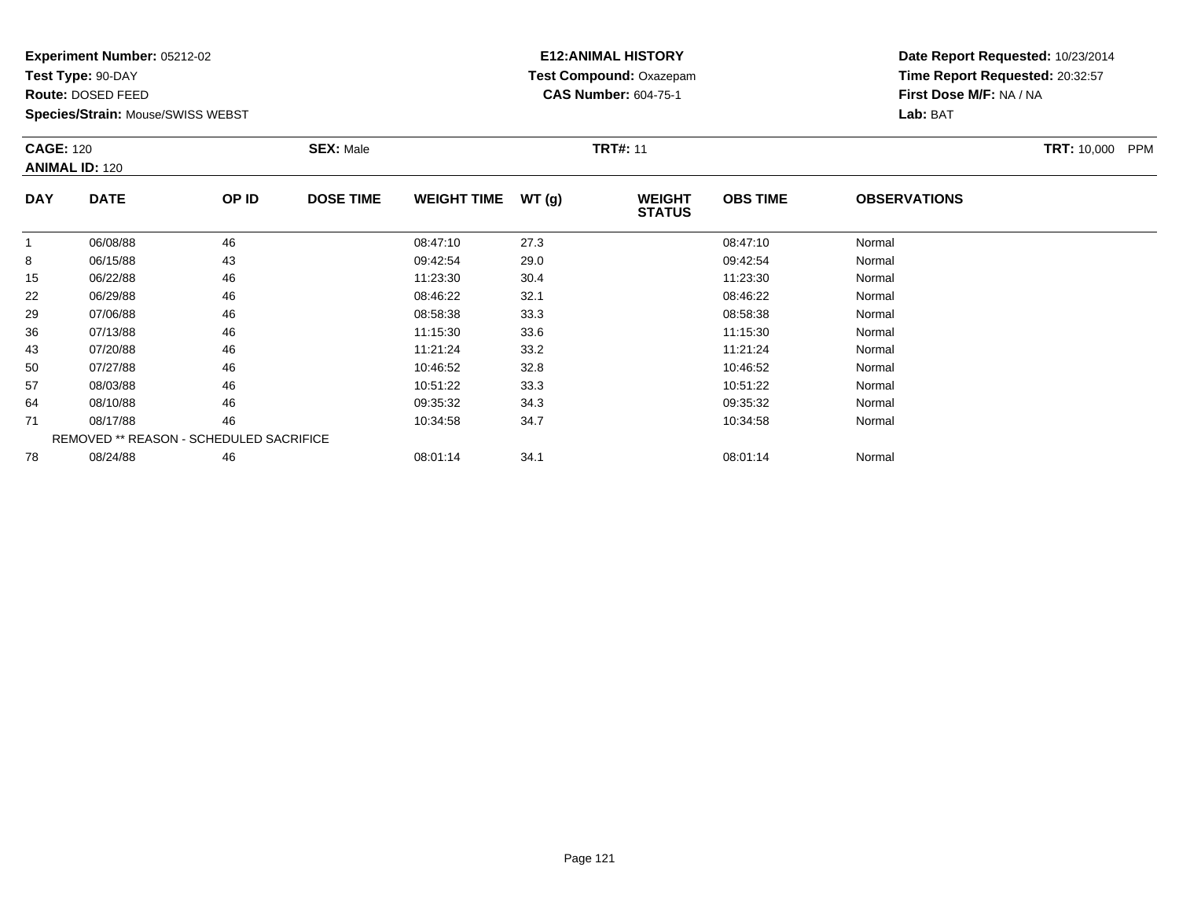**Experiment Number:** 05212-02
**Test Type:** 90-DAY
**Route:** DOSED FEED
**Species/Strain:** Mouse/SWISS WEBST

**E12:ANIMAL HISTORY**
**Test Compound:** Oxazepam
**CAS Number:** 604-75-1

**Date Report Requested:** 10/23/2014
**Time Report Requested:** 20:32:57
**First Dose M/F:** NA / NA
**Lab:** BAT

**CAGE:** 120 **SEX:** Male **TRT#:** 11 **TRT:** 10,000 PPM
**ANIMAL ID:** 120

| DAY | DATE | OP ID | DOSE TIME | WEIGHT TIME | WT (g) | WEIGHT STATUS | OBS TIME | OBSERVATIONS |
|---|---|---|---|---|---|---|---|---|
| 1 | 06/08/88 | 46 | | 08:47:10 | 27.3 | | 08:47:10 | Normal |
| 8 | 06/15/88 | 43 | | 09:42:54 | 29.0 | | 09:42:54 | Normal |
| 15 | 06/22/88 | 46 | | 11:23:30 | 30.4 | | 11:23:30 | Normal |
| 22 | 06/29/88 | 46 | | 08:46:22 | 32.1 | | 08:46:22 | Normal |
| 29 | 07/06/88 | 46 | | 08:58:38 | 33.3 | | 08:58:38 | Normal |
| 36 | 07/13/88 | 46 | | 11:15:30 | 33.6 | | 11:15:30 | Normal |
| 43 | 07/20/88 | 46 | | 11:21:24 | 33.2 | | 11:21:24 | Normal |
| 50 | 07/27/88 | 46 | | 10:46:52 | 32.8 | | 10:46:52 | Normal |
| 57 | 08/03/88 | 46 | | 10:51:22 | 33.3 | | 10:51:22 | Normal |
| 64 | 08/10/88 | 46 | | 09:35:32 | 34.3 | | 09:35:32 | Normal |
| 71 | 08/17/88 | 46 | | 10:34:58 | 34.7 | | 10:34:58 | Normal |
| | REMOVED ** REASON - SCHEDULED SACRIFICE | | | | | | | |
| 78 | 08/24/88 | 46 | | 08:01:14 | 34.1 | | 08:01:14 | Normal |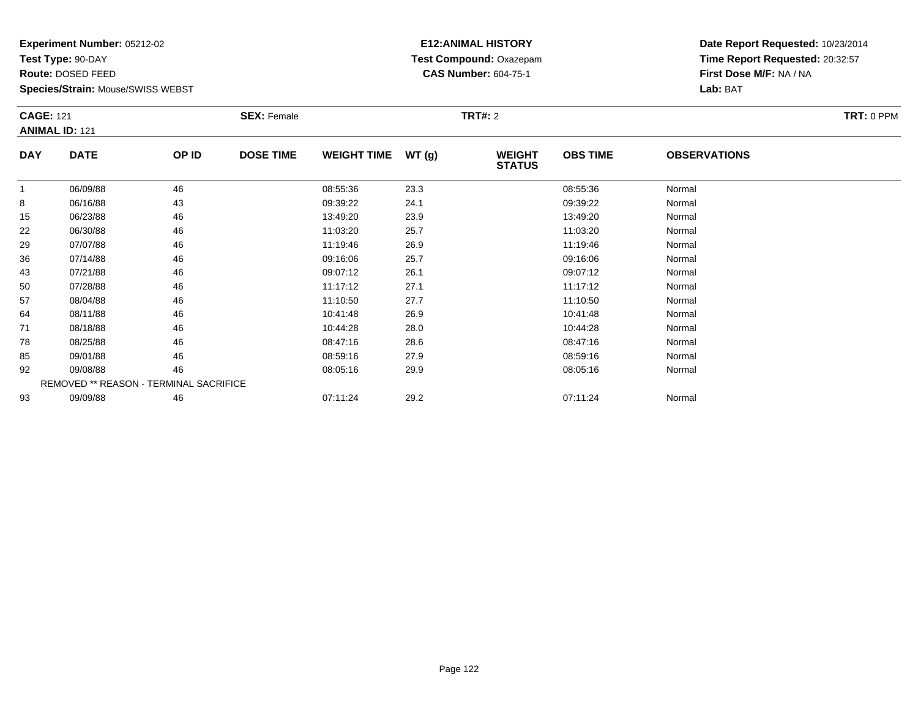**Experiment Number:** 05212-02
**Test Type:** 90-DAY
**Route:** DOSED FEED
**Species/Strain:** Mouse/SWISS WEBST

**E12:ANIMAL HISTORY**
**Test Compound:** Oxazepam
**CAS Number:** 604-75-1

**Date Report Requested:** 10/23/2014
**Time Report Requested:** 20:32:57
**First Dose M/F:** NA / NA
**Lab:** BAT

**CAGE:** 121 **SEX:** Female **TRT#:** 2 **TRT:** 0 PPM
**ANIMAL ID:** 121

| DAY | DATE | OP ID | DOSE TIME | WEIGHT TIME | WT (g) | WEIGHT STATUS | OBS TIME | OBSERVATIONS |
|---|---|---|---|---|---|---|---|---|
| 1 | 06/09/88 | 46 | | 08:55:36 | 23.3 | | 08:55:36 | Normal |
| 8 | 06/16/88 | 43 | | 09:39:22 | 24.1 | | 09:39:22 | Normal |
| 15 | 06/23/88 | 46 | | 13:49:20 | 23.9 | | 13:49:20 | Normal |
| 22 | 06/30/88 | 46 | | 11:03:20 | 25.7 | | 11:03:20 | Normal |
| 29 | 07/07/88 | 46 | | 11:19:46 | 26.9 | | 11:19:46 | Normal |
| 36 | 07/14/88 | 46 | | 09:16:06 | 25.7 | | 09:16:06 | Normal |
| 43 | 07/21/88 | 46 | | 09:07:12 | 26.1 | | 09:07:12 | Normal |
| 50 | 07/28/88 | 46 | | 11:17:12 | 27.1 | | 11:17:12 | Normal |
| 57 | 08/04/88 | 46 | | 11:10:50 | 27.7 | | 11:10:50 | Normal |
| 64 | 08/11/88 | 46 | | 10:41:48 | 26.9 | | 10:41:48 | Normal |
| 71 | 08/18/88 | 46 | | 10:44:28 | 28.0 | | 10:44:28 | Normal |
| 78 | 08/25/88 | 46 | | 08:47:16 | 28.6 | | 08:47:16 | Normal |
| 85 | 09/01/88 | 46 | | 08:59:16 | 27.9 | | 08:59:16 | Normal |
| 92 | 09/08/88 | 46 | | 08:05:16 | 29.9 | | 08:05:16 | Normal |
| REMOVED ** REASON - TERMINAL SACRIFICE | | | | | | | | |
| 93 | 09/09/88 | 46 | | 07:11:24 | 29.2 | | 07:11:24 | Normal |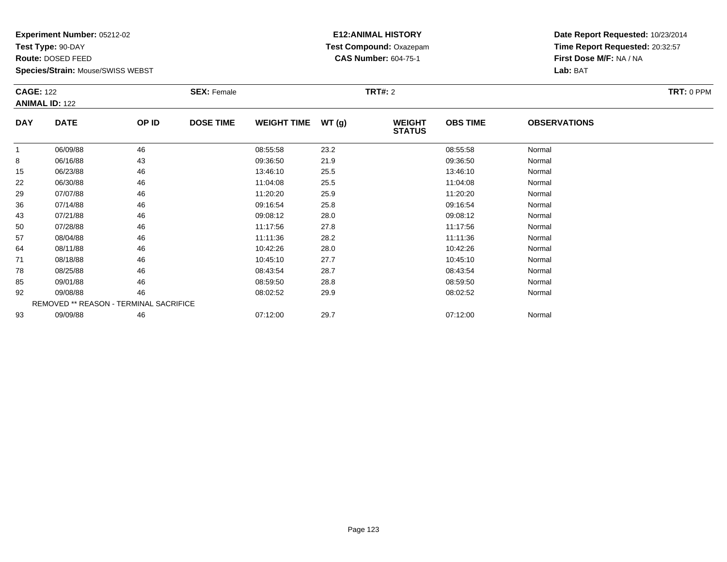**Experiment Number:** 05212-02
**Test Type:** 90-DAY
**Route:** DOSED FEED
**Species/Strain:** Mouse/SWISS WEBST

**E12:ANIMAL HISTORY**
**Test Compound:** Oxazepam
**CAS Number:** 604-75-1

**Date Report Requested:** 10/23/2014
**Time Report Requested:** 20:32:57
**First Dose M/F:** NA / NA
**Lab:** BAT

**CAGE:** 122
**ANIMAL ID:** 122
**SEX:** Female
**TRT#:** 2
**TRT:** 0 PPM

| DAY | DATE | OP ID | DOSE TIME | WEIGHT TIME | WT (g) | WEIGHT STATUS | OBS TIME | OBSERVATIONS |
|---|---|---|---|---|---|---|---|---|
| 1 | 06/09/88 | 46 | | 08:55:58 | 23.2 | | 08:55:58 | Normal |
| 8 | 06/16/88 | 43 | | 09:36:50 | 21.9 | | 09:36:50 | Normal |
| 15 | 06/23/88 | 46 | | 13:46:10 | 25.5 | | 13:46:10 | Normal |
| 22 | 06/30/88 | 46 | | 11:04:08 | 25.5 | | 11:04:08 | Normal |
| 29 | 07/07/88 | 46 | | 11:20:20 | 25.9 | | 11:20:20 | Normal |
| 36 | 07/14/88 | 46 | | 09:16:54 | 25.8 | | 09:16:54 | Normal |
| 43 | 07/21/88 | 46 | | 09:08:12 | 28.0 | | 09:08:12 | Normal |
| 50 | 07/28/88 | 46 | | 11:17:56 | 27.8 | | 11:17:56 | Normal |
| 57 | 08/04/88 | 46 | | 11:11:36 | 28.2 | | 11:11:36 | Normal |
| 64 | 08/11/88 | 46 | | 10:42:26 | 28.0 | | 10:42:26 | Normal |
| 71 | 08/18/88 | 46 | | 10:45:10 | 27.7 | | 10:45:10 | Normal |
| 78 | 08/25/88 | 46 | | 08:43:54 | 28.7 | | 08:43:54 | Normal |
| 85 | 09/01/88 | 46 | | 08:59:50 | 28.8 | | 08:59:50 | Normal |
| 92 | 09/08/88 | 46 | | 08:02:52 | 29.9 | | 08:02:52 | Normal |
| REMOVED ** REASON - TERMINAL SACRIFICE | | | | | | | | |
| 93 | 09/09/88 | 46 | | 07:12:00 | 29.7 | | 07:12:00 | Normal |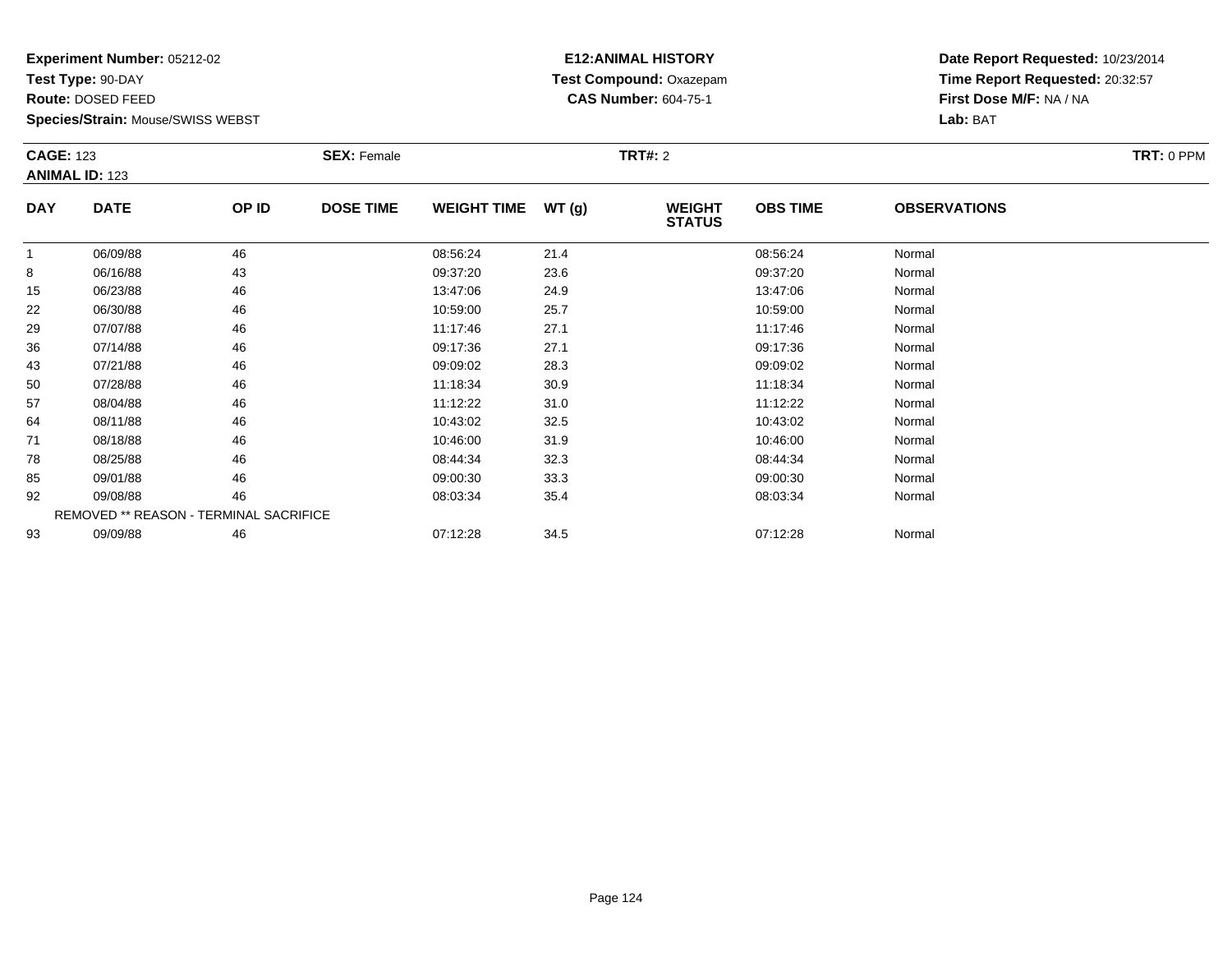**Experiment Number:** 05212-02
**Test Type:** 90-DAY
**Route:** DOSED FEED
**Species/Strain:** Mouse/SWISS WEBST

**E12:ANIMAL HISTORY**
**Test Compound:** Oxazepam
**CAS Number:** 604-75-1

**Date Report Requested:** 10/23/2014
**Time Report Requested:** 20:32:57
**First Dose M/F:** NA / NA
**Lab:** BAT

**CAGE:** 123 **SEX:** Female **TRT#:** 2 **TRT:** 0 PPM
**ANIMAL ID:** 123

| DAY | DATE | OP ID | DOSE TIME | WEIGHT TIME | WT (g) | WEIGHT STATUS | OBS TIME | OBSERVATIONS |
|---|---|---|---|---|---|---|---|---|
| 1 | 06/09/88 | 46 | | 08:56:24 | 21.4 | | 08:56:24 | Normal |
| 8 | 06/16/88 | 43 | | 09:37:20 | 23.6 | | 09:37:20 | Normal |
| 15 | 06/23/88 | 46 | | 13:47:06 | 24.9 | | 13:47:06 | Normal |
| 22 | 06/30/88 | 46 | | 10:59:00 | 25.7 | | 10:59:00 | Normal |
| 29 | 07/07/88 | 46 | | 11:17:46 | 27.1 | | 11:17:46 | Normal |
| 36 | 07/14/88 | 46 | | 09:17:36 | 27.1 | | 09:17:36 | Normal |
| 43 | 07/21/88 | 46 | | 09:09:02 | 28.3 | | 09:09:02 | Normal |
| 50 | 07/28/88 | 46 | | 11:18:34 | 30.9 | | 11:18:34 | Normal |
| 57 | 08/04/88 | 46 | | 11:12:22 | 31.0 | | 11:12:22 | Normal |
| 64 | 08/11/88 | 46 | | 10:43:02 | 32.5 | | 10:43:02 | Normal |
| 71 | 08/18/88 | 46 | | 10:46:00 | 31.9 | | 10:46:00 | Normal |
| 78 | 08/25/88 | 46 | | 08:44:34 | 32.3 | | 08:44:34 | Normal |
| 85 | 09/01/88 | 46 | | 09:00:30 | 33.3 | | 09:00:30 | Normal |
| 92 | 09/08/88 | 46 | | 08:03:34 | 35.4 | | 08:03:34 | Normal |
| REMOVED ** REASON - TERMINAL SACRIFICE | | | | | | | | |
| 93 | 09/09/88 | 46 | | 07:12:28 | 34.5 | | 07:12:28 | Normal |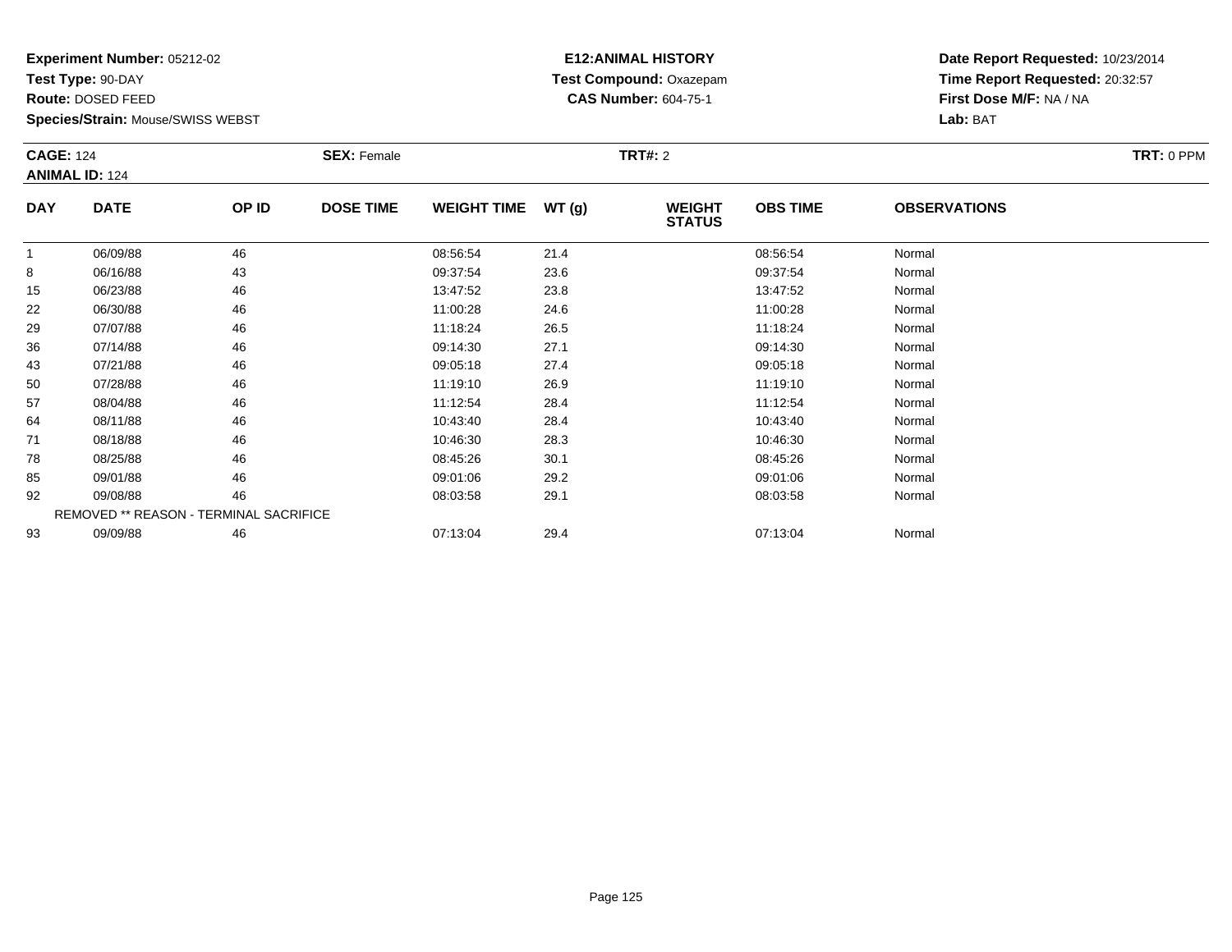**Experiment Number:** 05212-02
**Test Type:** 90-DAY
**Route:** DOSED FEED
**Species/Strain:** Mouse/SWISS WEBST

**E12:ANIMAL HISTORY**
**Test Compound:** Oxazepam
**CAS Number:** 604-75-1

**Date Report Requested:** 10/23/2014
**Time Report Requested:** 20:32:57
**First Dose M/F:** NA / NA
**Lab:** BAT

**CAGE:** 124
**ANIMAL ID:** 124
**SEX:** Female
**TRT#:** 2
**TRT:** 0 PPM

| DAY | DATE | OP ID | DOSE TIME | WEIGHT TIME | WT (g) | WEIGHT STATUS | OBS TIME | OBSERVATIONS |
|---|---|---|---|---|---|---|---|---|
| 1 | 06/09/88 | 46 | | 08:56:54 | 21.4 | | 08:56:54 | Normal |
| 8 | 06/16/88 | 43 | | 09:37:54 | 23.6 | | 09:37:54 | Normal |
| 15 | 06/23/88 | 46 | | 13:47:52 | 23.8 | | 13:47:52 | Normal |
| 22 | 06/30/88 | 46 | | 11:00:28 | 24.6 | | 11:00:28 | Normal |
| 29 | 07/07/88 | 46 | | 11:18:24 | 26.5 | | 11:18:24 | Normal |
| 36 | 07/14/88 | 46 | | 09:14:30 | 27.1 | | 09:14:30 | Normal |
| 43 | 07/21/88 | 46 | | 09:05:18 | 27.4 | | 09:05:18 | Normal |
| 50 | 07/28/88 | 46 | | 11:19:10 | 26.9 | | 11:19:10 | Normal |
| 57 | 08/04/88 | 46 | | 11:12:54 | 28.4 | | 11:12:54 | Normal |
| 64 | 08/11/88 | 46 | | 10:43:40 | 28.4 | | 10:43:40 | Normal |
| 71 | 08/18/88 | 46 | | 10:46:30 | 28.3 | | 10:46:30 | Normal |
| 78 | 08/25/88 | 46 | | 08:45:26 | 30.1 | | 08:45:26 | Normal |
| 85 | 09/01/88 | 46 | | 09:01:06 | 29.2 | | 09:01:06 | Normal |
| 92 | 09/08/88 | 46 | | 08:03:58 | 29.1 | | 08:03:58 | Normal |
| REMOVED ** REASON - TERMINAL SACRIFICE | | | | | | | | |
| 93 | 09/09/88 | 46 | | 07:13:04 | 29.4 | | 07:13:04 | Normal |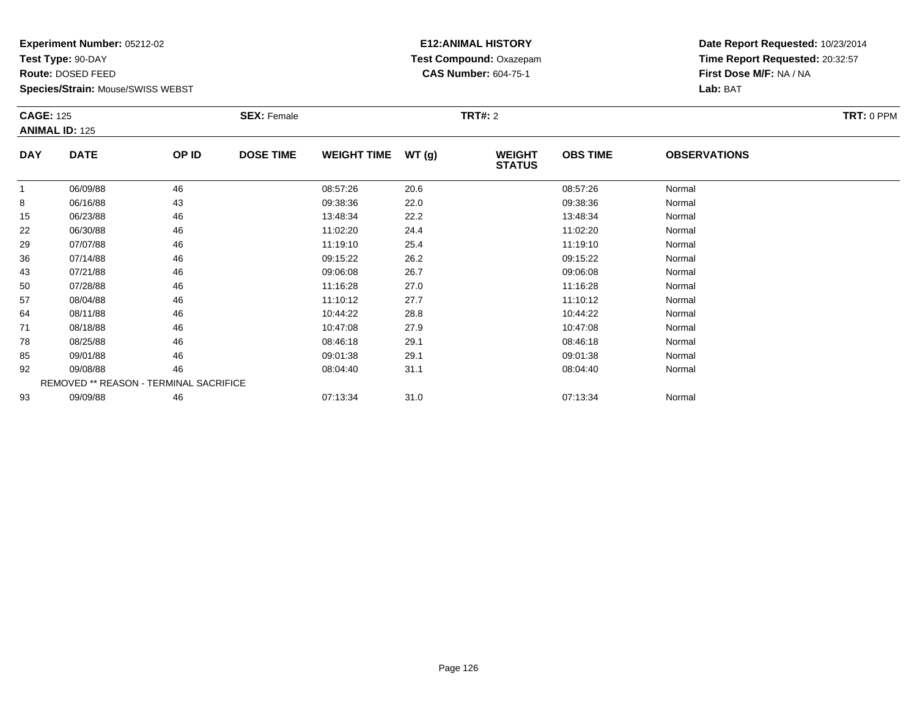**Experiment Number:** 05212-02
**Test Type:** 90-DAY
**Route:** DOSED FEED
**Species/Strain:** Mouse/SWISS WEBST

**E12:ANIMAL HISTORY**
**Test Compound:** Oxazepam
**CAS Number:** 604-75-1

**Date Report Requested:** 10/23/2014
**Time Report Requested:** 20:32:57
**First Dose M/F:** NA / NA
**Lab:** BAT

**CAGE:** 125 **SEX:** Female **TRT#:** 2 **TRT:** 0 PPM
**ANIMAL ID:** 125

| DAY | DATE | OP ID | DOSE TIME | WEIGHT TIME | WT (g) | WEIGHT STATUS | OBS TIME | OBSERVATIONS |
|---|---|---|---|---|---|---|---|---|
| 1 | 06/09/88 | 46 | | 08:57:26 | 20.6 | | 08:57:26 | Normal |
| 8 | 06/16/88 | 43 | | 09:38:36 | 22.0 | | 09:38:36 | Normal |
| 15 | 06/23/88 | 46 | | 13:48:34 | 22.2 | | 13:48:34 | Normal |
| 22 | 06/30/88 | 46 | | 11:02:20 | 24.4 | | 11:02:20 | Normal |
| 29 | 07/07/88 | 46 | | 11:19:10 | 25.4 | | 11:19:10 | Normal |
| 36 | 07/14/88 | 46 | | 09:15:22 | 26.2 | | 09:15:22 | Normal |
| 43 | 07/21/88 | 46 | | 09:06:08 | 26.7 | | 09:06:08 | Normal |
| 50 | 07/28/88 | 46 | | 11:16:28 | 27.0 | | 11:16:28 | Normal |
| 57 | 08/04/88 | 46 | | 11:10:12 | 27.7 | | 11:10:12 | Normal |
| 64 | 08/11/88 | 46 | | 10:44:22 | 28.8 | | 10:44:22 | Normal |
| 71 | 08/18/88 | 46 | | 10:47:08 | 27.9 | | 10:47:08 | Normal |
| 78 | 08/25/88 | 46 | | 08:46:18 | 29.1 | | 08:46:18 | Normal |
| 85 | 09/01/88 | 46 | | 09:01:38 | 29.1 | | 09:01:38 | Normal |
| 92 | 09/08/88 | 46 | | 08:04:40 | 31.1 | | 08:04:40 | Normal |
| REMOVED ** REASON - TERMINAL SACRIFICE | | | | | | | | |
| 93 | 09/09/88 | 46 | | 07:13:34 | 31.0 | | 07:13:34 | Normal |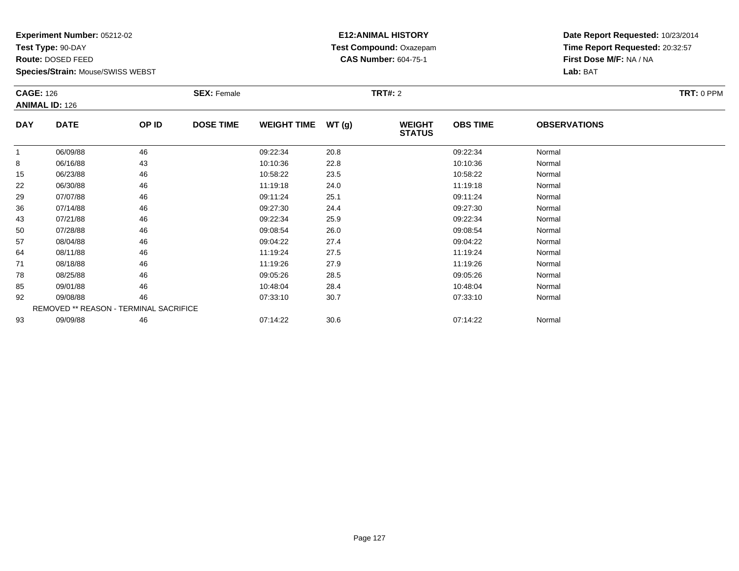**Experiment Number:** 05212-02
**Test Type:** 90-DAY
**Route:** DOSED FEED
**Species/Strain:** Mouse/SWISS WEBST

**E12:ANIMAL HISTORY**
**Test Compound:** Oxazepam
**CAS Number:** 604-75-1

**Date Report Requested:** 10/23/2014
**Time Report Requested:** 20:32:57
**First Dose M/F:** NA / NA
**Lab:** BAT

**CAGE:** 126 **SEX:** Female **TRT#:** 2 **TRT:** 0 PPM
**ANIMAL ID:** 126

| DAY | DATE | OP ID | DOSE TIME | WEIGHT TIME | WT (g) | WEIGHT STATUS | OBS TIME | OBSERVATIONS |
|---|---|---|---|---|---|---|---|---|
| 1 | 06/09/88 | 46 | | 09:22:34 | 20.8 | | 09:22:34 | Normal |
| 8 | 06/16/88 | 43 | | 10:10:36 | 22.8 | | 10:10:36 | Normal |
| 15 | 06/23/88 | 46 | | 10:58:22 | 23.5 | | 10:58:22 | Normal |
| 22 | 06/30/88 | 46 | | 11:19:18 | 24.0 | | 11:19:18 | Normal |
| 29 | 07/07/88 | 46 | | 09:11:24 | 25.1 | | 09:11:24 | Normal |
| 36 | 07/14/88 | 46 | | 09:27:30 | 24.4 | | 09:27:30 | Normal |
| 43 | 07/21/88 | 46 | | 09:22:34 | 25.9 | | 09:22:34 | Normal |
| 50 | 07/28/88 | 46 | | 09:08:54 | 26.0 | | 09:08:54 | Normal |
| 57 | 08/04/88 | 46 | | 09:04:22 | 27.4 | | 09:04:22 | Normal |
| 64 | 08/11/88 | 46 | | 11:19:24 | 27.5 | | 11:19:24 | Normal |
| 71 | 08/18/88 | 46 | | 11:19:26 | 27.9 | | 11:19:26 | Normal |
| 78 | 08/25/88 | 46 | | 09:05:26 | 28.5 | | 09:05:26 | Normal |
| 85 | 09/01/88 | 46 | | 10:48:04 | 28.4 | | 10:48:04 | Normal |
| 92 | 09/08/88 | 46 | | 07:33:10 | 30.7 | | 07:33:10 | Normal |
| REMOVED ** REASON - TERMINAL SACRIFICE | | | | | | | | |
| 93 | 09/09/88 | 46 | | 07:14:22 | 30.6 | | 07:14:22 | Normal |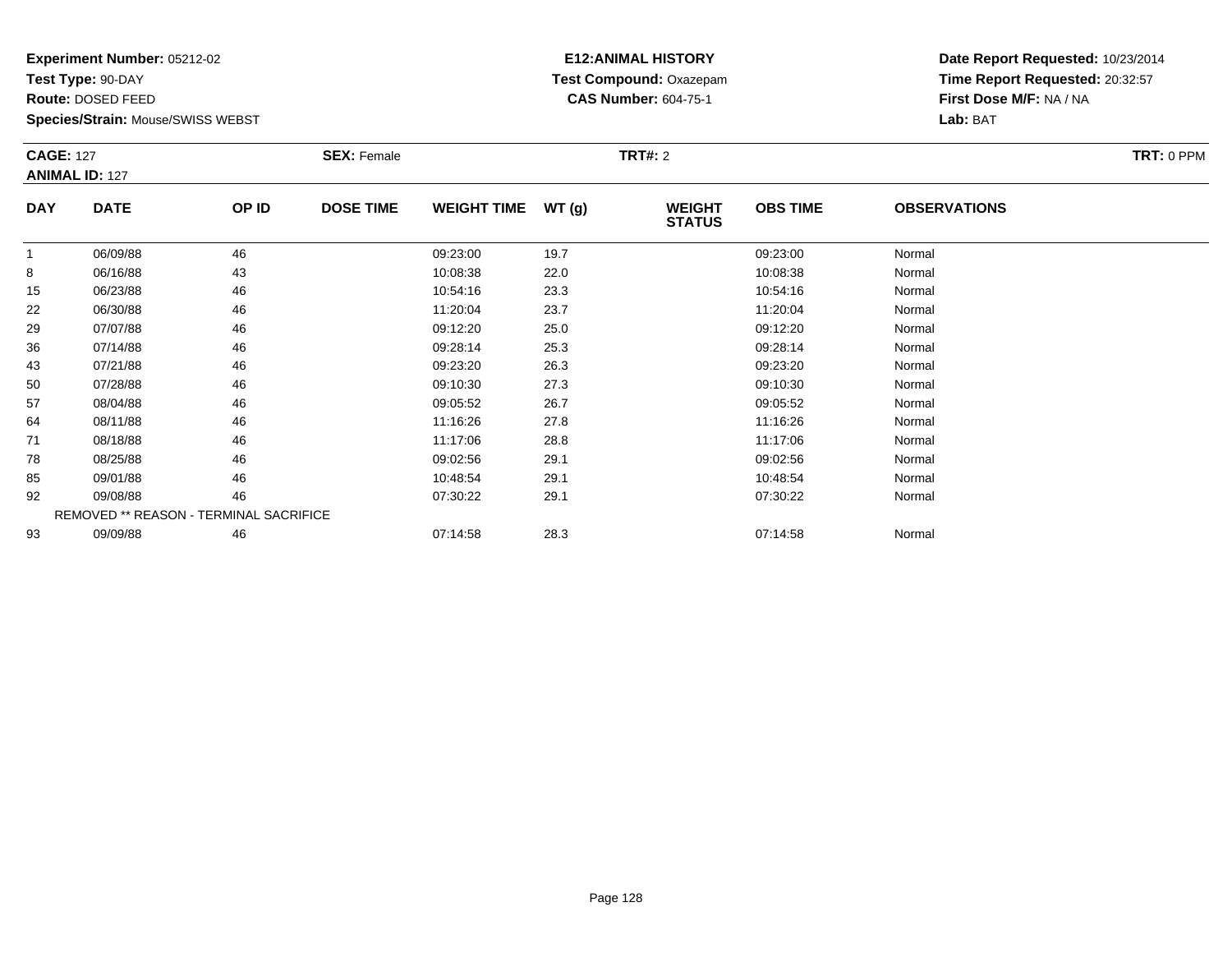**Experiment Number:** 05212-02
**Test Type:** 90-DAY
**Route:** DOSED FEED
**Species/Strain:** Mouse/SWISS WEBST

**E12:ANIMAL HISTORY**
**Test Compound:** Oxazepam
**CAS Number:** 604-75-1

**Date Report Requested:** 10/23/2014
**Time Report Requested:** 20:32:57
**First Dose M/F:** NA / NA
**Lab:** BAT

**CAGE:** 127
**ANIMAL ID:** 127
**SEX:** Female
**TRT#:** 2
**TRT:** 0 PPM

| DAY | DATE | OP ID | DOSE TIME | WEIGHT TIME | WT (g) | WEIGHT STATUS | OBS TIME | OBSERVATIONS |
|---|---|---|---|---|---|---|---|---|
| 1 | 06/09/88 | 46 | | 09:23:00 | 19.7 | | 09:23:00 | Normal |
| 8 | 06/16/88 | 43 | | 10:08:38 | 22.0 | | 10:08:38 | Normal |
| 15 | 06/23/88 | 46 | | 10:54:16 | 23.3 | | 10:54:16 | Normal |
| 22 | 06/30/88 | 46 | | 11:20:04 | 23.7 | | 11:20:04 | Normal |
| 29 | 07/07/88 | 46 | | 09:12:20 | 25.0 | | 09:12:20 | Normal |
| 36 | 07/14/88 | 46 | | 09:28:14 | 25.3 | | 09:28:14 | Normal |
| 43 | 07/21/88 | 46 | | 09:23:20 | 26.3 | | 09:23:20 | Normal |
| 50 | 07/28/88 | 46 | | 09:10:30 | 27.3 | | 09:10:30 | Normal |
| 57 | 08/04/88 | 46 | | 09:05:52 | 26.7 | | 09:05:52 | Normal |
| 64 | 08/11/88 | 46 | | 11:16:26 | 27.8 | | 11:16:26 | Normal |
| 71 | 08/18/88 | 46 | | 11:17:06 | 28.8 | | 11:17:06 | Normal |
| 78 | 08/25/88 | 46 | | 09:02:56 | 29.1 | | 09:02:56 | Normal |
| 85 | 09/01/88 | 46 | | 10:48:54 | 29.1 | | 10:48:54 | Normal |
| 92 | 09/08/88 | 46 | | 07:30:22 | 29.1 | | 07:30:22 | Normal |
| REMOVED ** REASON - TERMINAL SACRIFICE | | | | | | | | |
| 93 | 09/09/88 | 46 | | 07:14:58 | 28.3 | | 07:14:58 | Normal |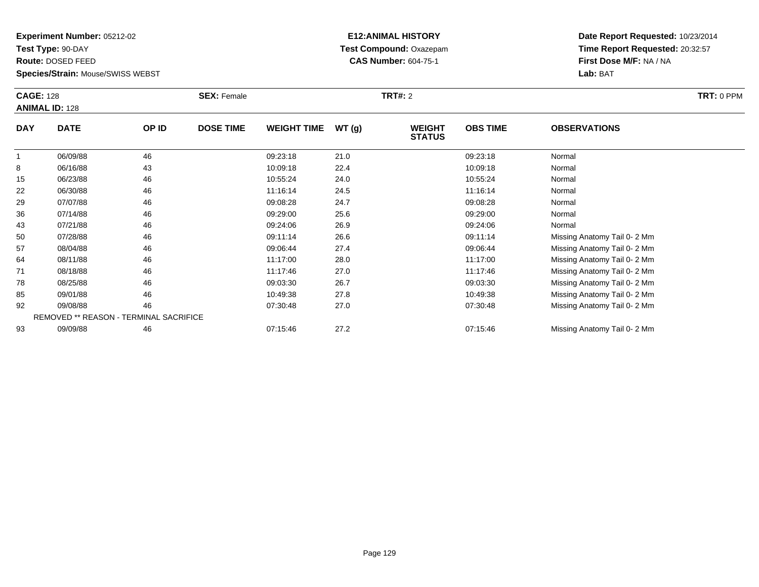**Experiment Number:** 05212-02
**Test Type:** 90-DAY
**Route:** DOSED FEED
**Species/Strain:** Mouse/SWISS WEBST

**E12:ANIMAL HISTORY**
**Test Compound:** Oxazepam
**CAS Number:** 604-75-1

**Date Report Requested:** 10/23/2014
**Time Report Requested:** 20:32:57
**First Dose M/F:** NA / NA
**Lab:** BAT

**CAGE:** 128
**ANIMAL ID:** 128
**SEX:** Female
**TRT#:** 2
**TRT:** 0 PPM

| DAY | DATE | OP ID | DOSE TIME | WEIGHT TIME | WT (g) | WEIGHT STATUS | OBS TIME | OBSERVATIONS |
|---|---|---|---|---|---|---|---|---|
| 1 | 06/09/88 | 46 | | 09:23:18 | 21.0 | | 09:23:18 | Normal |
| 8 | 06/16/88 | 43 | | 10:09:18 | 22.4 | | 10:09:18 | Normal |
| 15 | 06/23/88 | 46 | | 10:55:24 | 24.0 | | 10:55:24 | Normal |
| 22 | 06/30/88 | 46 | | 11:16:14 | 24.5 | | 11:16:14 | Normal |
| 29 | 07/07/88 | 46 | | 09:08:28 | 24.7 | | 09:08:28 | Normal |
| 36 | 07/14/88 | 46 | | 09:29:00 | 25.6 | | 09:29:00 | Normal |
| 43 | 07/21/88 | 46 | | 09:24:06 | 26.9 | | 09:24:06 | Normal |
| 50 | 07/28/88 | 46 | | 09:11:14 | 26.6 | | 09:11:14 | Missing Anatomy Tail 0- 2 Mm |
| 57 | 08/04/88 | 46 | | 09:06:44 | 27.4 | | 09:06:44 | Missing Anatomy Tail 0- 2 Mm |
| 64 | 08/11/88 | 46 | | 11:17:00 | 28.0 | | 11:17:00 | Missing Anatomy Tail 0- 2 Mm |
| 71 | 08/18/88 | 46 | | 11:17:46 | 27.0 | | 11:17:46 | Missing Anatomy Tail 0- 2 Mm |
| 78 | 08/25/88 | 46 | | 09:03:30 | 26.7 | | 09:03:30 | Missing Anatomy Tail 0- 2 Mm |
| 85 | 09/01/88 | 46 | | 10:49:38 | 27.8 | | 10:49:38 | Missing Anatomy Tail 0- 2 Mm |
| 92 | 09/08/88 | 46 | | 07:30:48 | 27.0 | | 07:30:48 | Missing Anatomy Tail 0- 2 Mm |
| REMOVED ** REASON - TERMINAL SACRIFICE | | | | | | | | |
| 93 | 09/09/88 | 46 | | 07:15:46 | 27.2 | | 07:15:46 | Missing Anatomy Tail 0- 2 Mm |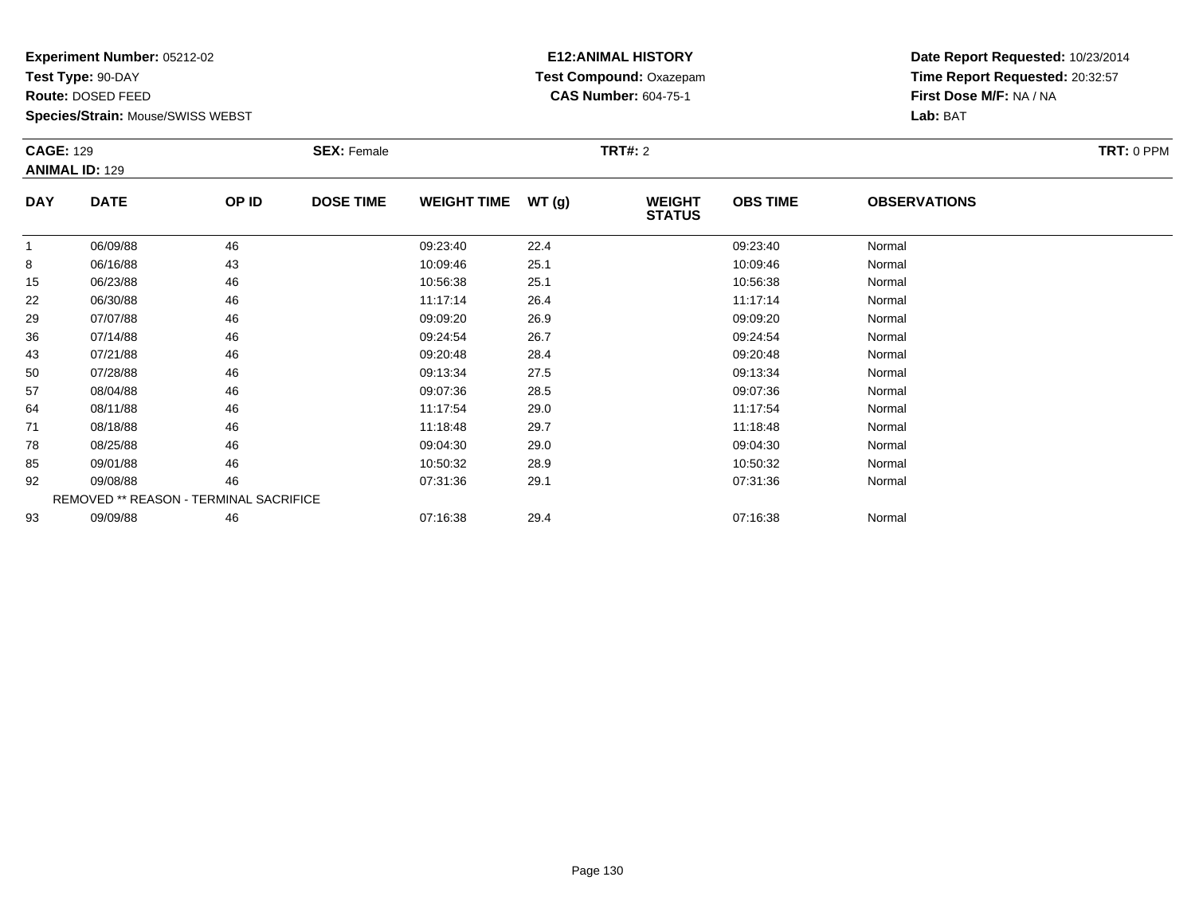**Experiment Number:** 05212-02
**Test Type:** 90-DAY
**Route:** DOSED FEED
**Species/Strain:** Mouse/SWISS WEBST

**E12:ANIMAL HISTORY**
**Test Compound:** Oxazepam
**CAS Number:** 604-75-1

**Date Report Requested:** 10/23/2014
**Time Report Requested:** 20:32:57
**First Dose M/F:** NA / NA
**Lab:** BAT

**CAGE:** 129 **SEX:** Female **TRT#:** 2 **TRT:** 0 PPM
**ANIMAL ID:** 129

| DAY | DATE | OP ID | DOSE TIME | WEIGHT TIME | WT (g) | WEIGHT STATUS | OBS TIME | OBSERVATIONS |
|---|---|---|---|---|---|---|---|---|
| 1 | 06/09/88 | 46 | | 09:23:40 | 22.4 | | 09:23:40 | Normal |
| 8 | 06/16/88 | 43 | | 10:09:46 | 25.1 | | 10:09:46 | Normal |
| 15 | 06/23/88 | 46 | | 10:56:38 | 25.1 | | 10:56:38 | Normal |
| 22 | 06/30/88 | 46 | | 11:17:14 | 26.4 | | 11:17:14 | Normal |
| 29 | 07/07/88 | 46 | | 09:09:20 | 26.9 | | 09:09:20 | Normal |
| 36 | 07/14/88 | 46 | | 09:24:54 | 26.7 | | 09:24:54 | Normal |
| 43 | 07/21/88 | 46 | | 09:20:48 | 28.4 | | 09:20:48 | Normal |
| 50 | 07/28/88 | 46 | | 09:13:34 | 27.5 | | 09:13:34 | Normal |
| 57 | 08/04/88 | 46 | | 09:07:36 | 28.5 | | 09:07:36 | Normal |
| 64 | 08/11/88 | 46 | | 11:17:54 | 29.0 | | 11:17:54 | Normal |
| 71 | 08/18/88 | 46 | | 11:18:48 | 29.7 | | 11:18:48 | Normal |
| 78 | 08/25/88 | 46 | | 09:04:30 | 29.0 | | 09:04:30 | Normal |
| 85 | 09/01/88 | 46 | | 10:50:32 | 28.9 | | 10:50:32 | Normal |
| 92 | 09/08/88 | 46 | | 07:31:36 | 29.1 | | 07:31:36 | Normal |
| REMOVED ** REASON - TERMINAL SACRIFICE | | | | | | | | |
| 93 | 09/09/88 | 46 | | 07:16:38 | 29.4 | | 07:16:38 | Normal |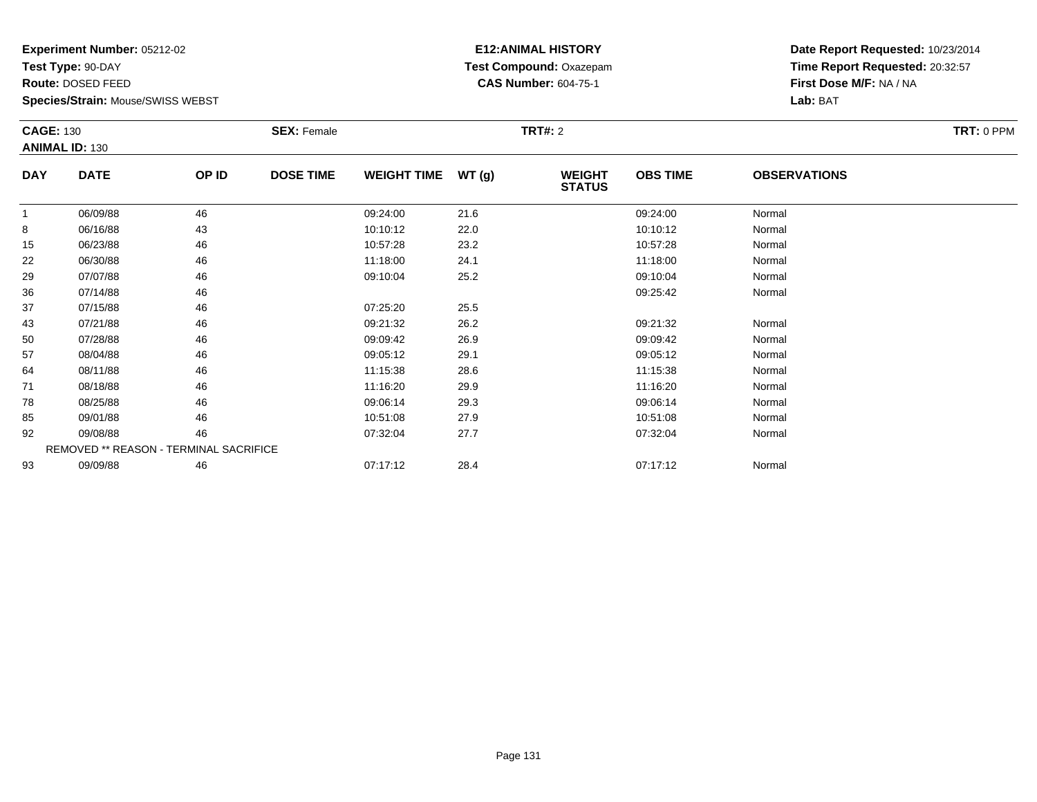**Experiment Number:** 05212-02
**Test Type:** 90-DAY
**Route:** DOSED FEED
**Species/Strain:** Mouse/SWISS WEBST

**E12:ANIMAL HISTORY**
**Test Compound:** Oxazepam
**CAS Number:** 604-75-1

**Date Report Requested:** 10/23/2014
**Time Report Requested:** 20:32:57
**First Dose M/F:** NA / NA
**Lab:** BAT

**CAGE:** 130 **SEX:** Female **TRT#:** 2 **TRT:** 0 PPM
**ANIMAL ID:** 130

| DAY | DATE | OP ID | DOSE TIME | WEIGHT TIME | WT (g) | WEIGHT STATUS | OBS TIME | OBSERVATIONS |
|---|---|---|---|---|---|---|---|---|
| 1 | 06/09/88 | 46 | | 09:24:00 | 21.6 | | 09:24:00 | Normal |
| 8 | 06/16/88 | 43 | | 10:10:12 | 22.0 | | 10:10:12 | Normal |
| 15 | 06/23/88 | 46 | | 10:57:28 | 23.2 | | 10:57:28 | Normal |
| 22 | 06/30/88 | 46 | | 11:18:00 | 24.1 | | 11:18:00 | Normal |
| 29 | 07/07/88 | 46 | | 09:10:04 | 25.2 | | 09:10:04 | Normal |
| 36 | 07/14/88 | 46 | | | | | 09:25:42 | Normal |
| 37 | 07/15/88 | 46 | | 07:25:20 | 25.5 | | | |
| 43 | 07/21/88 | 46 | | 09:21:32 | 26.2 | | 09:21:32 | Normal |
| 50 | 07/28/88 | 46 | | 09:09:42 | 26.9 | | 09:09:42 | Normal |
| 57 | 08/04/88 | 46 | | 09:05:12 | 29.1 | | 09:05:12 | Normal |
| 64 | 08/11/88 | 46 | | 11:15:38 | 28.6 | | 11:15:38 | Normal |
| 71 | 08/18/88 | 46 | | 11:16:20 | 29.9 | | 11:16:20 | Normal |
| 78 | 08/25/88 | 46 | | 09:06:14 | 29.3 | | 09:06:14 | Normal |
| 85 | 09/01/88 | 46 | | 10:51:08 | 27.9 | | 10:51:08 | Normal |
| 92 | 09/08/88 | 46 | | 07:32:04 | 27.7 | | 07:32:04 | Normal |
| | REMOVED ** REASON - TERMINAL SACRIFICE | | | | | | | |
| 93 | 09/09/88 | 46 | | 07:17:12 | 28.4 | | 07:17:12 | Normal |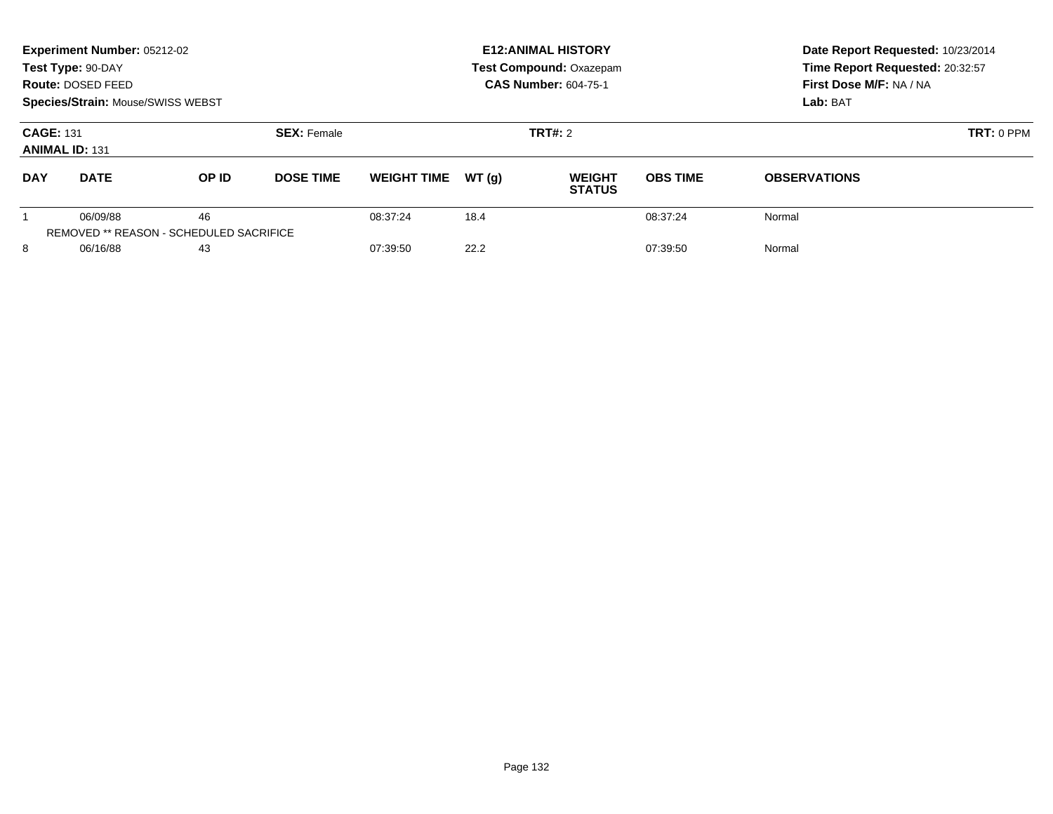**Experiment Number:** 05212-02
**Test Type:** 90-DAY
**Route:** DOSED FEED
**Species/Strain:** Mouse/SWISS WEBST

**E12:ANIMAL HISTORY**
**Test Compound:** Oxazepam
**CAS Number:** 604-75-1

**Date Report Requested:** 10/23/2014
**Time Report Requested:** 20:32:57
**First Dose M/F:** NA / NA
**Lab:** BAT

**CAGE:** 131
**ANIMAL ID:** 131
**SEX:** Female
**TRT#:** 2
**TRT:** 0 PPM

| DAY | DATE | OP ID | DOSE TIME | WEIGHT TIME | WT (g) | WEIGHT STATUS | OBS TIME | OBSERVATIONS |
|---|---|---|---|---|---|---|---|---|
| 1 | 06/09/88 | 46 | | 08:37:24 | 18.4 | | 08:37:24 | Normal |
| REMOVED ** REASON - SCHEDULED SACRIFICE | | | | | | | | |
| 8 | 06/16/88 | 43 | | 07:39:50 | 22.2 | | 07:39:50 | Normal |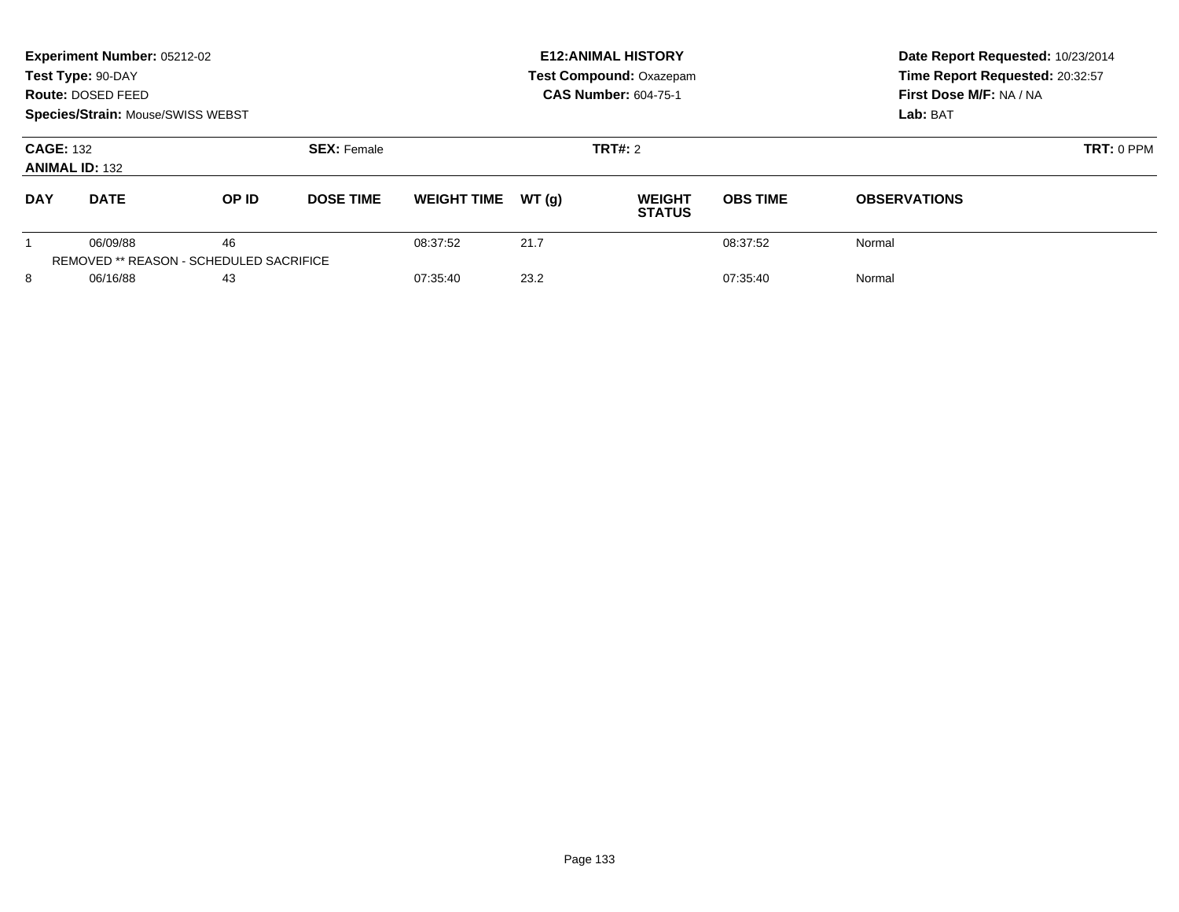**Experiment Number:** 05212-02
**Test Type:** 90-DAY
**Route:** DOSED FEED
**Species/Strain:** Mouse/SWISS WEBST

**E12:ANIMAL HISTORY**
**Test Compound:** Oxazepam
**CAS Number:** 604-75-1

**Date Report Requested:** 10/23/2014
**Time Report Requested:** 20:32:57
**First Dose M/F:** NA / NA
**Lab:** BAT

**CAGE:** 132 **SEX:** Female **TRT#:** 2 **TRT:** 0 PPM
**ANIMAL ID:** 132

| DAY | DATE | OP ID | DOSE TIME | WEIGHT TIME | WT (g) | WEIGHT STATUS | OBS TIME | OBSERVATIONS |
|---|---|---|---|---|---|---|---|---|
| 1 | 06/09/88 | 46 | | 08:37:52 | 21.7 | | 08:37:52 | Normal |
| REMOVED ** REASON - SCHEDULED SACRIFICE | | | | | | | | |
| 8 | 06/16/88 | 43 | | 07:35:40 | 23.2 | | 07:35:40 | Normal |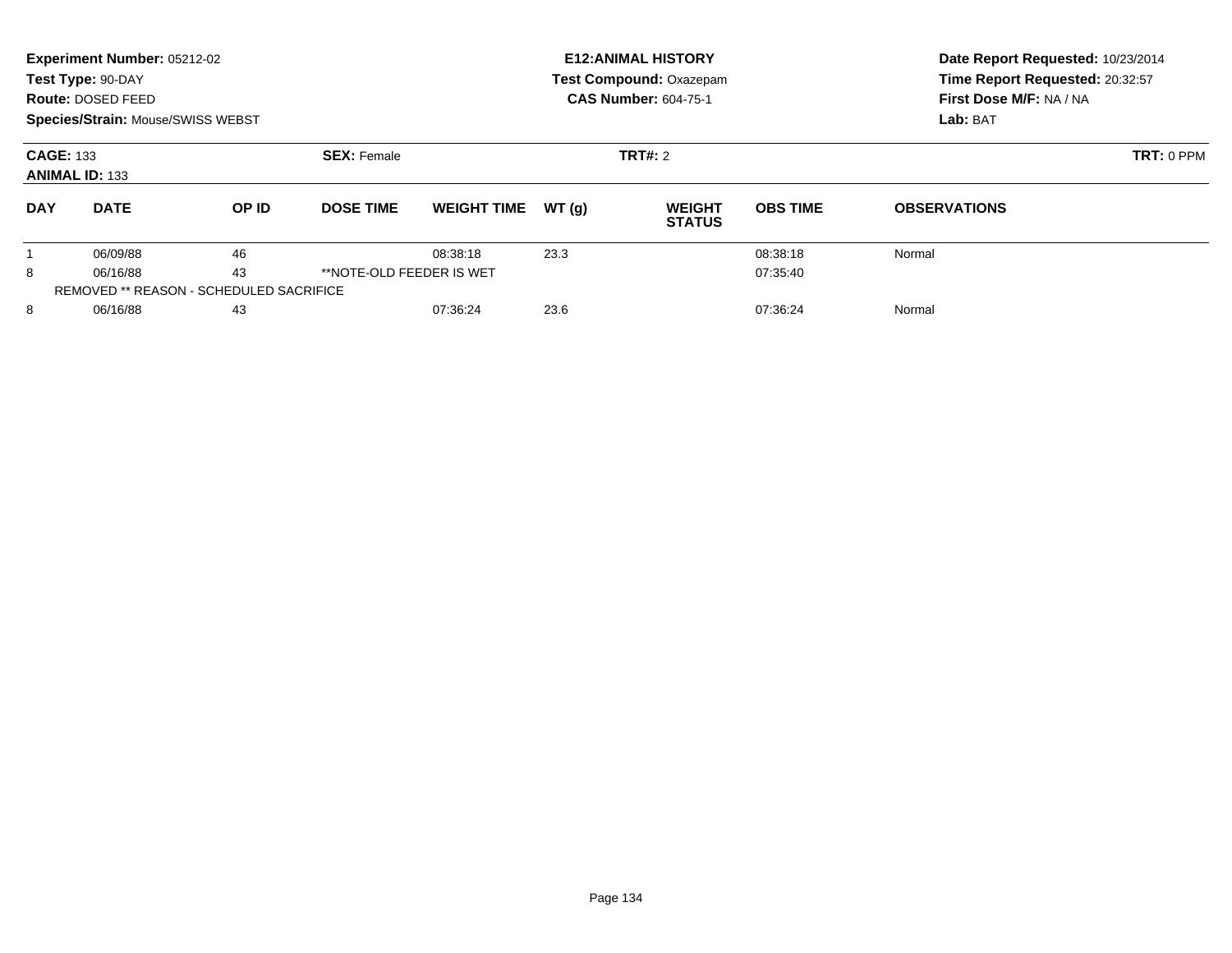**Experiment Number:** 05212-02
**Test Type:** 90-DAY
**Route:** DOSED FEED
**Species/Strain:** Mouse/SWISS WEBST

**E12:ANIMAL HISTORY**
**Test Compound:** Oxazepam
**CAS Number:** 604-75-1

**Date Report Requested:** 10/23/2014
**Time Report Requested:** 20:32:57
**First Dose M/F:** NA / NA
**Lab:** BAT

**CAGE:** 133
**ANIMAL ID:** 133
**SEX:** Female
**TRT#:** 2
**TRT:** 0 PPM

| DAY | DATE | OP ID | DOSE TIME | WEIGHT TIME | WT (g) | WEIGHT STATUS | OBS TIME | OBSERVATIONS |
|---|---|---|---|---|---|---|---|---|
| 1 | 06/09/88 | 46 | | 08:38:18 | 23.3 | | 08:38:18 | Normal |
| 8 | 06/16/88 | 43 | **NOTE-OLD FEEDER IS WET | | | | 07:35:40 | |
| REMOVED ** REASON - SCHEDULED SACRIFICE | | | | | | | | |
| 8 | 06/16/88 | 43 | | 07:36:24 | 23.6 | | 07:36:24 | Normal |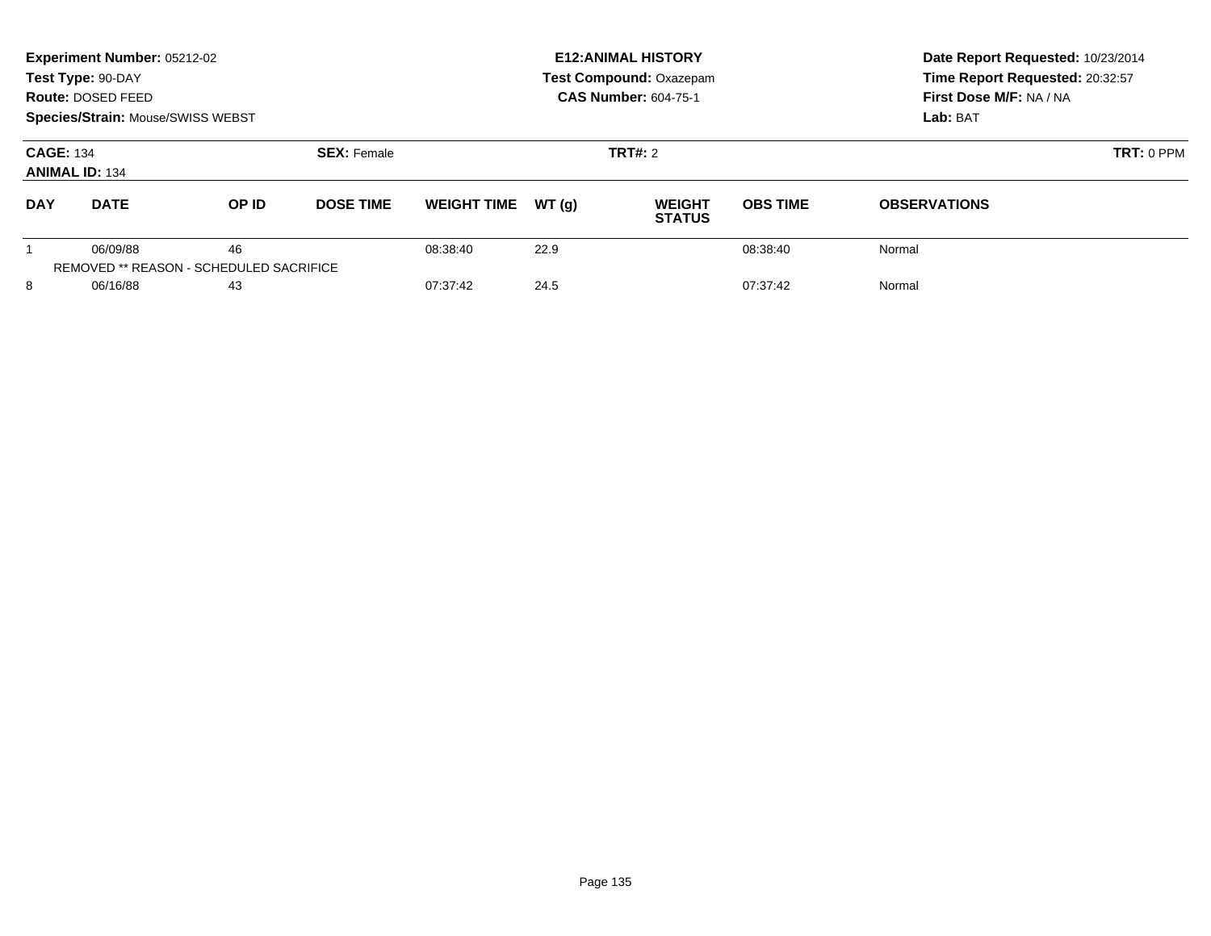**Experiment Number:** 05212-02
**Test Type:** 90-DAY
**Route:** DOSED FEED
**Species/Strain:** Mouse/SWISS WEBST

**E12:ANIMAL HISTORY**
**Test Compound:** Oxazepam
**CAS Number:** 604-75-1

**Date Report Requested:** 10/23/2014
**Time Report Requested:** 20:32:57
**First Dose M/F:** NA / NA
**Lab:** BAT

**CAGE:** 134
**ANIMAL ID:** 134
**SEX:** Female
**TRT#:** 2
**TRT:** 0 PPM

| DAY | DATE | OP ID | DOSE TIME | WEIGHT TIME | WT (g) | WEIGHT STATUS | OBS TIME | OBSERVATIONS |
|---|---|---|---|---|---|---|---|---|
| 1 | 06/09/88 | 46 | | 08:38:40 | 22.9 | | 08:38:40 | Normal |
| REMOVED ** REASON - SCHEDULED SACRIFICE | | | | | | | | |
| 8 | 06/16/88 | 43 | | 07:37:42 | 24.5 | | 07:37:42 | Normal |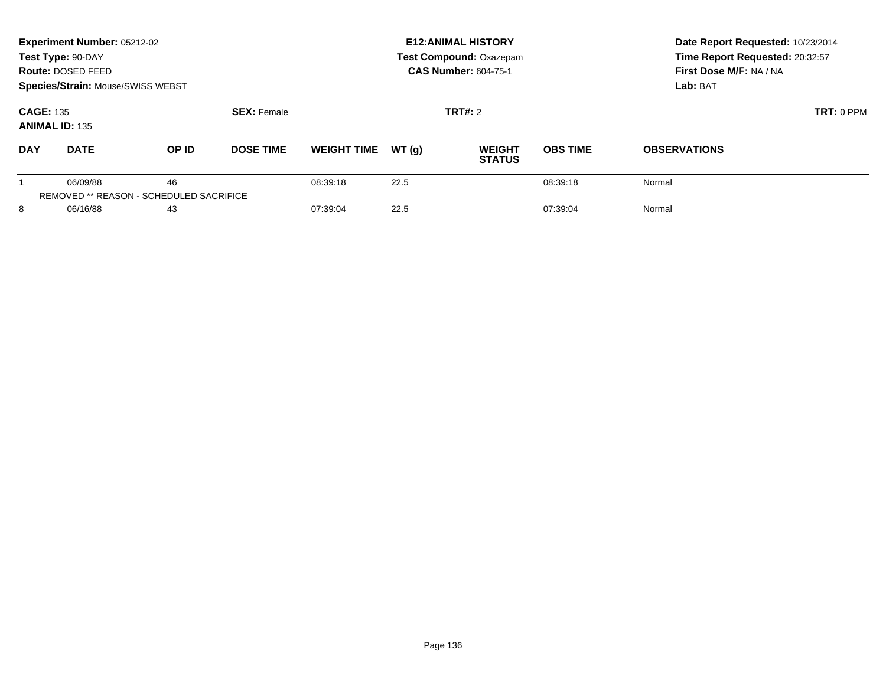**Experiment Number:** 05212-02
**Test Type:** 90-DAY
**Route:** DOSED FEED
**Species/Strain:** Mouse/SWISS WEBST

**E12:ANIMAL HISTORY**
**Test Compound:** Oxazepam
**CAS Number:** 604-75-1

**Date Report Requested:** 10/23/2014
**Time Report Requested:** 20:32:57
**First Dose M/F:** NA / NA
**Lab:** BAT

**CAGE:** 135 **SEX:** Female **TRT#:** 2 **TRT:** 0 PPM
**ANIMAL ID:** 135

| DAY | DATE | OP ID | DOSE TIME | WEIGHT TIME | WT (g) | WEIGHT STATUS | OBS TIME | OBSERVATIONS |
|---|---|---|---|---|---|---|---|---|
| 1 | 06/09/88 | 46 | | 08:39:18 | 22.5 | | 08:39:18 | Normal |
| REMOVED ** REASON - SCHEDULED SACRIFICE | | | | | | | | |
| 8 | 06/16/88 | 43 | | 07:39:04 | 22.5 | | 07:39:04 | Normal |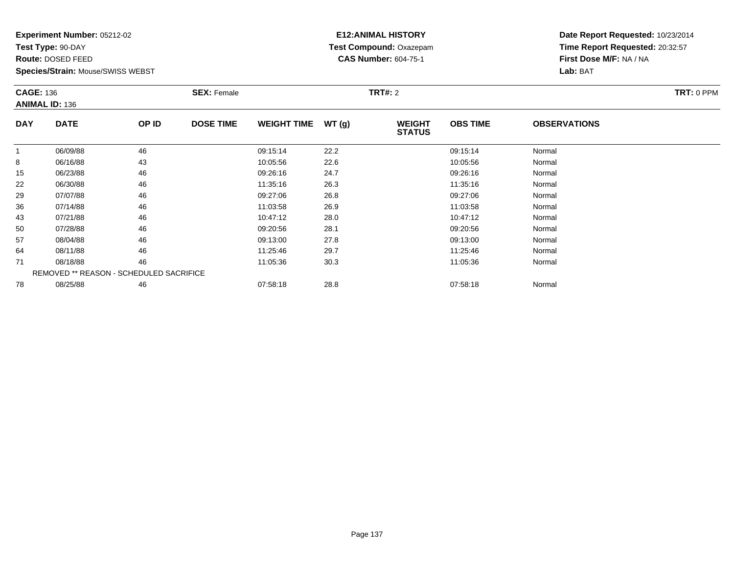**Experiment Number:** 05212-02
**Test Type:** 90-DAY
**Route:** DOSED FEED
**Species/Strain:** Mouse/SWISS WEBST

**E12:ANIMAL HISTORY**
**Test Compound:** Oxazepam
**CAS Number:** 604-75-1

**Date Report Requested:** 10/23/2014
**Time Report Requested:** 20:32:57
**First Dose M/F:** NA / NA
**Lab:** BAT

**CAGE:** 136 **SEX:** Female **TRT#:** 2 **TRT:** 0 PPM
**ANIMAL ID:** 136

| DAY | DATE | OP ID | DOSE TIME | WEIGHT TIME | WT (g) | WEIGHT STATUS | OBS TIME | OBSERVATIONS |
|---|---|---|---|---|---|---|---|---|
| 1 | 06/09/88 | 46 | | 09:15:14 | 22.2 | | 09:15:14 | Normal |
| 8 | 06/16/88 | 43 | | 10:05:56 | 22.6 | | 10:05:56 | Normal |
| 15 | 06/23/88 | 46 | | 09:26:16 | 24.7 | | 09:26:16 | Normal |
| 22 | 06/30/88 | 46 | | 11:35:16 | 26.3 | | 11:35:16 | Normal |
| 29 | 07/07/88 | 46 | | 09:27:06 | 26.8 | | 09:27:06 | Normal |
| 36 | 07/14/88 | 46 | | 11:03:58 | 26.9 | | 11:03:58 | Normal |
| 43 | 07/21/88 | 46 | | 10:47:12 | 28.0 | | 10:47:12 | Normal |
| 50 | 07/28/88 | 46 | | 09:20:56 | 28.1 | | 09:20:56 | Normal |
| 57 | 08/04/88 | 46 | | 09:13:00 | 27.8 | | 09:13:00 | Normal |
| 64 | 08/11/88 | 46 | | 11:25:46 | 29.7 | | 11:25:46 | Normal |
| 71 | 08/18/88 | 46 | | 11:05:36 | 30.3 | | 11:05:36 | Normal |
| REMOVED ** REASON - SCHEDULED SACRIFICE | | | | | | | | |
| 78 | 08/25/88 | 46 | | 07:58:18 | 28.8 | | 07:58:18 | Normal |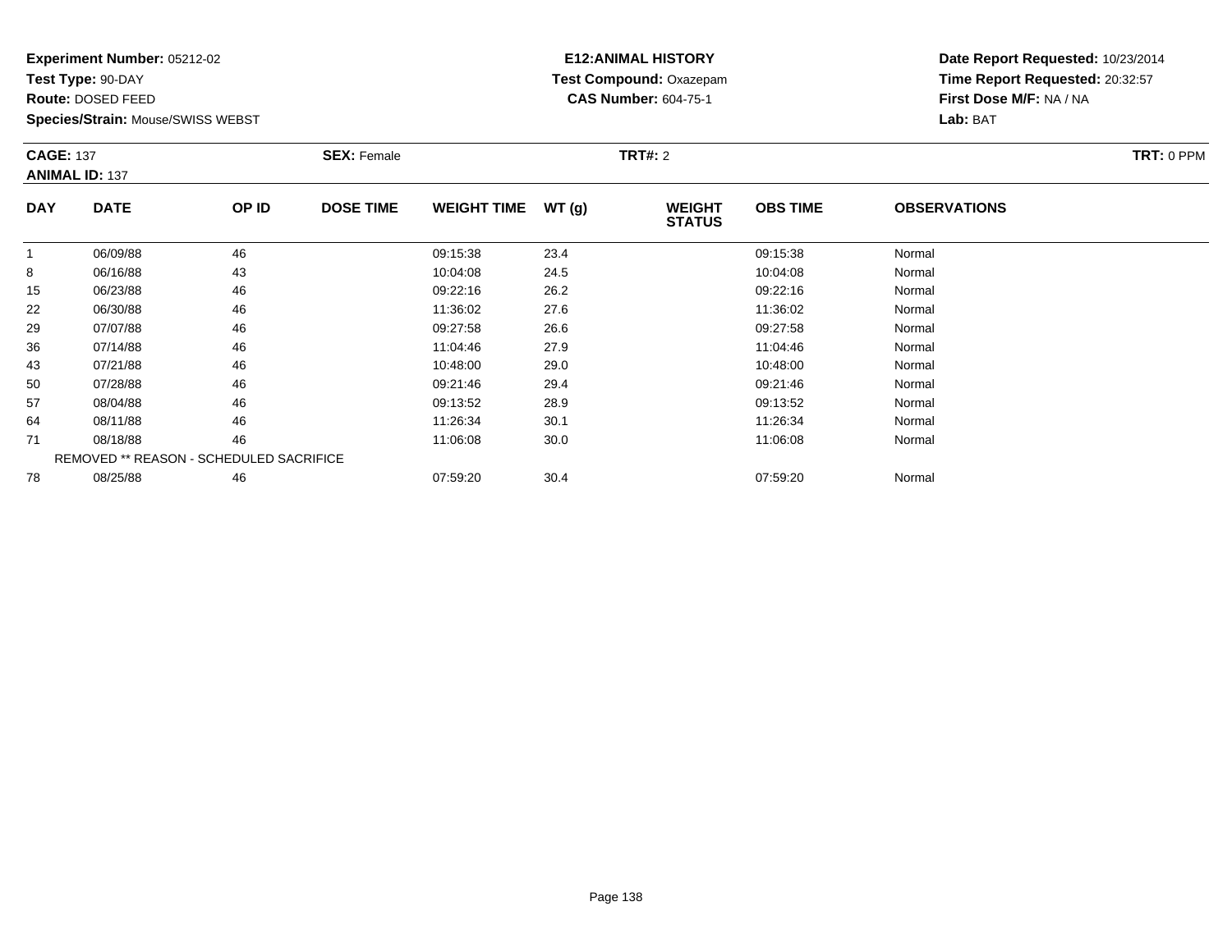**Experiment Number:** 05212-02
**Test Type:** 90-DAY
**Route:** DOSED FEED
**Species/Strain:** Mouse/SWISS WEBST

**E12:ANIMAL HISTORY**
**Test Compound:** Oxazepam
**CAS Number:** 604-75-1

**Date Report Requested:** 10/23/2014
**Time Report Requested:** 20:32:57
**First Dose M/F:** NA / NA
**Lab:** BAT

**CAGE:** 137
**ANIMAL ID:** 137
**SEX:** Female
**TRT#:** 2
**TRT:** 0 PPM

| DAY | DATE | OP ID | DOSE TIME | WEIGHT TIME | WT (g) | WEIGHT STATUS | OBS TIME | OBSERVATIONS |
|---|---|---|---|---|---|---|---|---|
| 1 | 06/09/88 | 46 | | 09:15:38 | 23.4 | | 09:15:38 | Normal |
| 8 | 06/16/88 | 43 | | 10:04:08 | 24.5 | | 10:04:08 | Normal |
| 15 | 06/23/88 | 46 | | 09:22:16 | 26.2 | | 09:22:16 | Normal |
| 22 | 06/30/88 | 46 | | 11:36:02 | 27.6 | | 11:36:02 | Normal |
| 29 | 07/07/88 | 46 | | 09:27:58 | 26.6 | | 09:27:58 | Normal |
| 36 | 07/14/88 | 46 | | 11:04:46 | 27.9 | | 11:04:46 | Normal |
| 43 | 07/21/88 | 46 | | 10:48:00 | 29.0 | | 10:48:00 | Normal |
| 50 | 07/28/88 | 46 | | 09:21:46 | 29.4 | | 09:21:46 | Normal |
| 57 | 08/04/88 | 46 | | 09:13:52 | 28.9 | | 09:13:52 | Normal |
| 64 | 08/11/88 | 46 | | 11:26:34 | 30.1 | | 11:26:34 | Normal |
| 71 | 08/18/88 | 46 | | 11:06:08 | 30.0 | | 11:06:08 | Normal |
| REMOVED ** REASON - SCHEDULED SACRIFICE | | | | | | | | |
| 78 | 08/25/88 | 46 | | 07:59:20 | 30.4 | | 07:59:20 | Normal |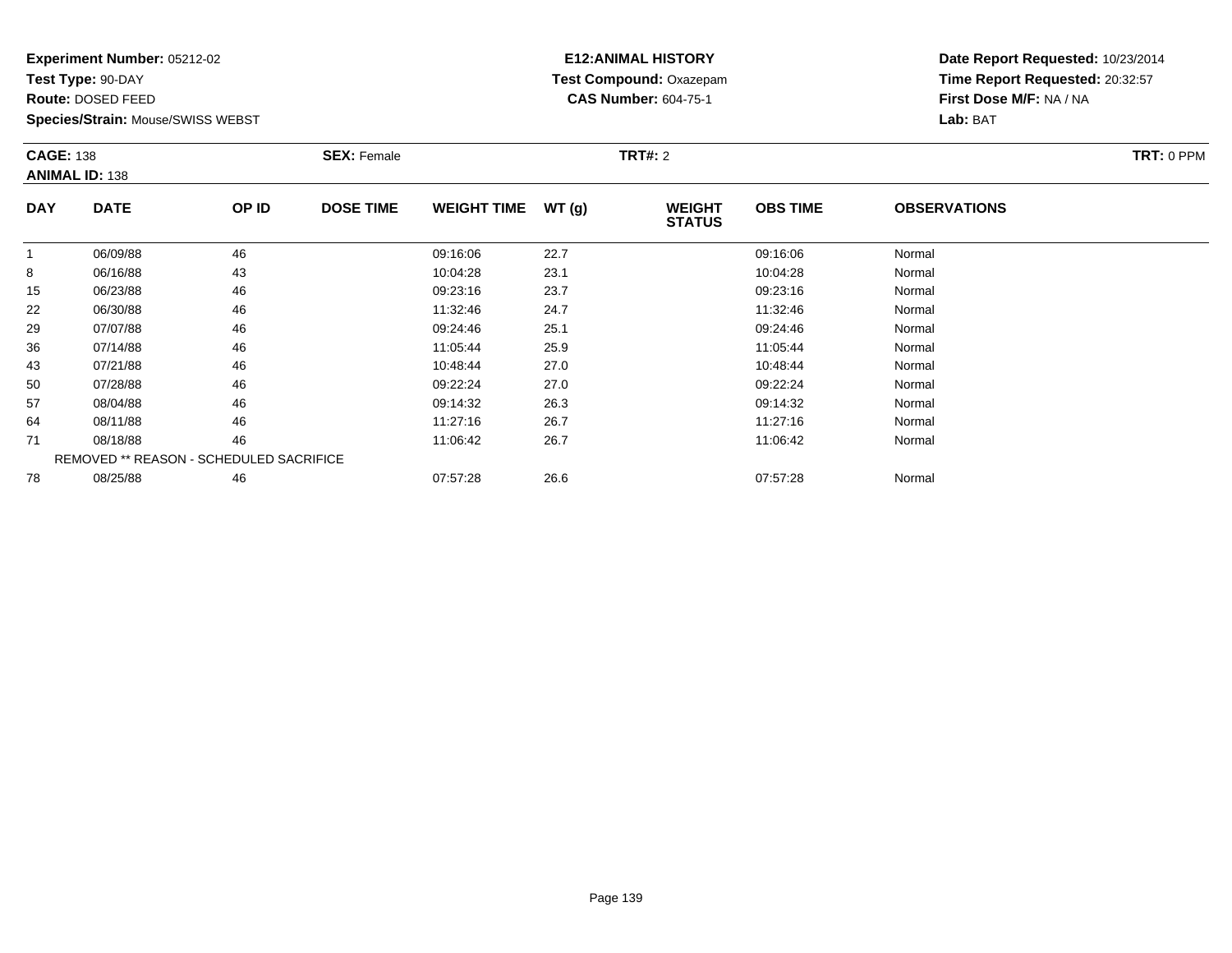**Experiment Number:** 05212-02
**Test Type:** 90-DAY
**Route:** DOSED FEED
**Species/Strain:** Mouse/SWISS WEBST

**E12:ANIMAL HISTORY**
**Test Compound:** Oxazepam
**CAS Number:** 604-75-1

**Date Report Requested:** 10/23/2014
**Time Report Requested:** 20:32:57
**First Dose M/F:** NA / NA
**Lab:** BAT

**CAGE:** 138 **SEX:** Female **TRT#:** 2 **TRT:** 0 PPM
**ANIMAL ID:** 138

| DAY | DATE | OP ID | DOSE TIME | WEIGHT TIME | WT (g) | WEIGHT STATUS | OBS TIME | OBSERVATIONS |
|---|---|---|---|---|---|---|---|---|
| 1 | 06/09/88 | 46 | | 09:16:06 | 22.7 | | 09:16:06 | Normal |
| 8 | 06/16/88 | 43 | | 10:04:28 | 23.1 | | 10:04:28 | Normal |
| 15 | 06/23/88 | 46 | | 09:23:16 | 23.7 | | 09:23:16 | Normal |
| 22 | 06/30/88 | 46 | | 11:32:46 | 24.7 | | 11:32:46 | Normal |
| 29 | 07/07/88 | 46 | | 09:24:46 | 25.1 | | 09:24:46 | Normal |
| 36 | 07/14/88 | 46 | | 11:05:44 | 25.9 | | 11:05:44 | Normal |
| 43 | 07/21/88 | 46 | | 10:48:44 | 27.0 | | 10:48:44 | Normal |
| 50 | 07/28/88 | 46 | | 09:22:24 | 27.0 | | 09:22:24 | Normal |
| 57 | 08/04/88 | 46 | | 09:14:32 | 26.3 | | 09:14:32 | Normal |
| 64 | 08/11/88 | 46 | | 11:27:16 | 26.7 | | 11:27:16 | Normal |
| 71 | 08/18/88 | 46 | | 11:06:42 | 26.7 | | 11:06:42 | Normal |
| REMOVED ** REASON - SCHEDULED SACRIFICE | | | | | | | | |
| 78 | 08/25/88 | 46 | | 07:57:28 | 26.6 | | 07:57:28 | Normal |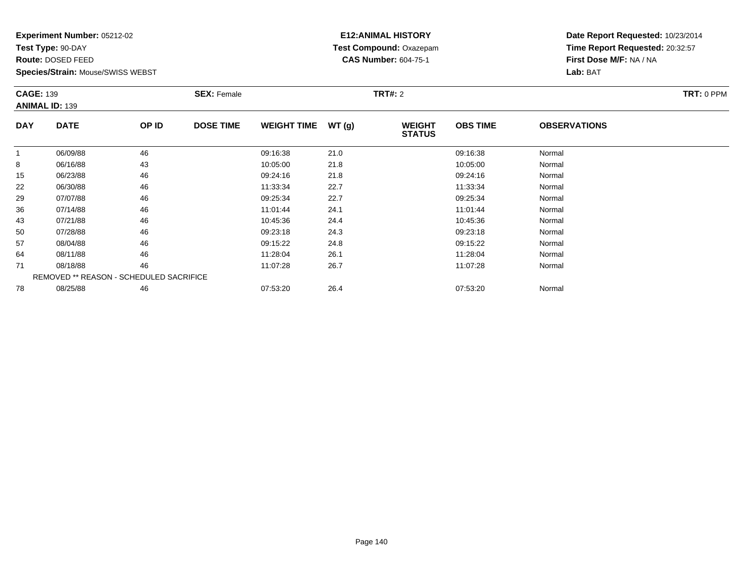**Experiment Number:** 05212-02
**Test Type:** 90-DAY
**Route:** DOSED FEED
**Species/Strain:** Mouse/SWISS WEBST

**E12:ANIMAL HISTORY**
**Test Compound:** Oxazepam
**CAS Number:** 604-75-1

**Date Report Requested:** 10/23/2014
**Time Report Requested:** 20:32:57
**First Dose M/F:** NA / NA
**Lab:** BAT

**CAGE:** 139 **SEX:** Female **TRT#:** 2 **TRT:** 0 PPM
**ANIMAL ID:** 139

| DAY | DATE | OP ID | DOSE TIME | WEIGHT TIME | WT (g) | WEIGHT STATUS | OBS TIME | OBSERVATIONS |
|---|---|---|---|---|---|---|---|---|
| 1 | 06/09/88 | 46 | | 09:16:38 | 21.0 | | 09:16:38 | Normal |
| 8 | 06/16/88 | 43 | | 10:05:00 | 21.8 | | 10:05:00 | Normal |
| 15 | 06/23/88 | 46 | | 09:24:16 | 21.8 | | 09:24:16 | Normal |
| 22 | 06/30/88 | 46 | | 11:33:34 | 22.7 | | 11:33:34 | Normal |
| 29 | 07/07/88 | 46 | | 09:25:34 | 22.7 | | 09:25:34 | Normal |
| 36 | 07/14/88 | 46 | | 11:01:44 | 24.1 | | 11:01:44 | Normal |
| 43 | 07/21/88 | 46 | | 10:45:36 | 24.4 | | 10:45:36 | Normal |
| 50 | 07/28/88 | 46 | | 09:23:18 | 24.3 | | 09:23:18 | Normal |
| 57 | 08/04/88 | 46 | | 09:15:22 | 24.8 | | 09:15:22 | Normal |
| 64 | 08/11/88 | 46 | | 11:28:04 | 26.1 | | 11:28:04 | Normal |
| 71 | 08/18/88 | 46 | | 11:07:28 | 26.7 | | 11:07:28 | Normal |
| REMOVED ** REASON - SCHEDULED SACRIFICE | | | | | | | | |
| 78 | 08/25/88 | 46 | | 07:53:20 | 26.4 | | 07:53:20 | Normal |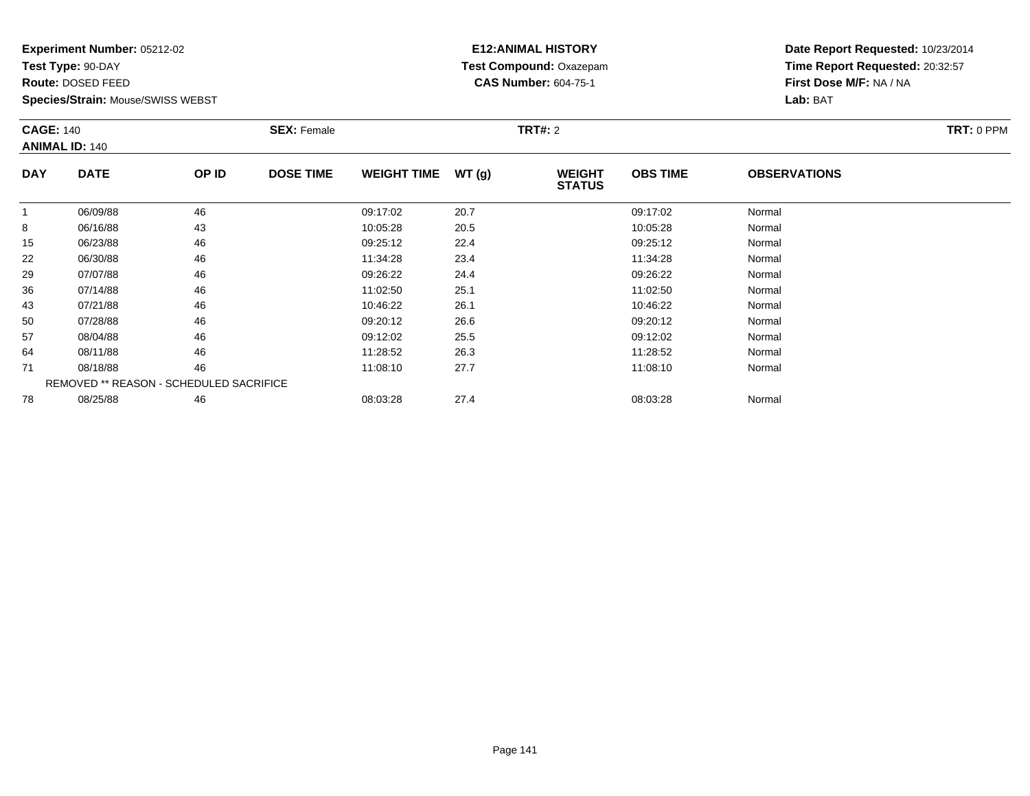**Experiment Number:** 05212-02
**Test Type:** 90-DAY
**Route:** DOSED FEED
**Species/Strain:** Mouse/SWISS WEBST

**E12:ANIMAL HISTORY**
**Test Compound:** Oxazepam
**CAS Number:** 604-75-1

**Date Report Requested:** 10/23/2014
**Time Report Requested:** 20:32:57
**First Dose M/F:** NA / NA
**Lab:** BAT

**CAGE:** 140
**ANIMAL ID:** 140
**SEX:** Female
**TRT#:** 2
**TRT:** 0 PPM

| DAY | DATE | OP ID | DOSE TIME | WEIGHT TIME | WT (g) | WEIGHT STATUS | OBS TIME | OBSERVATIONS |
|---|---|---|---|---|---|---|---|---|
| 1 | 06/09/88 | 46 | | 09:17:02 | 20.7 | | 09:17:02 | Normal |
| 8 | 06/16/88 | 43 | | 10:05:28 | 20.5 | | 10:05:28 | Normal |
| 15 | 06/23/88 | 46 | | 09:25:12 | 22.4 | | 09:25:12 | Normal |
| 22 | 06/30/88 | 46 | | 11:34:28 | 23.4 | | 11:34:28 | Normal |
| 29 | 07/07/88 | 46 | | 09:26:22 | 24.4 | | 09:26:22 | Normal |
| 36 | 07/14/88 | 46 | | 11:02:50 | 25.1 | | 11:02:50 | Normal |
| 43 | 07/21/88 | 46 | | 10:46:22 | 26.1 | | 10:46:22 | Normal |
| 50 | 07/28/88 | 46 | | 09:20:12 | 26.6 | | 09:20:12 | Normal |
| 57 | 08/04/88 | 46 | | 09:12:02 | 25.5 | | 09:12:02 | Normal |
| 64 | 08/11/88 | 46 | | 11:28:52 | 26.3 | | 11:28:52 | Normal |
| 71 | 08/18/88 | 46 | | 11:08:10 | 27.7 | | 11:08:10 | Normal |
| | REMOVED ** REASON - SCHEDULED SACRIFICE | | | | | | | |
| 78 | 08/25/88 | 46 | | 08:03:28 | 27.4 | | 08:03:28 | Normal |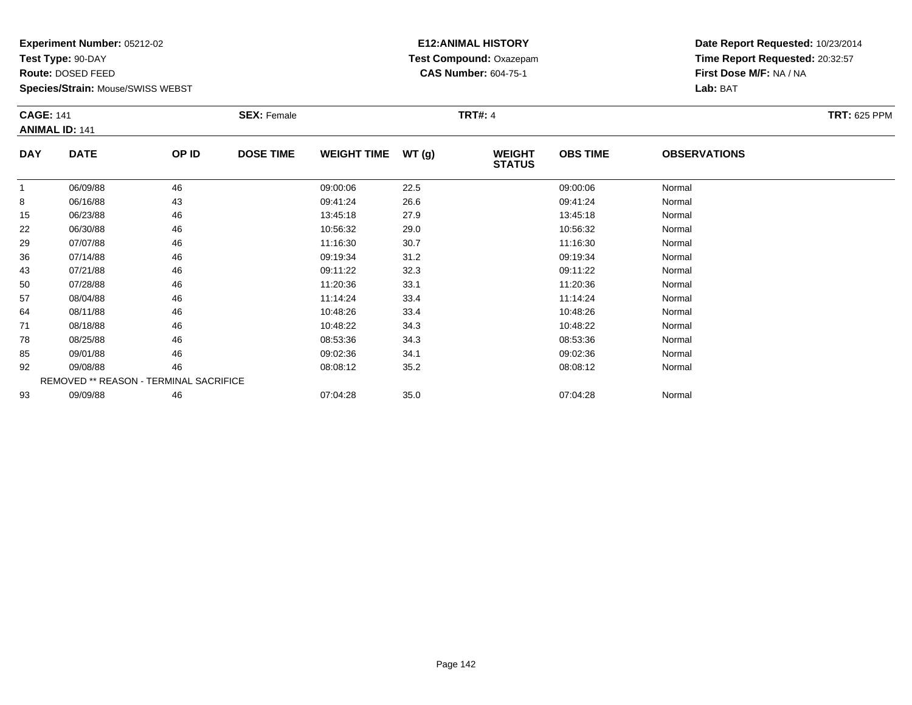**Experiment Number:** 05212-02
**Test Type:** 90-DAY
**Route:** DOSED FEED
**Species/Strain:** Mouse/SWISS WEBST

**E12:ANIMAL HISTORY**
**Test Compound:** Oxazepam
**CAS Number:** 604-75-1

**Date Report Requested:** 10/23/2014
**Time Report Requested:** 20:32:57
**First Dose M/F:** NA / NA
**Lab:** BAT

**CAGE:** 141
**ANIMAL ID:** 141
**SEX:** Female
**TRT#:** 4
**TRT:** 625 PPM

| DAY | DATE | OP ID | DOSE TIME | WEIGHT TIME | WT (g) | WEIGHT STATUS | OBS TIME | OBSERVATIONS |
|---|---|---|---|---|---|---|---|---|
| 1 | 06/09/88 | 46 | | 09:00:06 | 22.5 | | 09:00:06 | Normal |
| 8 | 06/16/88 | 43 | | 09:41:24 | 26.6 | | 09:41:24 | Normal |
| 15 | 06/23/88 | 46 | | 13:45:18 | 27.9 | | 13:45:18 | Normal |
| 22 | 06/30/88 | 46 | | 10:56:32 | 29.0 | | 10:56:32 | Normal |
| 29 | 07/07/88 | 46 | | 11:16:30 | 30.7 | | 11:16:30 | Normal |
| 36 | 07/14/88 | 46 | | 09:19:34 | 31.2 | | 09:19:34 | Normal |
| 43 | 07/21/88 | 46 | | 09:11:22 | 32.3 | | 09:11:22 | Normal |
| 50 | 07/28/88 | 46 | | 11:20:36 | 33.1 | | 11:20:36 | Normal |
| 57 | 08/04/88 | 46 | | 11:14:24 | 33.4 | | 11:14:24 | Normal |
| 64 | 08/11/88 | 46 | | 10:48:26 | 33.4 | | 10:48:26 | Normal |
| 71 | 08/18/88 | 46 | | 10:48:22 | 34.3 | | 10:48:22 | Normal |
| 78 | 08/25/88 | 46 | | 08:53:36 | 34.3 | | 08:53:36 | Normal |
| 85 | 09/01/88 | 46 | | 09:02:36 | 34.1 | | 09:02:36 | Normal |
| 92 | 09/08/88 | 46 | | 08:08:12 | 35.2 | | 08:08:12 | Normal |
| REMOVED ** REASON - TERMINAL SACRIFICE | | | | | | | | |
| 93 | 09/09/88 | 46 | | 07:04:28 | 35.0 | | 07:04:28 | Normal |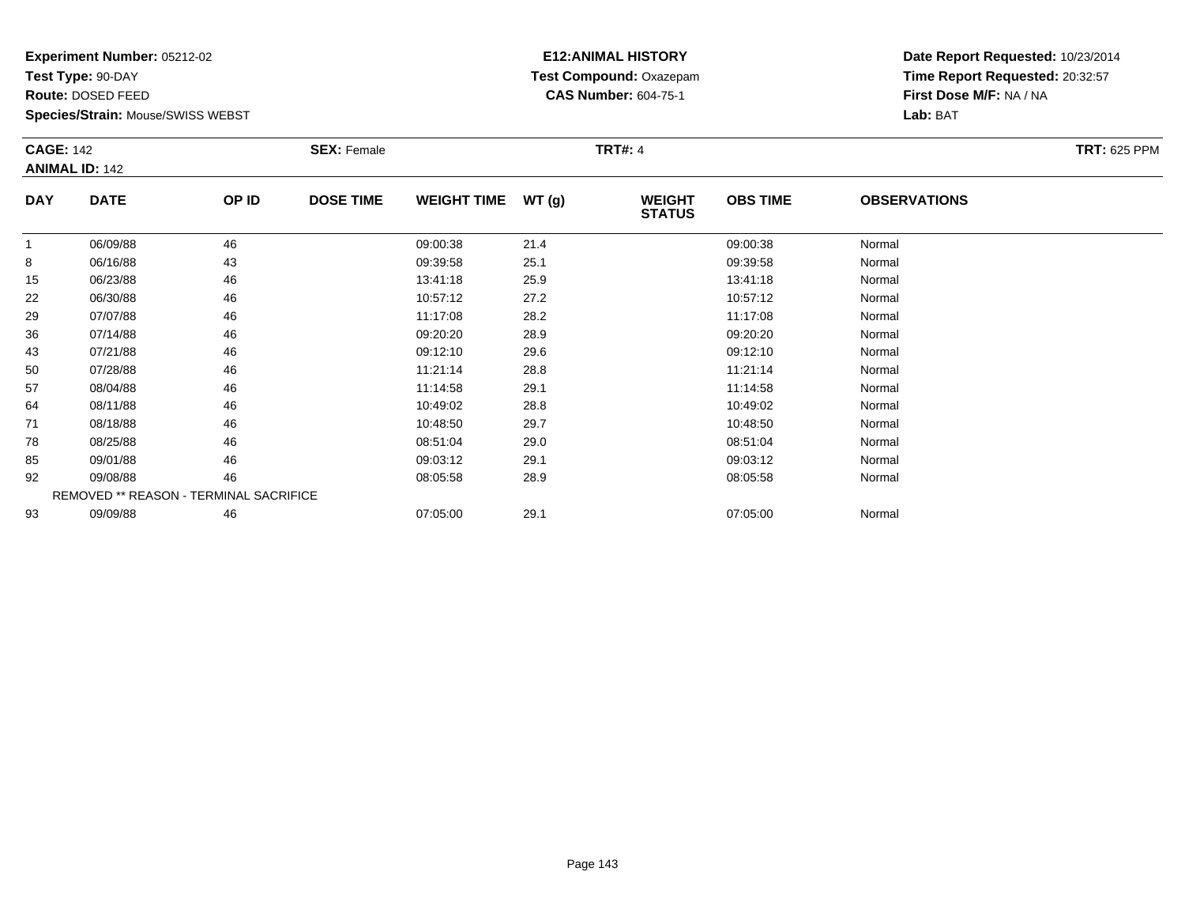**Experiment Number:** 05212-02
**Test Type:** 90-DAY
**Route:** DOSED FEED
**Species/Strain:** Mouse/SWISS WEBST

**E12:ANIMAL HISTORY**
**Test Compound:** Oxazepam
**CAS Number:** 604-75-1

**Date Report Requested:** 10/23/2014
**Time Report Requested:** 20:32:57
**First Dose M/F:** NA / NA
**Lab:** BAT

**CAGE:** 142
**ANIMAL ID:** 142
**SEX:** Female
**TRT#:** 4
**TRT:** 625 PPM

| DAY | DATE | OP ID | DOSE TIME | WEIGHT TIME | WT (g) | WEIGHT STATUS | OBS TIME | OBSERVATIONS |
|---|---|---|---|---|---|---|---|---|
| 1 | 06/09/88 | 46 | | 09:00:38 | 21.4 | | 09:00:38 | Normal |
| 8 | 06/16/88 | 43 | | 09:39:58 | 25.1 | | 09:39:58 | Normal |
| 15 | 06/23/88 | 46 | | 13:41:18 | 25.9 | | 13:41:18 | Normal |
| 22 | 06/30/88 | 46 | | 10:57:12 | 27.2 | | 10:57:12 | Normal |
| 29 | 07/07/88 | 46 | | 11:17:08 | 28.2 | | 11:17:08 | Normal |
| 36 | 07/14/88 | 46 | | 09:20:20 | 28.9 | | 09:20:20 | Normal |
| 43 | 07/21/88 | 46 | | 09:12:10 | 29.6 | | 09:12:10 | Normal |
| 50 | 07/28/88 | 46 | | 11:21:14 | 28.8 | | 11:21:14 | Normal |
| 57 | 08/04/88 | 46 | | 11:14:58 | 29.1 | | 11:14:58 | Normal |
| 64 | 08/11/88 | 46 | | 10:49:02 | 28.8 | | 10:49:02 | Normal |
| 71 | 08/18/88 | 46 | | 10:48:50 | 29.7 | | 10:48:50 | Normal |
| 78 | 08/25/88 | 46 | | 08:51:04 | 29.0 | | 08:51:04 | Normal |
| 85 | 09/01/88 | 46 | | 09:03:12 | 29.1 | | 09:03:12 | Normal |
| 92 | 09/08/88 | 46 | | 08:05:58 | 28.9 | | 08:05:58 | Normal |
| | REMOVED ** REASON - TERMINAL SACRIFICE | | | | | | | |
| 93 | 09/09/88 | 46 | | 07:05:00 | 29.1 | | 07:05:00 | Normal |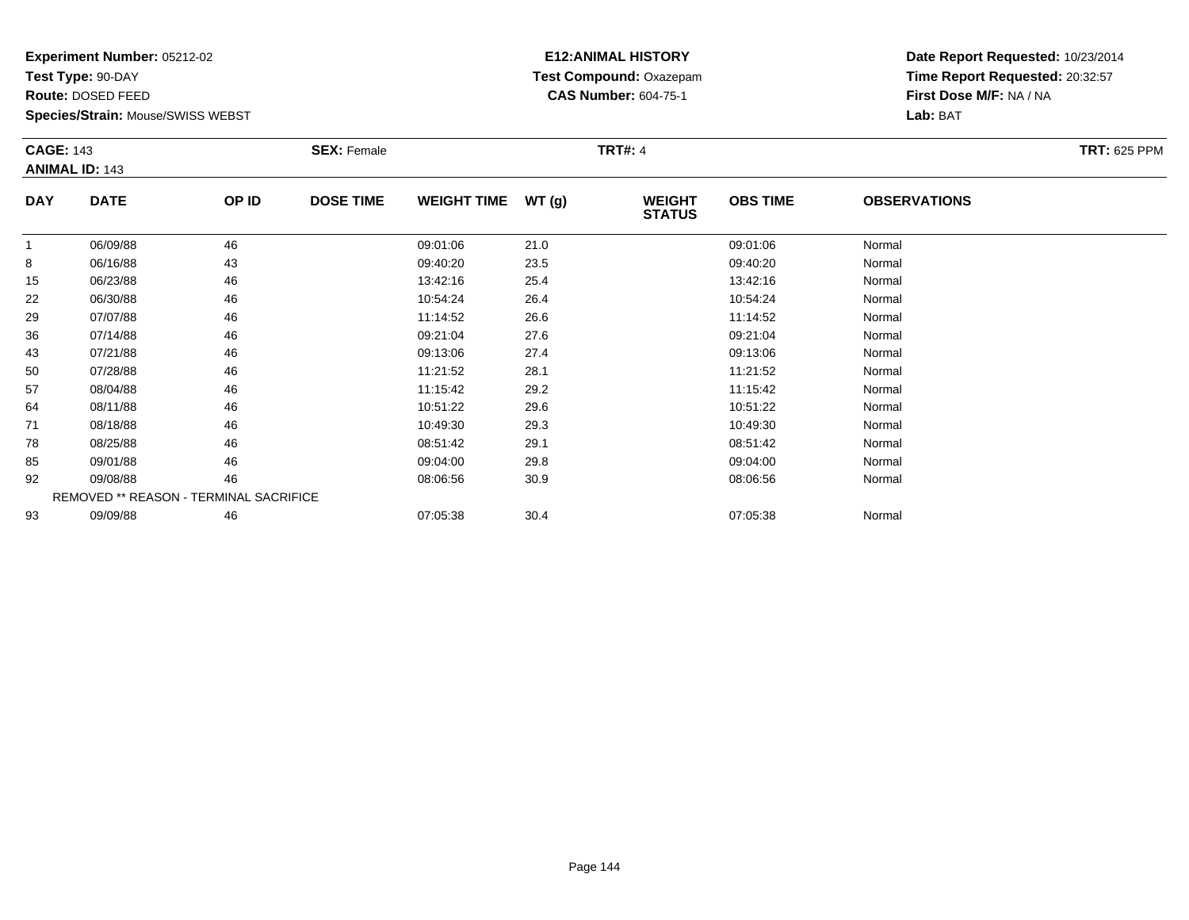**Experiment Number:** 05212-02
**Test Type:** 90-DAY
**Route:** DOSED FEED
**Species/Strain:** Mouse/SWISS WEBST

**E12:ANIMAL HISTORY**
**Test Compound:** Oxazepam
**CAS Number:** 604-75-1

**Date Report Requested:** 10/23/2014
**Time Report Requested:** 20:32:57
**First Dose M/F:** NA / NA
**Lab:** BAT

**CAGE:** 143 **SEX:** Female **TRT#:** 4 **TRT:** 625 PPM
**ANIMAL ID:** 143

| DAY | DATE | OP ID | DOSE TIME | WEIGHT TIME | WT (g) | WEIGHT STATUS | OBS TIME | OBSERVATIONS |
|---|---|---|---|---|---|---|---|---|
| 1 | 06/09/88 | 46 | | 09:01:06 | 21.0 | | 09:01:06 | Normal |
| 8 | 06/16/88 | 43 | | 09:40:20 | 23.5 | | 09:40:20 | Normal |
| 15 | 06/23/88 | 46 | | 13:42:16 | 25.4 | | 13:42:16 | Normal |
| 22 | 06/30/88 | 46 | | 10:54:24 | 26.4 | | 10:54:24 | Normal |
| 29 | 07/07/88 | 46 | | 11:14:52 | 26.6 | | 11:14:52 | Normal |
| 36 | 07/14/88 | 46 | | 09:21:04 | 27.6 | | 09:21:04 | Normal |
| 43 | 07/21/88 | 46 | | 09:13:06 | 27.4 | | 09:13:06 | Normal |
| 50 | 07/28/88 | 46 | | 11:21:52 | 28.1 | | 11:21:52 | Normal |
| 57 | 08/04/88 | 46 | | 11:15:42 | 29.2 | | 11:15:42 | Normal |
| 64 | 08/11/88 | 46 | | 10:51:22 | 29.6 | | 10:51:22 | Normal |
| 71 | 08/18/88 | 46 | | 10:49:30 | 29.3 | | 10:49:30 | Normal |
| 78 | 08/25/88 | 46 | | 08:51:42 | 29.1 | | 08:51:42 | Normal |
| 85 | 09/01/88 | 46 | | 09:04:00 | 29.8 | | 09:04:00 | Normal |
| 92 | 09/08/88 | 46 | | 08:06:56 | 30.9 | | 08:06:56 | Normal |
| REMOVED ** REASON - TERMINAL SACRIFICE | | | | | | | | |
| 93 | 09/09/88 | 46 | | 07:05:38 | 30.4 | | 07:05:38 | Normal |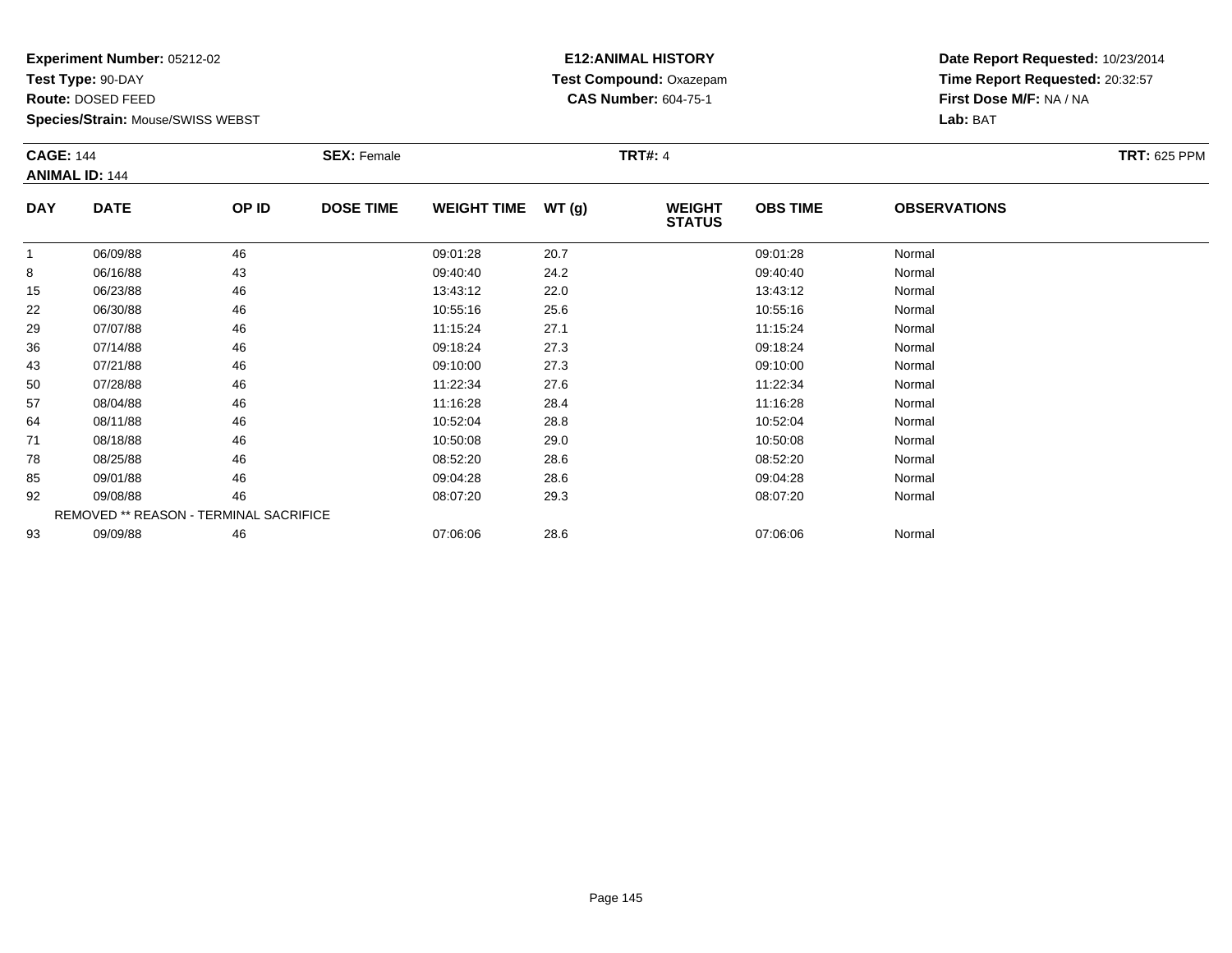**Experiment Number:** 05212-02
**Test Type:** 90-DAY
**Route:** DOSED FEED
**Species/Strain:** Mouse/SWISS WEBST

**E12:ANIMAL HISTORY**
**Test Compound:** Oxazepam
**CAS Number:** 604-75-1

**Date Report Requested:** 10/23/2014
**Time Report Requested:** 20:32:57
**First Dose M/F:** NA / NA
**Lab:** BAT

**CAGE:** 144
**ANIMAL ID:** 144
**SEX:** Female
**TRT#:** 4
**TRT:** 625 PPM

| DAY | DATE | OP ID | DOSE TIME | WEIGHT TIME | WT (g) | WEIGHT STATUS | OBS TIME | OBSERVATIONS |
|---|---|---|---|---|---|---|---|---|
| 1 | 06/09/88 | 46 | | 09:01:28 | 20.7 | | 09:01:28 | Normal |
| 8 | 06/16/88 | 43 | | 09:40:40 | 24.2 | | 09:40:40 | Normal |
| 15 | 06/23/88 | 46 | | 13:43:12 | 22.0 | | 13:43:12 | Normal |
| 22 | 06/30/88 | 46 | | 10:55:16 | 25.6 | | 10:55:16 | Normal |
| 29 | 07/07/88 | 46 | | 11:15:24 | 27.1 | | 11:15:24 | Normal |
| 36 | 07/14/88 | 46 | | 09:18:24 | 27.3 | | 09:18:24 | Normal |
| 43 | 07/21/88 | 46 | | 09:10:00 | 27.3 | | 09:10:00 | Normal |
| 50 | 07/28/88 | 46 | | 11:22:34 | 27.6 | | 11:22:34 | Normal |
| 57 | 08/04/88 | 46 | | 11:16:28 | 28.4 | | 11:16:28 | Normal |
| 64 | 08/11/88 | 46 | | 10:52:04 | 28.8 | | 10:52:04 | Normal |
| 71 | 08/18/88 | 46 | | 10:50:08 | 29.0 | | 10:50:08 | Normal |
| 78 | 08/25/88 | 46 | | 08:52:20 | 28.6 | | 08:52:20 | Normal |
| 85 | 09/01/88 | 46 | | 09:04:28 | 28.6 | | 09:04:28 | Normal |
| 92 | 09/08/88 | 46 | | 08:07:20 | 29.3 | | 08:07:20 | Normal |
| REMOVED ** REASON - TERMINAL SACRIFICE | | | | | | | | |
| 93 | 09/09/88 | 46 | | 07:06:06 | 28.6 | | 07:06:06 | Normal |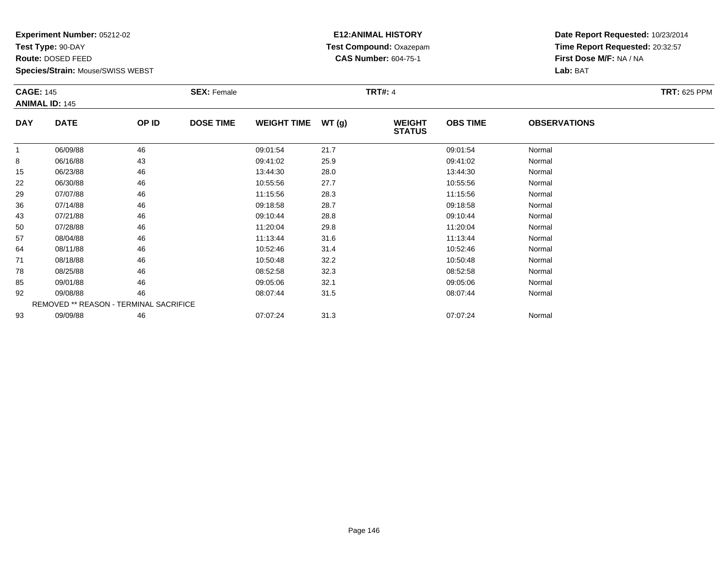**Experiment Number:** 05212-02
**Test Type:** 90-DAY
**Route:** DOSED FEED
**Species/Strain:** Mouse/SWISS WEBST

**E12:ANIMAL HISTORY**
**Test Compound:** Oxazepam
**CAS Number:** 604-75-1

**Date Report Requested:** 10/23/2014
**Time Report Requested:** 20:32:57
**First Dose M/F:** NA / NA
**Lab:** BAT

**CAGE:** 145 **SEX:** Female **TRT#:** 4 **TRT:** 625 PPM
**ANIMAL ID:** 145

| DAY | DATE | OP ID | DOSE TIME | WEIGHT TIME | WT (g) | WEIGHT STATUS | OBS TIME | OBSERVATIONS |
|---|---|---|---|---|---|---|---|---|
| 1 | 06/09/88 | 46 | | 09:01:54 | 21.7 | | 09:01:54 | Normal |
| 8 | 06/16/88 | 43 | | 09:41:02 | 25.9 | | 09:41:02 | Normal |
| 15 | 06/23/88 | 46 | | 13:44:30 | 28.0 | | 13:44:30 | Normal |
| 22 | 06/30/88 | 46 | | 10:55:56 | 27.7 | | 10:55:56 | Normal |
| 29 | 07/07/88 | 46 | | 11:15:56 | 28.3 | | 11:15:56 | Normal |
| 36 | 07/14/88 | 46 | | 09:18:58 | 28.7 | | 09:18:58 | Normal |
| 43 | 07/21/88 | 46 | | 09:10:44 | 28.8 | | 09:10:44 | Normal |
| 50 | 07/28/88 | 46 | | 11:20:04 | 29.8 | | 11:20:04 | Normal |
| 57 | 08/04/88 | 46 | | 11:13:44 | 31.6 | | 11:13:44 | Normal |
| 64 | 08/11/88 | 46 | | 10:52:46 | 31.4 | | 10:52:46 | Normal |
| 71 | 08/18/88 | 46 | | 10:50:48 | 32.2 | | 10:50:48 | Normal |
| 78 | 08/25/88 | 46 | | 08:52:58 | 32.3 | | 08:52:58 | Normal |
| 85 | 09/01/88 | 46 | | 09:05:06 | 32.1 | | 09:05:06 | Normal |
| 92 | 09/08/88 | 46 | | 08:07:44 | 31.5 | | 08:07:44 | Normal |
| | REMOVED ** REASON - TERMINAL SACRIFICE | | | | | | | |
| 93 | 09/09/88 | 46 | | 07:07:24 | 31.3 | | 07:07:24 | Normal |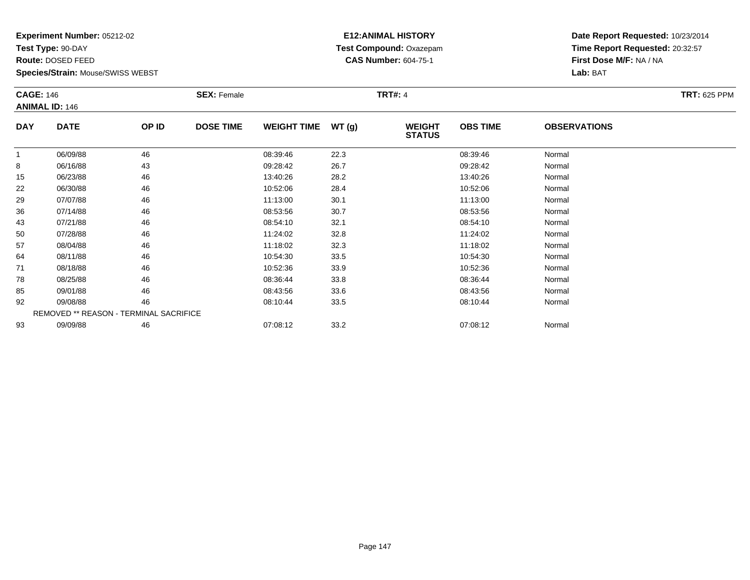**Experiment Number:** 05212-02
**Test Type:** 90-DAY
**Route:** DOSED FEED
**Species/Strain:** Mouse/SWISS WEBST

**E12:ANIMAL HISTORY**
**Test Compound:** Oxazepam
**CAS Number:** 604-75-1

**Date Report Requested:** 10/23/2014
**Time Report Requested:** 20:32:57
**First Dose M/F:** NA / NA
**Lab:** BAT

**CAGE:** 146
**ANIMAL ID:** 146
**SEX:** Female
**TRT#:** 4
**TRT:** 625 PPM

| DAY | DATE | OP ID | DOSE TIME | WEIGHT TIME | WT (g) | WEIGHT STATUS | OBS TIME | OBSERVATIONS |
|---|---|---|---|---|---|---|---|---|
| 1 | 06/09/88 | 46 | | 08:39:46 | 22.3 | | 08:39:46 | Normal |
| 8 | 06/16/88 | 43 | | 09:28:42 | 26.7 | | 09:28:42 | Normal |
| 15 | 06/23/88 | 46 | | 13:40:26 | 28.2 | | 13:40:26 | Normal |
| 22 | 06/30/88 | 46 | | 10:52:06 | 28.4 | | 10:52:06 | Normal |
| 29 | 07/07/88 | 46 | | 11:13:00 | 30.1 | | 11:13:00 | Normal |
| 36 | 07/14/88 | 46 | | 08:53:56 | 30.7 | | 08:53:56 | Normal |
| 43 | 07/21/88 | 46 | | 08:54:10 | 32.1 | | 08:54:10 | Normal |
| 50 | 07/28/88 | 46 | | 11:24:02 | 32.8 | | 11:24:02 | Normal |
| 57 | 08/04/88 | 46 | | 11:18:02 | 32.3 | | 11:18:02 | Normal |
| 64 | 08/11/88 | 46 | | 10:54:30 | 33.5 | | 10:54:30 | Normal |
| 71 | 08/18/88 | 46 | | 10:52:36 | 33.9 | | 10:52:36 | Normal |
| 78 | 08/25/88 | 46 | | 08:36:44 | 33.8 | | 08:36:44 | Normal |
| 85 | 09/01/88 | 46 | | 08:43:56 | 33.6 | | 08:43:56 | Normal |
| 92 | 09/08/88 | 46 | | 08:10:44 | 33.5 | | 08:10:44 | Normal |
| | REMOVED ** REASON - TERMINAL SACRIFICE | | | | | | | |
| 93 | 09/09/88 | 46 | | 07:08:12 | 33.2 | | 07:08:12 | Normal |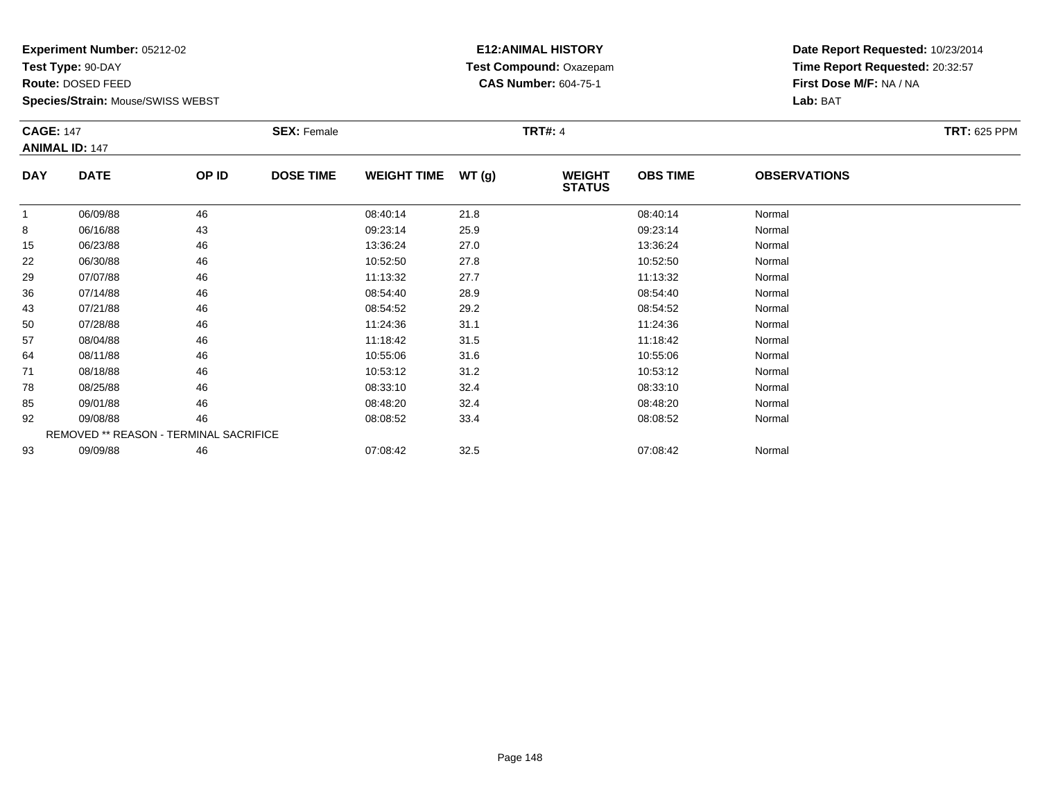**Experiment Number:** 05212-02
**Test Type:** 90-DAY
**Route:** DOSED FEED
**Species/Strain:** Mouse/SWISS WEBST

**E12:ANIMAL HISTORY**
**Test Compound:** Oxazepam
**CAS Number:** 604-75-1

**Date Report Requested:** 10/23/2014
**Time Report Requested:** 20:32:57
**First Dose M/F:** NA / NA
**Lab:** BAT

**CAGE:** 147 **SEX:** Female **TRT#:** 4 **TRT:** 625 PPM
**ANIMAL ID:** 147

| DAY | DATE | OP ID | DOSE TIME | WEIGHT TIME | WT (g) | WEIGHT STATUS | OBS TIME | OBSERVATIONS |
|---|---|---|---|---|---|---|---|---|
| 1 | 06/09/88 | 46 | | 08:40:14 | 21.8 | | 08:40:14 | Normal |
| 8 | 06/16/88 | 43 | | 09:23:14 | 25.9 | | 09:23:14 | Normal |
| 15 | 06/23/88 | 46 | | 13:36:24 | 27.0 | | 13:36:24 | Normal |
| 22 | 06/30/88 | 46 | | 10:52:50 | 27.8 | | 10:52:50 | Normal |
| 29 | 07/07/88 | 46 | | 11:13:32 | 27.7 | | 11:13:32 | Normal |
| 36 | 07/14/88 | 46 | | 08:54:40 | 28.9 | | 08:54:40 | Normal |
| 43 | 07/21/88 | 46 | | 08:54:52 | 29.2 | | 08:54:52 | Normal |
| 50 | 07/28/88 | 46 | | 11:24:36 | 31.1 | | 11:24:36 | Normal |
| 57 | 08/04/88 | 46 | | 11:18:42 | 31.5 | | 11:18:42 | Normal |
| 64 | 08/11/88 | 46 | | 10:55:06 | 31.6 | | 10:55:06 | Normal |
| 71 | 08/18/88 | 46 | | 10:53:12 | 31.2 | | 10:53:12 | Normal |
| 78 | 08/25/88 | 46 | | 08:33:10 | 32.4 | | 08:33:10 | Normal |
| 85 | 09/01/88 | 46 | | 08:48:20 | 32.4 | | 08:48:20 | Normal |
| 92 | 09/08/88 | 46 | | 08:08:52 | 33.4 | | 08:08:52 | Normal |
| REMOVED ** REASON - TERMINAL SACRIFICE | | | | | | | | |
| 93 | 09/09/88 | 46 | | 07:08:42 | 32.5 | | 07:08:42 | Normal |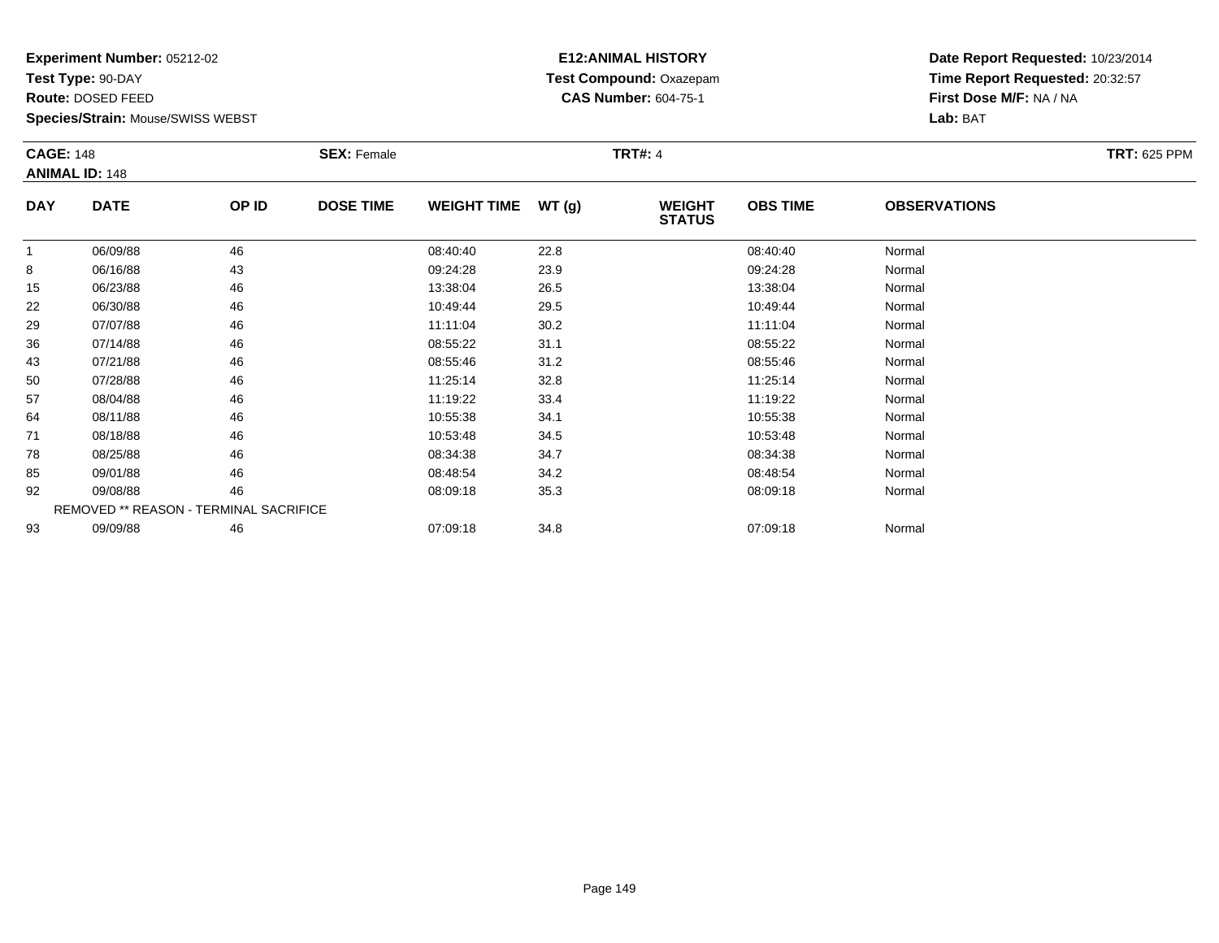**Experiment Number:** 05212-02
**Test Type:** 90-DAY
**Route:** DOSED FEED
**Species/Strain:** Mouse/SWISS WEBST

**E12:ANIMAL HISTORY**
**Test Compound:** Oxazepam
**CAS Number:** 604-75-1

**Date Report Requested:** 10/23/2014
**Time Report Requested:** 20:32:57
**First Dose M/F:** NA / NA
**Lab:** BAT

**CAGE:** 148
**ANIMAL ID:** 148
**SEX:** Female
**TRT#:** 4
**TRT:** 625 PPM

| DAY | DATE | OP ID | DOSE TIME | WEIGHT TIME | WT (g) | WEIGHT STATUS | OBS TIME | OBSERVATIONS |
|---|---|---|---|---|---|---|---|---|
| 1 | 06/09/88 | 46 | | 08:40:40 | 22.8 | | 08:40:40 | Normal |
| 8 | 06/16/88 | 43 | | 09:24:28 | 23.9 | | 09:24:28 | Normal |
| 15 | 06/23/88 | 46 | | 13:38:04 | 26.5 | | 13:38:04 | Normal |
| 22 | 06/30/88 | 46 | | 10:49:44 | 29.5 | | 10:49:44 | Normal |
| 29 | 07/07/88 | 46 | | 11:11:04 | 30.2 | | 11:11:04 | Normal |
| 36 | 07/14/88 | 46 | | 08:55:22 | 31.1 | | 08:55:22 | Normal |
| 43 | 07/21/88 | 46 | | 08:55:46 | 31.2 | | 08:55:46 | Normal |
| 50 | 07/28/88 | 46 | | 11:25:14 | 32.8 | | 11:25:14 | Normal |
| 57 | 08/04/88 | 46 | | 11:19:22 | 33.4 | | 11:19:22 | Normal |
| 64 | 08/11/88 | 46 | | 10:55:38 | 34.1 | | 10:55:38 | Normal |
| 71 | 08/18/88 | 46 | | 10:53:48 | 34.5 | | 10:53:48 | Normal |
| 78 | 08/25/88 | 46 | | 08:34:38 | 34.7 | | 08:34:38 | Normal |
| 85 | 09/01/88 | 46 | | 08:48:54 | 34.2 | | 08:48:54 | Normal |
| 92 | 09/08/88 | 46 | | 08:09:18 | 35.3 | | 08:09:18 | Normal |
| REMOVED ** REASON - TERMINAL SACRIFICE | | | | | | | | |
| 93 | 09/09/88 | 46 | | 07:09:18 | 34.8 | | 07:09:18 | Normal |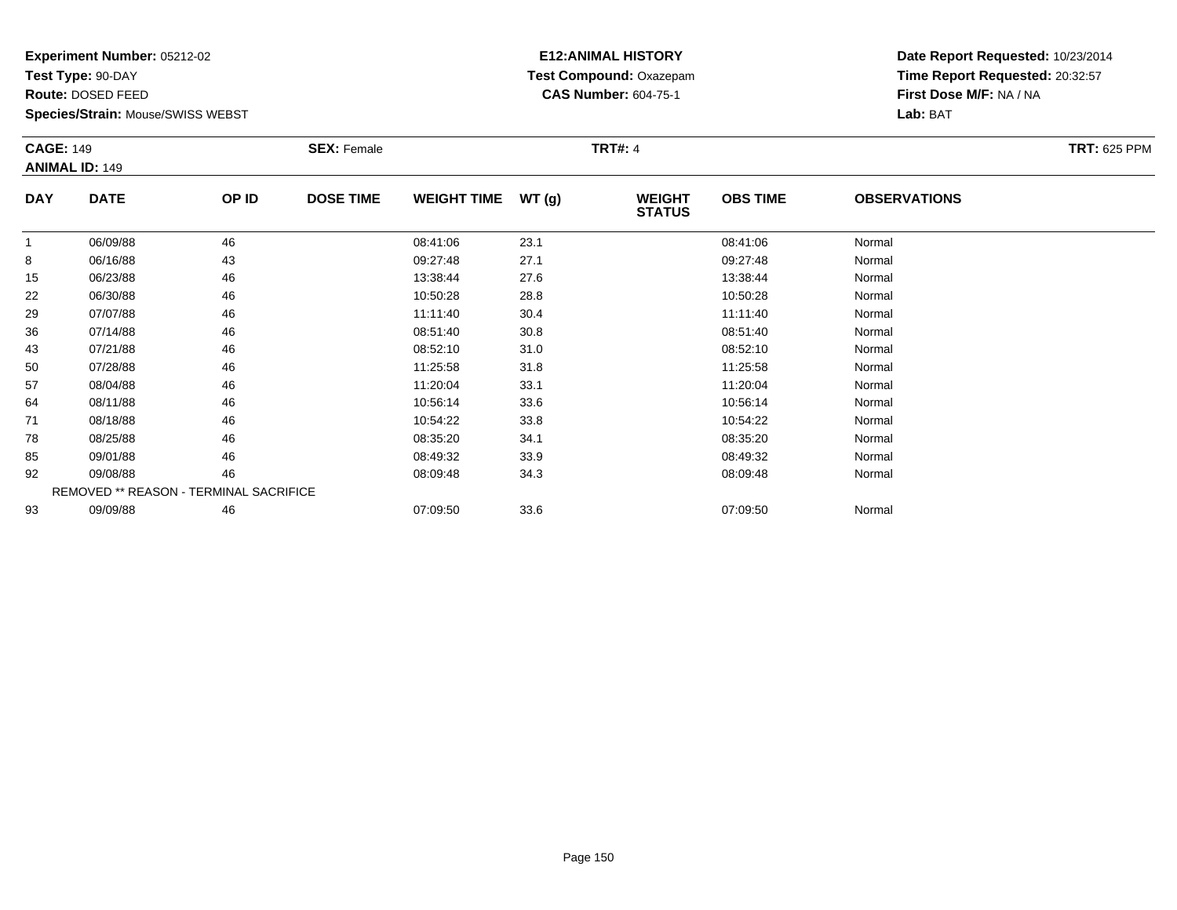**Experiment Number:** 05212-02
**Test Type:** 90-DAY
**Route:** DOSED FEED
**Species/Strain:** Mouse/SWISS WEBST

**E12:ANIMAL HISTORY**
**Test Compound:** Oxazepam
**CAS Number:** 604-75-1

**Date Report Requested:** 10/23/2014
**Time Report Requested:** 20:32:57
**First Dose M/F:** NA / NA
**Lab:** BAT

**CAGE:** 149
**ANIMAL ID:** 149
**SEX:** Female
**TRT#:** 4
**TRT:** 625 PPM

| DAY | DATE | OP ID | DOSE TIME | WEIGHT TIME | WT (g) | WEIGHT STATUS | OBS TIME | OBSERVATIONS |
|---|---|---|---|---|---|---|---|---|
| 1 | 06/09/88 | 46 | | 08:41:06 | 23.1 | | 08:41:06 | Normal |
| 8 | 06/16/88 | 43 | | 09:27:48 | 27.1 | | 09:27:48 | Normal |
| 15 | 06/23/88 | 46 | | 13:38:44 | 27.6 | | 13:38:44 | Normal |
| 22 | 06/30/88 | 46 | | 10:50:28 | 28.8 | | 10:50:28 | Normal |
| 29 | 07/07/88 | 46 | | 11:11:40 | 30.4 | | 11:11:40 | Normal |
| 36 | 07/14/88 | 46 | | 08:51:40 | 30.8 | | 08:51:40 | Normal |
| 43 | 07/21/88 | 46 | | 08:52:10 | 31.0 | | 08:52:10 | Normal |
| 50 | 07/28/88 | 46 | | 11:25:58 | 31.8 | | 11:25:58 | Normal |
| 57 | 08/04/88 | 46 | | 11:20:04 | 33.1 | | 11:20:04 | Normal |
| 64 | 08/11/88 | 46 | | 10:56:14 | 33.6 | | 10:56:14 | Normal |
| 71 | 08/18/88 | 46 | | 10:54:22 | 33.8 | | 10:54:22 | Normal |
| 78 | 08/25/88 | 46 | | 08:35:20 | 34.1 | | 08:35:20 | Normal |
| 85 | 09/01/88 | 46 | | 08:49:32 | 33.9 | | 08:49:32 | Normal |
| 92 | 09/08/88 | 46 | | 08:09:48 | 34.3 | | 08:09:48 | Normal |
| REMOVED ** REASON - TERMINAL SACRIFICE | | | | | | | | |
| 93 | 09/09/88 | 46 | | 07:09:50 | 33.6 | | 07:09:50 | Normal |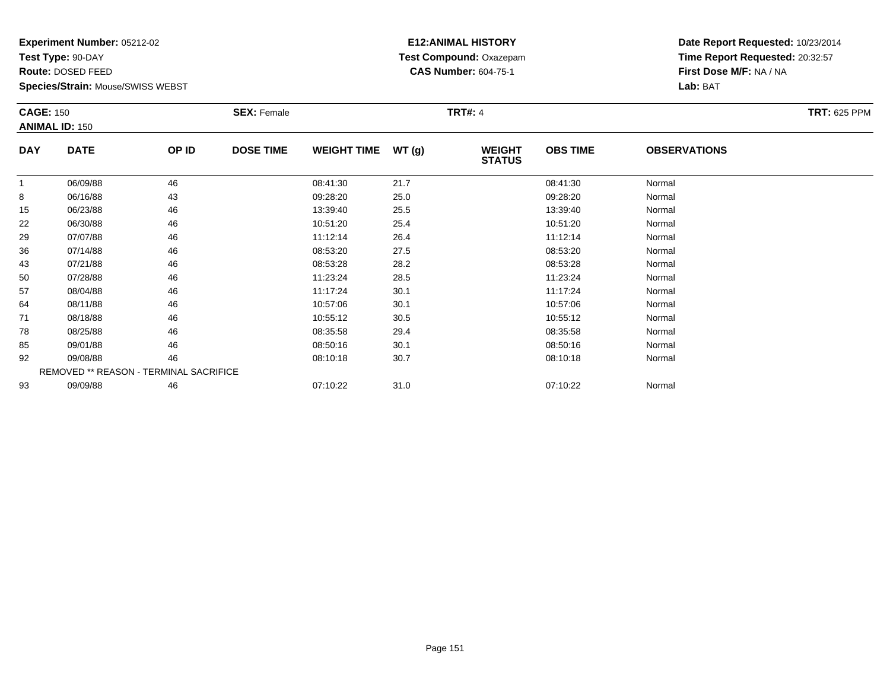**Experiment Number:** 05212-02
**Test Type:** 90-DAY
**Route:** DOSED FEED
**Species/Strain:** Mouse/SWISS WEBST

**E12:ANIMAL HISTORY**
**Test Compound:** Oxazepam
**CAS Number:** 604-75-1

**Date Report Requested:** 10/23/2014
**Time Report Requested:** 20:32:57
**First Dose M/F:** NA / NA
**Lab:** BAT

**CAGE:** 150
**ANIMAL ID:** 150
**SEX:** Female
**TRT#:** 4
**TRT:** 625 PPM

| DAY | DATE | OP ID | DOSE TIME | WEIGHT TIME | WT (g) | WEIGHT STATUS | OBS TIME | OBSERVATIONS |
|---|---|---|---|---|---|---|---|---|
| 1 | 06/09/88 | 46 | | 08:41:30 | 21.7 | | 08:41:30 | Normal |
| 8 | 06/16/88 | 43 | | 09:28:20 | 25.0 | | 09:28:20 | Normal |
| 15 | 06/23/88 | 46 | | 13:39:40 | 25.5 | | 13:39:40 | Normal |
| 22 | 06/30/88 | 46 | | 10:51:20 | 25.4 | | 10:51:20 | Normal |
| 29 | 07/07/88 | 46 | | 11:12:14 | 26.4 | | 11:12:14 | Normal |
| 36 | 07/14/88 | 46 | | 08:53:20 | 27.5 | | 08:53:20 | Normal |
| 43 | 07/21/88 | 46 | | 08:53:28 | 28.2 | | 08:53:28 | Normal |
| 50 | 07/28/88 | 46 | | 11:23:24 | 28.5 | | 11:23:24 | Normal |
| 57 | 08/04/88 | 46 | | 11:17:24 | 30.1 | | 11:17:24 | Normal |
| 64 | 08/11/88 | 46 | | 10:57:06 | 30.1 | | 10:57:06 | Normal |
| 71 | 08/18/88 | 46 | | 10:55:12 | 30.5 | | 10:55:12 | Normal |
| 78 | 08/25/88 | 46 | | 08:35:58 | 29.4 | | 08:35:58 | Normal |
| 85 | 09/01/88 | 46 | | 08:50:16 | 30.1 | | 08:50:16 | Normal |
| 92 | 09/08/88 | 46 | | 08:10:18 | 30.7 | | 08:10:18 | Normal |
| REMOVED ** REASON - TERMINAL SACRIFICE | | | | | | | | |
| 93 | 09/09/88 | 46 | | 07:10:22 | 31.0 | | 07:10:22 | Normal |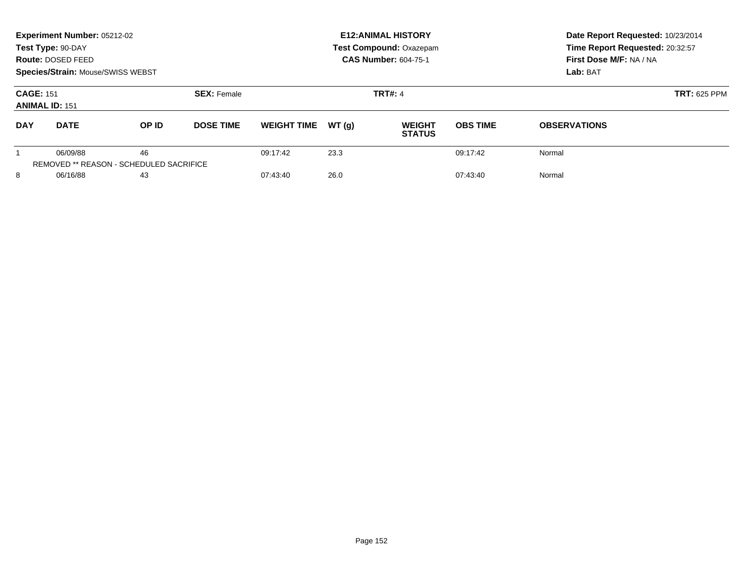**Experiment Number:** 05212-02
**Test Type:** 90-DAY
**Route:** DOSED FEED
**Species/Strain:** Mouse/SWISS WEBST

**E12:ANIMAL HISTORY**
**Test Compound:** Oxazepam
**CAS Number:** 604-75-1

**Date Report Requested:** 10/23/2014
**Time Report Requested:** 20:32:57
**First Dose M/F:** NA / NA
**Lab:** BAT

**CAGE:** 151
**ANIMAL ID:** 151
**SEX:** Female
**TRT#:** 4
**TRT:** 625 PPM

| DAY | DATE | OP ID | DOSE TIME | WEIGHT TIME | WT (g) | WEIGHT STATUS | OBS TIME | OBSERVATIONS |
|---|---|---|---|---|---|---|---|---|
| 1 | 06/09/88 | 46 | | 09:17:42 | 23.3 | | 09:17:42 | Normal |
| REMOVED ** REASON - SCHEDULED SACRIFICE | | | | | | | | |
| 8 | 06/16/88 | 43 | | 07:43:40 | 26.0 | | 07:43:40 | Normal |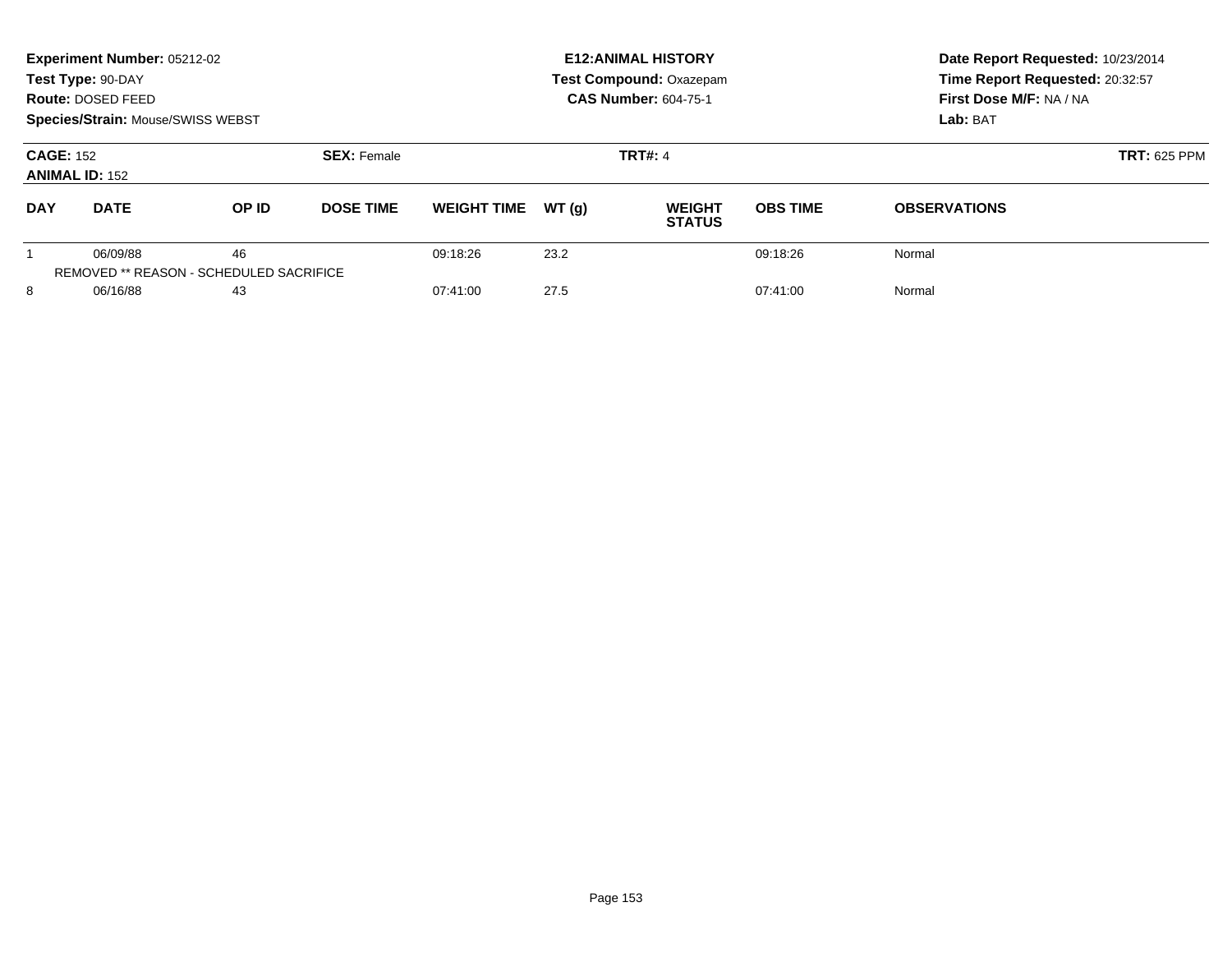**Experiment Number:** 05212-02
**Test Type:** 90-DAY
**Route:** DOSED FEED
**Species/Strain:** Mouse/SWISS WEBST

**E12:ANIMAL HISTORY**
**Test Compound:** Oxazepam
**CAS Number:** 604-75-1

**Date Report Requested:** 10/23/2014
**Time Report Requested:** 20:32:57
**First Dose M/F:** NA / NA
**Lab:** BAT

**CAGE:** 152
**ANIMAL ID:** 152
**SEX:** Female
**TRT#:** 4
**TRT:** 625 PPM

| DAY | DATE | OP ID | DOSE TIME | WEIGHT TIME | WT (g) | WEIGHT STATUS | OBS TIME | OBSERVATIONS |
|---|---|---|---|---|---|---|---|---|
| 1 | 06/09/88 | 46 | | 09:18:26 | 23.2 | | 09:18:26 | Normal |
| REMOVED ** REASON - SCHEDULED SACRIFICE | | | | | | | | |
| 8 | 06/16/88 | 43 | | 07:41:00 | 27.5 | | 07:41:00 | Normal |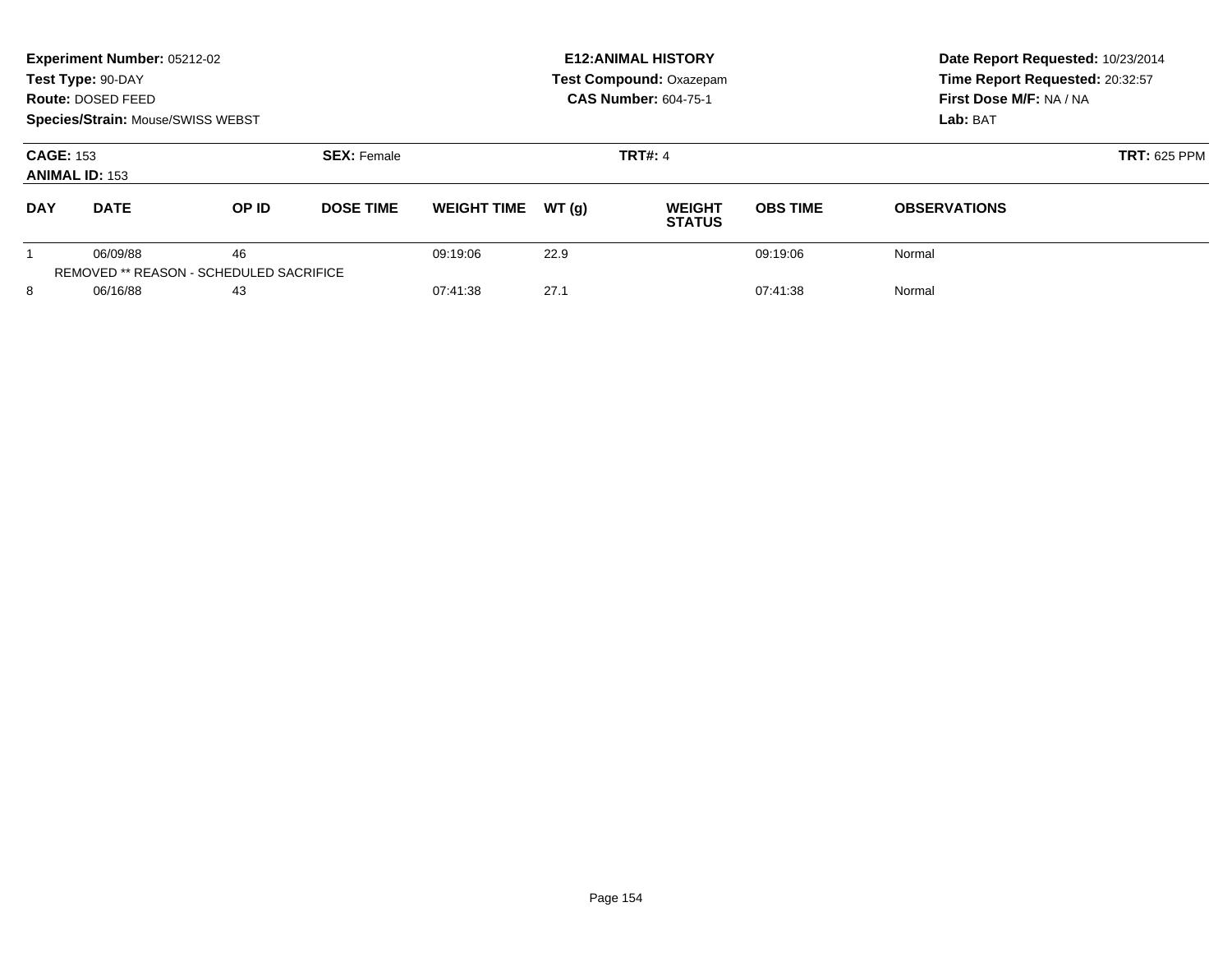**Experiment Number:** 05212-02
**Test Type:** 90-DAY
**Route:** DOSED FEED
**Species/Strain:** Mouse/SWISS WEBST

**E12:ANIMAL HISTORY**
**Test Compound:** Oxazepam
**CAS Number:** 604-75-1

**Date Report Requested:** 10/23/2014
**Time Report Requested:** 20:32:57
**First Dose M/F:** NA / NA
**Lab:** BAT

**CAGE:** 153
**ANIMAL ID:** 153
**SEX:** Female
**TRT#:** 4
**TRT:** 625 PPM

| DAY | DATE | OP ID | DOSE TIME | WEIGHT TIME | WT (g) | WEIGHT STATUS | OBS TIME | OBSERVATIONS |
|---|---|---|---|---|---|---|---|---|
| 1 | 06/09/88 | 46 | | 09:19:06 | 22.9 | | 09:19:06 | Normal |
| REMOVED ** REASON - SCHEDULED SACRIFICE | | | | | | | | |
| 8 | 06/16/88 | 43 | | 07:41:38 | 27.1 | | 07:41:38 | Normal |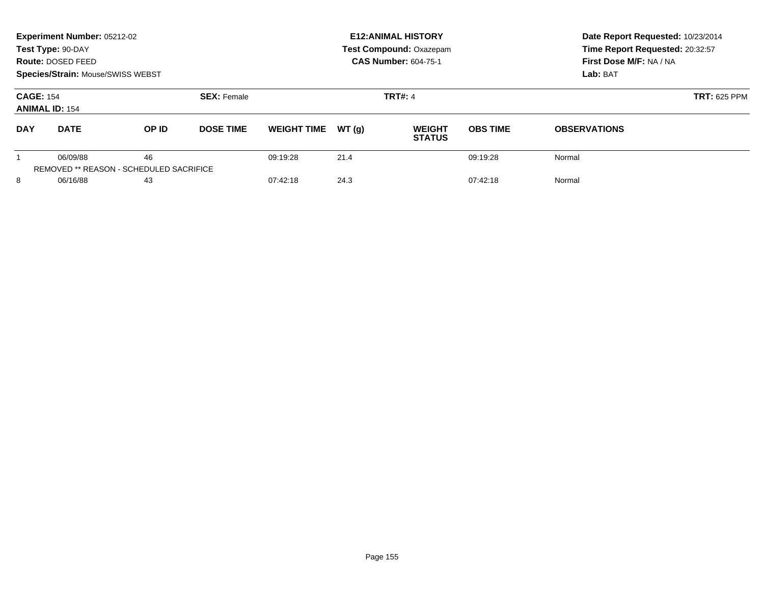**Experiment Number:** 05212-02
**Test Type:** 90-DAY
**Route:** DOSED FEED
**Species/Strain:** Mouse/SWISS WEBST

**E12:ANIMAL HISTORY**
**Test Compound:** Oxazepam
**CAS Number:** 604-75-1

**Date Report Requested:** 10/23/2014
**Time Report Requested:** 20:32:57
**First Dose M/F:** NA / NA
**Lab:** BAT

**CAGE:** 154
**ANIMAL ID:** 154
**SEX:** Female
**TRT#:** 4
**TRT:** 625 PPM

| DAY | DATE | OP ID | DOSE TIME | WEIGHT TIME | WT (g) | WEIGHT STATUS | OBS TIME | OBSERVATIONS |
|---|---|---|---|---|---|---|---|---|
| 1 | 06/09/88 | 46 | | 09:19:28 | 21.4 | | 09:19:28 | Normal |
| REMOVED ** REASON - SCHEDULED SACRIFICE | | | | | | | | |
| 8 | 06/16/88 | 43 | | 07:42:18 | 24.3 | | 07:42:18 | Normal |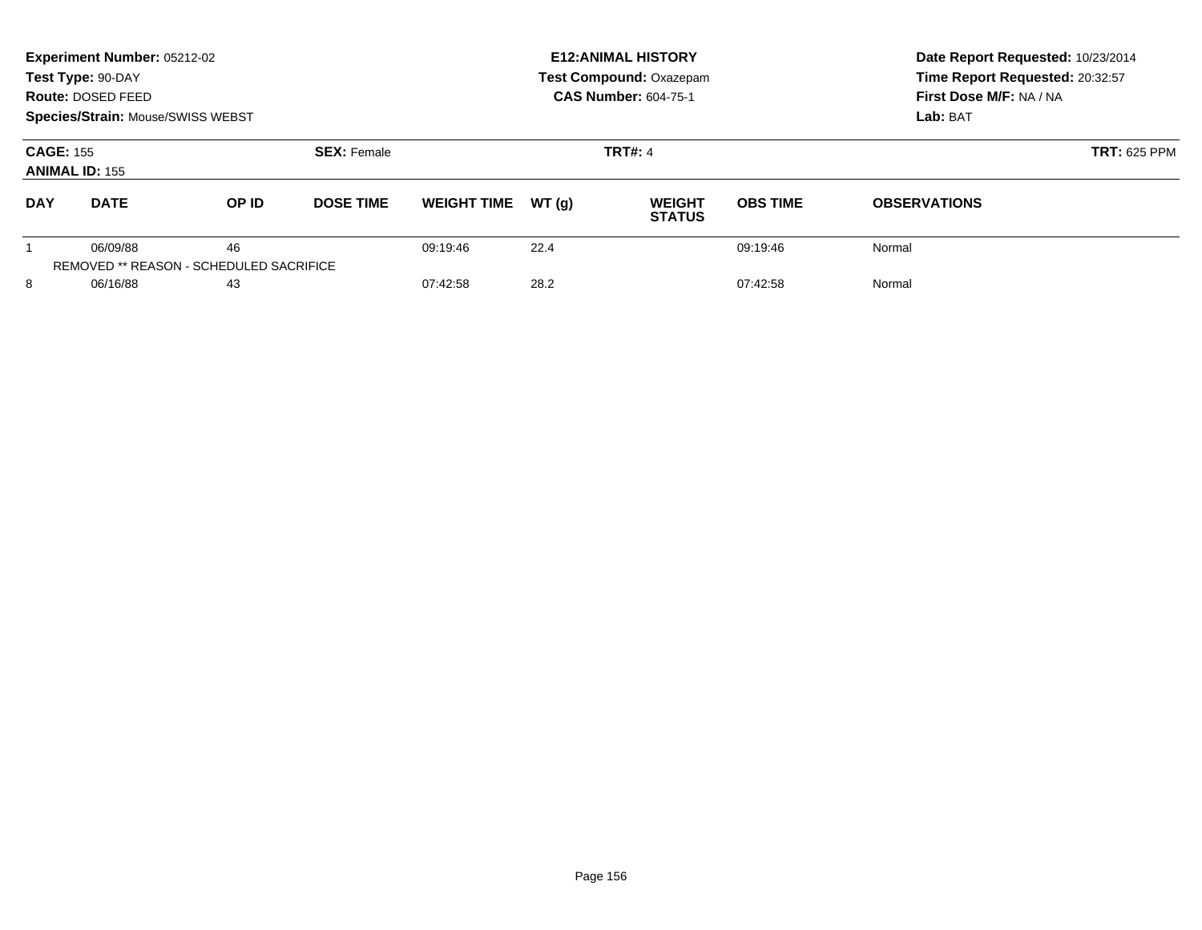**Experiment Number:** 05212-02
**Test Type:** 90-DAY
**Route:** DOSED FEED
**Species/Strain:** Mouse/SWISS WEBST

**E12:ANIMAL HISTORY**
**Test Compound:** Oxazepam
**CAS Number:** 604-75-1

**Date Report Requested:** 10/23/2014
**Time Report Requested:** 20:32:57
**First Dose M/F:** NA / NA
**Lab:** BAT

**CAGE:** 155
**ANIMAL ID:** 155
**SEX:** Female
**TRT#:** 4
**TRT:** 625 PPM

| DAY | DATE | OP ID | DOSE TIME | WEIGHT TIME | WT (g) | WEIGHT STATUS | OBS TIME | OBSERVATIONS |
|---|---|---|---|---|---|---|---|---|
| 1 | 06/09/88 | 46 | | 09:19:46 | 22.4 | | 09:19:46 | Normal |
| REMOVED ** REASON - SCHEDULED SACRIFICE | | | | | | | | |
| 8 | 06/16/88 | 43 | | 07:42:58 | 28.2 | | 07:42:58 | Normal |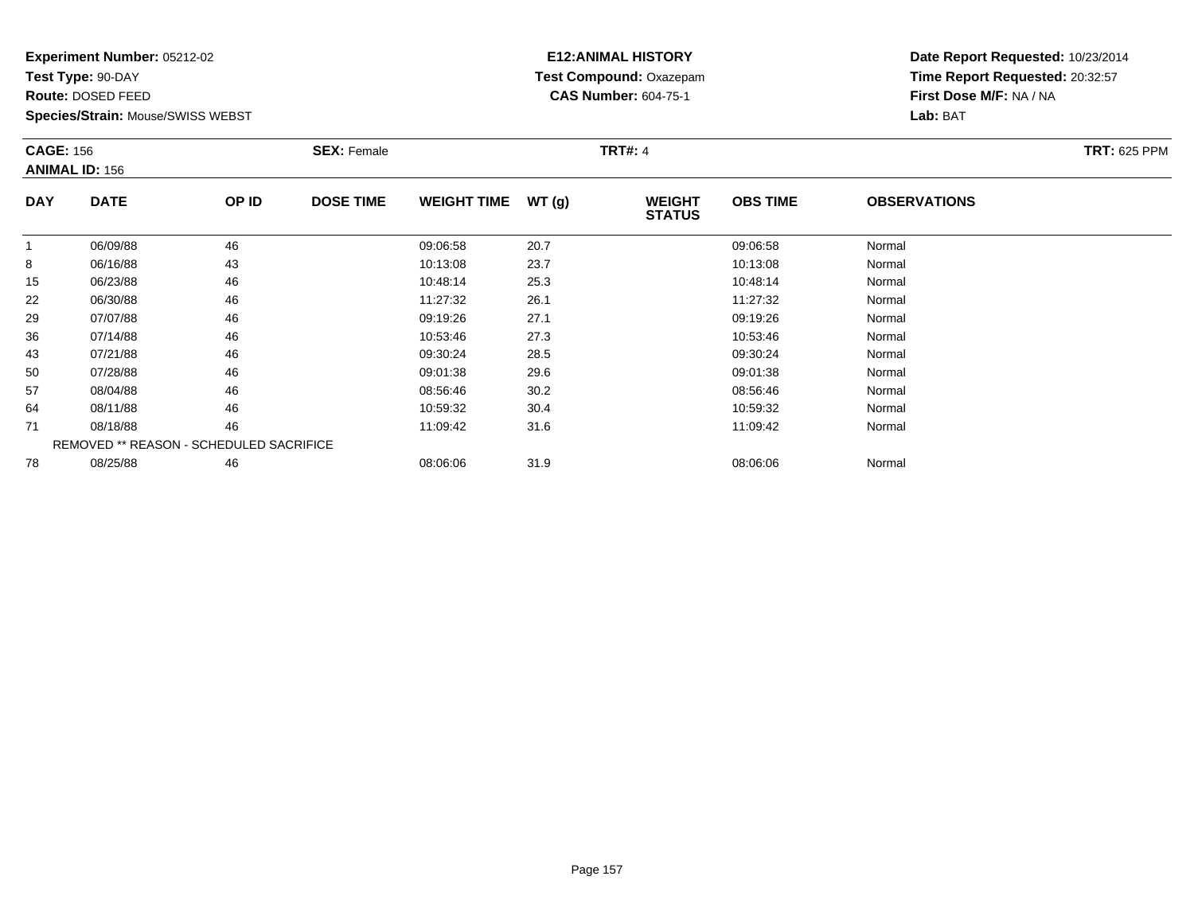**Experiment Number:** 05212-02
**Test Type:** 90-DAY
**Route:** DOSED FEED
**Species/Strain:** Mouse/SWISS WEBST

**E12:ANIMAL HISTORY**
**Test Compound:** Oxazepam
**CAS Number:** 604-75-1

**Date Report Requested:** 10/23/2014
**Time Report Requested:** 20:32:57
**First Dose M/F:** NA / NA
**Lab:** BAT

**CAGE:** 156
**ANIMAL ID:** 156
**SEX:** Female
**TRT#:** 4
**TRT:** 625 PPM

| DAY | DATE | OP ID | DOSE TIME | WEIGHT TIME | WT (g) | WEIGHT STATUS | OBS TIME | OBSERVATIONS |
|---|---|---|---|---|---|---|---|---|
| 1 | 06/09/88 | 46 | | 09:06:58 | 20.7 | | 09:06:58 | Normal |
| 8 | 06/16/88 | 43 | | 10:13:08 | 23.7 | | 10:13:08 | Normal |
| 15 | 06/23/88 | 46 | | 10:48:14 | 25.3 | | 10:48:14 | Normal |
| 22 | 06/30/88 | 46 | | 11:27:32 | 26.1 | | 11:27:32 | Normal |
| 29 | 07/07/88 | 46 | | 09:19:26 | 27.1 | | 09:19:26 | Normal |
| 36 | 07/14/88 | 46 | | 10:53:46 | 27.3 | | 10:53:46 | Normal |
| 43 | 07/21/88 | 46 | | 09:30:24 | 28.5 | | 09:30:24 | Normal |
| 50 | 07/28/88 | 46 | | 09:01:38 | 29.6 | | 09:01:38 | Normal |
| 57 | 08/04/88 | 46 | | 08:56:46 | 30.2 | | 08:56:46 | Normal |
| 64 | 08/11/88 | 46 | | 10:59:32 | 30.4 | | 10:59:32 | Normal |
| 71 | 08/18/88 | 46 | | 11:09:42 | 31.6 | | 11:09:42 | Normal |
| | REMOVED ** REASON - SCHEDULED SACRIFICE | | | | | | | |
| 78 | 08/25/88 | 46 | | 08:06:06 | 31.9 | | 08:06:06 | Normal |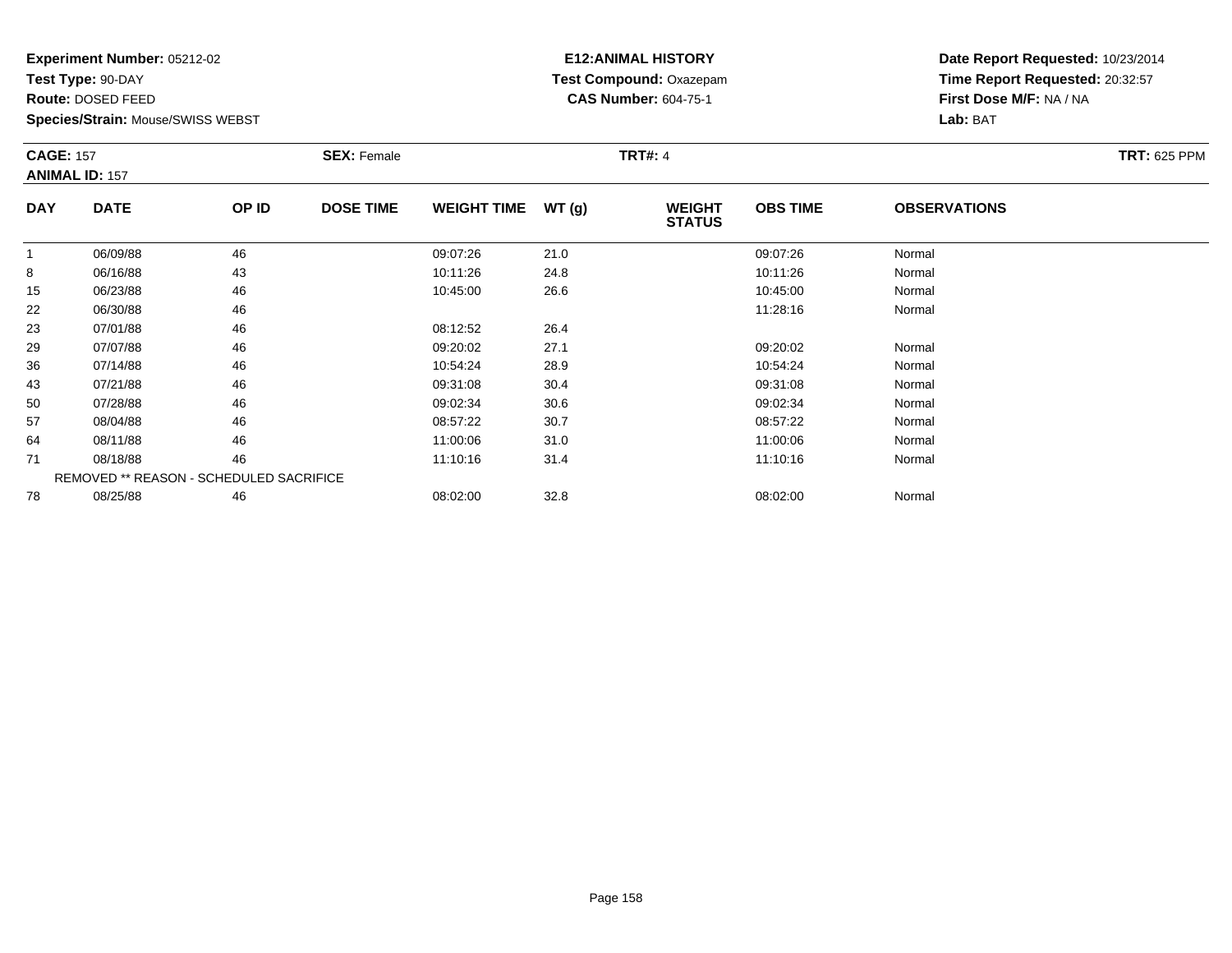**Experiment Number:** 05212-02
**Test Type:** 90-DAY
**Route:** DOSED FEED
**Species/Strain:** Mouse/SWISS WEBST

**E12:ANIMAL HISTORY**
**Test Compound:** Oxazepam
**CAS Number:** 604-75-1

**Date Report Requested:** 10/23/2014
**Time Report Requested:** 20:32:57
**First Dose M/F:** NA / NA
**Lab:** BAT

**CAGE:** 157
**ANIMAL ID:** 157
**SEX:** Female
**TRT#:** 4
**TRT:** 625 PPM

| DAY | DATE | OP ID | DOSE TIME | WEIGHT TIME | WT (g) | WEIGHT STATUS | OBS TIME | OBSERVATIONS |
|---|---|---|---|---|---|---|---|---|
| 1 | 06/09/88 | 46 | | 09:07:26 | 21.0 | | 09:07:26 | Normal |
| 8 | 06/16/88 | 43 | | 10:11:26 | 24.8 | | 10:11:26 | Normal |
| 15 | 06/23/88 | 46 | | 10:45:00 | 26.6 | | 10:45:00 | Normal |
| 22 | 06/30/88 | 46 | | | | | 11:28:16 | Normal |
| 23 | 07/01/88 | 46 | | 08:12:52 | 26.4 | | | |
| 29 | 07/07/88 | 46 | | 09:20:02 | 27.1 | | 09:20:02 | Normal |
| 36 | 07/14/88 | 46 | | 10:54:24 | 28.9 | | 10:54:24 | Normal |
| 43 | 07/21/88 | 46 | | 09:31:08 | 30.4 | | 09:31:08 | Normal |
| 50 | 07/28/88 | 46 | | 09:02:34 | 30.6 | | 09:02:34 | Normal |
| 57 | 08/04/88 | 46 | | 08:57:22 | 30.7 | | 08:57:22 | Normal |
| 64 | 08/11/88 | 46 | | 11:00:06 | 31.0 | | 11:00:06 | Normal |
| 71 | 08/18/88 | 46 | | 11:10:16 | 31.4 | | 11:10:16 | Normal |
| | REMOVED ** REASON - SCHEDULED SACRIFICE | | | | | | | |
| 78 | 08/25/88 | 46 | | 08:02:00 | 32.8 | | 08:02:00 | Normal |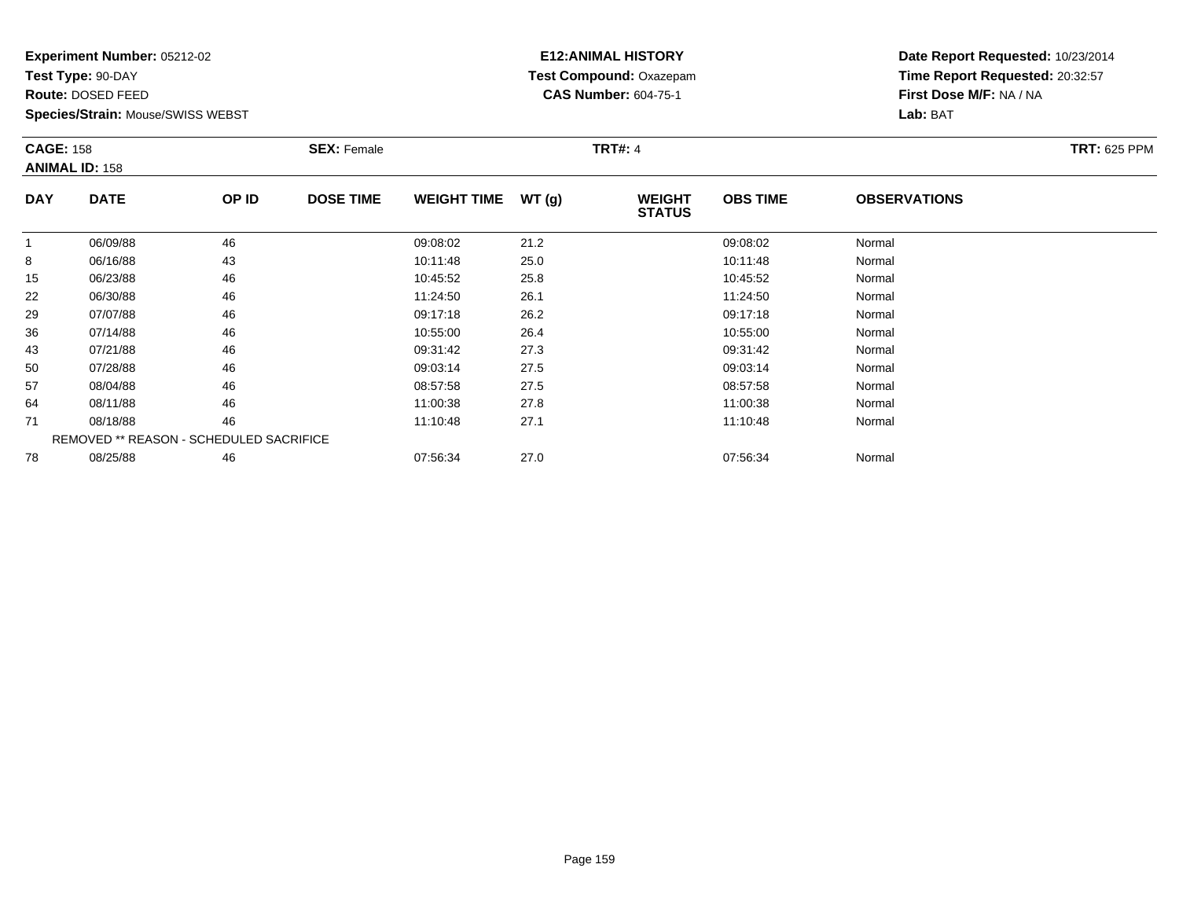**Experiment Number:** 05212-02
**Test Type:** 90-DAY
**Route:** DOSED FEED
**Species/Strain:** Mouse/SWISS WEBST

**E12:ANIMAL HISTORY**
**Test Compound:** Oxazepam
**CAS Number:** 604-75-1

**Date Report Requested:** 10/23/2014
**Time Report Requested:** 20:32:57
**First Dose M/F:** NA / NA
**Lab:** BAT

**CAGE:** 158
**ANIMAL ID:** 158
**SEX:** Female
**TRT#:** 4
**TRT:** 625 PPM

| DAY | DATE | OP ID | DOSE TIME | WEIGHT TIME | WT (g) | WEIGHT STATUS | OBS TIME | OBSERVATIONS |
|---|---|---|---|---|---|---|---|---|
| 1 | 06/09/88 | 46 | | 09:08:02 | 21.2 | | 09:08:02 | Normal |
| 8 | 06/16/88 | 43 | | 10:11:48 | 25.0 | | 10:11:48 | Normal |
| 15 | 06/23/88 | 46 | | 10:45:52 | 25.8 | | 10:45:52 | Normal |
| 22 | 06/30/88 | 46 | | 11:24:50 | 26.1 | | 11:24:50 | Normal |
| 29 | 07/07/88 | 46 | | 09:17:18 | 26.2 | | 09:17:18 | Normal |
| 36 | 07/14/88 | 46 | | 10:55:00 | 26.4 | | 10:55:00 | Normal |
| 43 | 07/21/88 | 46 | | 09:31:42 | 27.3 | | 09:31:42 | Normal |
| 50 | 07/28/88 | 46 | | 09:03:14 | 27.5 | | 09:03:14 | Normal |
| 57 | 08/04/88 | 46 | | 08:57:58 | 27.5 | | 08:57:58 | Normal |
| 64 | 08/11/88 | 46 | | 11:00:38 | 27.8 | | 11:00:38 | Normal |
| 71 | 08/18/88 | 46 | | 11:10:48 | 27.1 | | 11:10:48 | Normal |
| | REMOVED ** REASON - SCHEDULED SACRIFICE | | | | | | | |
| 78 | 08/25/88 | 46 | | 07:56:34 | 27.0 | | 07:56:34 | Normal |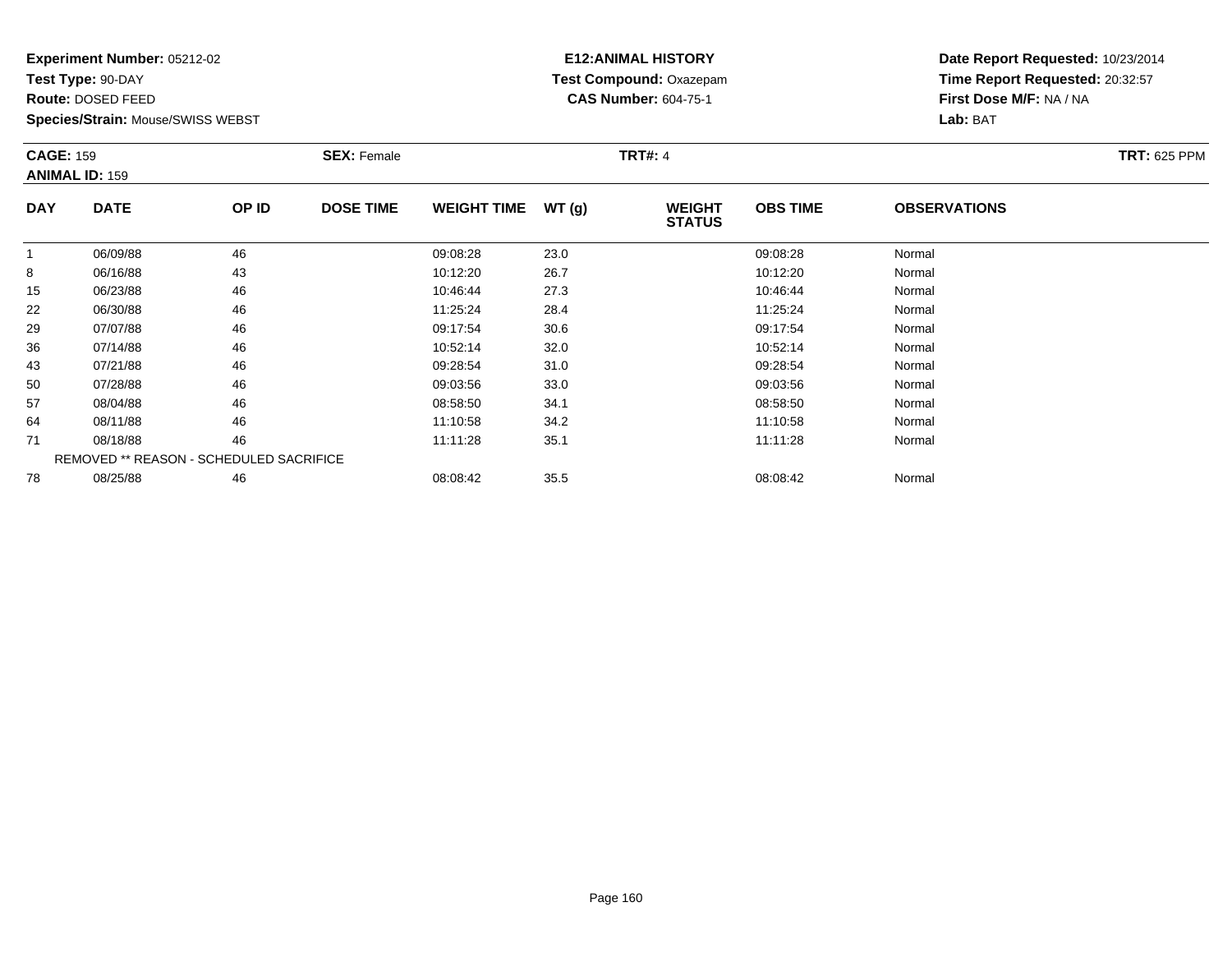**Experiment Number:** 05212-02
**Test Type:** 90-DAY
**Route:** DOSED FEED
**Species/Strain:** Mouse/SWISS WEBST

**E12:ANIMAL HISTORY**
**Test Compound:** Oxazepam
**CAS Number:** 604-75-1

**Date Report Requested:** 10/23/2014
**Time Report Requested:** 20:32:57
**First Dose M/F:** NA / NA
**Lab:** BAT

**CAGE:** 159 **SEX:** Female **TRT#:** 4 **TRT:** 625 PPM
**ANIMAL ID:** 159

| DAY | DATE | OP ID | DOSE TIME | WEIGHT TIME | WT (g) | WEIGHT STATUS | OBS TIME | OBSERVATIONS |
|---|---|---|---|---|---|---|---|---|
| 1 | 06/09/88 | 46 | | 09:08:28 | 23.0 | | 09:08:28 | Normal |
| 8 | 06/16/88 | 43 | | 10:12:20 | 26.7 | | 10:12:20 | Normal |
| 15 | 06/23/88 | 46 | | 10:46:44 | 27.3 | | 10:46:44 | Normal |
| 22 | 06/30/88 | 46 | | 11:25:24 | 28.4 | | 11:25:24 | Normal |
| 29 | 07/07/88 | 46 | | 09:17:54 | 30.6 | | 09:17:54 | Normal |
| 36 | 07/14/88 | 46 | | 10:52:14 | 32.0 | | 10:52:14 | Normal |
| 43 | 07/21/88 | 46 | | 09:28:54 | 31.0 | | 09:28:54 | Normal |
| 50 | 07/28/88 | 46 | | 09:03:56 | 33.0 | | 09:03:56 | Normal |
| 57 | 08/04/88 | 46 | | 08:58:50 | 34.1 | | 08:58:50 | Normal |
| 64 | 08/11/88 | 46 | | 11:10:58 | 34.2 | | 11:10:58 | Normal |
| 71 | 08/18/88 | 46 | | 11:11:28 | 35.1 | | 11:11:28 | Normal |
| REMOVED ** REASON - SCHEDULED SACRIFICE | | | | | | | | |
| 78 | 08/25/88 | 46 | | 08:08:42 | 35.5 | | 08:08:42 | Normal |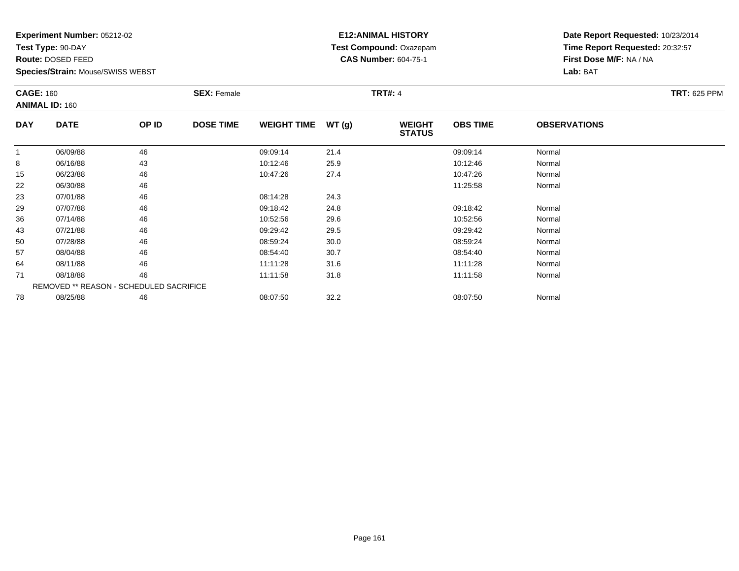**Experiment Number:** 05212-02
**Test Type:** 90-DAY
**Route:** DOSED FEED
**Species/Strain:** Mouse/SWISS WEBST

**E12:ANIMAL HISTORY**
**Test Compound:** Oxazepam
**CAS Number:** 604-75-1

**Date Report Requested:** 10/23/2014
**Time Report Requested:** 20:32:57
**First Dose M/F:** NA / NA
**Lab:** BAT

**CAGE:** 160
**ANIMAL ID:** 160
**SEX:** Female
**TRT#:** 4
**TRT:** 625 PPM

| DAY | DATE | OP ID | DOSE TIME | WEIGHT TIME | WT (g) | WEIGHT STATUS | OBS TIME | OBSERVATIONS |
|---|---|---|---|---|---|---|---|---|
| 1 | 06/09/88 | 46 | | 09:09:14 | 21.4 | | 09:09:14 | Normal |
| 8 | 06/16/88 | 43 | | 10:12:46 | 25.9 | | 10:12:46 | Normal |
| 15 | 06/23/88 | 46 | | 10:47:26 | 27.4 | | 10:47:26 | Normal |
| 22 | 06/30/88 | 46 | | | | | 11:25:58 | Normal |
| 23 | 07/01/88 | 46 | | 08:14:28 | 24.3 | | | |
| 29 | 07/07/88 | 46 | | 09:18:42 | 24.8 | | 09:18:42 | Normal |
| 36 | 07/14/88 | 46 | | 10:52:56 | 29.6 | | 10:52:56 | Normal |
| 43 | 07/21/88 | 46 | | 09:29:42 | 29.5 | | 09:29:42 | Normal |
| 50 | 07/28/88 | 46 | | 08:59:24 | 30.0 | | 08:59:24 | Normal |
| 57 | 08/04/88 | 46 | | 08:54:40 | 30.7 | | 08:54:40 | Normal |
| 64 | 08/11/88 | 46 | | 11:11:28 | 31.6 | | 11:11:28 | Normal |
| 71 | 08/18/88 | 46 | | 11:11:58 | 31.8 | | 11:11:58 | Normal |
| | REMOVED ** REASON - SCHEDULED SACRIFICE | | | | | | | |
| 78 | 08/25/88 | 46 | | 08:07:50 | 32.2 | | 08:07:50 | Normal |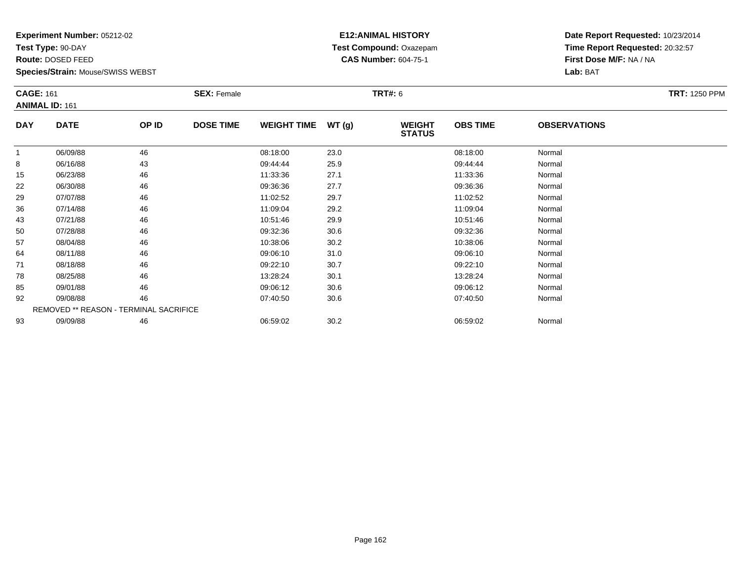**Experiment Number:** 05212-02
**Test Type:** 90-DAY
**Route:** DOSED FEED
**Species/Strain:** Mouse/SWISS WEBST

**E12:ANIMAL HISTORY**
**Test Compound:** Oxazepam
**CAS Number:** 604-75-1

**Date Report Requested:** 10/23/2014
**Time Report Requested:** 20:32:57
**First Dose M/F:** NA / NA
**Lab:** BAT

**CAGE:** 161
**ANIMAL ID:** 161
**SEX:** Female
**TRT#:** 6
**TRT:** 1250 PPM

| DAY | DATE | OP ID | DOSE TIME | WEIGHT TIME | WT (g) | WEIGHT STATUS | OBS TIME | OBSERVATIONS |
|---|---|---|---|---|---|---|---|---|
| 1 | 06/09/88 | 46 | | 08:18:00 | 23.0 | | 08:18:00 | Normal |
| 8 | 06/16/88 | 43 | | 09:44:44 | 25.9 | | 09:44:44 | Normal |
| 15 | 06/23/88 | 46 | | 11:33:36 | 27.1 | | 11:33:36 | Normal |
| 22 | 06/30/88 | 46 | | 09:36:36 | 27.7 | | 09:36:36 | Normal |
| 29 | 07/07/88 | 46 | | 11:02:52 | 29.7 | | 11:02:52 | Normal |
| 36 | 07/14/88 | 46 | | 11:09:04 | 29.2 | | 11:09:04 | Normal |
| 43 | 07/21/88 | 46 | | 10:51:46 | 29.9 | | 10:51:46 | Normal |
| 50 | 07/28/88 | 46 | | 09:32:36 | 30.6 | | 09:32:36 | Normal |
| 57 | 08/04/88 | 46 | | 10:38:06 | 30.2 | | 10:38:06 | Normal |
| 64 | 08/11/88 | 46 | | 09:06:10 | 31.0 | | 09:06:10 | Normal |
| 71 | 08/18/88 | 46 | | 09:22:10 | 30.7 | | 09:22:10 | Normal |
| 78 | 08/25/88 | 46 | | 13:28:24 | 30.1 | | 13:28:24 | Normal |
| 85 | 09/01/88 | 46 | | 09:06:12 | 30.6 | | 09:06:12 | Normal |
| 92 | 09/08/88 | 46 | | 07:40:50 | 30.6 | | 07:40:50 | Normal |
| REMOVED ** REASON - TERMINAL SACRIFICE | | | | | | | | |
| 93 | 09/09/88 | 46 | | 06:59:02 | 30.2 | | 06:59:02 | Normal |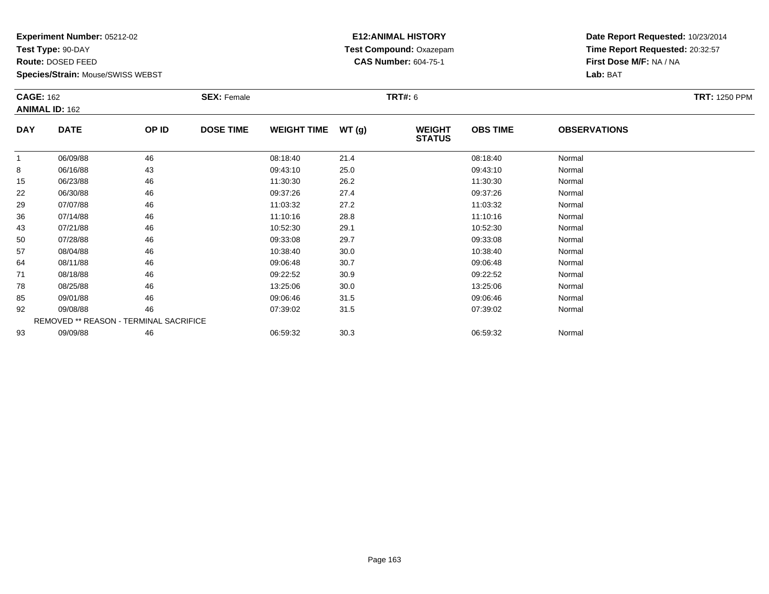**Experiment Number:** 05212-02
**Test Type:** 90-DAY
**Route:** DOSED FEED
**Species/Strain:** Mouse/SWISS WEBST

**E12:ANIMAL HISTORY**
**Test Compound:** Oxazepam
**CAS Number:** 604-75-1

**Date Report Requested:** 10/23/2014
**Time Report Requested:** 20:32:57
**First Dose M/F:** NA / NA
**Lab:** BAT

**CAGE:** 162 **SEX:** Female **TRT#:** 6 **TRT:** 1250 PPM
**ANIMAL ID:** 162

| DAY | DATE | OP ID | DOSE TIME | WEIGHT TIME | WT (g) | WEIGHT STATUS | OBS TIME | OBSERVATIONS |
|---|---|---|---|---|---|---|---|---|
| 1 | 06/09/88 | 46 | | 08:18:40 | 21.4 | | 08:18:40 | Normal |
| 8 | 06/16/88 | 43 | | 09:43:10 | 25.0 | | 09:43:10 | Normal |
| 15 | 06/23/88 | 46 | | 11:30:30 | 26.2 | | 11:30:30 | Normal |
| 22 | 06/30/88 | 46 | | 09:37:26 | 27.4 | | 09:37:26 | Normal |
| 29 | 07/07/88 | 46 | | 11:03:32 | 27.2 | | 11:03:32 | Normal |
| 36 | 07/14/88 | 46 | | 11:10:16 | 28.8 | | 11:10:16 | Normal |
| 43 | 07/21/88 | 46 | | 10:52:30 | 29.1 | | 10:52:30 | Normal |
| 50 | 07/28/88 | 46 | | 09:33:08 | 29.7 | | 09:33:08 | Normal |
| 57 | 08/04/88 | 46 | | 10:38:40 | 30.0 | | 10:38:40 | Normal |
| 64 | 08/11/88 | 46 | | 09:06:48 | 30.7 | | 09:06:48 | Normal |
| 71 | 08/18/88 | 46 | | 09:22:52 | 30.9 | | 09:22:52 | Normal |
| 78 | 08/25/88 | 46 | | 13:25:06 | 30.0 | | 13:25:06 | Normal |
| 85 | 09/01/88 | 46 | | 09:06:46 | 31.5 | | 09:06:46 | Normal |
| 92 | 09/08/88 | 46 | | 07:39:02 | 31.5 | | 07:39:02 | Normal |
| REMOVED ** REASON - TERMINAL SACRIFICE | | | | | | | | |
| 93 | 09/09/88 | 46 | | 06:59:32 | 30.3 | | 06:59:32 | Normal |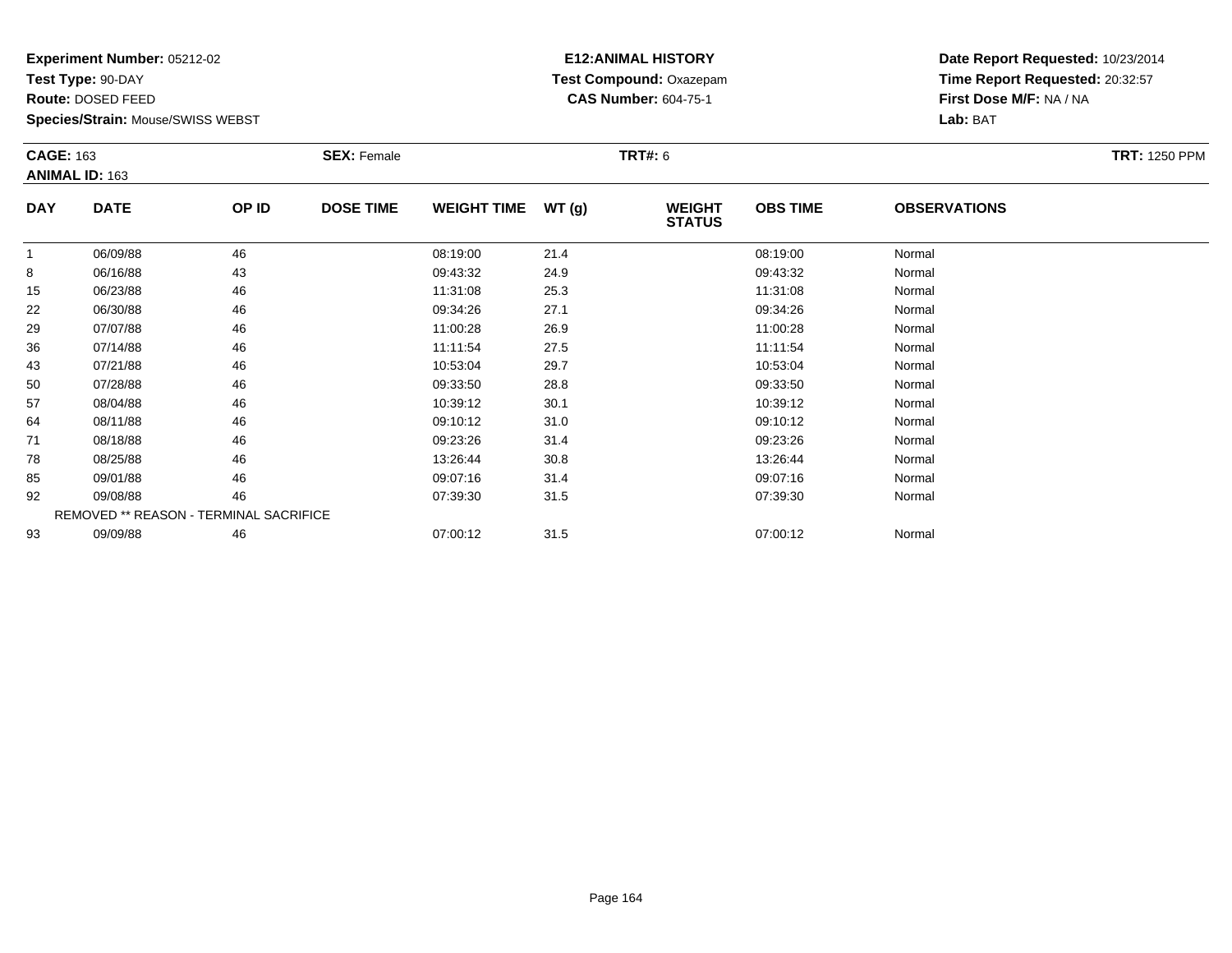**Experiment Number:** 05212-02
**Test Type:** 90-DAY
**Route:** DOSED FEED
**Species/Strain:** Mouse/SWISS WEBST

**E12:ANIMAL HISTORY**
**Test Compound:** Oxazepam
**CAS Number:** 604-75-1

**Date Report Requested:** 10/23/2014
**Time Report Requested:** 20:32:57
**First Dose M/F:** NA / NA
**Lab:** BAT

**CAGE:** 163
**ANIMAL ID:** 163
**SEX:** Female
**TRT#:** 6
**TRT:** 1250 PPM

| DAY | DATE | OP ID | DOSE TIME | WEIGHT TIME | WT (g) | WEIGHT STATUS | OBS TIME | OBSERVATIONS |
|---|---|---|---|---|---|---|---|---|
| 1 | 06/09/88 | 46 | | 08:19:00 | 21.4 | | 08:19:00 | Normal |
| 8 | 06/16/88 | 43 | | 09:43:32 | 24.9 | | 09:43:32 | Normal |
| 15 | 06/23/88 | 46 | | 11:31:08 | 25.3 | | 11:31:08 | Normal |
| 22 | 06/30/88 | 46 | | 09:34:26 | 27.1 | | 09:34:26 | Normal |
| 29 | 07/07/88 | 46 | | 11:00:28 | 26.9 | | 11:00:28 | Normal |
| 36 | 07/14/88 | 46 | | 11:11:54 | 27.5 | | 11:11:54 | Normal |
| 43 | 07/21/88 | 46 | | 10:53:04 | 29.7 | | 10:53:04 | Normal |
| 50 | 07/28/88 | 46 | | 09:33:50 | 28.8 | | 09:33:50 | Normal |
| 57 | 08/04/88 | 46 | | 10:39:12 | 30.1 | | 10:39:12 | Normal |
| 64 | 08/11/88 | 46 | | 09:10:12 | 31.0 | | 09:10:12 | Normal |
| 71 | 08/18/88 | 46 | | 09:23:26 | 31.4 | | 09:23:26 | Normal |
| 78 | 08/25/88 | 46 | | 13:26:44 | 30.8 | | 13:26:44 | Normal |
| 85 | 09/01/88 | 46 | | 09:07:16 | 31.4 | | 09:07:16 | Normal |
| 92 | 09/08/88 | 46 | | 07:39:30 | 31.5 | | 07:39:30 | Normal |
| REMOVED ** REASON - TERMINAL SACRIFICE | | | | | | | | |
| 93 | 09/09/88 | 46 | | 07:00:12 | 31.5 | | 07:00:12 | Normal |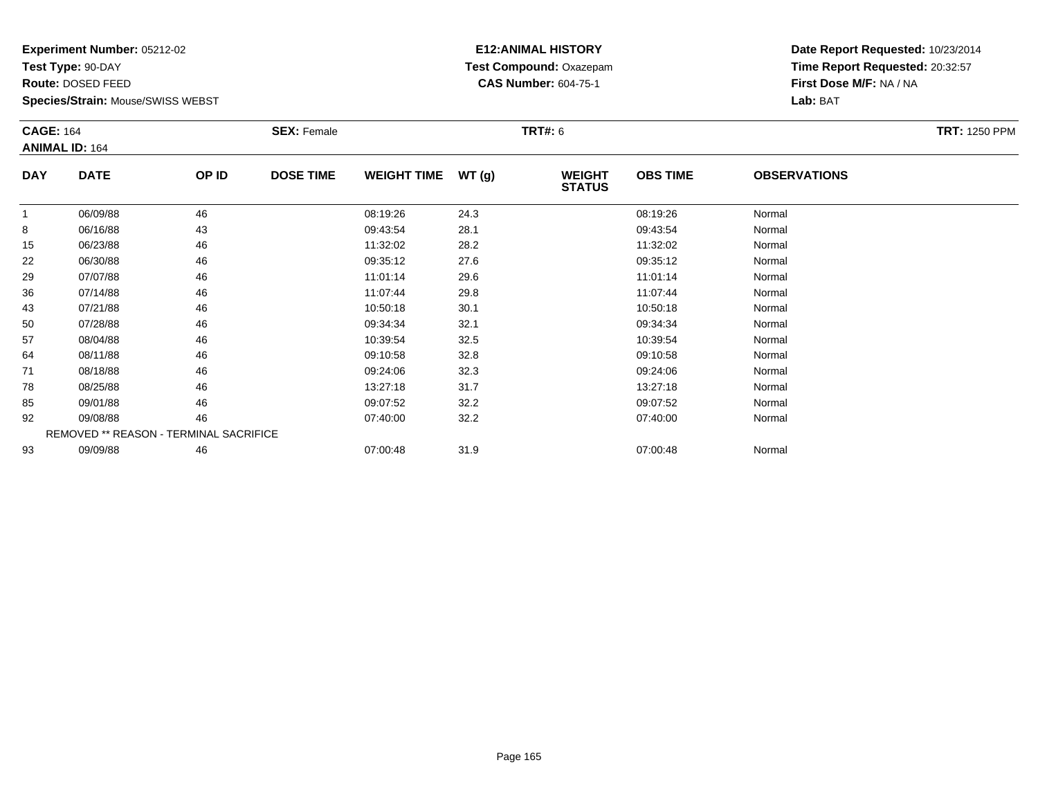**Experiment Number:** 05212-02
**Test Type:** 90-DAY
**Route:** DOSED FEED
**Species/Strain:** Mouse/SWISS WEBST

**E12:ANIMAL HISTORY**
**Test Compound:** Oxazepam
**CAS Number:** 604-75-1

**Date Report Requested:** 10/23/2014
**Time Report Requested:** 20:32:57
**First Dose M/F:** NA / NA
**Lab:** BAT

**CAGE:** 164 **SEX:** Female **TRT#:** 6 **TRT:** 1250 PPM
**ANIMAL ID:** 164

| DAY | DATE | OP ID | DOSE TIME | WEIGHT TIME | WT (g) | WEIGHT STATUS | OBS TIME | OBSERVATIONS |
|---|---|---|---|---|---|---|---|---|
| 1 | 06/09/88 | 46 | | 08:19:26 | 24.3 | | 08:19:26 | Normal |
| 8 | 06/16/88 | 43 | | 09:43:54 | 28.1 | | 09:43:54 | Normal |
| 15 | 06/23/88 | 46 | | 11:32:02 | 28.2 | | 11:32:02 | Normal |
| 22 | 06/30/88 | 46 | | 09:35:12 | 27.6 | | 09:35:12 | Normal |
| 29 | 07/07/88 | 46 | | 11:01:14 | 29.6 | | 11:01:14 | Normal |
| 36 | 07/14/88 | 46 | | 11:07:44 | 29.8 | | 11:07:44 | Normal |
| 43 | 07/21/88 | 46 | | 10:50:18 | 30.1 | | 10:50:18 | Normal |
| 50 | 07/28/88 | 46 | | 09:34:34 | 32.1 | | 09:34:34 | Normal |
| 57 | 08/04/88 | 46 | | 10:39:54 | 32.5 | | 10:39:54 | Normal |
| 64 | 08/11/88 | 46 | | 09:10:58 | 32.8 | | 09:10:58 | Normal |
| 71 | 08/18/88 | 46 | | 09:24:06 | 32.3 | | 09:24:06 | Normal |
| 78 | 08/25/88 | 46 | | 13:27:18 | 31.7 | | 13:27:18 | Normal |
| 85 | 09/01/88 | 46 | | 09:07:52 | 32.2 | | 09:07:52 | Normal |
| 92 | 09/08/88 | 46 | | 07:40:00 | 32.2 | | 07:40:00 | Normal |
| REMOVED ** REASON - TERMINAL SACRIFICE | | | | | | | | |
| 93 | 09/09/88 | 46 | | 07:00:48 | 31.9 | | 07:00:48 | Normal |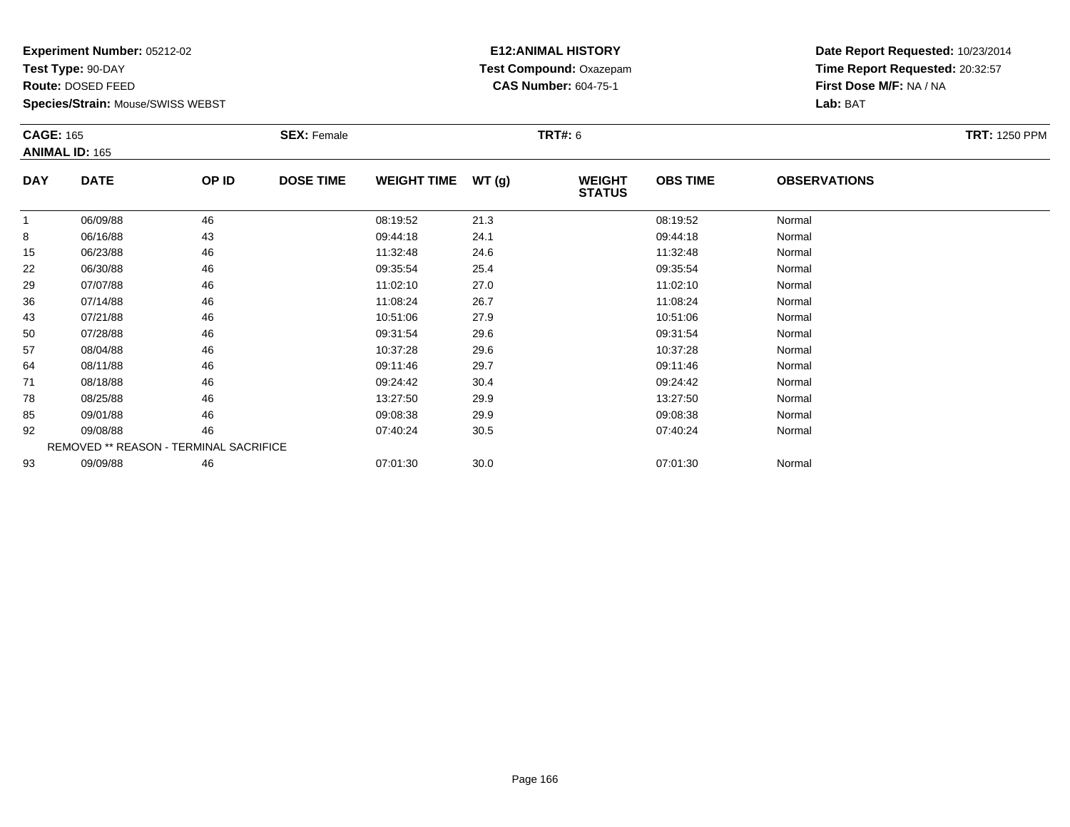**Experiment Number:** 05212-02
**Test Type:** 90-DAY
**Route:** DOSED FEED
**Species/Strain:** Mouse/SWISS WEBST

**E12:ANIMAL HISTORY**
**Test Compound:** Oxazepam
**CAS Number:** 604-75-1

**Date Report Requested:** 10/23/2014
**Time Report Requested:** 20:32:57
**First Dose M/F:** NA / NA
**Lab:** BAT

**CAGE:** 165
**ANIMAL ID:** 165
**SEX:** Female
**TRT#:** 6
**TRT:** 1250 PPM

| DAY | DATE | OP ID | DOSE TIME | WEIGHT TIME | WT (g) | WEIGHT STATUS | OBS TIME | OBSERVATIONS |
|---|---|---|---|---|---|---|---|---|
| 1 | 06/09/88 | 46 | | 08:19:52 | 21.3 | | 08:19:52 | Normal |
| 8 | 06/16/88 | 43 | | 09:44:18 | 24.1 | | 09:44:18 | Normal |
| 15 | 06/23/88 | 46 | | 11:32:48 | 24.6 | | 11:32:48 | Normal |
| 22 | 06/30/88 | 46 | | 09:35:54 | 25.4 | | 09:35:54 | Normal |
| 29 | 07/07/88 | 46 | | 11:02:10 | 27.0 | | 11:02:10 | Normal |
| 36 | 07/14/88 | 46 | | 11:08:24 | 26.7 | | 11:08:24 | Normal |
| 43 | 07/21/88 | 46 | | 10:51:06 | 27.9 | | 10:51:06 | Normal |
| 50 | 07/28/88 | 46 | | 09:31:54 | 29.6 | | 09:31:54 | Normal |
| 57 | 08/04/88 | 46 | | 10:37:28 | 29.6 | | 10:37:28 | Normal |
| 64 | 08/11/88 | 46 | | 09:11:46 | 29.7 | | 09:11:46 | Normal |
| 71 | 08/18/88 | 46 | | 09:24:42 | 30.4 | | 09:24:42 | Normal |
| 78 | 08/25/88 | 46 | | 13:27:50 | 29.9 | | 13:27:50 | Normal |
| 85 | 09/01/88 | 46 | | 09:08:38 | 29.9 | | 09:08:38 | Normal |
| 92 | 09/08/88 | 46 | | 07:40:24 | 30.5 | | 07:40:24 | Normal |
| REMOVED ** REASON - TERMINAL SACRIFICE | | | | | | | | |
| 93 | 09/09/88 | 46 | | 07:01:30 | 30.0 | | 07:01:30 | Normal |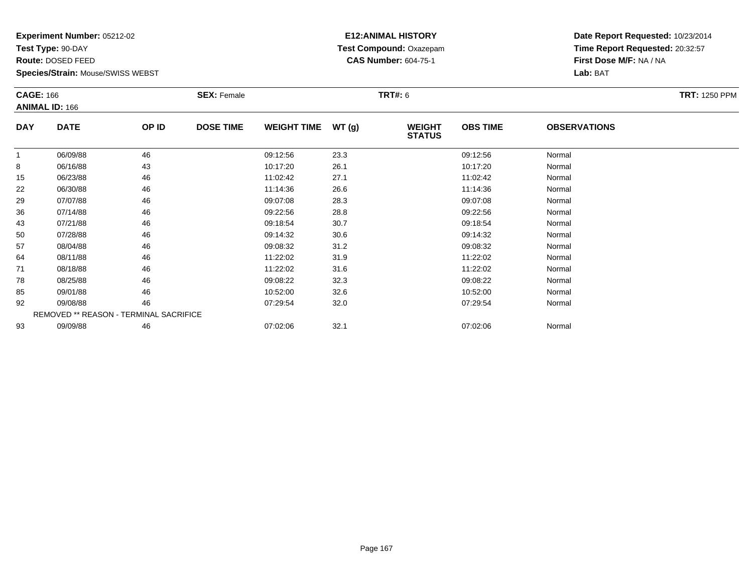**Experiment Number:** 05212-02
**Test Type:** 90-DAY
**Route:** DOSED FEED
**Species/Strain:** Mouse/SWISS WEBST

**E12:ANIMAL HISTORY**
**Test Compound:** Oxazepam
**CAS Number:** 604-75-1

**Date Report Requested:** 10/23/2014
**Time Report Requested:** 20:32:57
**First Dose M/F:** NA / NA
**Lab:** BAT

**CAGE:** 166 **SEX:** Female **TRT#:** 6 **TRT:** 1250 PPM
**ANIMAL ID:** 166

| DAY | DATE | OP ID | DOSE TIME | WEIGHT TIME | WT (g) | WEIGHT STATUS | OBS TIME | OBSERVATIONS |
|---|---|---|---|---|---|---|---|---|
| 1 | 06/09/88 | 46 | | 09:12:56 | 23.3 | | 09:12:56 | Normal |
| 8 | 06/16/88 | 43 | | 10:17:20 | 26.1 | | 10:17:20 | Normal |
| 15 | 06/23/88 | 46 | | 11:02:42 | 27.1 | | 11:02:42 | Normal |
| 22 | 06/30/88 | 46 | | 11:14:36 | 26.6 | | 11:14:36 | Normal |
| 29 | 07/07/88 | 46 | | 09:07:08 | 28.3 | | 09:07:08 | Normal |
| 36 | 07/14/88 | 46 | | 09:22:56 | 28.8 | | 09:22:56 | Normal |
| 43 | 07/21/88 | 46 | | 09:18:54 | 30.7 | | 09:18:54 | Normal |
| 50 | 07/28/88 | 46 | | 09:14:32 | 30.6 | | 09:14:32 | Normal |
| 57 | 08/04/88 | 46 | | 09:08:32 | 31.2 | | 09:08:32 | Normal |
| 64 | 08/11/88 | 46 | | 11:22:02 | 31.9 | | 11:22:02 | Normal |
| 71 | 08/18/88 | 46 | | 11:22:02 | 31.6 | | 11:22:02 | Normal |
| 78 | 08/25/88 | 46 | | 09:08:22 | 32.3 | | 09:08:22 | Normal |
| 85 | 09/01/88 | 46 | | 10:52:00 | 32.6 | | 10:52:00 | Normal |
| 92 | 09/08/88 | 46 | | 07:29:54 | 32.0 | | 07:29:54 | Normal |
| REMOVED ** REASON - TERMINAL SACRIFICE | | | | | | | | |
| 93 | 09/09/88 | 46 | | 07:02:06 | 32.1 | | 07:02:06 | Normal |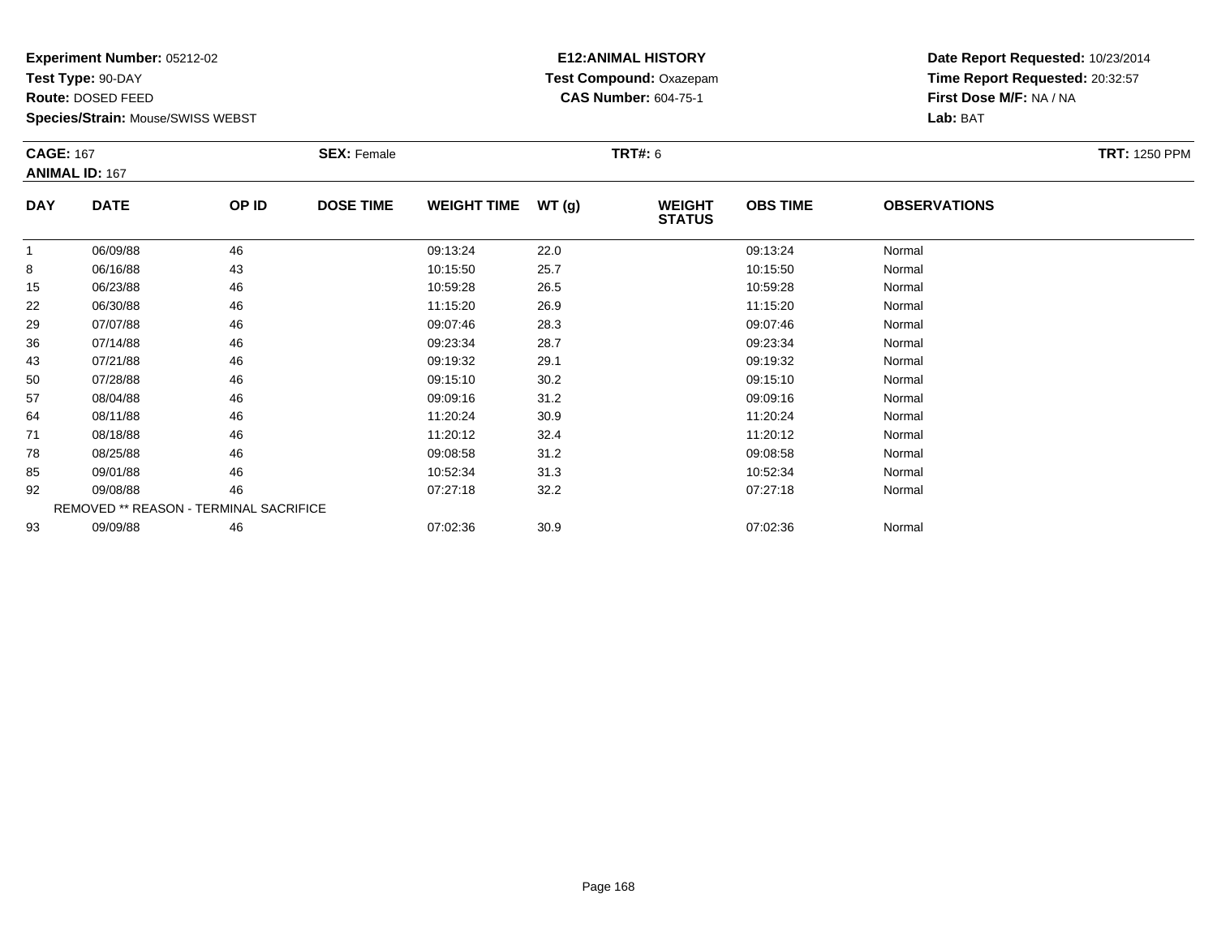**Experiment Number:** 05212-02
**Test Type:** 90-DAY
**Route:** DOSED FEED
**Species/Strain:** Mouse/SWISS WEBST

**E12:ANIMAL HISTORY**
**Test Compound:** Oxazepam
**CAS Number:** 604-75-1

**Date Report Requested:** 10/23/2014
**Time Report Requested:** 20:32:57
**First Dose M/F:** NA / NA
**Lab:** BAT

**CAGE:** 167
**ANIMAL ID:** 167
**SEX:** Female
**TRT#:** 6
**TRT:** 1250 PPM

| DAY | DATE | OP ID | DOSE TIME | WEIGHT TIME | WT (g) | WEIGHT STATUS | OBS TIME | OBSERVATIONS |
|---|---|---|---|---|---|---|---|---|
| 1 | 06/09/88 | 46 | | 09:13:24 | 22.0 | | 09:13:24 | Normal |
| 8 | 06/16/88 | 43 | | 10:15:50 | 25.7 | | 10:15:50 | Normal |
| 15 | 06/23/88 | 46 | | 10:59:28 | 26.5 | | 10:59:28 | Normal |
| 22 | 06/30/88 | 46 | | 11:15:20 | 26.9 | | 11:15:20 | Normal |
| 29 | 07/07/88 | 46 | | 09:07:46 | 28.3 | | 09:07:46 | Normal |
| 36 | 07/14/88 | 46 | | 09:23:34 | 28.7 | | 09:23:34 | Normal |
| 43 | 07/21/88 | 46 | | 09:19:32 | 29.1 | | 09:19:32 | Normal |
| 50 | 07/28/88 | 46 | | 09:15:10 | 30.2 | | 09:15:10 | Normal |
| 57 | 08/04/88 | 46 | | 09:09:16 | 31.2 | | 09:09:16 | Normal |
| 64 | 08/11/88 | 46 | | 11:20:24 | 30.9 | | 11:20:24 | Normal |
| 71 | 08/18/88 | 46 | | 11:20:12 | 32.4 | | 11:20:12 | Normal |
| 78 | 08/25/88 | 46 | | 09:08:58 | 31.2 | | 09:08:58 | Normal |
| 85 | 09/01/88 | 46 | | 10:52:34 | 31.3 | | 10:52:34 | Normal |
| 92 | 09/08/88 | 46 | | 07:27:18 | 32.2 | | 07:27:18 | Normal |
| REMOVED ** REASON - TERMINAL SACRIFICE | | | | | | | | |
| 93 | 09/09/88 | 46 | | 07:02:36 | 30.9 | | 07:02:36 | Normal |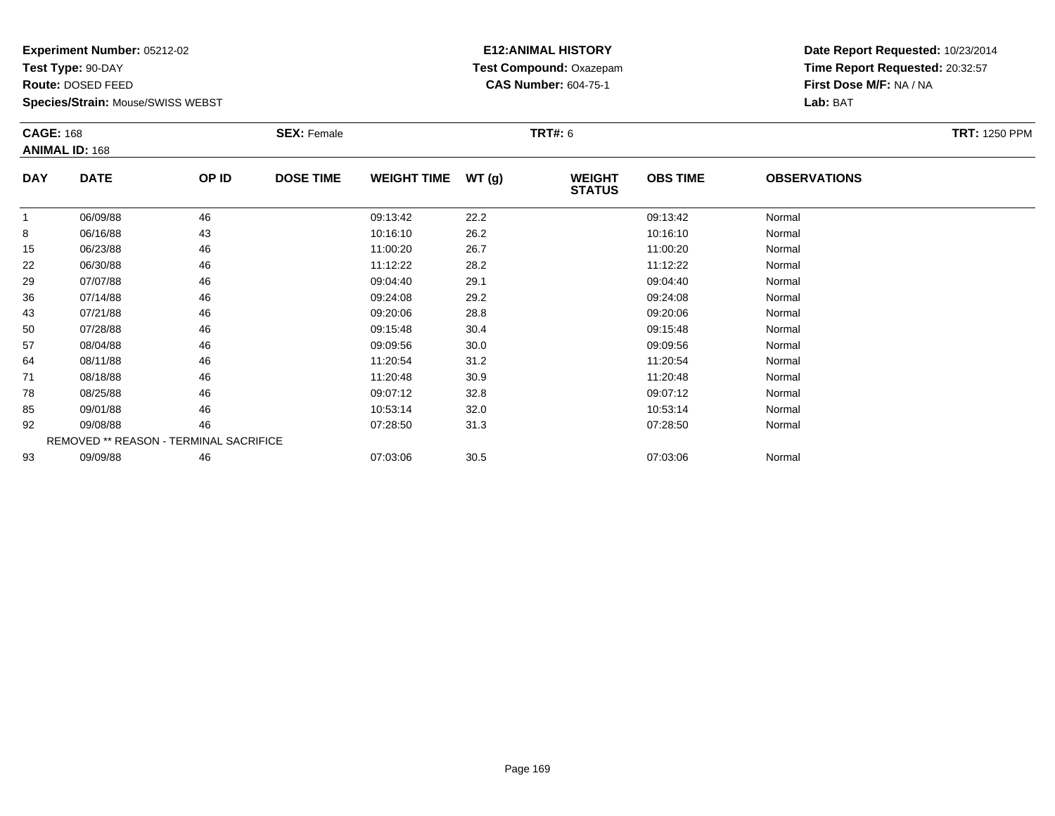**Experiment Number:** 05212-02
**Test Type:** 90-DAY
**Route:** DOSED FEED
**Species/Strain:** Mouse/SWISS WEBST

**E12:ANIMAL HISTORY**
**Test Compound:** Oxazepam
**CAS Number:** 604-75-1

**Date Report Requested:** 10/23/2014
**Time Report Requested:** 20:32:57
**First Dose M/F:** NA / NA
**Lab:** BAT

**CAGE:** 168
**ANIMAL ID:** 168
**SEX:** Female
**TRT#:** 6
**TRT:** 1250 PPM

| DAY | DATE | OP ID | DOSE TIME | WEIGHT TIME | WT (g) | WEIGHT STATUS | OBS TIME | OBSERVATIONS |
|---|---|---|---|---|---|---|---|---|
| 1 | 06/09/88 | 46 | | 09:13:42 | 22.2 | | 09:13:42 | Normal |
| 8 | 06/16/88 | 43 | | 10:16:10 | 26.2 | | 10:16:10 | Normal |
| 15 | 06/23/88 | 46 | | 11:00:20 | 26.7 | | 11:00:20 | Normal |
| 22 | 06/30/88 | 46 | | 11:12:22 | 28.2 | | 11:12:22 | Normal |
| 29 | 07/07/88 | 46 | | 09:04:40 | 29.1 | | 09:04:40 | Normal |
| 36 | 07/14/88 | 46 | | 09:24:08 | 29.2 | | 09:24:08 | Normal |
| 43 | 07/21/88 | 46 | | 09:20:06 | 28.8 | | 09:20:06 | Normal |
| 50 | 07/28/88 | 46 | | 09:15:48 | 30.4 | | 09:15:48 | Normal |
| 57 | 08/04/88 | 46 | | 09:09:56 | 30.0 | | 09:09:56 | Normal |
| 64 | 08/11/88 | 46 | | 11:20:54 | 31.2 | | 11:20:54 | Normal |
| 71 | 08/18/88 | 46 | | 11:20:48 | 30.9 | | 11:20:48 | Normal |
| 78 | 08/25/88 | 46 | | 09:07:12 | 32.8 | | 09:07:12 | Normal |
| 85 | 09/01/88 | 46 | | 10:53:14 | 32.0 | | 10:53:14 | Normal |
| 92 | 09/08/88 | 46 | | 07:28:50 | 31.3 | | 07:28:50 | Normal |
| REMOVED ** REASON - TERMINAL SACRIFICE | | | | | | | | |
| 93 | 09/09/88 | 46 | | 07:03:06 | 30.5 | | 07:03:06 | Normal |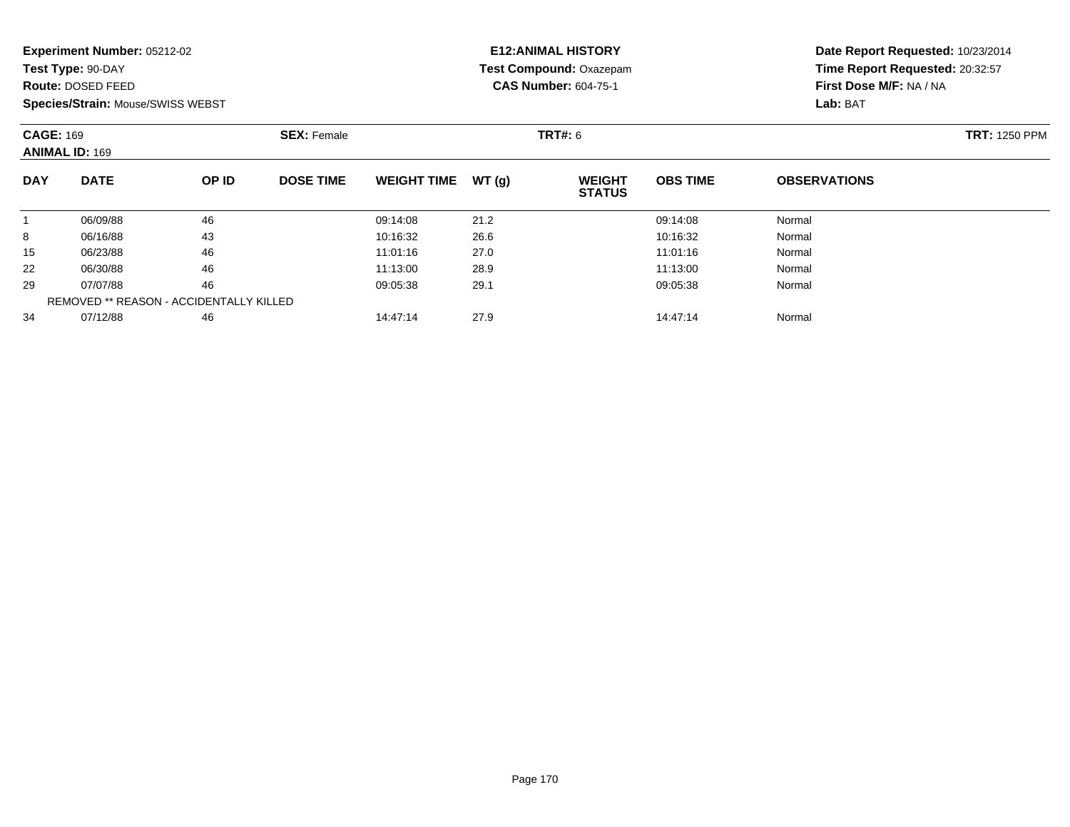**Experiment Number:** 05212-02
**Test Type:** 90-DAY
**Route:** DOSED FEED
**Species/Strain:** Mouse/SWISS WEBST

**E12:ANIMAL HISTORY**
**Test Compound:** Oxazepam
**CAS Number:** 604-75-1

**Date Report Requested:** 10/23/2014
**Time Report Requested:** 20:32:57
**First Dose M/F:** NA / NA
**Lab:** BAT

**CAGE:** 169
**ANIMAL ID:** 169
**SEX:** Female
**TRT#:** 6
**TRT:** 1250 PPM

| DAY | DATE | OP ID | DOSE TIME | WEIGHT TIME | WT (g) | WEIGHT STATUS | OBS TIME | OBSERVATIONS |
|---|---|---|---|---|---|---|---|---|
| 1 | 06/09/88 | 46 | | 09:14:08 | 21.2 | | 09:14:08 | Normal |
| 8 | 06/16/88 | 43 | | 10:16:32 | 26.6 | | 10:16:32 | Normal |
| 15 | 06/23/88 | 46 | | 11:01:16 | 27.0 | | 11:01:16 | Normal |
| 22 | 06/30/88 | 46 | | 11:13:00 | 28.9 | | 11:13:00 | Normal |
| 29 | 07/07/88 | 46 | | 09:05:38 | 29.1 | | 09:05:38 | Normal |
| REMOVED ** REASON - ACCIDENTALLY KILLED | | | | | | | | |
| 34 | 07/12/88 | 46 | | 14:47:14 | 27.9 | | 14:47:14 | Normal |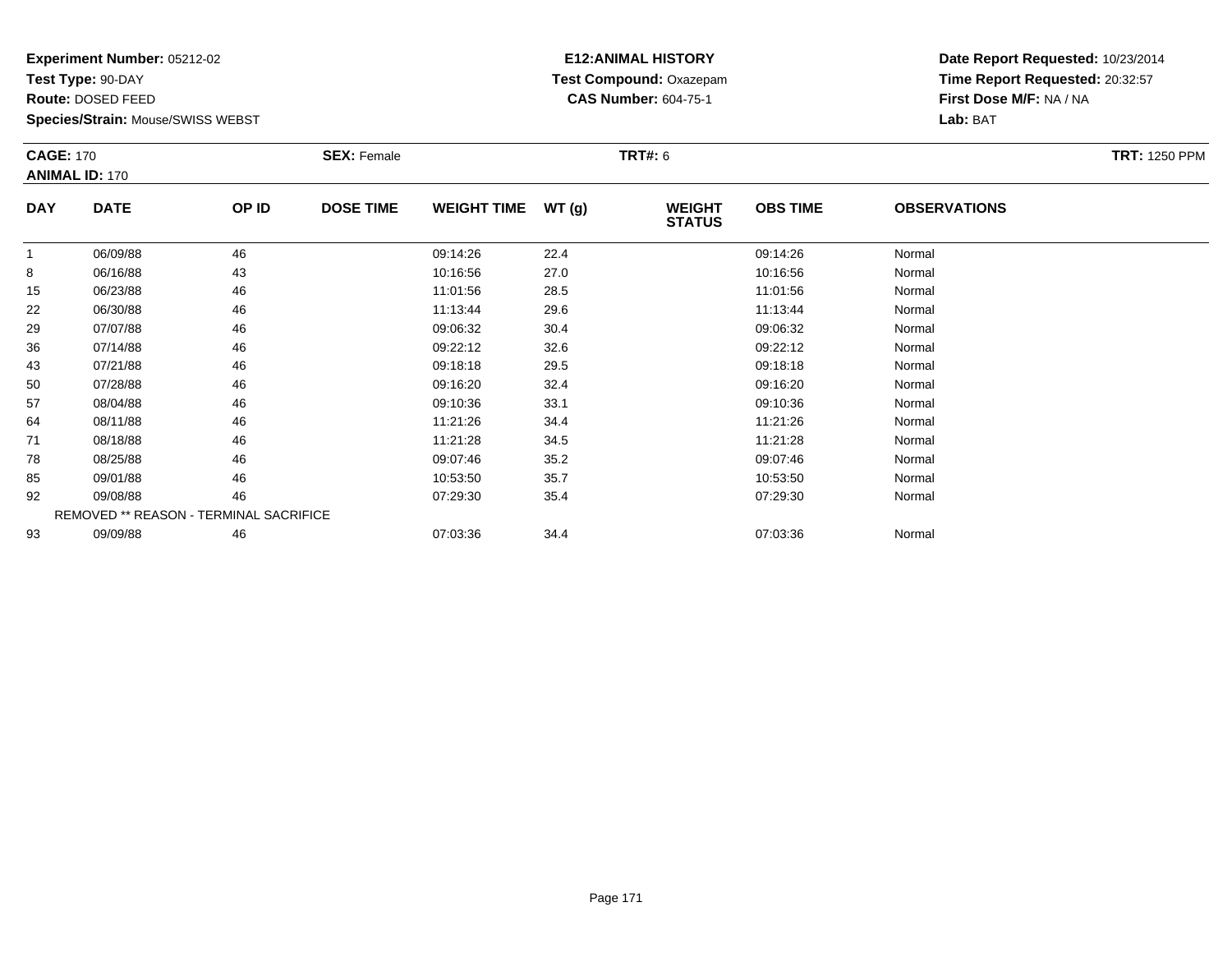**Experiment Number:** 05212-02
**Test Type:** 90-DAY
**Route:** DOSED FEED
**Species/Strain:** Mouse/SWISS WEBST

**E12:ANIMAL HISTORY**
**Test Compound:** Oxazepam
**CAS Number:** 604-75-1

**Date Report Requested:** 10/23/2014
**Time Report Requested:** 20:32:57
**First Dose M/F:** NA / NA
**Lab:** BAT

**CAGE:** 170
**ANIMAL ID:** 170
**SEX:** Female
**TRT#:** 6
**TRT:** 1250 PPM

| DAY | DATE | OP ID | DOSE TIME | WEIGHT TIME | WT (g) | WEIGHT STATUS | OBS TIME | OBSERVATIONS |
|---|---|---|---|---|---|---|---|---|
| 1 | 06/09/88 | 46 | | 09:14:26 | 22.4 | | 09:14:26 | Normal |
| 8 | 06/16/88 | 43 | | 10:16:56 | 27.0 | | 10:16:56 | Normal |
| 15 | 06/23/88 | 46 | | 11:01:56 | 28.5 | | 11:01:56 | Normal |
| 22 | 06/30/88 | 46 | | 11:13:44 | 29.6 | | 11:13:44 | Normal |
| 29 | 07/07/88 | 46 | | 09:06:32 | 30.4 | | 09:06:32 | Normal |
| 36 | 07/14/88 | 46 | | 09:22:12 | 32.6 | | 09:22:12 | Normal |
| 43 | 07/21/88 | 46 | | 09:18:18 | 29.5 | | 09:18:18 | Normal |
| 50 | 07/28/88 | 46 | | 09:16:20 | 32.4 | | 09:16:20 | Normal |
| 57 | 08/04/88 | 46 | | 09:10:36 | 33.1 | | 09:10:36 | Normal |
| 64 | 08/11/88 | 46 | | 11:21:26 | 34.4 | | 11:21:26 | Normal |
| 71 | 08/18/88 | 46 | | 11:21:28 | 34.5 | | 11:21:28 | Normal |
| 78 | 08/25/88 | 46 | | 09:07:46 | 35.2 | | 09:07:46 | Normal |
| 85 | 09/01/88 | 46 | | 10:53:50 | 35.7 | | 10:53:50 | Normal |
| 92 | 09/08/88 | 46 | | 07:29:30 | 35.4 | | 07:29:30 | Normal |
| REMOVED ** REASON - TERMINAL SACRIFICE | | | | | | | | |
| 93 | 09/09/88 | 46 | | 07:03:36 | 34.4 | | 07:03:36 | Normal |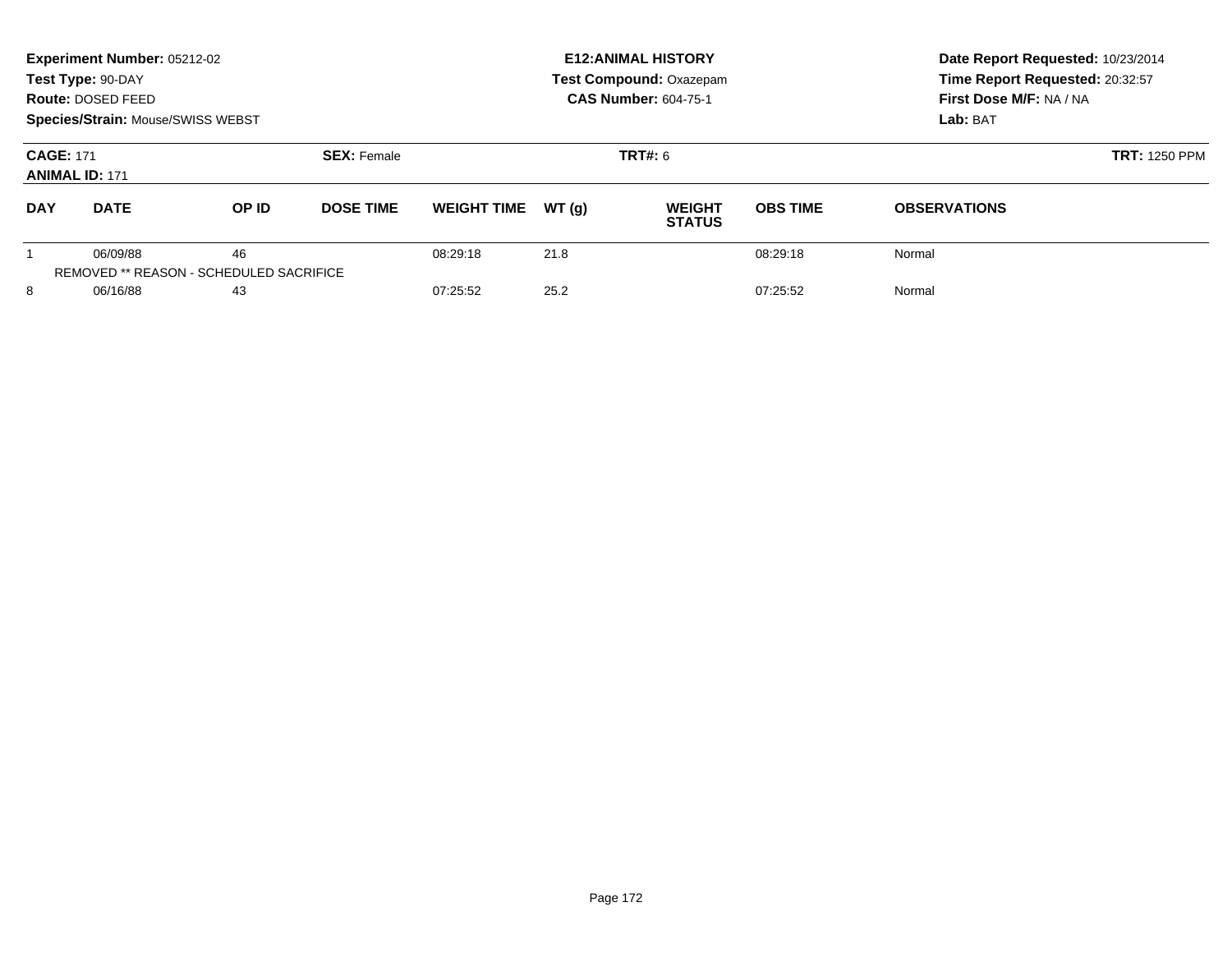**Experiment Number:** 05212-02
**Test Type:** 90-DAY
**Route:** DOSED FEED
**Species/Strain:** Mouse/SWISS WEBST

**E12:ANIMAL HISTORY**
**Test Compound:** Oxazepam
**CAS Number:** 604-75-1

**Date Report Requested:** 10/23/2014
**Time Report Requested:** 20:32:57
**First Dose M/F:** NA / NA
**Lab:** BAT

**CAGE:** 171
**ANIMAL ID:** 171
**SEX:** Female
**TRT#:** 6
**TRT:** 1250 PPM

| DAY | DATE | OP ID | DOSE TIME | WEIGHT TIME | WT (g) | WEIGHT STATUS | OBS TIME | OBSERVATIONS |
|---|---|---|---|---|---|---|---|---|
| 1 | 06/09/88 | 46 | | 08:29:18 | 21.8 | | 08:29:18 | Normal |
| REMOVED ** REASON - SCHEDULED SACRIFICE | | | | | | | | |
| 8 | 06/16/88 | 43 | | 07:25:52 | 25.2 | | 07:25:52 | Normal |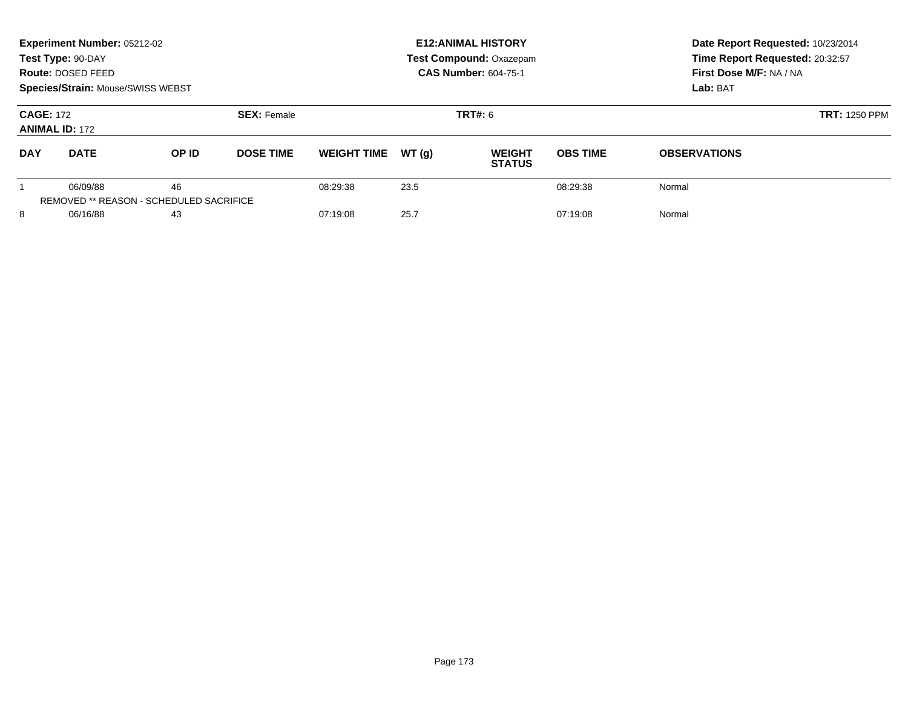**Experiment Number:** 05212-02
**Test Type:** 90-DAY
**Route:** DOSED FEED
**Species/Strain:** Mouse/SWISS WEBST

**E12:ANIMAL HISTORY**
**Test Compound:** Oxazepam
**CAS Number:** 604-75-1

**Date Report Requested:** 10/23/2014
**Time Report Requested:** 20:32:57
**First Dose M/F:** NA / NA
**Lab:** BAT

**CAGE:** 172
**ANIMAL ID:** 172

**SEX:** Female

**TRT#:** 6

**TRT:** 1250 PPM

| DAY | DATE | OP ID | DOSE TIME | WEIGHT TIME | WT (g) | WEIGHT STATUS | OBS TIME | OBSERVATIONS |
|---|---|---|---|---|---|---|---|---|
| 1 | 06/09/88 | 46 | | 08:29:38 | 23.5 | | 08:29:38 | Normal |
| | REMOVED ** REASON - SCHEDULED SACRIFICE | | | | | | | |
| 8 | 06/16/88 | 43 | | 07:19:08 | 25.7 | | 07:19:08 | Normal |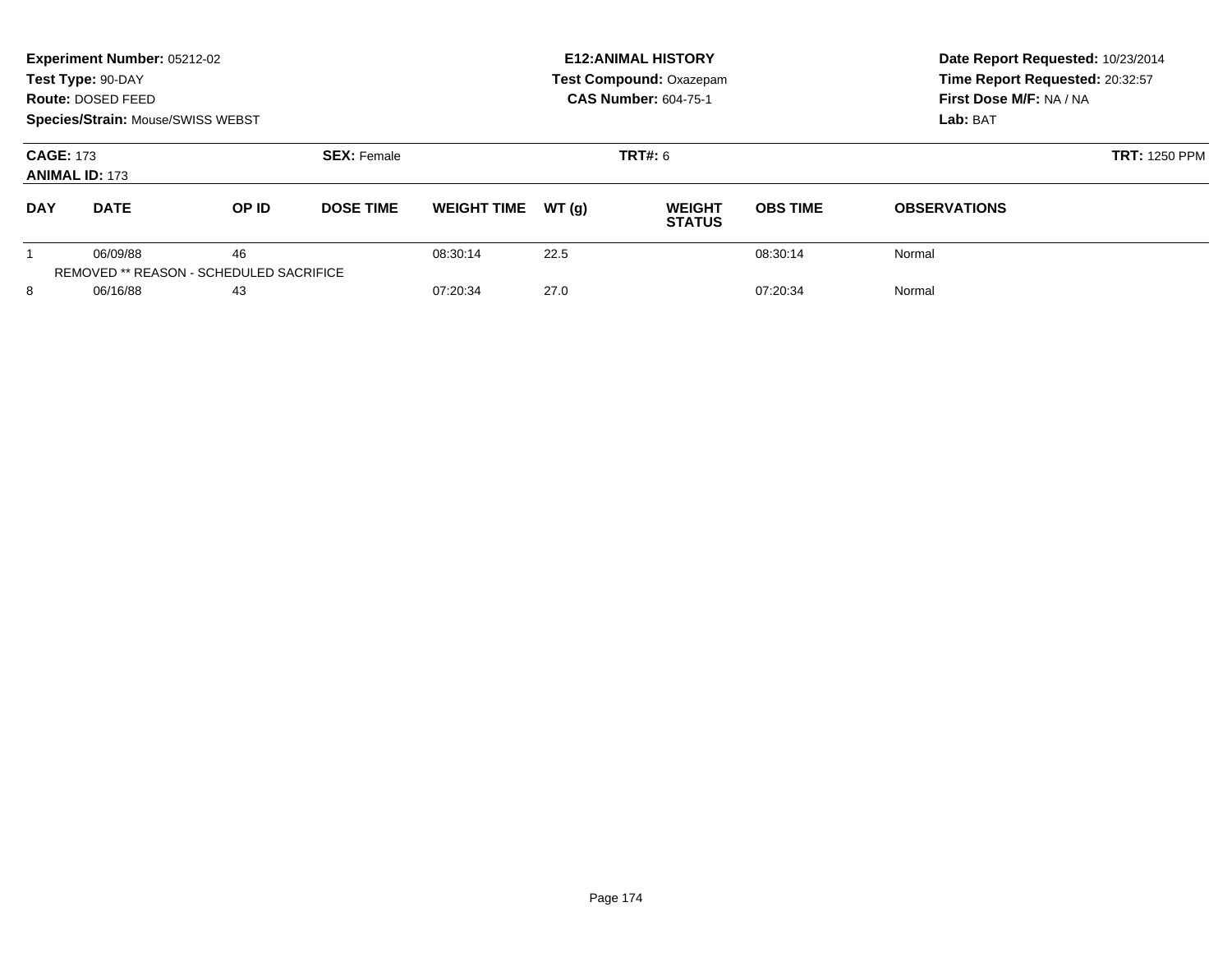**Experiment Number:** 05212-02
**Test Type:** 90-DAY
**Route:** DOSED FEED
**Species/Strain:** Mouse/SWISS WEBST

**E12:ANIMAL HISTORY**
**Test Compound:** Oxazepam
**CAS Number:** 604-75-1

**Date Report Requested:** 10/23/2014
**Time Report Requested:** 20:32:57
**First Dose M/F:** NA / NA
**Lab:** BAT

**CAGE:** 173
**ANIMAL ID:** 173
**SEX:** Female
**TRT#:** 6
**TRT:** 1250 PPM

| DAY | DATE | OP ID | DOSE TIME | WEIGHT TIME | WT (g) | WEIGHT STATUS | OBS TIME | OBSERVATIONS |
|---|---|---|---|---|---|---|---|---|
| 1 | 06/09/88 | 46 | | 08:30:14 | 22.5 | | 08:30:14 | Normal |
| REMOVED ** REASON - SCHEDULED SACRIFICE | | | | | | | | |
| 8 | 06/16/88 | 43 | | 07:20:34 | 27.0 | | 07:20:34 | Normal |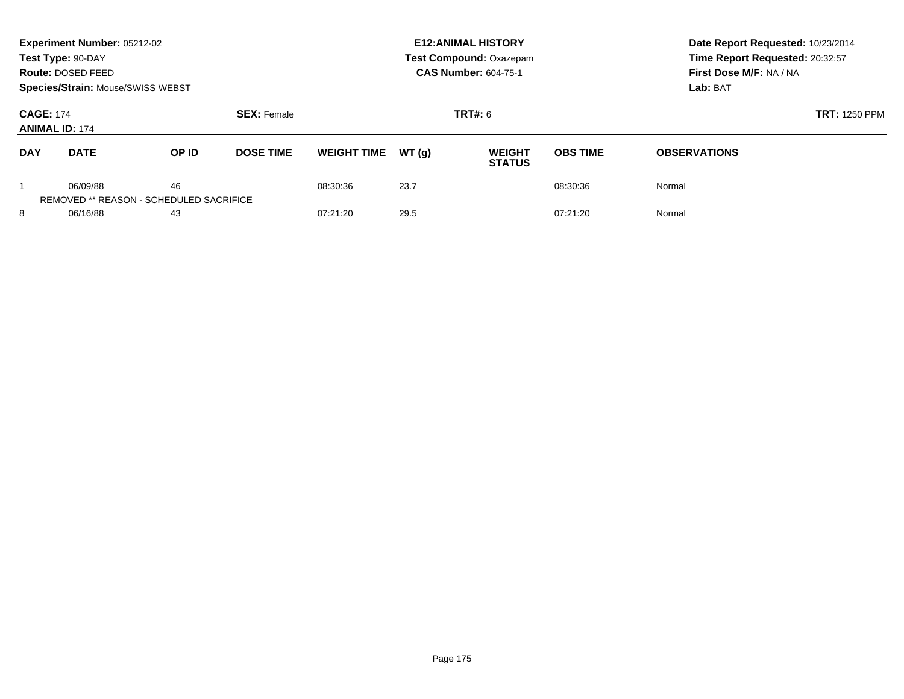**Experiment Number:** 05212-02
**Test Type:** 90-DAY
**Route:** DOSED FEED
**Species/Strain:** Mouse/SWISS WEBST

**E12:ANIMAL HISTORY**
**Test Compound:** Oxazepam
**CAS Number:** 604-75-1

**Date Report Requested:** 10/23/2014
**Time Report Requested:** 20:32:57
**First Dose M/F:** NA / NA
**Lab:** BAT

**CAGE:** 174
**ANIMAL ID:** 174

**SEX:** Female

**TRT#:** 6

**TRT:** 1250 PPM

| DAY | DATE | OP ID | DOSE TIME | WEIGHT TIME | WT (g) | WEIGHT STATUS | OBS TIME | OBSERVATIONS |
|---|---|---|---|---|---|---|---|---|
| 1 | 06/09/88 | 46 | | 08:30:36 | 23.7 | | 08:30:36 | Normal |
| | REMOVED ** REASON - SCHEDULED SACRIFICE | | | | | | | |
| 8 | 06/16/88 | 43 | | 07:21:20 | 29.5 | | 07:21:20 | Normal |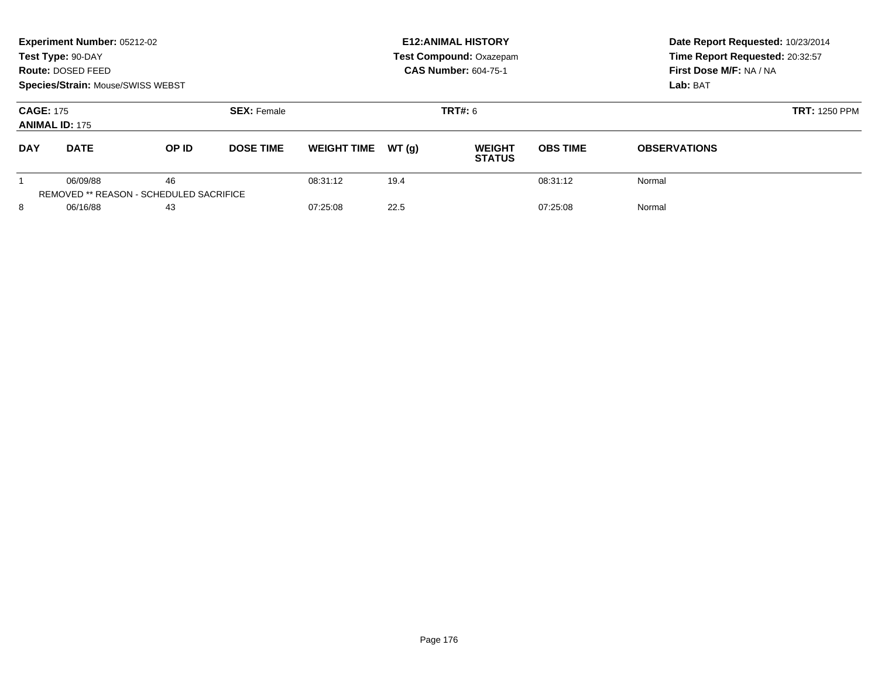**Experiment Number:** 05212-02
**Test Type:** 90-DAY
**Route:** DOSED FEED
**Species/Strain:** Mouse/SWISS WEBST

**E12:ANIMAL HISTORY**
**Test Compound:** Oxazepam
**CAS Number:** 604-75-1

**Date Report Requested:** 10/23/2014
**Time Report Requested:** 20:32:57
**First Dose M/F:** NA / NA
**Lab:** BAT

**CAGE:** 175
**ANIMAL ID:** 175
**SEX:** Female
**TRT#:** 6
**TRT:** 1250 PPM

| DAY | DATE | OP ID | DOSE TIME | WEIGHT TIME | WT (g) | WEIGHT STATUS | OBS TIME | OBSERVATIONS |
|---|---|---|---|---|---|---|---|---|
| 1 | 06/09/88 | 46 | | 08:31:12 | 19.4 | | 08:31:12 | Normal |
| REMOVED ** REASON - SCHEDULED SACRIFICE | | | | | | | | |
| 8 | 06/16/88 | 43 | | 07:25:08 | 22.5 | | 07:25:08 | Normal |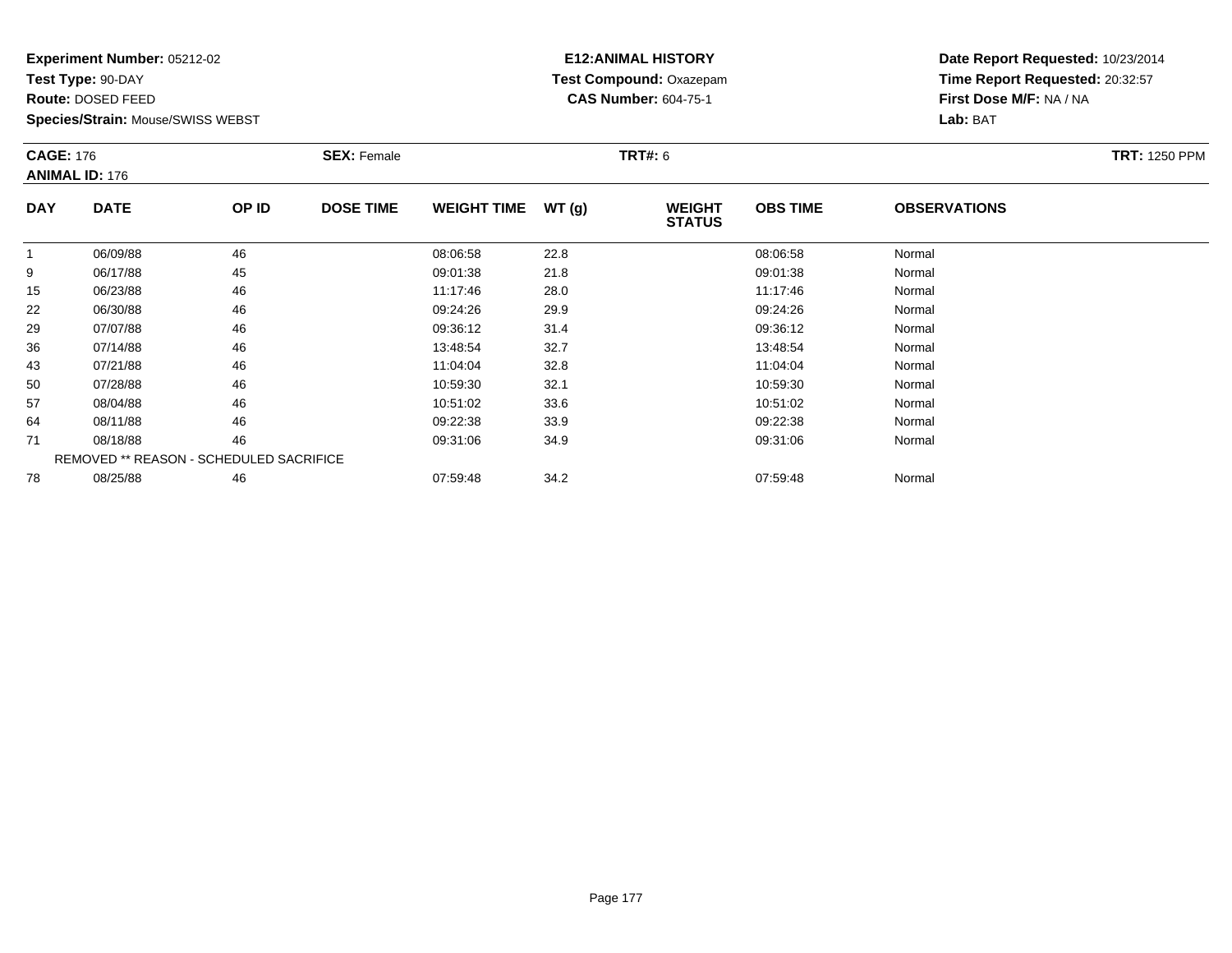**Experiment Number:** 05212-02
**Test Type:** 90-DAY
**Route:** DOSED FEED
**Species/Strain:** Mouse/SWISS WEBST

**E12:ANIMAL HISTORY**
**Test Compound:** Oxazepam
**CAS Number:** 604-75-1

**Date Report Requested:** 10/23/2014
**Time Report Requested:** 20:32:57
**First Dose M/F:** NA / NA
**Lab:** BAT

**CAGE:** 176
**ANIMAL ID:** 176
**SEX:** Female
**TRT#:** 6
**TRT:** 1250 PPM

| DAY | DATE | OP ID | DOSE TIME | WEIGHT TIME | WT (g) | WEIGHT STATUS | OBS TIME | OBSERVATIONS |
|---|---|---|---|---|---|---|---|---|
| 1 | 06/09/88 | 46 | | 08:06:58 | 22.8 | | 08:06:58 | Normal |
| 9 | 06/17/88 | 45 | | 09:01:38 | 21.8 | | 09:01:38 | Normal |
| 15 | 06/23/88 | 46 | | 11:17:46 | 28.0 | | 11:17:46 | Normal |
| 22 | 06/30/88 | 46 | | 09:24:26 | 29.9 | | 09:24:26 | Normal |
| 29 | 07/07/88 | 46 | | 09:36:12 | 31.4 | | 09:36:12 | Normal |
| 36 | 07/14/88 | 46 | | 13:48:54 | 32.7 | | 13:48:54 | Normal |
| 43 | 07/21/88 | 46 | | 11:04:04 | 32.8 | | 11:04:04 | Normal |
| 50 | 07/28/88 | 46 | | 10:59:30 | 32.1 | | 10:59:30 | Normal |
| 57 | 08/04/88 | 46 | | 10:51:02 | 33.6 | | 10:51:02 | Normal |
| 64 | 08/11/88 | 46 | | 09:22:38 | 33.9 | | 09:22:38 | Normal |
| 71 | 08/18/88 | 46 | | 09:31:06 | 34.9 | | 09:31:06 | Normal |
| | REMOVED ** REASON - SCHEDULED SACRIFICE | | | | | | | |
| 78 | 08/25/88 | 46 | | 07:59:48 | 34.2 | | 07:59:48 | Normal |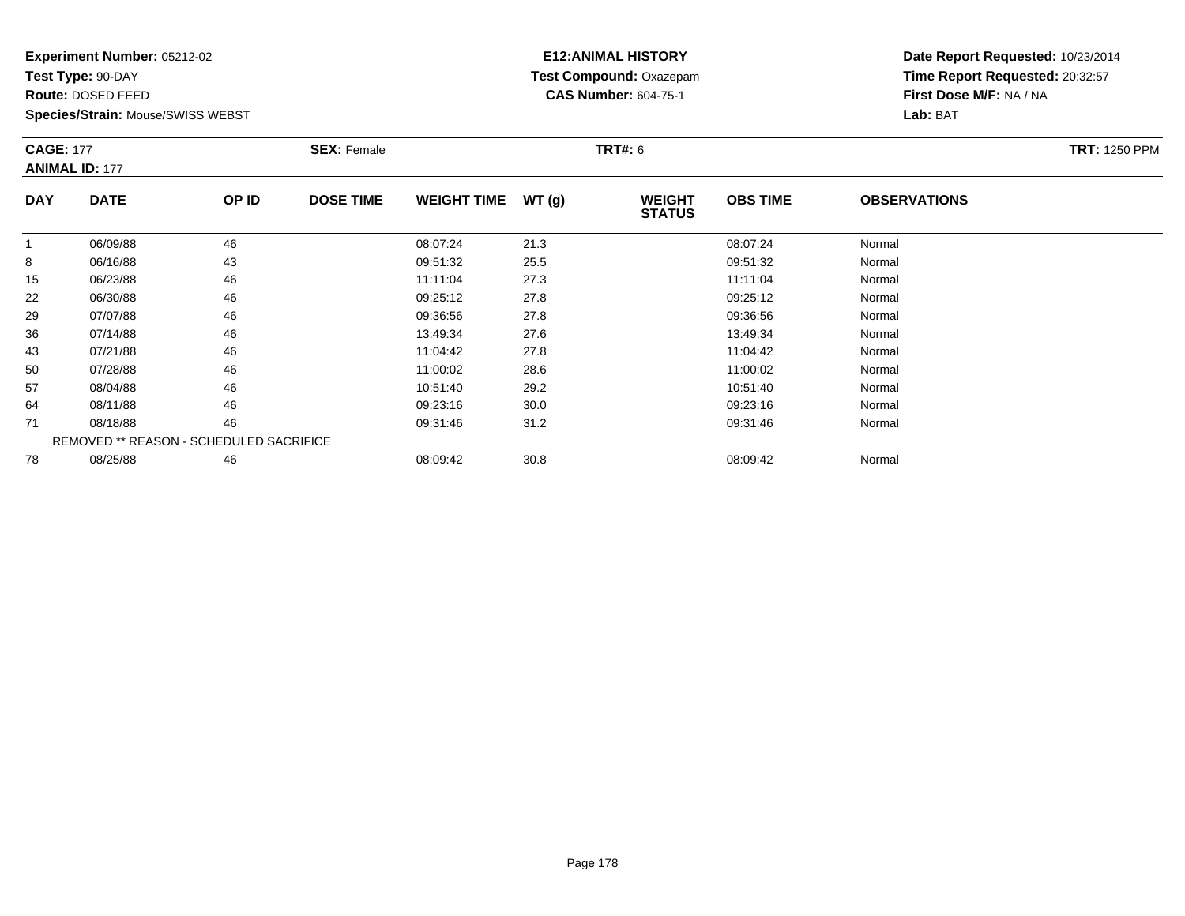**Experiment Number:** 05212-02
**Test Type:** 90-DAY
**Route:** DOSED FEED
**Species/Strain:** Mouse/SWISS WEBST

**E12:ANIMAL HISTORY**
**Test Compound:** Oxazepam
**CAS Number:** 604-75-1

**Date Report Requested:** 10/23/2014
**Time Report Requested:** 20:32:57
**First Dose M/F:** NA / NA
**Lab:** BAT

**CAGE:** 177
**ANIMAL ID:** 177
**SEX:** Female
**TRT#:** 6
**TRT:** 1250 PPM

| DAY | DATE | OP ID | DOSE TIME | WEIGHT TIME | WT (g) | WEIGHT STATUS | OBS TIME | OBSERVATIONS |
|---|---|---|---|---|---|---|---|---|
| 1 | 06/09/88 | 46 | | 08:07:24 | 21.3 | | 08:07:24 | Normal |
| 8 | 06/16/88 | 43 | | 09:51:32 | 25.5 | | 09:51:32 | Normal |
| 15 | 06/23/88 | 46 | | 11:11:04 | 27.3 | | 11:11:04 | Normal |
| 22 | 06/30/88 | 46 | | 09:25:12 | 27.8 | | 09:25:12 | Normal |
| 29 | 07/07/88 | 46 | | 09:36:56 | 27.8 | | 09:36:56 | Normal |
| 36 | 07/14/88 | 46 | | 13:49:34 | 27.6 | | 13:49:34 | Normal |
| 43 | 07/21/88 | 46 | | 11:04:42 | 27.8 | | 11:04:42 | Normal |
| 50 | 07/28/88 | 46 | | 11:00:02 | 28.6 | | 11:00:02 | Normal |
| 57 | 08/04/88 | 46 | | 10:51:40 | 29.2 | | 10:51:40 | Normal |
| 64 | 08/11/88 | 46 | | 09:23:16 | 30.0 | | 09:23:16 | Normal |
| 71 | 08/18/88 | 46 | | 09:31:46 | 31.2 | | 09:31:46 | Normal |
| | REMOVED ** REASON - SCHEDULED SACRIFICE | | | | | | | |
| 78 | 08/25/88 | 46 | | 08:09:42 | 30.8 | | 08:09:42 | Normal |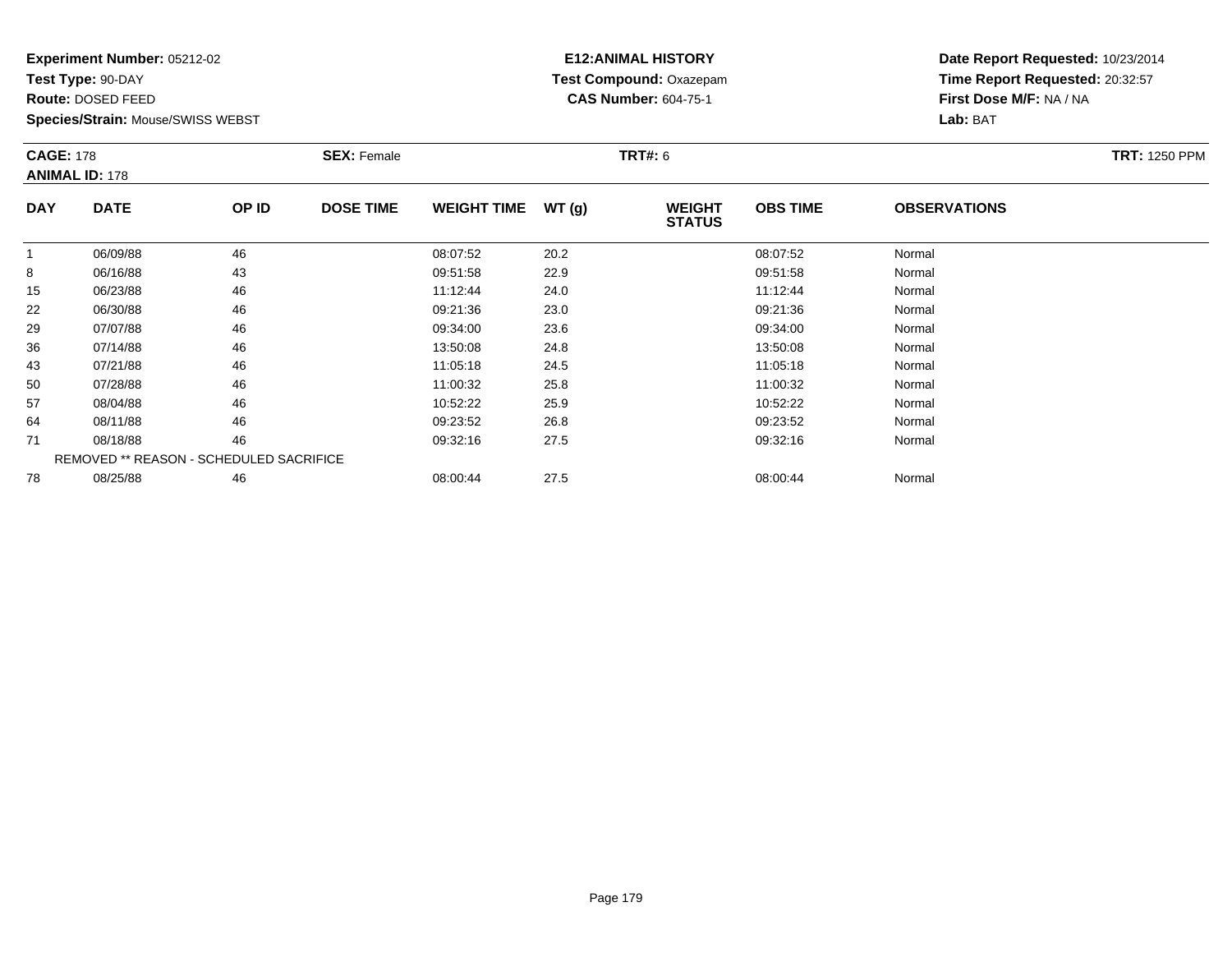**Experiment Number:** 05212-02
**Test Type:** 90-DAY
**Route:** DOSED FEED
**Species/Strain:** Mouse/SWISS WEBST

**E12:ANIMAL HISTORY**
**Test Compound:** Oxazepam
**CAS Number:** 604-75-1

**Date Report Requested:** 10/23/2014
**Time Report Requested:** 20:32:57
**First Dose M/F:** NA / NA
**Lab:** BAT

**CAGE:** 178 **SEX:** Female **TRT#:** 6 **TRT:** 1250 PPM
**ANIMAL ID:** 178

| DAY | DATE | OP ID | DOSE TIME | WEIGHT TIME | WT (g) | WEIGHT STATUS | OBS TIME | OBSERVATIONS |
|---|---|---|---|---|---|---|---|---|
| 1 | 06/09/88 | 46 | | 08:07:52 | 20.2 | | 08:07:52 | Normal |
| 8 | 06/16/88 | 43 | | 09:51:58 | 22.9 | | 09:51:58 | Normal |
| 15 | 06/23/88 | 46 | | 11:12:44 | 24.0 | | 11:12:44 | Normal |
| 22 | 06/30/88 | 46 | | 09:21:36 | 23.0 | | 09:21:36 | Normal |
| 29 | 07/07/88 | 46 | | 09:34:00 | 23.6 | | 09:34:00 | Normal |
| 36 | 07/14/88 | 46 | | 13:50:08 | 24.8 | | 13:50:08 | Normal |
| 43 | 07/21/88 | 46 | | 11:05:18 | 24.5 | | 11:05:18 | Normal |
| 50 | 07/28/88 | 46 | | 11:00:32 | 25.8 | | 11:00:32 | Normal |
| 57 | 08/04/88 | 46 | | 10:52:22 | 25.9 | | 10:52:22 | Normal |
| 64 | 08/11/88 | 46 | | 09:23:52 | 26.8 | | 09:23:52 | Normal |
| 71 | 08/18/88 | 46 | | 09:32:16 | 27.5 | | 09:32:16 | Normal |
| | REMOVED ** REASON - SCHEDULED SACRIFICE | | | | | | | |
| 78 | 08/25/88 | 46 | | 08:00:44 | 27.5 | | 08:00:44 | Normal |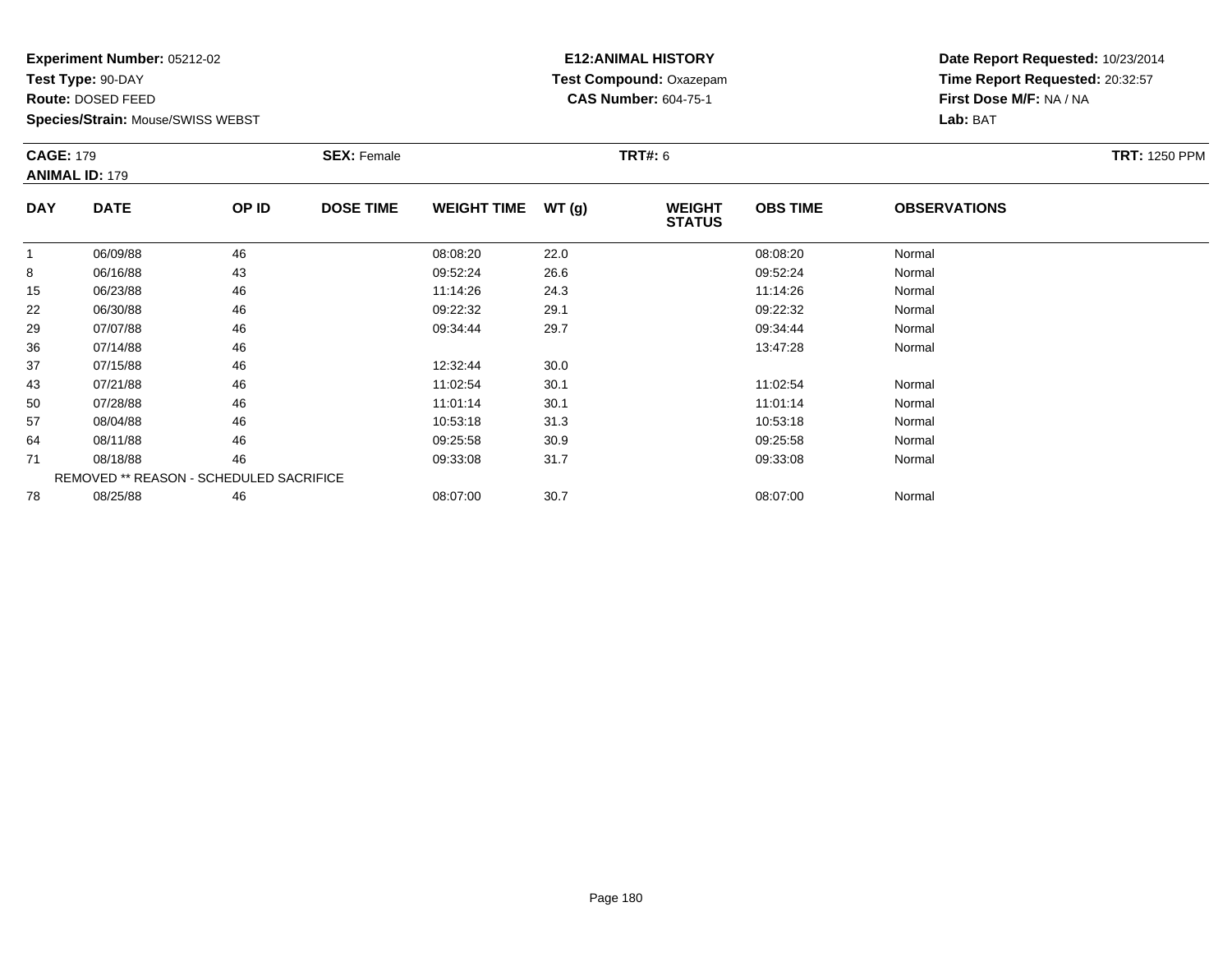**Experiment Number:** 05212-02
**Test Type:** 90-DAY
**Route:** DOSED FEED
**Species/Strain:** Mouse/SWISS WEBST

**E12:ANIMAL HISTORY**
**Test Compound:** Oxazepam
**CAS Number:** 604-75-1

**Date Report Requested:** 10/23/2014
**Time Report Requested:** 20:32:57
**First Dose M/F:** NA / NA
**Lab:** BAT

**CAGE:** 179
**ANIMAL ID:** 179
**SEX:** Female
**TRT#:** 6
**TRT:** 1250 PPM

| DAY | DATE | OP ID | DOSE TIME | WEIGHT TIME | WT (g) | WEIGHT STATUS | OBS TIME | OBSERVATIONS |
|---|---|---|---|---|---|---|---|---|
| 1 | 06/09/88 | 46 | | 08:08:20 | 22.0 | | 08:08:20 | Normal |
| 8 | 06/16/88 | 43 | | 09:52:24 | 26.6 | | 09:52:24 | Normal |
| 15 | 06/23/88 | 46 | | 11:14:26 | 24.3 | | 11:14:26 | Normal |
| 22 | 06/30/88 | 46 | | 09:22:32 | 29.1 | | 09:22:32 | Normal |
| 29 | 07/07/88 | 46 | | 09:34:44 | 29.7 | | 09:34:44 | Normal |
| 36 | 07/14/88 | 46 | | | | | 13:47:28 | Normal |
| 37 | 07/15/88 | 46 | | 12:32:44 | 30.0 | | | |
| 43 | 07/21/88 | 46 | | 11:02:54 | 30.1 | | 11:02:54 | Normal |
| 50 | 07/28/88 | 46 | | 11:01:14 | 30.1 | | 11:01:14 | Normal |
| 57 | 08/04/88 | 46 | | 10:53:18 | 31.3 | | 10:53:18 | Normal |
| 64 | 08/11/88 | 46 | | 09:25:58 | 30.9 | | 09:25:58 | Normal |
| 71 | 08/18/88 | 46 | | 09:33:08 | 31.7 | | 09:33:08 | Normal |
| | REMOVED ** REASON - SCHEDULED SACRIFICE | | | | | | | |
| 78 | 08/25/88 | 46 | | 08:07:00 | 30.7 | | 08:07:00 | Normal |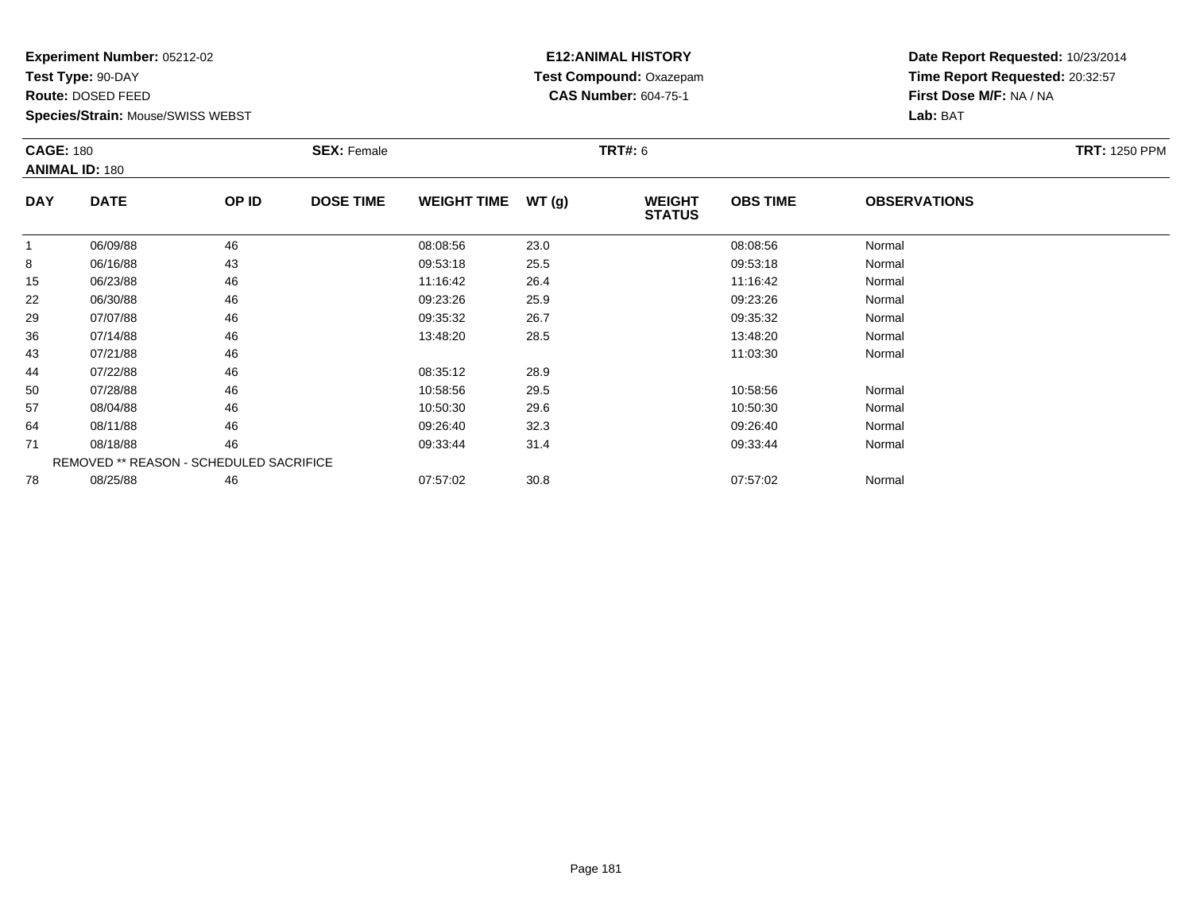**Experiment Number:** 05212-02
**Test Type:** 90-DAY
**Route:** DOSED FEED
**Species/Strain:** Mouse/SWISS WEBST

**E12:ANIMAL HISTORY**
**Test Compound:** Oxazepam
**CAS Number:** 604-75-1

**Date Report Requested:** 10/23/2014
**Time Report Requested:** 20:32:57
**First Dose M/F:** NA / NA
**Lab:** BAT

**CAGE:** 180 **SEX:** Female **TRT#:** 6 **TRT:** 1250 PPM
**ANIMAL ID:** 180

| DAY | DATE | OP ID | DOSE TIME | WEIGHT TIME | WT (g) | WEIGHT STATUS | OBS TIME | OBSERVATIONS |
|---|---|---|---|---|---|---|---|---|
| 1 | 06/09/88 | 46 | | 08:08:56 | 23.0 | | 08:08:56 | Normal |
| 8 | 06/16/88 | 43 | | 09:53:18 | 25.5 | | 09:53:18 | Normal |
| 15 | 06/23/88 | 46 | | 11:16:42 | 26.4 | | 11:16:42 | Normal |
| 22 | 06/30/88 | 46 | | 09:23:26 | 25.9 | | 09:23:26 | Normal |
| 29 | 07/07/88 | 46 | | 09:35:32 | 26.7 | | 09:35:32 | Normal |
| 36 | 07/14/88 | 46 | | 13:48:20 | 28.5 | | 13:48:20 | Normal |
| 43 | 07/21/88 | 46 | | | | | 11:03:30 | Normal |
| 44 | 07/22/88 | 46 | | 08:35:12 | 28.9 | | | |
| 50 | 07/28/88 | 46 | | 10:58:56 | 29.5 | | 10:58:56 | Normal |
| 57 | 08/04/88 | 46 | | 10:50:30 | 29.6 | | 10:50:30 | Normal |
| 64 | 08/11/88 | 46 | | 09:26:40 | 32.3 | | 09:26:40 | Normal |
| 71 | 08/18/88 | 46 | | 09:33:44 | 31.4 | | 09:33:44 | Normal |
| | REMOVED ** REASON - SCHEDULED SACRIFICE | | | | | | | |
| 78 | 08/25/88 | 46 | | 07:57:02 | 30.8 | | 07:57:02 | Normal |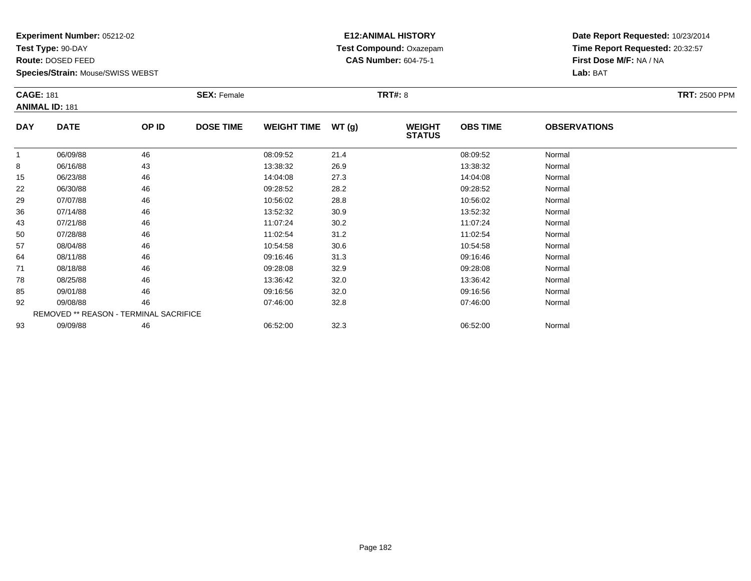**Experiment Number:** 05212-02
**Test Type:** 90-DAY
**Route:** DOSED FEED
**Species/Strain:** Mouse/SWISS WEBST

**E12:ANIMAL HISTORY**
**Test Compound:** Oxazepam
**CAS Number:** 604-75-1

**Date Report Requested:** 10/23/2014
**Time Report Requested:** 20:32:57
**First Dose M/F:** NA / NA
**Lab:** BAT

**CAGE:** 181 **SEX:** Female **TRT#:** 8 **TRT:** 2500 PPM
**ANIMAL ID:** 181

| DAY | DATE | OP ID | DOSE TIME | WEIGHT TIME | WT (g) | WEIGHT STATUS | OBS TIME | OBSERVATIONS |
|---|---|---|---|---|---|---|---|---|
| 1 | 06/09/88 | 46 | | 08:09:52 | 21.4 | | 08:09:52 | Normal |
| 8 | 06/16/88 | 43 | | 13:38:32 | 26.9 | | 13:38:32 | Normal |
| 15 | 06/23/88 | 46 | | 14:04:08 | 27.3 | | 14:04:08 | Normal |
| 22 | 06/30/88 | 46 | | 09:28:52 | 28.2 | | 09:28:52 | Normal |
| 29 | 07/07/88 | 46 | | 10:56:02 | 28.8 | | 10:56:02 | Normal |
| 36 | 07/14/88 | 46 | | 13:52:32 | 30.9 | | 13:52:32 | Normal |
| 43 | 07/21/88 | 46 | | 11:07:24 | 30.2 | | 11:07:24 | Normal |
| 50 | 07/28/88 | 46 | | 11:02:54 | 31.2 | | 11:02:54 | Normal |
| 57 | 08/04/88 | 46 | | 10:54:58 | 30.6 | | 10:54:58 | Normal |
| 64 | 08/11/88 | 46 | | 09:16:46 | 31.3 | | 09:16:46 | Normal |
| 71 | 08/18/88 | 46 | | 09:28:08 | 32.9 | | 09:28:08 | Normal |
| 78 | 08/25/88 | 46 | | 13:36:42 | 32.0 | | 13:36:42 | Normal |
| 85 | 09/01/88 | 46 | | 09:16:56 | 32.0 | | 09:16:56 | Normal |
| 92 | 09/08/88 | 46 | | 07:46:00 | 32.8 | | 07:46:00 | Normal |
| REMOVED ** REASON - TERMINAL SACRIFICE | | | | | | | | |
| 93 | 09/09/88 | 46 | | 06:52:00 | 32.3 | | 06:52:00 | Normal |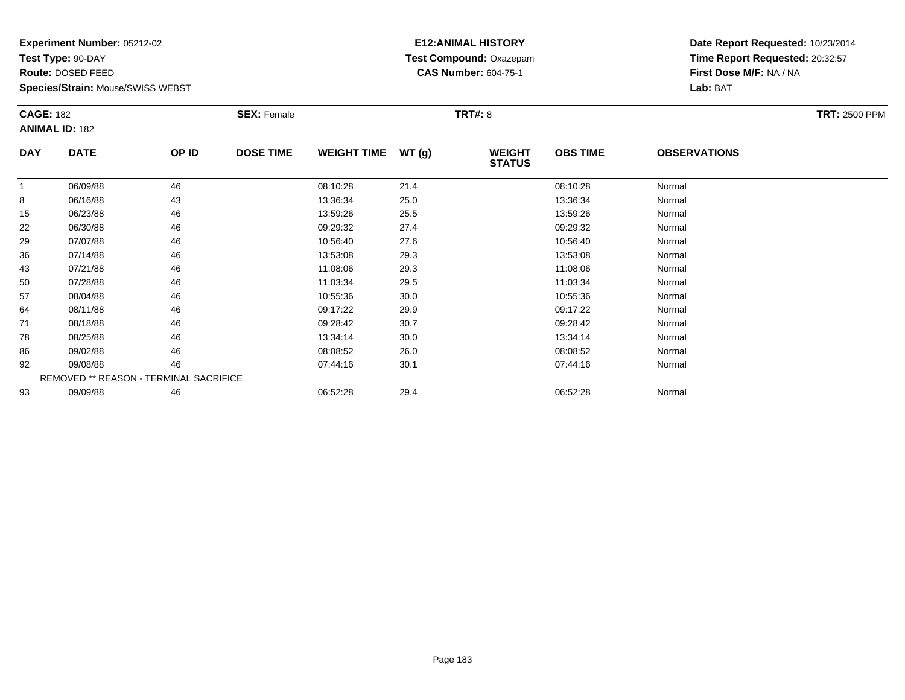**Experiment Number:** 05212-02
**Test Type:** 90-DAY
**Route:** DOSED FEED
**Species/Strain:** Mouse/SWISS WEBST

**E12:ANIMAL HISTORY**
**Test Compound:** Oxazepam
**CAS Number:** 604-75-1

**Date Report Requested:** 10/23/2014
**Time Report Requested:** 20:32:57
**First Dose M/F:** NA / NA
**Lab:** BAT

**CAGE:** 182
**ANIMAL ID:** 182
**SEX:** Female
**TRT#:** 8
**TRT:** 2500 PPM

| DAY | DATE | OP ID | DOSE TIME | WEIGHT TIME | WT (g) | WEIGHT STATUS | OBS TIME | OBSERVATIONS |
|---|---|---|---|---|---|---|---|---|
| 1 | 06/09/88 | 46 | | 08:10:28 | 21.4 | | 08:10:28 | Normal |
| 8 | 06/16/88 | 43 | | 13:36:34 | 25.0 | | 13:36:34 | Normal |
| 15 | 06/23/88 | 46 | | 13:59:26 | 25.5 | | 13:59:26 | Normal |
| 22 | 06/30/88 | 46 | | 09:29:32 | 27.4 | | 09:29:32 | Normal |
| 29 | 07/07/88 | 46 | | 10:56:40 | 27.6 | | 10:56:40 | Normal |
| 36 | 07/14/88 | 46 | | 13:53:08 | 29.3 | | 13:53:08 | Normal |
| 43 | 07/21/88 | 46 | | 11:08:06 | 29.3 | | 11:08:06 | Normal |
| 50 | 07/28/88 | 46 | | 11:03:34 | 29.5 | | 11:03:34 | Normal |
| 57 | 08/04/88 | 46 | | 10:55:36 | 30.0 | | 10:55:36 | Normal |
| 64 | 08/11/88 | 46 | | 09:17:22 | 29.9 | | 09:17:22 | Normal |
| 71 | 08/18/88 | 46 | | 09:28:42 | 30.7 | | 09:28:42 | Normal |
| 78 | 08/25/88 | 46 | | 13:34:14 | 30.0 | | 13:34:14 | Normal |
| 86 | 09/02/88 | 46 | | 08:08:52 | 26.0 | | 08:08:52 | Normal |
| 92 | 09/08/88 | 46 | | 07:44:16 | 30.1 | | 07:44:16 | Normal |
| REMOVED ** REASON - TERMINAL SACRIFICE | | | | | | | | |
| 93 | 09/09/88 | 46 | | 06:52:28 | 29.4 | | 06:52:28 | Normal |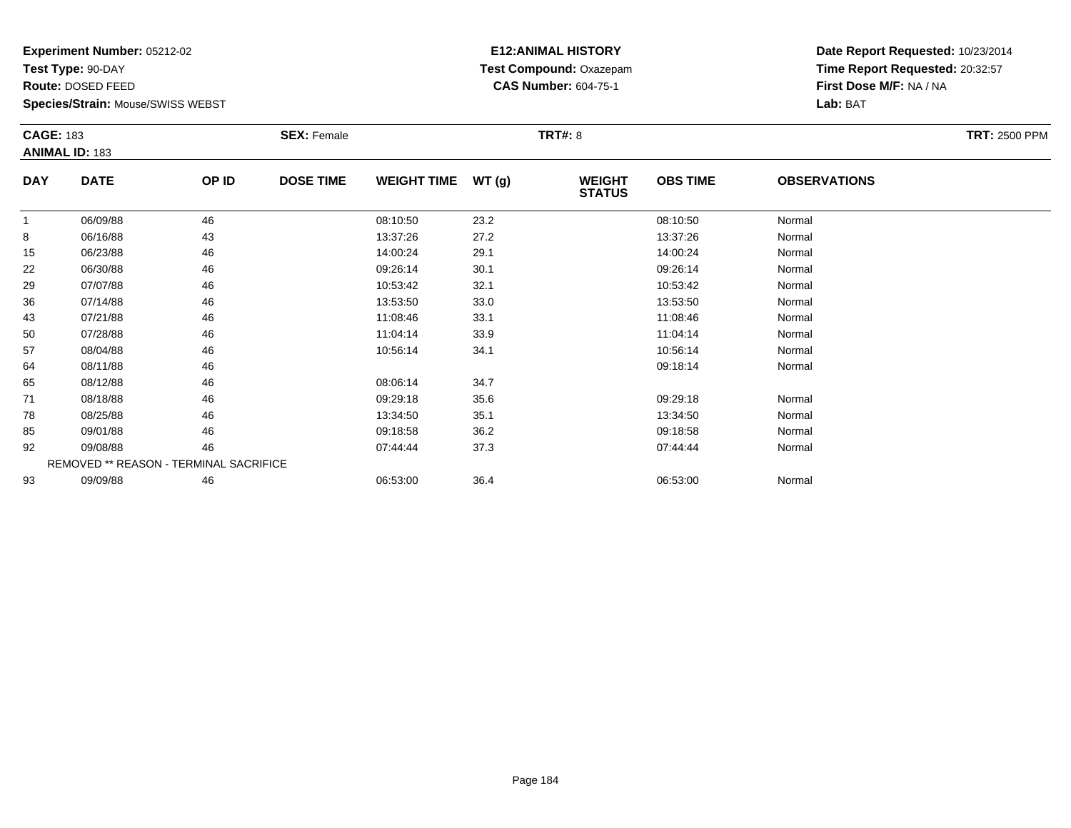**Experiment Number:** 05212-02
**Test Type:** 90-DAY
**Route:** DOSED FEED
**Species/Strain:** Mouse/SWISS WEBST

**E12:ANIMAL HISTORY**
**Test Compound:** Oxazepam
**CAS Number:** 604-75-1

**Date Report Requested:** 10/23/2014
**Time Report Requested:** 20:32:57
**First Dose M/F:** NA / NA
**Lab:** BAT

**CAGE:** 183
**ANIMAL ID:** 183
**SEX:** Female
**TRT#:** 8
**TRT:** 2500 PPM

| DAY | DATE | OP ID | DOSE TIME | WEIGHT TIME | WT (g) | WEIGHT STATUS | OBS TIME | OBSERVATIONS |
|---|---|---|---|---|---|---|---|---|
| 1 | 06/09/88 | 46 | | 08:10:50 | 23.2 | | 08:10:50 | Normal |
| 8 | 06/16/88 | 43 | | 13:37:26 | 27.2 | | 13:37:26 | Normal |
| 15 | 06/23/88 | 46 | | 14:00:24 | 29.1 | | 14:00:24 | Normal |
| 22 | 06/30/88 | 46 | | 09:26:14 | 30.1 | | 09:26:14 | Normal |
| 29 | 07/07/88 | 46 | | 10:53:42 | 32.1 | | 10:53:42 | Normal |
| 36 | 07/14/88 | 46 | | 13:53:50 | 33.0 | | 13:53:50 | Normal |
| 43 | 07/21/88 | 46 | | 11:08:46 | 33.1 | | 11:08:46 | Normal |
| 50 | 07/28/88 | 46 | | 11:04:14 | 33.9 | | 11:04:14 | Normal |
| 57 | 08/04/88 | 46 | | 10:56:14 | 34.1 | | 10:56:14 | Normal |
| 64 | 08/11/88 | 46 | | | | | 09:18:14 | Normal |
| 65 | 08/12/88 | 46 | | 08:06:14 | 34.7 | | | |
| 71 | 08/18/88 | 46 | | 09:29:18 | 35.6 | | 09:29:18 | Normal |
| 78 | 08/25/88 | 46 | | 13:34:50 | 35.1 | | 13:34:50 | Normal |
| 85 | 09/01/88 | 46 | | 09:18:58 | 36.2 | | 09:18:58 | Normal |
| 92 | 09/08/88 | 46 | | 07:44:44 | 37.3 | | 07:44:44 | Normal |
| | REMOVED ** REASON - TERMINAL SACRIFICE | | | | | | | |
| 93 | 09/09/88 | 46 | | 06:53:00 | 36.4 | | 06:53:00 | Normal |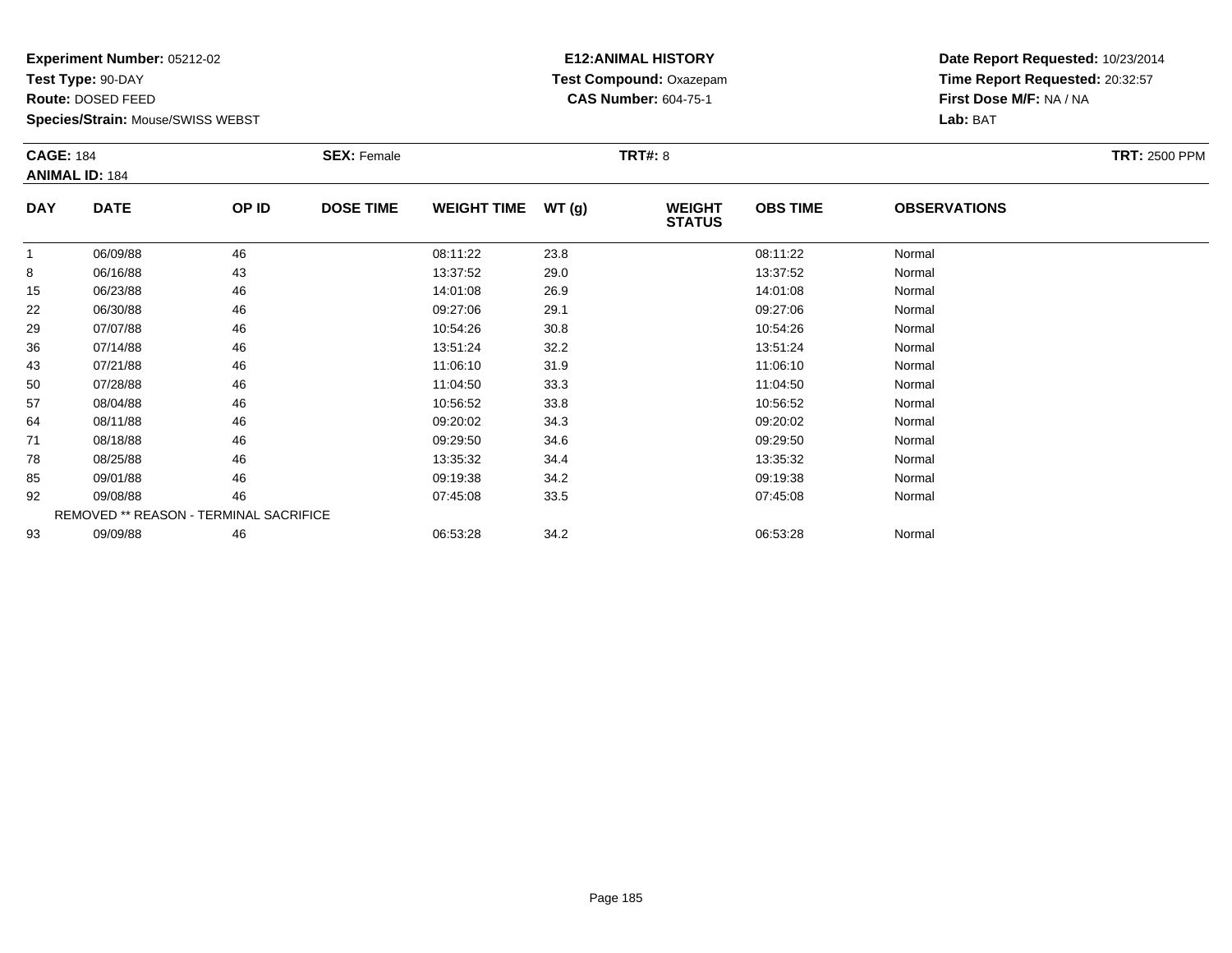**Experiment Number:** 05212-02
**Test Type:** 90-DAY
**Route:** DOSED FEED
**Species/Strain:** Mouse/SWISS WEBST

**E12:ANIMAL HISTORY**
**Test Compound:** Oxazepam
**CAS Number:** 604-75-1

**Date Report Requested:** 10/23/2014
**Time Report Requested:** 20:32:57
**First Dose M/F:** NA / NA
**Lab:** BAT

**CAGE:** 184
**ANIMAL ID:** 184
**SEX:** Female
**TRT#:** 8
**TRT:** 2500 PPM

| DAY | DATE | OP ID | DOSE TIME | WEIGHT TIME | WT (g) | WEIGHT STATUS | OBS TIME | OBSERVATIONS |
|---|---|---|---|---|---|---|---|---|
| 1 | 06/09/88 | 46 | | 08:11:22 | 23.8 | | 08:11:22 | Normal |
| 8 | 06/16/88 | 43 | | 13:37:52 | 29.0 | | 13:37:52 | Normal |
| 15 | 06/23/88 | 46 | | 14:01:08 | 26.9 | | 14:01:08 | Normal |
| 22 | 06/30/88 | 46 | | 09:27:06 | 29.1 | | 09:27:06 | Normal |
| 29 | 07/07/88 | 46 | | 10:54:26 | 30.8 | | 10:54:26 | Normal |
| 36 | 07/14/88 | 46 | | 13:51:24 | 32.2 | | 13:51:24 | Normal |
| 43 | 07/21/88 | 46 | | 11:06:10 | 31.9 | | 11:06:10 | Normal |
| 50 | 07/28/88 | 46 | | 11:04:50 | 33.3 | | 11:04:50 | Normal |
| 57 | 08/04/88 | 46 | | 10:56:52 | 33.8 | | 10:56:52 | Normal |
| 64 | 08/11/88 | 46 | | 09:20:02 | 34.3 | | 09:20:02 | Normal |
| 71 | 08/18/88 | 46 | | 09:29:50 | 34.6 | | 09:29:50 | Normal |
| 78 | 08/25/88 | 46 | | 13:35:32 | 34.4 | | 13:35:32 | Normal |
| 85 | 09/01/88 | 46 | | 09:19:38 | 34.2 | | 09:19:38 | Normal |
| 92 | 09/08/88 | 46 | | 07:45:08 | 33.5 | | 07:45:08 | Normal |
| REMOVED ** REASON - TERMINAL SACRIFICE | | | | | | | | |
| 93 | 09/09/88 | 46 | | 06:53:28 | 34.2 | | 06:53:28 | Normal |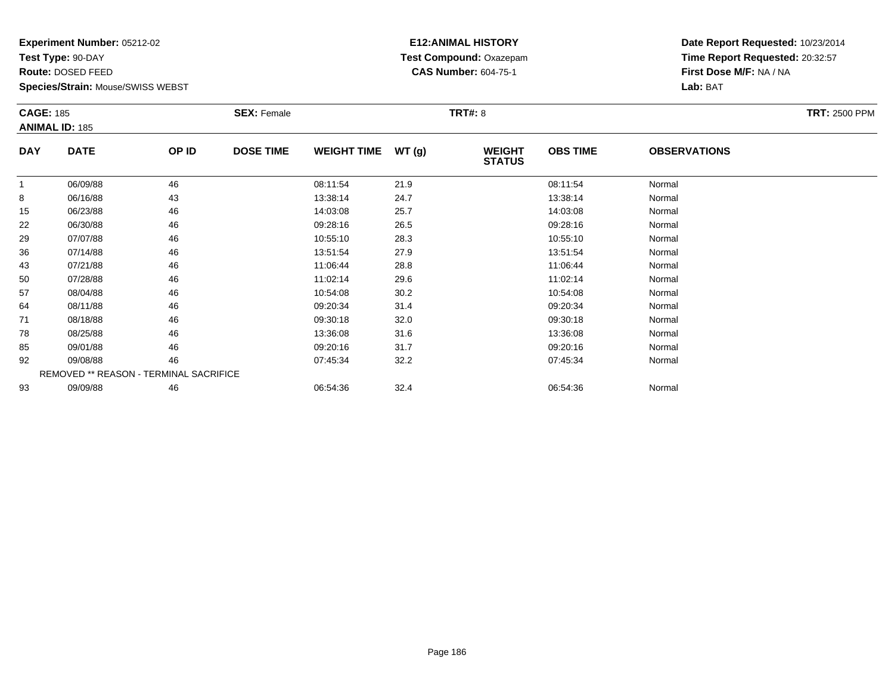**Experiment Number:** 05212-02
**Test Type:** 90-DAY
**Route:** DOSED FEED
**Species/Strain:** Mouse/SWISS WEBST

**E12:ANIMAL HISTORY**
**Test Compound:** Oxazepam
**CAS Number:** 604-75-1

**Date Report Requested:** 10/23/2014
**Time Report Requested:** 20:32:57
**First Dose M/F:** NA / NA
**Lab:** BAT

**CAGE:** 185
**ANIMAL ID:** 185
**SEX:** Female
**TRT#:** 8
**TRT:** 2500 PPM

| DAY | DATE | OP ID | DOSE TIME | WEIGHT TIME | WT (g) | WEIGHT STATUS | OBS TIME | OBSERVATIONS |
|---|---|---|---|---|---|---|---|---|
| 1 | 06/09/88 | 46 | | 08:11:54 | 21.9 | | 08:11:54 | Normal |
| 8 | 06/16/88 | 43 | | 13:38:14 | 24.7 | | 13:38:14 | Normal |
| 15 | 06/23/88 | 46 | | 14:03:08 | 25.7 | | 14:03:08 | Normal |
| 22 | 06/30/88 | 46 | | 09:28:16 | 26.5 | | 09:28:16 | Normal |
| 29 | 07/07/88 | 46 | | 10:55:10 | 28.3 | | 10:55:10 | Normal |
| 36 | 07/14/88 | 46 | | 13:51:54 | 27.9 | | 13:51:54 | Normal |
| 43 | 07/21/88 | 46 | | 11:06:44 | 28.8 | | 11:06:44 | Normal |
| 50 | 07/28/88 | 46 | | 11:02:14 | 29.6 | | 11:02:14 | Normal |
| 57 | 08/04/88 | 46 | | 10:54:08 | 30.2 | | 10:54:08 | Normal |
| 64 | 08/11/88 | 46 | | 09:20:34 | 31.4 | | 09:20:34 | Normal |
| 71 | 08/18/88 | 46 | | 09:30:18 | 32.0 | | 09:30:18 | Normal |
| 78 | 08/25/88 | 46 | | 13:36:08 | 31.6 | | 13:36:08 | Normal |
| 85 | 09/01/88 | 46 | | 09:20:16 | 31.7 | | 09:20:16 | Normal |
| 92 | 09/08/88 | 46 | | 07:45:34 | 32.2 | | 07:45:34 | Normal |
| REMOVED ** REASON - TERMINAL SACRIFICE | | | | | | | | |
| 93 | 09/09/88 | 46 | | 06:54:36 | 32.4 | | 06:54:36 | Normal |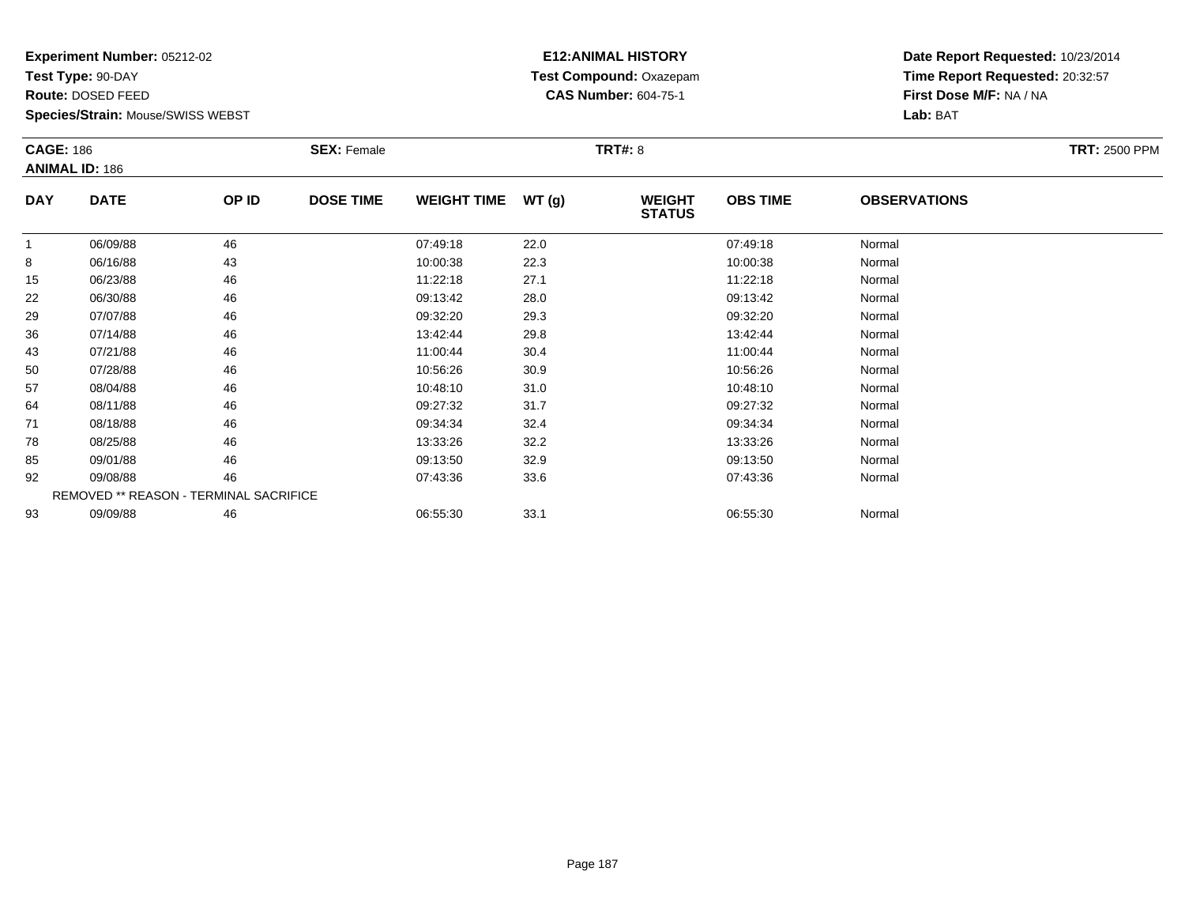**Experiment Number:** 05212-02
**Test Type:** 90-DAY
**Route:** DOSED FEED
**Species/Strain:** Mouse/SWISS WEBST

**E12:ANIMAL HISTORY**
**Test Compound:** Oxazepam
**CAS Number:** 604-75-1

**Date Report Requested:** 10/23/2014
**Time Report Requested:** 20:32:57
**First Dose M/F:** NA / NA
**Lab:** BAT

**CAGE:** 186 **SEX:** Female **TRT#:** 8 **TRT:** 2500 PPM
**ANIMAL ID:** 186

| DAY | DATE | OP ID | DOSE TIME | WEIGHT TIME | WT (g) | WEIGHT STATUS | OBS TIME | OBSERVATIONS |
|---|---|---|---|---|---|---|---|---|
| 1 | 06/09/88 | 46 | | 07:49:18 | 22.0 | | 07:49:18 | Normal |
| 8 | 06/16/88 | 43 | | 10:00:38 | 22.3 | | 10:00:38 | Normal |
| 15 | 06/23/88 | 46 | | 11:22:18 | 27.1 | | 11:22:18 | Normal |
| 22 | 06/30/88 | 46 | | 09:13:42 | 28.0 | | 09:13:42 | Normal |
| 29 | 07/07/88 | 46 | | 09:32:20 | 29.3 | | 09:32:20 | Normal |
| 36 | 07/14/88 | 46 | | 13:42:44 | 29.8 | | 13:42:44 | Normal |
| 43 | 07/21/88 | 46 | | 11:00:44 | 30.4 | | 11:00:44 | Normal |
| 50 | 07/28/88 | 46 | | 10:56:26 | 30.9 | | 10:56:26 | Normal |
| 57 | 08/04/88 | 46 | | 10:48:10 | 31.0 | | 10:48:10 | Normal |
| 64 | 08/11/88 | 46 | | 09:27:32 | 31.7 | | 09:27:32 | Normal |
| 71 | 08/18/88 | 46 | | 09:34:34 | 32.4 | | 09:34:34 | Normal |
| 78 | 08/25/88 | 46 | | 13:33:26 | 32.2 | | 13:33:26 | Normal |
| 85 | 09/01/88 | 46 | | 09:13:50 | 32.9 | | 09:13:50 | Normal |
| 92 | 09/08/88 | 46 | | 07:43:36 | 33.6 | | 07:43:36 | Normal |
| REMOVED ** REASON - TERMINAL SACRIFICE | | | | | | | | |
| 93 | 09/09/88 | 46 | | 06:55:30 | 33.1 | | 06:55:30 | Normal |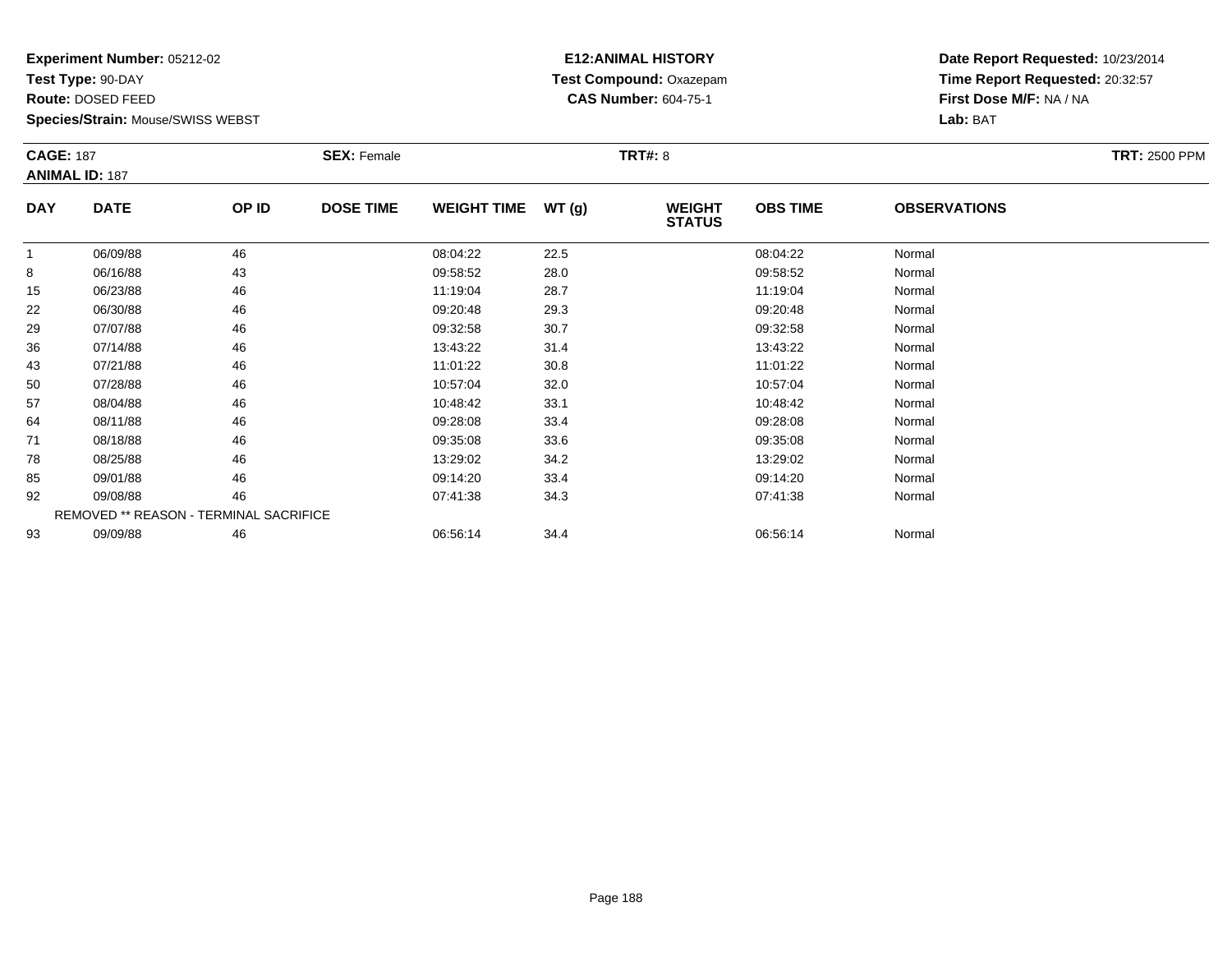**Experiment Number:** 05212-02
**Test Type:** 90-DAY
**Route:** DOSED FEED
**Species/Strain:** Mouse/SWISS WEBST

**E12:ANIMAL HISTORY**
**Test Compound:** Oxazepam
**CAS Number:** 604-75-1

**Date Report Requested:** 10/23/2014
**Time Report Requested:** 20:32:57
**First Dose M/F:** NA / NA
**Lab:** BAT

**CAGE:** 187
**ANIMAL ID:** 187
**SEX:** Female
**TRT#:** 8
**TRT:** 2500 PPM

| DAY | DATE | OP ID | DOSE TIME | WEIGHT TIME | WT (g) | WEIGHT STATUS | OBS TIME | OBSERVATIONS |
|---|---|---|---|---|---|---|---|---|
| 1 | 06/09/88 | 46 | | 08:04:22 | 22.5 | | 08:04:22 | Normal |
| 8 | 06/16/88 | 43 | | 09:58:52 | 28.0 | | 09:58:52 | Normal |
| 15 | 06/23/88 | 46 | | 11:19:04 | 28.7 | | 11:19:04 | Normal |
| 22 | 06/30/88 | 46 | | 09:20:48 | 29.3 | | 09:20:48 | Normal |
| 29 | 07/07/88 | 46 | | 09:32:58 | 30.7 | | 09:32:58 | Normal |
| 36 | 07/14/88 | 46 | | 13:43:22 | 31.4 | | 13:43:22 | Normal |
| 43 | 07/21/88 | 46 | | 11:01:22 | 30.8 | | 11:01:22 | Normal |
| 50 | 07/28/88 | 46 | | 10:57:04 | 32.0 | | 10:57:04 | Normal |
| 57 | 08/04/88 | 46 | | 10:48:42 | 33.1 | | 10:48:42 | Normal |
| 64 | 08/11/88 | 46 | | 09:28:08 | 33.4 | | 09:28:08 | Normal |
| 71 | 08/18/88 | 46 | | 09:35:08 | 33.6 | | 09:35:08 | Normal |
| 78 | 08/25/88 | 46 | | 13:29:02 | 34.2 | | 13:29:02 | Normal |
| 85 | 09/01/88 | 46 | | 09:14:20 | 33.4 | | 09:14:20 | Normal |
| 92 | 09/08/88 | 46 | | 07:41:38 | 34.3 | | 07:41:38 | Normal |
| REMOVED ** REASON - TERMINAL SACRIFICE | | | | | | | | |
| 93 | 09/09/88 | 46 | | 06:56:14 | 34.4 | | 06:56:14 | Normal |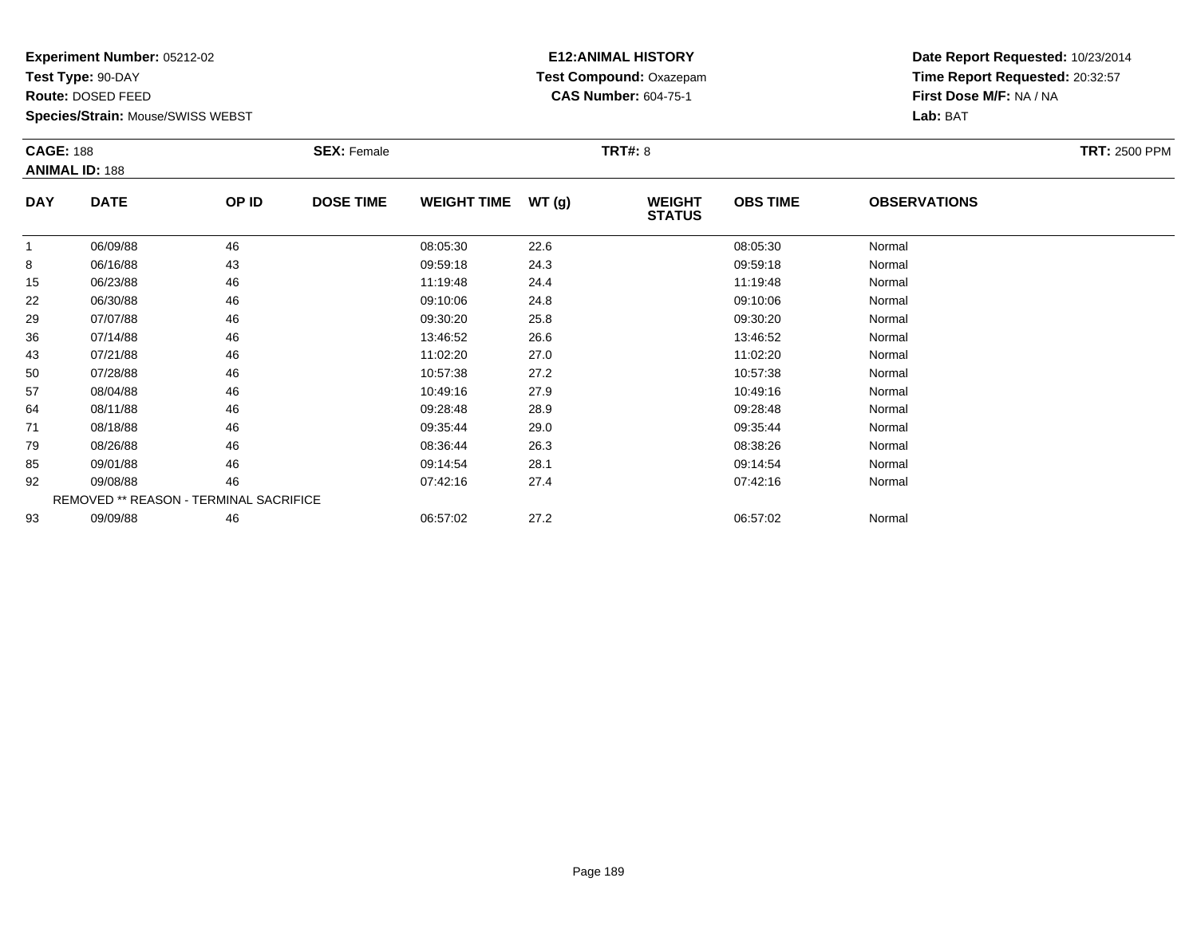**Experiment Number:** 05212-02
**Test Type:** 90-DAY
**Route:** DOSED FEED
**Species/Strain:** Mouse/SWISS WEBST

**E12:ANIMAL HISTORY**
**Test Compound:** Oxazepam
**CAS Number:** 604-75-1

**Date Report Requested:** 10/23/2014
**Time Report Requested:** 20:32:57
**First Dose M/F:** NA / NA
**Lab:** BAT

**CAGE:** 188
**ANIMAL ID:** 188
**SEX:** Female
**TRT#:** 8
**TRT:** 2500 PPM

| DAY | DATE | OP ID | DOSE TIME | WEIGHT TIME | WT (g) | WEIGHT STATUS | OBS TIME | OBSERVATIONS |
|---|---|---|---|---|---|---|---|---|
| 1 | 06/09/88 | 46 | | 08:05:30 | 22.6 | | 08:05:30 | Normal |
| 8 | 06/16/88 | 43 | | 09:59:18 | 24.3 | | 09:59:18 | Normal |
| 15 | 06/23/88 | 46 | | 11:19:48 | 24.4 | | 11:19:48 | Normal |
| 22 | 06/30/88 | 46 | | 09:10:06 | 24.8 | | 09:10:06 | Normal |
| 29 | 07/07/88 | 46 | | 09:30:20 | 25.8 | | 09:30:20 | Normal |
| 36 | 07/14/88 | 46 | | 13:46:52 | 26.6 | | 13:46:52 | Normal |
| 43 | 07/21/88 | 46 | | 11:02:20 | 27.0 | | 11:02:20 | Normal |
| 50 | 07/28/88 | 46 | | 10:57:38 | 27.2 | | 10:57:38 | Normal |
| 57 | 08/04/88 | 46 | | 10:49:16 | 27.9 | | 10:49:16 | Normal |
| 64 | 08/11/88 | 46 | | 09:28:48 | 28.9 | | 09:28:48 | Normal |
| 71 | 08/18/88 | 46 | | 09:35:44 | 29.0 | | 09:35:44 | Normal |
| 79 | 08/26/88 | 46 | | 08:36:44 | 26.3 | | 08:38:26 | Normal |
| 85 | 09/01/88 | 46 | | 09:14:54 | 28.1 | | 09:14:54 | Normal |
| 92 | 09/08/88 | 46 | | 07:42:16 | 27.4 | | 07:42:16 | Normal |
| REMOVED ** REASON - TERMINAL SACRIFICE | | | | | | | | |
| 93 | 09/09/88 | 46 | | 06:57:02 | 27.2 | | 06:57:02 | Normal |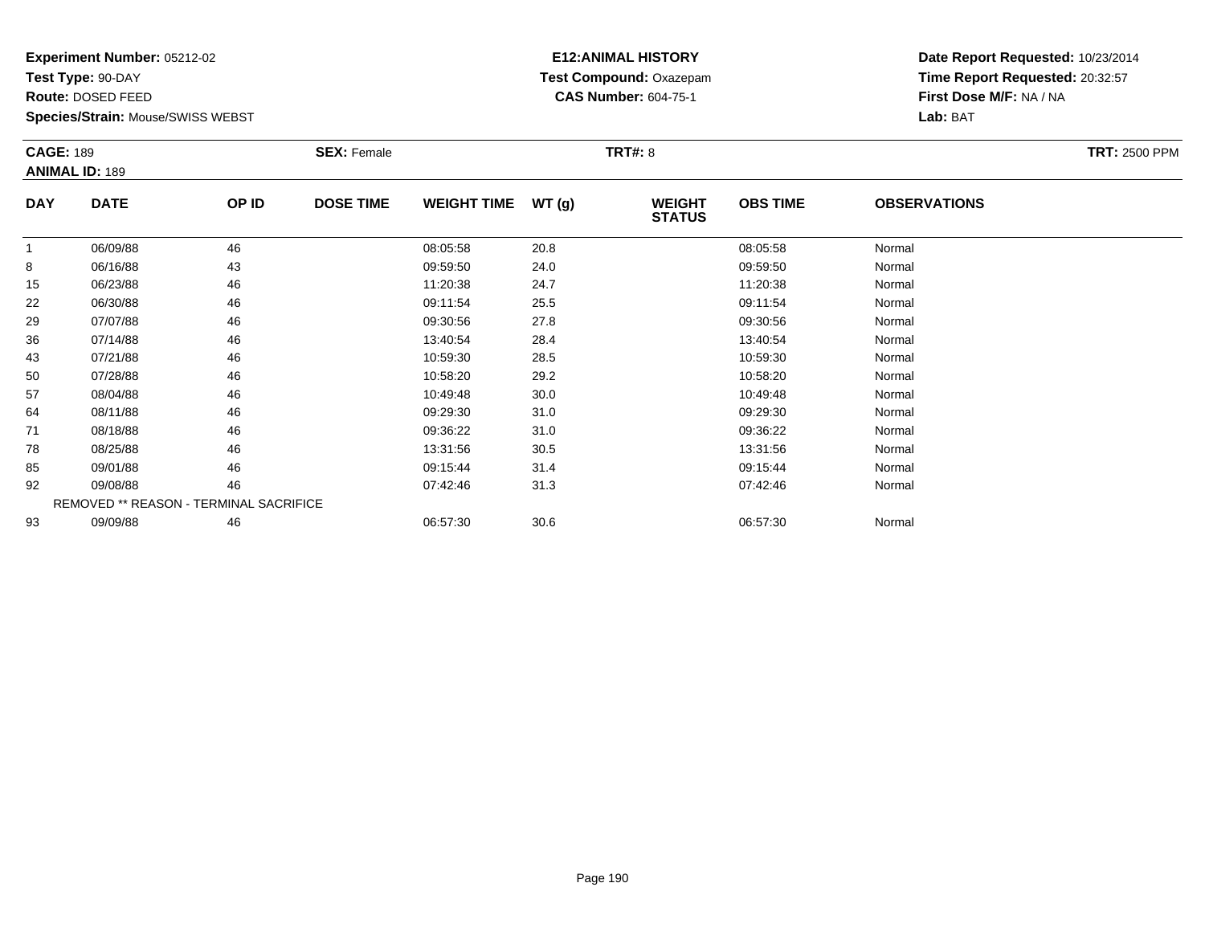**Experiment Number:** 05212-02
**Test Type:** 90-DAY
**Route:** DOSED FEED
**Species/Strain:** Mouse/SWISS WEBST

**E12:ANIMAL HISTORY**
**Test Compound:** Oxazepam
**CAS Number:** 604-75-1

**Date Report Requested:** 10/23/2014
**Time Report Requested:** 20:32:57
**First Dose M/F:** NA / NA
**Lab:** BAT

**CAGE:** 189
**ANIMAL ID:** 189
**SEX:** Female
**TRT#:** 8
**TRT:** 2500 PPM

| DAY | DATE | OP ID | DOSE TIME | WEIGHT TIME | WT (g) | WEIGHT STATUS | OBS TIME | OBSERVATIONS |
|---|---|---|---|---|---|---|---|---|
| 1 | 06/09/88 | 46 | | 08:05:58 | 20.8 | | 08:05:58 | Normal |
| 8 | 06/16/88 | 43 | | 09:59:50 | 24.0 | | 09:59:50 | Normal |
| 15 | 06/23/88 | 46 | | 11:20:38 | 24.7 | | 11:20:38 | Normal |
| 22 | 06/30/88 | 46 | | 09:11:54 | 25.5 | | 09:11:54 | Normal |
| 29 | 07/07/88 | 46 | | 09:30:56 | 27.8 | | 09:30:56 | Normal |
| 36 | 07/14/88 | 46 | | 13:40:54 | 28.4 | | 13:40:54 | Normal |
| 43 | 07/21/88 | 46 | | 10:59:30 | 28.5 | | 10:59:30 | Normal |
| 50 | 07/28/88 | 46 | | 10:58:20 | 29.2 | | 10:58:20 | Normal |
| 57 | 08/04/88 | 46 | | 10:49:48 | 30.0 | | 10:49:48 | Normal |
| 64 | 08/11/88 | 46 | | 09:29:30 | 31.0 | | 09:29:30 | Normal |
| 71 | 08/18/88 | 46 | | 09:36:22 | 31.0 | | 09:36:22 | Normal |
| 78 | 08/25/88 | 46 | | 13:31:56 | 30.5 | | 13:31:56 | Normal |
| 85 | 09/01/88 | 46 | | 09:15:44 | 31.4 | | 09:15:44 | Normal |
| 92 | 09/08/88 | 46 | | 07:42:46 | 31.3 | | 07:42:46 | Normal |
| REMOVED ** REASON - TERMINAL SACRIFICE | | | | | | | | |
| 93 | 09/09/88 | 46 | | 06:57:30 | 30.6 | | 06:57:30 | Normal |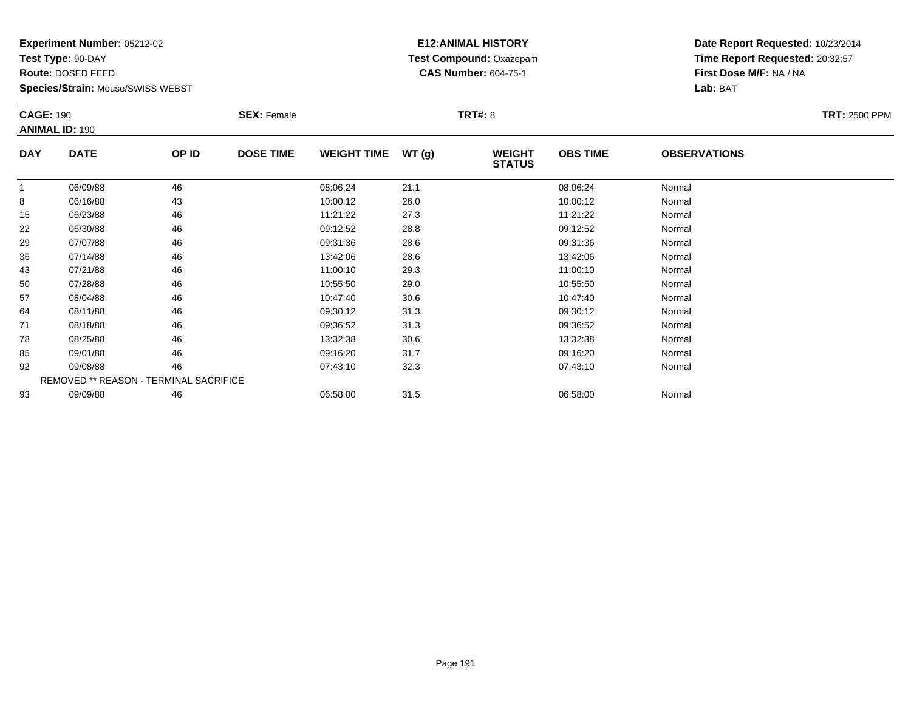**Experiment Number:** 05212-02
**Test Type:** 90-DAY
**Route:** DOSED FEED
**Species/Strain:** Mouse/SWISS WEBST

**E12:ANIMAL HISTORY**
**Test Compound:** Oxazepam
**CAS Number:** 604-75-1

**Date Report Requested:** 10/23/2014
**Time Report Requested:** 20:32:57
**First Dose M/F:** NA / NA
**Lab:** BAT

**CAGE:** 190
**ANIMAL ID:** 190
**SEX:** Female
**TRT#:** 8
**TRT:** 2500 PPM

| DAY | DATE | OP ID | DOSE TIME | WEIGHT TIME | WT (g) | WEIGHT STATUS | OBS TIME | OBSERVATIONS |
|---|---|---|---|---|---|---|---|---|
| 1 | 06/09/88 | 46 | | 08:06:24 | 21.1 | | 08:06:24 | Normal |
| 8 | 06/16/88 | 43 | | 10:00:12 | 26.0 | | 10:00:12 | Normal |
| 15 | 06/23/88 | 46 | | 11:21:22 | 27.3 | | 11:21:22 | Normal |
| 22 | 06/30/88 | 46 | | 09:12:52 | 28.8 | | 09:12:52 | Normal |
| 29 | 07/07/88 | 46 | | 09:31:36 | 28.6 | | 09:31:36 | Normal |
| 36 | 07/14/88 | 46 | | 13:42:06 | 28.6 | | 13:42:06 | Normal |
| 43 | 07/21/88 | 46 | | 11:00:10 | 29.3 | | 11:00:10 | Normal |
| 50 | 07/28/88 | 46 | | 10:55:50 | 29.0 | | 10:55:50 | Normal |
| 57 | 08/04/88 | 46 | | 10:47:40 | 30.6 | | 10:47:40 | Normal |
| 64 | 08/11/88 | 46 | | 09:30:12 | 31.3 | | 09:30:12 | Normal |
| 71 | 08/18/88 | 46 | | 09:36:52 | 31.3 | | 09:36:52 | Normal |
| 78 | 08/25/88 | 46 | | 13:32:38 | 30.6 | | 13:32:38 | Normal |
| 85 | 09/01/88 | 46 | | 09:16:20 | 31.7 | | 09:16:20 | Normal |
| 92 | 09/08/88 | 46 | | 07:43:10 | 32.3 | | 07:43:10 | Normal |
| REMOVED ** REASON - TERMINAL SACRIFICE | | | | | | | | |
| 93 | 09/09/88 | 46 | | 06:58:00 | 31.5 | | 06:58:00 | Normal |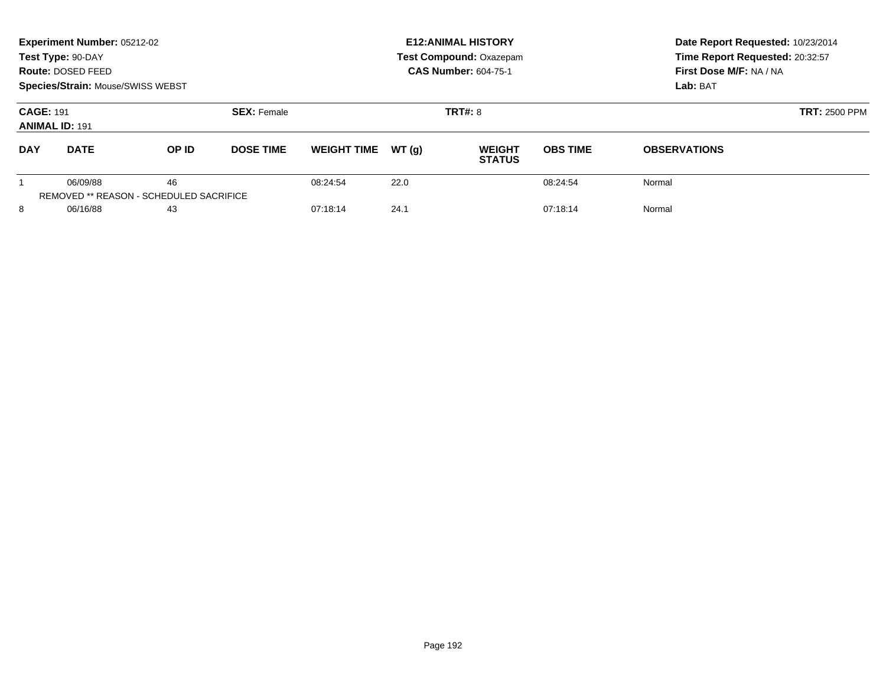**Experiment Number:** 05212-02
**Test Type:** 90-DAY
**Route:** DOSED FEED
**Species/Strain:** Mouse/SWISS WEBST

**E12:ANIMAL HISTORY**
**Test Compound:** Oxazepam
**CAS Number:** 604-75-1

**Date Report Requested:** 10/23/2014
**Time Report Requested:** 20:32:57
**First Dose M/F:** NA / NA
**Lab:** BAT

**CAGE:** 191
**ANIMAL ID:** 191
**SEX:** Female
**TRT#:** 8
**TRT:** 2500 PPM

| DAY | DATE | OP ID | DOSE TIME | WEIGHT TIME | WT (g) | WEIGHT STATUS | OBS TIME | OBSERVATIONS |
|---|---|---|---|---|---|---|---|---|
| 1 | 06/09/88 | 46 | | 08:24:54 | 22.0 | | 08:24:54 | Normal |
| | REMOVED ** REASON - SCHEDULED SACRIFICE | | | | | | | |
| 8 | 06/16/88 | 43 | | 07:18:14 | 24.1 | | 07:18:14 | Normal |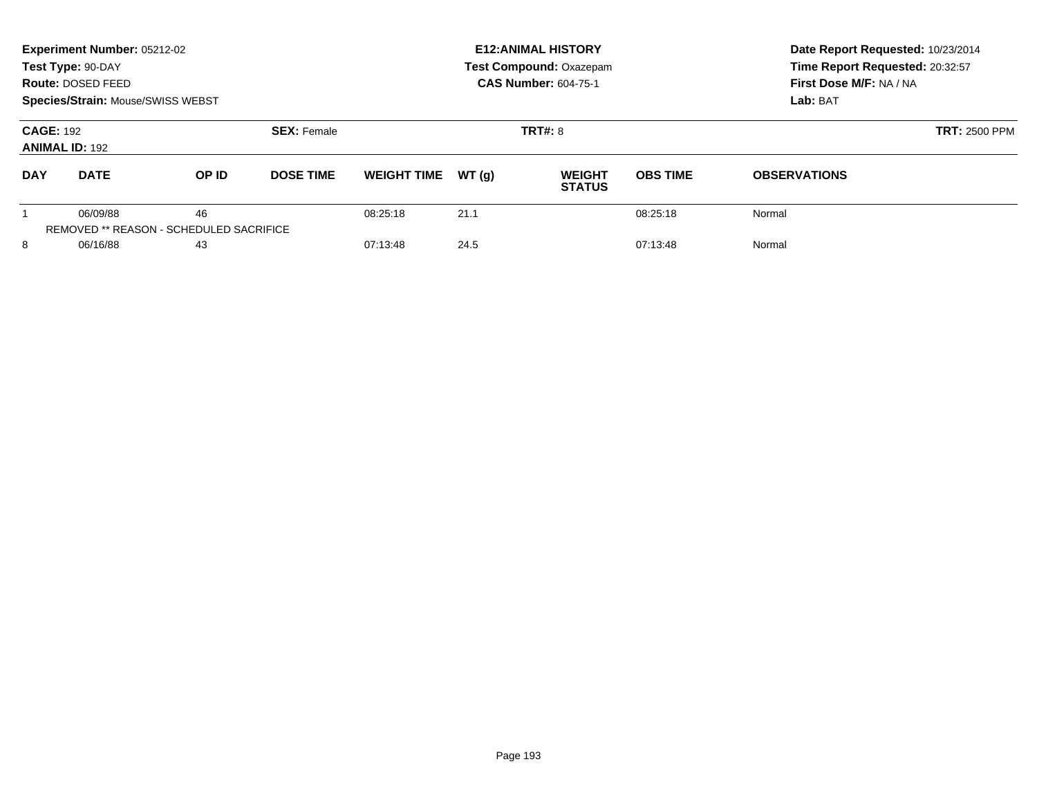**Experiment Number:** 05212-02
**Test Type:** 90-DAY
**Route:** DOSED FEED
**Species/Strain:** Mouse/SWISS WEBST

**E12:ANIMAL HISTORY**
**Test Compound:** Oxazepam
**CAS Number:** 604-75-1

**Date Report Requested:** 10/23/2014
**Time Report Requested:** 20:32:57
**First Dose M/F:** NA / NA
**Lab:** BAT

**CAGE:** 192
**ANIMAL ID:** 192
**SEX:** Female
**TRT#:** 8
**TRT:** 2500 PPM

| DAY | DATE | OP ID | DOSE TIME | WEIGHT TIME | WT (g) | WEIGHT STATUS | OBS TIME | OBSERVATIONS |
|---|---|---|---|---|---|---|---|---|
| 1 | 06/09/88 | 46 | | 08:25:18 | 21.1 | | 08:25:18 | Normal |
| REMOVED ** REASON - SCHEDULED SACRIFICE | | | | | | | | |
| 8 | 06/16/88 | 43 | | 07:13:48 | 24.5 | | 07:13:48 | Normal |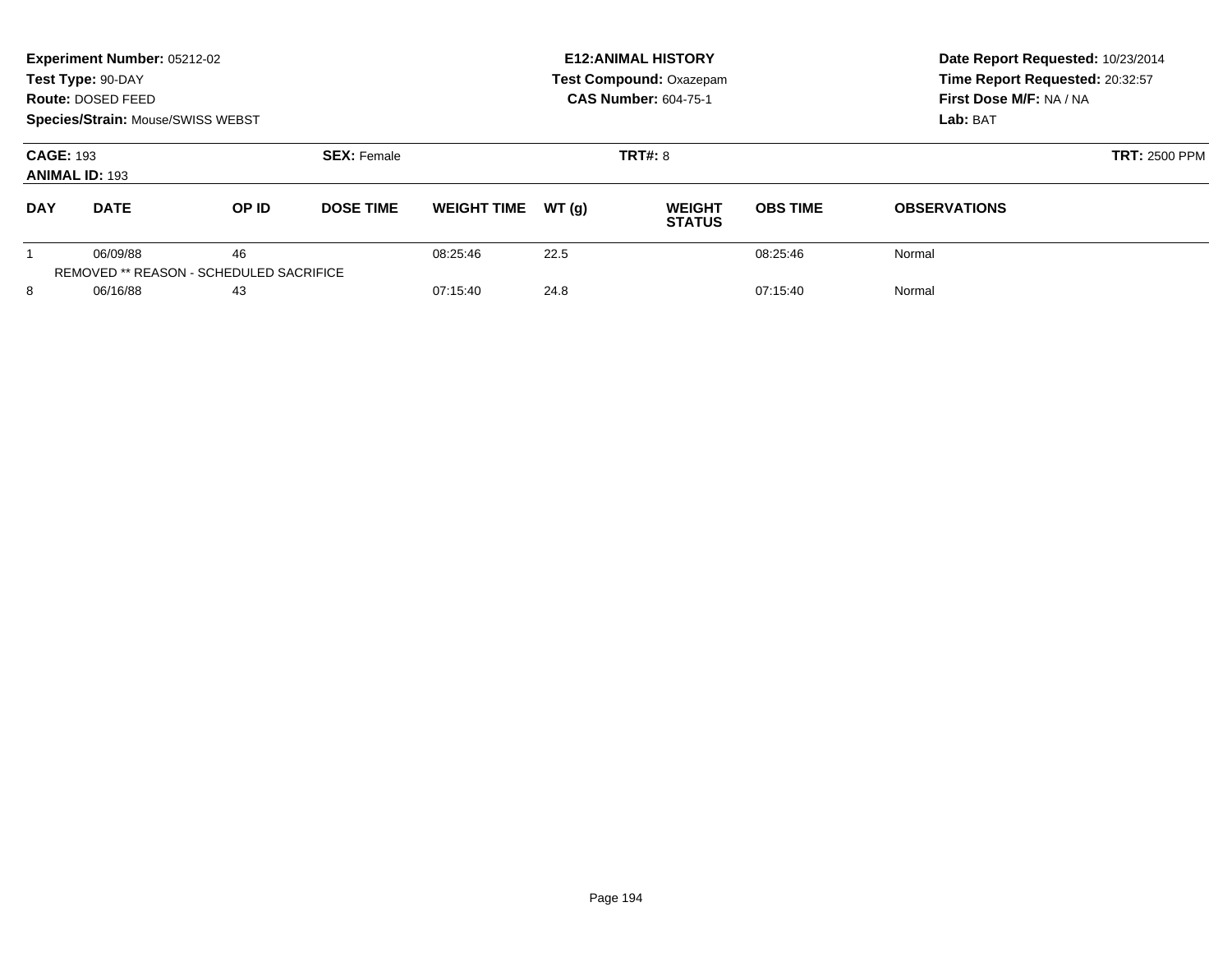**Experiment Number:** 05212-02
**Test Type:** 90-DAY
**Route:** DOSED FEED
**Species/Strain:** Mouse/SWISS WEBST

**E12:ANIMAL HISTORY**
**Test Compound:** Oxazepam
**CAS Number:** 604-75-1

**Date Report Requested:** 10/23/2014
**Time Report Requested:** 20:32:57
**First Dose M/F:** NA / NA
**Lab:** BAT

**CAGE:** 193 **SEX:** Female **TRT#:** 8 **TRT:** 2500 PPM
**ANIMAL ID:** 193

| DAY | DATE | OP ID | DOSE TIME | WEIGHT TIME | WT (g) | WEIGHT STATUS | OBS TIME | OBSERVATIONS |
|---|---|---|---|---|---|---|---|---|
| 1 | 06/09/88 | 46 | | 08:25:46 | 22.5 | | 08:25:46 | Normal |
| REMOVED ** REASON - SCHEDULED SACRIFICE | | | | | | | | |
| 8 | 06/16/88 | 43 | | 07:15:40 | 24.8 | | 07:15:40 | Normal |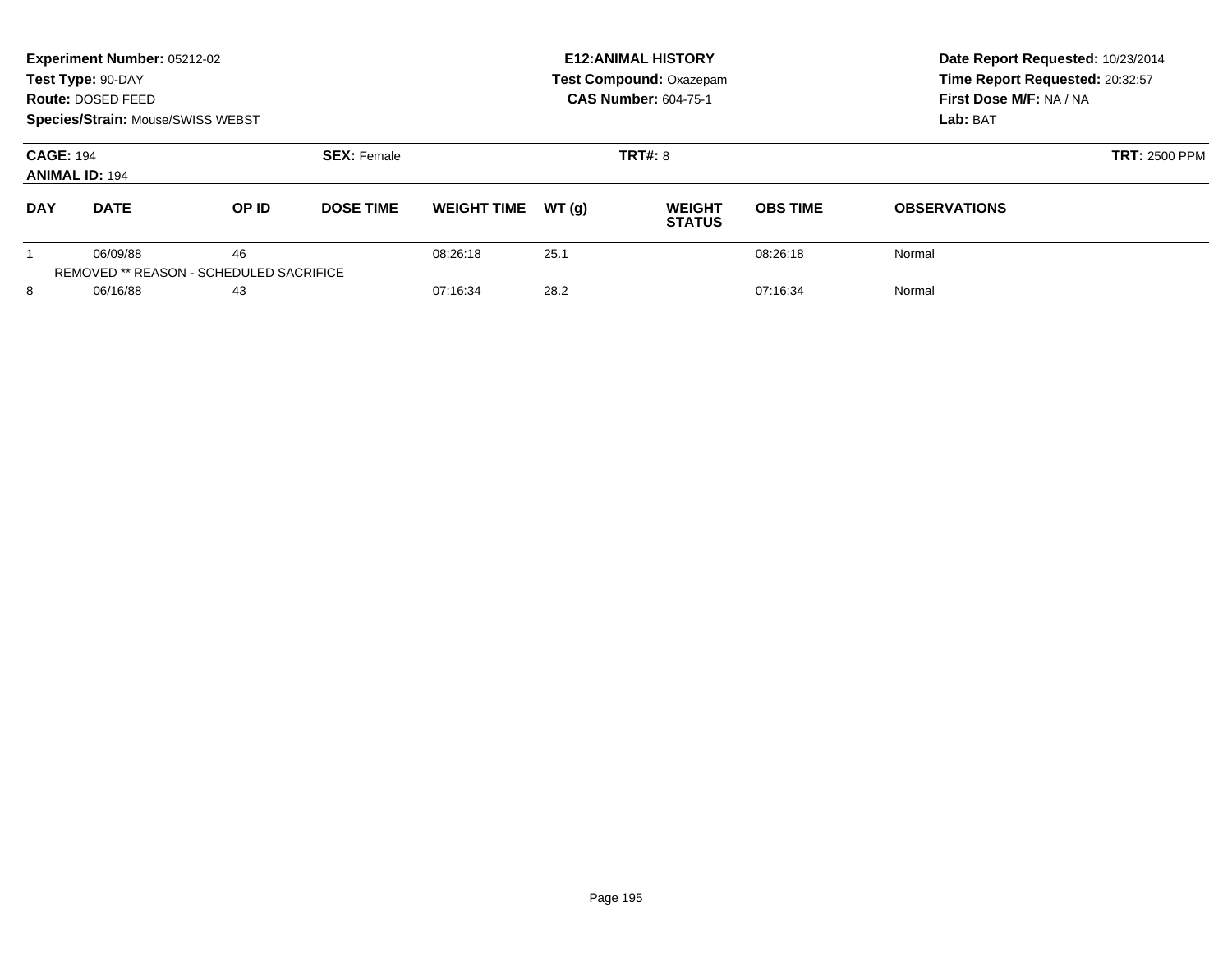**Experiment Number:** 05212-02
**Test Type:** 90-DAY
**Route:** DOSED FEED
**Species/Strain:** Mouse/SWISS WEBST

**E12:ANIMAL HISTORY**
**Test Compound:** Oxazepam
**CAS Number:** 604-75-1

**Date Report Requested:** 10/23/2014
**Time Report Requested:** 20:32:57
**First Dose M/F:** NA / NA
**Lab:** BAT

**CAGE:** 194
**ANIMAL ID:** 194
**SEX:** Female
**TRT#:** 8
**TRT:** 2500 PPM

| DAY | DATE | OP ID | DOSE TIME | WEIGHT TIME | WT (g) | WEIGHT STATUS | OBS TIME | OBSERVATIONS |
|---|---|---|---|---|---|---|---|---|
| 1 | 06/09/88 | 46 | | 08:26:18 | 25.1 | | 08:26:18 | Normal |
| REMOVED ** REASON - SCHEDULED SACRIFICE | | | | | | | | |
| 8 | 06/16/88 | 43 | | 07:16:34 | 28.2 | | 07:16:34 | Normal |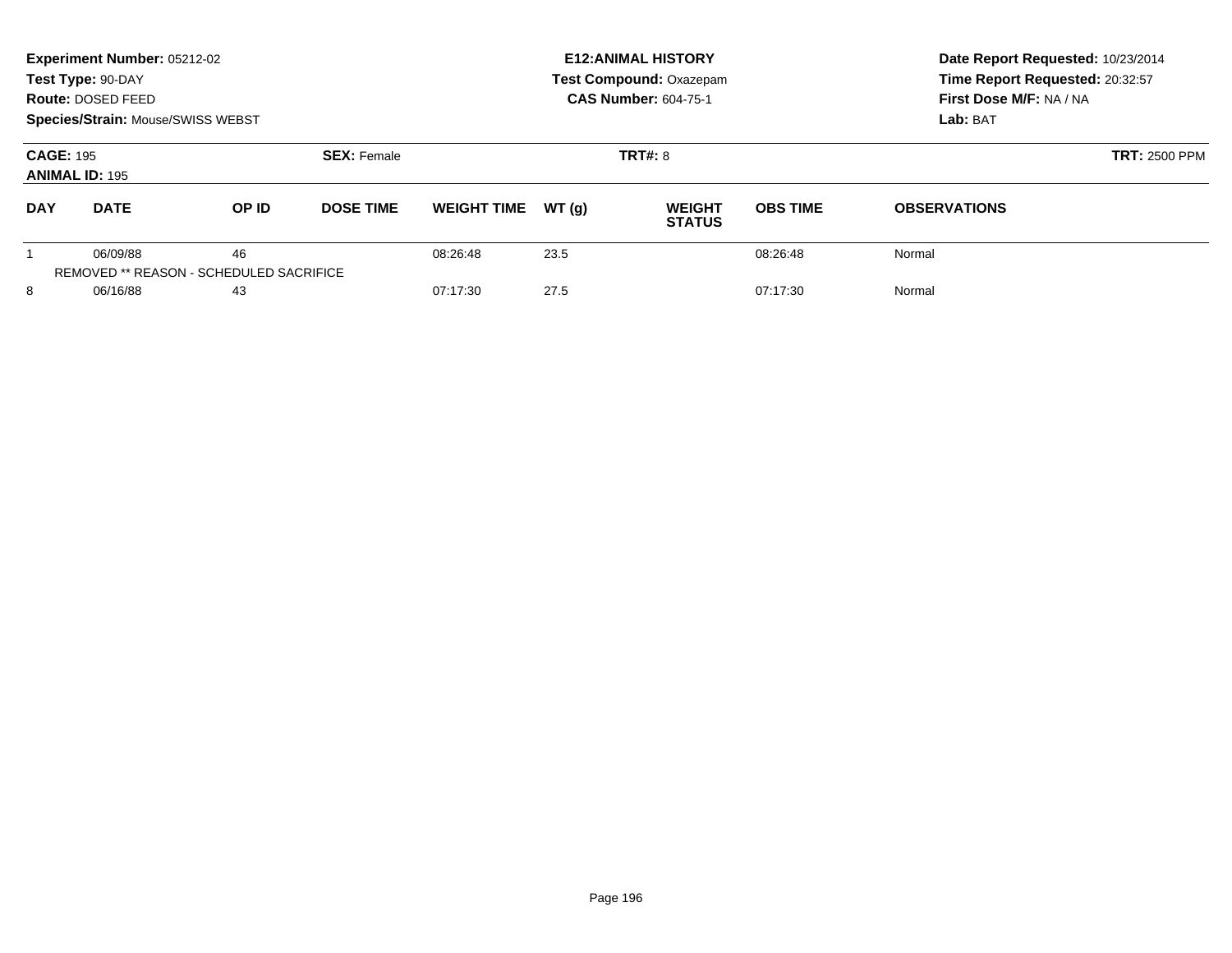**Experiment Number:** 05212-02
**Test Type:** 90-DAY
**Route:** DOSED FEED
**Species/Strain:** Mouse/SWISS WEBST

**E12:ANIMAL HISTORY**
**Test Compound:** Oxazepam
**CAS Number:** 604-75-1

**Date Report Requested:** 10/23/2014
**Time Report Requested:** 20:32:57
**First Dose M/F:** NA / NA
**Lab:** BAT

**CAGE:** 195
**ANIMAL ID:** 195

**SEX:** Female

**TRT#:** 8

**TRT:** 2500 PPM

| DAY | DATE | OP ID | DOSE TIME | WEIGHT TIME | WT (g) | WEIGHT STATUS | OBS TIME | OBSERVATIONS |
|---|---|---|---|---|---|---|---|---|
| 1 | 06/09/88 | 46 | | 08:26:48 | 23.5 | | 08:26:48 | Normal |
| REMOVED ** REASON - SCHEDULED SACRIFICE | | | | | | | | |
| 8 | 06/16/88 | 43 | | 07:17:30 | 27.5 | | 07:17:30 | Normal |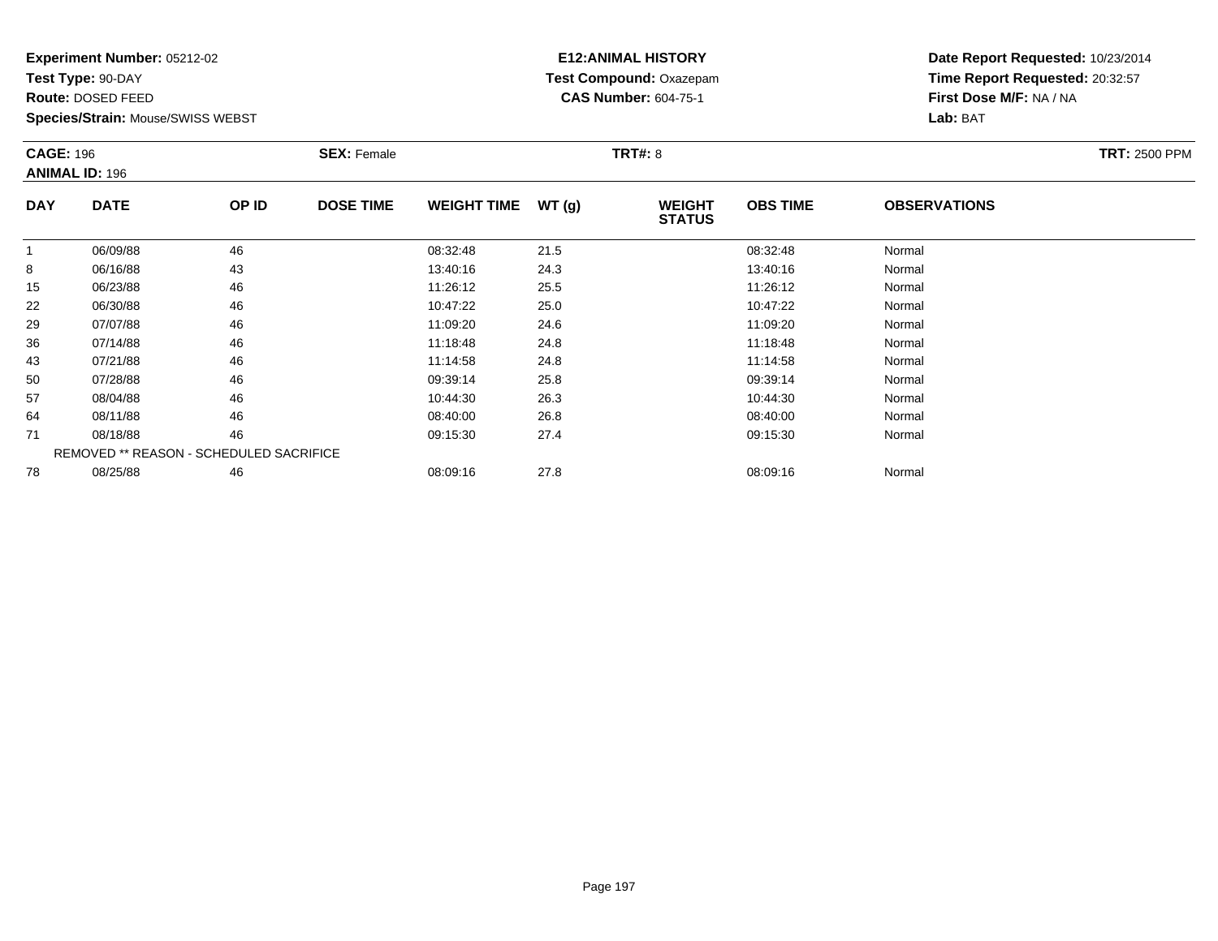**Experiment Number:** 05212-02
**Test Type:** 90-DAY
**Route:** DOSED FEED
**Species/Strain:** Mouse/SWISS WEBST

**E12:ANIMAL HISTORY**
**Test Compound:** Oxazepam
**CAS Number:** 604-75-1

**Date Report Requested:** 10/23/2014
**Time Report Requested:** 20:32:57
**First Dose M/F:** NA / NA
**Lab:** BAT

**CAGE:** 196
**ANIMAL ID:** 196
**SEX:** Female
**TRT#:** 8
**TRT:** 2500 PPM

| DAY | DATE | OP ID | DOSE TIME | WEIGHT TIME | WT (g) | WEIGHT STATUS | OBS TIME | OBSERVATIONS |
|---|---|---|---|---|---|---|---|---|
| 1 | 06/09/88 | 46 | | 08:32:48 | 21.5 | | 08:32:48 | Normal |
| 8 | 06/16/88 | 43 | | 13:40:16 | 24.3 | | 13:40:16 | Normal |
| 15 | 06/23/88 | 46 | | 11:26:12 | 25.5 | | 11:26:12 | Normal |
| 22 | 06/30/88 | 46 | | 10:47:22 | 25.0 | | 10:47:22 | Normal |
| 29 | 07/07/88 | 46 | | 11:09:20 | 24.6 | | 11:09:20 | Normal |
| 36 | 07/14/88 | 46 | | 11:18:48 | 24.8 | | 11:18:48 | Normal |
| 43 | 07/21/88 | 46 | | 11:14:58 | 24.8 | | 11:14:58 | Normal |
| 50 | 07/28/88 | 46 | | 09:39:14 | 25.8 | | 09:39:14 | Normal |
| 57 | 08/04/88 | 46 | | 10:44:30 | 26.3 | | 10:44:30 | Normal |
| 64 | 08/11/88 | 46 | | 08:40:00 | 26.8 | | 08:40:00 | Normal |
| 71 | 08/18/88 | 46 | | 09:15:30 | 27.4 | | 09:15:30 | Normal |
| | REMOVED ** REASON - SCHEDULED SACRIFICE | | | | | | | |
| 78 | 08/25/88 | 46 | | 08:09:16 | 27.8 | | 08:09:16 | Normal |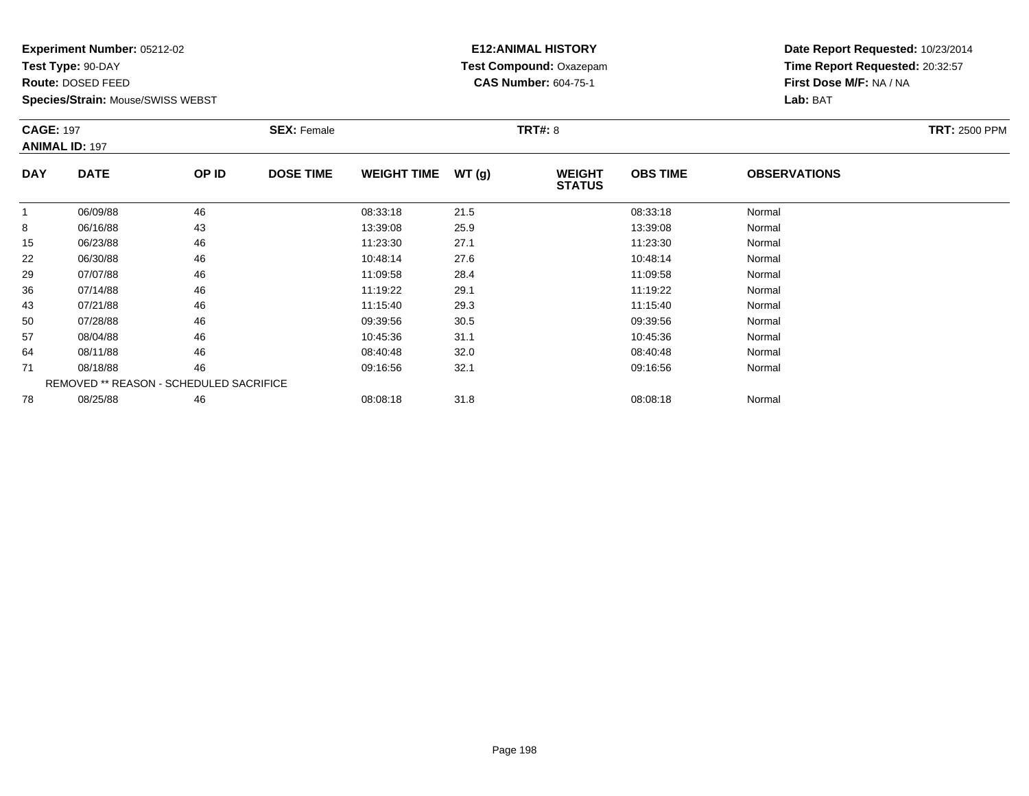**Experiment Number:** 05212-02
**Test Type:** 90-DAY
**Route:** DOSED FEED
**Species/Strain:** Mouse/SWISS WEBST

**E12:ANIMAL HISTORY**
**Test Compound:** Oxazepam
**CAS Number:** 604-75-1

**Date Report Requested:** 10/23/2014
**Time Report Requested:** 20:32:57
**First Dose M/F:** NA / NA
**Lab:** BAT

**CAGE:** 197
**ANIMAL ID:** 197
**SEX:** Female
**TRT#:** 8
**TRT:** 2500 PPM

| DAY | DATE | OP ID | DOSE TIME | WEIGHT TIME | WT (g) | WEIGHT STATUS | OBS TIME | OBSERVATIONS |
|---|---|---|---|---|---|---|---|---|
| 1 | 06/09/88 | 46 | | 08:33:18 | 21.5 | | 08:33:18 | Normal |
| 8 | 06/16/88 | 43 | | 13:39:08 | 25.9 | | 13:39:08 | Normal |
| 15 | 06/23/88 | 46 | | 11:23:30 | 27.1 | | 11:23:30 | Normal |
| 22 | 06/30/88 | 46 | | 10:48:14 | 27.6 | | 10:48:14 | Normal |
| 29 | 07/07/88 | 46 | | 11:09:58 | 28.4 | | 11:09:58 | Normal |
| 36 | 07/14/88 | 46 | | 11:19:22 | 29.1 | | 11:19:22 | Normal |
| 43 | 07/21/88 | 46 | | 11:15:40 | 29.3 | | 11:15:40 | Normal |
| 50 | 07/28/88 | 46 | | 09:39:56 | 30.5 | | 09:39:56 | Normal |
| 57 | 08/04/88 | 46 | | 10:45:36 | 31.1 | | 10:45:36 | Normal |
| 64 | 08/11/88 | 46 | | 08:40:48 | 32.0 | | 08:40:48 | Normal |
| 71 | 08/18/88 | 46 | | 09:16:56 | 32.1 | | 09:16:56 | Normal |
| | REMOVED ** REASON - SCHEDULED SACRIFICE | | | | | | | |
| 78 | 08/25/88 | 46 | | 08:08:18 | 31.8 | | 08:08:18 | Normal |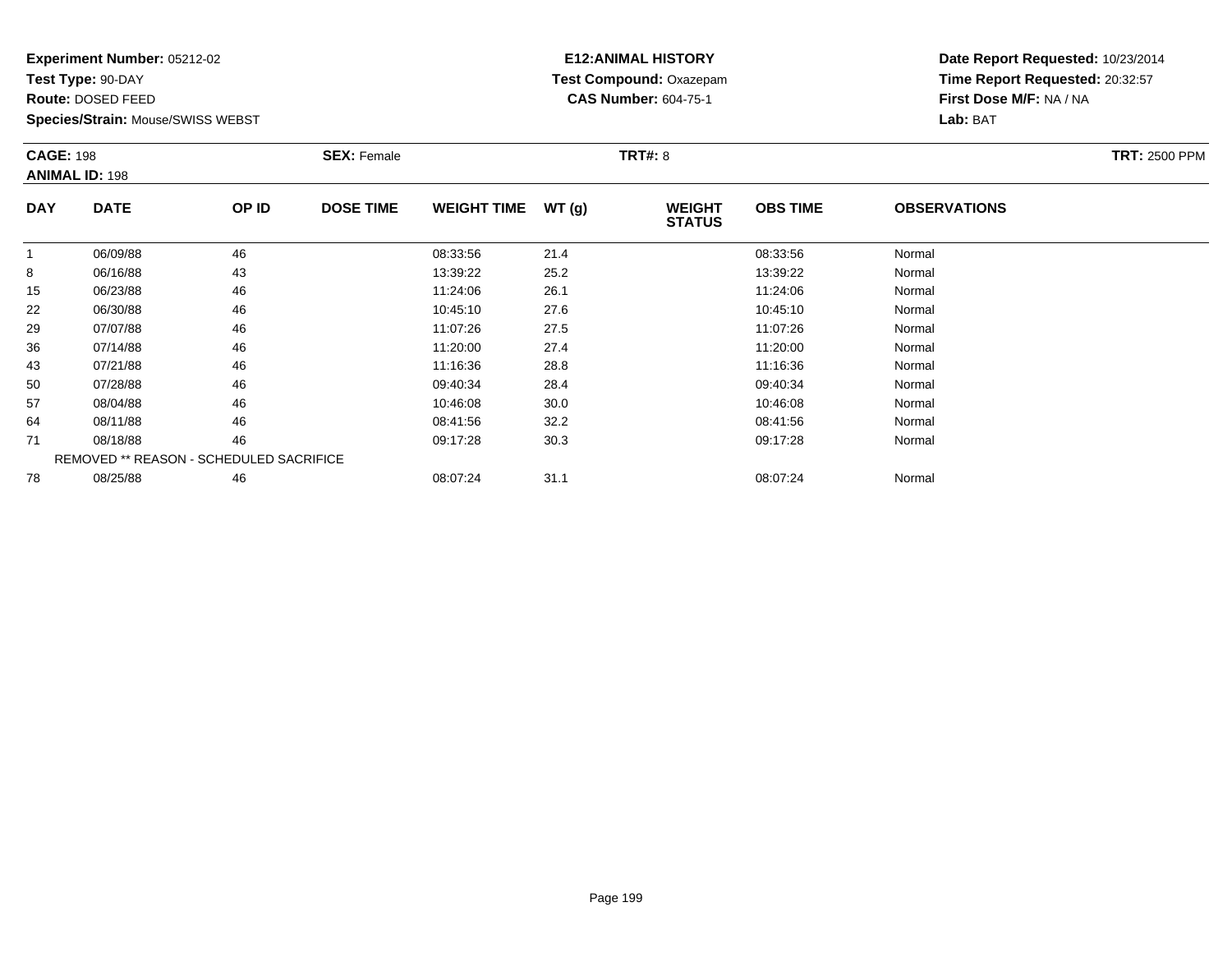**Experiment Number:** 05212-02
**Test Type:** 90-DAY
**Route:** DOSED FEED
**Species/Strain:** Mouse/SWISS WEBST

**E12:ANIMAL HISTORY**
**Test Compound:** Oxazepam
**CAS Number:** 604-75-1

**Date Report Requested:** 10/23/2014
**Time Report Requested:** 20:32:57
**First Dose M/F:** NA / NA
**Lab:** BAT

**CAGE:** 198
**ANIMAL ID:** 198

**SEX:** Female

**TRT#:** 8

**TRT:** 2500 PPM

| DAY | DATE | OP ID | DOSE TIME | WEIGHT TIME | WT (g) | WEIGHT STATUS | OBS TIME | OBSERVATIONS |
|---|---|---|---|---|---|---|---|---|
| 1 | 06/09/88 | 46 | | 08:33:56 | 21.4 | | 08:33:56 | Normal |
| 8 | 06/16/88 | 43 | | 13:39:22 | 25.2 | | 13:39:22 | Normal |
| 15 | 06/23/88 | 46 | | 11:24:06 | 26.1 | | 11:24:06 | Normal |
| 22 | 06/30/88 | 46 | | 10:45:10 | 27.6 | | 10:45:10 | Normal |
| 29 | 07/07/88 | 46 | | 11:07:26 | 27.5 | | 11:07:26 | Normal |
| 36 | 07/14/88 | 46 | | 11:20:00 | 27.4 | | 11:20:00 | Normal |
| 43 | 07/21/88 | 46 | | 11:16:36 | 28.8 | | 11:16:36 | Normal |
| 50 | 07/28/88 | 46 | | 09:40:34 | 28.4 | | 09:40:34 | Normal |
| 57 | 08/04/88 | 46 | | 10:46:08 | 30.0 | | 10:46:08 | Normal |
| 64 | 08/11/88 | 46 | | 08:41:56 | 32.2 | | 08:41:56 | Normal |
| 71 | 08/18/88 | 46 | | 09:17:28 | 30.3 | | 09:17:28 | Normal |
| | REMOVED ** REASON - SCHEDULED SACRIFICE | | | | | | | |
| 78 | 08/25/88 | 46 | | 08:07:24 | 31.1 | | 08:07:24 | Normal |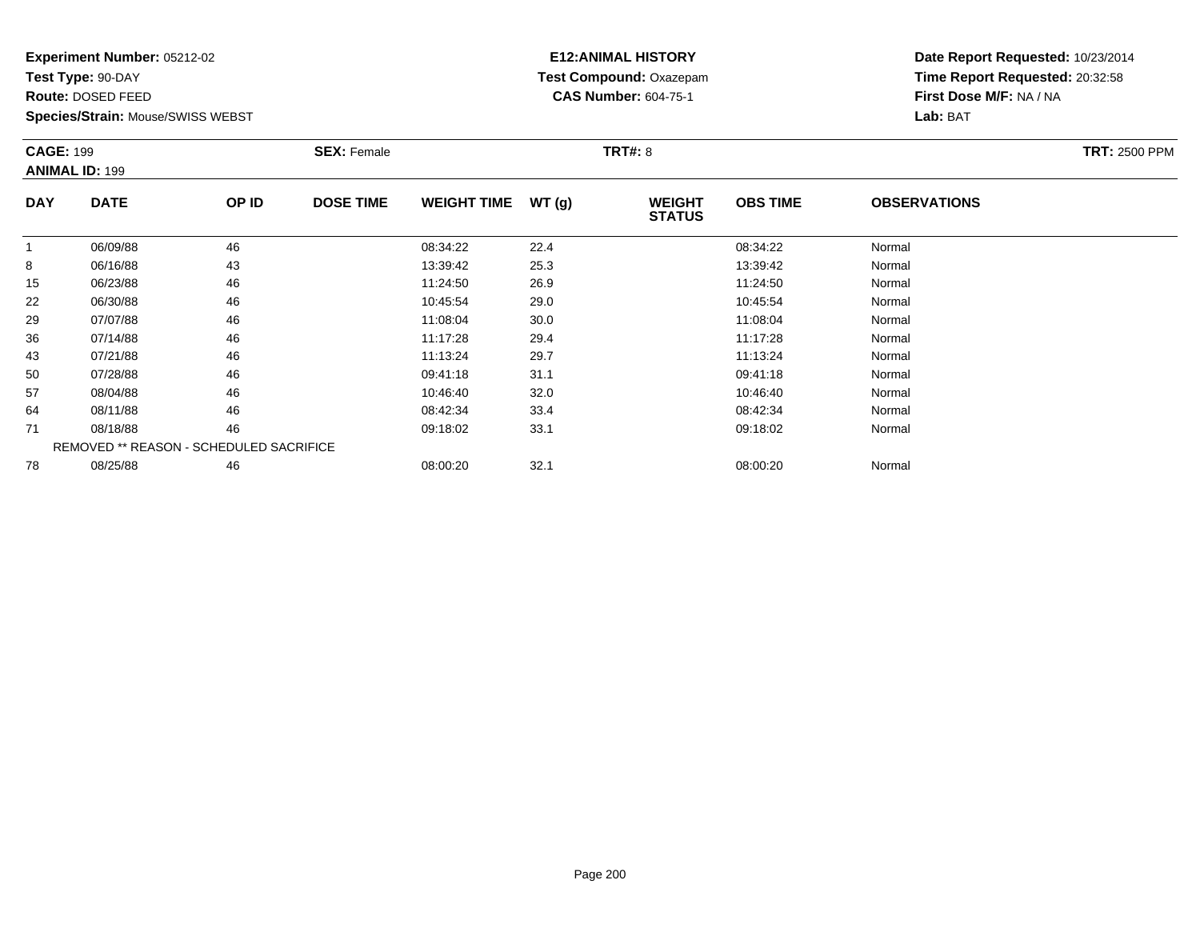**Experiment Number:** 05212-02
**Test Type:** 90-DAY
**Route:** DOSED FEED
**Species/Strain:** Mouse/SWISS WEBST

**E12:ANIMAL HISTORY**
**Test Compound:** Oxazepam
**CAS Number:** 604-75-1

**Date Report Requested:** 10/23/2014
**Time Report Requested:** 20:32:58
**First Dose M/F:** NA / NA
**Lab:** BAT

**CAGE:** 199 **SEX:** Female **TRT#:** 8 **TRT:** 2500 PPM
**ANIMAL ID:** 199

| DAY | DATE | OP ID | DOSE TIME | WEIGHT TIME | WT (g) | WEIGHT STATUS | OBS TIME | OBSERVATIONS |
|---|---|---|---|---|---|---|---|---|
| 1 | 06/09/88 | 46 | | 08:34:22 | 22.4 | | 08:34:22 | Normal |
| 8 | 06/16/88 | 43 | | 13:39:42 | 25.3 | | 13:39:42 | Normal |
| 15 | 06/23/88 | 46 | | 11:24:50 | 26.9 | | 11:24:50 | Normal |
| 22 | 06/30/88 | 46 | | 10:45:54 | 29.0 | | 10:45:54 | Normal |
| 29 | 07/07/88 | 46 | | 11:08:04 | 30.0 | | 11:08:04 | Normal |
| 36 | 07/14/88 | 46 | | 11:17:28 | 29.4 | | 11:17:28 | Normal |
| 43 | 07/21/88 | 46 | | 11:13:24 | 29.7 | | 11:13:24 | Normal |
| 50 | 07/28/88 | 46 | | 09:41:18 | 31.1 | | 09:41:18 | Normal |
| 57 | 08/04/88 | 46 | | 10:46:40 | 32.0 | | 10:46:40 | Normal |
| 64 | 08/11/88 | 46 | | 08:42:34 | 33.4 | | 08:42:34 | Normal |
| 71 | 08/18/88 | 46 | | 09:18:02 | 33.1 | | 09:18:02 | Normal |
| REMOVED ** REASON - SCHEDULED SACRIFICE | | | | | | | | |
| 78 | 08/25/88 | 46 | | 08:00:20 | 32.1 | | 08:00:20 | Normal |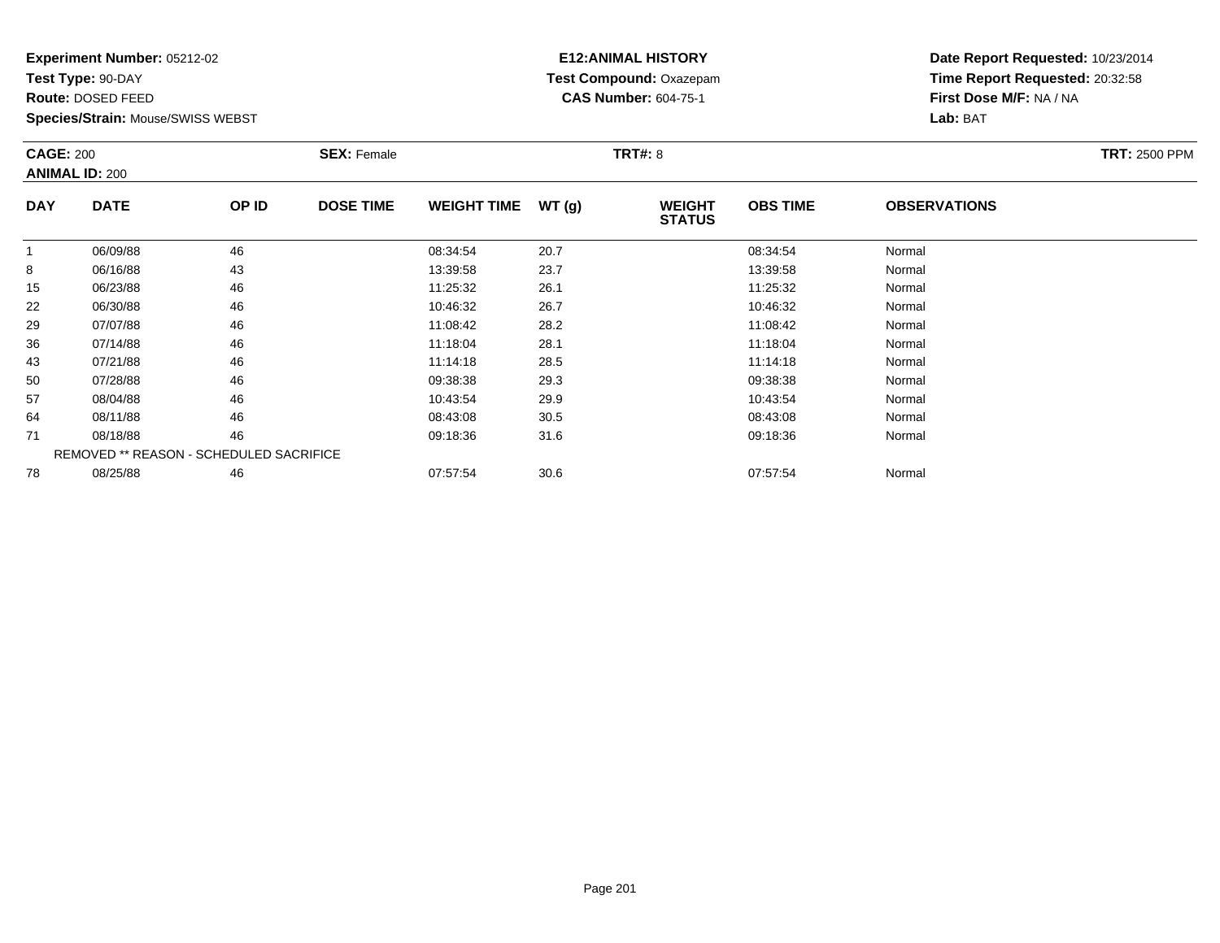**Experiment Number:** 05212-02
**Test Type:** 90-DAY
**Route:** DOSED FEED
**Species/Strain:** Mouse/SWISS WEBST

**E12:ANIMAL HISTORY**
**Test Compound:** Oxazepam
**CAS Number:** 604-75-1

**Date Report Requested:** 10/23/2014
**Time Report Requested:** 20:32:58
**First Dose M/F:** NA / NA
**Lab:** BAT

**CAGE:** 200
**ANIMAL ID:** 200
**SEX:** Female
**TRT#:** 8
**TRT:** 2500 PPM

| DAY | DATE | OP ID | DOSE TIME | WEIGHT TIME | WT (g) | WEIGHT STATUS | OBS TIME | OBSERVATIONS |
|---|---|---|---|---|---|---|---|---|
| 1 | 06/09/88 | 46 | | 08:34:54 | 20.7 | | 08:34:54 | Normal |
| 8 | 06/16/88 | 43 | | 13:39:58 | 23.7 | | 13:39:58 | Normal |
| 15 | 06/23/88 | 46 | | 11:25:32 | 26.1 | | 11:25:32 | Normal |
| 22 | 06/30/88 | 46 | | 10:46:32 | 26.7 | | 10:46:32 | Normal |
| 29 | 07/07/88 | 46 | | 11:08:42 | 28.2 | | 11:08:42 | Normal |
| 36 | 07/14/88 | 46 | | 11:18:04 | 28.1 | | 11:18:04 | Normal |
| 43 | 07/21/88 | 46 | | 11:14:18 | 28.5 | | 11:14:18 | Normal |
| 50 | 07/28/88 | 46 | | 09:38:38 | 29.3 | | 09:38:38 | Normal |
| 57 | 08/04/88 | 46 | | 10:43:54 | 29.9 | | 10:43:54 | Normal |
| 64 | 08/11/88 | 46 | | 08:43:08 | 30.5 | | 08:43:08 | Normal |
| 71 | 08/18/88 | 46 | | 09:18:36 | 31.6 | | 09:18:36 | Normal |
| | REMOVED ** REASON - SCHEDULED SACRIFICE | | | | | | | |
| 78 | 08/25/88 | 46 | | 07:57:54 | 30.6 | | 07:57:54 | Normal |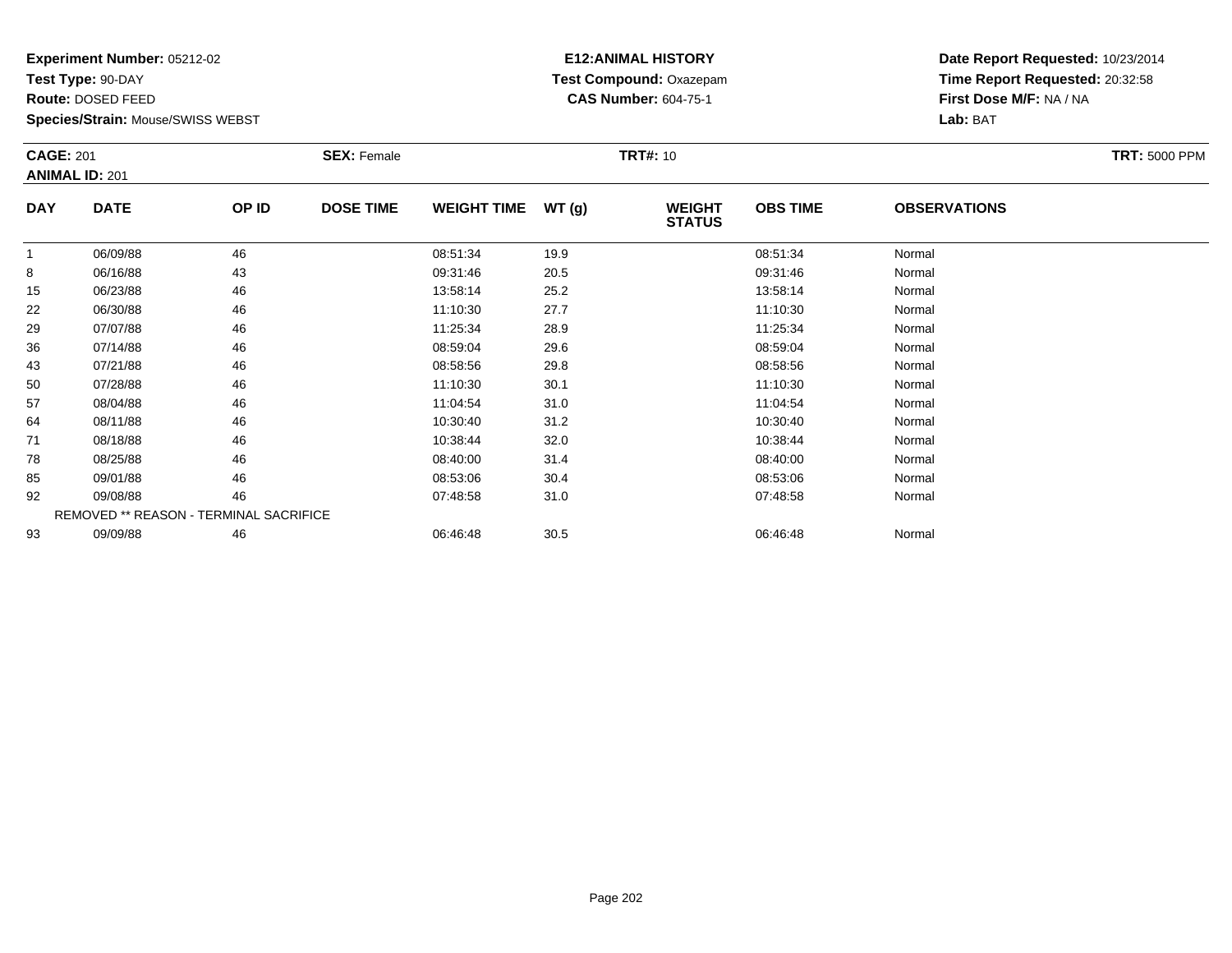**Experiment Number:** 05212-02
**Test Type:** 90-DAY
**Route:** DOSED FEED
**Species/Strain:** Mouse/SWISS WEBST

**E12:ANIMAL HISTORY**
**Test Compound:** Oxazepam
**CAS Number:** 604-75-1

**Date Report Requested:** 10/23/2014
**Time Report Requested:** 20:32:58
**First Dose M/F:** NA / NA
**Lab:** BAT

**CAGE:** 201
**ANIMAL ID:** 201
**SEX:** Female
**TRT#:** 10
**TRT:** 5000 PPM

| DAY | DATE | OP ID | DOSE TIME | WEIGHT TIME | WT (g) | WEIGHT STATUS | OBS TIME | OBSERVATIONS |
|---|---|---|---|---|---|---|---|---|
| 1 | 06/09/88 | 46 | | 08:51:34 | 19.9 | | 08:51:34 | Normal |
| 8 | 06/16/88 | 43 | | 09:31:46 | 20.5 | | 09:31:46 | Normal |
| 15 | 06/23/88 | 46 | | 13:58:14 | 25.2 | | 13:58:14 | Normal |
| 22 | 06/30/88 | 46 | | 11:10:30 | 27.7 | | 11:10:30 | Normal |
| 29 | 07/07/88 | 46 | | 11:25:34 | 28.9 | | 11:25:34 | Normal |
| 36 | 07/14/88 | 46 | | 08:59:04 | 29.6 | | 08:59:04 | Normal |
| 43 | 07/21/88 | 46 | | 08:58:56 | 29.8 | | 08:58:56 | Normal |
| 50 | 07/28/88 | 46 | | 11:10:30 | 30.1 | | 11:10:30 | Normal |
| 57 | 08/04/88 | 46 | | 11:04:54 | 31.0 | | 11:04:54 | Normal |
| 64 | 08/11/88 | 46 | | 10:30:40 | 31.2 | | 10:30:40 | Normal |
| 71 | 08/18/88 | 46 | | 10:38:44 | 32.0 | | 10:38:44 | Normal |
| 78 | 08/25/88 | 46 | | 08:40:00 | 31.4 | | 08:40:00 | Normal |
| 85 | 09/01/88 | 46 | | 08:53:06 | 30.4 | | 08:53:06 | Normal |
| 92 | 09/08/88 | 46 | | 07:48:58 | 31.0 | | 07:48:58 | Normal |
| REMOVED ** REASON - TERMINAL SACRIFICE | | | | | | | | |
| 93 | 09/09/88 | 46 | | 06:46:48 | 30.5 | | 06:46:48 | Normal |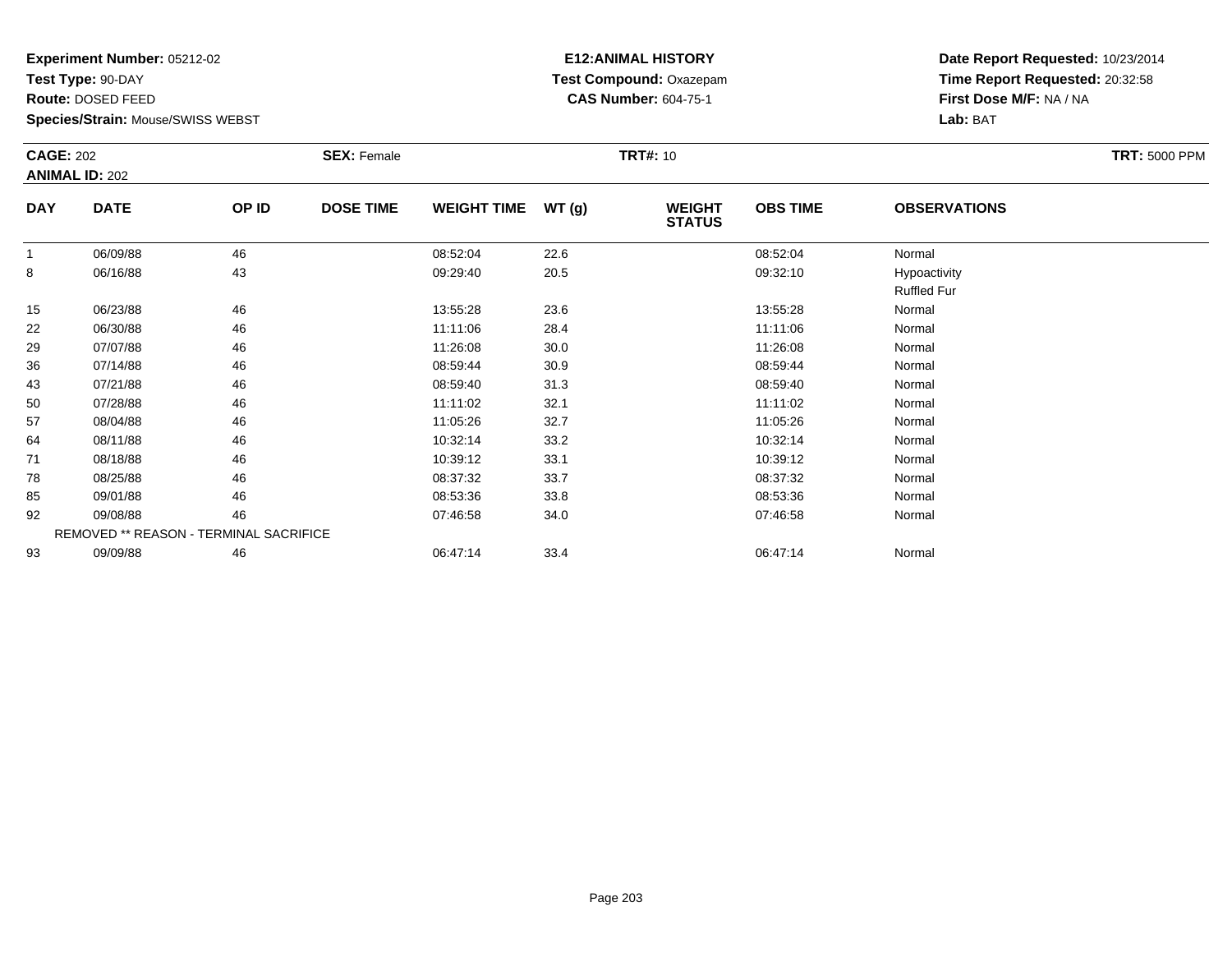**Experiment Number:** 05212-02
**Test Type:** 90-DAY
**Route:** DOSED FEED
**Species/Strain:** Mouse/SWISS WEBST

**E12:ANIMAL HISTORY**
**Test Compound:** Oxazepam
**CAS Number:** 604-75-1

**Date Report Requested:** 10/23/2014
**Time Report Requested:** 20:32:58
**First Dose M/F:** NA / NA
**Lab:** BAT

**CAGE:** 202
**ANIMAL ID:** 202
**SEX:** Female
**TRT#:** 10
**TRT:** 5000 PPM

| DAY | DATE | OP ID | DOSE TIME | WEIGHT TIME | WT (g) | WEIGHT STATUS | OBS TIME | OBSERVATIONS |
|---|---|---|---|---|---|---|---|---|
| 1 | 06/09/88 | 46 | | 08:52:04 | 22.6 | | 08:52:04 | Normal |
| 8 | 06/16/88 | 43 | | 09:29:40 | 20.5 | | 09:32:10 | Hypoactivity |
| | | | | | | | | Ruffled Fur |
| 15 | 06/23/88 | 46 | | 13:55:28 | 23.6 | | 13:55:28 | Normal |
| 22 | 06/30/88 | 46 | | 11:11:06 | 28.4 | | 11:11:06 | Normal |
| 29 | 07/07/88 | 46 | | 11:26:08 | 30.0 | | 11:26:08 | Normal |
| 36 | 07/14/88 | 46 | | 08:59:44 | 30.9 | | 08:59:44 | Normal |
| 43 | 07/21/88 | 46 | | 08:59:40 | 31.3 | | 08:59:40 | Normal |
| 50 | 07/28/88 | 46 | | 11:11:02 | 32.1 | | 11:11:02 | Normal |
| 57 | 08/04/88 | 46 | | 11:05:26 | 32.7 | | 11:05:26 | Normal |
| 64 | 08/11/88 | 46 | | 10:32:14 | 33.2 | | 10:32:14 | Normal |
| 71 | 08/18/88 | 46 | | 10:39:12 | 33.1 | | 10:39:12 | Normal |
| 78 | 08/25/88 | 46 | | 08:37:32 | 33.7 | | 08:37:32 | Normal |
| 85 | 09/01/88 | 46 | | 08:53:36 | 33.8 | | 08:53:36 | Normal |
| 92 | 09/08/88 | 46 | | 07:46:58 | 34.0 | | 07:46:58 | Normal |
| | REMOVED ** REASON - TERMINAL SACRIFICE | | | | | | | |
| 93 | 09/09/88 | 46 | | 06:47:14 | 33.4 | | 06:47:14 | Normal |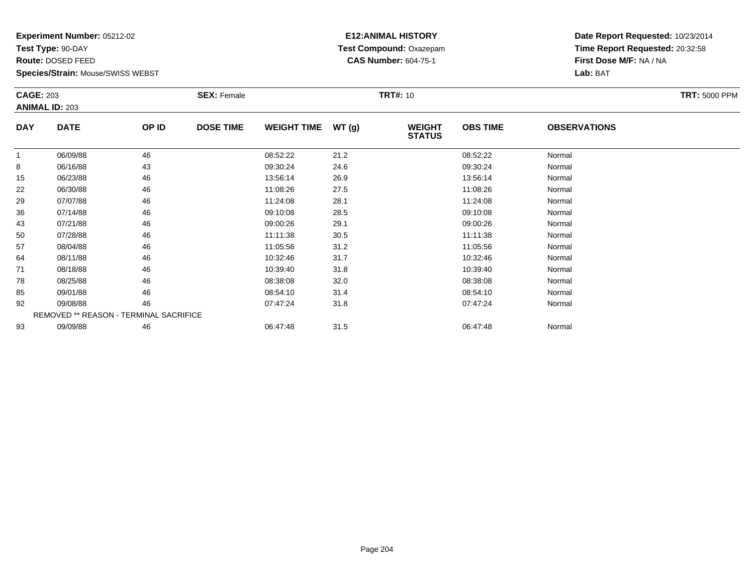**Experiment Number:** 05212-02
**Test Type:** 90-DAY
**Route:** DOSED FEED
**Species/Strain:** Mouse/SWISS WEBST

**E12:ANIMAL HISTORY**
**Test Compound:** Oxazepam
**CAS Number:** 604-75-1

**Date Report Requested:** 10/23/2014
**Time Report Requested:** 20:32:58
**First Dose M/F:** NA / NA
**Lab:** BAT

**CAGE:** 203
**ANIMAL ID:** 203
**SEX:** Female
**TRT#:** 10
**TRT:** 5000 PPM

| DAY | DATE | OP ID | DOSE TIME | WEIGHT TIME | WT (g) | WEIGHT STATUS | OBS TIME | OBSERVATIONS |
|---|---|---|---|---|---|---|---|---|
| 1 | 06/09/88 | 46 | | 08:52:22 | 21.2 | | 08:52:22 | Normal |
| 8 | 06/16/88 | 43 | | 09:30:24 | 24.6 | | 09:30:24 | Normal |
| 15 | 06/23/88 | 46 | | 13:56:14 | 26.9 | | 13:56:14 | Normal |
| 22 | 06/30/88 | 46 | | 11:08:26 | 27.5 | | 11:08:26 | Normal |
| 29 | 07/07/88 | 46 | | 11:24:08 | 28.1 | | 11:24:08 | Normal |
| 36 | 07/14/88 | 46 | | 09:10:08 | 28.5 | | 09:10:08 | Normal |
| 43 | 07/21/88 | 46 | | 09:00:26 | 29.1 | | 09:00:26 | Normal |
| 50 | 07/28/88 | 46 | | 11:11:38 | 30.5 | | 11:11:38 | Normal |
| 57 | 08/04/88 | 46 | | 11:05:56 | 31.2 | | 11:05:56 | Normal |
| 64 | 08/11/88 | 46 | | 10:32:46 | 31.7 | | 10:32:46 | Normal |
| 71 | 08/18/88 | 46 | | 10:39:40 | 31.8 | | 10:39:40 | Normal |
| 78 | 08/25/88 | 46 | | 08:38:08 | 32.0 | | 08:38:08 | Normal |
| 85 | 09/01/88 | 46 | | 08:54:10 | 31.4 | | 08:54:10 | Normal |
| 92 | 09/08/88 | 46 | | 07:47:24 | 31.8 | | 07:47:24 | Normal |
| REMOVED ** REASON - TERMINAL SACRIFICE | | | | | | | | |
| 93 | 09/09/88 | 46 | | 06:47:48 | 31.5 | | 06:47:48 | Normal |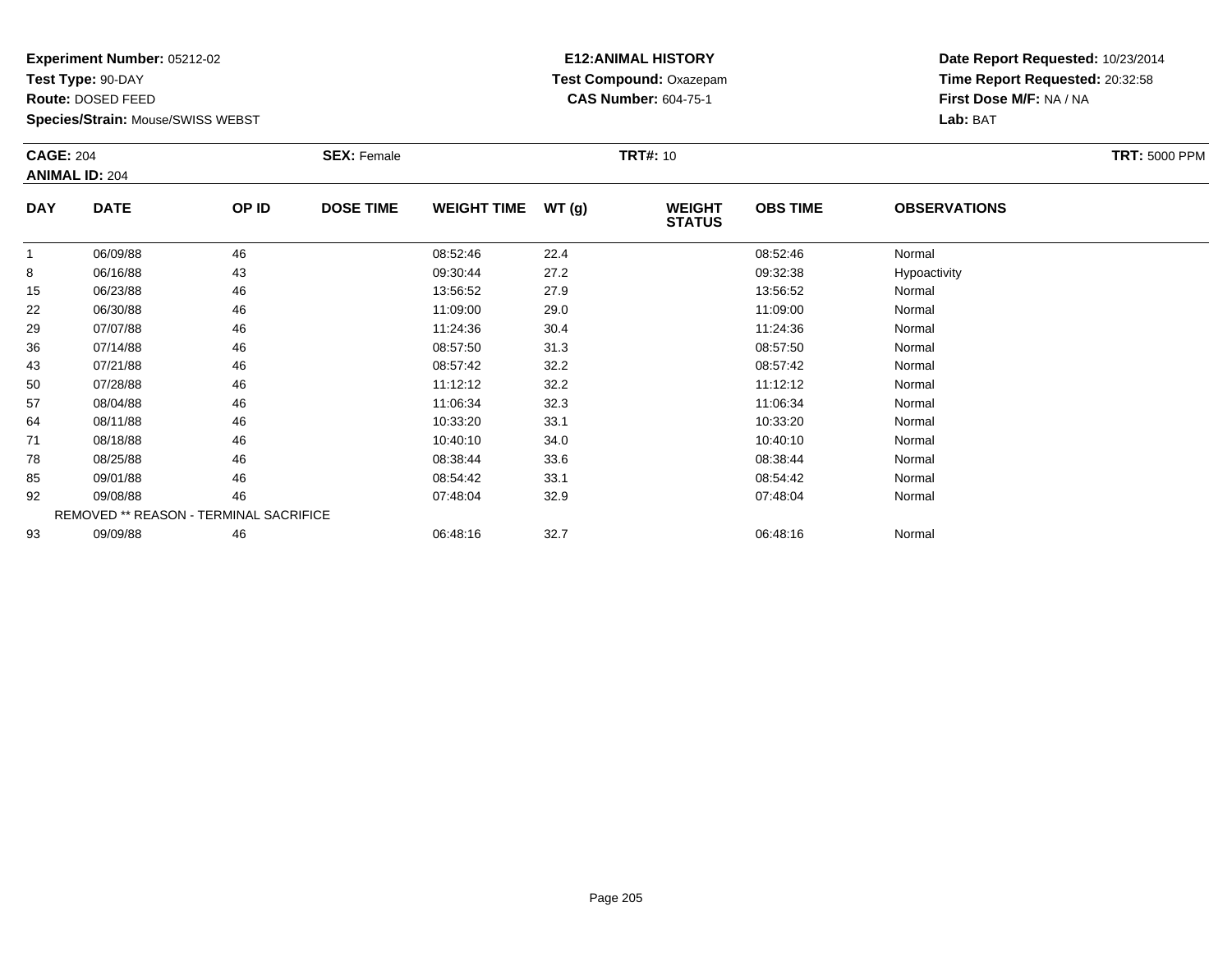**Experiment Number:** 05212-02
**Test Type:** 90-DAY
**Route:** DOSED FEED
**Species/Strain:** Mouse/SWISS WEBST

**E12:ANIMAL HISTORY**
**Test Compound:** Oxazepam
**CAS Number:** 604-75-1

**Date Report Requested:** 10/23/2014
**Time Report Requested:** 20:32:58
**First Dose M/F:** NA / NA
**Lab:** BAT

**CAGE:** 204
**ANIMAL ID:** 204
**SEX:** Female
**TRT#:** 10
**TRT:** 5000 PPM

| DAY | DATE | OP ID | DOSE TIME | WEIGHT TIME | WT (g) | WEIGHT STATUS | OBS TIME | OBSERVATIONS |
|---|---|---|---|---|---|---|---|---|
| 1 | 06/09/88 | 46 | | 08:52:46 | 22.4 | | 08:52:46 | Normal |
| 8 | 06/16/88 | 43 | | 09:30:44 | 27.2 | | 09:32:38 | Hypoactivity |
| 15 | 06/23/88 | 46 | | 13:56:52 | 27.9 | | 13:56:52 | Normal |
| 22 | 06/30/88 | 46 | | 11:09:00 | 29.0 | | 11:09:00 | Normal |
| 29 | 07/07/88 | 46 | | 11:24:36 | 30.4 | | 11:24:36 | Normal |
| 36 | 07/14/88 | 46 | | 08:57:50 | 31.3 | | 08:57:50 | Normal |
| 43 | 07/21/88 | 46 | | 08:57:42 | 32.2 | | 08:57:42 | Normal |
| 50 | 07/28/88 | 46 | | 11:12:12 | 32.2 | | 11:12:12 | Normal |
| 57 | 08/04/88 | 46 | | 11:06:34 | 32.3 | | 11:06:34 | Normal |
| 64 | 08/11/88 | 46 | | 10:33:20 | 33.1 | | 10:33:20 | Normal |
| 71 | 08/18/88 | 46 | | 10:40:10 | 34.0 | | 10:40:10 | Normal |
| 78 | 08/25/88 | 46 | | 08:38:44 | 33.6 | | 08:38:44 | Normal |
| 85 | 09/01/88 | 46 | | 08:54:42 | 33.1 | | 08:54:42 | Normal |
| 92 | 09/08/88 | 46 | | 07:48:04 | 32.9 | | 07:48:04 | Normal |
| REMOVED ** REASON - TERMINAL SACRIFICE | | | | | | | | |
| 93 | 09/09/88 | 46 | | 06:48:16 | 32.7 | | 06:48:16 | Normal |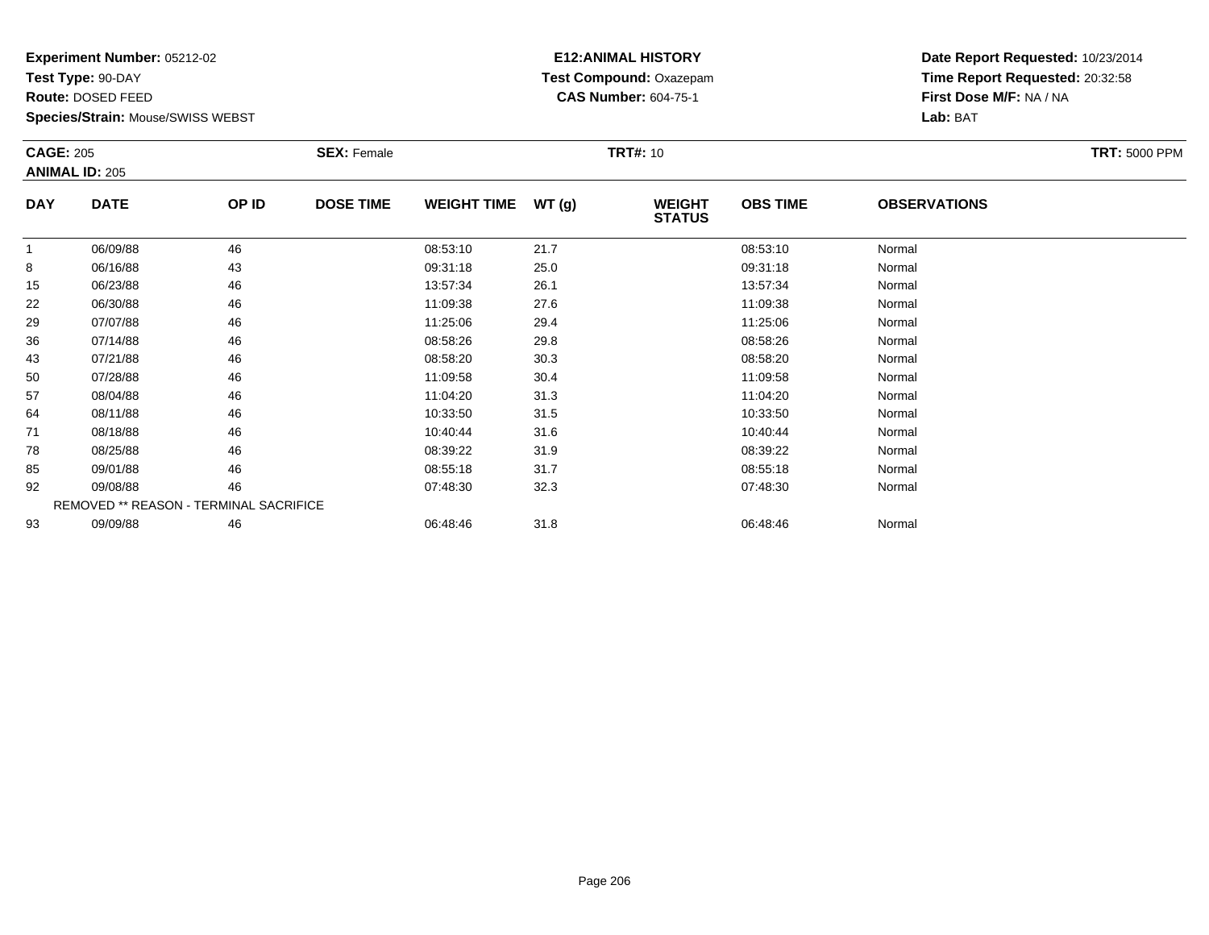**Experiment Number:** 05212-02
**Test Type:** 90-DAY
**Route:** DOSED FEED
**Species/Strain:** Mouse/SWISS WEBST

**E12:ANIMAL HISTORY**
**Test Compound:** Oxazepam
**CAS Number:** 604-75-1

**Date Report Requested:** 10/23/2014
**Time Report Requested:** 20:32:58
**First Dose M/F:** NA / NA
**Lab:** BAT

**CAGE:** 205
**ANIMAL ID:** 205
**SEX:** Female
**TRT#:** 10
**TRT:** 5000 PPM

| DAY | DATE | OP ID | DOSE TIME | WEIGHT TIME | WT (g) | WEIGHT STATUS | OBS TIME | OBSERVATIONS |
|---|---|---|---|---|---|---|---|---|
| 1 | 06/09/88 | 46 | | 08:53:10 | 21.7 | | 08:53:10 | Normal |
| 8 | 06/16/88 | 43 | | 09:31:18 | 25.0 | | 09:31:18 | Normal |
| 15 | 06/23/88 | 46 | | 13:57:34 | 26.1 | | 13:57:34 | Normal |
| 22 | 06/30/88 | 46 | | 11:09:38 | 27.6 | | 11:09:38 | Normal |
| 29 | 07/07/88 | 46 | | 11:25:06 | 29.4 | | 11:25:06 | Normal |
| 36 | 07/14/88 | 46 | | 08:58:26 | 29.8 | | 08:58:26 | Normal |
| 43 | 07/21/88 | 46 | | 08:58:20 | 30.3 | | 08:58:20 | Normal |
| 50 | 07/28/88 | 46 | | 11:09:58 | 30.4 | | 11:09:58 | Normal |
| 57 | 08/04/88 | 46 | | 11:04:20 | 31.3 | | 11:04:20 | Normal |
| 64 | 08/11/88 | 46 | | 10:33:50 | 31.5 | | 10:33:50 | Normal |
| 71 | 08/18/88 | 46 | | 10:40:44 | 31.6 | | 10:40:44 | Normal |
| 78 | 08/25/88 | 46 | | 08:39:22 | 31.9 | | 08:39:22 | Normal |
| 85 | 09/01/88 | 46 | | 08:55:18 | 31.7 | | 08:55:18 | Normal |
| 92 | 09/08/88 | 46 | | 07:48:30 | 32.3 | | 07:48:30 | Normal |
| REMOVED ** REASON - TERMINAL SACRIFICE | | | | | | | | |
| 93 | 09/09/88 | 46 | | 06:48:46 | 31.8 | | 06:48:46 | Normal |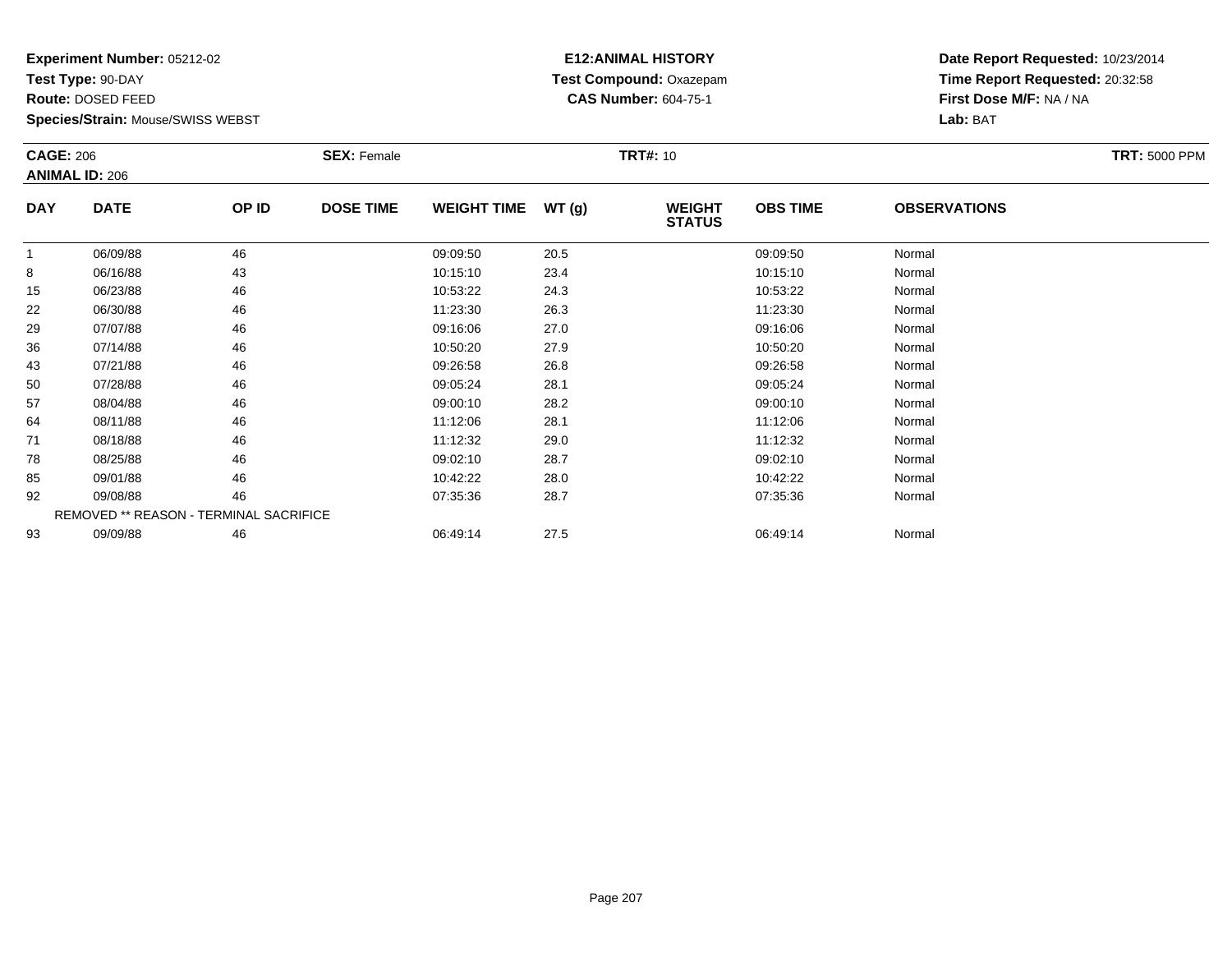**Experiment Number:** 05212-02
**Test Type:** 90-DAY
**Route:** DOSED FEED
**Species/Strain:** Mouse/SWISS WEBST

**E12:ANIMAL HISTORY**
**Test Compound:** Oxazepam
**CAS Number:** 604-75-1

**Date Report Requested:** 10/23/2014
**Time Report Requested:** 20:32:58
**First Dose M/F:** NA / NA
**Lab:** BAT

**CAGE:** 206
**ANIMAL ID:** 206
**SEX:** Female
**TRT#:** 10
**TRT:** 5000 PPM

| DAY | DATE | OP ID | DOSE TIME | WEIGHT TIME | WT (g) | WEIGHT STATUS | OBS TIME | OBSERVATIONS |
|---|---|---|---|---|---|---|---|---|
| 1 | 06/09/88 | 46 | | 09:09:50 | 20.5 | | 09:09:50 | Normal |
| 8 | 06/16/88 | 43 | | 10:15:10 | 23.4 | | 10:15:10 | Normal |
| 15 | 06/23/88 | 46 | | 10:53:22 | 24.3 | | 10:53:22 | Normal |
| 22 | 06/30/88 | 46 | | 11:23:30 | 26.3 | | 11:23:30 | Normal |
| 29 | 07/07/88 | 46 | | 09:16:06 | 27.0 | | 09:16:06 | Normal |
| 36 | 07/14/88 | 46 | | 10:50:20 | 27.9 | | 10:50:20 | Normal |
| 43 | 07/21/88 | 46 | | 09:26:58 | 26.8 | | 09:26:58 | Normal |
| 50 | 07/28/88 | 46 | | 09:05:24 | 28.1 | | 09:05:24 | Normal |
| 57 | 08/04/88 | 46 | | 09:00:10 | 28.2 | | 09:00:10 | Normal |
| 64 | 08/11/88 | 46 | | 11:12:06 | 28.1 | | 11:12:06 | Normal |
| 71 | 08/18/88 | 46 | | 11:12:32 | 29.0 | | 11:12:32 | Normal |
| 78 | 08/25/88 | 46 | | 09:02:10 | 28.7 | | 09:02:10 | Normal |
| 85 | 09/01/88 | 46 | | 10:42:22 | 28.0 | | 10:42:22 | Normal |
| 92 | 09/08/88 | 46 | | 07:35:36 | 28.7 | | 07:35:36 | Normal |
| REMOVED ** REASON - TERMINAL SACRIFICE | | | | | | | | |
| 93 | 09/09/88 | 46 | | 06:49:14 | 27.5 | | 06:49:14 | Normal |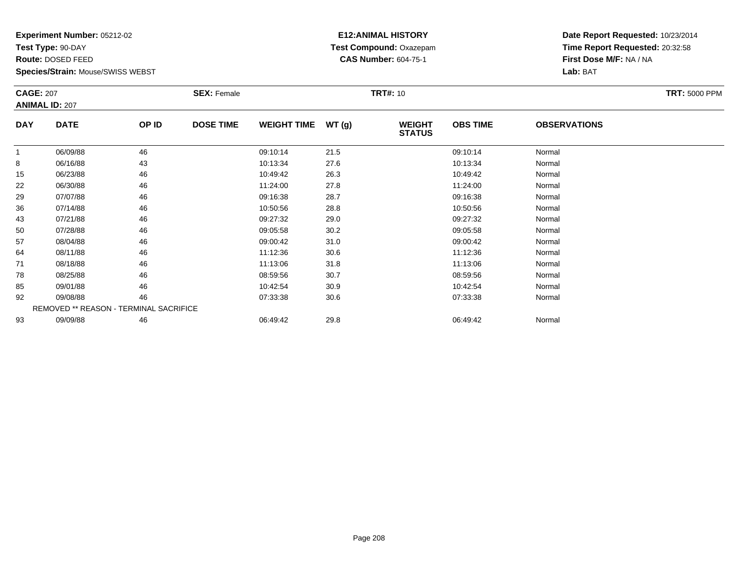**Experiment Number:** 05212-02
**Test Type:** 90-DAY
**Route:** DOSED FEED
**Species/Strain:** Mouse/SWISS WEBST

**E12:ANIMAL HISTORY**
**Test Compound:** Oxazepam
**CAS Number:** 604-75-1

**Date Report Requested:** 10/23/2014
**Time Report Requested:** 20:32:58
**First Dose M/F:** NA / NA
**Lab:** BAT

**CAGE:** 207
**ANIMAL ID:** 207
**SEX:** Female
**TRT#:** 10
**TRT:** 5000 PPM

| DAY | DATE | OP ID | DOSE TIME | WEIGHT TIME | WT (g) | WEIGHT STATUS | OBS TIME | OBSERVATIONS |
|---|---|---|---|---|---|---|---|---|
| 1 | 06/09/88 | 46 | | 09:10:14 | 21.5 | | 09:10:14 | Normal |
| 8 | 06/16/88 | 43 | | 10:13:34 | 27.6 | | 10:13:34 | Normal |
| 15 | 06/23/88 | 46 | | 10:49:42 | 26.3 | | 10:49:42 | Normal |
| 22 | 06/30/88 | 46 | | 11:24:00 | 27.8 | | 11:24:00 | Normal |
| 29 | 07/07/88 | 46 | | 09:16:38 | 28.7 | | 09:16:38 | Normal |
| 36 | 07/14/88 | 46 | | 10:50:56 | 28.8 | | 10:50:56 | Normal |
| 43 | 07/21/88 | 46 | | 09:27:32 | 29.0 | | 09:27:32 | Normal |
| 50 | 07/28/88 | 46 | | 09:05:58 | 30.2 | | 09:05:58 | Normal |
| 57 | 08/04/88 | 46 | | 09:00:42 | 31.0 | | 09:00:42 | Normal |
| 64 | 08/11/88 | 46 | | 11:12:36 | 30.6 | | 11:12:36 | Normal |
| 71 | 08/18/88 | 46 | | 11:13:06 | 31.8 | | 11:13:06 | Normal |
| 78 | 08/25/88 | 46 | | 08:59:56 | 30.7 | | 08:59:56 | Normal |
| 85 | 09/01/88 | 46 | | 10:42:54 | 30.9 | | 10:42:54 | Normal |
| 92 | 09/08/88 | 46 | | 07:33:38 | 30.6 | | 07:33:38 | Normal |
| | REMOVED ** REASON - TERMINAL SACRIFICE | | | | | | | |
| 93 | 09/09/88 | 46 | | 06:49:42 | 29.8 | | 06:49:42 | Normal |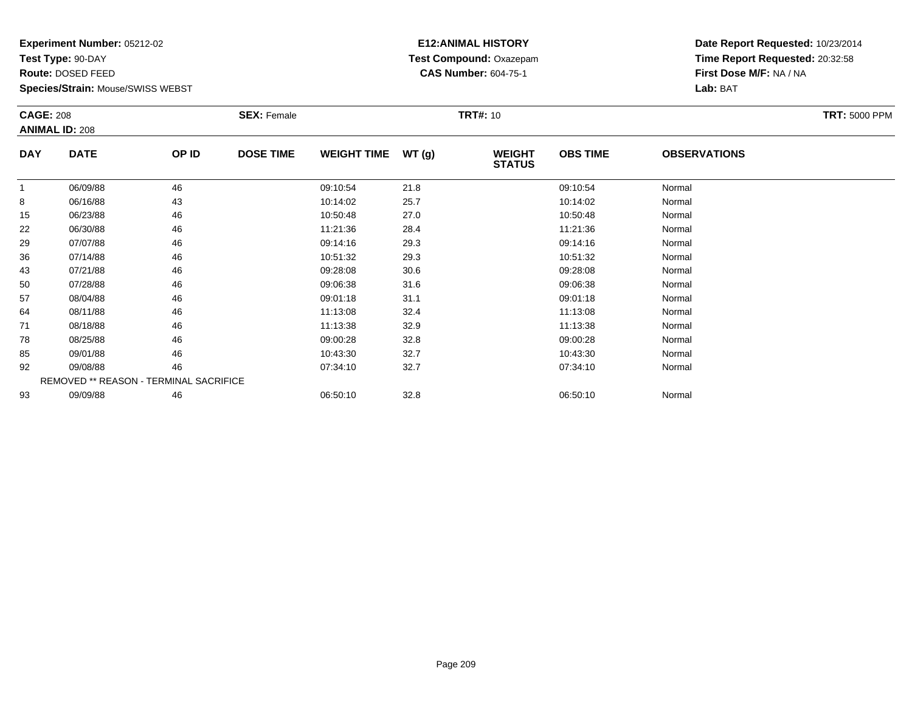**Experiment Number:** 05212-02
**Test Type:** 90-DAY
**Route:** DOSED FEED
**Species/Strain:** Mouse/SWISS WEBST

**E12:ANIMAL HISTORY**
**Test Compound:** Oxazepam
**CAS Number:** 604-75-1

**Date Report Requested:** 10/23/2014
**Time Report Requested:** 20:32:58
**First Dose M/F:** NA / NA
**Lab:** BAT

**CAGE:** 208 **SEX:** Female **TRT#:** 10 **TRT:** 5000 PPM
**ANIMAL ID:** 208

| DAY | DATE | OP ID | DOSE TIME | WEIGHT TIME | WT (g) | WEIGHT STATUS | OBS TIME | OBSERVATIONS |
|---|---|---|---|---|---|---|---|---|
| 1 | 06/09/88 | 46 | | 09:10:54 | 21.8 | | 09:10:54 | Normal |
| 8 | 06/16/88 | 43 | | 10:14:02 | 25.7 | | 10:14:02 | Normal |
| 15 | 06/23/88 | 46 | | 10:50:48 | 27.0 | | 10:50:48 | Normal |
| 22 | 06/30/88 | 46 | | 11:21:36 | 28.4 | | 11:21:36 | Normal |
| 29 | 07/07/88 | 46 | | 09:14:16 | 29.3 | | 09:14:16 | Normal |
| 36 | 07/14/88 | 46 | | 10:51:32 | 29.3 | | 10:51:32 | Normal |
| 43 | 07/21/88 | 46 | | 09:28:08 | 30.6 | | 09:28:08 | Normal |
| 50 | 07/28/88 | 46 | | 09:06:38 | 31.6 | | 09:06:38 | Normal |
| 57 | 08/04/88 | 46 | | 09:01:18 | 31.1 | | 09:01:18 | Normal |
| 64 | 08/11/88 | 46 | | 11:13:08 | 32.4 | | 11:13:08 | Normal |
| 71 | 08/18/88 | 46 | | 11:13:38 | 32.9 | | 11:13:38 | Normal |
| 78 | 08/25/88 | 46 | | 09:00:28 | 32.8 | | 09:00:28 | Normal |
| 85 | 09/01/88 | 46 | | 10:43:30 | 32.7 | | 10:43:30 | Normal |
| 92 | 09/08/88 | 46 | | 07:34:10 | 32.7 | | 07:34:10 | Normal |
| REMOVED ** REASON - TERMINAL SACRIFICE | | | | | | | | |
| 93 | 09/09/88 | 46 | | 06:50:10 | 32.8 | | 06:50:10 | Normal |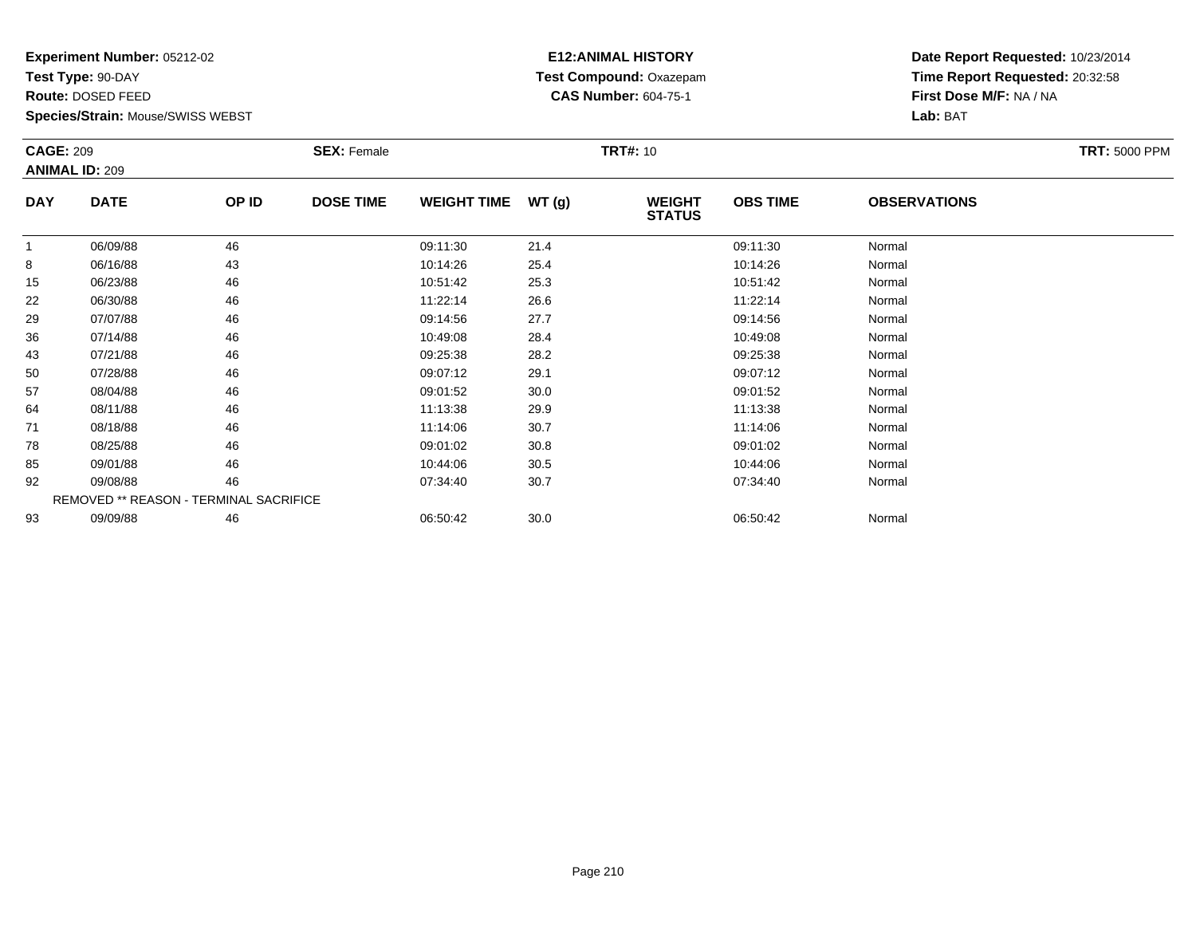**Experiment Number:** 05212-02
**Test Type:** 90-DAY
**Route:** DOSED FEED
**Species/Strain:** Mouse/SWISS WEBST

**E12:ANIMAL HISTORY**
**Test Compound:** Oxazepam
**CAS Number:** 604-75-1

**Date Report Requested:** 10/23/2014
**Time Report Requested:** 20:32:58
**First Dose M/F:** NA / NA
**Lab:** BAT

**CAGE:** 209 **SEX:** Female **TRT#:** 10 **TRT:** 5000 PPM
**ANIMAL ID:** 209

| DAY | DATE | OP ID | DOSE TIME | WEIGHT TIME | WT (g) | WEIGHT STATUS | OBS TIME | OBSERVATIONS |
|---|---|---|---|---|---|---|---|---|
| 1 | 06/09/88 | 46 | | 09:11:30 | 21.4 | | 09:11:30 | Normal |
| 8 | 06/16/88 | 43 | | 10:14:26 | 25.4 | | 10:14:26 | Normal |
| 15 | 06/23/88 | 46 | | 10:51:42 | 25.3 | | 10:51:42 | Normal |
| 22 | 06/30/88 | 46 | | 11:22:14 | 26.6 | | 11:22:14 | Normal |
| 29 | 07/07/88 | 46 | | 09:14:56 | 27.7 | | 09:14:56 | Normal |
| 36 | 07/14/88 | 46 | | 10:49:08 | 28.4 | | 10:49:08 | Normal |
| 43 | 07/21/88 | 46 | | 09:25:38 | 28.2 | | 09:25:38 | Normal |
| 50 | 07/28/88 | 46 | | 09:07:12 | 29.1 | | 09:07:12 | Normal |
| 57 | 08/04/88 | 46 | | 09:01:52 | 30.0 | | 09:01:52 | Normal |
| 64 | 08/11/88 | 46 | | 11:13:38 | 29.9 | | 11:13:38 | Normal |
| 71 | 08/18/88 | 46 | | 11:14:06 | 30.7 | | 11:14:06 | Normal |
| 78 | 08/25/88 | 46 | | 09:01:02 | 30.8 | | 09:01:02 | Normal |
| 85 | 09/01/88 | 46 | | 10:44:06 | 30.5 | | 10:44:06 | Normal |
| 92 | 09/08/88 | 46 | | 07:34:40 | 30.7 | | 07:34:40 | Normal |
| REMOVED ** REASON - TERMINAL SACRIFICE | | | | | | | | |
| 93 | 09/09/88 | 46 | | 06:50:42 | 30.0 | | 06:50:42 | Normal |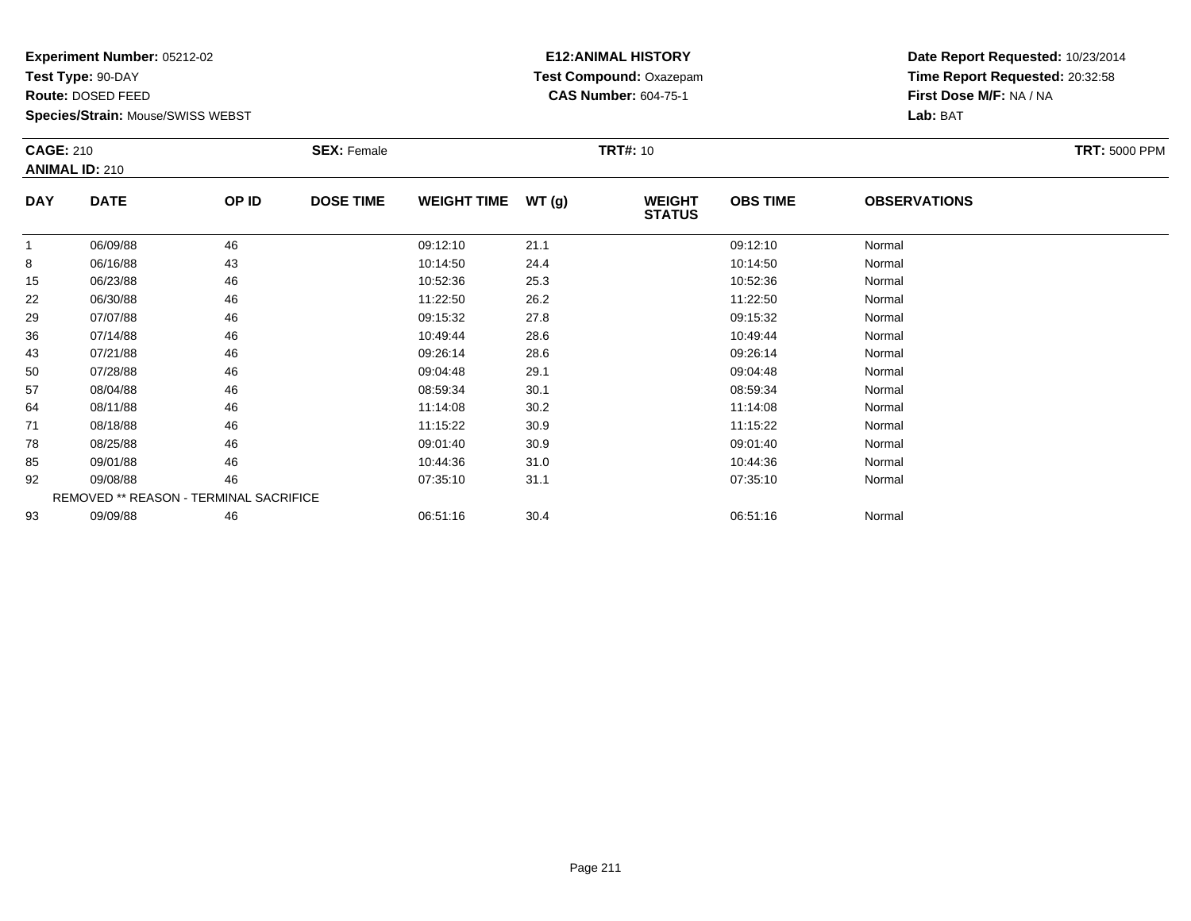**Experiment Number:** 05212-02
**Test Type:** 90-DAY
**Route:** DOSED FEED
**Species/Strain:** Mouse/SWISS WEBST

**E12:ANIMAL HISTORY**
**Test Compound:** Oxazepam
**CAS Number:** 604-75-1

**Date Report Requested:** 10/23/2014
**Time Report Requested:** 20:32:58
**First Dose M/F:** NA / NA
**Lab:** BAT

**CAGE:** 210
**ANIMAL ID:** 210
**SEX:** Female
**TRT#:** 10
**TRT:** 5000 PPM

| DAY | DATE | OP ID | DOSE TIME | WEIGHT TIME | WT (g) | WEIGHT STATUS | OBS TIME | OBSERVATIONS |
|---|---|---|---|---|---|---|---|---|
| 1 | 06/09/88 | 46 | | 09:12:10 | 21.1 | | 09:12:10 | Normal |
| 8 | 06/16/88 | 43 | | 10:14:50 | 24.4 | | 10:14:50 | Normal |
| 15 | 06/23/88 | 46 | | 10:52:36 | 25.3 | | 10:52:36 | Normal |
| 22 | 06/30/88 | 46 | | 11:22:50 | 26.2 | | 11:22:50 | Normal |
| 29 | 07/07/88 | 46 | | 09:15:32 | 27.8 | | 09:15:32 | Normal |
| 36 | 07/14/88 | 46 | | 10:49:44 | 28.6 | | 10:49:44 | Normal |
| 43 | 07/21/88 | 46 | | 09:26:14 | 28.6 | | 09:26:14 | Normal |
| 50 | 07/28/88 | 46 | | 09:04:48 | 29.1 | | 09:04:48 | Normal |
| 57 | 08/04/88 | 46 | | 08:59:34 | 30.1 | | 08:59:34 | Normal |
| 64 | 08/11/88 | 46 | | 11:14:08 | 30.2 | | 11:14:08 | Normal |
| 71 | 08/18/88 | 46 | | 11:15:22 | 30.9 | | 11:15:22 | Normal |
| 78 | 08/25/88 | 46 | | 09:01:40 | 30.9 | | 09:01:40 | Normal |
| 85 | 09/01/88 | 46 | | 10:44:36 | 31.0 | | 10:44:36 | Normal |
| 92 | 09/08/88 | 46 | | 07:35:10 | 31.1 | | 07:35:10 | Normal |
| REMOVED ** REASON - TERMINAL SACRIFICE | | | | | | | | |
| 93 | 09/09/88 | 46 | | 06:51:16 | 30.4 | | 06:51:16 | Normal |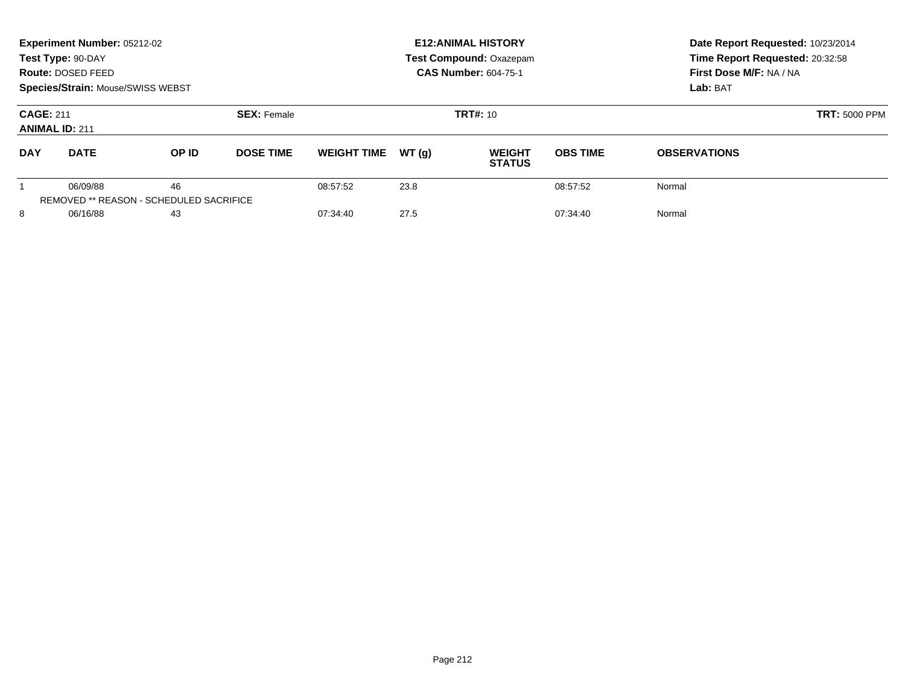**Experiment Number:** 05212-02
**Test Type:** 90-DAY
**Route:** DOSED FEED
**Species/Strain:** Mouse/SWISS WEBST

**E12:ANIMAL HISTORY**
**Test Compound:** Oxazepam
**CAS Number:** 604-75-1

**Date Report Requested:** 10/23/2014
**Time Report Requested:** 20:32:58
**First Dose M/F:** NA / NA
**Lab:** BAT

**CAGE:** 211
**ANIMAL ID:** 211
**SEX:** Female
**TRT#:** 10
**TRT:** 5000 PPM

| DAY | DATE | OP ID | DOSE TIME | WEIGHT TIME | WT (g) | WEIGHT STATUS | OBS TIME | OBSERVATIONS |
|---|---|---|---|---|---|---|---|---|
| 1 | 06/09/88 | 46 | | 08:57:52 | 23.8 | | 08:57:52 | Normal |
| REMOVED ** REASON - SCHEDULED SACRIFICE | | | | | | | | |
| 8 | 06/16/88 | 43 | | 07:34:40 | 27.5 | | 07:34:40 | Normal |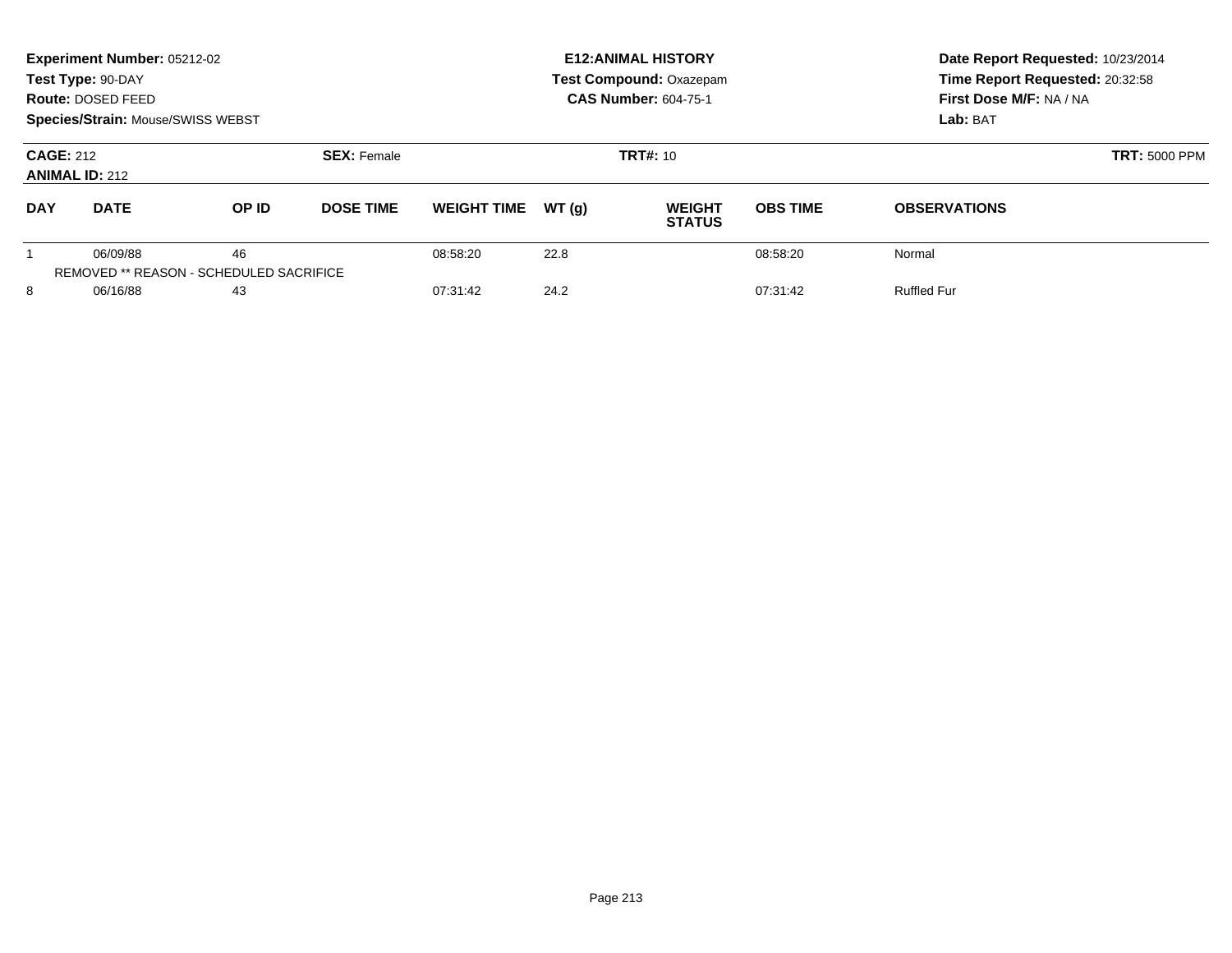**Experiment Number:** 05212-02
**Test Type:** 90-DAY
**Route:** DOSED FEED
**Species/Strain:** Mouse/SWISS WEBST

**E12:ANIMAL HISTORY**
**Test Compound:** Oxazepam
**CAS Number:** 604-75-1

**Date Report Requested:** 10/23/2014
**Time Report Requested:** 20:32:58
**First Dose M/F:** NA / NA
**Lab:** BAT

**CAGE:** 212
**ANIMAL ID:** 212
**SEX:** Female
**TRT#:** 10
**TRT:** 5000 PPM

| DAY | DATE | OP ID | DOSE TIME | WEIGHT TIME | WT (g) | WEIGHT STATUS | OBS TIME | OBSERVATIONS |
|---|---|---|---|---|---|---|---|---|
| 1 | 06/09/88 | 46 | | 08:58:20 | 22.8 | | 08:58:20 | Normal |
| REMOVED ** REASON - SCHEDULED SACRIFICE | | | | | | | | |
| 8 | 06/16/88 | 43 | | 07:31:42 | 24.2 | | 07:31:42 | Ruffled Fur |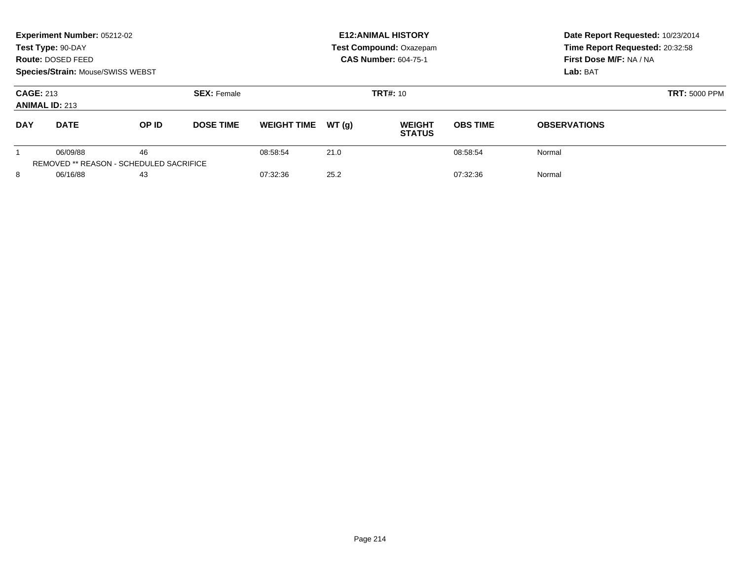**Experiment Number:** 05212-02
**Test Type:** 90-DAY
**Route:** DOSED FEED
**Species/Strain:** Mouse/SWISS WEBST

**E12:ANIMAL HISTORY**
**Test Compound:** Oxazepam
**CAS Number:** 604-75-1

**Date Report Requested:** 10/23/2014
**Time Report Requested:** 20:32:58
**First Dose M/F:** NA / NA
**Lab:** BAT

**CAGE:** 213
**ANIMAL ID:** 213
**SEX:** Female
**TRT#:** 10
**TRT:** 5000 PPM

| DAY | DATE | OP ID | DOSE TIME | WEIGHT TIME | WT (g) | WEIGHT STATUS | OBS TIME | OBSERVATIONS |
|---|---|---|---|---|---|---|---|---|
| 1 | 06/09/88 | 46 | | 08:58:54 | 21.0 | | 08:58:54 | Normal |
| REMOVED ** REASON - SCHEDULED SACRIFICE | | | | | | | | |
| 8 | 06/16/88 | 43 | | 07:32:36 | 25.2 | | 07:32:36 | Normal |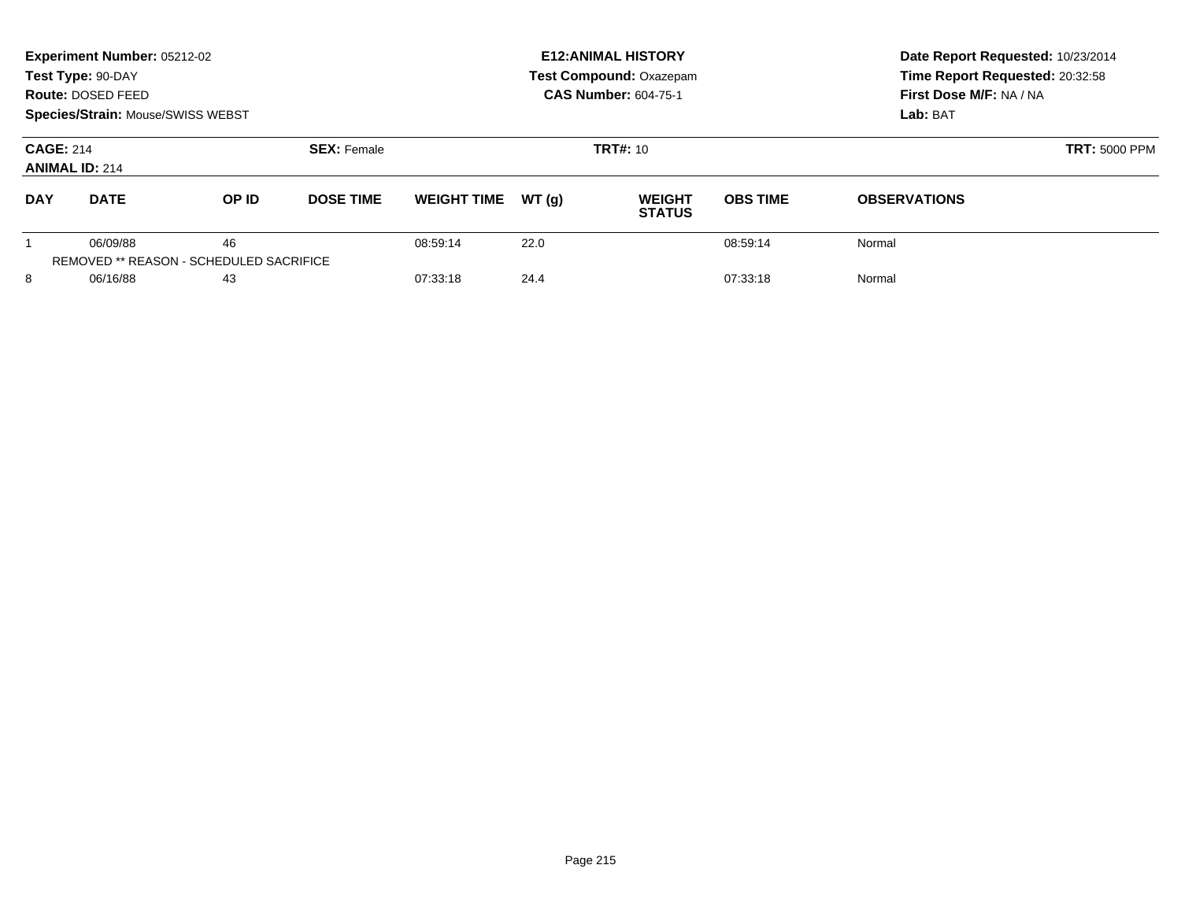**Experiment Number:** 05212-02
**Test Type:** 90-DAY
**Route:** DOSED FEED
**Species/Strain:** Mouse/SWISS WEBST

**E12:ANIMAL HISTORY**
**Test Compound:** Oxazepam
**CAS Number:** 604-75-1

**Date Report Requested:** 10/23/2014
**Time Report Requested:** 20:32:58
**First Dose M/F:** NA / NA
**Lab:** BAT

**CAGE:** 214
**ANIMAL ID:** 214
**SEX:** Female
**TRT#:** 10
**TRT:** 5000 PPM

| DAY | DATE | OP ID | DOSE TIME | WEIGHT TIME | WT (g) | WEIGHT STATUS | OBS TIME | OBSERVATIONS |
|---|---|---|---|---|---|---|---|---|
| 1 | 06/09/88 | 46 | | 08:59:14 | 22.0 | | 08:59:14 | Normal |
| REMOVED ** REASON - SCHEDULED SACRIFICE | | | | | | | | |
| 8 | 06/16/88 | 43 | | 07:33:18 | 24.4 | | 07:33:18 | Normal |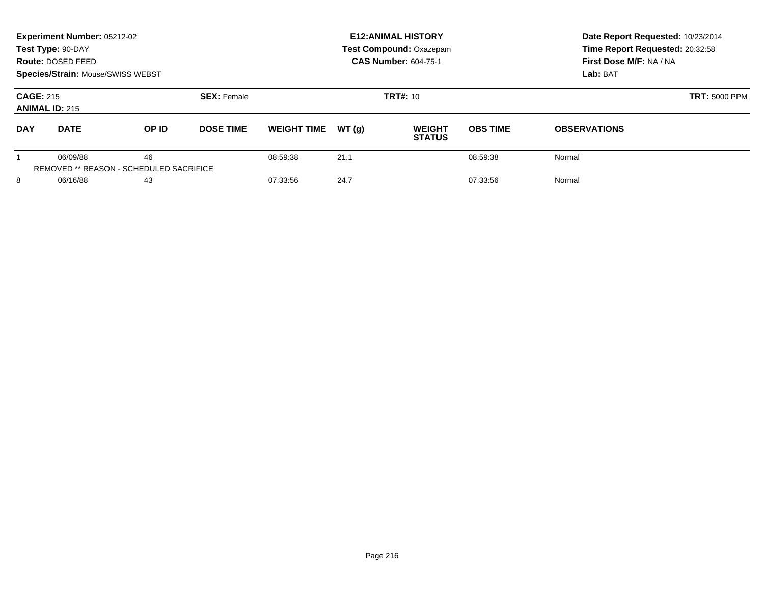**Experiment Number:** 05212-02
**Test Type:** 90-DAY
**Route:** DOSED FEED
**Species/Strain:** Mouse/SWISS WEBST

**E12:ANIMAL HISTORY**
**Test Compound:** Oxazepam
**CAS Number:** 604-75-1

**Date Report Requested:** 10/23/2014
**Time Report Requested:** 20:32:58
**First Dose M/F:** NA / NA
**Lab:** BAT

**CAGE:** 215
**ANIMAL ID:** 215
**SEX:** Female
**TRT#:** 10
**TRT:** 5000 PPM

| DAY | DATE | OP ID | DOSE TIME | WEIGHT TIME | WT (g) | WEIGHT STATUS | OBS TIME | OBSERVATIONS |
|---|---|---|---|---|---|---|---|---|
| 1 | 06/09/88 | 46 | | 08:59:38 | 21.1 | | 08:59:38 | Normal |
| REMOVED ** REASON - SCHEDULED SACRIFICE | | | | | | | | |
| 8 | 06/16/88 | 43 | | 07:33:56 | 24.7 | | 07:33:56 | Normal |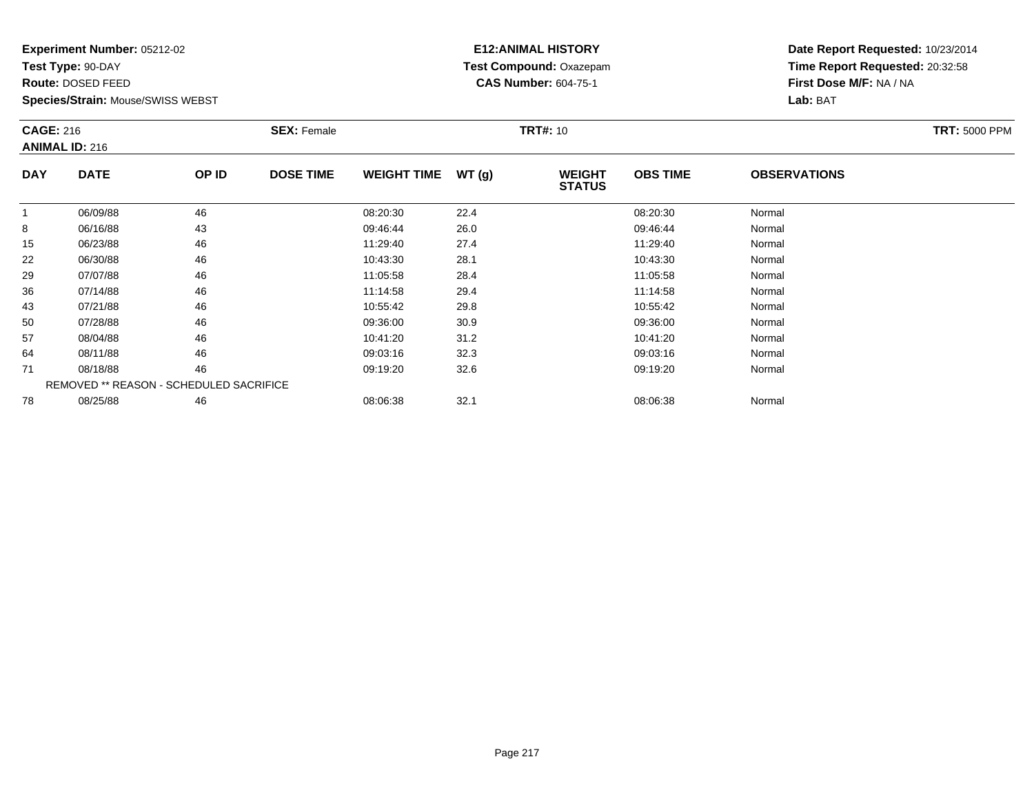**Experiment Number:** 05212-02
**Test Type:** 90-DAY
**Route:** DOSED FEED
**Species/Strain:** Mouse/SWISS WEBST

**E12:ANIMAL HISTORY**
**Test Compound:** Oxazepam
**CAS Number:** 604-75-1

**Date Report Requested:** 10/23/2014
**Time Report Requested:** 20:32:58
**First Dose M/F:** NA / NA
**Lab:** BAT

**CAGE:** 216
**ANIMAL ID:** 216
**SEX:** Female
**TRT#:** 10
**TRT:** 5000 PPM

| DAY | DATE | OP ID | DOSE TIME | WEIGHT TIME | WT (g) | WEIGHT STATUS | OBS TIME | OBSERVATIONS |
|---|---|---|---|---|---|---|---|---|
| 1 | 06/09/88 | 46 | | 08:20:30 | 22.4 | | 08:20:30 | Normal |
| 8 | 06/16/88 | 43 | | 09:46:44 | 26.0 | | 09:46:44 | Normal |
| 15 | 06/23/88 | 46 | | 11:29:40 | 27.4 | | 11:29:40 | Normal |
| 22 | 06/30/88 | 46 | | 10:43:30 | 28.1 | | 10:43:30 | Normal |
| 29 | 07/07/88 | 46 | | 11:05:58 | 28.4 | | 11:05:58 | Normal |
| 36 | 07/14/88 | 46 | | 11:14:58 | 29.4 | | 11:14:58 | Normal |
| 43 | 07/21/88 | 46 | | 10:55:42 | 29.8 | | 10:55:42 | Normal |
| 50 | 07/28/88 | 46 | | 09:36:00 | 30.9 | | 09:36:00 | Normal |
| 57 | 08/04/88 | 46 | | 10:41:20 | 31.2 | | 10:41:20 | Normal |
| 64 | 08/11/88 | 46 | | 09:03:16 | 32.3 | | 09:03:16 | Normal |
| 71 | 08/18/88 | 46 | | 09:19:20 | 32.6 | | 09:19:20 | Normal |
| REMOVED ** REASON - SCHEDULED SACRIFICE | | | | | | | | |
| 78 | 08/25/88 | 46 | | 08:06:38 | 32.1 | | 08:06:38 | Normal |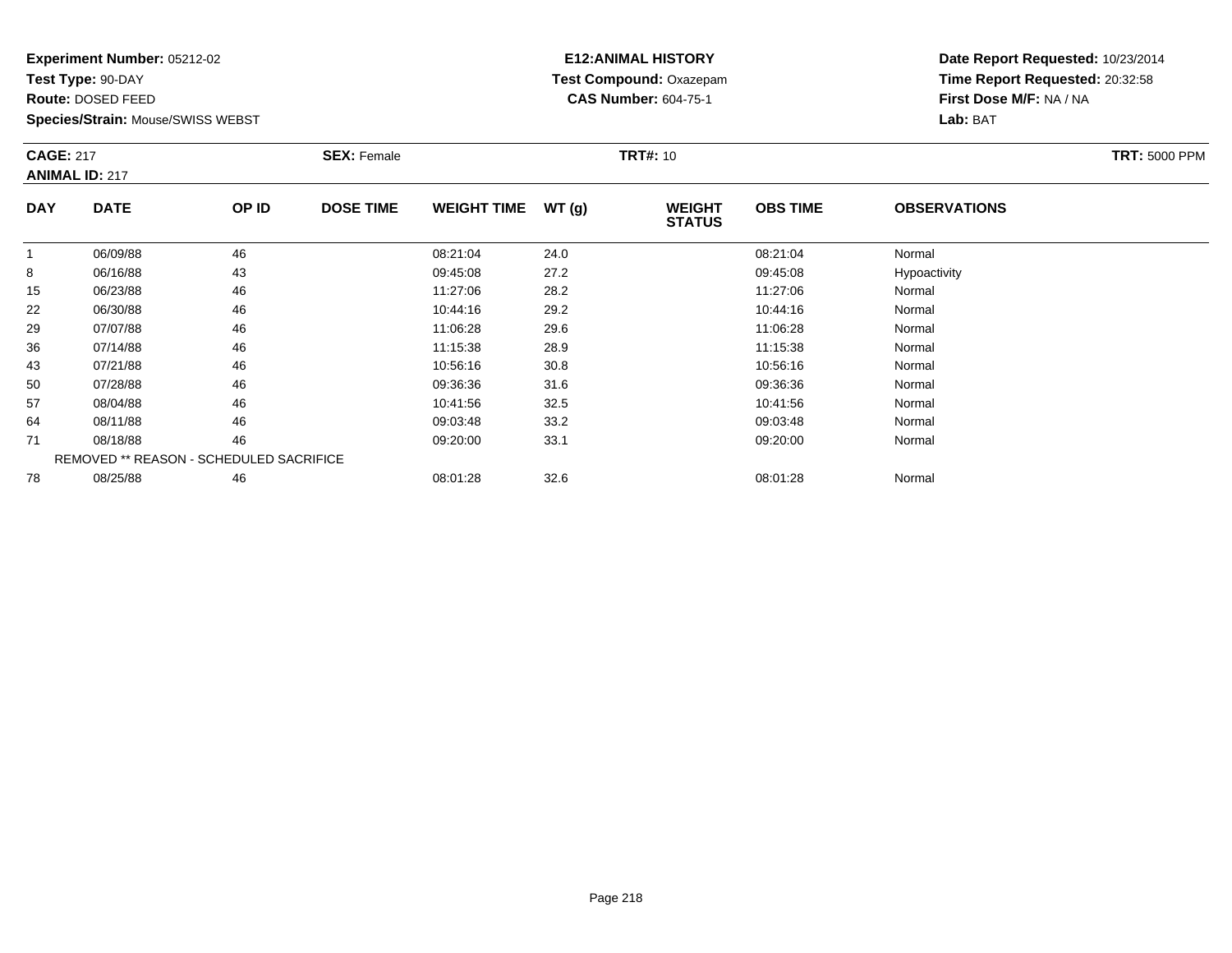**Experiment Number:** 05212-02
**Test Type:** 90-DAY
**Route:** DOSED FEED
**Species/Strain:** Mouse/SWISS WEBST

**E12:ANIMAL HISTORY**
**Test Compound:** Oxazepam
**CAS Number:** 604-75-1

**Date Report Requested:** 10/23/2014
**Time Report Requested:** 20:32:58
**First Dose M/F:** NA / NA
**Lab:** BAT

**CAGE:** 217
**ANIMAL ID:** 217
**SEX:** Female
**TRT#:** 10
**TRT:** 5000 PPM

| DAY | DATE | OP ID | DOSE TIME | WEIGHT TIME | WT (g) | WEIGHT STATUS | OBS TIME | OBSERVATIONS |
|---|---|---|---|---|---|---|---|---|
| 1 | 06/09/88 | 46 | | 08:21:04 | 24.0 | | 08:21:04 | Normal |
| 8 | 06/16/88 | 43 | | 09:45:08 | 27.2 | | 09:45:08 | Hypoactivity |
| 15 | 06/23/88 | 46 | | 11:27:06 | 28.2 | | 11:27:06 | Normal |
| 22 | 06/30/88 | 46 | | 10:44:16 | 29.2 | | 10:44:16 | Normal |
| 29 | 07/07/88 | 46 | | 11:06:28 | 29.6 | | 11:06:28 | Normal |
| 36 | 07/14/88 | 46 | | 11:15:38 | 28.9 | | 11:15:38 | Normal |
| 43 | 07/21/88 | 46 | | 10:56:16 | 30.8 | | 10:56:16 | Normal |
| 50 | 07/28/88 | 46 | | 09:36:36 | 31.6 | | 09:36:36 | Normal |
| 57 | 08/04/88 | 46 | | 10:41:56 | 32.5 | | 10:41:56 | Normal |
| 64 | 08/11/88 | 46 | | 09:03:48 | 33.2 | | 09:03:48 | Normal |
| 71 | 08/18/88 | 46 | | 09:20:00 | 33.1 | | 09:20:00 | Normal |
| | REMOVED ** REASON - SCHEDULED SACRIFICE | | | | | | | |
| 78 | 08/25/88 | 46 | | 08:01:28 | 32.6 | | 08:01:28 | Normal |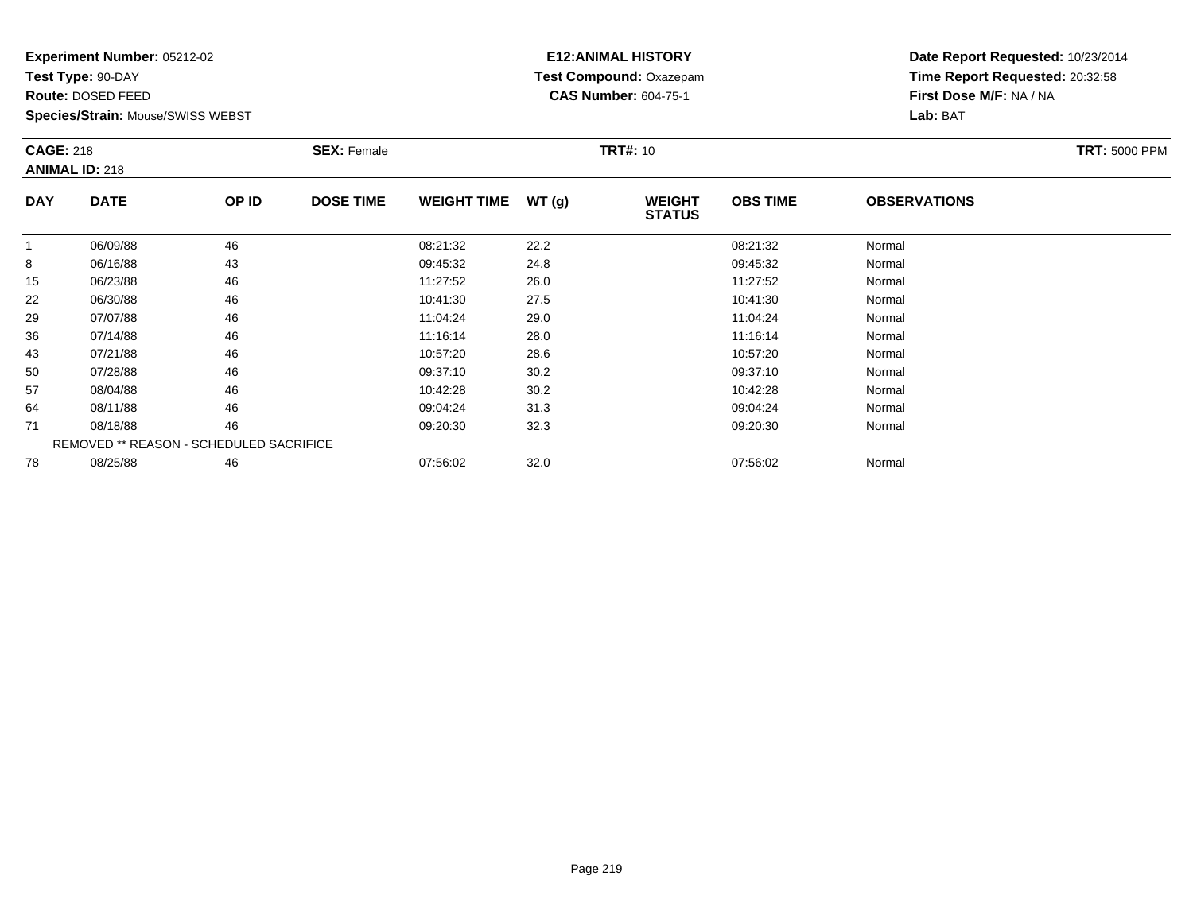**Experiment Number:** 05212-02
**Test Type:** 90-DAY
**Route:** DOSED FEED
**Species/Strain:** Mouse/SWISS WEBST

**E12:ANIMAL HISTORY**
**Test Compound:** Oxazepam
**CAS Number:** 604-75-1

**Date Report Requested:** 10/23/2014
**Time Report Requested:** 20:32:58
**First Dose M/F:** NA / NA
**Lab:** BAT

**CAGE:** 218 **SEX:** Female **TRT#:** 10 **TRT:** 5000 PPM
**ANIMAL ID:** 218

| DAY | DATE | OP ID | DOSE TIME | WEIGHT TIME | WT (g) | WEIGHT STATUS | OBS TIME | OBSERVATIONS |
|---|---|---|---|---|---|---|---|---|
| 1 | 06/09/88 | 46 | | 08:21:32 | 22.2 | | 08:21:32 | Normal |
| 8 | 06/16/88 | 43 | | 09:45:32 | 24.8 | | 09:45:32 | Normal |
| 15 | 06/23/88 | 46 | | 11:27:52 | 26.0 | | 11:27:52 | Normal |
| 22 | 06/30/88 | 46 | | 10:41:30 | 27.5 | | 10:41:30 | Normal |
| 29 | 07/07/88 | 46 | | 11:04:24 | 29.0 | | 11:04:24 | Normal |
| 36 | 07/14/88 | 46 | | 11:16:14 | 28.0 | | 11:16:14 | Normal |
| 43 | 07/21/88 | 46 | | 10:57:20 | 28.6 | | 10:57:20 | Normal |
| 50 | 07/28/88 | 46 | | 09:37:10 | 30.2 | | 09:37:10 | Normal |
| 57 | 08/04/88 | 46 | | 10:42:28 | 30.2 | | 10:42:28 | Normal |
| 64 | 08/11/88 | 46 | | 09:04:24 | 31.3 | | 09:04:24 | Normal |
| 71 | 08/18/88 | 46 | | 09:20:30 | 32.3 | | 09:20:30 | Normal |
| REMOVED ** REASON - SCHEDULED SACRIFICE | | | | | | | | |
| 78 | 08/25/88 | 46 | | 07:56:02 | 32.0 | | 07:56:02 | Normal |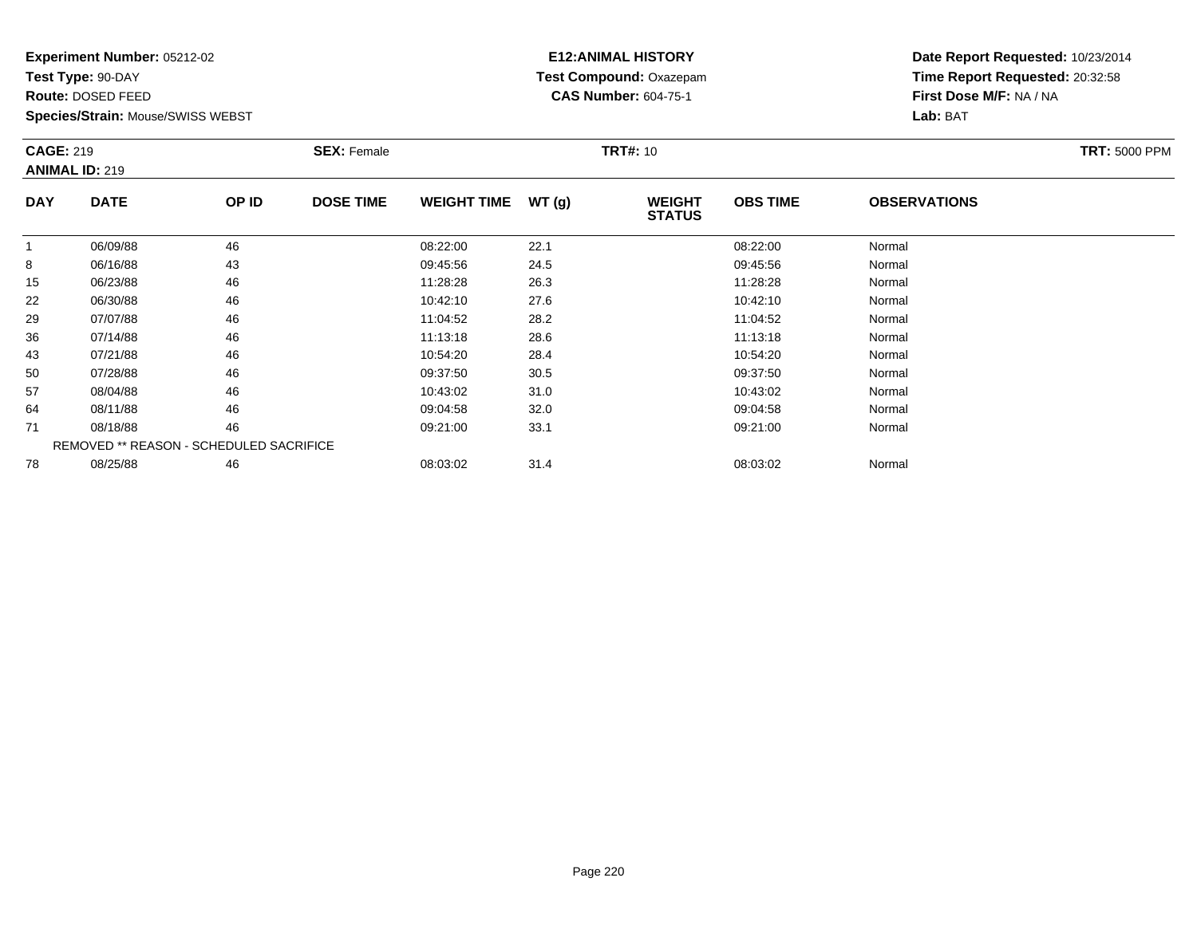**Experiment Number:** 05212-02
**Test Type:** 90-DAY
**Route:** DOSED FEED
**Species/Strain:** Mouse/SWISS WEBST

**E12:ANIMAL HISTORY**
**Test Compound:** Oxazepam
**CAS Number:** 604-75-1

**Date Report Requested:** 10/23/2014
**Time Report Requested:** 20:32:58
**First Dose M/F:** NA / NA
**Lab:** BAT

**CAGE:** 219 **SEX:** Female **TRT#:** 10 **TRT:** 5000 PPM
**ANIMAL ID:** 219

| DAY | DATE | OP ID | DOSE TIME | WEIGHT TIME | WT (g) | WEIGHT STATUS | OBS TIME | OBSERVATIONS |
|---|---|---|---|---|---|---|---|---|
| 1 | 06/09/88 | 46 | | 08:22:00 | 22.1 | | 08:22:00 | Normal |
| 8 | 06/16/88 | 43 | | 09:45:56 | 24.5 | | 09:45:56 | Normal |
| 15 | 06/23/88 | 46 | | 11:28:28 | 26.3 | | 11:28:28 | Normal |
| 22 | 06/30/88 | 46 | | 10:42:10 | 27.6 | | 10:42:10 | Normal |
| 29 | 07/07/88 | 46 | | 11:04:52 | 28.2 | | 11:04:52 | Normal |
| 36 | 07/14/88 | 46 | | 11:13:18 | 28.6 | | 11:13:18 | Normal |
| 43 | 07/21/88 | 46 | | 10:54:20 | 28.4 | | 10:54:20 | Normal |
| 50 | 07/28/88 | 46 | | 09:37:50 | 30.5 | | 09:37:50 | Normal |
| 57 | 08/04/88 | 46 | | 10:43:02 | 31.0 | | 10:43:02 | Normal |
| 64 | 08/11/88 | 46 | | 09:04:58 | 32.0 | | 09:04:58 | Normal |
| 71 | 08/18/88 | 46 | | 09:21:00 | 33.1 | | 09:21:00 | Normal |
| | REMOVED ** REASON - SCHEDULED SACRIFICE | | | | | | | |
| 78 | 08/25/88 | 46 | | 08:03:02 | 31.4 | | 08:03:02 | Normal |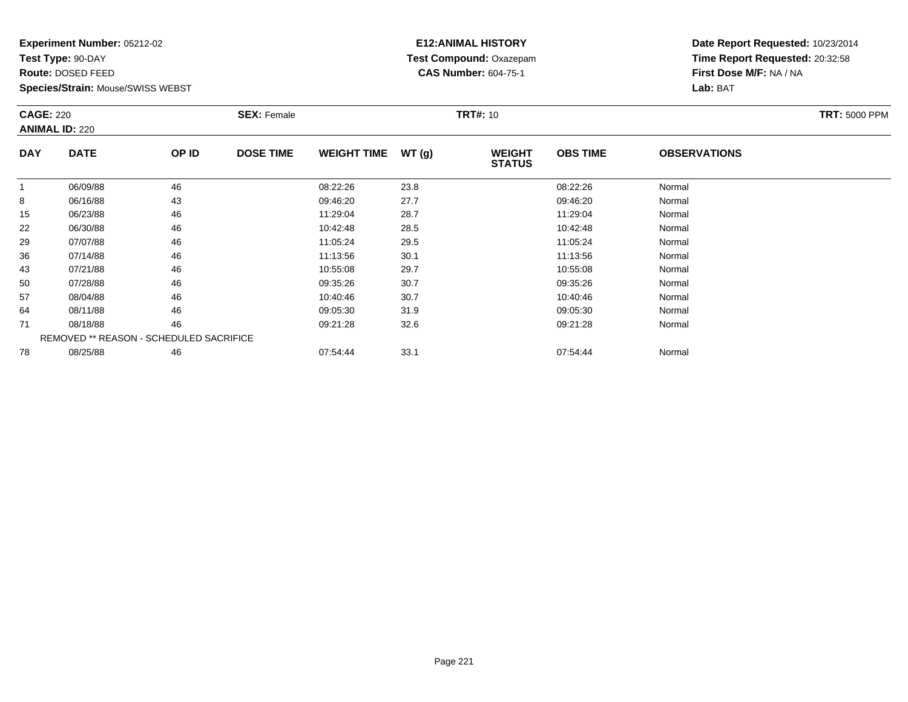**Experiment Number:** 05212-02
**Test Type:** 90-DAY
**Route:** DOSED FEED
**Species/Strain:** Mouse/SWISS WEBST

**E12:ANIMAL HISTORY**
**Test Compound:** Oxazepam
**CAS Number:** 604-75-1

**Date Report Requested:** 10/23/2014
**Time Report Requested:** 20:32:58
**First Dose M/F:** NA / NA
**Lab:** BAT

**CAGE:** 220
**ANIMAL ID:** 220
**SEX:** Female
**TRT#:** 10
**TRT:** 5000 PPM

| DAY | DATE | OP ID | DOSE TIME | WEIGHT TIME | WT (g) | WEIGHT STATUS | OBS TIME | OBSERVATIONS |
|---|---|---|---|---|---|---|---|---|
| 1 | 06/09/88 | 46 | | 08:22:26 | 23.8 | | 08:22:26 | Normal |
| 8 | 06/16/88 | 43 | | 09:46:20 | 27.7 | | 09:46:20 | Normal |
| 15 | 06/23/88 | 46 | | 11:29:04 | 28.7 | | 11:29:04 | Normal |
| 22 | 06/30/88 | 46 | | 10:42:48 | 28.5 | | 10:42:48 | Normal |
| 29 | 07/07/88 | 46 | | 11:05:24 | 29.5 | | 11:05:24 | Normal |
| 36 | 07/14/88 | 46 | | 11:13:56 | 30.1 | | 11:13:56 | Normal |
| 43 | 07/21/88 | 46 | | 10:55:08 | 29.7 | | 10:55:08 | Normal |
| 50 | 07/28/88 | 46 | | 09:35:26 | 30.7 | | 09:35:26 | Normal |
| 57 | 08/04/88 | 46 | | 10:40:46 | 30.7 | | 10:40:46 | Normal |
| 64 | 08/11/88 | 46 | | 09:05:30 | 31.9 | | 09:05:30 | Normal |
| 71 | 08/18/88 | 46 | | 09:21:28 | 32.6 | | 09:21:28 | Normal |
| REMOVED ** REASON - SCHEDULED SACRIFICE | | | | | | | | |
| 78 | 08/25/88 | 46 | | 07:54:44 | 33.1 | | 07:54:44 | Normal |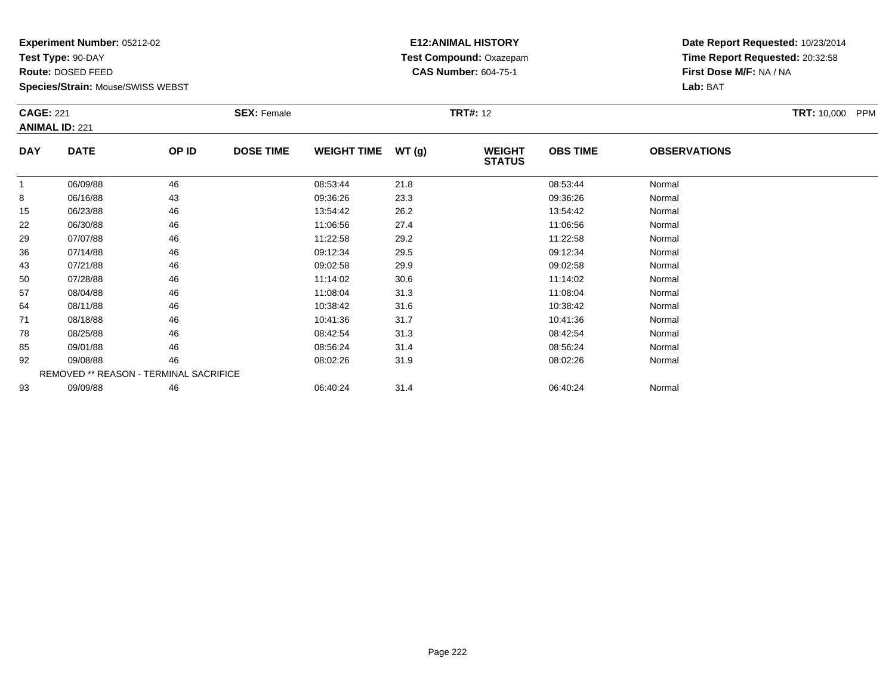**Experiment Number:** 05212-02
**Test Type:** 90-DAY
**Route:** DOSED FEED
**Species/Strain:** Mouse/SWISS WEBST

**E12:ANIMAL HISTORY**
**Test Compound:** Oxazepam
**CAS Number:** 604-75-1

**Date Report Requested:** 10/23/2014
**Time Report Requested:** 20:32:58
**First Dose M/F:** NA / NA
**Lab:** BAT

**CAGE:** 221
**ANIMAL ID:** 221
**SEX:** Female
**TRT#:** 12
**TRT:** 10,000 PPM

| DAY | DATE | OP ID | DOSE TIME | WEIGHT TIME | WT (g) | WEIGHT STATUS | OBS TIME | OBSERVATIONS |
|---|---|---|---|---|---|---|---|---|
| 1 | 06/09/88 | 46 | | 08:53:44 | 21.8 | | 08:53:44 | Normal |
| 8 | 06/16/88 | 43 | | 09:36:26 | 23.3 | | 09:36:26 | Normal |
| 15 | 06/23/88 | 46 | | 13:54:42 | 26.2 | | 13:54:42 | Normal |
| 22 | 06/30/88 | 46 | | 11:06:56 | 27.4 | | 11:06:56 | Normal |
| 29 | 07/07/88 | 46 | | 11:22:58 | 29.2 | | 11:22:58 | Normal |
| 36 | 07/14/88 | 46 | | 09:12:34 | 29.5 | | 09:12:34 | Normal |
| 43 | 07/21/88 | 46 | | 09:02:58 | 29.9 | | 09:02:58 | Normal |
| 50 | 07/28/88 | 46 | | 11:14:02 | 30.6 | | 11:14:02 | Normal |
| 57 | 08/04/88 | 46 | | 11:08:04 | 31.3 | | 11:08:04 | Normal |
| 64 | 08/11/88 | 46 | | 10:38:42 | 31.6 | | 10:38:42 | Normal |
| 71 | 08/18/88 | 46 | | 10:41:36 | 31.7 | | 10:41:36 | Normal |
| 78 | 08/25/88 | 46 | | 08:42:54 | 31.3 | | 08:42:54 | Normal |
| 85 | 09/01/88 | 46 | | 08:56:24 | 31.4 | | 08:56:24 | Normal |
| 92 | 09/08/88 | 46 | | 08:02:26 | 31.9 | | 08:02:26 | Normal |
| REMOVED ** REASON - TERMINAL SACRIFICE | | | | | | | | |
| 93 | 09/09/88 | 46 | | 06:40:24 | 31.4 | | 06:40:24 | Normal |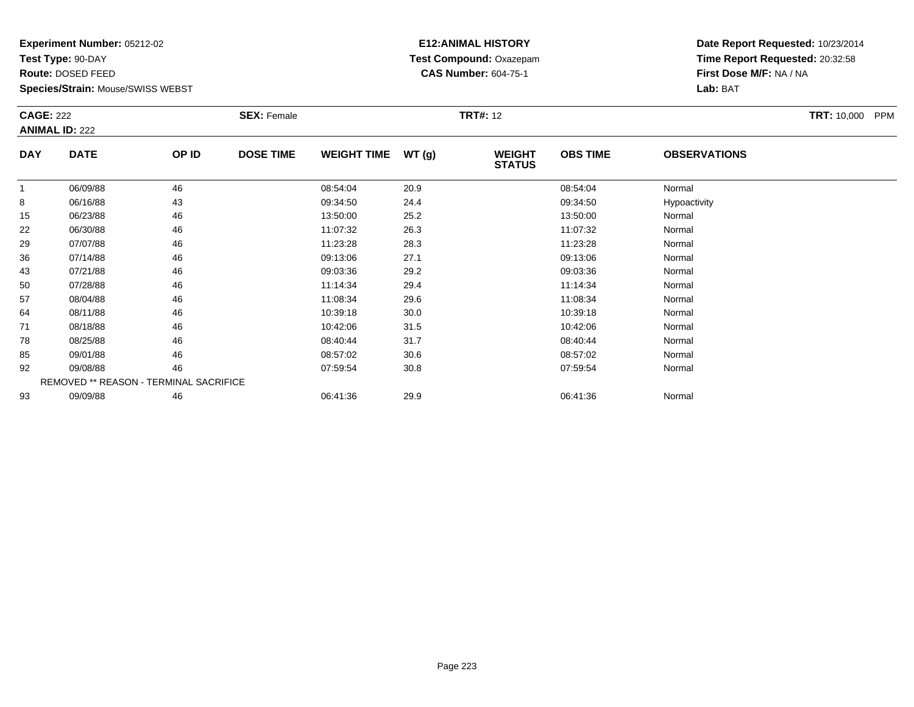**Experiment Number:** 05212-02
**Test Type:** 90-DAY
**Route:** DOSED FEED
**Species/Strain:** Mouse/SWISS WEBST

**E12:ANIMAL HISTORY**
**Test Compound:** Oxazepam
**CAS Number:** 604-75-1

**Date Report Requested:** 10/23/2014
**Time Report Requested:** 20:32:58
**First Dose M/F:** NA / NA
**Lab:** BAT

**CAGE:** 222
**ANIMAL ID:** 222
**SEX:** Female
**TRT#:** 12
**TRT:** 10,000 PPM

| DAY | DATE | OP ID | DOSE TIME | WEIGHT TIME | WT (g) | WEIGHT STATUS | OBS TIME | OBSERVATIONS |
|---|---|---|---|---|---|---|---|---|
| 1 | 06/09/88 | 46 | | 08:54:04 | 20.9 | | 08:54:04 | Normal |
| 8 | 06/16/88 | 43 | | 09:34:50 | 24.4 | | 09:34:50 | Hypoactivity |
| 15 | 06/23/88 | 46 | | 13:50:00 | 25.2 | | 13:50:00 | Normal |
| 22 | 06/30/88 | 46 | | 11:07:32 | 26.3 | | 11:07:32 | Normal |
| 29 | 07/07/88 | 46 | | 11:23:28 | 28.3 | | 11:23:28 | Normal |
| 36 | 07/14/88 | 46 | | 09:13:06 | 27.1 | | 09:13:06 | Normal |
| 43 | 07/21/88 | 46 | | 09:03:36 | 29.2 | | 09:03:36 | Normal |
| 50 | 07/28/88 | 46 | | 11:14:34 | 29.4 | | 11:14:34 | Normal |
| 57 | 08/04/88 | 46 | | 11:08:34 | 29.6 | | 11:08:34 | Normal |
| 64 | 08/11/88 | 46 | | 10:39:18 | 30.0 | | 10:39:18 | Normal |
| 71 | 08/18/88 | 46 | | 10:42:06 | 31.5 | | 10:42:06 | Normal |
| 78 | 08/25/88 | 46 | | 08:40:44 | 31.7 | | 08:40:44 | Normal |
| 85 | 09/01/88 | 46 | | 08:57:02 | 30.6 | | 08:57:02 | Normal |
| 92 | 09/08/88 | 46 | | 07:59:54 | 30.8 | | 07:59:54 | Normal |
| REMOVED ** REASON - TERMINAL SACRIFICE | | | | | | | | |
| 93 | 09/09/88 | 46 | | 06:41:36 | 29.9 | | 06:41:36 | Normal |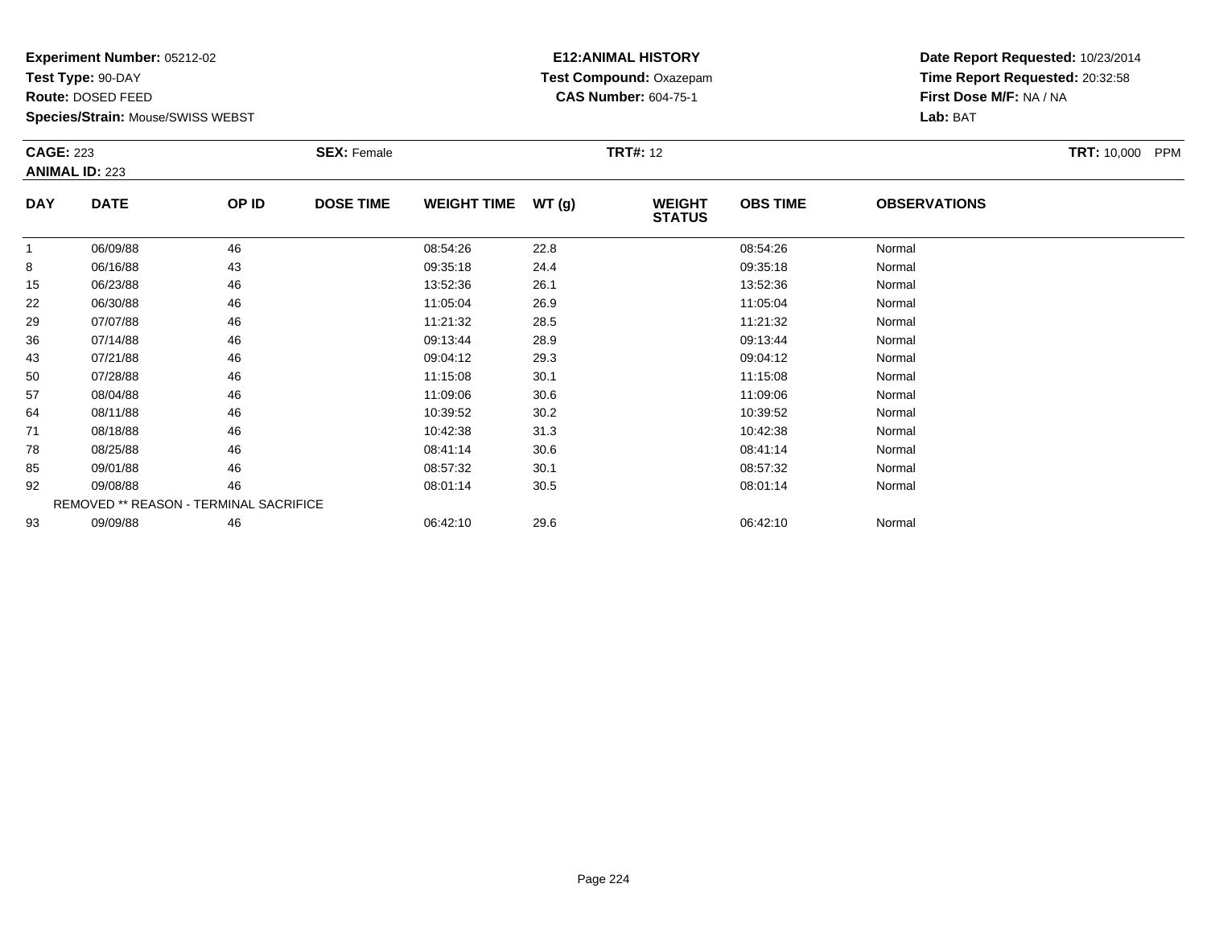**Experiment Number:** 05212-02
**Test Type:** 90-DAY
**Route:** DOSED FEED
**Species/Strain:** Mouse/SWISS WEBST

**E12:ANIMAL HISTORY**
**Test Compound:** Oxazepam
**CAS Number:** 604-75-1

**Date Report Requested:** 10/23/2014
**Time Report Requested:** 20:32:58
**First Dose M/F:** NA / NA
**Lab:** BAT

**CAGE:** 223
**ANIMAL ID:** 223
**SEX:** Female
**TRT#:** 12
**TRT:** 10,000 PPM

| DAY | DATE | OP ID | DOSE TIME | WEIGHT TIME | WT (g) | WEIGHT STATUS | OBS TIME | OBSERVATIONS |
|---|---|---|---|---|---|---|---|---|
| 1 | 06/09/88 | 46 | | 08:54:26 | 22.8 | | 08:54:26 | Normal |
| 8 | 06/16/88 | 43 | | 09:35:18 | 24.4 | | 09:35:18 | Normal |
| 15 | 06/23/88 | 46 | | 13:52:36 | 26.1 | | 13:52:36 | Normal |
| 22 | 06/30/88 | 46 | | 11:05:04 | 26.9 | | 11:05:04 | Normal |
| 29 | 07/07/88 | 46 | | 11:21:32 | 28.5 | | 11:21:32 | Normal |
| 36 | 07/14/88 | 46 | | 09:13:44 | 28.9 | | 09:13:44 | Normal |
| 43 | 07/21/88 | 46 | | 09:04:12 | 29.3 | | 09:04:12 | Normal |
| 50 | 07/28/88 | 46 | | 11:15:08 | 30.1 | | 11:15:08 | Normal |
| 57 | 08/04/88 | 46 | | 11:09:06 | 30.6 | | 11:09:06 | Normal |
| 64 | 08/11/88 | 46 | | 10:39:52 | 30.2 | | 10:39:52 | Normal |
| 71 | 08/18/88 | 46 | | 10:42:38 | 31.3 | | 10:42:38 | Normal |
| 78 | 08/25/88 | 46 | | 08:41:14 | 30.6 | | 08:41:14 | Normal |
| 85 | 09/01/88 | 46 | | 08:57:32 | 30.1 | | 08:57:32 | Normal |
| 92 | 09/08/88 | 46 | | 08:01:14 | 30.5 | | 08:01:14 | Normal |
| | REMOVED ** REASON - TERMINAL SACRIFICE | | | | | | | |
| 93 | 09/09/88 | 46 | | 06:42:10 | 29.6 | | 06:42:10 | Normal |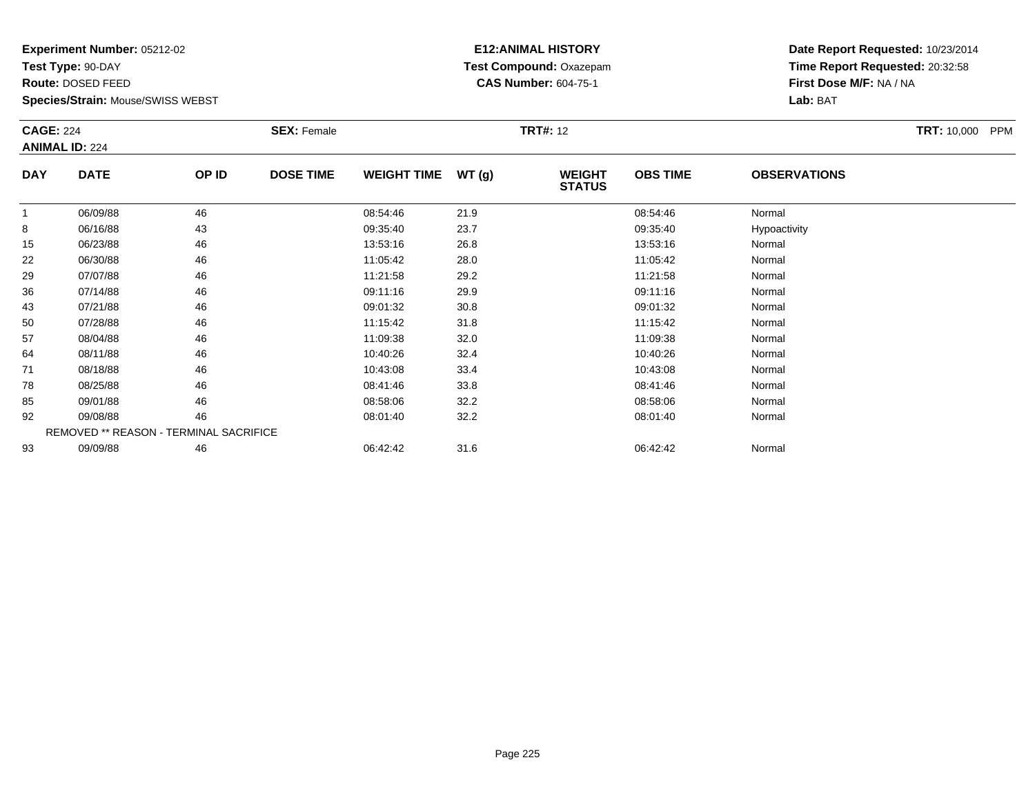**Experiment Number:** 05212-02
**Test Type:** 90-DAY
**Route:** DOSED FEED
**Species/Strain:** Mouse/SWISS WEBST

**E12:ANIMAL HISTORY**
**Test Compound:** Oxazepam
**CAS Number:** 604-75-1

**Date Report Requested:** 10/23/2014
**Time Report Requested:** 20:32:58
**First Dose M/F:** NA / NA
**Lab:** BAT

**CAGE:** 224 **SEX:** Female **TRT#:** 12 **TRT:** 10,000 PPM
**ANIMAL ID:** 224

| DAY | DATE | OP ID | DOSE TIME | WEIGHT TIME | WT (g) | WEIGHT STATUS | OBS TIME | OBSERVATIONS |
|---|---|---|---|---|---|---|---|---|
| 1 | 06/09/88 | 46 | | 08:54:46 | 21.9 | | 08:54:46 | Normal |
| 8 | 06/16/88 | 43 | | 09:35:40 | 23.7 | | 09:35:40 | Hypoactivity |
| 15 | 06/23/88 | 46 | | 13:53:16 | 26.8 | | 13:53:16 | Normal |
| 22 | 06/30/88 | 46 | | 11:05:42 | 28.0 | | 11:05:42 | Normal |
| 29 | 07/07/88 | 46 | | 11:21:58 | 29.2 | | 11:21:58 | Normal |
| 36 | 07/14/88 | 46 | | 09:11:16 | 29.9 | | 09:11:16 | Normal |
| 43 | 07/21/88 | 46 | | 09:01:32 | 30.8 | | 09:01:32 | Normal |
| 50 | 07/28/88 | 46 | | 11:15:42 | 31.8 | | 11:15:42 | Normal |
| 57 | 08/04/88 | 46 | | 11:09:38 | 32.0 | | 11:09:38 | Normal |
| 64 | 08/11/88 | 46 | | 10:40:26 | 32.4 | | 10:40:26 | Normal |
| 71 | 08/18/88 | 46 | | 10:43:08 | 33.4 | | 10:43:08 | Normal |
| 78 | 08/25/88 | 46 | | 08:41:46 | 33.8 | | 08:41:46 | Normal |
| 85 | 09/01/88 | 46 | | 08:58:06 | 32.2 | | 08:58:06 | Normal |
| 92 | 09/08/88 | 46 | | 08:01:40 | 32.2 | | 08:01:40 | Normal |
| REMOVED ** REASON - TERMINAL SACRIFICE | | | | | | | | |
| 93 | 09/09/88 | 46 | | 06:42:42 | 31.6 | | 06:42:42 | Normal |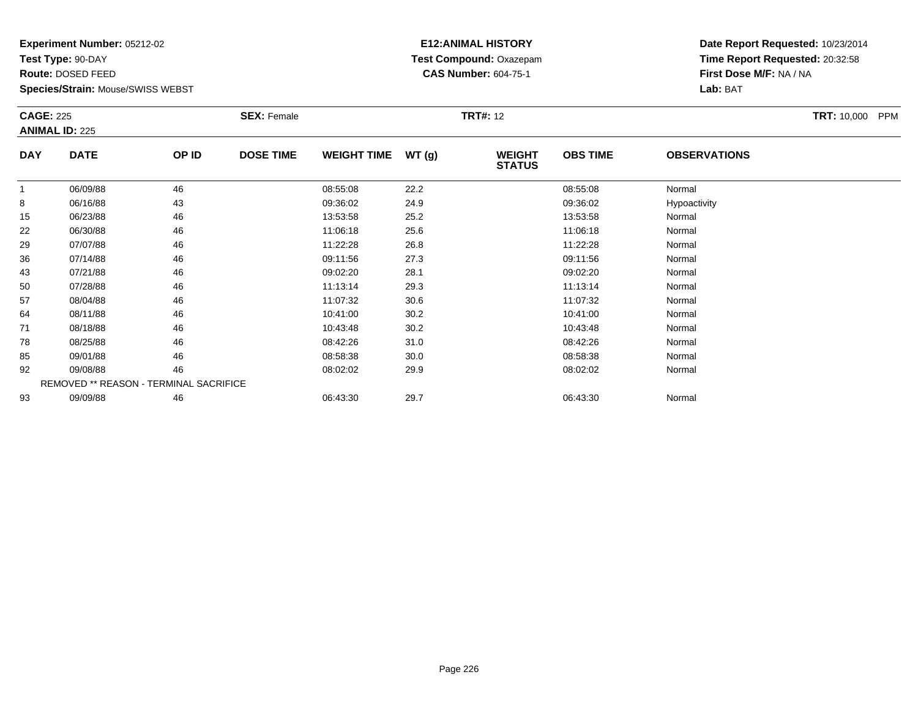**Experiment Number:** 05212-02
**Test Type:** 90-DAY
**Route:** DOSED FEED
**Species/Strain:** Mouse/SWISS WEBST

**E12:ANIMAL HISTORY**
**Test Compound:** Oxazepam
**CAS Number:** 604-75-1

**Date Report Requested:** 10/23/2014
**Time Report Requested:** 20:32:58
**First Dose M/F:** NA / NA
**Lab:** BAT

**CAGE:** 225
**ANIMAL ID:** 225
**SEX:** Female
**TRT#:** 12
**TRT:** 10,000 PPM

| DAY | DATE | OP ID | DOSE TIME | WEIGHT TIME | WT (g) | WEIGHT STATUS | OBS TIME | OBSERVATIONS |
|---|---|---|---|---|---|---|---|---|
| 1 | 06/09/88 | 46 | | 08:55:08 | 22.2 | | 08:55:08 | Normal |
| 8 | 06/16/88 | 43 | | 09:36:02 | 24.9 | | 09:36:02 | Hypoactivity |
| 15 | 06/23/88 | 46 | | 13:53:58 | 25.2 | | 13:53:58 | Normal |
| 22 | 06/30/88 | 46 | | 11:06:18 | 25.6 | | 11:06:18 | Normal |
| 29 | 07/07/88 | 46 | | 11:22:28 | 26.8 | | 11:22:28 | Normal |
| 36 | 07/14/88 | 46 | | 09:11:56 | 27.3 | | 09:11:56 | Normal |
| 43 | 07/21/88 | 46 | | 09:02:20 | 28.1 | | 09:02:20 | Normal |
| 50 | 07/28/88 | 46 | | 11:13:14 | 29.3 | | 11:13:14 | Normal |
| 57 | 08/04/88 | 46 | | 11:07:32 | 30.6 | | 11:07:32 | Normal |
| 64 | 08/11/88 | 46 | | 10:41:00 | 30.2 | | 10:41:00 | Normal |
| 71 | 08/18/88 | 46 | | 10:43:48 | 30.2 | | 10:43:48 | Normal |
| 78 | 08/25/88 | 46 | | 08:42:26 | 31.0 | | 08:42:26 | Normal |
| 85 | 09/01/88 | 46 | | 08:58:38 | 30.0 | | 08:58:38 | Normal |
| 92 | 09/08/88 | 46 | | 08:02:02 | 29.9 | | 08:02:02 | Normal |
| REMOVED ** REASON - TERMINAL SACRIFICE | | | | | | | | |
| 93 | 09/09/88 | 46 | | 06:43:30 | 29.7 | | 06:43:30 | Normal |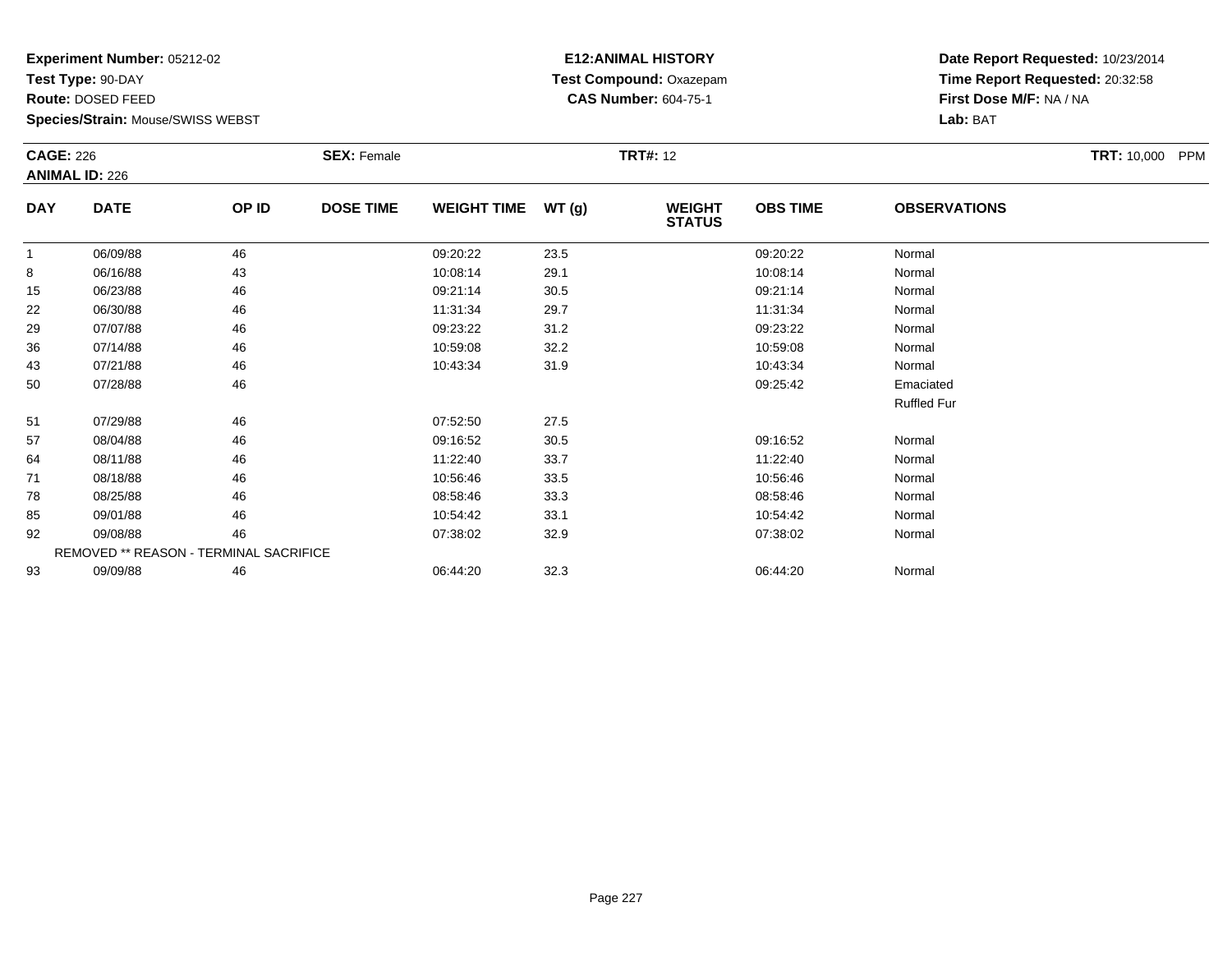**Experiment Number:** 05212-02
**Test Type:** 90-DAY
**Route:** DOSED FEED
**Species/Strain:** Mouse/SWISS WEBST

**E12:ANIMAL HISTORY**
**Test Compound:** Oxazepam
**CAS Number:** 604-75-1

**Date Report Requested:** 10/23/2014
**Time Report Requested:** 20:32:58
**First Dose M/F:** NA / NA
**Lab:** BAT

**CAGE:** 226 **SEX:** Female **TRT#:** 12 **TRT:** 10,000 PPM
**ANIMAL ID:** 226

| DAY | DATE | OP ID | DOSE TIME | WEIGHT TIME | WT (g) | WEIGHT STATUS | OBS TIME | OBSERVATIONS |
|---|---|---|---|---|---|---|---|---|
| 1 | 06/09/88 | 46 | | 09:20:22 | 23.5 | | 09:20:22 | Normal |
| 8 | 06/16/88 | 43 | | 10:08:14 | 29.1 | | 10:08:14 | Normal |
| 15 | 06/23/88 | 46 | | 09:21:14 | 30.5 | | 09:21:14 | Normal |
| 22 | 06/30/88 | 46 | | 11:31:34 | 29.7 | | 11:31:34 | Normal |
| 29 | 07/07/88 | 46 | | 09:23:22 | 31.2 | | 09:23:22 | Normal |
| 36 | 07/14/88 | 46 | | 10:59:08 | 32.2 | | 10:59:08 | Normal |
| 43 | 07/21/88 | 46 | | 10:43:34 | 31.9 | | 10:43:34 | Normal |
| 50 | 07/28/88 | 46 | | | | | 09:25:42 | Emaciated |
| | | | | | | | | Ruffled Fur |
| 51 | 07/29/88 | 46 | | 07:52:50 | 27.5 | | | |
| 57 | 08/04/88 | 46 | | 09:16:52 | 30.5 | | 09:16:52 | Normal |
| 64 | 08/11/88 | 46 | | 11:22:40 | 33.7 | | 11:22:40 | Normal |
| 71 | 08/18/88 | 46 | | 10:56:46 | 33.5 | | 10:56:46 | Normal |
| 78 | 08/25/88 | 46 | | 08:58:46 | 33.3 | | 08:58:46 | Normal |
| 85 | 09/01/88 | 46 | | 10:54:42 | 33.1 | | 10:54:42 | Normal |
| 92 | 09/08/88 | 46 | | 07:38:02 | 32.9 | | 07:38:02 | Normal |
| REMOVED ** REASON - TERMINAL SACRIFICE | | | | | | | | |
| 93 | 09/09/88 | 46 | | 06:44:20 | 32.3 | | 06:44:20 | Normal |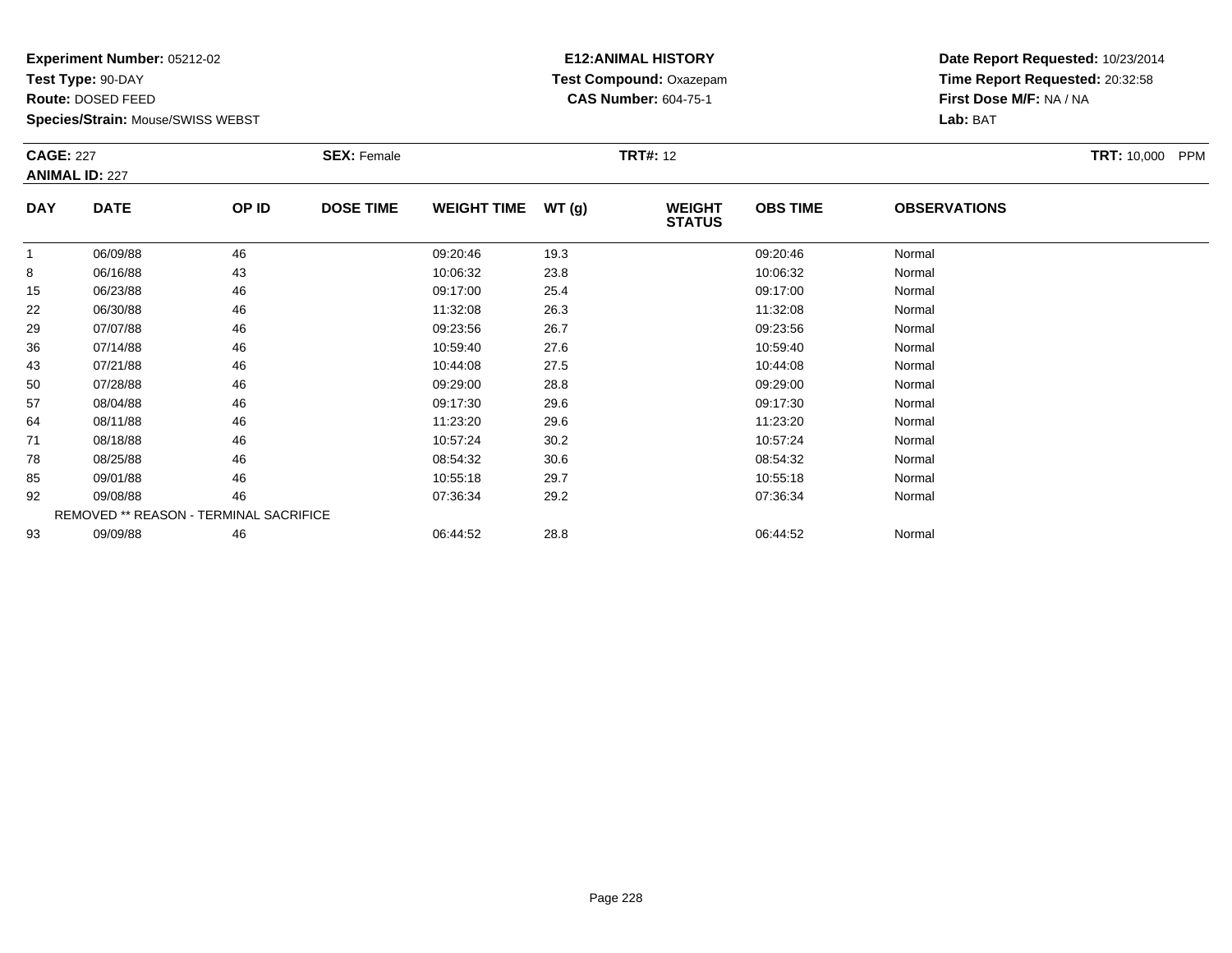**Experiment Number:** 05212-02
**Test Type:** 90-DAY
**Route:** DOSED FEED
**Species/Strain:** Mouse/SWISS WEBST

**E12:ANIMAL HISTORY**
**Test Compound:** Oxazepam
**CAS Number:** 604-75-1

**Date Report Requested:** 10/23/2014
**Time Report Requested:** 20:32:58
**First Dose M/F:** NA / NA
**Lab:** BAT

**CAGE:** 227
**ANIMAL ID:** 227
**SEX:** Female
**TRT#:** 12
**TRT:** 10,000 PPM

| DAY | DATE | OP ID | DOSE TIME | WEIGHT TIME | WT (g) | WEIGHT STATUS | OBS TIME | OBSERVATIONS |
|---|---|---|---|---|---|---|---|---|
| 1 | 06/09/88 | 46 | | 09:20:46 | 19.3 | | 09:20:46 | Normal |
| 8 | 06/16/88 | 43 | | 10:06:32 | 23.8 | | 10:06:32 | Normal |
| 15 | 06/23/88 | 46 | | 09:17:00 | 25.4 | | 09:17:00 | Normal |
| 22 | 06/30/88 | 46 | | 11:32:08 | 26.3 | | 11:32:08 | Normal |
| 29 | 07/07/88 | 46 | | 09:23:56 | 26.7 | | 09:23:56 | Normal |
| 36 | 07/14/88 | 46 | | 10:59:40 | 27.6 | | 10:59:40 | Normal |
| 43 | 07/21/88 | 46 | | 10:44:08 | 27.5 | | 10:44:08 | Normal |
| 50 | 07/28/88 | 46 | | 09:29:00 | 28.8 | | 09:29:00 | Normal |
| 57 | 08/04/88 | 46 | | 09:17:30 | 29.6 | | 09:17:30 | Normal |
| 64 | 08/11/88 | 46 | | 11:23:20 | 29.6 | | 11:23:20 | Normal |
| 71 | 08/18/88 | 46 | | 10:57:24 | 30.2 | | 10:57:24 | Normal |
| 78 | 08/25/88 | 46 | | 08:54:32 | 30.6 | | 08:54:32 | Normal |
| 85 | 09/01/88 | 46 | | 10:55:18 | 29.7 | | 10:55:18 | Normal |
| 92 | 09/08/88 | 46 | | 07:36:34 | 29.2 | | 07:36:34 | Normal |
| REMOVED ** REASON - TERMINAL SACRIFICE | | | | | | | | |
| 93 | 09/09/88 | 46 | | 06:44:52 | 28.8 | | 06:44:52 | Normal |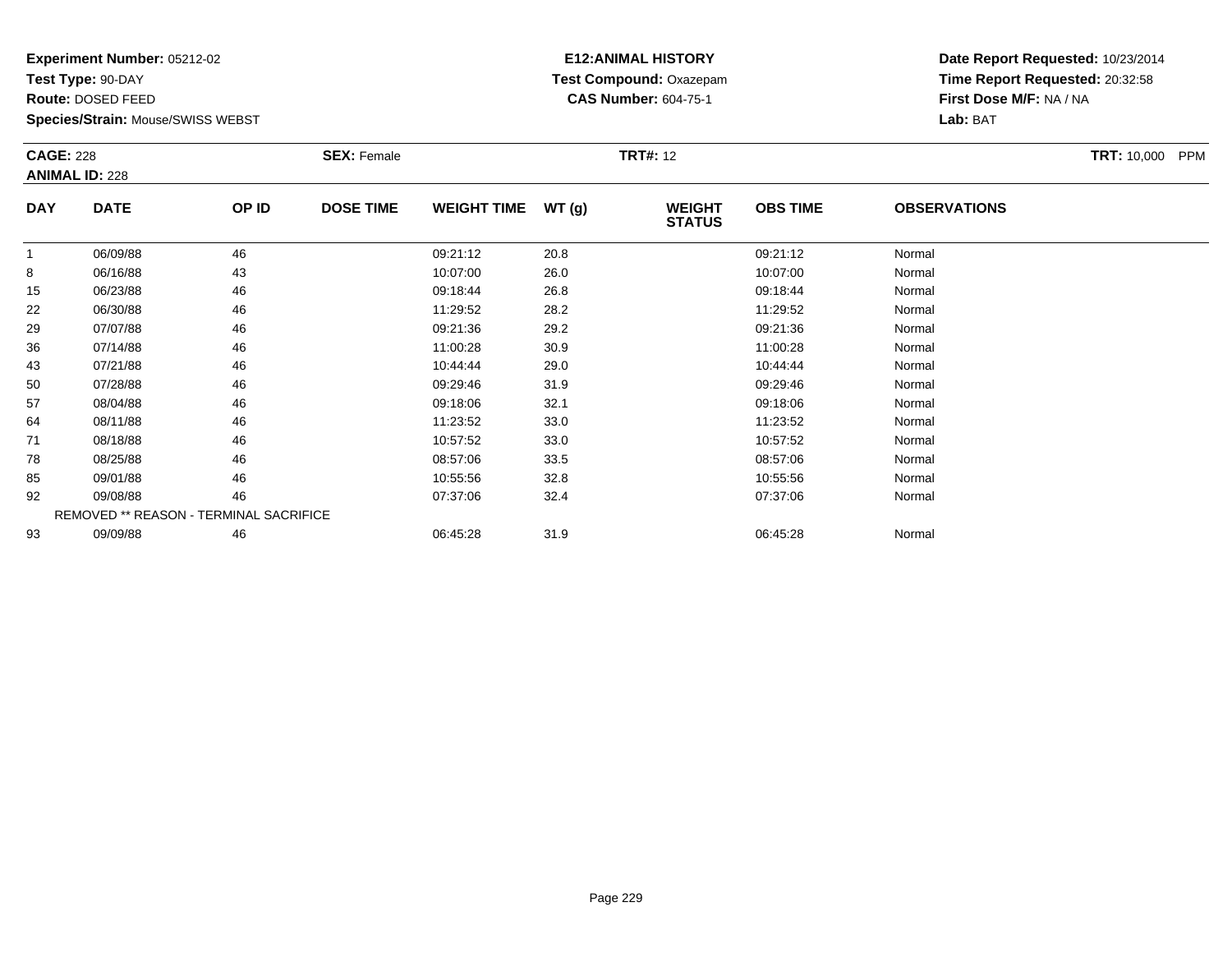**Experiment Number:** 05212-02
**Test Type:** 90-DAY
**Route:** DOSED FEED
**Species/Strain:** Mouse/SWISS WEBST

**E12:ANIMAL HISTORY**
**Test Compound:** Oxazepam
**CAS Number:** 604-75-1

**Date Report Requested:** 10/23/2014
**Time Report Requested:** 20:32:58
**First Dose M/F:** NA / NA
**Lab:** BAT

**CAGE:** 228
**ANIMAL ID:** 228
**SEX:** Female
**TRT#:** 12
**TRT:** 10,000 PPM

| DAY | DATE | OP ID | DOSE TIME | WEIGHT TIME | WT (g) | WEIGHT STATUS | OBS TIME | OBSERVATIONS |
|---|---|---|---|---|---|---|---|---|
| 1 | 06/09/88 | 46 | | 09:21:12 | 20.8 | | 09:21:12 | Normal |
| 8 | 06/16/88 | 43 | | 10:07:00 | 26.0 | | 10:07:00 | Normal |
| 15 | 06/23/88 | 46 | | 09:18:44 | 26.8 | | 09:18:44 | Normal |
| 22 | 06/30/88 | 46 | | 11:29:52 | 28.2 | | 11:29:52 | Normal |
| 29 | 07/07/88 | 46 | | 09:21:36 | 29.2 | | 09:21:36 | Normal |
| 36 | 07/14/88 | 46 | | 11:00:28 | 30.9 | | 11:00:28 | Normal |
| 43 | 07/21/88 | 46 | | 10:44:44 | 29.0 | | 10:44:44 | Normal |
| 50 | 07/28/88 | 46 | | 09:29:46 | 31.9 | | 09:29:46 | Normal |
| 57 | 08/04/88 | 46 | | 09:18:06 | 32.1 | | 09:18:06 | Normal |
| 64 | 08/11/88 | 46 | | 11:23:52 | 33.0 | | 11:23:52 | Normal |
| 71 | 08/18/88 | 46 | | 10:57:52 | 33.0 | | 10:57:52 | Normal |
| 78 | 08/25/88 | 46 | | 08:57:06 | 33.5 | | 08:57:06 | Normal |
| 85 | 09/01/88 | 46 | | 10:55:56 | 32.8 | | 10:55:56 | Normal |
| 92 | 09/08/88 | 46 | | 07:37:06 | 32.4 | | 07:37:06 | Normal |
| REMOVED ** REASON - TERMINAL SACRIFICE | | | | | | | | |
| 93 | 09/09/88 | 46 | | 06:45:28 | 31.9 | | 06:45:28 | Normal |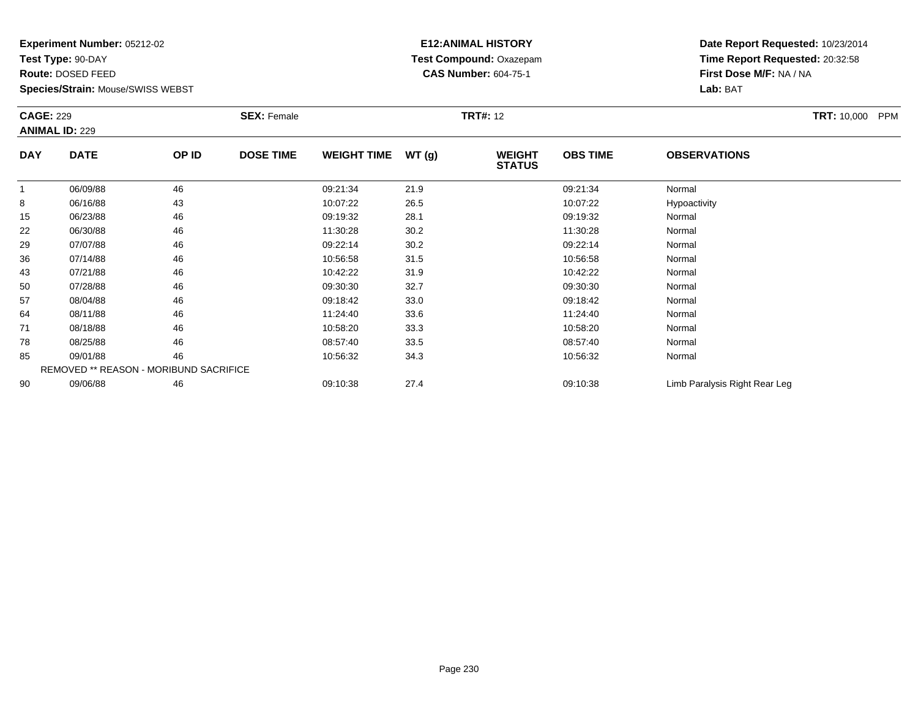**Experiment Number:** 05212-02
**Test Type:** 90-DAY
**Route:** DOSED FEED
**Species/Strain:** Mouse/SWISS WEBST

**E12:ANIMAL HISTORY**
**Test Compound:** Oxazepam
**CAS Number:** 604-75-1

**Date Report Requested:** 10/23/2014
**Time Report Requested:** 20:32:58
**First Dose M/F:** NA / NA
**Lab:** BAT

**CAGE:** 229 **SEX:** Female **TRT#:** 12 **TRT:** 10,000 PPM
**ANIMAL ID:** 229

| DAY | DATE | OP ID | DOSE TIME | WEIGHT TIME | WT (g) | WEIGHT STATUS | OBS TIME | OBSERVATIONS |
|---|---|---|---|---|---|---|---|---|
| 1 | 06/09/88 | 46 | | 09:21:34 | 21.9 | | 09:21:34 | Normal |
| 8 | 06/16/88 | 43 | | 10:07:22 | 26.5 | | 10:07:22 | Hypoactivity |
| 15 | 06/23/88 | 46 | | 09:19:32 | 28.1 | | 09:19:32 | Normal |
| 22 | 06/30/88 | 46 | | 11:30:28 | 30.2 | | 11:30:28 | Normal |
| 29 | 07/07/88 | 46 | | 09:22:14 | 30.2 | | 09:22:14 | Normal |
| 36 | 07/14/88 | 46 | | 10:56:58 | 31.5 | | 10:56:58 | Normal |
| 43 | 07/21/88 | 46 | | 10:42:22 | 31.9 | | 10:42:22 | Normal |
| 50 | 07/28/88 | 46 | | 09:30:30 | 32.7 | | 09:30:30 | Normal |
| 57 | 08/04/88 | 46 | | 09:18:42 | 33.0 | | 09:18:42 | Normal |
| 64 | 08/11/88 | 46 | | 11:24:40 | 33.6 | | 11:24:40 | Normal |
| 71 | 08/18/88 | 46 | | 10:58:20 | 33.3 | | 10:58:20 | Normal |
| 78 | 08/25/88 | 46 | | 08:57:40 | 33.5 | | 08:57:40 | Normal |
| 85 | 09/01/88 | 46 | | 10:56:32 | 34.3 | | 10:56:32 | Normal |
| REMOVED ** REASON - MORIBUND SACRIFICE | | | | | | | | |
| 90 | 09/06/88 | 46 | | 09:10:38 | 27.4 | | 09:10:38 | Limb Paralysis Right Rear Leg |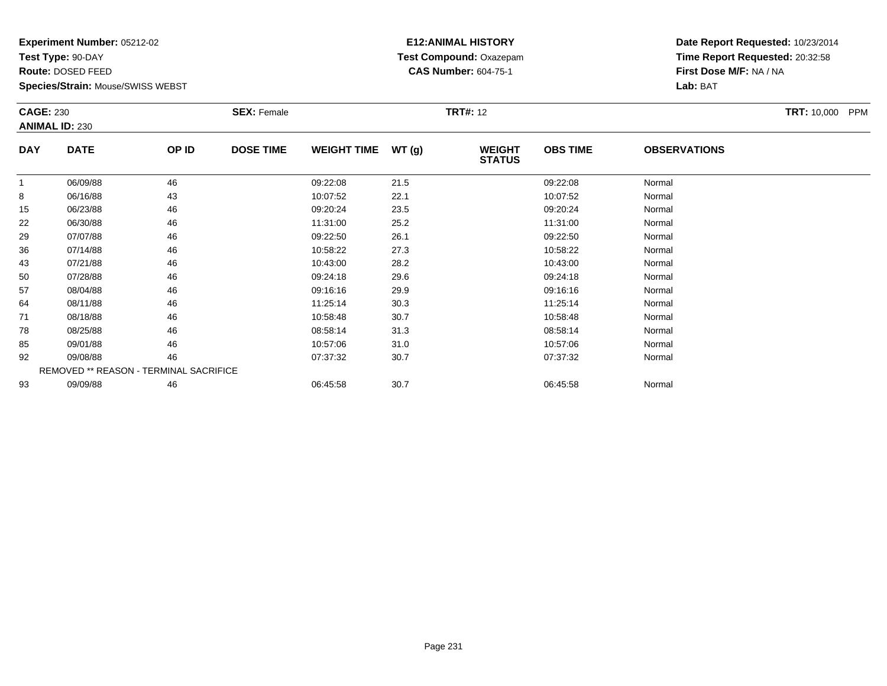**Experiment Number:** 05212-02
**Test Type:** 90-DAY
**Route:** DOSED FEED
**Species/Strain:** Mouse/SWISS WEBST

**E12:ANIMAL HISTORY**
**Test Compound:** Oxazepam
**CAS Number:** 604-75-1

**Date Report Requested:** 10/23/2014
**Time Report Requested:** 20:32:58
**First Dose M/F:** NA / NA
**Lab:** BAT

**CAGE:** 230
**ANIMAL ID:** 230
**SEX:** Female
**TRT#:** 12
**TRT:** 10,000 PPM

| DAY | DATE | OP ID | DOSE TIME | WEIGHT TIME | WT (g) | WEIGHT STATUS | OBS TIME | OBSERVATIONS |
|---|---|---|---|---|---|---|---|---|
| 1 | 06/09/88 | 46 | | 09:22:08 | 21.5 | | 09:22:08 | Normal |
| 8 | 06/16/88 | 43 | | 10:07:52 | 22.1 | | 10:07:52 | Normal |
| 15 | 06/23/88 | 46 | | 09:20:24 | 23.5 | | 09:20:24 | Normal |
| 22 | 06/30/88 | 46 | | 11:31:00 | 25.2 | | 11:31:00 | Normal |
| 29 | 07/07/88 | 46 | | 09:22:50 | 26.1 | | 09:22:50 | Normal |
| 36 | 07/14/88 | 46 | | 10:58:22 | 27.3 | | 10:58:22 | Normal |
| 43 | 07/21/88 | 46 | | 10:43:00 | 28.2 | | 10:43:00 | Normal |
| 50 | 07/28/88 | 46 | | 09:24:18 | 29.6 | | 09:24:18 | Normal |
| 57 | 08/04/88 | 46 | | 09:16:16 | 29.9 | | 09:16:16 | Normal |
| 64 | 08/11/88 | 46 | | 11:25:14 | 30.3 | | 11:25:14 | Normal |
| 71 | 08/18/88 | 46 | | 10:58:48 | 30.7 | | 10:58:48 | Normal |
| 78 | 08/25/88 | 46 | | 08:58:14 | 31.3 | | 08:58:14 | Normal |
| 85 | 09/01/88 | 46 | | 10:57:06 | 31.0 | | 10:57:06 | Normal |
| 92 | 09/08/88 | 46 | | 07:37:32 | 30.7 | | 07:37:32 | Normal |
| REMOVED ** REASON - TERMINAL SACRIFICE | | | | | | | | |
| 93 | 09/09/88 | 46 | | 06:45:58 | 30.7 | | 06:45:58 | Normal |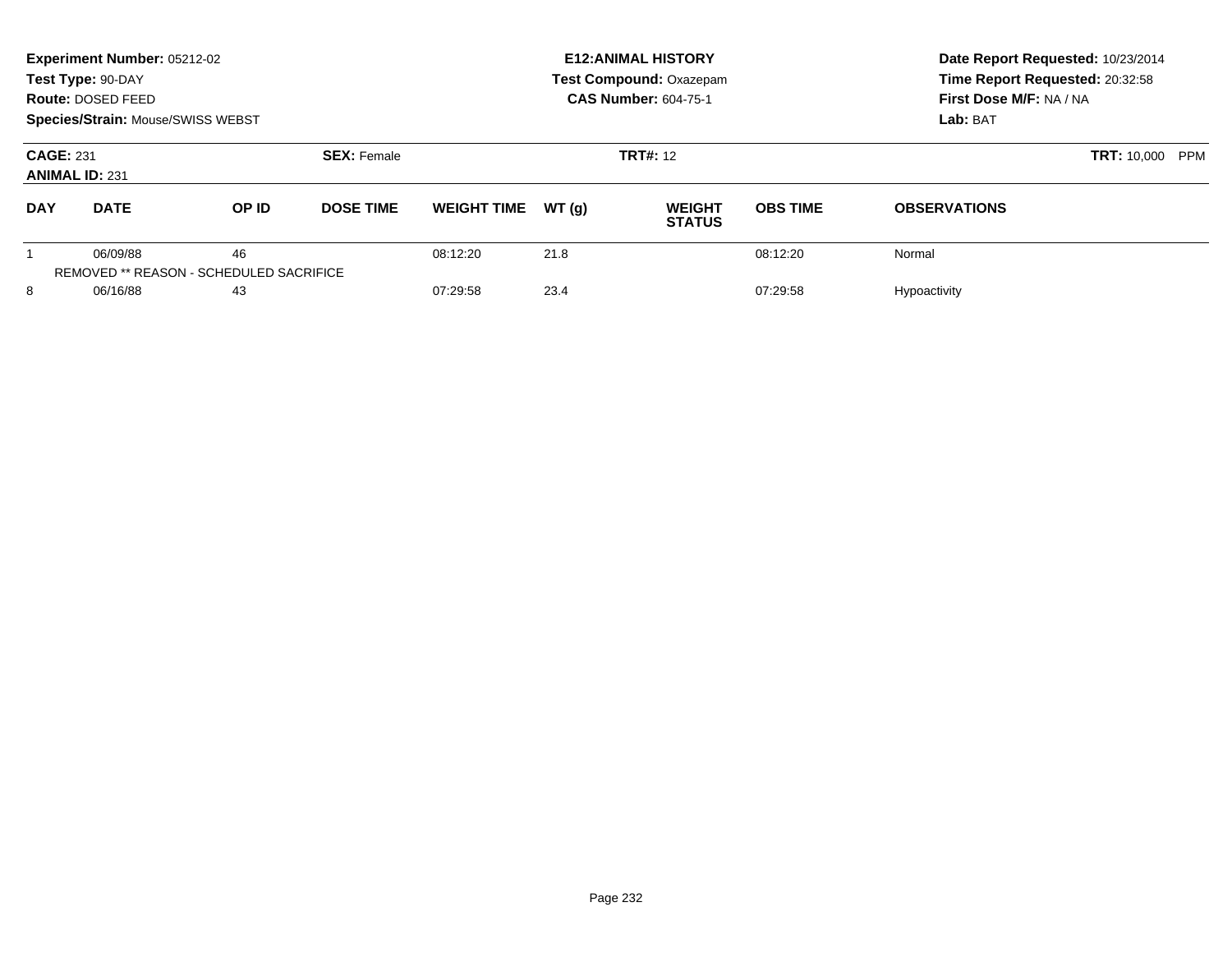**Experiment Number:** 05212-02
**Test Type:** 90-DAY
**Route:** DOSED FEED
**Species/Strain:** Mouse/SWISS WEBST

**E12:ANIMAL HISTORY**
**Test Compound:** Oxazepam
**CAS Number:** 604-75-1

**Date Report Requested:** 10/23/2014
**Time Report Requested:** 20:32:58
**First Dose M/F:** NA / NA
**Lab:** BAT

**CAGE:** 231 **SEX:** Female **TRT#:** 12 **TRT:** 10,000 PPM
**ANIMAL ID:** 231

| DAY | DATE | OP ID | DOSE TIME | WEIGHT TIME | WT (g) | WEIGHT STATUS | OBS TIME | OBSERVATIONS |
|---|---|---|---|---|---|---|---|---|
| 1 | 06/09/88 | 46 | | 08:12:20 | 21.8 | | 08:12:20 | Normal |
| REMOVED ** REASON - SCHEDULED SACRIFICE | | | | | | | | |
| 8 | 06/16/88 | 43 | | 07:29:58 | 23.4 | | 07:29:58 | Hypoactivity |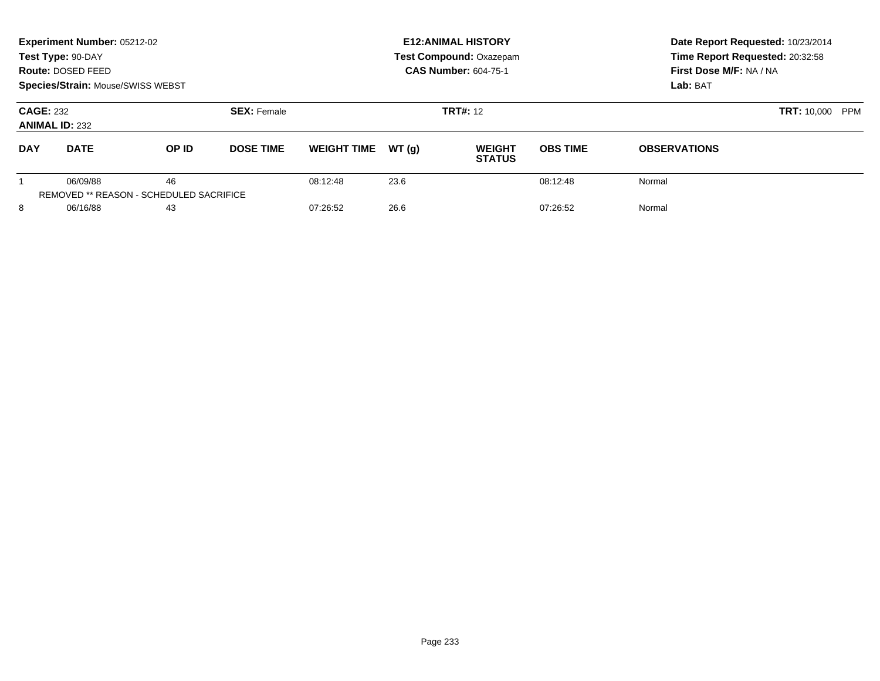**Experiment Number:** 05212-02
**Test Type:** 90-DAY
**Route:** DOSED FEED
**Species/Strain:** Mouse/SWISS WEBST

**E12:ANIMAL HISTORY**
**Test Compound:** Oxazepam
**CAS Number:** 604-75-1

**Date Report Requested:** 10/23/2014
**Time Report Requested:** 20:32:58
**First Dose M/F:** NA / NA
**Lab:** BAT

**CAGE:** 232
**ANIMAL ID:** 232
**SEX:** Female
**TRT#:** 12
**TRT:** 10,000 PPM

| DAY | DATE | OP ID | DOSE TIME | WEIGHT TIME | WT (g) | WEIGHT STATUS | OBS TIME | OBSERVATIONS |
|---|---|---|---|---|---|---|---|---|
| 1 | 06/09/88 | 46 | | 08:12:48 | 23.6 | | 08:12:48 | Normal |
| REMOVED ** REASON - SCHEDULED SACRIFICE | | | | | | | | |
| 8 | 06/16/88 | 43 | | 07:26:52 | 26.6 | | 07:26:52 | Normal |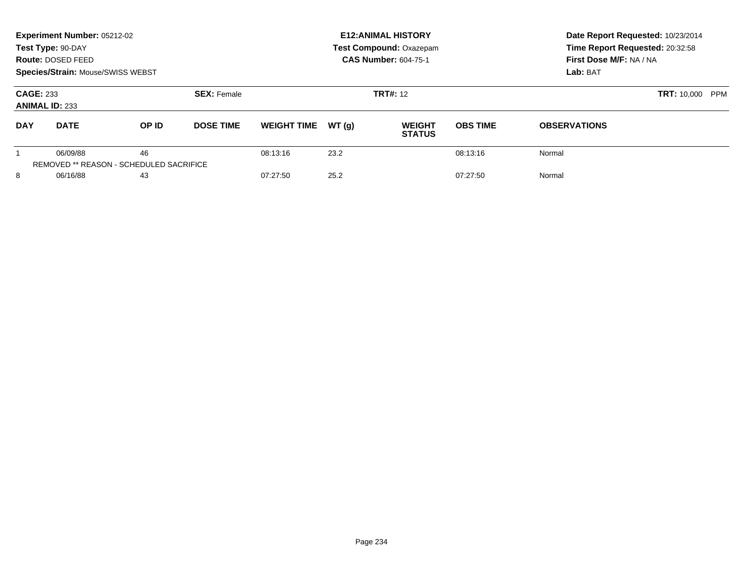**Experiment Number:** 05212-02
**Test Type:** 90-DAY
**Route:** DOSED FEED
**Species/Strain:** Mouse/SWISS WEBST

**E12:ANIMAL HISTORY**
**Test Compound:** Oxazepam
**CAS Number:** 604-75-1

**Date Report Requested:** 10/23/2014
**Time Report Requested:** 20:32:58
**First Dose M/F:** NA / NA
**Lab:** BAT

**CAGE:** 233
**ANIMAL ID:** 233

**SEX:** Female

**TRT#:** 12

**TRT:** 10,000 PPM

| DAY | DATE | OP ID | DOSE TIME | WEIGHT TIME | WT (g) | WEIGHT STATUS | OBS TIME | OBSERVATIONS |
|---|---|---|---|---|---|---|---|---|
| 1 | 06/09/88 | 46 | | 08:13:16 | 23.2 | | 08:13:16 | Normal |
| REMOVED ** REASON - SCHEDULED SACRIFICE | | | | | | | | |
| 8 | 06/16/88 | 43 | | 07:27:50 | 25.2 | | 07:27:50 | Normal |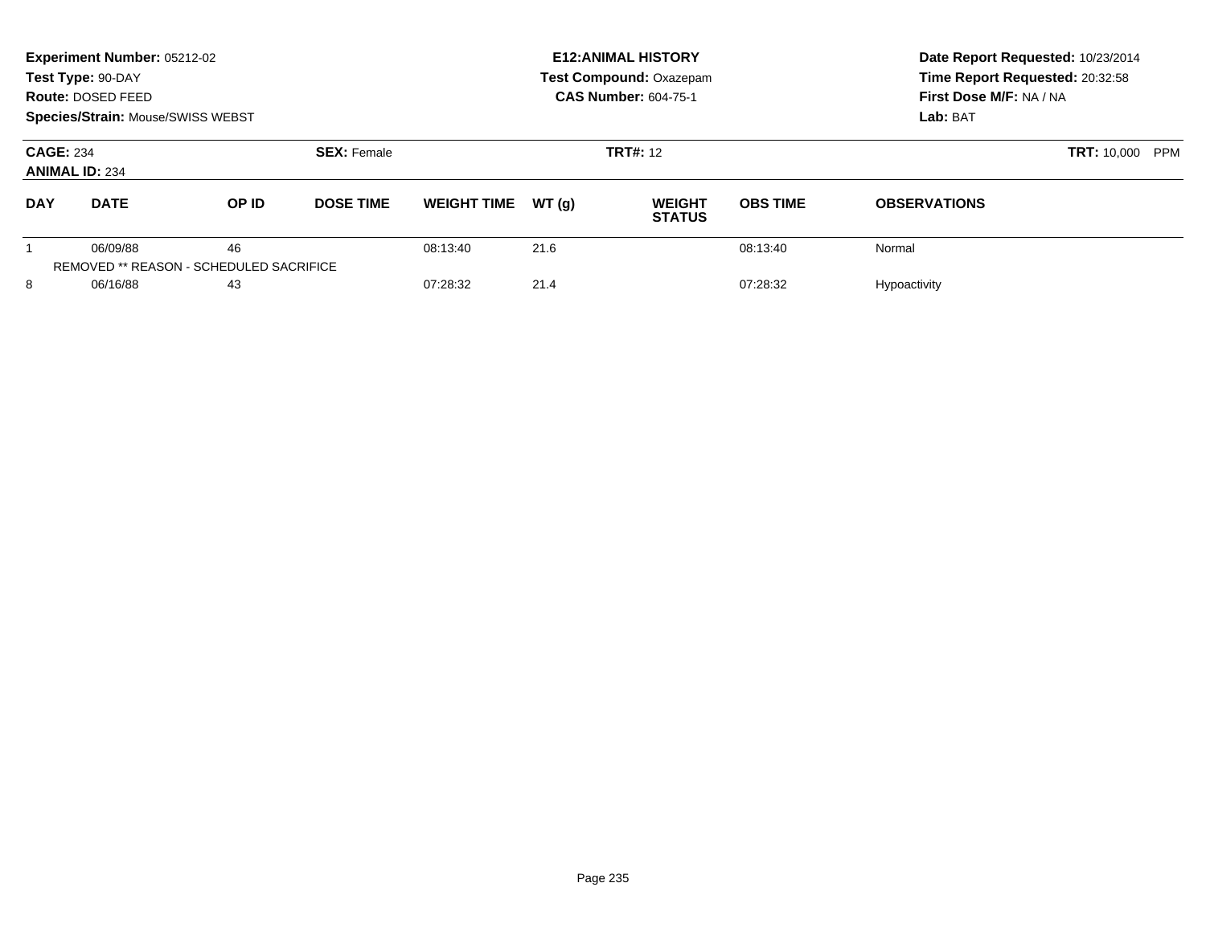**Experiment Number:** 05212-02
**Test Type:** 90-DAY
**Route:** DOSED FEED
**Species/Strain:** Mouse/SWISS WEBST

**E12:ANIMAL HISTORY**
**Test Compound:** Oxazepam
**CAS Number:** 604-75-1

**Date Report Requested:** 10/23/2014
**Time Report Requested:** 20:32:58
**First Dose M/F:** NA / NA
**Lab:** BAT

**CAGE:** 234
**ANIMAL ID:** 234
**SEX:** Female
**TRT#:** 12
**TRT:** 10,000 PPM

| DAY | DATE | OP ID | DOSE TIME | WEIGHT TIME | WT (g) | WEIGHT STATUS | OBS TIME | OBSERVATIONS |
|---|---|---|---|---|---|---|---|---|
| 1 | 06/09/88 | 46 | | 08:13:40 | 21.6 | | 08:13:40 | Normal |
| REMOVED ** REASON - SCHEDULED SACRIFICE | | | | | | | | |
| 8 | 06/16/88 | 43 | | 07:28:32 | 21.4 | | 07:28:32 | Hypoactivity |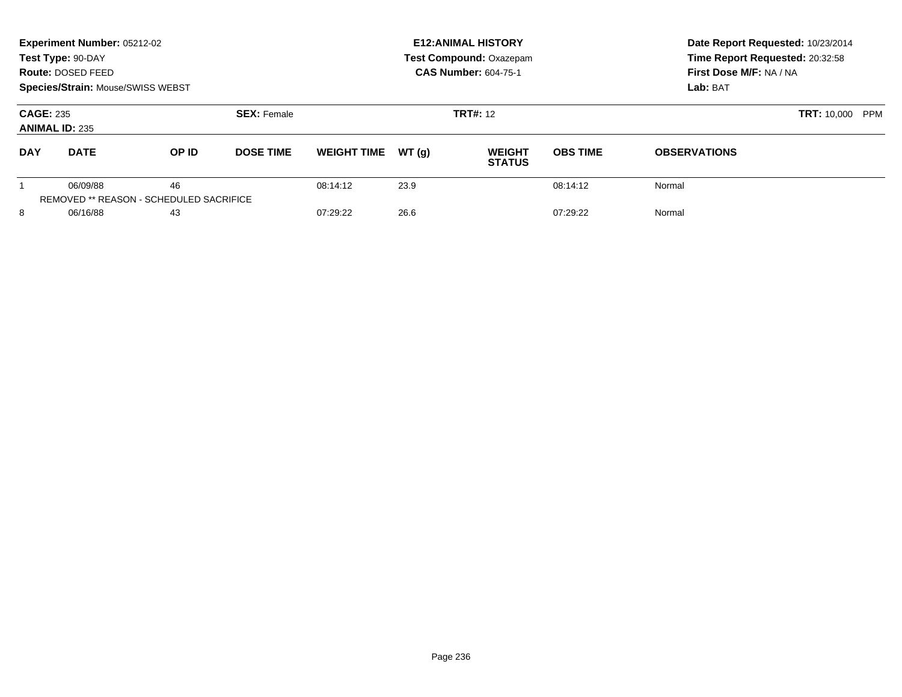**Experiment Number:** 05212-02
**Test Type:** 90-DAY
**Route:** DOSED FEED
**Species/Strain:** Mouse/SWISS WEBST

**E12:ANIMAL HISTORY**
**Test Compound:** Oxazepam
**CAS Number:** 604-75-1

**Date Report Requested:** 10/23/2014
**Time Report Requested:** 20:32:58
**First Dose M/F:** NA / NA
**Lab:** BAT

**CAGE:** 235
**ANIMAL ID:** 235
**SEX:** Female
**TRT#:** 12
**TRT:** 10,000 PPM

| DAY | DATE | OP ID | DOSE TIME | WEIGHT TIME | WT (g) | WEIGHT STATUS | OBS TIME | OBSERVATIONS |
|---|---|---|---|---|---|---|---|---|
| 1 | 06/09/88 | 46 | | 08:14:12 | 23.9 | | 08:14:12 | Normal |
| REMOVED ** REASON - SCHEDULED SACRIFICE | | | | | | | | |
| 8 | 06/16/88 | 43 | | 07:29:22 | 26.6 | | 07:29:22 | Normal |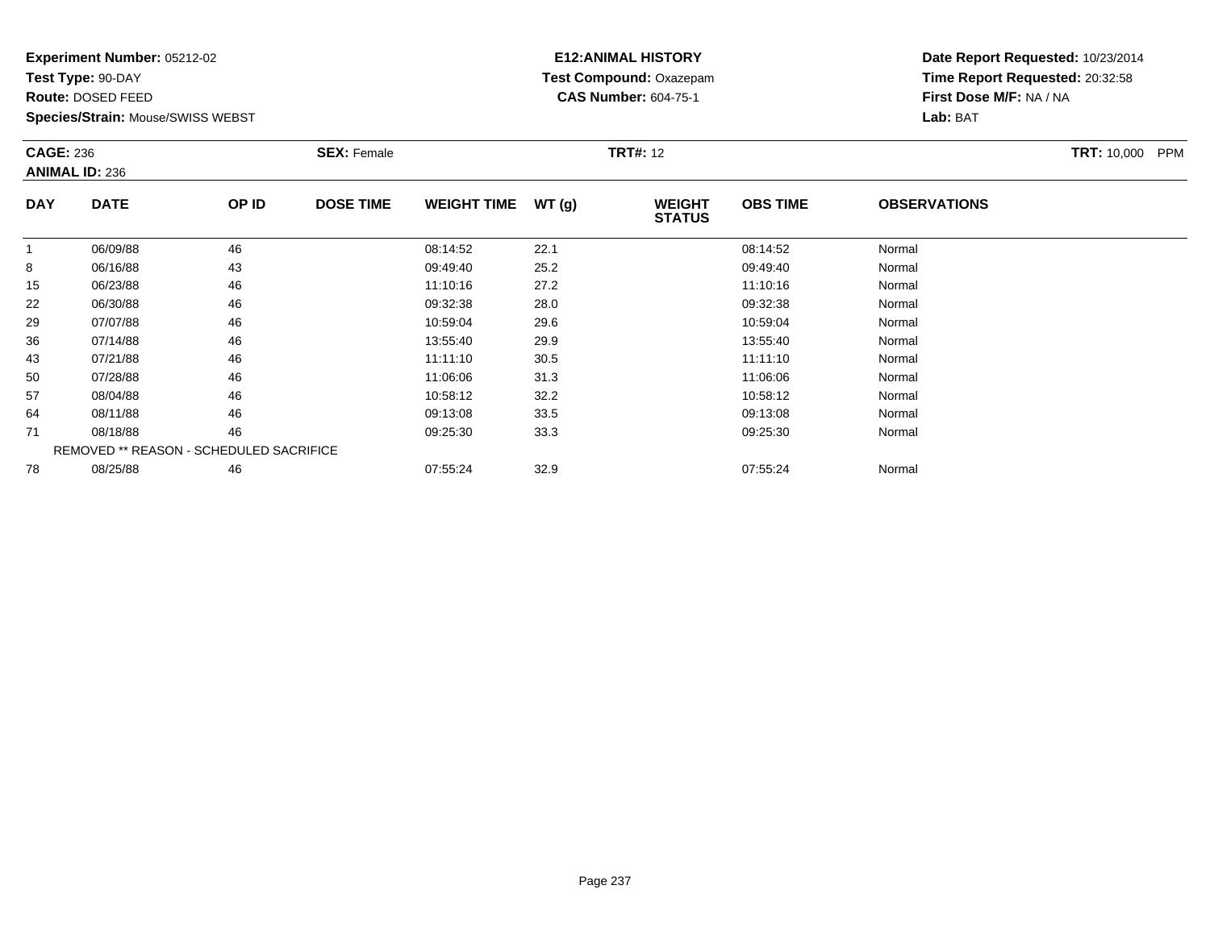**Experiment Number:** 05212-02
**Test Type:** 90-DAY
**Route:** DOSED FEED
**Species/Strain:** Mouse/SWISS WEBST

**E12:ANIMAL HISTORY**
**Test Compound:** Oxazepam
**CAS Number:** 604-75-1

**Date Report Requested:** 10/23/2014
**Time Report Requested:** 20:32:58
**First Dose M/F:** NA / NA
**Lab:** BAT

**CAGE:** 236
**ANIMAL ID:** 236
**SEX:** Female
**TRT#:** 12
**TRT:** 10,000 PPM

| DAY | DATE | OP ID | DOSE TIME | WEIGHT TIME | WT (g) | WEIGHT STATUS | OBS TIME | OBSERVATIONS |
|---|---|---|---|---|---|---|---|---|
| 1 | 06/09/88 | 46 | | 08:14:52 | 22.1 | | 08:14:52 | Normal |
| 8 | 06/16/88 | 43 | | 09:49:40 | 25.2 | | 09:49:40 | Normal |
| 15 | 06/23/88 | 46 | | 11:10:16 | 27.2 | | 11:10:16 | Normal |
| 22 | 06/30/88 | 46 | | 09:32:38 | 28.0 | | 09:32:38 | Normal |
| 29 | 07/07/88 | 46 | | 10:59:04 | 29.6 | | 10:59:04 | Normal |
| 36 | 07/14/88 | 46 | | 13:55:40 | 29.9 | | 13:55:40 | Normal |
| 43 | 07/21/88 | 46 | | 11:11:10 | 30.5 | | 11:11:10 | Normal |
| 50 | 07/28/88 | 46 | | 11:06:06 | 31.3 | | 11:06:06 | Normal |
| 57 | 08/04/88 | 46 | | 10:58:12 | 32.2 | | 10:58:12 | Normal |
| 64 | 08/11/88 | 46 | | 09:13:08 | 33.5 | | 09:13:08 | Normal |
| 71 | 08/18/88 | 46 | | 09:25:30 | 33.3 | | 09:25:30 | Normal |
| | REMOVED ** REASON - SCHEDULED SACRIFICE | | | | | | | |
| 78 | 08/25/88 | 46 | | 07:55:24 | 32.9 | | 07:55:24 | Normal |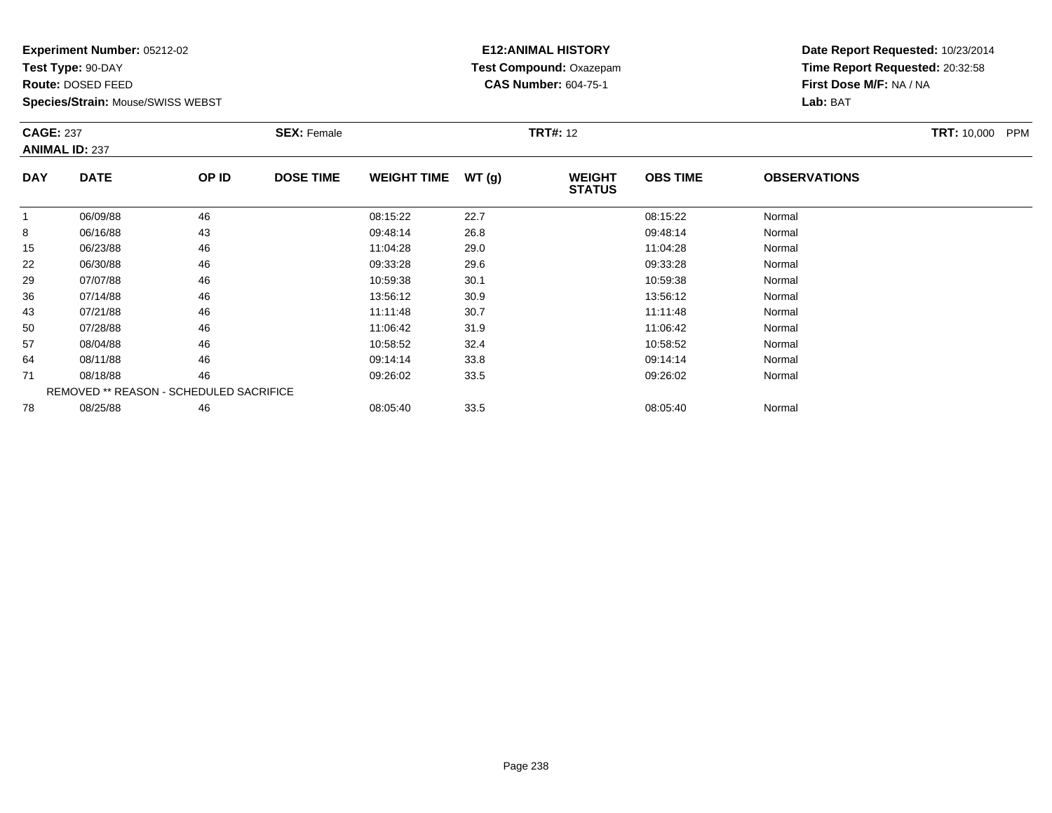**Experiment Number:** 05212-02
**Test Type:** 90-DAY
**Route:** DOSED FEED
**Species/Strain:** Mouse/SWISS WEBST

**E12:ANIMAL HISTORY**
**Test Compound:** Oxazepam
**CAS Number:** 604-75-1

**Date Report Requested:** 10/23/2014
**Time Report Requested:** 20:32:58
**First Dose M/F:** NA / NA
**Lab:** BAT

**CAGE:** 237
**ANIMAL ID:** 237
**SEX:** Female
**TRT#:** 12
**TRT:** 10,000 PPM

| DAY | DATE | OP ID | DOSE TIME | WEIGHT TIME | WT (g) | WEIGHT STATUS | OBS TIME | OBSERVATIONS |
|---|---|---|---|---|---|---|---|---|
| 1 | 06/09/88 | 46 | | 08:15:22 | 22.7 | | 08:15:22 | Normal |
| 8 | 06/16/88 | 43 | | 09:48:14 | 26.8 | | 09:48:14 | Normal |
| 15 | 06/23/88 | 46 | | 11:04:28 | 29.0 | | 11:04:28 | Normal |
| 22 | 06/30/88 | 46 | | 09:33:28 | 29.6 | | 09:33:28 | Normal |
| 29 | 07/07/88 | 46 | | 10:59:38 | 30.1 | | 10:59:38 | Normal |
| 36 | 07/14/88 | 46 | | 13:56:12 | 30.9 | | 13:56:12 | Normal |
| 43 | 07/21/88 | 46 | | 11:11:48 | 30.7 | | 11:11:48 | Normal |
| 50 | 07/28/88 | 46 | | 11:06:42 | 31.9 | | 11:06:42 | Normal |
| 57 | 08/04/88 | 46 | | 10:58:52 | 32.4 | | 10:58:52 | Normal |
| 64 | 08/11/88 | 46 | | 09:14:14 | 33.8 | | 09:14:14 | Normal |
| 71 | 08/18/88 | 46 | | 09:26:02 | 33.5 | | 09:26:02 | Normal |
| REMOVED ** REASON - SCHEDULED SACRIFICE | | | | | | | | |
| 78 | 08/25/88 | 46 | | 08:05:40 | 33.5 | | 08:05:40 | Normal |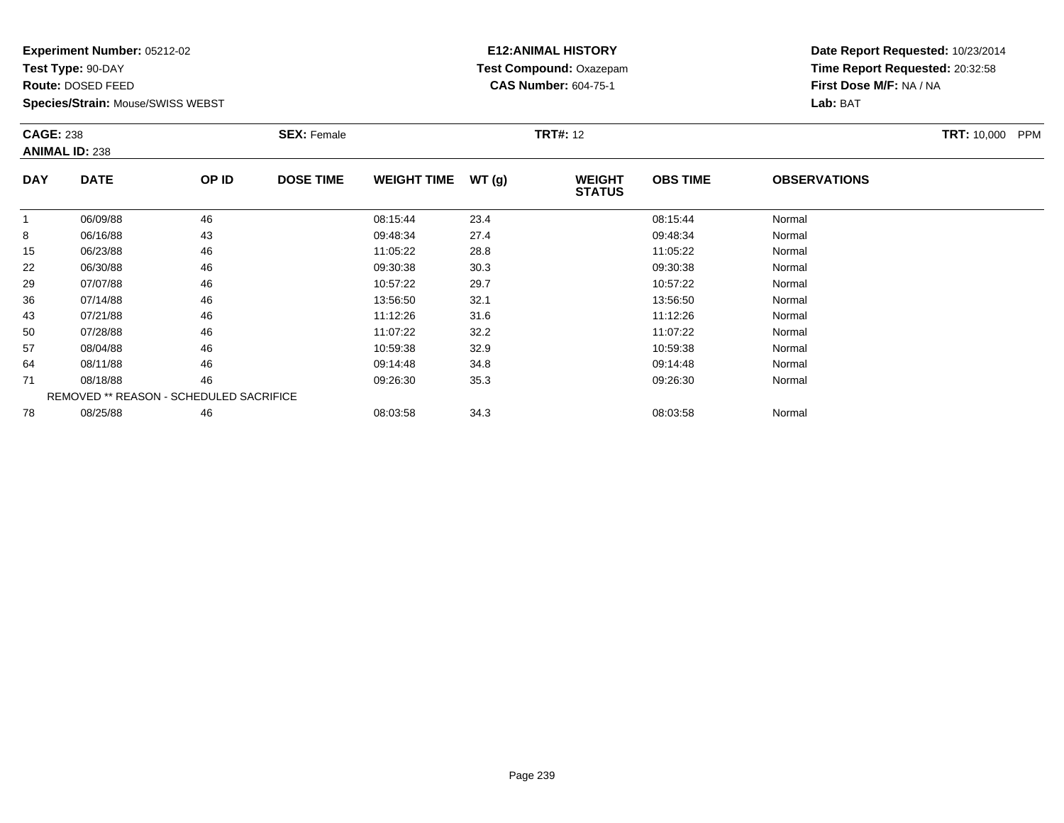**Experiment Number:** 05212-02
**Test Type:** 90-DAY
**Route:** DOSED FEED
**Species/Strain:** Mouse/SWISS WEBST

**E12:ANIMAL HISTORY**
**Test Compound:** Oxazepam
**CAS Number:** 604-75-1

**Date Report Requested:** 10/23/2014
**Time Report Requested:** 20:32:58
**First Dose M/F:** NA / NA
**Lab:** BAT

**CAGE:** 238 **SEX:** Female **TRT#:** 12 **TRT:** 10,000 PPM
**ANIMAL ID:** 238

| DAY | DATE | OP ID | DOSE TIME | WEIGHT TIME | WT (g) | WEIGHT STATUS | OBS TIME | OBSERVATIONS |
|---|---|---|---|---|---|---|---|---|
| 1 | 06/09/88 | 46 | | 08:15:44 | 23.4 | | 08:15:44 | Normal |
| 8 | 06/16/88 | 43 | | 09:48:34 | 27.4 | | 09:48:34 | Normal |
| 15 | 06/23/88 | 46 | | 11:05:22 | 28.8 | | 11:05:22 | Normal |
| 22 | 06/30/88 | 46 | | 09:30:38 | 30.3 | | 09:30:38 | Normal |
| 29 | 07/07/88 | 46 | | 10:57:22 | 29.7 | | 10:57:22 | Normal |
| 36 | 07/14/88 | 46 | | 13:56:50 | 32.1 | | 13:56:50 | Normal |
| 43 | 07/21/88 | 46 | | 11:12:26 | 31.6 | | 11:12:26 | Normal |
| 50 | 07/28/88 | 46 | | 11:07:22 | 32.2 | | 11:07:22 | Normal |
| 57 | 08/04/88 | 46 | | 10:59:38 | 32.9 | | 10:59:38 | Normal |
| 64 | 08/11/88 | 46 | | 09:14:48 | 34.8 | | 09:14:48 | Normal |
| 71 | 08/18/88 | 46 | | 09:26:30 | 35.3 | | 09:26:30 | Normal |
| | REMOVED ** REASON - SCHEDULED SACRIFICE | | | | | | | |
| 78 | 08/25/88 | 46 | | 08:03:58 | 34.3 | | 08:03:58 | Normal |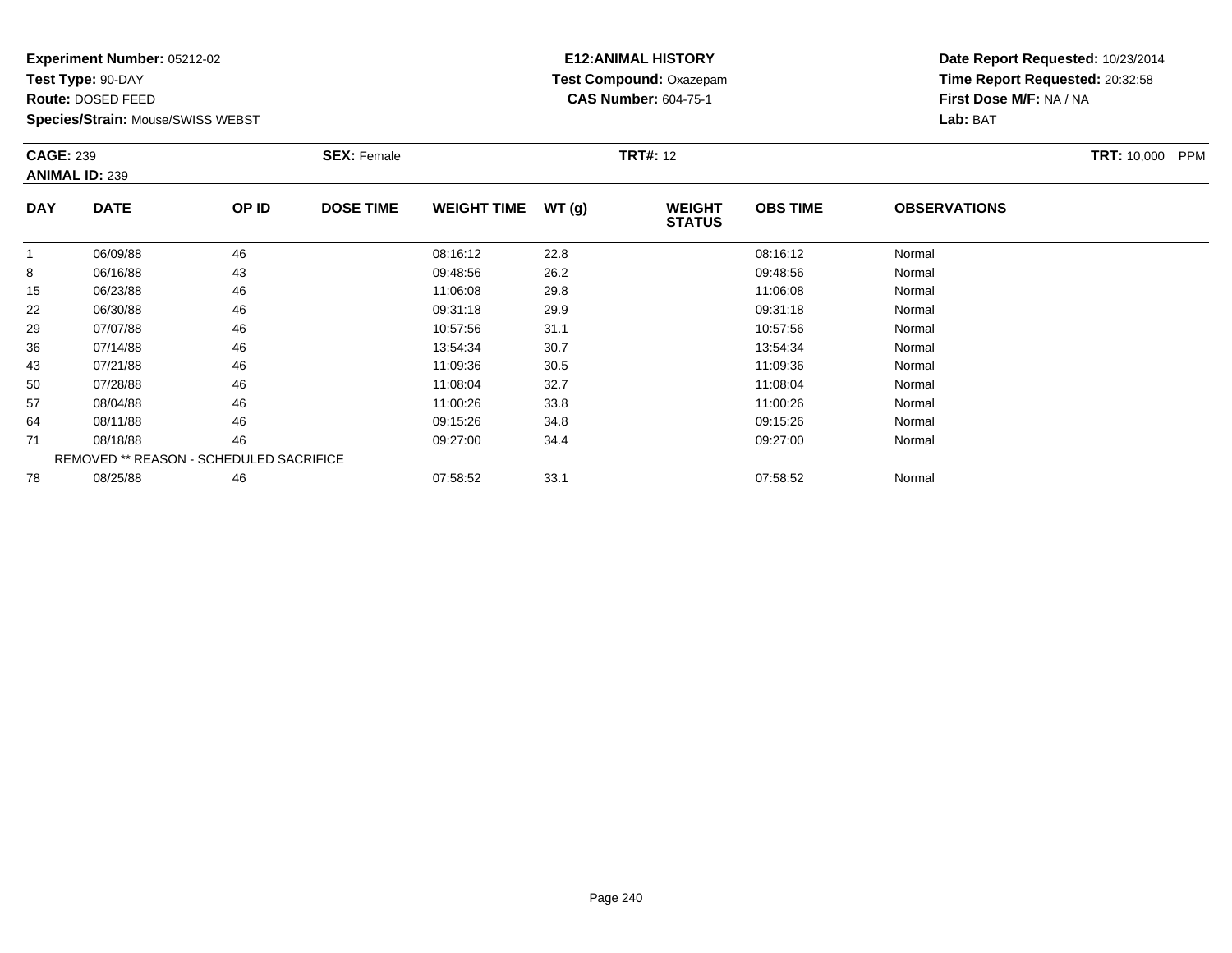**Experiment Number:** 05212-02
**Test Type:** 90-DAY
**Route:** DOSED FEED
**Species/Strain:** Mouse/SWISS WEBST

**E12:ANIMAL HISTORY**
**Test Compound:** Oxazepam
**CAS Number:** 604-75-1

**Date Report Requested:** 10/23/2014
**Time Report Requested:** 20:32:58
**First Dose M/F:** NA / NA
**Lab:** BAT

**CAGE:** 239 **SEX:** Female **TRT#:** 12 **TRT:** 10,000 PPM
**ANIMAL ID:** 239

| DAY | DATE | OP ID | DOSE TIME | WEIGHT TIME | WT (g) | WEIGHT STATUS | OBS TIME | OBSERVATIONS |
|---|---|---|---|---|---|---|---|---|
| 1 | 06/09/88 | 46 | | 08:16:12 | 22.8 | | 08:16:12 | Normal |
| 8 | 06/16/88 | 43 | | 09:48:56 | 26.2 | | 09:48:56 | Normal |
| 15 | 06/23/88 | 46 | | 11:06:08 | 29.8 | | 11:06:08 | Normal |
| 22 | 06/30/88 | 46 | | 09:31:18 | 29.9 | | 09:31:18 | Normal |
| 29 | 07/07/88 | 46 | | 10:57:56 | 31.1 | | 10:57:56 | Normal |
| 36 | 07/14/88 | 46 | | 13:54:34 | 30.7 | | 13:54:34 | Normal |
| 43 | 07/21/88 | 46 | | 11:09:36 | 30.5 | | 11:09:36 | Normal |
| 50 | 07/28/88 | 46 | | 11:08:04 | 32.7 | | 11:08:04 | Normal |
| 57 | 08/04/88 | 46 | | 11:00:26 | 33.8 | | 11:00:26 | Normal |
| 64 | 08/11/88 | 46 | | 09:15:26 | 34.8 | | 09:15:26 | Normal |
| 71 | 08/18/88 | 46 | | 09:27:00 | 34.4 | | 09:27:00 | Normal |
| REMOVED ** REASON - SCHEDULED SACRIFICE | | | | | | | | |
| 78 | 08/25/88 | 46 | | 07:58:52 | 33.1 | | 07:58:52 | Normal |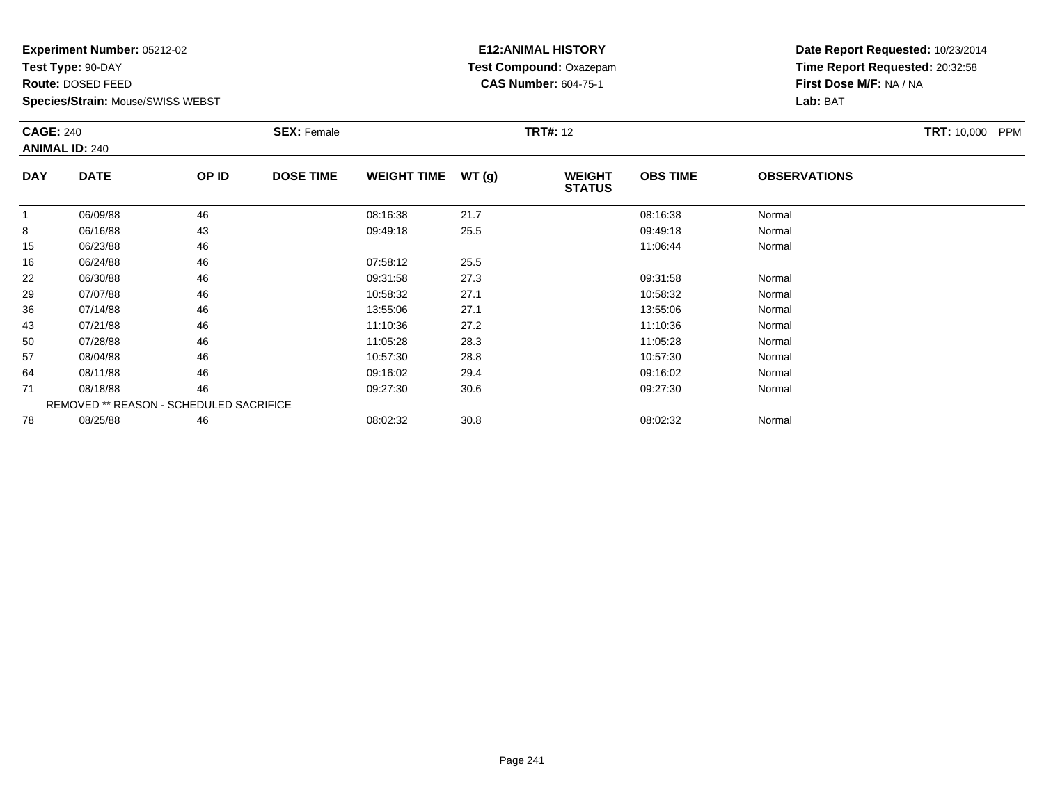**Experiment Number:** 05212-02
**Test Type:** 90-DAY
**Route:** DOSED FEED
**Species/Strain:** Mouse/SWISS WEBST

**E12:ANIMAL HISTORY**
**Test Compound:** Oxazepam
**CAS Number:** 604-75-1

**Date Report Requested:** 10/23/2014
**Time Report Requested:** 20:32:58
**First Dose M/F:** NA / NA
**Lab:** BAT

**CAGE:** 240
**ANIMAL ID:** 240
**SEX:** Female
**TRT#:** 12
**TRT:** 10,000 PPM

| DAY | DATE | OP ID | DOSE TIME | WEIGHT TIME | WT (g) | WEIGHT STATUS | OBS TIME | OBSERVATIONS |
|---|---|---|---|---|---|---|---|---|
| 1 | 06/09/88 | 46 | | 08:16:38 | 21.7 | | 08:16:38 | Normal |
| 8 | 06/16/88 | 43 | | 09:49:18 | 25.5 | | 09:49:18 | Normal |
| 15 | 06/23/88 | 46 | | | | | 11:06:44 | Normal |
| 16 | 06/24/88 | 46 | | 07:58:12 | 25.5 | | | |
| 22 | 06/30/88 | 46 | | 09:31:58 | 27.3 | | 09:31:58 | Normal |
| 29 | 07/07/88 | 46 | | 10:58:32 | 27.1 | | 10:58:32 | Normal |
| 36 | 07/14/88 | 46 | | 13:55:06 | 27.1 | | 13:55:06 | Normal |
| 43 | 07/21/88 | 46 | | 11:10:36 | 27.2 | | 11:10:36 | Normal |
| 50 | 07/28/88 | 46 | | 11:05:28 | 28.3 | | 11:05:28 | Normal |
| 57 | 08/04/88 | 46 | | 10:57:30 | 28.8 | | 10:57:30 | Normal |
| 64 | 08/11/88 | 46 | | 09:16:02 | 29.4 | | 09:16:02 | Normal |
| 71 | 08/18/88 | 46 | | 09:27:30 | 30.6 | | 09:27:30 | Normal |
| | REMOVED ** REASON - SCHEDULED SACRIFICE | | | | | | | |
| 78 | 08/25/88 | 46 | | 08:02:32 | 30.8 | | 08:02:32 | Normal |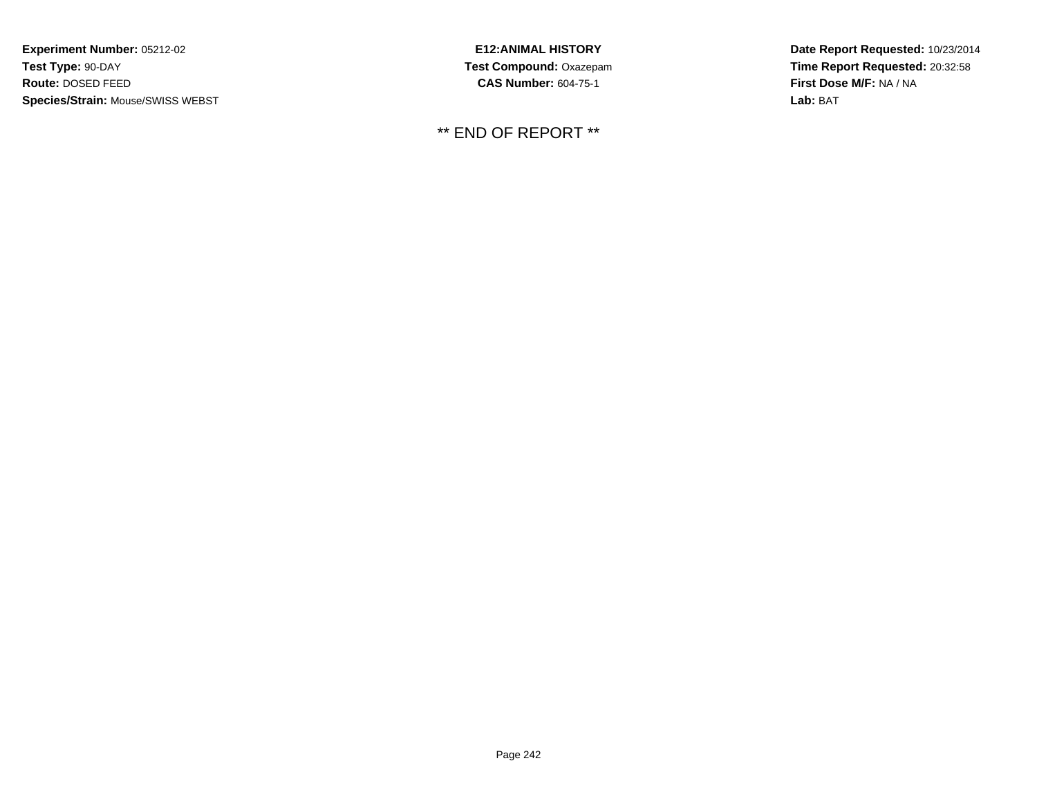**Experiment Number:** 05212-02
**Test Type:** 90-DAY
**Route:** DOSED FEED
**Species/Strain:** Mouse/SWISS WEBST

**E12:ANIMAL HISTORY**
**Test Compound:** Oxazepam
**CAS Number:** 604-75-1

**Date Report Requested:** 10/23/2014
**Time Report Requested:** 20:32:58
**First Dose M/F:** NA / NA
**Lab:** BAT

** END OF REPORT **